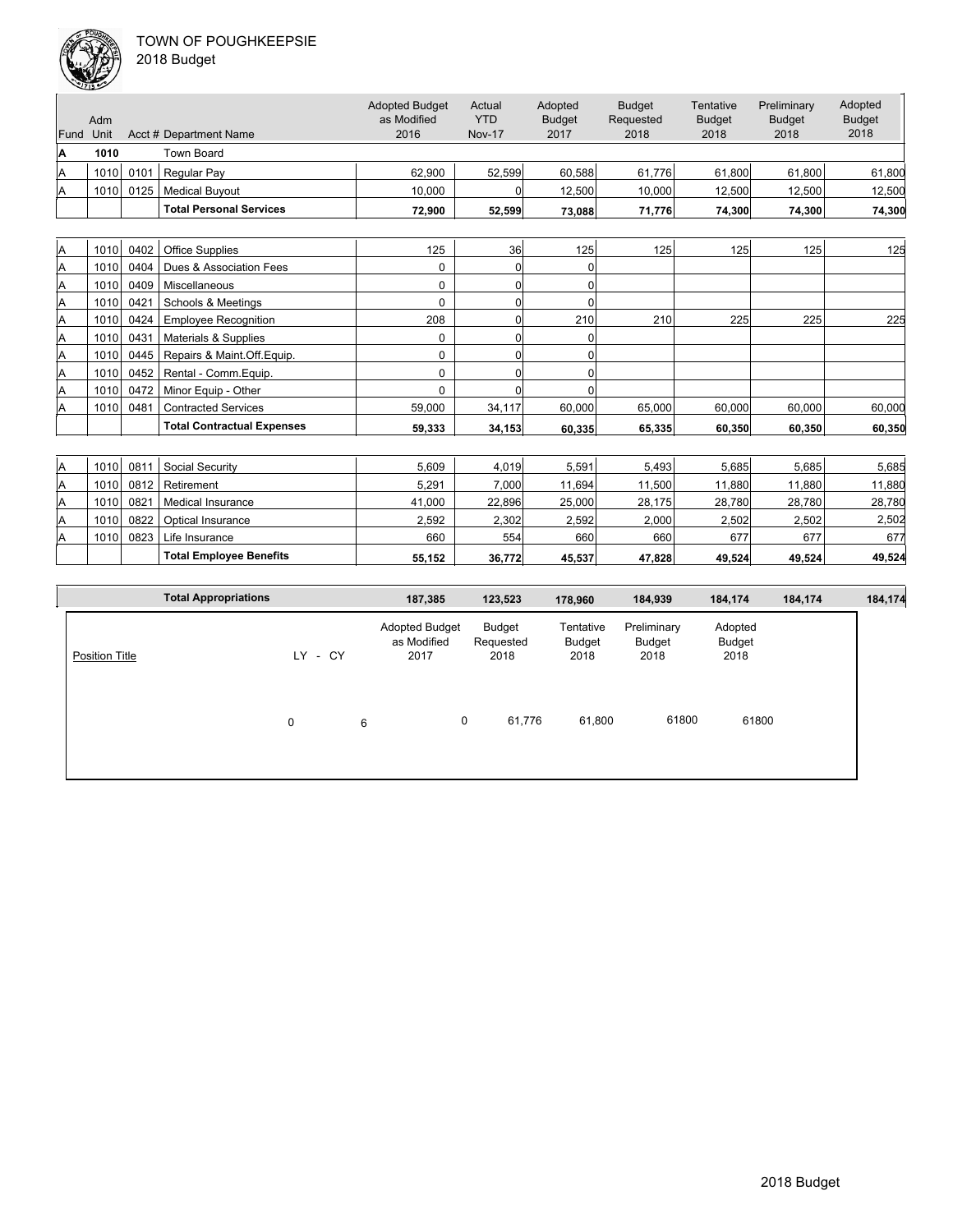TOWN OF POUGHKEEPSIE
2018 Budget

| Fund | Adm Unit | Acct # | Department Name | Adopted Budget as Modified 2016 | Actual YTD Nov-17 | Adopted Budget 2017 | Budget Requested 2018 | Tentative Budget 2018 | Preliminary Budget 2018 | Adopted Budget 2018 |
|---|---|---|---|---|---|---|---|---|---|---|
| **A** | **1010** | | Town Board | | | | | | | |
| A | 1010 | 0101 | Regular Pay | 62,900 | 52,599 | 60,588 | 61,776 | 61,800 | 61,800 | 61,800 |
| A | 1010 | 0125 | Medical Buyout | 10,000 | 0 | 12,500 | 10,000 | 12,500 | 12,500 | 12,500 |
| | | | **Total Personal Services** | **72,900** | **52,599** | **73,088** | **71,776** | **74,300** | **74,300** | **74,300** |
| A | 1010 | 0402 | Office Supplies | 125 | 36 | 125 | 125 | 125 | 125 | 125 |
| A | 1010 | 0404 | Dues & Association Fees | 0 | 0 | 0 | | | | |
| A | 1010 | 0409 | Miscellaneous | 0 | 0 | 0 | | | | |
| A | 1010 | 0421 | Schools & Meetings | 0 | 0 | 0 | | | | |
| A | 1010 | 0424 | Employee Recognition | 208 | 0 | 210 | 210 | 225 | 225 | 225 |
| A | 1010 | 0431 | Materials & Supplies | 0 | 0 | 0 | | | | |
| A | 1010 | 0445 | Repairs & Maint.Off.Equip. | 0 | 0 | 0 | | | | |
| A | 1010 | 0452 | Rental - Comm.Equip. | 0 | 0 | 0 | | | | |
| A | 1010 | 0472 | Minor Equip - Other | 0 | 0 | 0 | | | | |
| A | 1010 | 0481 | Contracted Services | 59,000 | 34,117 | 60,000 | 65,000 | 60,000 | 60,000 | 60,000 |
| | | | **Total Contractual Expenses** | **59,333** | **34,153** | **60,335** | **65,335** | **60,350** | **60,350** | **60,350** |
| A | 1010 | 0811 | Social Security | 5,609 | 4,019 | 5,591 | 5,493 | 5,685 | 5,685 | 5,685 |
| A | 1010 | 0812 | Retirement | 5,291 | 7,000 | 11,694 | 11,500 | 11,880 | 11,880 | 11,880 |
| A | 1010 | 0821 | Medical Insurance | 41,000 | 22,896 | 25,000 | 28,175 | 28,780 | 28,780 | 28,780 |
| A | 1010 | 0822 | Optical Insurance | 2,592 | 2,302 | 2,592 | 2,000 | 2,502 | 2,502 | 2,502 |
| A | 1010 | 0823 | Life Insurance | 660 | 554 | 660 | 660 | 677 | 677 | 677 |
| | | | **Total Employee Benefits** | **55,152** | **36,772** | **45,537** | **47,828** | **49,524** | **49,524** | **49,524** |
| | | | **Total Appropriations** | **187,385** | **123,523** | **178,960** | **184,939** | **184,174** | **184,174** | **184,174** |

| Position Title | LY | CY | Adopted Budget as Modified 2017 | Budget Requested 2018 | Tentative Budget 2018 | Preliminary Budget 2018 | Adopted Budget 2018 |
|---|---|---|---|---|---|---|---|
| | 0 | 6 | 0 | 61,776 | 61,800 | 61800 | 61800 |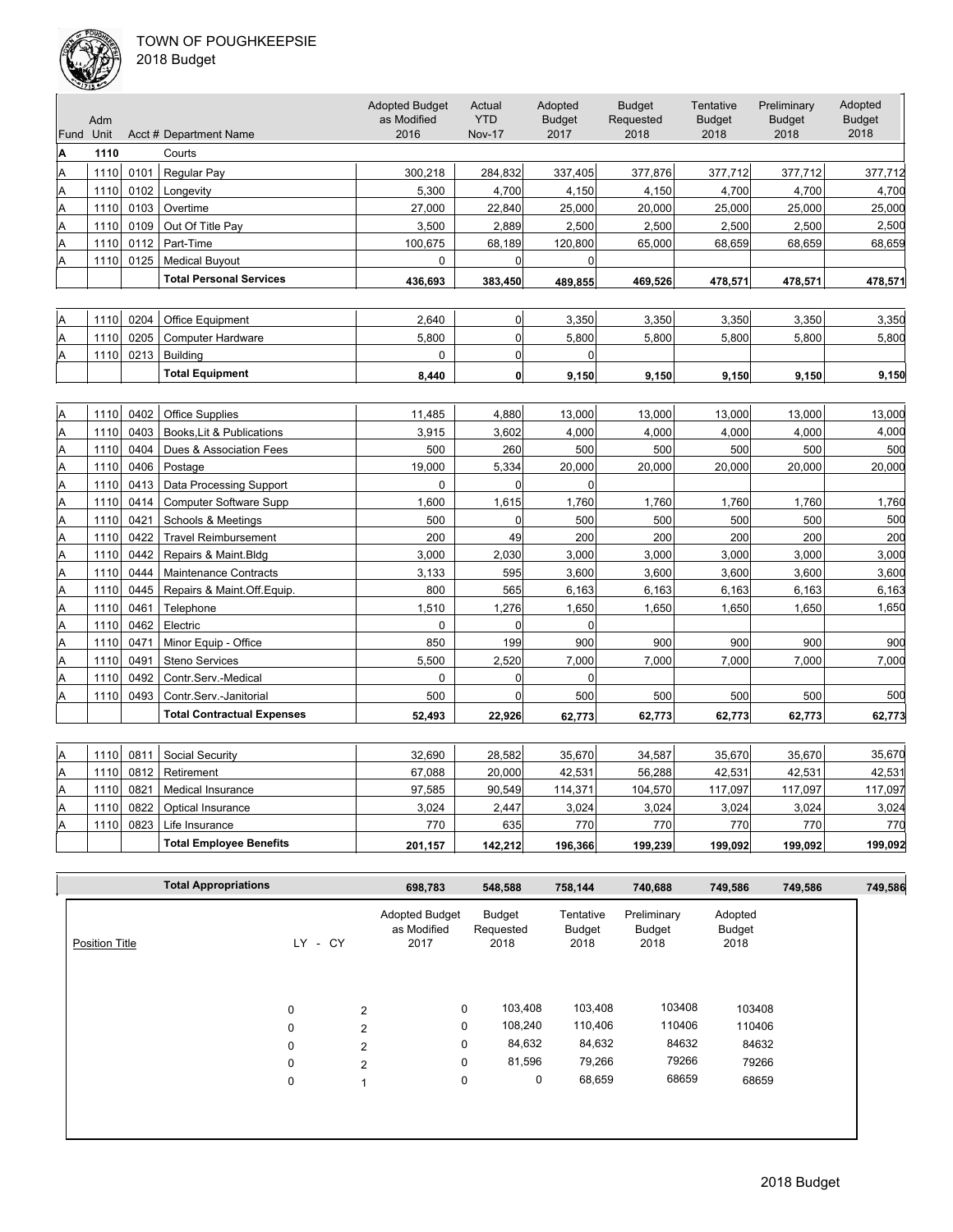TOWN OF POUGHKEEPSIE
2018 Budget

| Fund | Adm Unit | Acct # | Department Name | Adopted Budget as Modified 2016 | Actual YTD Nov-17 | Adopted Budget 2017 | Budget Requested 2018 | Tentative Budget 2018 | Preliminary Budget 2018 | Adopted Budget 2018 |
|---|---|---|---|---|---|---|---|---|---|---|
| **A** | **1110** | | Courts | | | | | | | |
| A | 1110 | 0101 | Regular Pay | 300,218 | 284,832 | 337,405 | 377,876 | 377,712 | 377,712 | 377,712 |
| A | 1110 | 0102 | Longevity | 5,300 | 4,700 | 4,150 | 4,150 | 4,700 | 4,700 | 4,700 |
| A | 1110 | 0103 | Overtime | 27,000 | 22,840 | 25,000 | 20,000 | 25,000 | 25,000 | 25,000 |
| A | 1110 | 0109 | Out Of Title Pay | 3,500 | 2,889 | 2,500 | 2,500 | 2,500 | 2,500 | 2,500 |
| A | 1110 | 0112 | Part-Time | 100,675 | 68,189 | 120,800 | 65,000 | 68,659 | 68,659 | 68,659 |
| A | 1110 | 0125 | Medical Buyout | 0 | 0 | 0 | | | | |
| | | | **Total Personal Services** | **436,693** | **383,450** | **489,855** | **469,526** | **478,571** | **478,571** | **478,571** |
| A | 1110 | 0204 | Office Equipment | 2,640 | 0 | 3,350 | 3,350 | 3,350 | 3,350 | 3,350 |
| A | 1110 | 0205 | Computer Hardware | 5,800 | 0 | 5,800 | 5,800 | 5,800 | 5,800 | 5,800 |
| A | 1110 | 0213 | Building | 0 | 0 | 0 | | | | |
| | | | **Total Equipment** | **8,440** | **0** | **9,150** | **9,150** | **9,150** | **9,150** | **9,150** |
| A | 1110 | 0402 | Office Supplies | 11,485 | 4,880 | 13,000 | 13,000 | 13,000 | 13,000 | 13,000 |
| A | 1110 | 0403 | Books,Lit & Publications | 3,915 | 3,602 | 4,000 | 4,000 | 4,000 | 4,000 | 4,000 |
| A | 1110 | 0404 | Dues & Association Fees | 500 | 260 | 500 | 500 | 500 | 500 | 500 |
| A | 1110 | 0406 | Postage | 19,000 | 5,334 | 20,000 | 20,000 | 20,000 | 20,000 | 20,000 |
| A | 1110 | 0413 | Data Processing Support | 0 | 0 | 0 | | | | |
| A | 1110 | 0414 | Computer Software Supp | 1,600 | 1,615 | 1,760 | 1,760 | 1,760 | 1,760 | 1,760 |
| A | 1110 | 0421 | Schools & Meetings | 500 | 0 | 500 | 500 | 500 | 500 | 500 |
| A | 1110 | 0422 | Travel Reimbursement | 200 | 49 | 200 | 200 | 200 | 200 | 200 |
| A | 1110 | 0442 | Repairs & Maint.Bldg | 3,000 | 2,030 | 3,000 | 3,000 | 3,000 | 3,000 | 3,000 |
| A | 1110 | 0444 | Maintenance Contracts | 3,133 | 595 | 3,600 | 3,600 | 3,600 | 3,600 | 3,600 |
| A | 1110 | 0445 | Repairs & Maint.Off.Equip. | 800 | 565 | 6,163 | 6,163 | 6,163 | 6,163 | 6,163 |
| A | 1110 | 0461 | Telephone | 1,510 | 1,276 | 1,650 | 1,650 | 1,650 | 1,650 | 1,650 |
| A | 1110 | 0462 | Electric | 0 | 0 | 0 | | | | |
| A | 1110 | 0471 | Minor Equip - Office | 850 | 199 | 900 | 900 | 900 | 900 | 900 |
| A | 1110 | 0491 | Steno Services | 5,500 | 2,520 | 7,000 | 7,000 | 7,000 | 7,000 | 7,000 |
| A | 1110 | 0492 | Contr.Serv.-Medical | 0 | 0 | 0 | | | | |
| A | 1110 | 0493 | Contr.Serv.-Janitorial | 500 | 0 | 500 | 500 | 500 | 500 | 500 |
| | | | **Total Contractual Expenses** | **52,493** | **22,926** | **62,773** | **62,773** | **62,773** | **62,773** | **62,773** |
| A | 1110 | 0811 | Social Security | 32,690 | 28,582 | 35,670 | 34,587 | 35,670 | 35,670 | 35,670 |
| A | 1110 | 0812 | Retirement | 67,088 | 20,000 | 42,531 | 56,288 | 42,531 | 42,531 | 42,531 |
| A | 1110 | 0821 | Medical Insurance | 97,585 | 90,549 | 114,371 | 104,570 | 117,097 | 117,097 | 117,097 |
| A | 1110 | 0822 | Optical Insurance | 3,024 | 2,447 | 3,024 | 3,024 | 3,024 | 3,024 | 3,024 |
| A | 1110 | 0823 | Life Insurance | 770 | 635 | 770 | 770 | 770 | 770 | 770 |
| | | | **Total Employee Benefits** | **201,157** | **142,212** | **196,366** | **199,239** | **199,092** | **199,092** | **199,092** |
| | | | **Total Appropriations** | **698,783** | **548,588** | **758,144** | **740,688** | **749,586** | **749,586** | **749,586** |

| Position Title | LY | CY | Adopted Budget as Modified 2017 | Budget Requested 2018 | Tentative Budget 2018 | Preliminary Budget 2018 | Adopted Budget 2018 |
|---|---|---|---|---|---|---|---|
| | 0 | 2 | 0 | 103,408 | 103,408 | 103408 | 103408 |
| | 0 | 2 | 0 | 108,240 | 110,406 | 110406 | 110406 |
| | 0 | 2 | 0 | 84,632 | 84,632 | 84632 | 84632 |
| | 0 | 2 | 0 | 81,596 | 79,266 | 79266 | 79266 |
| | 0 | 1 | 0 | 0 | 68,659 | 68659 | 68659 |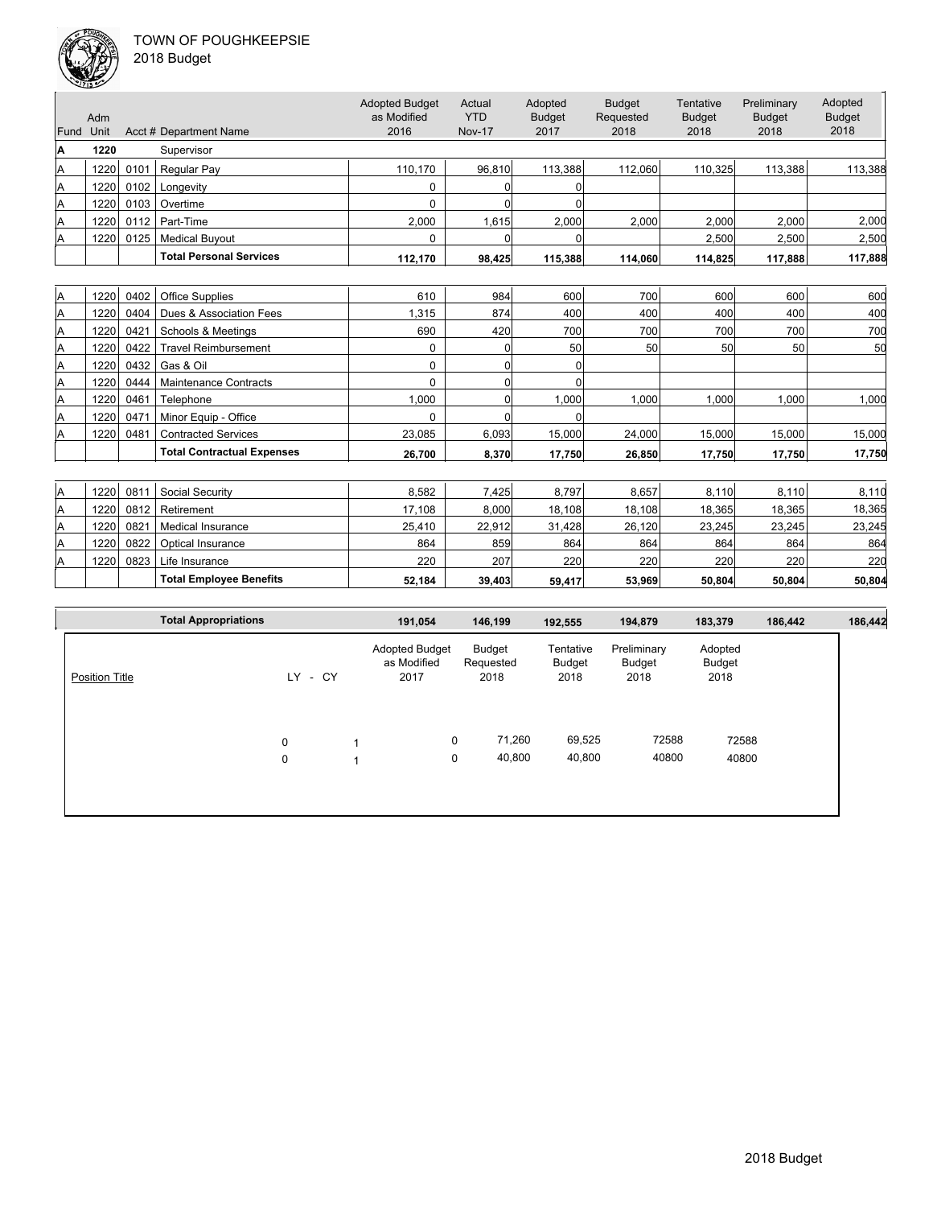TOWN OF POUGHKEEPSIE
2018 Budget

| Fund | Adm Unit | Acct # | Department Name | Adopted Budget as Modified 2016 | Actual YTD Nov-17 | Adopted Budget 2017 | Budget Requested 2018 | Tentative Budget 2018 | Preliminary Budget 2018 | Adopted Budget 2018 |
|---|---|---|---|---|---|---|---|---|---|---|
| **A** | **1220** | | Supervisor | | | | | | | |
| A | 1220 | 0101 | Regular Pay | 110,170 | 96,810 | 113,388 | 112,060 | 110,325 | 113,388 | 113,388 |
| A | 1220 | 0102 | Longevity | 0 | 0 | 0 | | | | |
| A | 1220 | 0103 | Overtime | 0 | 0 | 0 | | | | |
| A | 1220 | 0112 | Part-Time | 2,000 | 1,615 | 2,000 | 2,000 | 2,000 | 2,000 | 2,000 |
| A | 1220 | 0125 | Medical Buyout | 0 | 0 | 0 | | 2,500 | 2,500 | 2,500 |
| | | | **Total Personal Services** | **112,170** | **98,425** | **115,388** | **114,060** | **114,825** | **117,888** | **117,888** |
| A | 1220 | 0402 | Office Supplies | 610 | 984 | 600 | 700 | 600 | 600 | 600 |
| A | 1220 | 0404 | Dues & Association Fees | 1,315 | 874 | 400 | 400 | 400 | 400 | 400 |
| A | 1220 | 0421 | Schools & Meetings | 690 | 420 | 700 | 700 | 700 | 700 | 700 |
| A | 1220 | 0422 | Travel Reimbursement | 0 | 0 | 50 | 50 | 50 | 50 | 50 |
| A | 1220 | 0432 | Gas & Oil | 0 | 0 | 0 | | | | |
| A | 1220 | 0444 | Maintenance Contracts | 0 | 0 | 0 | | | | |
| A | 1220 | 0461 | Telephone | 1,000 | 0 | 1,000 | 1,000 | 1,000 | 1,000 | 1,000 |
| A | 1220 | 0471 | Minor Equip - Office | 0 | 0 | 0 | | | | |
| A | 1220 | 0481 | Contracted Services | 23,085 | 6,093 | 15,000 | 24,000 | 15,000 | 15,000 | 15,000 |
| | | | **Total Contractual Expenses** | **26,700** | **8,370** | **17,750** | **26,850** | **17,750** | **17,750** | **17,750** |
| A | 1220 | 0811 | Social Security | 8,582 | 7,425 | 8,797 | 8,657 | 8,110 | 8,110 | 8,110 |
| A | 1220 | 0812 | Retirement | 17,108 | 8,000 | 18,108 | 18,108 | 18,365 | 18,365 | 18,365 |
| A | 1220 | 0821 | Medical Insurance | 25,410 | 22,912 | 31,428 | 26,120 | 23,245 | 23,245 | 23,245 |
| A | 1220 | 0822 | Optical Insurance | 864 | 859 | 864 | 864 | 864 | 864 | 864 |
| A | 1220 | 0823 | Life Insurance | 220 | 207 | 220 | 220 | 220 | 220 | 220 |
| | | | **Total Employee Benefits** | **52,184** | **39,403** | **59,417** | **53,969** | **50,804** | **50,804** | **50,804** |
| | | | **Total Appropriations** | **191,054** | **146,199** | **192,555** | **194,879** | **183,379** | **186,442** | **186,442** |

| Position Title | LY | CY | Adopted Budget as Modified 2017 | Budget Requested 2018 | Tentative Budget 2018 | Preliminary Budget 2018 | Adopted Budget 2018 |
|---|---|---|---|---|---|---|---|
| | 0 | 1 | 0 | 71,260 | 69,525 | 72588 | 72588 |
| | 0 | 1 | 0 | 40,800 | 40,800 | 40800 | 40800 |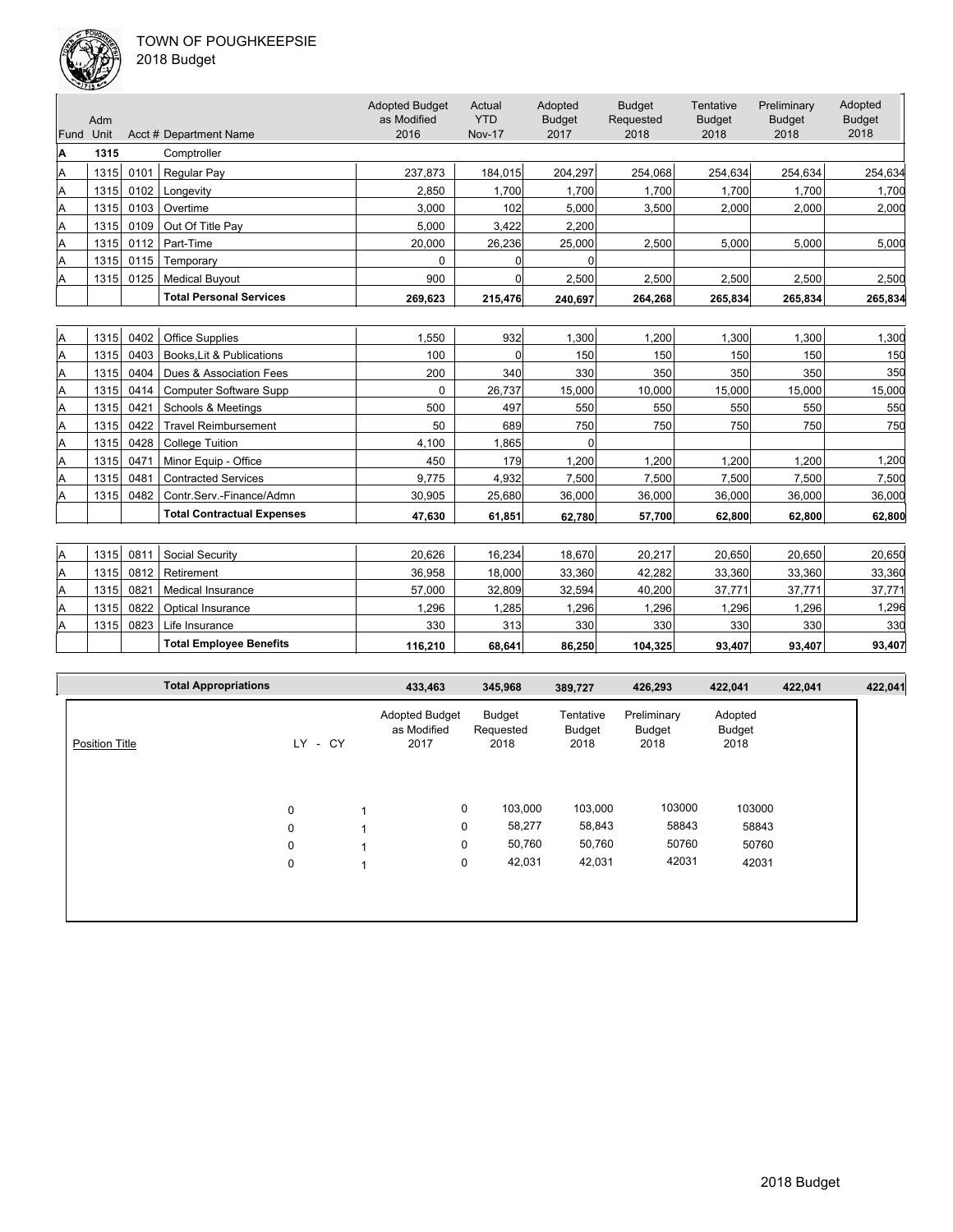TOWN OF POUGHKEEPSIE
2018 Budget

| Fund | Adm Unit | Acct # | Department Name | Adopted Budget as Modified 2016 | Actual YTD Nov-17 | Adopted Budget 2017 | Budget Requested 2018 | Tentative Budget 2018 | Preliminary Budget 2018 | Adopted Budget 2018 |
|---|---|---|---|---|---|---|---|---|---|---|
| **A** | **1315** | | Comptroller | | | | | | | |
| A | 1315 | 0101 | Regular Pay | 237,873 | 184,015 | 204,297 | 254,068 | 254,634 | 254,634 | 254,634 |
| A | 1315 | 0102 | Longevity | 2,850 | 1,700 | 1,700 | 1,700 | 1,700 | 1,700 | 1,700 |
| A | 1315 | 0103 | Overtime | 3,000 | 102 | 5,000 | 3,500 | 2,000 | 2,000 | 2,000 |
| A | 1315 | 0109 | Out Of Title Pay | 5,000 | 3,422 | 2,200 | | | | |
| A | 1315 | 0112 | Part-Time | 20,000 | 26,236 | 25,000 | 2,500 | 5,000 | 5,000 | 5,000 |
| A | 1315 | 0115 | Temporary | 0 | 0 | 0 | | | | |
| A | 1315 | 0125 | Medical Buyout | 900 | 0 | 2,500 | 2,500 | 2,500 | 2,500 | 2,500 |
| | | | **Total Personal Services** | **269,623** | **215,476** | **240,697** | **264,268** | **265,834** | **265,834** | **265,834** |
| | | | | | | | | | | |
| A | 1315 | 0402 | Office Supplies | 1,550 | 932 | 1,300 | 1,200 | 1,300 | 1,300 | 1,300 |
| A | 1315 | 0403 | Books,Lit & Publications | 100 | 0 | 150 | 150 | 150 | 150 | 150 |
| A | 1315 | 0404 | Dues & Association Fees | 200 | 340 | 330 | 350 | 350 | 350 | 350 |
| A | 1315 | 0414 | Computer Software Supp | 0 | 26,737 | 15,000 | 10,000 | 15,000 | 15,000 | 15,000 |
| A | 1315 | 0421 | Schools & Meetings | 500 | 497 | 550 | 550 | 550 | 550 | 550 |
| A | 1315 | 0422 | Travel Reimbursement | 50 | 689 | 750 | 750 | 750 | 750 | 750 |
| A | 1315 | 0428 | College Tuition | 4,100 | 1,865 | 0 | | | | |
| A | 1315 | 0471 | Minor Equip - Office | 450 | 179 | 1,200 | 1,200 | 1,200 | 1,200 | 1,200 |
| A | 1315 | 0481 | Contracted Services | 9,775 | 4,932 | 7,500 | 7,500 | 7,500 | 7,500 | 7,500 |
| A | 1315 | 0482 | Contr.Serv.-Finance/Admn | 30,905 | 25,680 | 36,000 | 36,000 | 36,000 | 36,000 | 36,000 |
| | | | **Total Contractual Expenses** | **47,630** | **61,851** | **62,780** | **57,700** | **62,800** | **62,800** | **62,800** |
| | | | | | | | | | | |
| A | 1315 | 0811 | Social Security | 20,626 | 16,234 | 18,670 | 20,217 | 20,650 | 20,650 | 20,650 |
| A | 1315 | 0812 | Retirement | 36,958 | 18,000 | 33,360 | 42,282 | 33,360 | 33,360 | 33,360 |
| A | 1315 | 0821 | Medical Insurance | 57,000 | 32,809 | 32,594 | 40,200 | 37,771 | 37,771 | 37,771 |
| A | 1315 | 0822 | Optical Insurance | 1,296 | 1,285 | 1,296 | 1,296 | 1,296 | 1,296 | 1,296 |
| A | 1315 | 0823 | Life Insurance | 330 | 313 | 330 | 330 | 330 | 330 | 330 |
| | | | **Total Employee Benefits** | **116,210** | **68,641** | **86,250** | **104,325** | **93,407** | **93,407** | **93,407** |
| | | | | | | | | | | |
| | | | **Total Appropriations** | **433,463** | **345,968** | **389,727** | **426,293** | **422,041** | **422,041** | **422,041** |

| Position Title | LY | CY | Adopted Budget as Modified 2017 | Budget Requested 2018 | Tentative Budget 2018 | Preliminary Budget 2018 | Adopted Budget 2018 |
|---|---|---|---|---|---|---|---|
| | 0 | 1 | 0 | 103,000 | 103,000 | 103000 | 103000 |
| | 0 | 1 | 0 | 58,277 | 58,843 | 58843 | 58843 |
| | 0 | 1 | 0 | 50,760 | 50,760 | 50760 | 50760 |
| | 0 | 1 | 0 | 42,031 | 42,031 | 42031 | 42031 |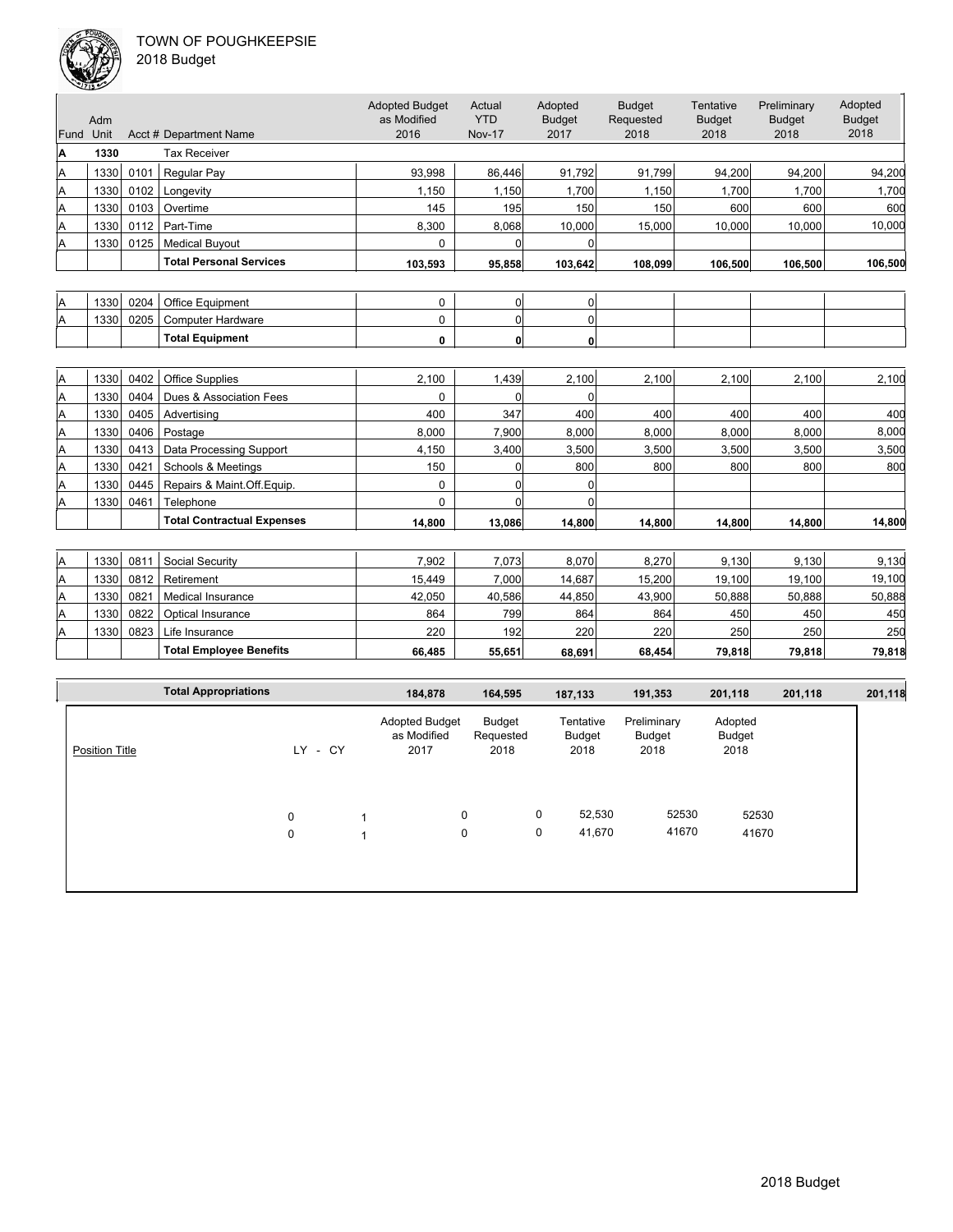TOWN OF POUGHKEEPSIE
2018 Budget

| Fund | Adm Unit | Acct # | Department Name | Adopted Budget as Modified 2016 | Actual YTD Nov-17 | Adopted Budget 2017 | Budget Requested 2018 | Tentative Budget 2018 | Preliminary Budget 2018 | Adopted Budget 2018 |
|---|---|---|---|---|---|---|---|---|---|---|
| **A** | **1330** | | Tax Receiver | | | | | | | |
| A | 1330 | 0101 | Regular Pay | 93,998 | 86,446 | 91,792 | 91,799 | 94,200 | 94,200 | 94,200 |
| A | 1330 | 0102 | Longevity | 1,150 | 1,150 | 1,700 | 1,150 | 1,700 | 1,700 | 1,700 |
| A | 1330 | 0103 | Overtime | 145 | 195 | 150 | 150 | 600 | 600 | 600 |
| A | 1330 | 0112 | Part-Time | 8,300 | 8,068 | 10,000 | 15,000 | 10,000 | 10,000 | 10,000 |
| A | 1330 | 0125 | Medical Buyout | 0 | 0 | 0 | | | | |
| | | | **Total Personal Services** | **103,593** | **95,858** | **103,642** | **108,099** | **106,500** | **106,500** | **106,500** |
| A | 1330 | 0204 | Office Equipment | 0 | 0 | 0 | | | | |
| A | 1330 | 0205 | Computer Hardware | 0 | 0 | 0 | | | | |
| | | | **Total Equipment** | **0** | **0** | **0** | | | | |
| A | 1330 | 0402 | Office Supplies | 2,100 | 1,439 | 2,100 | 2,100 | 2,100 | 2,100 | 2,100 |
| A | 1330 | 0404 | Dues & Association Fees | 0 | 0 | 0 | | | | |
| A | 1330 | 0405 | Advertising | 400 | 347 | 400 | 400 | 400 | 400 | 400 |
| A | 1330 | 0406 | Postage | 8,000 | 7,900 | 8,000 | 8,000 | 8,000 | 8,000 | 8,000 |
| A | 1330 | 0413 | Data Processing Support | 4,150 | 3,400 | 3,500 | 3,500 | 3,500 | 3,500 | 3,500 |
| A | 1330 | 0421 | Schools & Meetings | 150 | 0 | 800 | 800 | 800 | 800 | 800 |
| A | 1330 | 0445 | Repairs & Maint.Off.Equip. | 0 | 0 | 0 | | | | |
| A | 1330 | 0461 | Telephone | 0 | 0 | 0 | | | | |
| | | | **Total Contractual Expenses** | **14,800** | **13,086** | **14,800** | **14,800** | **14,800** | **14,800** | **14,800** |
| A | 1330 | 0811 | Social Security | 7,902 | 7,073 | 8,070 | 8,270 | 9,130 | 9,130 | 9,130 |
| A | 1330 | 0812 | Retirement | 15,449 | 7,000 | 14,687 | 15,200 | 19,100 | 19,100 | 19,100 |
| A | 1330 | 0821 | Medical Insurance | 42,050 | 40,586 | 44,850 | 43,900 | 50,888 | 50,888 | 50,888 |
| A | 1330 | 0822 | Optical Insurance | 864 | 799 | 864 | 864 | 450 | 450 | 450 |
| A | 1330 | 0823 | Life Insurance | 220 | 192 | 220 | 220 | 250 | 250 | 250 |
| | | | **Total Employee Benefits** | **66,485** | **55,651** | **68,691** | **68,454** | **79,818** | **79,818** | **79,818** |
| | | | **Total Appropriations** | **184,878** | **164,595** | **187,133** | **191,353** | **201,118** | **201,118** | **201,118** |

| Position Title | LY | CY | Adopted Budget as Modified 2017 | Budget Requested 2018 | Tentative Budget 2018 | Preliminary Budget 2018 | Adopted Budget 2018 |
|---|---|---|---|---|---|---|---|
| | 0 | 1 | 0 | 0 | 52,530 | 52530 | 52530 |
| | 0 | 1 | 0 | 0 | 41,670 | 41670 | 41670 |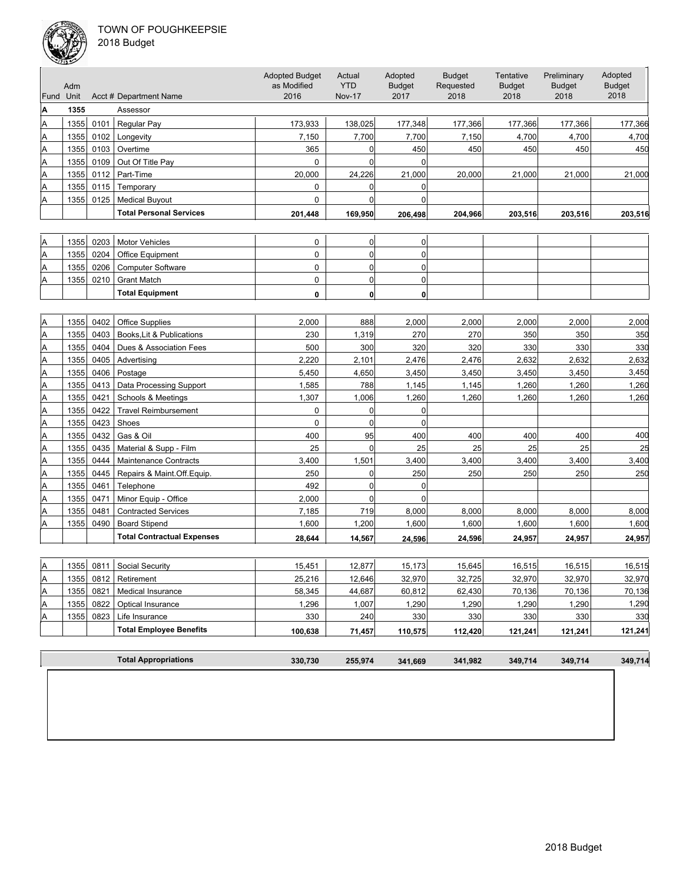# TOWN OF POUGHKEEPSIE
## 2018 Budget

| Fund | Adm Unit | Acct # | Department Name | Adopted Budget as Modified 2016 | Actual YTD Nov-17 | Adopted Budget 2017 | Budget Requested 2018 | Tentative Budget 2018 | Preliminary Budget 2018 | Adopted Budget 2018 |
|---|---|---|---|---|---|---|---|---|---|---|
| **A** | **1355** | | Assessor | | | | | | | |
| A | 1355 | 0101 | Regular Pay | 173,933 | 138,025 | 177,348 | 177,366 | 177,366 | 177,366 | 177,366 |
| A | 1355 | 0102 | Longevity | 7,150 | 7,700 | 7,700 | 7,150 | 4,700 | 4,700 | 4,700 |
| A | 1355 | 0103 | Overtime | 365 | 0 | 450 | 450 | 450 | 450 | 450 |
| A | 1355 | 0109 | Out Of Title Pay | 0 | 0 | 0 | | | | |
| A | 1355 | 0112 | Part-Time | 20,000 | 24,226 | 21,000 | 20,000 | 21,000 | 21,000 | 21,000 |
| A | 1355 | 0115 | Temporary | 0 | 0 | 0 | | | | |
| A | 1355 | 0125 | Medical Buyout | 0 | 0 | 0 | | | | |
| | | | **Total Personal Services** | **201,448** | **169,950** | **206,498** | **204,966** | **203,516** | **203,516** | **203,516** |
| A | 1355 | 0203 | Motor Vehicles | 0 | 0 | 0 | | | | |
| A | 1355 | 0204 | Office Equipment | 0 | 0 | 0 | | | | |
| A | 1355 | 0206 | Computer Software | 0 | 0 | 0 | | | | |
| A | 1355 | 0210 | Grant Match | 0 | 0 | 0 | | | | |
| | | | **Total Equipment** | **0** | **0** | **0** | | | | |
| A | 1355 | 0402 | Office Supplies | 2,000 | 888 | 2,000 | 2,000 | 2,000 | 2,000 | 2,000 |
| A | 1355 | 0403 | Books,Lit & Publications | 230 | 1,319 | 270 | 270 | 350 | 350 | 350 |
| A | 1355 | 0404 | Dues & Association Fees | 500 | 300 | 320 | 320 | 330 | 330 | 330 |
| A | 1355 | 0405 | Advertising | 2,220 | 2,101 | 2,476 | 2,476 | 2,632 | 2,632 | 2,632 |
| A | 1355 | 0406 | Postage | 5,450 | 4,650 | 3,450 | 3,450 | 3,450 | 3,450 | 3,450 |
| A | 1355 | 0413 | Data Processing Support | 1,585 | 788 | 1,145 | 1,145 | 1,260 | 1,260 | 1,260 |
| A | 1355 | 0421 | Schools & Meetings | 1,307 | 1,006 | 1,260 | 1,260 | 1,260 | 1,260 | 1,260 |
| A | 1355 | 0422 | Travel Reimbursement | 0 | 0 | 0 | | | | |
| A | 1355 | 0423 | Shoes | 0 | 0 | 0 | | | | |
| A | 1355 | 0432 | Gas & Oil | 400 | 95 | 400 | 400 | 400 | 400 | 400 |
| A | 1355 | 0435 | Material & Supp - Film | 25 | 0 | 25 | 25 | 25 | 25 | 25 |
| A | 1355 | 0444 | Maintenance Contracts | 3,400 | 1,501 | 3,400 | 3,400 | 3,400 | 3,400 | 3,400 |
| A | 1355 | 0445 | Repairs & Maint.Off.Equip. | 250 | 0 | 250 | 250 | 250 | 250 | 250 |
| A | 1355 | 0461 | Telephone | 492 | 0 | 0 | | | | |
| A | 1355 | 0471 | Minor Equip - Office | 2,000 | 0 | 0 | | | | |
| A | 1355 | 0481 | Contracted Services | 7,185 | 719 | 8,000 | 8,000 | 8,000 | 8,000 | 8,000 |
| A | 1355 | 0490 | Board Stipend | 1,600 | 1,200 | 1,600 | 1,600 | 1,600 | 1,600 | 1,600 |
| | | | **Total Contractual Expenses** | **28,644** | **14,567** | **24,596** | **24,596** | **24,957** | **24,957** | **24,957** |
| A | 1355 | 0811 | Social Security | 15,451 | 12,877 | 15,173 | 15,645 | 16,515 | 16,515 | 16,515 |
| A | 1355 | 0812 | Retirement | 25,216 | 12,646 | 32,970 | 32,725 | 32,970 | 32,970 | 32,970 |
| A | 1355 | 0821 | Medical Insurance | 58,345 | 44,687 | 60,812 | 62,430 | 70,136 | 70,136 | 70,136 |
| A | 1355 | 0822 | Optical Insurance | 1,296 | 1,007 | 1,290 | 1,290 | 1,290 | 1,290 | 1,290 |
| A | 1355 | 0823 | Life Insurance | 330 | 240 | 330 | 330 | 330 | 330 | 330 |
| | | | **Total Employee Benefits** | **100,638** | **71,457** | **110,575** | **112,420** | **121,241** | **121,241** | **121,241** |
| | | | **Total Appropriations** | **330,730** | **255,974** | **341,669** | **341,982** | **349,714** | **349,714** | **349,714** |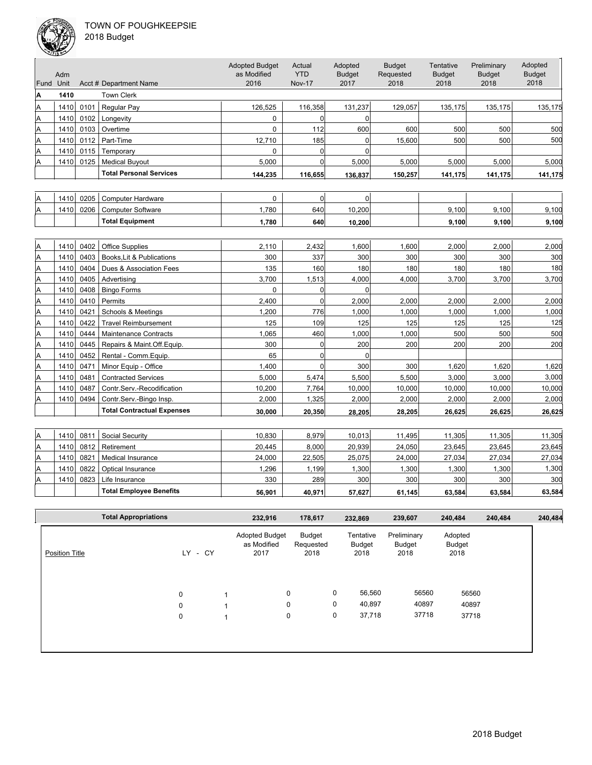TOWN OF POUGHKEEPSIE
2018 Budget

| Fund | Adm Unit | Acct # | Department Name | Adopted Budget as Modified 2016 | Actual YTD Nov-17 | Adopted Budget 2017 | Budget Requested 2018 | Tentative Budget 2018 | Preliminary Budget 2018 | Adopted Budget 2018 |
|---|---|---|---|---|---|---|---|---|---|---|
| **A** | **1410** | | Town Clerk | | | | | | | |
| A | 1410 | 0101 | Regular Pay | 126,525 | 116,358 | 131,237 | 129,057 | 135,175 | 135,175 | 135,175 |
| A | 1410 | 0102 | Longevity | 0 | 0 | 0 | | | | |
| A | 1410 | 0103 | Overtime | 0 | 112 | 600 | 600 | 500 | 500 | 500 |
| A | 1410 | 0112 | Part-Time | 12,710 | 185 | 0 | 15,600 | 500 | 500 | 500 |
| A | 1410 | 0115 | Temporary | 0 | 0 | 0 | | | | |
| A | 1410 | 0125 | Medical Buyout | 5,000 | 0 | 5,000 | 5,000 | 5,000 | 5,000 | 5,000 |
| | | | **Total Personal Services** | **144,235** | **116,655** | **136,837** | **150,257** | **141,175** | **141,175** | **141,175** |
| A | 1410 | 0205 | Computer Hardware | 0 | 0 | 0 | | | | |
| A | 1410 | 0206 | Computer Software | 1,780 | 640 | 10,200 | | 9,100 | 9,100 | 9,100 |
| | | | **Total Equipment** | **1,780** | **640** | **10,200** | | **9,100** | **9,100** | **9,100** |
| A | 1410 | 0402 | Office Supplies | 2,110 | 2,432 | 1,600 | 1,600 | 2,000 | 2,000 | 2,000 |
| A | 1410 | 0403 | Books,Lit & Publications | 300 | 337 | 300 | 300 | 300 | 300 | 300 |
| A | 1410 | 0404 | Dues & Association Fees | 135 | 160 | 180 | 180 | 180 | 180 | 180 |
| A | 1410 | 0405 | Advertising | 3,700 | 1,513 | 4,000 | 4,000 | 3,700 | 3,700 | 3,700 |
| A | 1410 | 0408 | Bingo Forms | 0 | 0 | 0 | | | | |
| A | 1410 | 0410 | Permits | 2,400 | 0 | 2,000 | 2,000 | 2,000 | 2,000 | 2,000 |
| A | 1410 | 0421 | Schools & Meetings | 1,200 | 776 | 1,000 | 1,000 | 1,000 | 1,000 | 1,000 |
| A | 1410 | 0422 | Travel Reimbursement | 125 | 109 | 125 | 125 | 125 | 125 | 125 |
| A | 1410 | 0444 | Maintenance Contracts | 1,065 | 460 | 1,000 | 1,000 | 500 | 500 | 500 |
| A | 1410 | 0445 | Repairs & Maint.Off.Equip. | 300 | 0 | 200 | 200 | 200 | 200 | 200 |
| A | 1410 | 0452 | Rental - Comm.Equip. | 65 | 0 | 0 | | | | |
| A | 1410 | 0471 | Minor Equip - Office | 1,400 | 0 | 300 | 300 | 1,620 | 1,620 | 1,620 |
| A | 1410 | 0481 | Contracted Services | 5,000 | 5,474 | 5,500 | 5,500 | 3,000 | 3,000 | 3,000 |
| A | 1410 | 0487 | Contr.Serv.-Recodification | 10,200 | 7,764 | 10,000 | 10,000 | 10,000 | 10,000 | 10,000 |
| A | 1410 | 0494 | Contr.Serv.-Bingo Insp. | 2,000 | 1,325 | 2,000 | 2,000 | 2,000 | 2,000 | 2,000 |
| | | | **Total Contractual Expenses** | **30,000** | **20,350** | **28,205** | **28,205** | **26,625** | **26,625** | **26,625** |
| A | 1410 | 0811 | Social Security | 10,830 | 8,979 | 10,013 | 11,495 | 11,305 | 11,305 | 11,305 |
| A | 1410 | 0812 | Retirement | 20,445 | 8,000 | 20,939 | 24,050 | 23,645 | 23,645 | 23,645 |
| A | 1410 | 0821 | Medical Insurance | 24,000 | 22,505 | 25,075 | 24,000 | 27,034 | 27,034 | 27,034 |
| A | 1410 | 0822 | Optical Insurance | 1,296 | 1,199 | 1,300 | 1,300 | 1,300 | 1,300 | 1,300 |
| A | 1410 | 0823 | Life Insurance | 330 | 289 | 300 | 300 | 300 | 300 | 300 |
| | | | **Total Employee Benefits** | **56,901** | **40,971** | **57,627** | **61,145** | **63,584** | **63,584** | **63,584** |
| | | | **Total Appropriations** | **232,916** | **178,617** | **232,869** | **239,607** | **240,484** | **240,484** | **240,484** |

| Position Title | LY | CY | Adopted Budget as Modified 2017 | Budget Requested 2018 | Tentative Budget 2018 | Preliminary Budget 2018 | Adopted Budget 2018 |
|---|---|---|---|---|---|---|---|
| | 0 | 1 | 0 | 0 | 56,560 | 56560 | 56560 |
| | 0 | 1 | 0 | 0 | 40,897 | 40897 | 40897 |
| | 0 | 1 | 0 | 0 | 37,718 | 37718 | 37718 |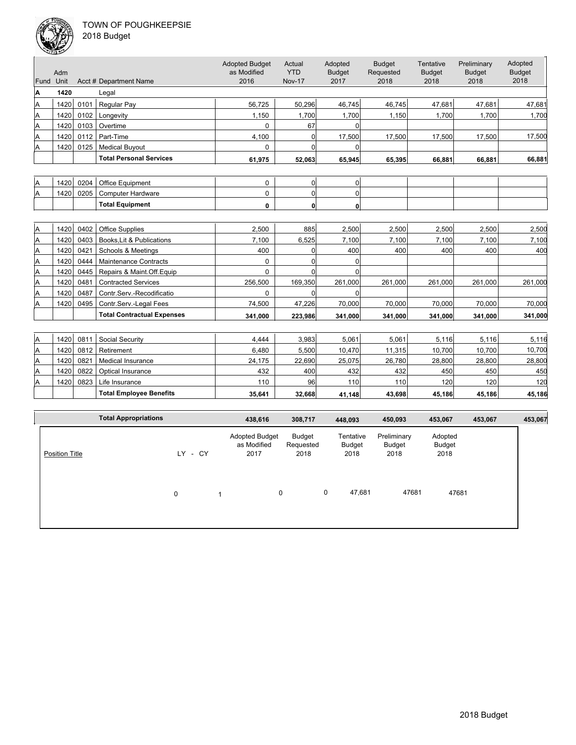TOWN OF POUGHKEEPSIE
2018 Budget

| Fund | Adm Unit | Acct # | Department Name | Adopted Budget as Modified 2016 | Actual YTD Nov-17 | Adopted Budget 2017 | Budget Requested 2018 | Tentative Budget 2018 | Preliminary Budget 2018 | Adopted Budget 2018 |
|---|---|---|---|---|---|---|---|---|---|---|
| A | 1420 | | Legal | | | | | | | |
| A | 1420 | 0101 | Regular Pay | 56,725 | 50,296 | 46,745 | 46,745 | 47,681 | 47,681 | 47,681 |
| A | 1420 | 0102 | Longevity | 1,150 | 1,700 | 1,700 | 1,150 | 1,700 | 1,700 | 1,700 |
| A | 1420 | 0103 | Overtime | 0 | 67 | 0 | | | | |
| A | 1420 | 0112 | Part-Time | 4,100 | 0 | 17,500 | 17,500 | 17,500 | 17,500 | 17,500 |
| A | 1420 | 0125 | Medical Buyout | 0 | 0 | 0 | | | | |
| | | | **Total Personal Services** | **61,975** | **52,063** | **65,945** | **65,395** | **66,881** | **66,881** | **66,881** |
| A | 1420 | 0204 | Office Equipment | 0 | 0 | 0 | | | | |
| A | 1420 | 0205 | Computer Hardware | 0 | 0 | 0 | | | | |
| | | | **Total Equipment** | **0** | **0** | **0** | | | | |
| A | 1420 | 0402 | Office Supplies | 2,500 | 885 | 2,500 | 2,500 | 2,500 | 2,500 | 2,500 |
| A | 1420 | 0403 | Books,Lit & Publications | 7,100 | 6,525 | 7,100 | 7,100 | 7,100 | 7,100 | 7,100 |
| A | 1420 | 0421 | Schools & Meetings | 400 | 0 | 400 | 400 | 400 | 400 | 400 |
| A | 1420 | 0444 | Maintenance Contracts | 0 | 0 | 0 | | | | |
| A | 1420 | 0445 | Repairs & Maint.Off.Equip | 0 | 0 | 0 | | | | |
| A | 1420 | 0481 | Contracted Services | 256,500 | 169,350 | 261,000 | 261,000 | 261,000 | 261,000 | 261,000 |
| A | 1420 | 0487 | Contr.Serv.-Recodificatio | 0 | 0 | 0 | | | | |
| A | 1420 | 0495 | Contr.Serv.-Legal Fees | 74,500 | 47,226 | 70,000 | 70,000 | 70,000 | 70,000 | 70,000 |
| | | | **Total Contractual Expenses** | **341,000** | **223,986** | **341,000** | **341,000** | **341,000** | **341,000** | **341,000** |
| A | 1420 | 0811 | Social Security | 4,444 | 3,983 | 5,061 | 5,061 | 5,116 | 5,116 | 5,116 |
| A | 1420 | 0812 | Retirement | 6,480 | 5,500 | 10,470 | 11,315 | 10,700 | 10,700 | 10,700 |
| A | 1420 | 0821 | Medical Insurance | 24,175 | 22,690 | 25,075 | 26,780 | 28,800 | 28,800 | 28,800 |
| A | 1420 | 0822 | Optical Insurance | 432 | 400 | 432 | 432 | 450 | 450 | 450 |
| A | 1420 | 0823 | Life Insurance | 110 | 96 | 110 | 110 | 120 | 120 | 120 |
| | | | **Total Employee Benefits** | **35,641** | **32,668** | **41,148** | **43,698** | **45,186** | **45,186** | **45,186** |
| | | | **Total Appropriations** | **438,616** | **308,717** | **448,093** | **450,093** | **453,067** | **453,067** | **453,067** |

| Position Title | LY | CY | Adopted Budget as Modified 2017 | Budget Requested 2018 | Tentative Budget 2018 | Preliminary Budget 2018 | Adopted Budget 2018 |
|---|---|---|---|---|---|---|---|
| | 0 | 1 | 0 | 0 | 47,681 | 47681 | 47681 |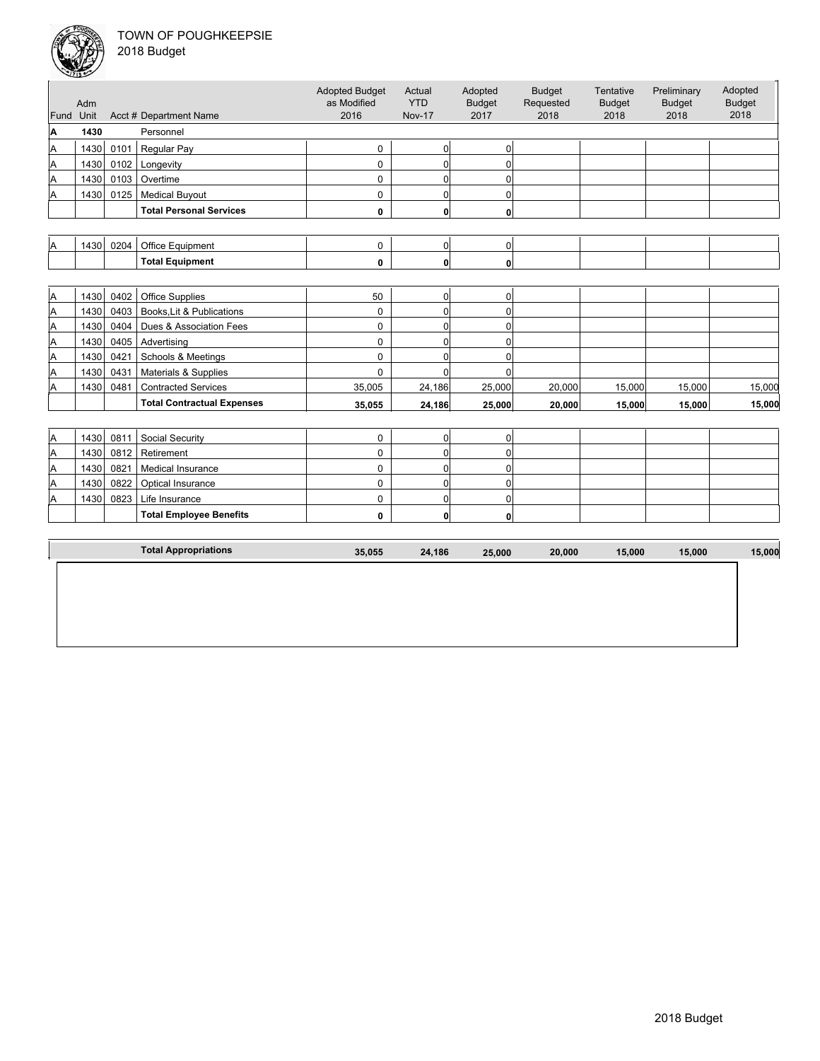TOWN OF POUGHKEEPSIE
2018 Budget

| Fund | Adm Unit | Acct # | Department Name | Adopted Budget as Modified 2016 | Actual YTD Nov-17 | Adopted Budget 2017 | Budget Requested 2018 | Tentative Budget 2018 | Preliminary Budget 2018 | Adopted Budget 2018 |
|---|---|---|---|---|---|---|---|---|---|---|
| **A** | **1430** | | Personnel | | | | | | | |
| A | 1430 | 0101 | Regular Pay | 0 | 0 | 0 | | | | |
| A | 1430 | 0102 | Longevity | 0 | 0 | 0 | | | | |
| A | 1430 | 0103 | Overtime | 0 | 0 | 0 | | | | |
| A | 1430 | 0125 | Medical Buyout | 0 | 0 | 0 | | | | |
| | | | **Total Personal Services** | **0** | **0** | **0** | | | | |
| A | 1430 | 0204 | Office Equipment | 0 | 0 | 0 | | | | |
| | | | **Total Equipment** | **0** | **0** | **0** | | | | |
| A | 1430 | 0402 | Office Supplies | 50 | 0 | 0 | | | | |
| A | 1430 | 0403 | Books,Lit & Publications | 0 | 0 | 0 | | | | |
| A | 1430 | 0404 | Dues & Association Fees | 0 | 0 | 0 | | | | |
| A | 1430 | 0405 | Advertising | 0 | 0 | 0 | | | | |
| A | 1430 | 0421 | Schools & Meetings | 0 | 0 | 0 | | | | |
| A | 1430 | 0431 | Materials & Supplies | 0 | 0 | 0 | | | | |
| A | 1430 | 0481 | Contracted Services | 35,005 | 24,186 | 25,000 | 20,000 | 15,000 | 15,000 | 15,000 |
| | | | **Total Contractual Expenses** | **35,055** | **24,186** | **25,000** | **20,000** | **15,000** | **15,000** | **15,000** |
| A | 1430 | 0811 | Social Security | 0 | 0 | 0 | | | | |
| A | 1430 | 0812 | Retirement | 0 | 0 | 0 | | | | |
| A | 1430 | 0821 | Medical Insurance | 0 | 0 | 0 | | | | |
| A | 1430 | 0822 | Optical Insurance | 0 | 0 | 0 | | | | |
| A | 1430 | 0823 | Life Insurance | 0 | 0 | 0 | | | | |
| | | | **Total Employee Benefits** | **0** | **0** | **0** | | | | |
| | | | **Total Appropriations** | **35,055** | **24,186** | **25,000** | **20,000** | **15,000** | **15,000** | **15,000** |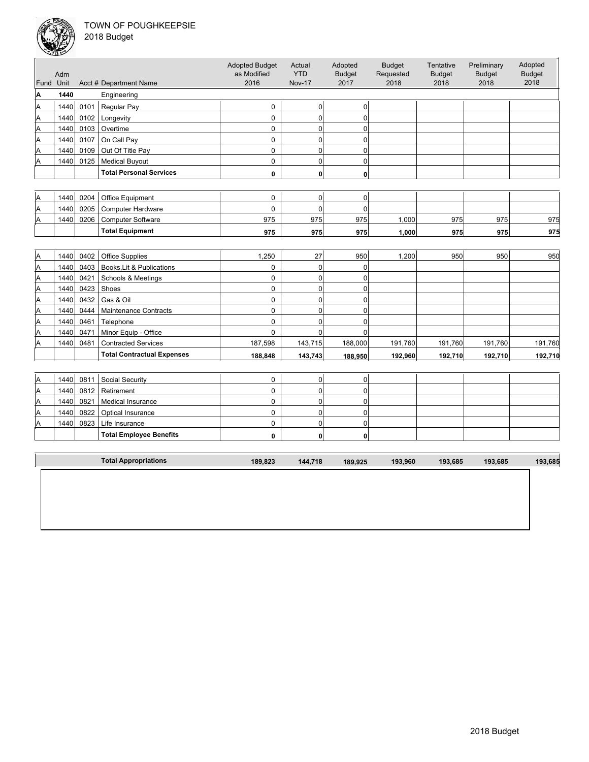TOWN OF POUGHKEEPSIE
2018 Budget

| Fund | Adm Unit | Acct # | Department Name | Adopted Budget as Modified 2016 | Actual YTD Nov-17 | Adopted Budget 2017 | Budget Requested 2018 | Tentative Budget 2018 | Preliminary Budget 2018 | Adopted Budget 2018 |
|---|---|---|---|---|---|---|---|---|---|---|
| **A** | **1440** | | Engineering | | | | | | | |
| A | 1440 | 0101 | Regular Pay | 0 | 0 | 0 | | | | |
| A | 1440 | 0102 | Longevity | 0 | 0 | 0 | | | | |
| A | 1440 | 0103 | Overtime | 0 | 0 | 0 | | | | |
| A | 1440 | 0107 | On Call Pay | 0 | 0 | 0 | | | | |
| A | 1440 | 0109 | Out Of Title Pay | 0 | 0 | 0 | | | | |
| A | 1440 | 0125 | Medical Buyout | 0 | 0 | 0 | | | | |
| | | | **Total Personal Services** | **0** | **0** | **0** | | | | |
| A | 1440 | 0204 | Office Equipment | 0 | 0 | 0 | | | | |
| A | 1440 | 0205 | Computer Hardware | 0 | 0 | 0 | | | | |
| A | 1440 | 0206 | Computer Software | 975 | 975 | 975 | 1,000 | 975 | 975 | 975 |
| | | | **Total Equipment** | **975** | **975** | **975** | **1,000** | **975** | **975** | **975** |
| A | 1440 | 0402 | Office Supplies | 1,250 | 27 | 950 | 1,200 | 950 | 950 | 950 |
| A | 1440 | 0403 | Books,Lit & Publications | 0 | 0 | 0 | | | | |
| A | 1440 | 0421 | Schools & Meetings | 0 | 0 | 0 | | | | |
| A | 1440 | 0423 | Shoes | 0 | 0 | 0 | | | | |
| A | 1440 | 0432 | Gas & Oil | 0 | 0 | 0 | | | | |
| A | 1440 | 0444 | Maintenance Contracts | 0 | 0 | 0 | | | | |
| A | 1440 | 0461 | Telephone | 0 | 0 | 0 | | | | |
| A | 1440 | 0471 | Minor Equip - Office | 0 | 0 | 0 | | | | |
| A | 1440 | 0481 | Contracted Services | 187,598 | 143,715 | 188,000 | 191,760 | 191,760 | 191,760 | 191,760 |
| | | | **Total Contractual Expenses** | **188,848** | **143,743** | **188,950** | **192,960** | **192,710** | **192,710** | **192,710** |
| A | 1440 | 0811 | Social Security | 0 | 0 | 0 | | | | |
| A | 1440 | 0812 | Retirement | 0 | 0 | 0 | | | | |
| A | 1440 | 0821 | Medical Insurance | 0 | 0 | 0 | | | | |
| A | 1440 | 0822 | Optical Insurance | 0 | 0 | 0 | | | | |
| A | 1440 | 0823 | Life Insurance | 0 | 0 | 0 | | | | |
| | | | **Total Employee Benefits** | **0** | **0** | **0** | | | | |
| | | | **Total Appropriations** | **189,823** | **144,718** | **189,925** | **193,960** | **193,685** | **193,685** | **193,685** |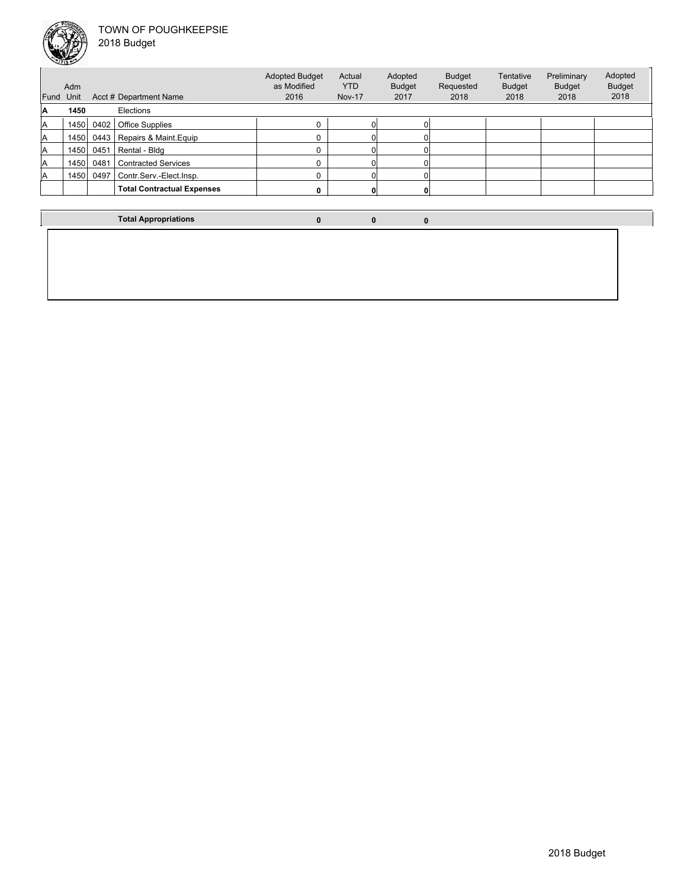TOWN OF POUGHKEEPSIE
2018 Budget

| Fund | Adm Unit | Acct # | Department Name | Adopted Budget as Modified 2016 | Actual YTD Nov-17 | Adopted Budget 2017 | Budget Requested 2018 | Tentative Budget 2018 | Preliminary Budget 2018 | Adopted Budget 2018 |
|---|---|---|---|---|---|---|---|---|---|---|
| **A** | **1450** | | Elections | | | | | | | |
| A | 1450 | 0402 | Office Supplies | 0 | 0 | 0 | | | | |
| A | 1450 | 0443 | Repairs & Maint.Equip | 0 | 0 | 0 | | | | |
| A | 1450 | 0451 | Rental - Bldg | 0 | 0 | 0 | | | | |
| A | 1450 | 0481 | Contracted Services | 0 | 0 | 0 | | | | |
| A | 1450 | 0497 | Contr.Serv.-Elect.Insp. | 0 | 0 | 0 | | | | |
| | | | **Total Contractual Expenses** | **0** | **0** | **0** | | | | |
| | | | **Total Appropriations** | **0** | **0** | **0** | | | | |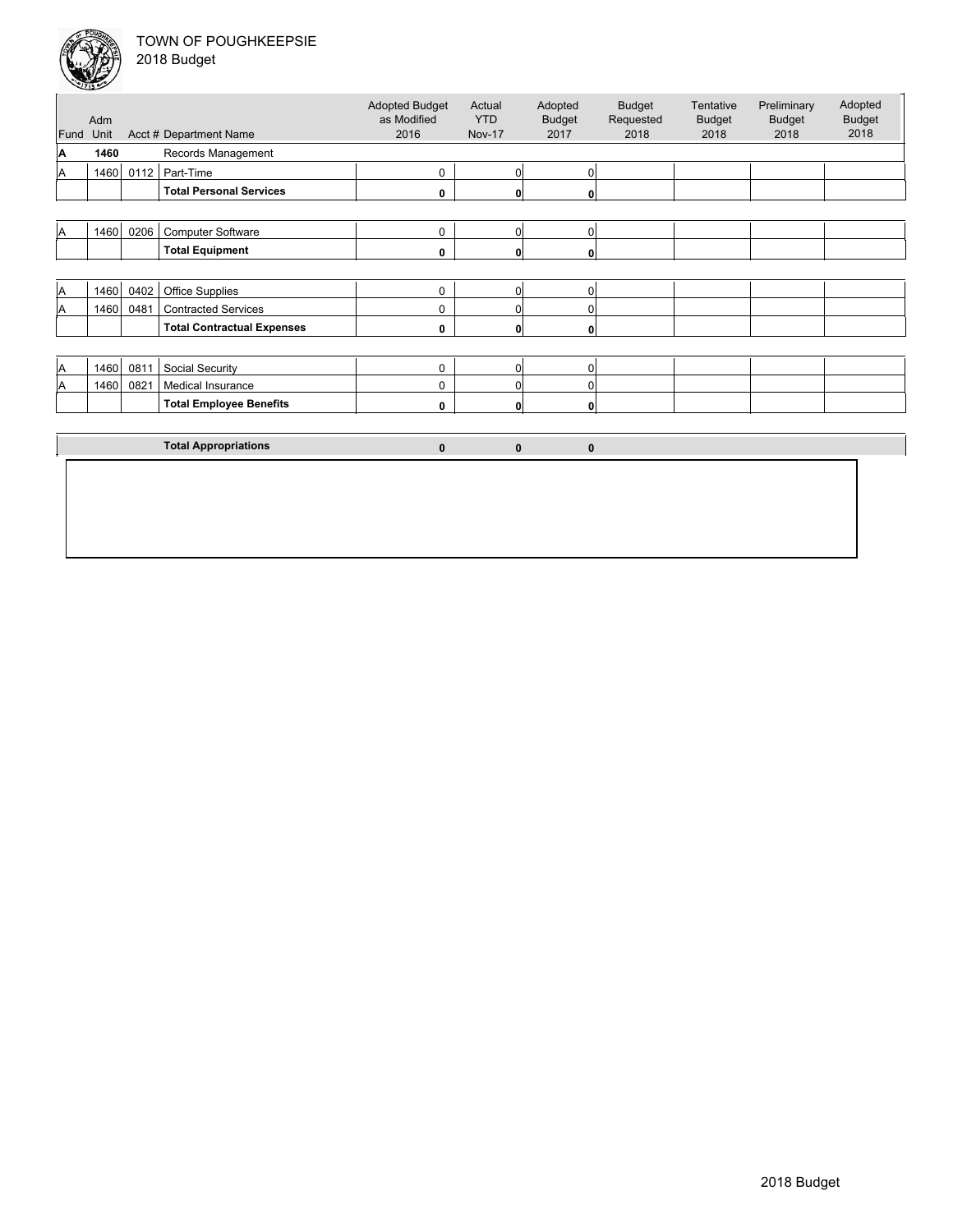# TOWN OF POUGHKEEPSIE
## 2018 Budget

| Fund | Adm Unit | Acct # | Department Name | Adopted Budget as Modified 2016 | Actual YTD Nov-17 | Adopted Budget 2017 | Budget Requested 2018 | Tentative Budget 2018 | Preliminary Budget 2018 | Adopted Budget 2018 |
|---|---|---|---|---|---|---|---|---|---|---|
| **A** | **1460** | | Records Management | | | | | | | |
| A | 1460 | 0112 | Part-Time | 0 | 0 | 0 | | | | |
| | | | **Total Personal Services** | **0** | **0** | **0** | | | | |
| A | 1460 | 0206 | Computer Software | 0 | 0 | 0 | | | | |
| | | | **Total Equipment** | **0** | **0** | **0** | | | | |
| A | 1460 | 0402 | Office Supplies | 0 | 0 | 0 | | | | |
| A | 1460 | 0481 | Contracted Services | 0 | 0 | 0 | | | | |
| | | | **Total Contractual Expenses** | **0** | **0** | **0** | | | | |
| A | 1460 | 0811 | Social Security | 0 | 0 | 0 | | | | |
| A | 1460 | 0821 | Medical Insurance | 0 | 0 | 0 | | | | |
| | | | **Total Employee Benefits** | **0** | **0** | **0** | | | | |
| | | | **Total Appropriations** | **0** | **0** | **0** | | | | |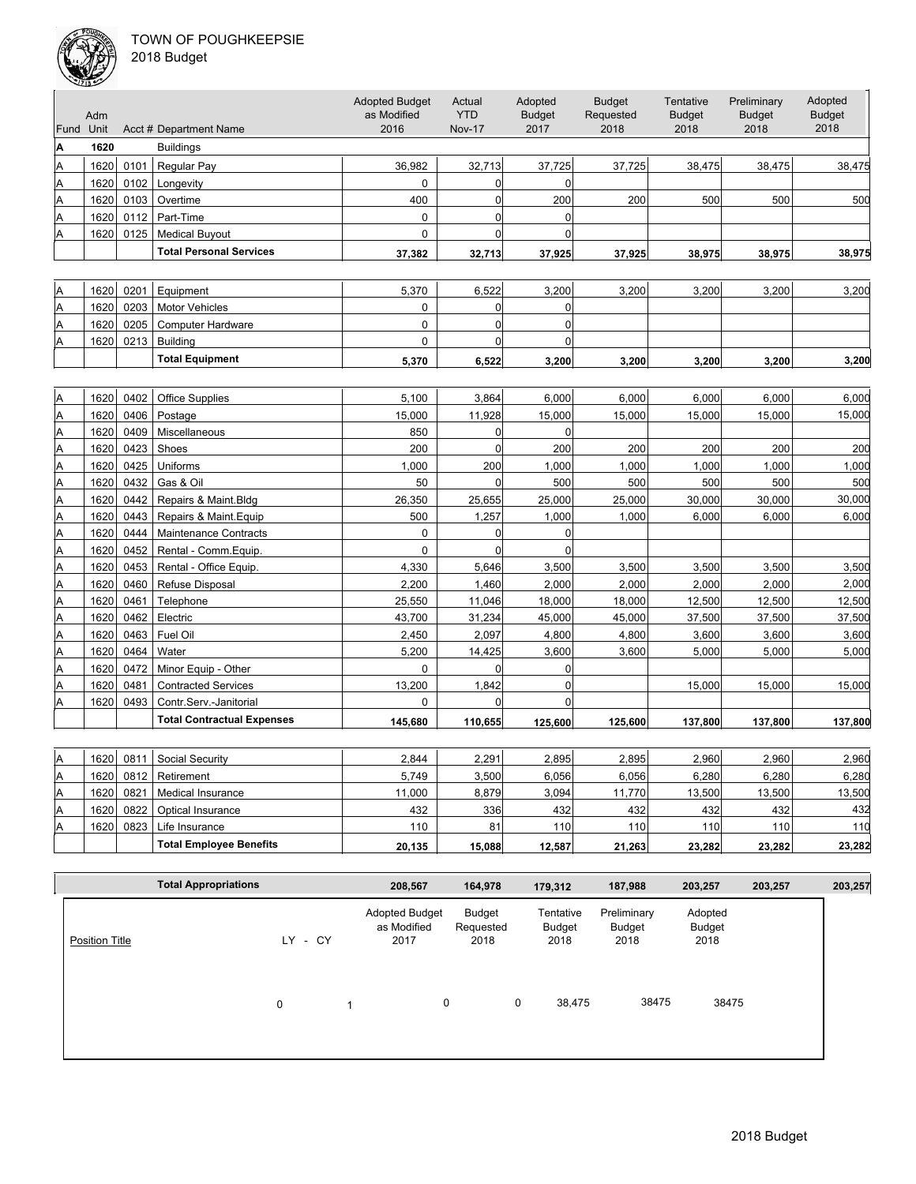TOWN OF POUGHKEEPSIE
2018 Budget

| Fund | Adm Unit | Acct # | Department Name | Adopted Budget as Modified 2016 | Actual YTD Nov-17 | Adopted Budget 2017 | Budget Requested 2018 | Tentative Budget 2018 | Preliminary Budget 2018 | Adopted Budget 2018 |
|---|---|---|---|---|---|---|---|---|---|---|
| **A** | **1620** | | Buildings | | | | | | | |
| A | 1620 | 0101 | Regular Pay | 36,982 | 32,713 | 37,725 | 37,725 | 38,475 | 38,475 | 38,475 |
| A | 1620 | 0102 | Longevity | 0 | 0 | 0 | | | | |
| A | 1620 | 0103 | Overtime | 400 | 0 | 200 | 200 | 500 | 500 | 500 |
| A | 1620 | 0112 | Part-Time | 0 | 0 | 0 | | | | |
| A | 1620 | 0125 | Medical Buyout | 0 | 0 | 0 | | | | |
| | | | **Total Personal Services** | **37,382** | **32,713** | **37,925** | **37,925** | **38,975** | **38,975** | **38,975** |
| A | 1620 | 0201 | Equipment | 5,370 | 6,522 | 3,200 | 3,200 | 3,200 | 3,200 | 3,200 |
| A | 1620 | 0203 | Motor Vehicles | 0 | 0 | 0 | | | | |
| A | 1620 | 0205 | Computer Hardware | 0 | 0 | 0 | | | | |
| A | 1620 | 0213 | Building | 0 | 0 | 0 | | | | |
| | | | **Total Equipment** | **5,370** | **6,522** | **3,200** | **3,200** | **3,200** | **3,200** | **3,200** |
| A | 1620 | 0402 | Office Supplies | 5,100 | 3,864 | 6,000 | 6,000 | 6,000 | 6,000 | 6,000 |
| A | 1620 | 0406 | Postage | 15,000 | 11,928 | 15,000 | 15,000 | 15,000 | 15,000 | 15,000 |
| A | 1620 | 0409 | Miscellaneous | 850 | 0 | 0 | | | | |
| A | 1620 | 0423 | Shoes | 200 | 0 | 200 | 200 | 200 | 200 | 200 |
| A | 1620 | 0425 | Uniforms | 1,000 | 200 | 1,000 | 1,000 | 1,000 | 1,000 | 1,000 |
| A | 1620 | 0432 | Gas & Oil | 50 | 0 | 500 | 500 | 500 | 500 | 500 |
| A | 1620 | 0442 | Repairs & Maint.Bldg | 26,350 | 25,655 | 25,000 | 25,000 | 30,000 | 30,000 | 30,000 |
| A | 1620 | 0443 | Repairs & Maint.Equip | 500 | 1,257 | 1,000 | 1,000 | 6,000 | 6,000 | 6,000 |
| A | 1620 | 0444 | Maintenance Contracts | 0 | 0 | 0 | | | | |
| A | 1620 | 0452 | Rental - Comm.Equip. | 0 | 0 | 0 | | | | |
| A | 1620 | 0453 | Rental - Office Equip. | 4,330 | 5,646 | 3,500 | 3,500 | 3,500 | 3,500 | 3,500 |
| A | 1620 | 0460 | Refuse Disposal | 2,200 | 1,460 | 2,000 | 2,000 | 2,000 | 2,000 | 2,000 |
| A | 1620 | 0461 | Telephone | 25,550 | 11,046 | 18,000 | 18,000 | 12,500 | 12,500 | 12,500 |
| A | 1620 | 0462 | Electric | 43,700 | 31,234 | 45,000 | 45,000 | 37,500 | 37,500 | 37,500 |
| A | 1620 | 0463 | Fuel Oil | 2,450 | 2,097 | 4,800 | 4,800 | 3,600 | 3,600 | 3,600 |
| A | 1620 | 0464 | Water | 5,200 | 14,425 | 3,600 | 3,600 | 5,000 | 5,000 | 5,000 |
| A | 1620 | 0472 | Minor Equip - Other | 0 | 0 | 0 | | | | |
| A | 1620 | 0481 | Contracted Services | 13,200 | 1,842 | 0 | | 15,000 | 15,000 | 15,000 |
| A | 1620 | 0493 | Contr.Serv.-Janitorial | 0 | 0 | 0 | | | | |
| | | | **Total Contractual Expenses** | **145,680** | **110,655** | **125,600** | **125,600** | **137,800** | **137,800** | **137,800** |
| A | 1620 | 0811 | Social Security | 2,844 | 2,291 | 2,895 | 2,895 | 2,960 | 2,960 | 2,960 |
| A | 1620 | 0812 | Retirement | 5,749 | 3,500 | 6,056 | 6,056 | 6,280 | 6,280 | 6,280 |
| A | 1620 | 0821 | Medical Insurance | 11,000 | 8,879 | 3,094 | 11,770 | 13,500 | 13,500 | 13,500 |
| A | 1620 | 0822 | Optical Insurance | 432 | 336 | 432 | 432 | 432 | 432 | 432 |
| A | 1620 | 0823 | Life Insurance | 110 | 81 | 110 | 110 | 110 | 110 | 110 |
| | | | **Total Employee Benefits** | **20,135** | **15,088** | **12,587** | **21,263** | **23,282** | **23,282** | **23,282** |
| | | | **Total Appropriations** | **208,567** | **164,978** | **179,312** | **187,988** | **203,257** | **203,257** | **203,257** |

| Position Title | LY | CY | Adopted Budget as Modified 2017 | Budget Requested 2018 | Tentative Budget 2018 | Preliminary Budget 2018 | Adopted Budget 2018 |
|---|---|---|---|---|---|---|---|
| | 0 | 1 | 0 | 0 | 38,475 | 38475 | 38475 |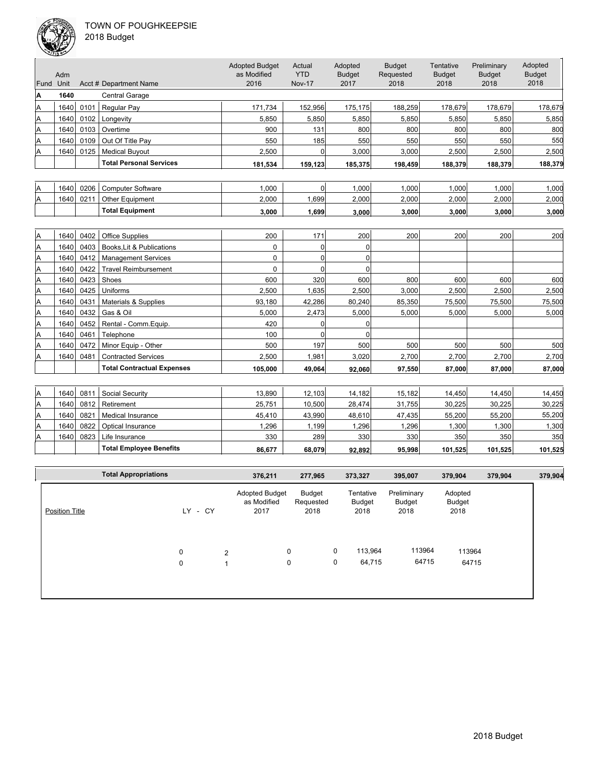TOWN OF POUGHKEEPSIE
2018 Budget

| Fund | Adm Unit | Acct # | Department Name | Adopted Budget as Modified 2016 | Actual YTD Nov-17 | Adopted Budget 2017 | Budget Requested 2018 | Tentative Budget 2018 | Preliminary Budget 2018 | Adopted Budget 2018 |
|---|---|---|---|---|---|---|---|---|---|---|
| **A** | **1640** | | Central Garage | | | | | | | |
| A | 1640 | 0101 | Regular Pay | 171,734 | 152,956 | 175,175 | 188,259 | 178,679 | 178,679 | 178,679 |
| A | 1640 | 0102 | Longevity | 5,850 | 5,850 | 5,850 | 5,850 | 5,850 | 5,850 | 5,850 |
| A | 1640 | 0103 | Overtime | 900 | 131 | 800 | 800 | 800 | 800 | 800 |
| A | 1640 | 0109 | Out Of Title Pay | 550 | 185 | 550 | 550 | 550 | 550 | 550 |
| A | 1640 | 0125 | Medical Buyout | 2,500 | 0 | 3,000 | 3,000 | 2,500 | 2,500 | 2,500 |
| | | | **Total Personal Services** | **181,534** | **159,123** | **185,375** | **198,459** | **188,379** | **188,379** | **188,379** |
| A | 1640 | 0206 | Computer Software | 1,000 | 0 | 1,000 | 1,000 | 1,000 | 1,000 | 1,000 |
| A | 1640 | 0211 | Other Equipment | 2,000 | 1,699 | 2,000 | 2,000 | 2,000 | 2,000 | 2,000 |
| | | | **Total Equipment** | **3,000** | **1,699** | **3,000** | **3,000** | **3,000** | **3,000** | **3,000** |
| A | 1640 | 0402 | Office Supplies | 200 | 171 | 200 | 200 | 200 | 200 | 200 |
| A | 1640 | 0403 | Books,Lit & Publications | 0 | 0 | 0 | | | | |
| A | 1640 | 0412 | Management Services | 0 | 0 | 0 | | | | |
| A | 1640 | 0422 | Travel Reimbursement | 0 | 0 | 0 | | | | |
| A | 1640 | 0423 | Shoes | 600 | 320 | 600 | 800 | 600 | 600 | 600 |
| A | 1640 | 0425 | Uniforms | 2,500 | 1,635 | 2,500 | 3,000 | 2,500 | 2,500 | 2,500 |
| A | 1640 | 0431 | Materials & Supplies | 93,180 | 42,286 | 80,240 | 85,350 | 75,500 | 75,500 | 75,500 |
| A | 1640 | 0432 | Gas & Oil | 5,000 | 2,473 | 5,000 | 5,000 | 5,000 | 5,000 | 5,000 |
| A | 1640 | 0452 | Rental - Comm.Equip. | 420 | 0 | 0 | | | | |
| A | 1640 | 0461 | Telephone | 100 | 0 | 0 | | | | |
| A | 1640 | 0472 | Minor Equip - Other | 500 | 197 | 500 | 500 | 500 | 500 | 500 |
| A | 1640 | 0481 | Contracted Services | 2,500 | 1,981 | 3,020 | 2,700 | 2,700 | 2,700 | 2,700 |
| | | | **Total Contractual Expenses** | **105,000** | **49,064** | **92,060** | **97,550** | **87,000** | **87,000** | **87,000** |
| A | 1640 | 0811 | Social Security | 13,890 | 12,103 | 14,182 | 15,182 | 14,450 | 14,450 | 14,450 |
| A | 1640 | 0812 | Retirement | 25,751 | 10,500 | 28,474 | 31,755 | 30,225 | 30,225 | 30,225 |
| A | 1640 | 0821 | Medical Insurance | 45,410 | 43,990 | 48,610 | 47,435 | 55,200 | 55,200 | 55,200 |
| A | 1640 | 0822 | Optical Insurance | 1,296 | 1,199 | 1,296 | 1,296 | 1,300 | 1,300 | 1,300 |
| A | 1640 | 0823 | Life Insurance | 330 | 289 | 330 | 330 | 350 | 350 | 350 |
| | | | **Total Employee Benefits** | **86,677** | **68,079** | **92,892** | **95,998** | **101,525** | **101,525** | **101,525** |
| | | | **Total Appropriations** | **376,211** | **277,965** | **373,327** | **395,007** | **379,904** | **379,904** | **379,904** |

| Position Title | LY | CY | Adopted Budget as Modified 2017 | Budget Requested 2018 | Tentative Budget 2018 | Preliminary Budget 2018 | Adopted Budget 2018 |
|---|---|---|---|---|---|---|---|
| | 0 | 2 | 0 | 0 | 113,964 | 113964 | 113964 |
| | 0 | 1 | 0 | 0 | 64,715 | 64715 | 64715 |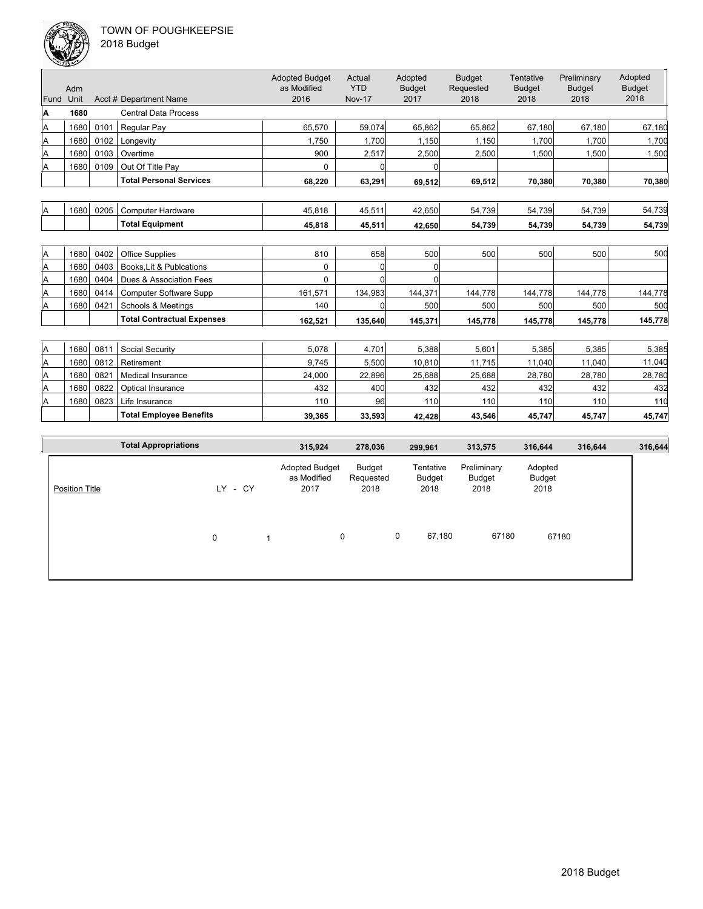TOWN OF POUGHKEEPSIE
2018 Budget

| Fund | Adm Unit | Acct # | Department Name | Adopted Budget as Modified 2016 | Actual YTD Nov-17 | Adopted Budget 2017 | Budget Requested 2018 | Tentative Budget 2018 | Preliminary Budget 2018 | Adopted Budget 2018 |
|---|---|---|---|---|---|---|---|---|---|---|
| A | 1680 | | Central Data Process | | | | | | | |
| A | 1680 | 0101 | Regular Pay | 65,570 | 59,074 | 65,862 | 65,862 | 67,180 | 67,180 | 67,180 |
| A | 1680 | 0102 | Longevity | 1,750 | 1,700 | 1,150 | 1,150 | 1,700 | 1,700 | 1,700 |
| A | 1680 | 0103 | Overtime | 900 | 2,517 | 2,500 | 2,500 | 1,500 | 1,500 | 1,500 |
| A | 1680 | 0109 | Out Of Title Pay | 0 | 0 | 0 | | | | |
| | | | **Total Personal Services** | **68,220** | **63,291** | **69,512** | **69,512** | **70,380** | **70,380** | **70,380** |
| A | 1680 | 0205 | Computer Hardware | 45,818 | 45,511 | 42,650 | 54,739 | 54,739 | 54,739 | 54,739 |
| | | | **Total Equipment** | **45,818** | **45,511** | **42,650** | **54,739** | **54,739** | **54,739** | **54,739** |
| A | 1680 | 0402 | Office Supplies | 810 | 658 | 500 | 500 | 500 | 500 | 500 |
| A | 1680 | 0403 | Books,Lit & Publcations | 0 | 0 | 0 | | | | |
| A | 1680 | 0404 | Dues & Association Fees | 0 | 0 | 0 | | | | |
| A | 1680 | 0414 | Computer Software Supp | 161,571 | 134,983 | 144,371 | 144,778 | 144,778 | 144,778 | 144,778 |
| A | 1680 | 0421 | Schools & Meetings | 140 | 0 | 500 | 500 | 500 | 500 | 500 |
| | | | **Total Contractual Expenses** | **162,521** | **135,640** | **145,371** | **145,778** | **145,778** | **145,778** | **145,778** |
| A | 1680 | 0811 | Social Security | 5,078 | 4,701 | 5,388 | 5,601 | 5,385 | 5,385 | 5,385 |
| A | 1680 | 0812 | Retirement | 9,745 | 5,500 | 10,810 | 11,715 | 11,040 | 11,040 | 11,040 |
| A | 1680 | 0821 | Medical Insurance | 24,000 | 22,896 | 25,688 | 25,688 | 28,780 | 28,780 | 28,780 |
| A | 1680 | 0822 | Optical Insurance | 432 | 400 | 432 | 432 | 432 | 432 | 432 |
| A | 1680 | 0823 | Life Insurance | 110 | 96 | 110 | 110 | 110 | 110 | 110 |
| | | | **Total Employee Benefits** | **39,365** | **33,593** | **42,428** | **43,546** | **45,747** | **45,747** | **45,747** |
| | | | **Total Appropriations** | **315,924** | **278,036** | **299,961** | **313,575** | **316,644** | **316,644** | **316,644** |

| Position Title | LY | CY | Adopted Budget as Modified 2017 | Budget Requested 2018 | Tentative Budget 2018 | Preliminary Budget 2018 | Adopted Budget 2018 |
|---|---|---|---|---|---|---|---|
| | 0 | 1 | 0 | 0 | 67,180 | 67180 | 67180 |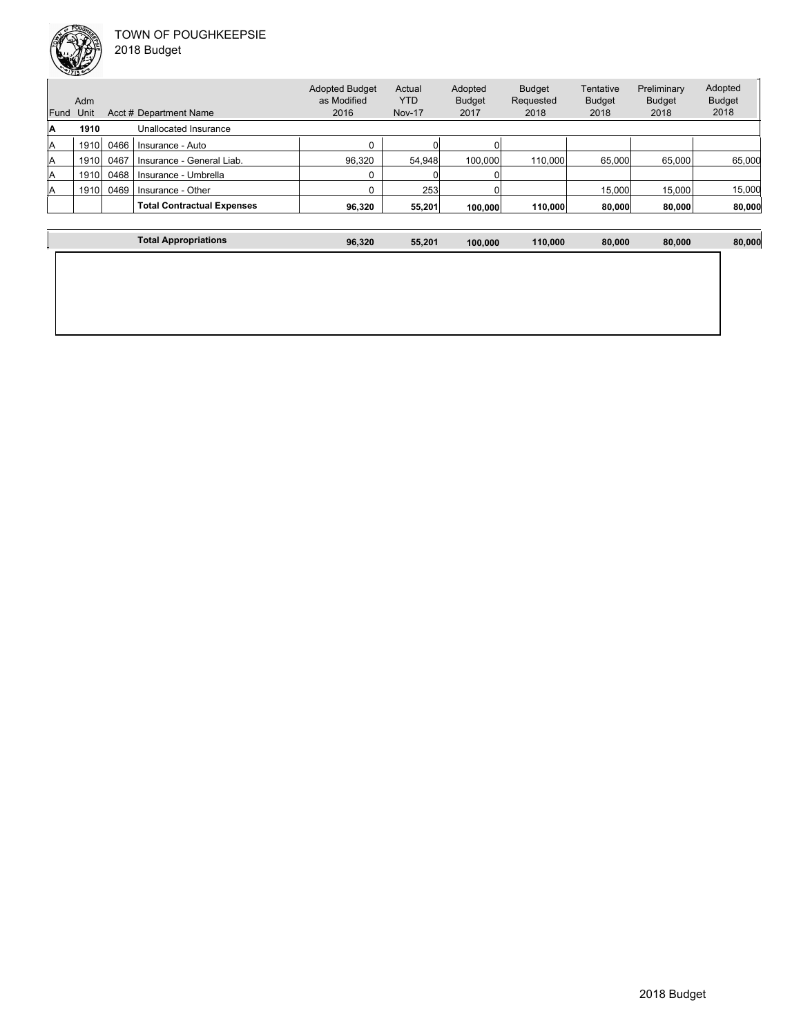TOWN OF POUGHKEEPSIE

2018 Budget

| Fund | Adm Unit | Acct # | Department Name | Adopted Budget as Modified 2016 | Actual YTD Nov-17 | Adopted Budget 2017 | Budget Requested 2018 | Tentative Budget 2018 | Preliminary Budget 2018 | Adopted Budget 2018 |
|---|---|---|---|---|---|---|---|---|---|---|
| **A** | **1910** | | Unallocated Insurance | | | | | | | |
| A | 1910 | 0466 | Insurance - Auto | 0 | 0 | 0 | | | | |
| A | 1910 | 0467 | Insurance - General Liab. | 96,320 | 54,948 | 100,000 | 110,000 | 65,000 | 65,000 | 65,000 |
| A | 1910 | 0468 | Insurance - Umbrella | 0 | 0 | 0 | | | | |
| A | 1910 | 0469 | Insurance - Other | 0 | 253 | 0 | | 15,000 | 15,000 | 15,000 |
| | | | **Total Contractual Expenses** | **96,320** | **55,201** | **100,000** | **110,000** | **80,000** | **80,000** | **80,000** |
| | | | **Total Appropriations** | **96,320** | **55,201** | **100,000** | **110,000** | **80,000** | **80,000** | **80,000** |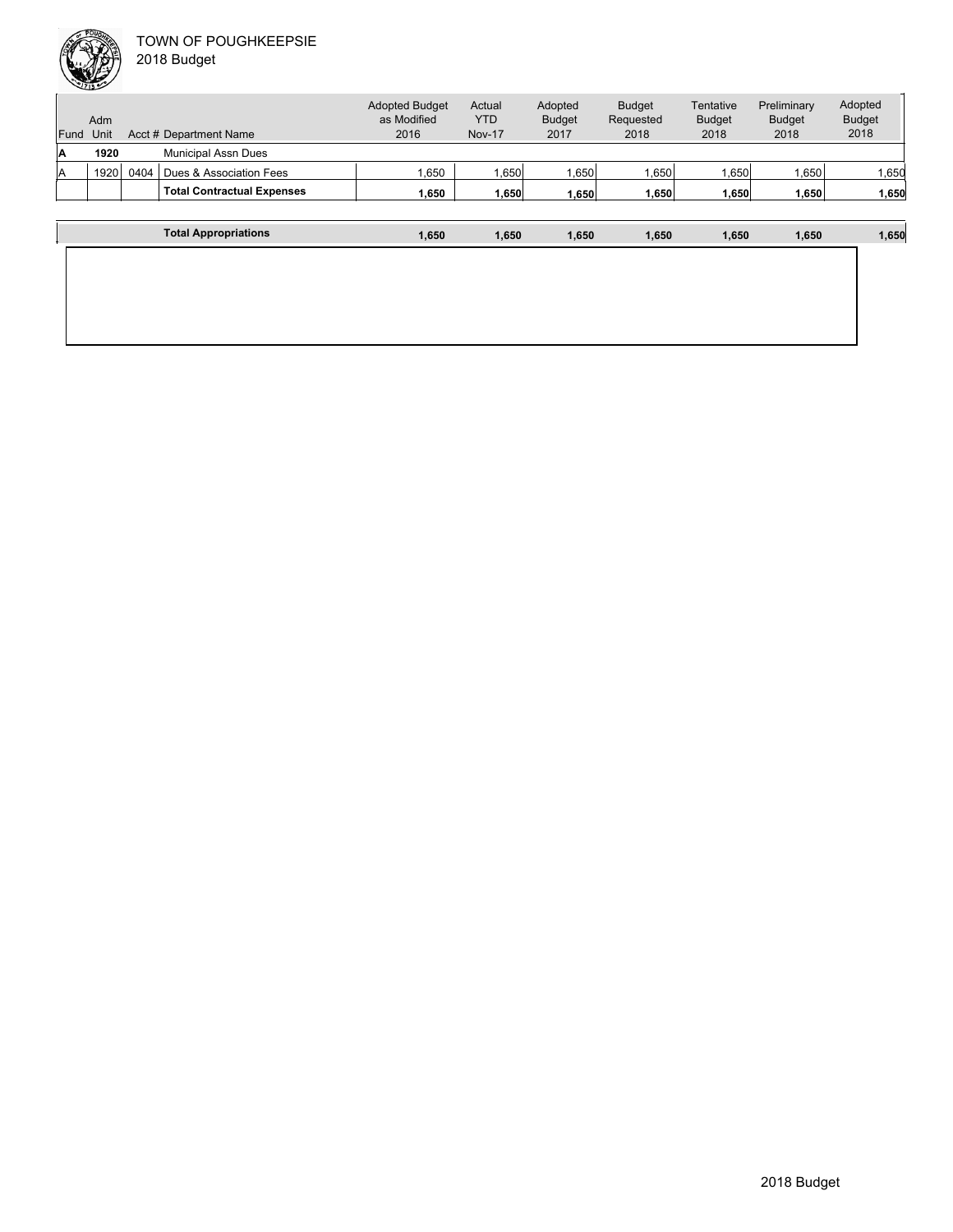TOWN OF POUGHKEEPSIE
2018 Budget

| Fund | Adm Unit | Acct # | Department Name | Adopted Budget as Modified 2016 | Actual YTD Nov-17 | Adopted Budget 2017 | Budget Requested 2018 | Tentative Budget 2018 | Preliminary Budget 2018 | Adopted Budget 2018 |
|---|---|---|---|---|---|---|---|---|---|---|
| **A** | **1920** | | Municipal Assn Dues | | | | | | | |
| A | 1920 | 0404 | Dues & Association Fees | 1,650 | 1,650 | 1,650 | 1,650 | 1,650 | 1,650 | 1,650 |
| | | | **Total Contractual Expenses** | **1,650** | **1,650** | **1,650** | **1,650** | **1,650** | **1,650** | **1,650** |
| | | | **Total Appropriations** | **1,650** | **1,650** | **1,650** | **1,650** | **1,650** | **1,650** | **1,650** |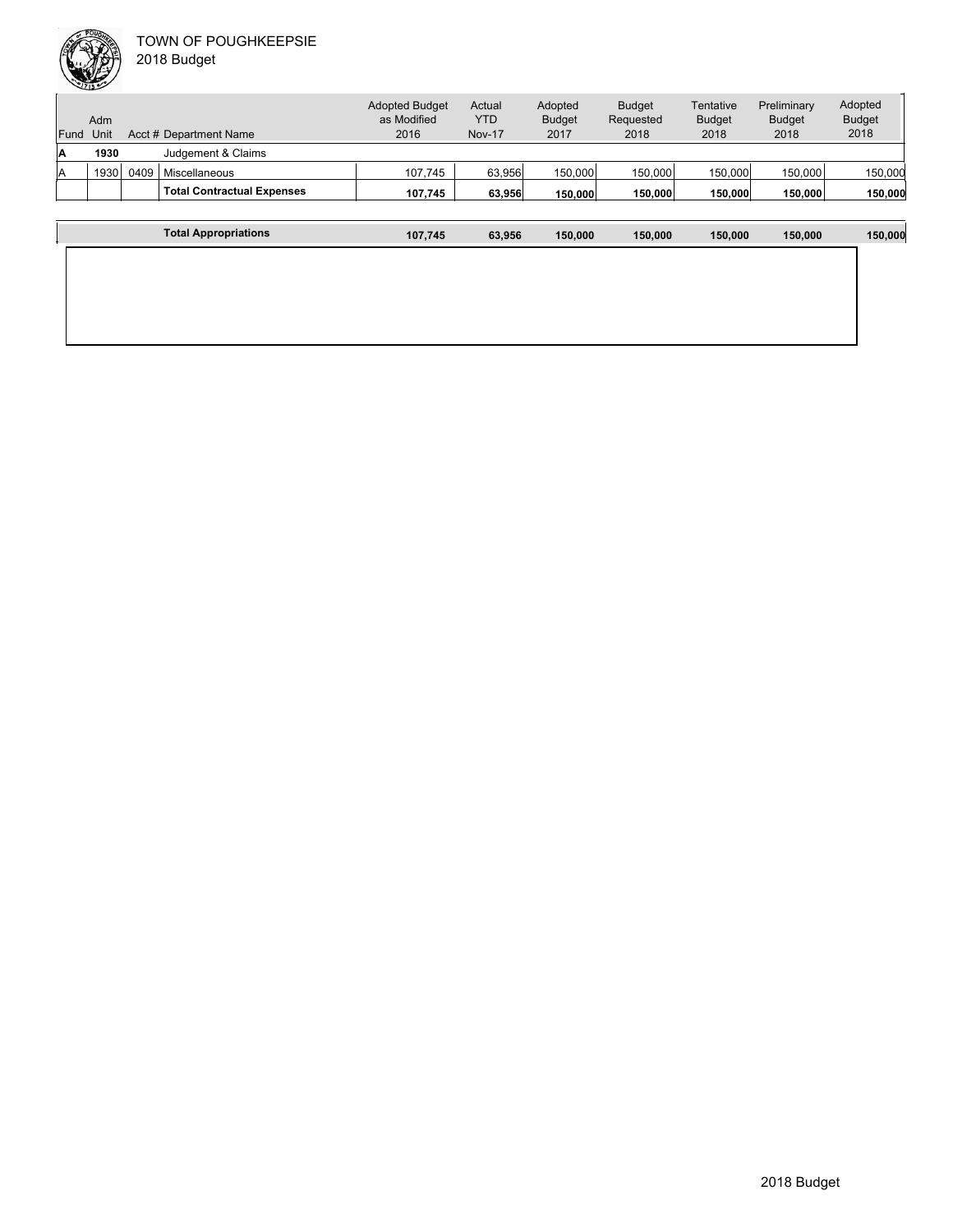| Fund | Adm Unit | Acct # | Department Name | Adopted Budget as Modified 2016 | Actual YTD Nov-17 | Adopted Budget 2017 | Budget Requested 2018 | Tentative Budget 2018 | Preliminary Budget 2018 | Adopted Budget 2018 |
|---|---|---|---|---|---|---|---|---|---|---|
| **A** | **1930** | | Judgement & Claims | | | | | | | |
| A | 1930 | 0409 | Miscellaneous | 107,745 | 63,956 | 150,000 | 150,000 | 150,000 | 150,000 | 150,000 |
| | | | **Total Contractual Expenses** | **107,745** | **63,956** | **150,000** | **150,000** | **150,000** | **150,000** | **150,000** |
| | | | **Total Appropriations** | **107,745** | **63,956** | **150,000** | **150,000** | **150,000** | **150,000** | **150,000** |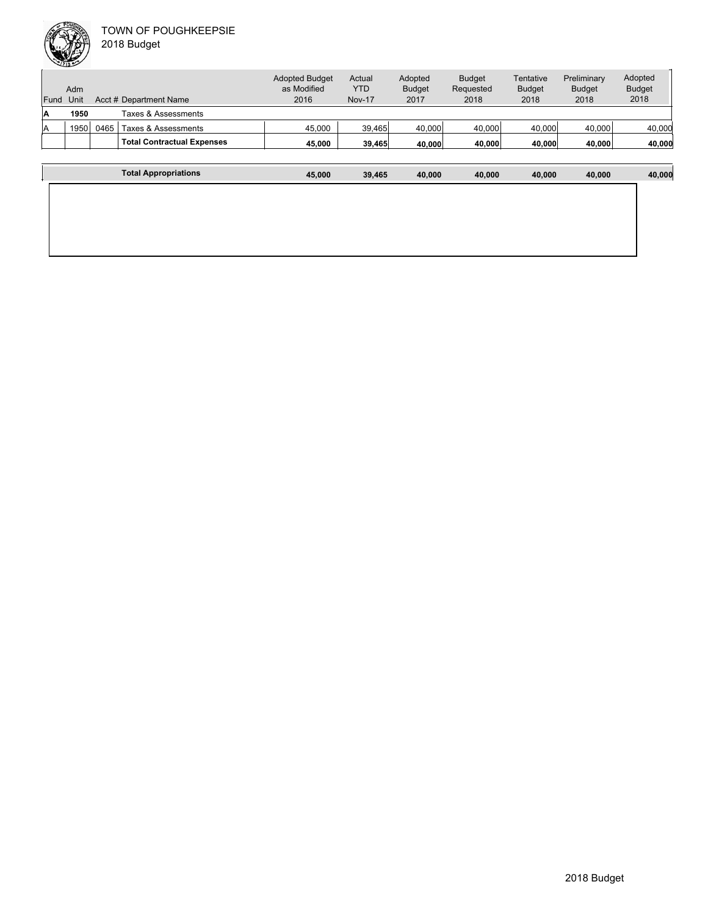TOWN OF POUGHKEEPSIE
2018 Budget

| Fund | Adm Unit | Acct # | Department Name | Adopted Budget as Modified 2016 | Actual YTD Nov-17 | Adopted Budget 2017 | Budget Requested 2018 | Tentative Budget 2018 | Preliminary Budget 2018 | Adopted Budget 2018 |
|---|---|---|---|---|---|---|---|---|---|---|
| **A** | **1950** | | Taxes & Assessments | | | | | | | |
| A | 1950 | 0465 | Taxes & Assessments | 45,000 | 39,465 | 40,000 | 40,000 | 40,000 | 40,000 | 40,000 |
| | | | **Total Contractual Expenses** | **45,000** | **39,465** | **40,000** | **40,000** | **40,000** | **40,000** | **40,000** |
| | | | **Total Appropriations** | **45,000** | **39,465** | **40,000** | **40,000** | **40,000** | **40,000** | **40,000** |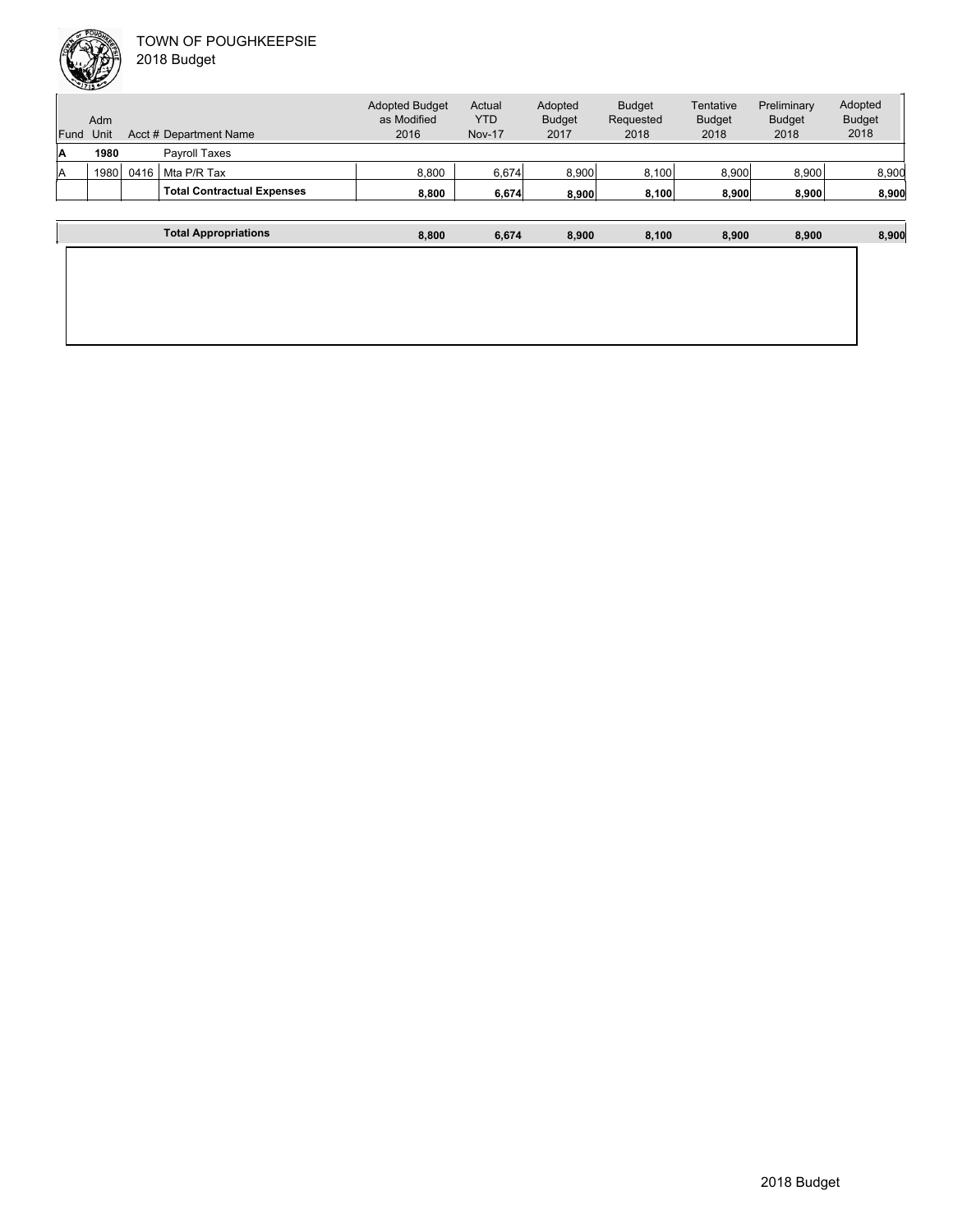TOWN OF POUGHKEEPSIE
2018 Budget

| Fund | Adm Unit | Acct # | Department Name | Adopted Budget as Modified 2016 | Actual YTD Nov-17 | Adopted Budget 2017 | Budget Requested 2018 | Tentative Budget 2018 | Preliminary Budget 2018 | Adopted Budget 2018 |
|---|---|---|---|---|---|---|---|---|---|---|
| **A** | **1980** | | Payroll Taxes | | | | | | | |
| A | 1980 | 0416 | Mta P/R Tax | 8,800 | 6,674 | 8,900 | 8,100 | 8,900 | 8,900 | 8,900 |
| | | | **Total Contractual Expenses** | **8,800** | **6,674** | **8,900** | **8,100** | **8,900** | **8,900** | **8,900** |
| | | | **Total Appropriations** | **8,800** | **6,674** | **8,900** | **8,100** | **8,900** | **8,900** | **8,900** |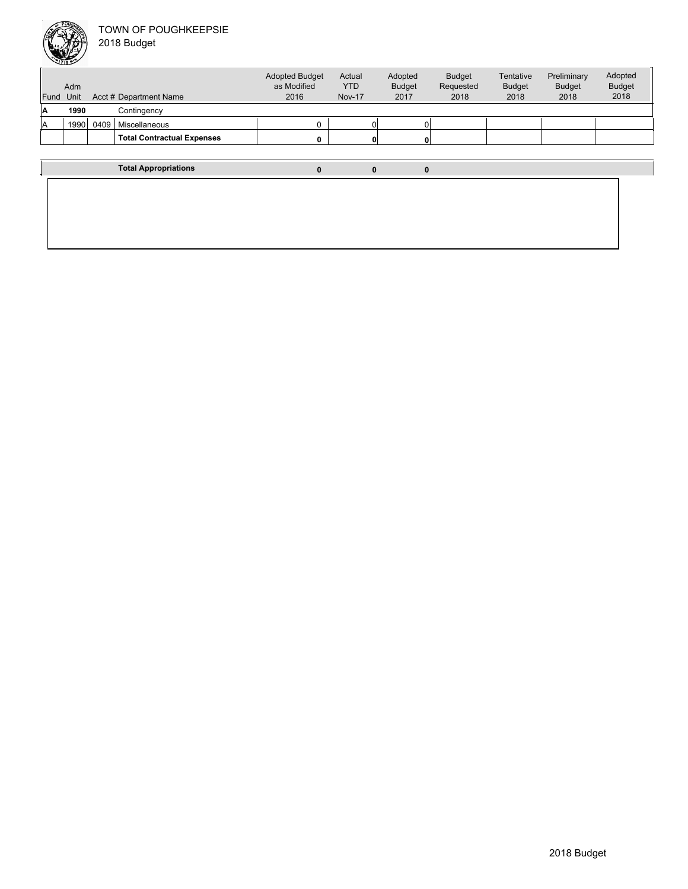# TOWN OF POUGHKEEPSIE
2018 Budget

| Fund | Adm Unit | Acct # | Department Name | Adopted Budget as Modified 2016 | Actual YTD Nov-17 | Adopted Budget 2017 | Budget Requested 2018 | Tentative Budget 2018 | Preliminary Budget 2018 | Adopted Budget 2018 |
|---|---|---|---|---|---|---|---|---|---|---|
| **A** | **1990** | | Contingency | | | | | | | |
| A | 1990 | 0409 | Miscellaneous | 0 | 0 | 0 | | | | |
| | | | **Total Contractual Expenses** | **0** | **0** | **0** | | | | |
| | | | **Total Appropriations** | **0** | **0** | **0** | | | | |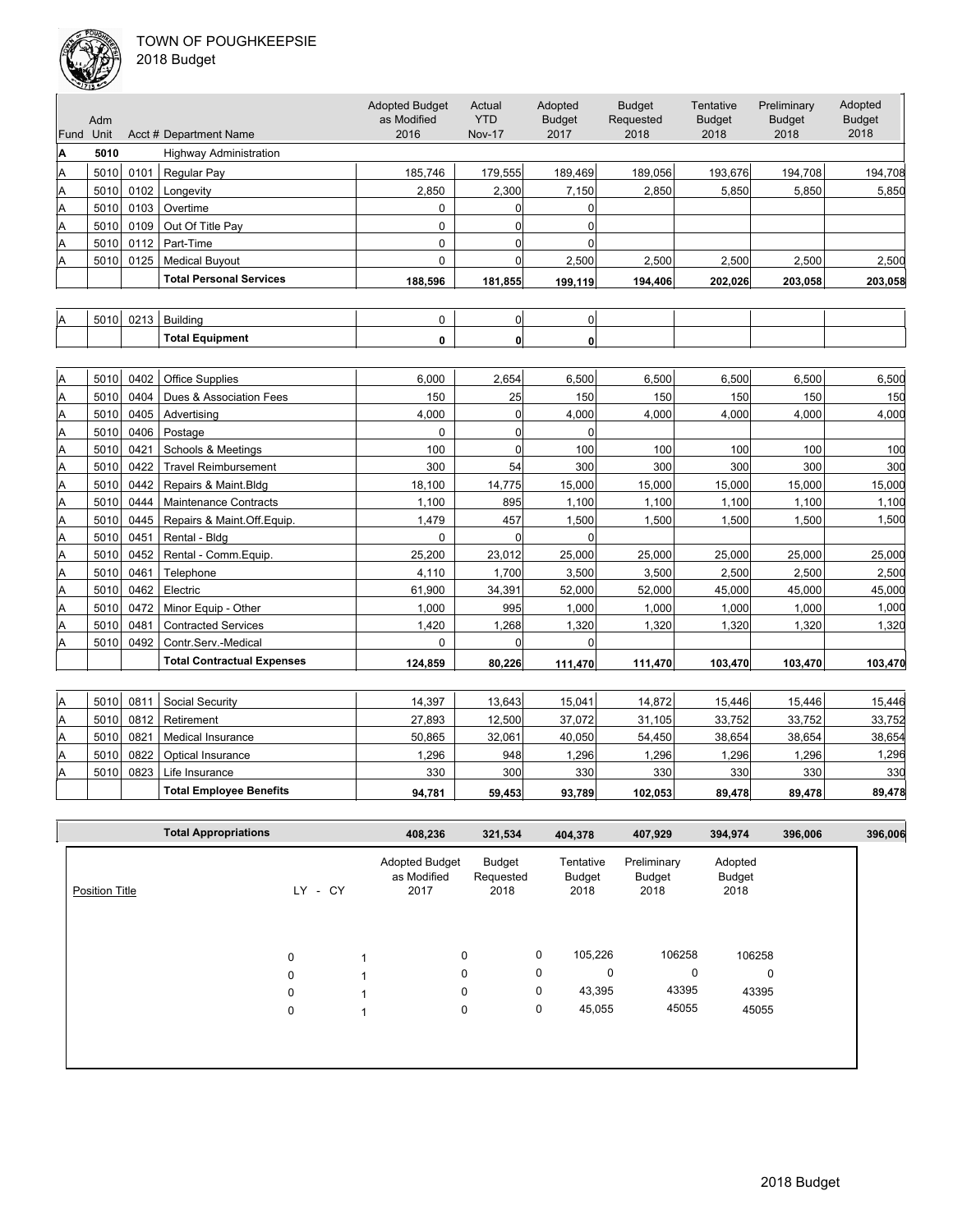# TOWN OF POUGHKEEPSIE

2018 Budget

| Fund | Adm Unit | Acct # | Department Name | Adopted Budget as Modified 2016 | Actual YTD Nov-17 | Adopted Budget 2017 | Budget Requested 2018 | Tentative Budget 2018 | Preliminary Budget 2018 | Adopted Budget 2018 |
|---|---|---|---|---|---|---|---|---|---|---|
| **A** | **5010** | | Highway Administration | | | | | | | |
| A | 5010 | 0101 | Regular Pay | 185,746 | 179,555 | 189,469 | 189,056 | 193,676 | 194,708 | 194,708 |
| A | 5010 | 0102 | Longevity | 2,850 | 2,300 | 7,150 | 2,850 | 5,850 | 5,850 | 5,850 |
| A | 5010 | 0103 | Overtime | 0 | 0 | 0 | | | | |
| A | 5010 | 0109 | Out Of Title Pay | 0 | 0 | 0 | | | | |
| A | 5010 | 0112 | Part-Time | 0 | 0 | 0 | | | | |
| A | 5010 | 0125 | Medical Buyout | 0 | 0 | 2,500 | 2,500 | 2,500 | 2,500 | 2,500 |
| | | | **Total Personal Services** | **188,596** | **181,855** | **199,119** | **194,406** | **202,026** | **203,058** | **203,058** |
| A | 5010 | 0213 | Building | 0 | 0 | 0 | | | | |
| | | | **Total Equipment** | **0** | **0** | **0** | | | | |
| A | 5010 | 0402 | Office Supplies | 6,000 | 2,654 | 6,500 | 6,500 | 6,500 | 6,500 | 6,500 |
| A | 5010 | 0404 | Dues & Association Fees | 150 | 25 | 150 | 150 | 150 | 150 | 150 |
| A | 5010 | 0405 | Advertising | 4,000 | 0 | 4,000 | 4,000 | 4,000 | 4,000 | 4,000 |
| A | 5010 | 0406 | Postage | 0 | 0 | 0 | | | | |
| A | 5010 | 0421 | Schools & Meetings | 100 | 0 | 100 | 100 | 100 | 100 | 100 |
| A | 5010 | 0422 | Travel Reimbursement | 300 | 54 | 300 | 300 | 300 | 300 | 300 |
| A | 5010 | 0442 | Repairs & Maint.Bldg | 18,100 | 14,775 | 15,000 | 15,000 | 15,000 | 15,000 | 15,000 |
| A | 5010 | 0444 | Maintenance Contracts | 1,100 | 895 | 1,100 | 1,100 | 1,100 | 1,100 | 1,100 |
| A | 5010 | 0445 | Repairs & Maint.Off.Equip. | 1,479 | 457 | 1,500 | 1,500 | 1,500 | 1,500 | 1,500 |
| A | 5010 | 0451 | Rental - Bldg | 0 | 0 | 0 | | | | |
| A | 5010 | 0452 | Rental - Comm.Equip. | 25,200 | 23,012 | 25,000 | 25,000 | 25,000 | 25,000 | 25,000 |
| A | 5010 | 0461 | Telephone | 4,110 | 1,700 | 3,500 | 3,500 | 2,500 | 2,500 | 2,500 |
| A | 5010 | 0462 | Electric | 61,900 | 34,391 | 52,000 | 52,000 | 45,000 | 45,000 | 45,000 |
| A | 5010 | 0472 | Minor Equip - Other | 1,000 | 995 | 1,000 | 1,000 | 1,000 | 1,000 | 1,000 |
| A | 5010 | 0481 | Contracted Services | 1,420 | 1,268 | 1,320 | 1,320 | 1,320 | 1,320 | 1,320 |
| A | 5010 | 0492 | Contr.Serv.-Medical | 0 | 0 | 0 | | | | |
| | | | **Total Contractual Expenses** | **124,859** | **80,226** | **111,470** | **111,470** | **103,470** | **103,470** | **103,470** |
| A | 5010 | 0811 | Social Security | 14,397 | 13,643 | 15,041 | 14,872 | 15,446 | 15,446 | 15,446 |
| A | 5010 | 0812 | Retirement | 27,893 | 12,500 | 37,072 | 31,105 | 33,752 | 33,752 | 33,752 |
| A | 5010 | 0821 | Medical Insurance | 50,865 | 32,061 | 40,050 | 54,450 | 38,654 | 38,654 | 38,654 |
| A | 5010 | 0822 | Optical Insurance | 1,296 | 948 | 1,296 | 1,296 | 1,296 | 1,296 | 1,296 |
| A | 5010 | 0823 | Life Insurance | 330 | 300 | 330 | 330 | 330 | 330 | 330 |
| | | | **Total Employee Benefits** | **94,781** | **59,453** | **93,789** | **102,053** | **89,478** | **89,478** | **89,478** |
| | | | **Total Appropriations** | **408,236** | **321,534** | **404,378** | **407,929** | **394,974** | **396,006** | **396,006** |

| Position Title | LY | CY | Adopted Budget as Modified 2017 | Budget Requested 2018 | Tentative Budget 2018 | Preliminary Budget 2018 | Adopted Budget 2018 |
|---|---|---|---|---|---|---|---|
| | 0 | 1 | 0 | 0 | 105,226 | 106258 | 106258 |
| | 0 | 1 | 0 | 0 | 0 | 0 | 0 |
| | 0 | 1 | 0 | 0 | 43,395 | 43395 | 43395 |
| | 0 | 1 | 0 | 0 | 45,055 | 45055 | 45055 |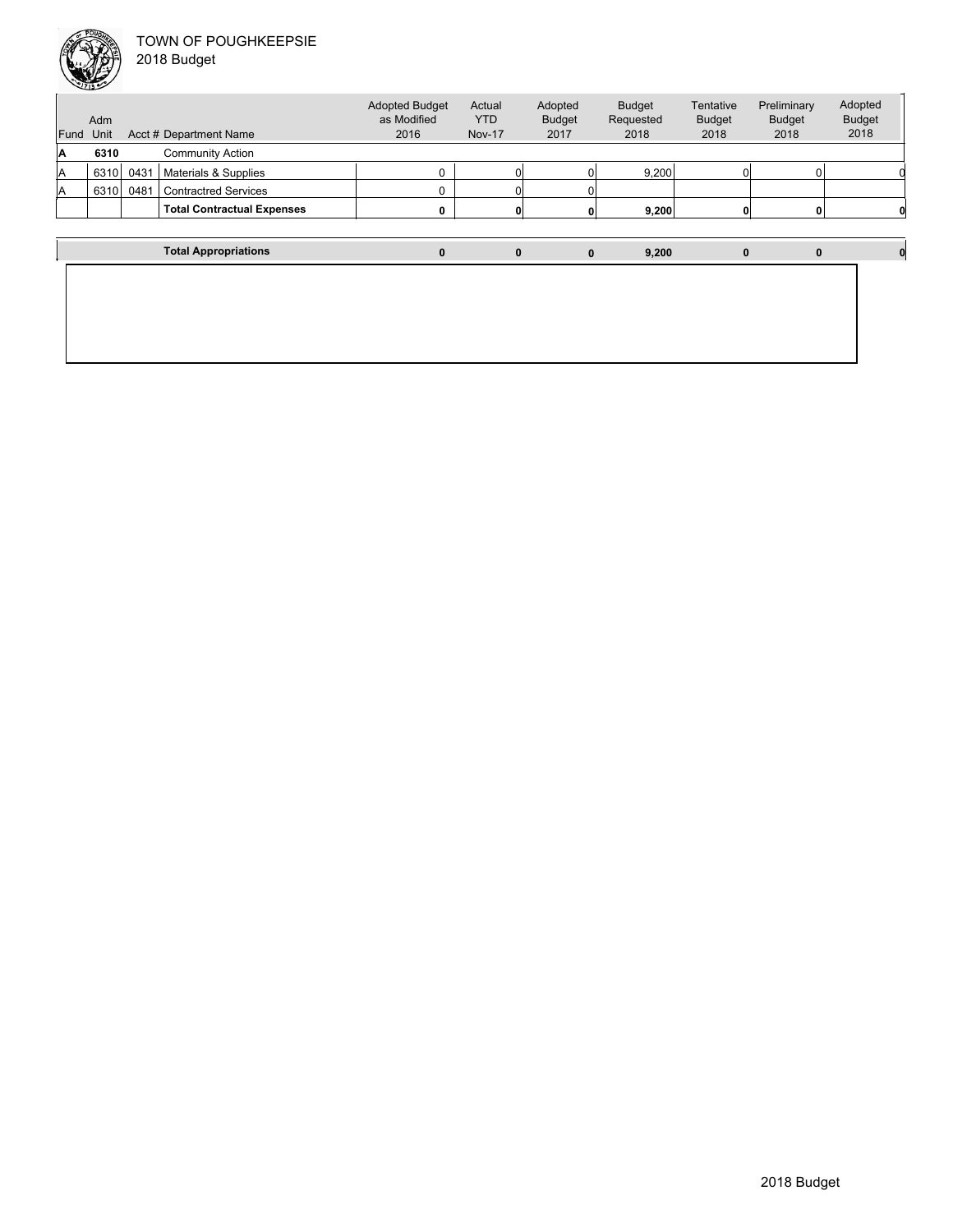TOWN OF POUGHKEEPSIE
2018 Budget

| Fund | Adm Unit | Acct # | Department Name | Adopted Budget as Modified 2016 | Actual YTD Nov-17 | Adopted Budget 2017 | Budget Requested 2018 | Tentative Budget 2018 | Preliminary Budget 2018 | Adopted Budget 2018 |
|---|---|---|---|---|---|---|---|---|---|---|
| **A** | **6310** | | Community Action | | | | | | | |
| A | 6310 | 0431 | Materials & Supplies | 0 | 0 | 0 | 9,200 | 0 | 0 | 0 |
| A | 6310 | 0481 | Contractred Services | 0 | 0 | 0 | | | | |
| | | | **Total Contractual Expenses** | **0** | **0** | **0** | **9,200** | **0** | **0** | **0** |
| | | | **Total Appropriations** | **0** | **0** | **0** | **9,200** | **0** | **0** | **0** |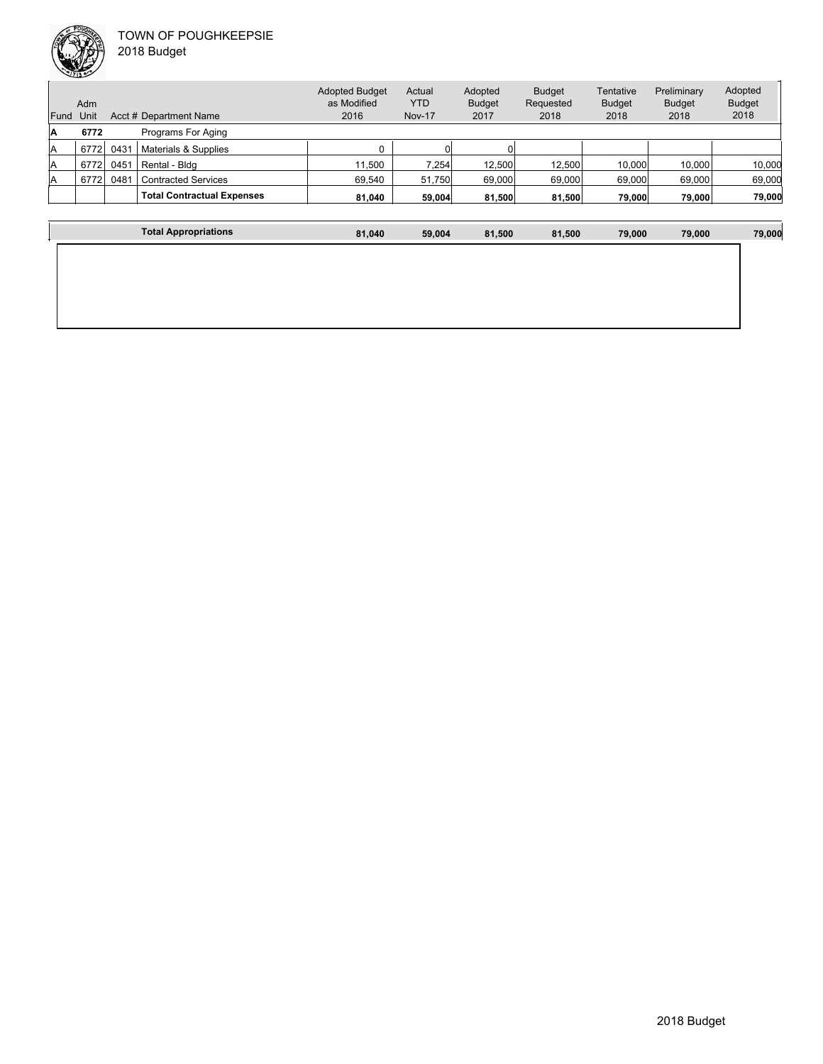TOWN OF POUGHKEEPSIE
2018 Budget

| Fund | Adm Unit | Acct # | Department Name | Adopted Budget as Modified 2016 | Actual YTD Nov-17 | Adopted Budget 2017 | Budget Requested 2018 | Tentative Budget 2018 | Preliminary Budget 2018 | Adopted Budget 2018 |
|---|---|---|---|---|---|---|---|---|---|---|
| **A** | **6772** | | Programs For Aging | | | | | | | |
| A | 6772 | 0431 | Materials & Supplies | 0 | 0 | 0 | | | | |
| A | 6772 | 0451 | Rental - Bldg | 11,500 | 7,254 | 12,500 | 12,500 | 10,000 | 10,000 | 10,000 |
| A | 6772 | 0481 | Contracted Services | 69,540 | 51,750 | 69,000 | 69,000 | 69,000 | 69,000 | 69,000 |
| | | | **Total Contractual Expenses** | **81,040** | **59,004** | **81,500** | **81,500** | **79,000** | **79,000** | **79,000** |
| | | | **Total Appropriations** | **81,040** | **59,004** | **81,500** | **81,500** | **79,000** | **79,000** | **79,000** |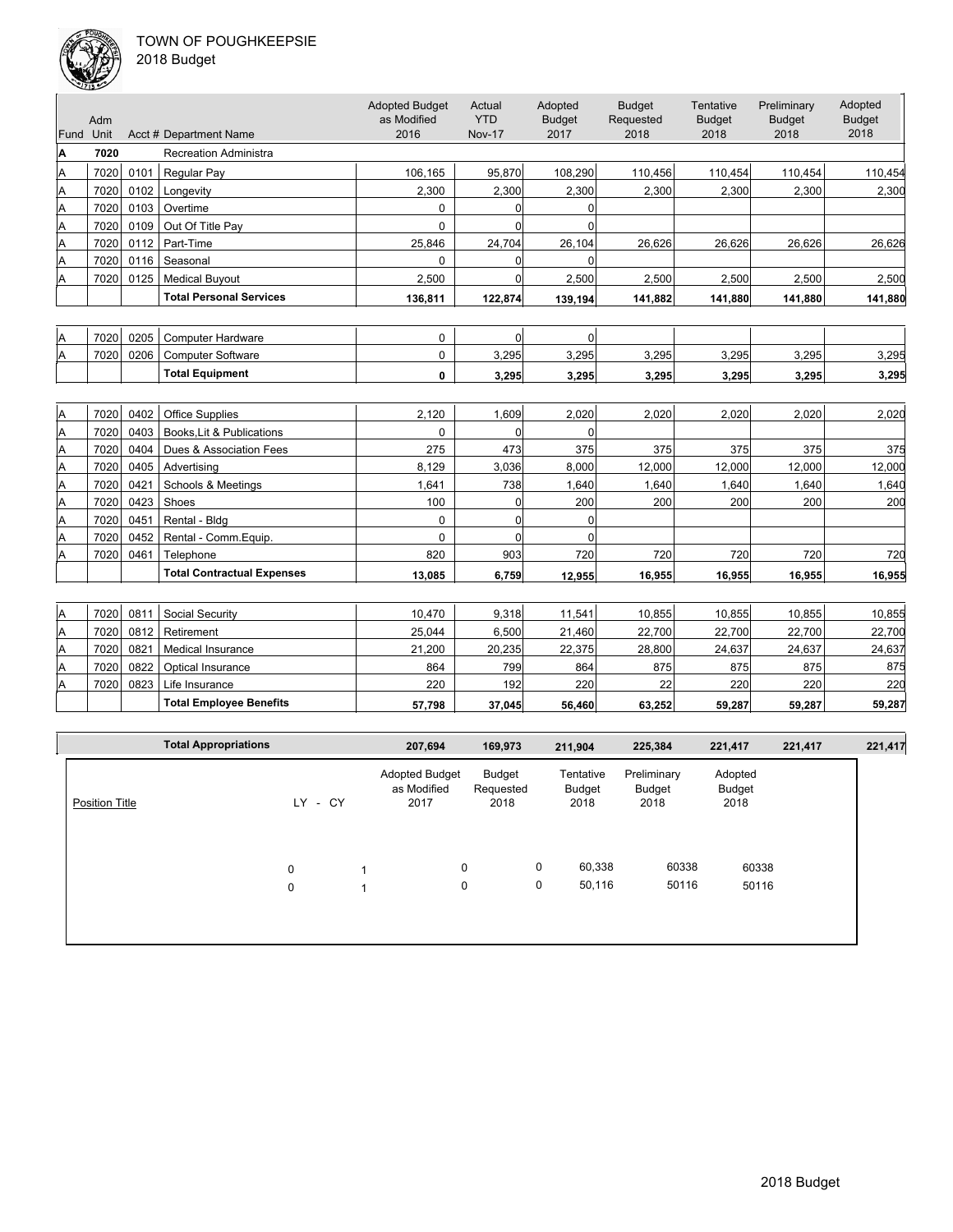TOWN OF POUGHKEEPSIE
2018 Budget

| Fund | Adm Unit | Acct # | Department Name | Adopted Budget as Modified 2016 | Actual YTD Nov-17 | Adopted Budget 2017 | Budget Requested 2018 | Tentative Budget 2018 | Preliminary Budget 2018 | Adopted Budget 2018 |
|---|---|---|---|---|---|---|---|---|---|---|
| **A** | **7020** | | Recreation Administra | | | | | | | |
| A | 7020 | 0101 | Regular Pay | 106,165 | 95,870 | 108,290 | 110,456 | 110,454 | 110,454 | 110,454 |
| A | 7020 | 0102 | Longevity | 2,300 | 2,300 | 2,300 | 2,300 | 2,300 | 2,300 | 2,300 |
| A | 7020 | 0103 | Overtime | 0 | 0 | 0 | | | | |
| A | 7020 | 0109 | Out Of Title Pay | 0 | 0 | 0 | | | | |
| A | 7020 | 0112 | Part-Time | 25,846 | 24,704 | 26,104 | 26,626 | 26,626 | 26,626 | 26,626 |
| A | 7020 | 0116 | Seasonal | 0 | 0 | 0 | | | | |
| A | 7020 | 0125 | Medical Buyout | 2,500 | 0 | 2,500 | 2,500 | 2,500 | 2,500 | 2,500 |
| | | | **Total Personal Services** | **136,811** | **122,874** | **139,194** | **141,882** | **141,880** | **141,880** | **141,880** |
| A | 7020 | 0205 | Computer Hardware | 0 | 0 | 0 | | | | |
| A | 7020 | 0206 | Computer Software | 0 | 3,295 | 3,295 | 3,295 | 3,295 | 3,295 | 3,295 |
| | | | **Total Equipment** | **0** | **3,295** | **3,295** | **3,295** | **3,295** | **3,295** | **3,295** |
| A | 7020 | 0402 | Office Supplies | 2,120 | 1,609 | 2,020 | 2,020 | 2,020 | 2,020 | 2,020 |
| A | 7020 | 0403 | Books,Lit & Publications | 0 | 0 | 0 | | | | |
| A | 7020 | 0404 | Dues & Association Fees | 275 | 473 | 375 | 375 | 375 | 375 | 375 |
| A | 7020 | 0405 | Advertising | 8,129 | 3,036 | 8,000 | 12,000 | 12,000 | 12,000 | 12,000 |
| A | 7020 | 0421 | Schools & Meetings | 1,641 | 738 | 1,640 | 1,640 | 1,640 | 1,640 | 1,640 |
| A | 7020 | 0423 | Shoes | 100 | 0 | 200 | 200 | 200 | 200 | 200 |
| A | 7020 | 0451 | Rental - Bldg | 0 | 0 | 0 | | | | |
| A | 7020 | 0452 | Rental - Comm.Equip. | 0 | 0 | 0 | | | | |
| A | 7020 | 0461 | Telephone | 820 | 903 | 720 | 720 | 720 | 720 | 720 |
| | | | **Total Contractual Expenses** | **13,085** | **6,759** | **12,955** | **16,955** | **16,955** | **16,955** | **16,955** |
| A | 7020 | 0811 | Social Security | 10,470 | 9,318 | 11,541 | 10,855 | 10,855 | 10,855 | 10,855 |
| A | 7020 | 0812 | Retirement | 25,044 | 6,500 | 21,460 | 22,700 | 22,700 | 22,700 | 22,700 |
| A | 7020 | 0821 | Medical Insurance | 21,200 | 20,235 | 22,375 | 28,800 | 24,637 | 24,637 | 24,637 |
| A | 7020 | 0822 | Optical Insurance | 864 | 799 | 864 | 875 | 875 | 875 | 875 |
| A | 7020 | 0823 | Life Insurance | 220 | 192 | 220 | 22 | 220 | 220 | 220 |
| | | | **Total Employee Benefits** | **57,798** | **37,045** | **56,460** | **63,252** | **59,287** | **59,287** | **59,287** |
| | | | **Total Appropriations** | **207,694** | **169,973** | **211,904** | **225,384** | **221,417** | **221,417** | **221,417** |

| Position Title | LY | CY | Adopted Budget as Modified 2017 | Budget Requested 2018 | Tentative Budget 2018 | Preliminary Budget 2018 | Adopted Budget 2018 |
|---|---|---|---|---|---|---|---|
| | 0 | 1 | 0 | 0 | 60,338 | 60338 | 60338 |
| | 0 | 1 | 0 | 0 | 50,116 | 50116 | 50116 |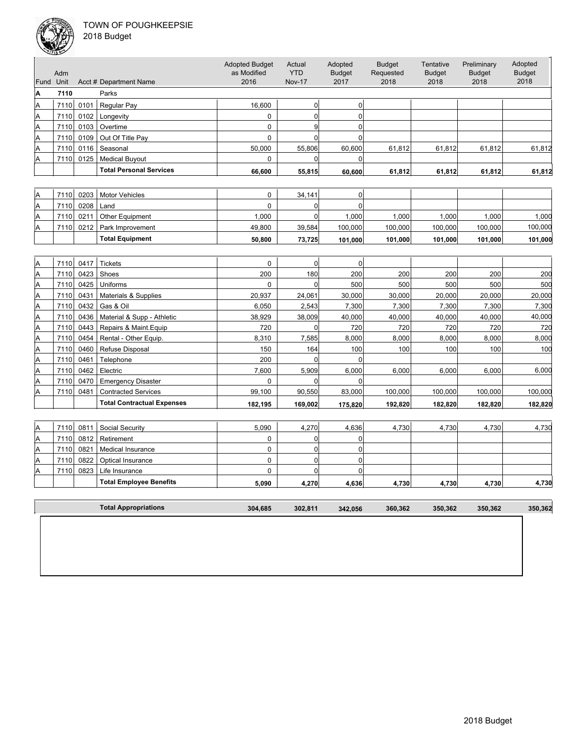# TOWN OF POUGHKEEPSIE
## 2018 Budget

| Fund | Adm Unit | Acct # | Department Name | Adopted Budget as Modified 2016 | Actual YTD Nov-17 | Adopted Budget 2017 | Budget Requested 2018 | Tentative Budget 2018 | Preliminary Budget 2018 | Adopted Budget 2018 |
|---|---|---|---|---|---|---|---|---|---|---|
| **A** | **7110** | | Parks | | | | | | | |
| A | 7110 | 0101 | Regular Pay | 16,600 | 0 | 0 | | | | |
| A | 7110 | 0102 | Longevity | 0 | 0 | 0 | | | | |
| A | 7110 | 0103 | Overtime | 0 | 9 | 0 | | | | |
| A | 7110 | 0109 | Out Of Title Pay | 0 | 0 | 0 | | | | |
| A | 7110 | 0116 | Seasonal | 50,000 | 55,806 | 60,600 | 61,812 | 61,812 | 61,812 | 61,812 |
| A | 7110 | 0125 | Medical Buyout | 0 | 0 | 0 | | | | |
| | | | **Total Personal Services** | **66,600** | **55,815** | **60,600** | **61,812** | **61,812** | **61,812** | **61,812** |
| A | 7110 | 0203 | Motor Vehicles | 0 | 34,141 | 0 | | | | |
| A | 7110 | 0208 | Land | 0 | 0 | 0 | | | | |
| A | 7110 | 0211 | Other Equipment | 1,000 | 0 | 1,000 | 1,000 | 1,000 | 1,000 | 1,000 |
| A | 7110 | 0212 | Park Improvement | 49,800 | 39,584 | 100,000 | 100,000 | 100,000 | 100,000 | 100,000 |
| | | | **Total Equipment** | **50,800** | **73,725** | **101,000** | **101,000** | **101,000** | **101,000** | **101,000** |
| A | 7110 | 0417 | Tickets | 0 | 0 | 0 | | | | |
| A | 7110 | 0423 | Shoes | 200 | 180 | 200 | 200 | 200 | 200 | 200 |
| A | 7110 | 0425 | Uniforms | 0 | 0 | 500 | 500 | 500 | 500 | 500 |
| A | 7110 | 0431 | Materials & Supplies | 20,937 | 24,061 | 30,000 | 30,000 | 20,000 | 20,000 | 20,000 |
| A | 7110 | 0432 | Gas & Oil | 6,050 | 2,543 | 7,300 | 7,300 | 7,300 | 7,300 | 7,300 |
| A | 7110 | 0436 | Material & Supp - Athletic | 38,929 | 38,009 | 40,000 | 40,000 | 40,000 | 40,000 | 40,000 |
| A | 7110 | 0443 | Repairs & Maint.Equip | 720 | 0 | 720 | 720 | 720 | 720 | 720 |
| A | 7110 | 0454 | Rental - Other Equip. | 8,310 | 7,585 | 8,000 | 8,000 | 8,000 | 8,000 | 8,000 |
| A | 7110 | 0460 | Refuse Disposal | 150 | 164 | 100 | 100 | 100 | 100 | 100 |
| A | 7110 | 0461 | Telephone | 200 | 0 | 0 | | | | |
| A | 7110 | 0462 | Electric | 7,600 | 5,909 | 6,000 | 6,000 | 6,000 | 6,000 | 6,000 |
| A | 7110 | 0470 | Emergency Disaster | 0 | 0 | 0 | | | | |
| A | 7110 | 0481 | Contracted Services | 99,100 | 90,550 | 83,000 | 100,000 | 100,000 | 100,000 | 100,000 |
| | | | **Total Contractual Expenses** | **182,195** | **169,002** | **175,820** | **192,820** | **182,820** | **182,820** | **182,820** |
| A | 7110 | 0811 | Social Security | 5,090 | 4,270 | 4,636 | 4,730 | 4,730 | 4,730 | 4,730 |
| A | 7110 | 0812 | Retirement | 0 | 0 | 0 | | | | |
| A | 7110 | 0821 | Medical Insurance | 0 | 0 | 0 | | | | |
| A | 7110 | 0822 | Optical Insurance | 0 | 0 | 0 | | | | |
| A | 7110 | 0823 | Life Insurance | 0 | 0 | 0 | | | | |
| | | | **Total Employee Benefits** | **5,090** | **4,270** | **4,636** | **4,730** | **4,730** | **4,730** | **4,730** |
| | | | **Total Appropriations** | **304,685** | **302,811** | **342,056** | **360,362** | **350,362** | **350,362** | **350,362** |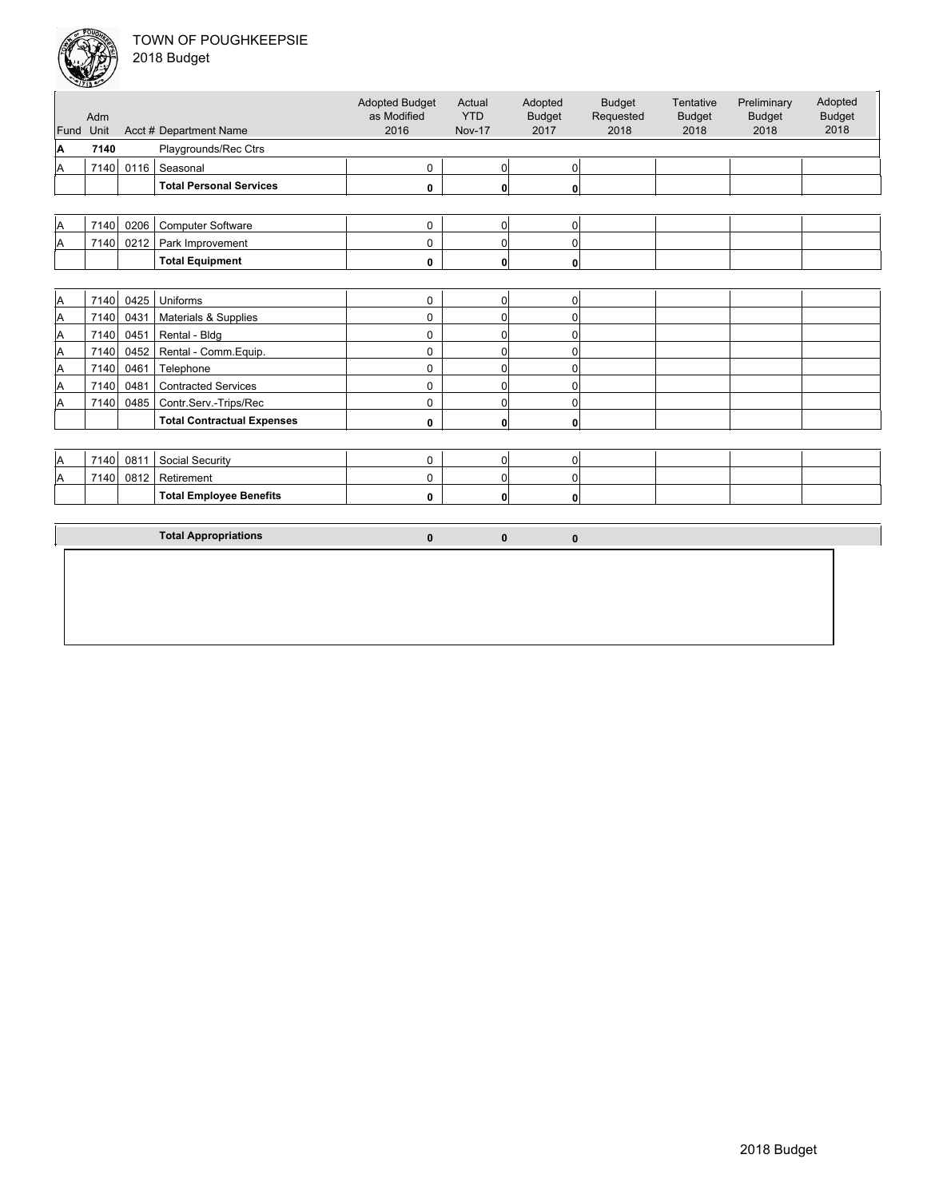TOWN OF POUGHKEEPSIE
2018 Budget

| Fund | Adm Unit | Acct # | Department Name | Adopted Budget as Modified 2016 | Actual YTD Nov-17 | Adopted Budget 2017 | Budget Requested 2018 | Tentative Budget 2018 | Preliminary Budget 2018 | Adopted Budget 2018 |
|---|---|---|---|---|---|---|---|---|---|---|
| **A** | **7140** | | Playgrounds/Rec Ctrs | | | | | | | |
| A | 7140 | 0116 | Seasonal | 0 | 0 | 0 | | | | |
| | | | **Total Personal Services** | **0** | **0** | **0** | | | | |
| A | 7140 | 0206 | Computer Software | 0 | 0 | 0 | | | | |
| A | 7140 | 0212 | Park Improvement | 0 | 0 | 0 | | | | |
| | | | **Total Equipment** | **0** | **0** | **0** | | | | |
| A | 7140 | 0425 | Uniforms | 0 | 0 | 0 | | | | |
| A | 7140 | 0431 | Materials & Supplies | 0 | 0 | 0 | | | | |
| A | 7140 | 0451 | Rental - Bldg | 0 | 0 | 0 | | | | |
| A | 7140 | 0452 | Rental - Comm.Equip. | 0 | 0 | 0 | | | | |
| A | 7140 | 0461 | Telephone | 0 | 0 | 0 | | | | |
| A | 7140 | 0481 | Contracted Services | 0 | 0 | 0 | | | | |
| A | 7140 | 0485 | Contr.Serv.-Trips/Rec | 0 | 0 | 0 | | | | |
| | | | **Total Contractual Expenses** | **0** | **0** | **0** | | | | |
| A | 7140 | 0811 | Social Security | 0 | 0 | 0 | | | | |
| A | 7140 | 0812 | Retirement | 0 | 0 | 0 | | | | |
| | | | **Total Employee Benefits** | **0** | **0** | **0** | | | | |
| | | | **Total Appropriations** | **0** | **0** | **0** | | | | |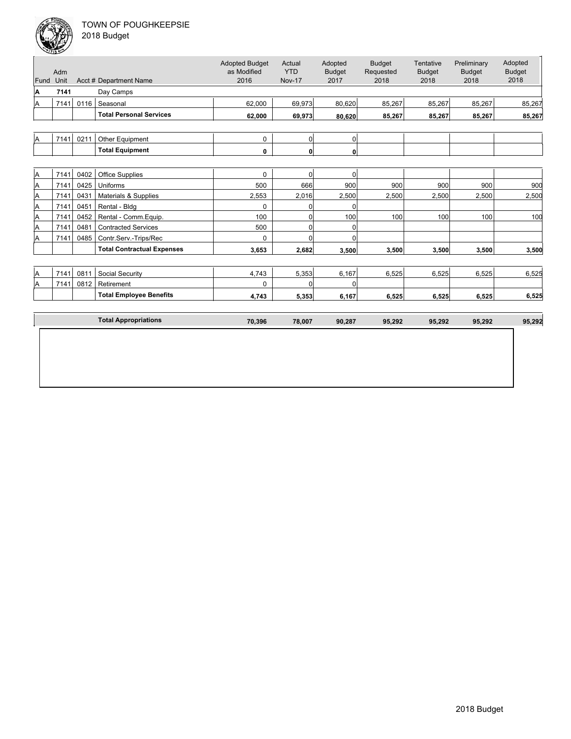TOWN OF POUGHKEEPSIE
2018 Budget

| Fund | Adm Unit | Acct # | Department Name | Adopted Budget as Modified 2016 | Actual YTD Nov-17 | Adopted Budget 2017 | Budget Requested 2018 | Tentative Budget 2018 | Preliminary Budget 2018 | Adopted Budget 2018 |
|---|---|---|---|---|---|---|---|---|---|---|
| **A** | **7141** | | Day Camps | | | | | | | |
| A | 7141 | 0116 | Seasonal | 62,000 | 69,973 | 80,620 | 85,267 | 85,267 | 85,267 | 85,267 |
| | | | **Total Personal Services** | **62,000** | **69,973** | **80,620** | **85,267** | **85,267** | **85,267** | **85,267** |
| A | 7141 | 0211 | Other Equipment | 0 | 0 | 0 | | | | |
| | | | **Total Equipment** | **0** | **0** | **0** | | | | |
| A | 7141 | 0402 | Office Supplies | 0 | 0 | 0 | | | | |
| A | 7141 | 0425 | Uniforms | 500 | 666 | 900 | 900 | 900 | 900 | 900 |
| A | 7141 | 0431 | Materials & Supplies | 2,553 | 2,016 | 2,500 | 2,500 | 2,500 | 2,500 | 2,500 |
| A | 7141 | 0451 | Rental - Bldg | 0 | 0 | 0 | | | | |
| A | 7141 | 0452 | Rental - Comm.Equip. | 100 | 0 | 100 | 100 | 100 | 100 | 100 |
| A | 7141 | 0481 | Contracted Services | 500 | 0 | 0 | | | | |
| A | 7141 | 0485 | Contr.Serv.-Trips/Rec | 0 | 0 | 0 | | | | |
| | | | **Total Contractual Expenses** | **3,653** | **2,682** | **3,500** | **3,500** | **3,500** | **3,500** | **3,500** |
| A | 7141 | 0811 | Social Security | 4,743 | 5,353 | 6,167 | 6,525 | 6,525 | 6,525 | 6,525 |
| A | 7141 | 0812 | Retirement | 0 | 0 | 0 | | | | |
| | | | **Total Employee Benefits** | **4,743** | **5,353** | **6,167** | **6,525** | **6,525** | **6,525** | **6,525** |
| | | | **Total Appropriations** | **70,396** | **78,007** | **90,287** | **95,292** | **95,292** | **95,292** | **95,292** |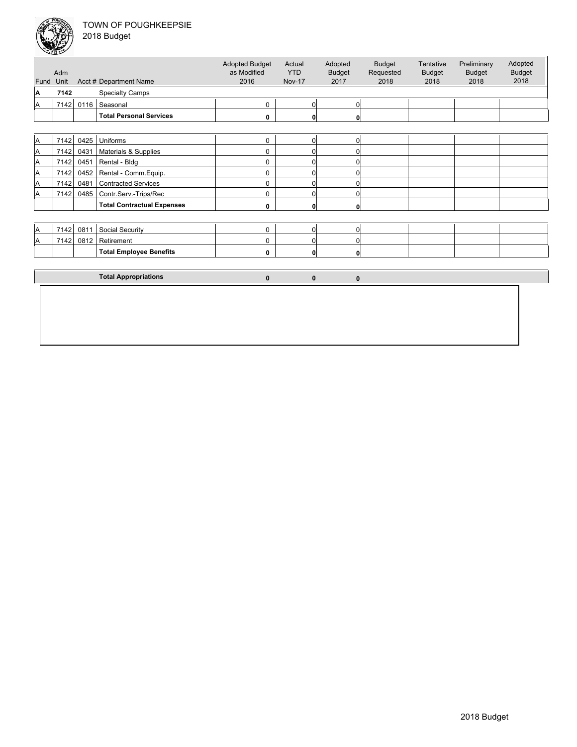TOWN OF POUGHKEEPSIE

2018 Budget

| Fund | Adm Unit | Acct # | Department Name | Adopted Budget as Modified 2016 | Actual YTD Nov-17 | Adopted Budget 2017 | Budget Requested 2018 | Tentative Budget 2018 | Preliminary Budget 2018 | Adopted Budget 2018 |
|---|---|---|---|---|---|---|---|---|---|---|
| **A** | **7142** | | Specialty Camps | | | | | | | |
| A | 7142 | 0116 | Seasonal | 0 | 0 | 0 | | | | |
| | | | **Total Personal Services** | **0** | **0** | **0** | | | | |
| A | 7142 | 0425 | Uniforms | 0 | 0 | 0 | | | | |
| A | 7142 | 0431 | Materials & Supplies | 0 | 0 | 0 | | | | |
| A | 7142 | 0451 | Rental - Bldg | 0 | 0 | 0 | | | | |
| A | 7142 | 0452 | Rental - Comm.Equip. | 0 | 0 | 0 | | | | |
| A | 7142 | 0481 | Contracted Services | 0 | 0 | 0 | | | | |
| A | 7142 | 0485 | Contr.Serv.-Trips/Rec | 0 | 0 | 0 | | | | |
| | | | **Total Contractual Expenses** | **0** | **0** | **0** | | | | |
| A | 7142 | 0811 | Social Security | 0 | 0 | 0 | | | | |
| A | 7142 | 0812 | Retirement | 0 | 0 | 0 | | | | |
| | | | **Total Employee Benefits** | **0** | **0** | **0** | | | | |
| | | | **Total Appropriations** | **0** | **0** | **0** | | | | |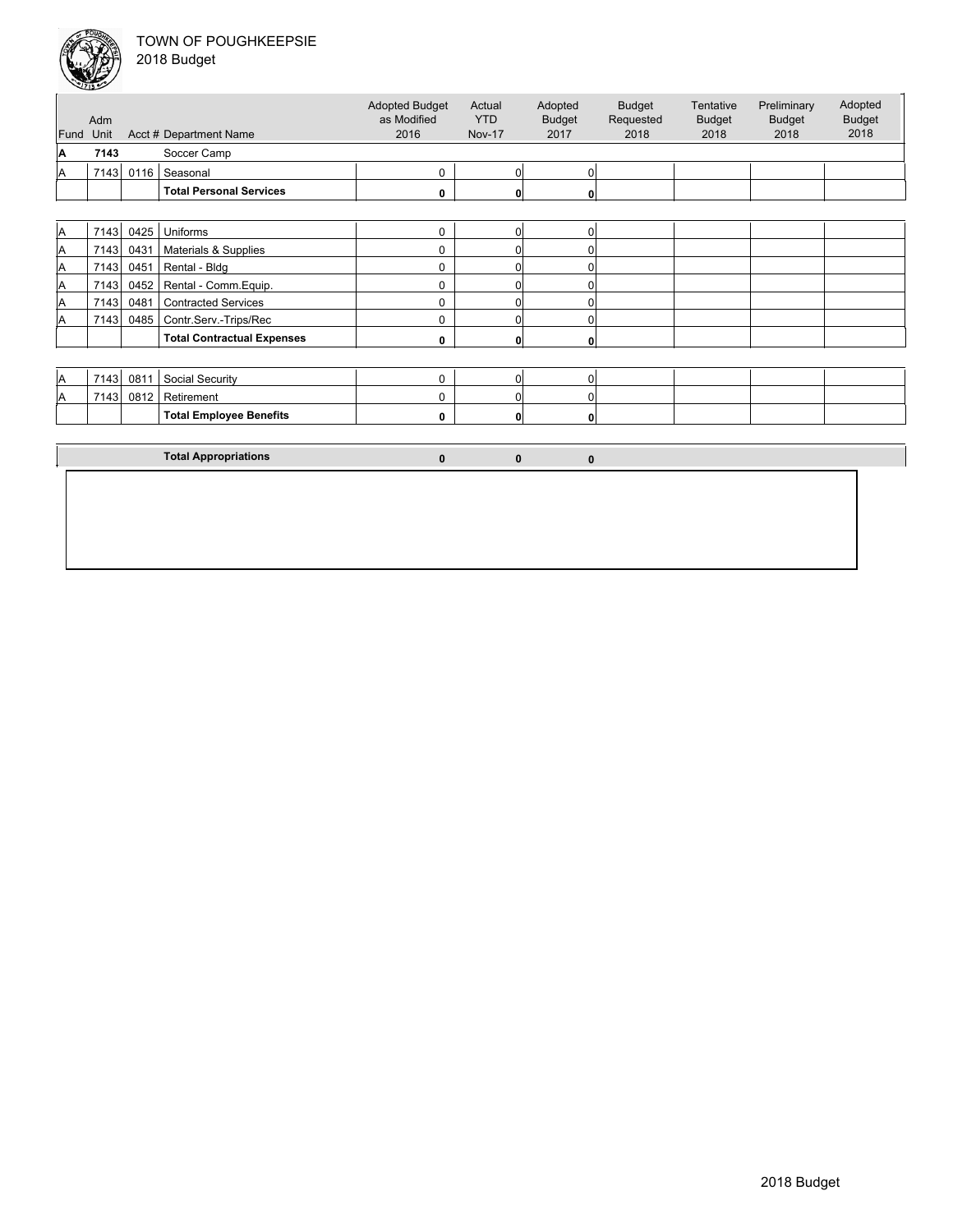TOWN OF POUGHKEEPSIE
2018 Budget

| Fund | Adm Unit | Acct # | Department Name | Adopted Budget as Modified 2016 | Actual YTD Nov-17 | Adopted Budget 2017 | Budget Requested 2018 | Tentative Budget 2018 | Preliminary Budget 2018 | Adopted Budget 2018 |
|---|---|---|---|---|---|---|---|---|---|---|
| **A** | **7143** | | Soccer Camp | | | | | | | |
| A | 7143 | 0116 | Seasonal | 0 | 0 | 0 | | | | |
| | | | **Total Personal Services** | **0** | **0** | **0** | | | | |
| A | 7143 | 0425 | Uniforms | 0 | 0 | 0 | | | | |
| A | 7143 | 0431 | Materials & Supplies | 0 | 0 | 0 | | | | |
| A | 7143 | 0451 | Rental - Bldg | 0 | 0 | 0 | | | | |
| A | 7143 | 0452 | Rental - Comm.Equip. | 0 | 0 | 0 | | | | |
| A | 7143 | 0481 | Contracted Services | 0 | 0 | 0 | | | | |
| A | 7143 | 0485 | Contr.Serv.-Trips/Rec | 0 | 0 | 0 | | | | |
| | | | **Total Contractual Expenses** | **0** | **0** | **0** | | | | |
| A | 7143 | 0811 | Social Security | 0 | 0 | 0 | | | | |
| A | 7143 | 0812 | Retirement | 0 | 0 | 0 | | | | |
| | | | **Total Employee Benefits** | **0** | **0** | **0** | | | | |
| | | | **Total Appropriations** | **0** | **0** | **0** | | | | |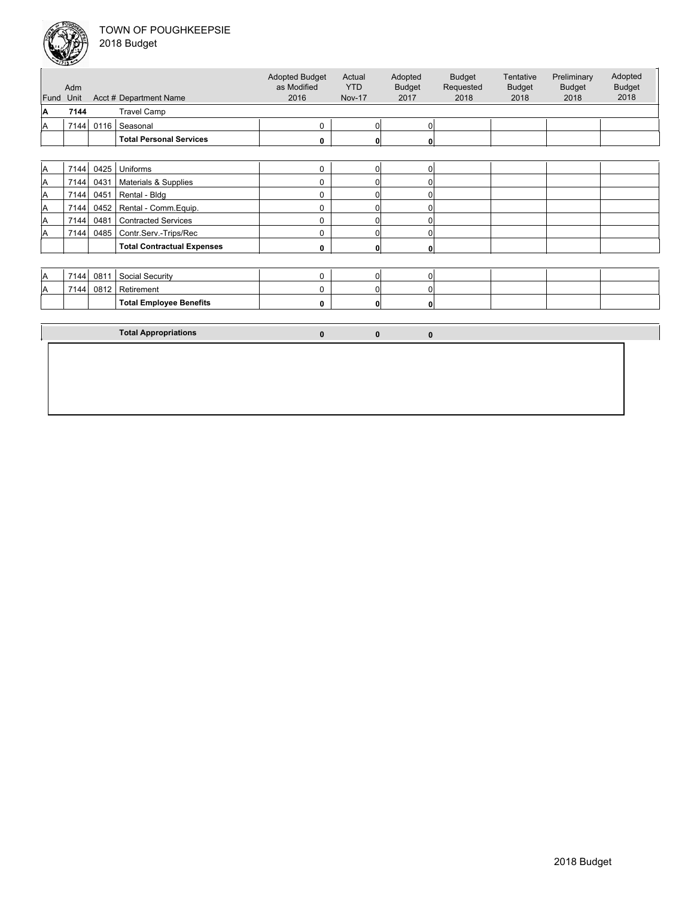TOWN OF POUGHKEEPSIE
2018 Budget

| Fund | Adm Unit | Acct # | Department Name | Adopted Budget as Modified 2016 | Actual YTD Nov-17 | Adopted Budget 2017 | Budget Requested 2018 | Tentative Budget 2018 | Preliminary Budget 2018 | Adopted Budget 2018 |
|---|---|---|---|---|---|---|---|---|---|---|
| **A** | **7144** | | Travel Camp | | | | | | | |
| A | 7144 | 0116 | Seasonal | 0 | 0 | 0 | | | | |
| | | | **Total Personal Services** | **0** | **0** | **0** | | | | |
| A | 7144 | 0425 | Uniforms | 0 | 0 | 0 | | | | |
| A | 7144 | 0431 | Materials & Supplies | 0 | 0 | 0 | | | | |
| A | 7144 | 0451 | Rental - Bldg | 0 | 0 | 0 | | | | |
| A | 7144 | 0452 | Rental - Comm.Equip. | 0 | 0 | 0 | | | | |
| A | 7144 | 0481 | Contracted Services | 0 | 0 | 0 | | | | |
| A | 7144 | 0485 | Contr.Serv.-Trips/Rec | 0 | 0 | 0 | | | | |
| | | | **Total Contractual Expenses** | **0** | **0** | **0** | | | | |
| A | 7144 | 0811 | Social Security | 0 | 0 | 0 | | | | |
| A | 7144 | 0812 | Retirement | 0 | 0 | 0 | | | | |
| | | | **Total Employee Benefits** | **0** | **0** | **0** | | | | |
| | | | **Total Appropriations** | **0** | **0** | **0** | | | | |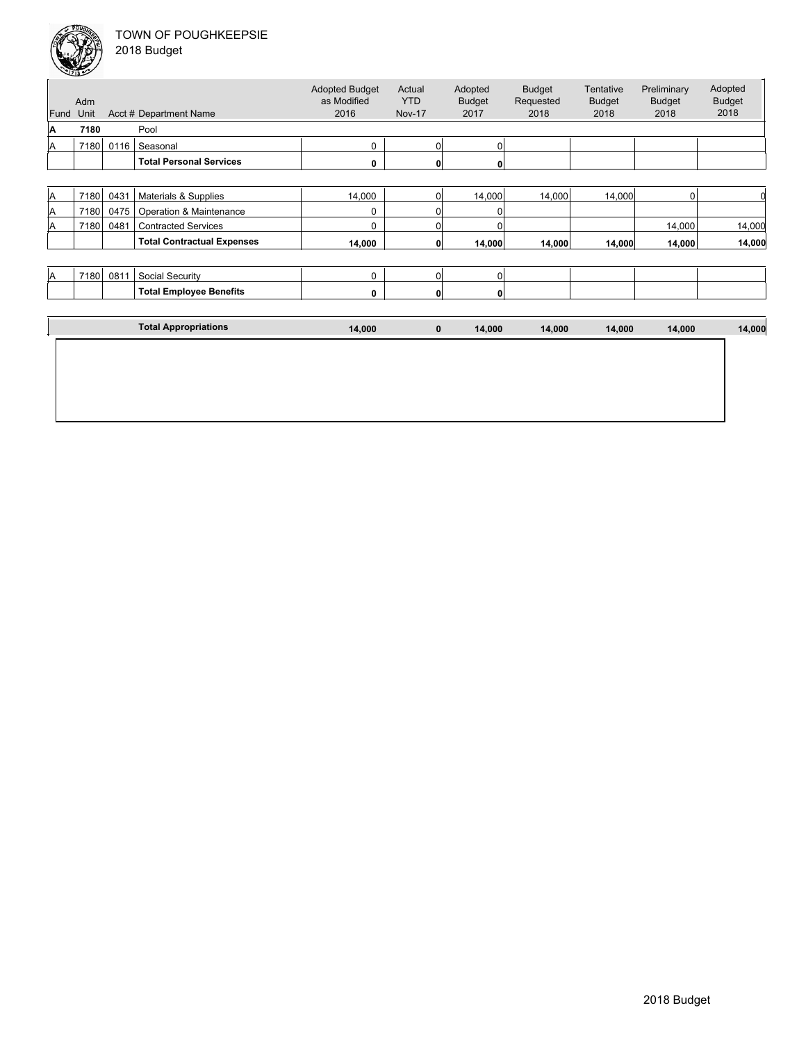TOWN OF POUGHKEEPSIE
2018 Budget

| Fund | Adm Unit | Acct # | Department Name | Adopted Budget as Modified 2016 | Actual YTD Nov-17 | Adopted Budget 2017 | Budget Requested 2018 | Tentative Budget 2018 | Preliminary Budget 2018 | Adopted Budget 2018 |
|---|---|---|---|---|---|---|---|---|---|---|
| **A** | **7180** | | Pool | | | | | | | |
| A | 7180 | 0116 | Seasonal | 0 | 0 | 0 | | | | |
| | | | **Total Personal Services** | **0** | **0** | **0** | | | | |
| A | 7180 | 0431 | Materials & Supplies | 14,000 | 0 | 14,000 | 14,000 | 14,000 | 0 | 0 |
| A | 7180 | 0475 | Operation & Maintenance | 0 | 0 | 0 | | | | |
| A | 7180 | 0481 | Contracted Services | 0 | 0 | 0 | | | 14,000 | 14,000 |
| | | | **Total Contractual Expenses** | **14,000** | **0** | **14,000** | **14,000** | **14,000** | **14,000** | **14,000** |
| A | 7180 | 0811 | Social Security | 0 | 0 | 0 | | | | |
| | | | **Total Employee Benefits** | **0** | **0** | **0** | | | | |
| | | | **Total Appropriations** | **14,000** | **0** | **14,000** | **14,000** | **14,000** | **14,000** | **14,000** |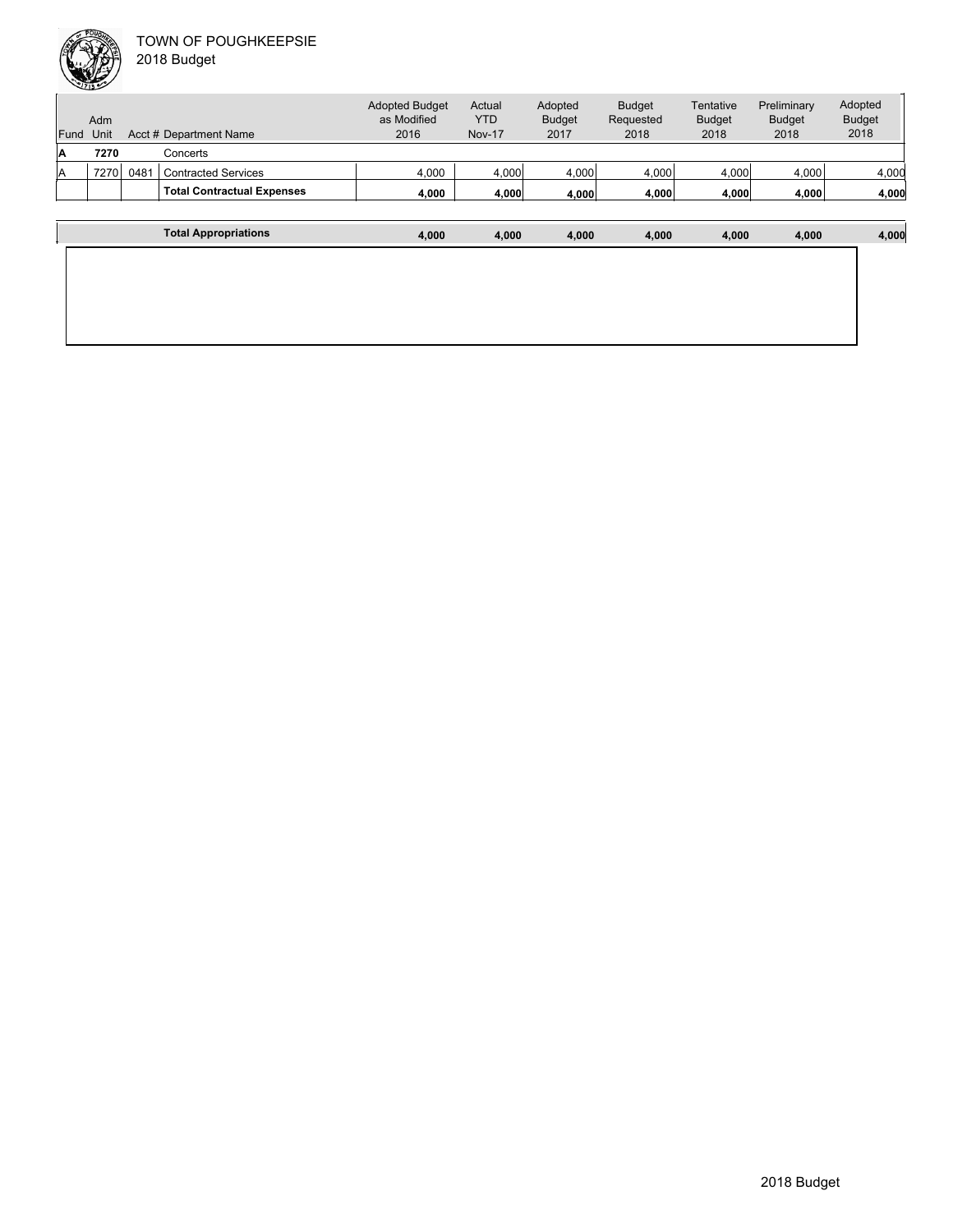# TOWN OF POUGHKEEPSIE
2018 Budget

| Fund | Adm Unit | Acct # | Department Name | Adopted Budget as Modified 2016 | Actual YTD Nov-17 | Adopted Budget 2017 | Budget Requested 2018 | Tentative Budget 2018 | Preliminary Budget 2018 | Adopted Budget 2018 |
|---|---|---|---|---|---|---|---|---|---|---|
| **A** | **7270** | | Concerts | | | | | | | |
| A | 7270 | 0481 | Contracted Services | 4,000 | 4,000 | 4,000 | 4,000 | 4,000 | 4,000 | 4,000 |
| | | | **Total Contractual Expenses** | **4,000** | **4,000** | **4,000** | **4,000** | **4,000** | **4,000** | **4,000** |
| | | | **Total Appropriations** | **4,000** | **4,000** | **4,000** | **4,000** | **4,000** | **4,000** | **4,000** |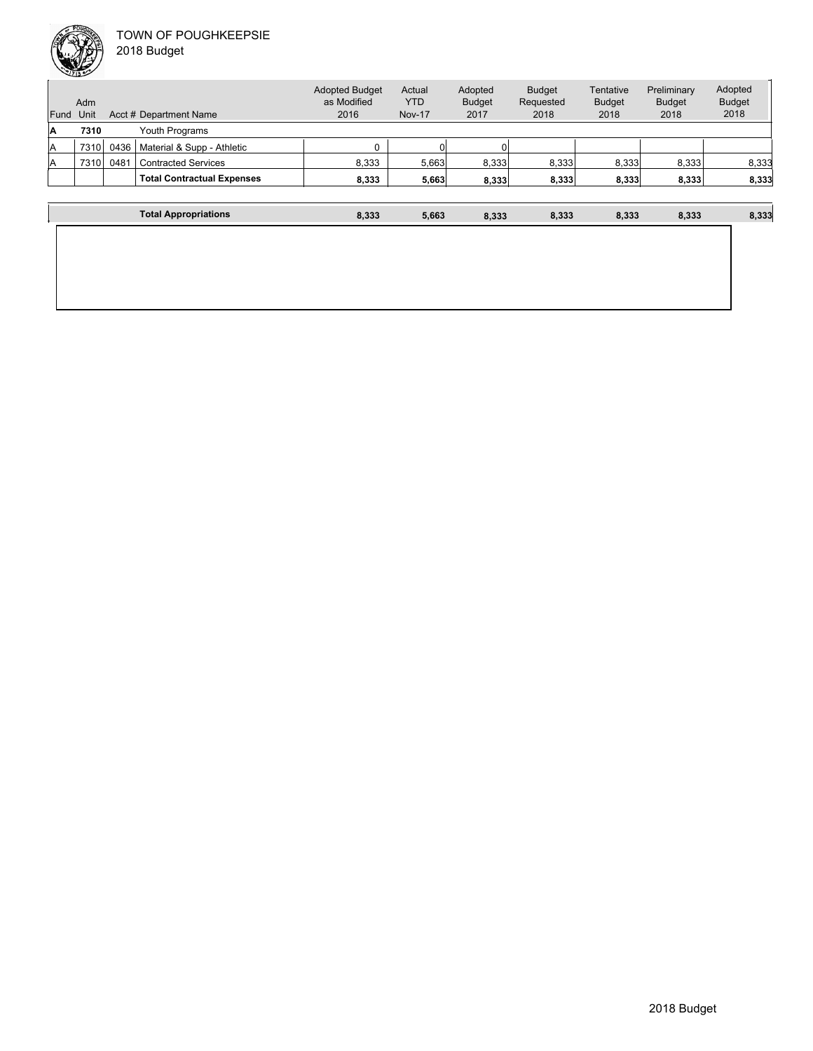TOWN OF POUGHKEEPSIE
2018 Budget

| Fund | Adm Unit | Acct # | Department Name | Adopted Budget as Modified 2016 | Actual YTD Nov-17 | Adopted Budget 2017 | Budget Requested 2018 | Tentative Budget 2018 | Preliminary Budget 2018 | Adopted Budget 2018 |
|---|---|---|---|---|---|---|---|---|---|---|
| **A** | **7310** | | Youth Programs | | | | | | | |
| A | 7310 | 0436 | Material & Supp - Athletic | 0 | 0 | 0 | | | | |
| A | 7310 | 0481 | Contracted Services | 8,333 | 5,663 | 8,333 | 8,333 | 8,333 | 8,333 | 8,333 |
| | | | **Total Contractual Expenses** | **8,333** | **5,663** | **8,333** | **8,333** | **8,333** | **8,333** | **8,333** |
| | | | **Total Appropriations** | **8,333** | **5,663** | **8,333** | **8,333** | **8,333** | **8,333** | **8,333** |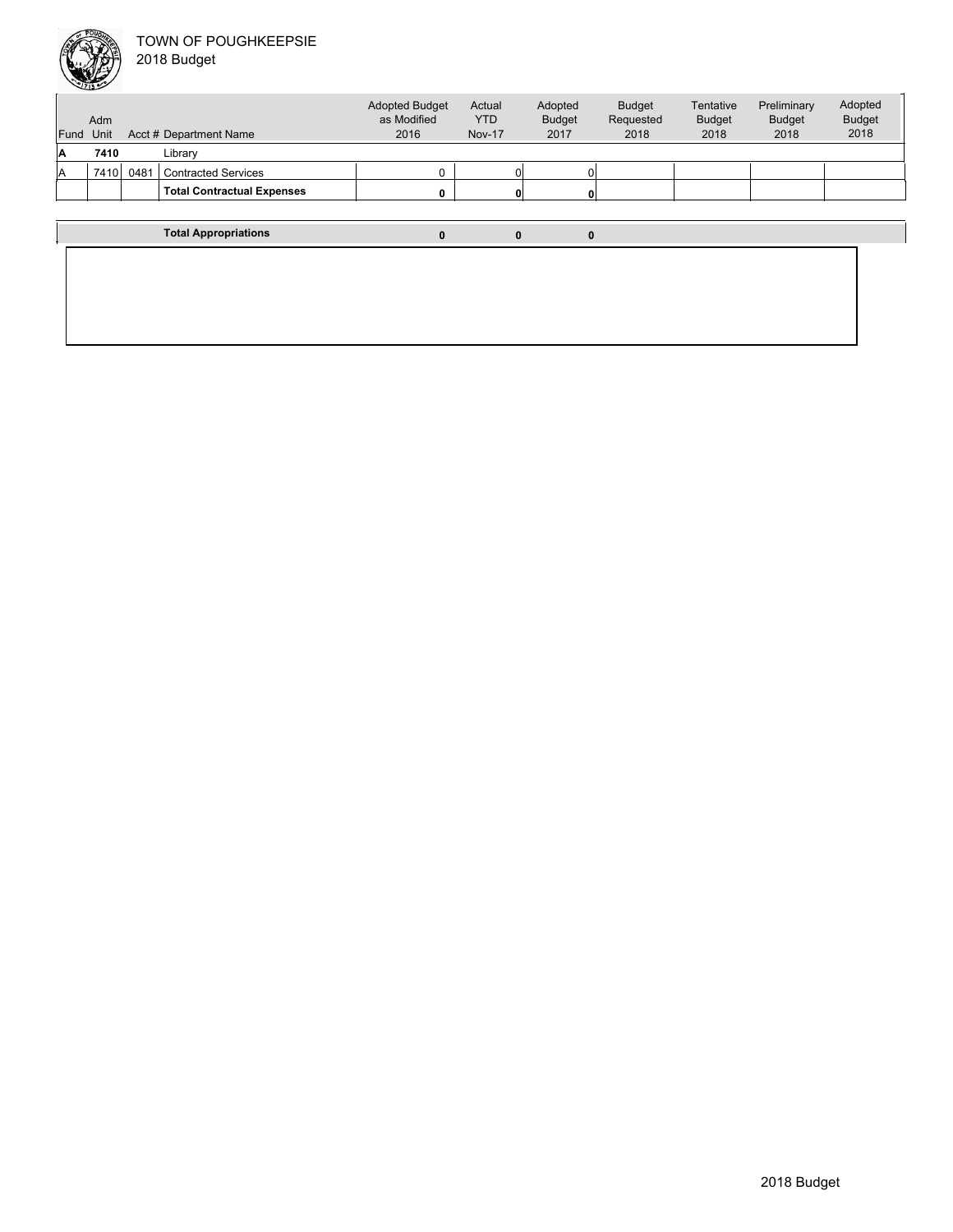TOWN OF POUGHKEEPSIE
2018 Budget

| Fund | Adm Unit | Acct # | Department Name | Adopted Budget as Modified 2016 | Actual YTD Nov-17 | Adopted Budget 2017 | Budget Requested 2018 | Tentative Budget 2018 | Preliminary Budget 2018 | Adopted Budget 2018 |
|---|---|---|---|---|---|---|---|---|---|---|
| **A** | **7410** | | Library | | | | | | | |
| A | 7410 | 0481 | Contracted Services | 0 | 0 | 0 | | | | |
| | | | **Total Contractual Expenses** | **0** | **0** | **0** | | | | |
| | | | **Total Appropriations** | **0** | **0** | **0** | | | | |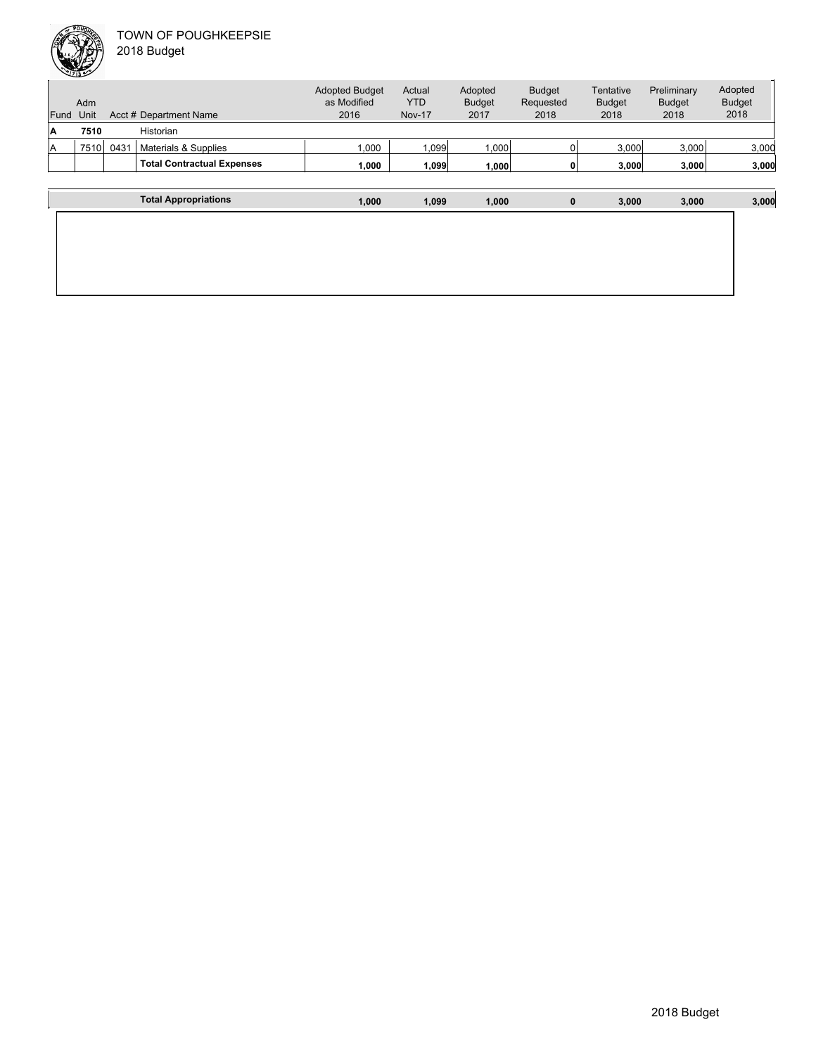TOWN OF POUGHKEEPSIE
2018 Budget

| Fund | Adm Unit | Acct # | Department Name | Adopted Budget as Modified 2016 | Actual YTD Nov-17 | Adopted Budget 2017 | Budget Requested 2018 | Tentative Budget 2018 | Preliminary Budget 2018 | Adopted Budget 2018 |
|---|---|---|---|---|---|---|---|---|---|---|
| **A** | **7510** | | Historian | | | | | | | |
| A | 7510 | 0431 | Materials & Supplies | 1,000 | 1,099 | 1,000 | 0 | 3,000 | 3,000 | 3,000 |
| | | | **Total Contractual Expenses** | **1,000** | **1,099** | **1,000** | **0** | **3,000** | **3,000** | **3,000** |
| | | | **Total Appropriations** | **1,000** | **1,099** | **1,000** | **0** | **3,000** | **3,000** | **3,000** |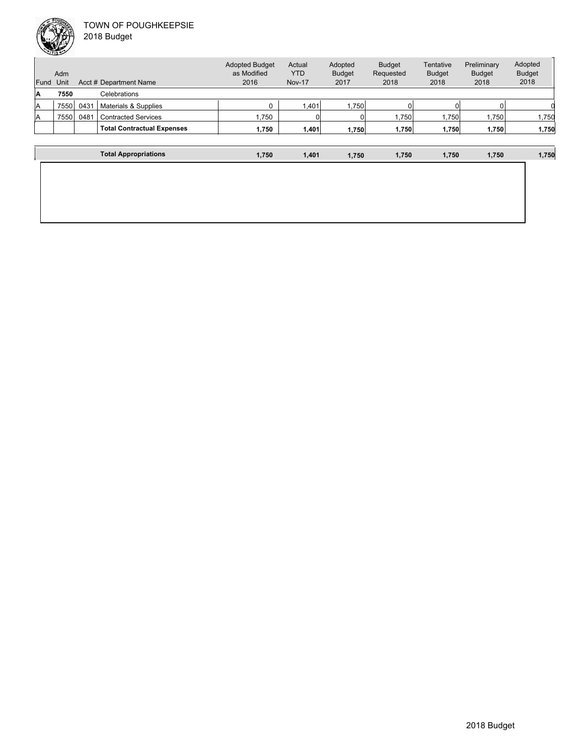TOWN OF POUGHKEEPSIE
2018 Budget

| Fund | Adm Unit | Acct # | Department Name | Adopted Budget as Modified 2016 | Actual YTD Nov-17 | Adopted Budget 2017 | Budget Requested 2018 | Tentative Budget 2018 | Preliminary Budget 2018 | Adopted Budget 2018 |
|---|---|---|---|---|---|---|---|---|---|---|
| **A** | **7550** | | Celebrations | | | | | | | |
| A | 7550 | 0431 | Materials & Supplies | 0 | 1,401 | 1,750 | 0 | 0 | 0 | 0 |
| A | 7550 | 0481 | Contracted Services | 1,750 | 0 | 0 | 1,750 | 1,750 | 1,750 | 1,750 |
| | | | **Total Contractual Expenses** | **1,750** | **1,401** | **1,750** | **1,750** | **1,750** | **1,750** | **1,750** |
| | | | **Total Appropriations** | **1,750** | **1,401** | **1,750** | **1,750** | **1,750** | **1,750** | **1,750** |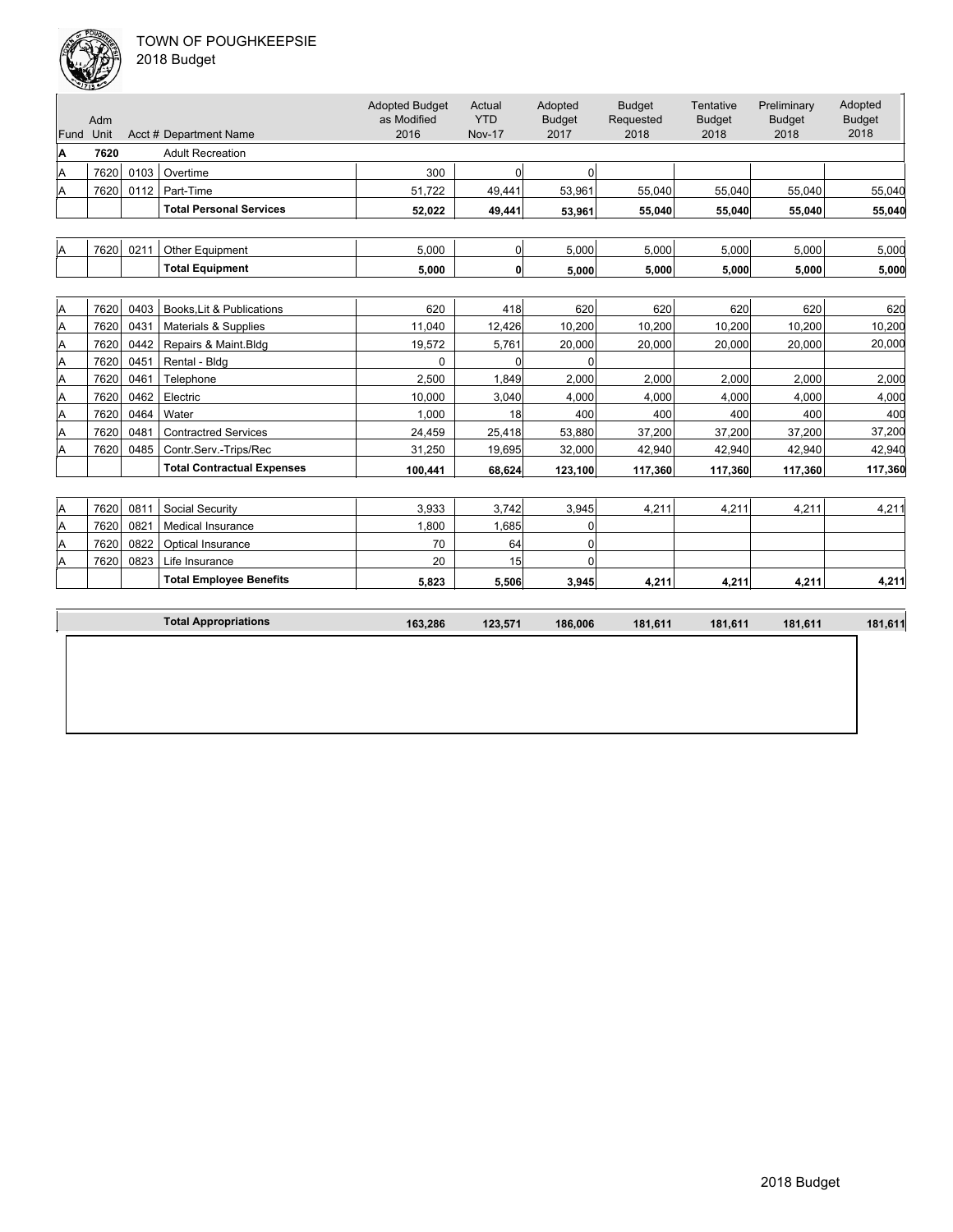TOWN OF POUGHKEEPSIE
2018 Budget

| Fund | Adm Unit | Acct # | Department Name | Adopted Budget as Modified 2016 | Actual YTD Nov-17 | Adopted Budget 2017 | Budget Requested 2018 | Tentative Budget 2018 | Preliminary Budget 2018 | Adopted Budget 2018 |
|---|---|---|---|---|---|---|---|---|---|---|
| **A** | **7620** | | Adult Recreation | | | | | | | |
| A | 7620 | 0103 | Overtime | 300 | 0 | 0 | | | | |
| A | 7620 | 0112 | Part-Time | 51,722 | 49,441 | 53,961 | 55,040 | 55,040 | 55,040 | 55,040 |
| | | | **Total Personal Services** | **52,022** | **49,441** | **53,961** | **55,040** | **55,040** | **55,040** | **55,040** |
| A | 7620 | 0211 | Other Equipment | 5,000 | 0 | 5,000 | 5,000 | 5,000 | 5,000 | 5,000 |
| | | | **Total Equipment** | **5,000** | **0** | **5,000** | **5,000** | **5,000** | **5,000** | **5,000** |
| A | 7620 | 0403 | Books,Lit & Publications | 620 | 418 | 620 | 620 | 620 | 620 | 620 |
| A | 7620 | 0431 | Materials & Supplies | 11,040 | 12,426 | 10,200 | 10,200 | 10,200 | 10,200 | 10,200 |
| A | 7620 | 0442 | Repairs & Maint.Bldg | 19,572 | 5,761 | 20,000 | 20,000 | 20,000 | 20,000 | 20,000 |
| A | 7620 | 0451 | Rental - Bldg | 0 | 0 | 0 | | | | |
| A | 7620 | 0461 | Telephone | 2,500 | 1,849 | 2,000 | 2,000 | 2,000 | 2,000 | 2,000 |
| A | 7620 | 0462 | Electric | 10,000 | 3,040 | 4,000 | 4,000 | 4,000 | 4,000 | 4,000 |
| A | 7620 | 0464 | Water | 1,000 | 18 | 400 | 400 | 400 | 400 | 400 |
| A | 7620 | 0481 | Contractred Services | 24,459 | 25,418 | 53,880 | 37,200 | 37,200 | 37,200 | 37,200 |
| A | 7620 | 0485 | Contr.Serv.-Trips/Rec | 31,250 | 19,695 | 32,000 | 42,940 | 42,940 | 42,940 | 42,940 |
| | | | **Total Contractual Expenses** | **100,441** | **68,624** | **123,100** | **117,360** | **117,360** | **117,360** | **117,360** |
| A | 7620 | 0811 | Social Security | 3,933 | 3,742 | 3,945 | 4,211 | 4,211 | 4,211 | 4,211 |
| A | 7620 | 0821 | Medical Insurance | 1,800 | 1,685 | 0 | | | | |
| A | 7620 | 0822 | Optical Insurance | 70 | 64 | 0 | | | | |
| A | 7620 | 0823 | Life Insurance | 20 | 15 | 0 | | | | |
| | | | **Total Employee Benefits** | **5,823** | **5,506** | **3,945** | **4,211** | **4,211** | **4,211** | **4,211** |
| | | | **Total Appropriations** | **163,286** | **123,571** | **186,006** | **181,611** | **181,611** | **181,611** | **181,611** |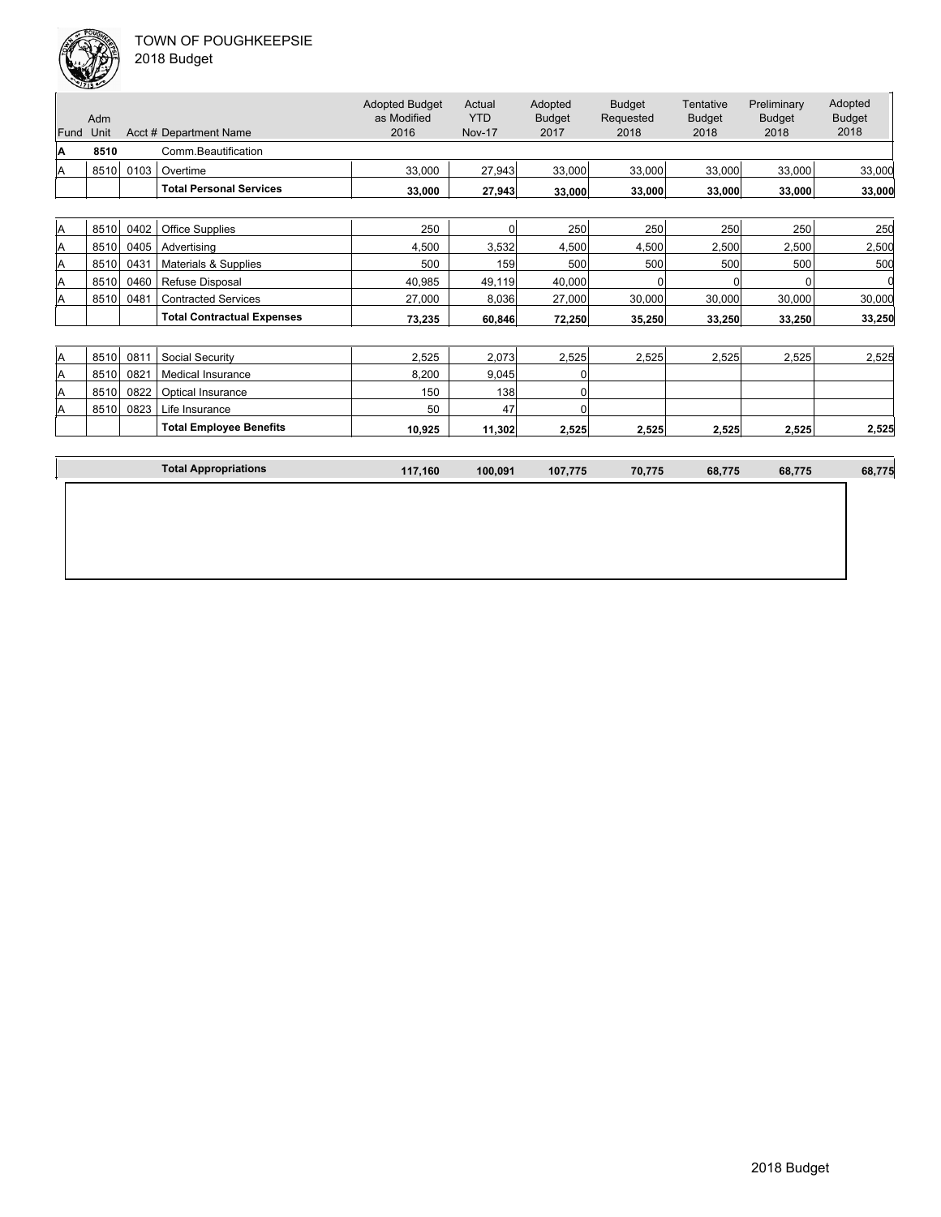TOWN OF POUGHKEEPSIE
2018 Budget

| Fund | Adm Unit | Acct # | Department Name | Adopted Budget as Modified 2016 | Actual YTD Nov-17 | Adopted Budget 2017 | Budget Requested 2018 | Tentative Budget 2018 | Preliminary Budget 2018 | Adopted Budget 2018 |
|---|---|---|---|---|---|---|---|---|---|---|
| **A** | **8510** | | Comm.Beautification | | | | | | | |
| A | 8510 | 0103 | Overtime | 33,000 | 27,943 | 33,000 | 33,000 | 33,000 | 33,000 | 33,000 |
| | | | **Total Personal Services** | **33,000** | **27,943** | **33,000** | **33,000** | **33,000** | **33,000** | **33,000** |
| A | 8510 | 0402 | Office Supplies | 250 | 0 | 250 | 250 | 250 | 250 | 250 |
| A | 8510 | 0405 | Advertising | 4,500 | 3,532 | 4,500 | 4,500 | 2,500 | 2,500 | 2,500 |
| A | 8510 | 0431 | Materials & Supplies | 500 | 159 | 500 | 500 | 500 | 500 | 500 |
| A | 8510 | 0460 | Refuse Disposal | 40,985 | 49,119 | 40,000 | 0 | 0 | 0 | 0 |
| A | 8510 | 0481 | Contracted Services | 27,000 | 8,036 | 27,000 | 30,000 | 30,000 | 30,000 | 30,000 |
| | | | **Total Contractual Expenses** | **73,235** | **60,846** | **72,250** | **35,250** | **33,250** | **33,250** | **33,250** |
| A | 8510 | 0811 | Social Security | 2,525 | 2,073 | 2,525 | 2,525 | 2,525 | 2,525 | 2,525 |
| A | 8510 | 0821 | Medical Insurance | 8,200 | 9,045 | 0 | | | | |
| A | 8510 | 0822 | Optical Insurance | 150 | 138 | 0 | | | | |
| A | 8510 | 0823 | Life Insurance | 50 | 47 | 0 | | | | |
| | | | **Total Employee Benefits** | **10,925** | **11,302** | **2,525** | **2,525** | **2,525** | **2,525** | **2,525** |
| | | | **Total Appropriations** | **117,160** | **100,091** | **107,775** | **70,775** | **68,775** | **68,775** | **68,775** |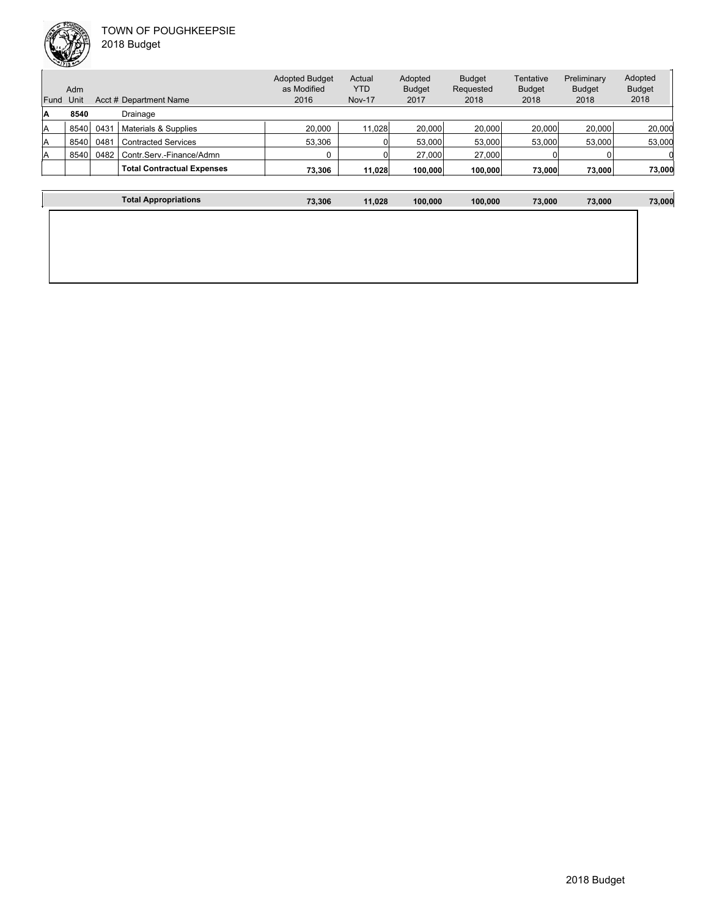TOWN OF POUGHKEEPSIE
2018 Budget

| Fund | Adm Unit | Acct # | Department Name | Adopted Budget as Modified 2016 | Actual YTD Nov-17 | Adopted Budget 2017 | Budget Requested 2018 | Tentative Budget 2018 | Preliminary Budget 2018 | Adopted Budget 2018 |
|---|---|---|---|---|---|---|---|---|---|---|
| **A** | **8540** | | Drainage | | | | | | | |
| A | 8540 | 0431 | Materials & Supplies | 20,000 | 11,028 | 20,000 | 20,000 | 20,000 | 20,000 | 20,000 |
| A | 8540 | 0481 | Contracted Services | 53,306 | 0 | 53,000 | 53,000 | 53,000 | 53,000 | 53,000 |
| A | 8540 | 0482 | Contr.Serv.-Finance/Admn | 0 | 0 | 27,000 | 27,000 | 0 | 0 | 0 |
| | | | **Total Contractual Expenses** | **73,306** | **11,028** | **100,000** | **100,000** | **73,000** | **73,000** | **73,000** |
| | | | **Total Appropriations** | **73,306** | **11,028** | **100,000** | **100,000** | **73,000** | **73,000** | **73,000** |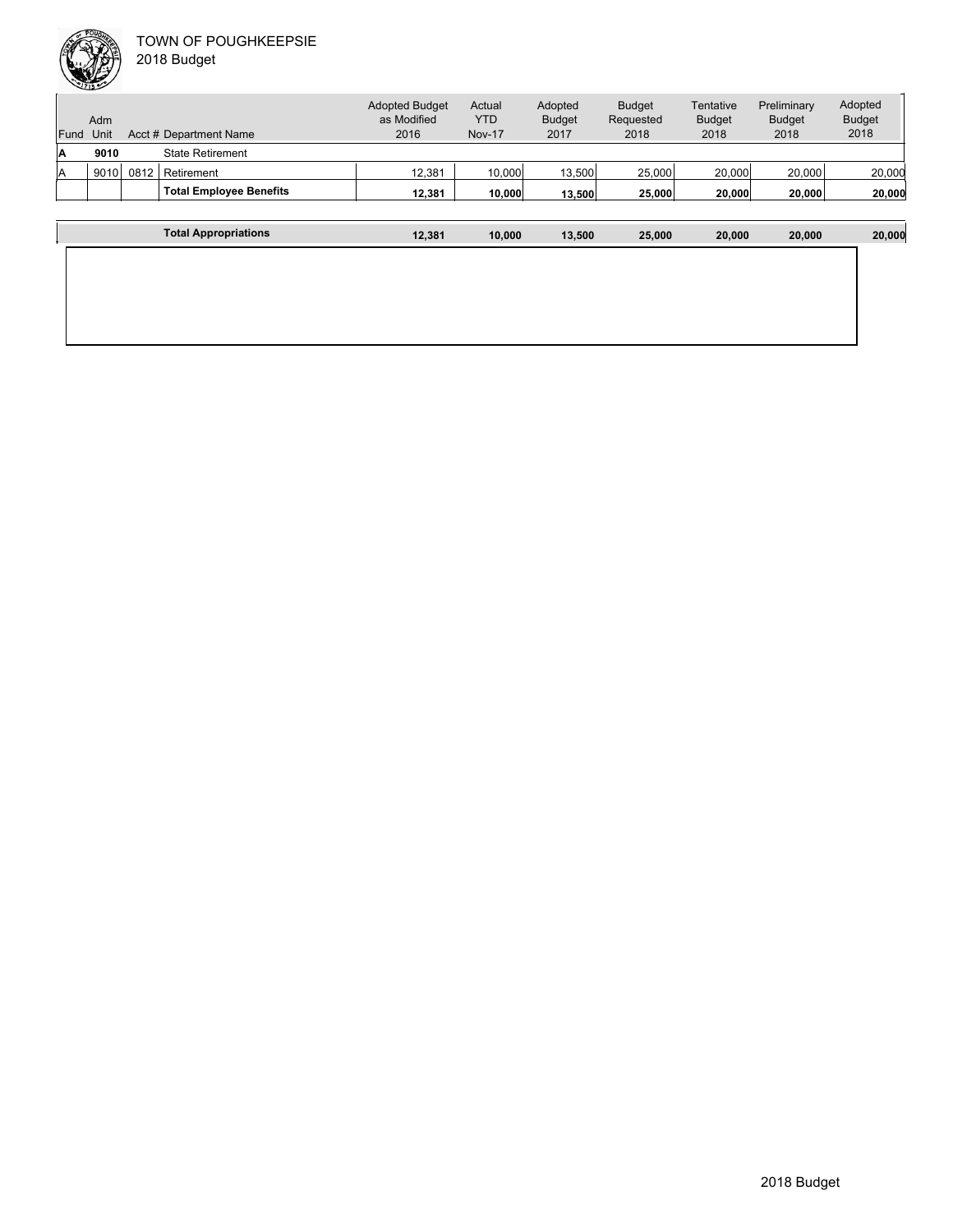| Fund | Adm Unit | Acct # | Department Name | Adopted Budget as Modified 2016 | Actual YTD Nov-17 | Adopted Budget 2017 | Budget Requested 2018 | Tentative Budget 2018 | Preliminary Budget 2018 | Adopted Budget 2018 |
|---|---|---|---|---|---|---|---|---|---|---|
| **A** | **9010** | | State Retirement | | | | | | | |
| A | 9010 | 0812 | Retirement | 12,381 | 10,000 | 13,500 | 25,000 | 20,000 | 20,000 | 20,000 |
| | | | **Total Employee Benefits** | **12,381** | **10,000** | **13,500** | **25,000** | **20,000** | **20,000** | **20,000** |
| | | | **Total Appropriations** | **12,381** | **10,000** | **13,500** | **25,000** | **20,000** | **20,000** | **20,000** |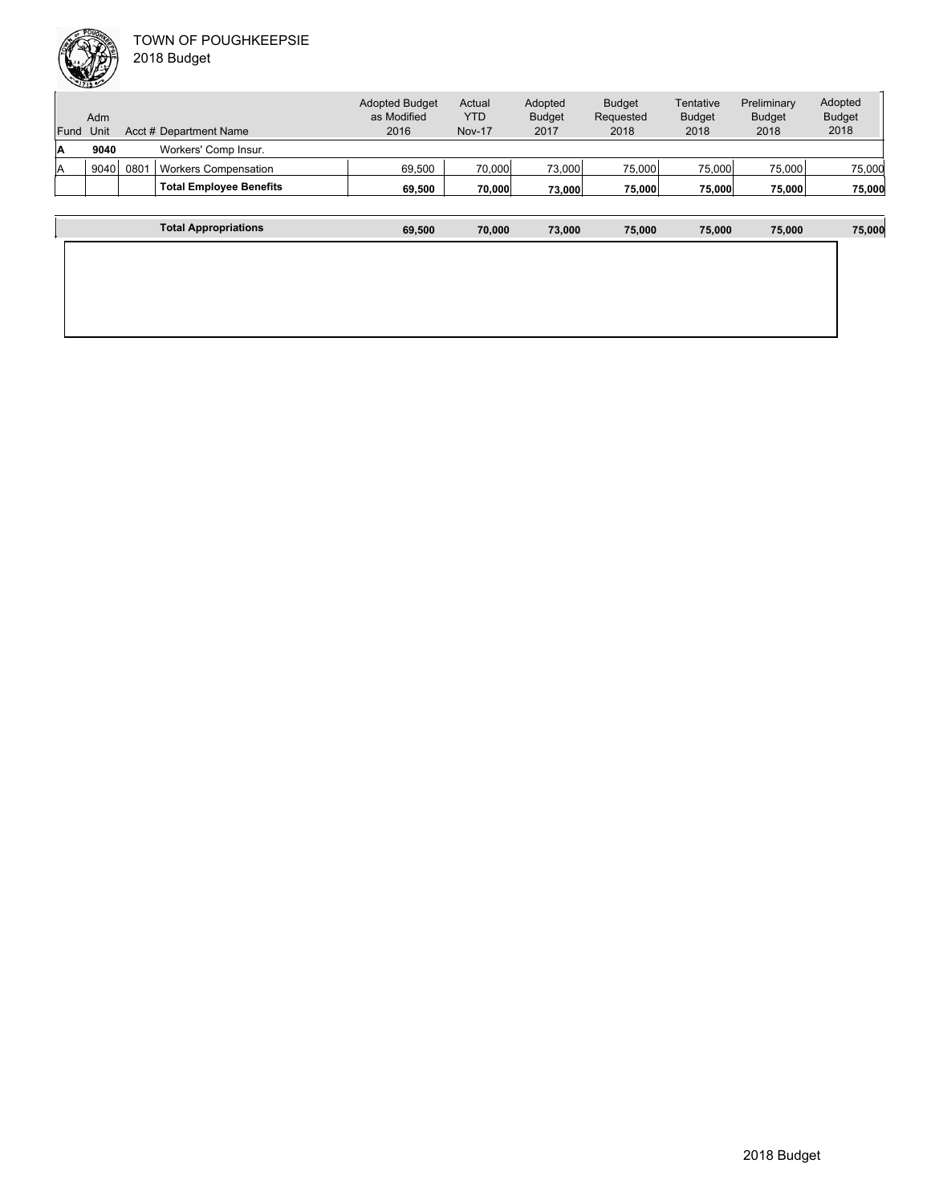# TOWN OF POUGHKEEPSIE
## 2018 Budget

| Fund | Adm Unit | Acct # | Department Name | Adopted Budget as Modified 2016 | Actual YTD Nov-17 | Adopted Budget 2017 | Budget Requested 2018 | Tentative Budget 2018 | Preliminary Budget 2018 | Adopted Budget 2018 |
|---|---|---|---|---|---|---|---|---|---|---|
| **A** | **9040** | | Workers' Comp Insur. | | | | | | | |
| A | 9040 | 0801 | Workers Compensation | 69,500 | 70,000 | 73,000 | 75,000 | 75,000 | 75,000 | 75,000 |
| | | | **Total Employee Benefits** | **69,500** | **70,000** | **73,000** | **75,000** | **75,000** | **75,000** | **75,000** |
| | | | **Total Appropriations** | **69,500** | **70,000** | **73,000** | **75,000** | **75,000** | **75,000** | **75,000** |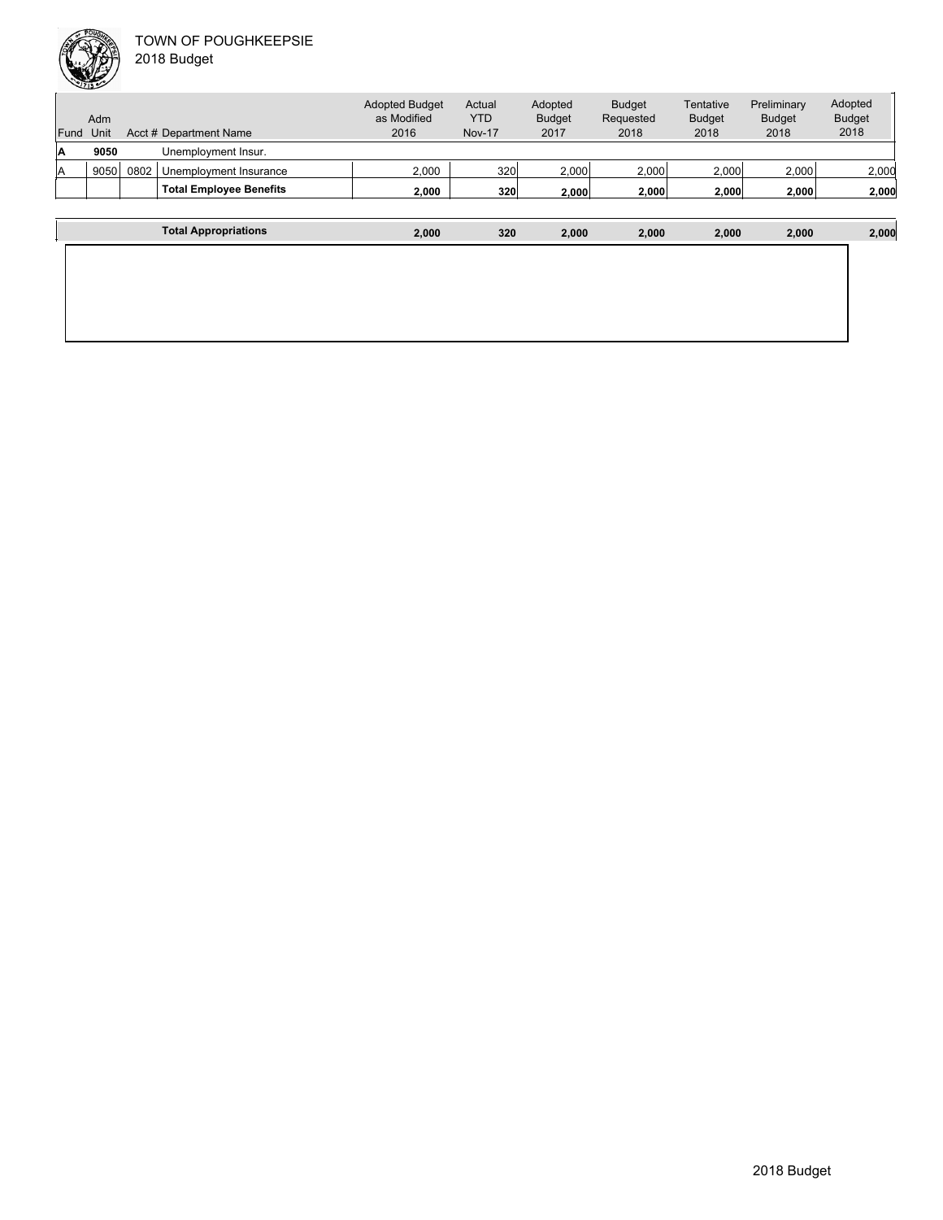| Fund | Adm Unit | Acct # | Department Name | Adopted Budget as Modified 2016 | Actual YTD Nov-17 | Adopted Budget 2017 | Budget Requested 2018 | Tentative Budget 2018 | Preliminary Budget 2018 | Adopted Budget 2018 |
|---|---|---|---|---|---|---|---|---|---|---|
| **A** | **9050** | | Unemployment Insur. | | | | | | | |
| A | 9050 | 0802 | Unemployment Insurance | 2,000 | 320 | 2,000 | 2,000 | 2,000 | 2,000 | 2,000 |
| | | | **Total Employee Benefits** | **2,000** | **320** | **2,000** | **2,000** | **2,000** | **2,000** | **2,000** |
| | | | **Total Appropriations** | **2,000** | **320** | **2,000** | **2,000** | **2,000** | **2,000** | **2,000** |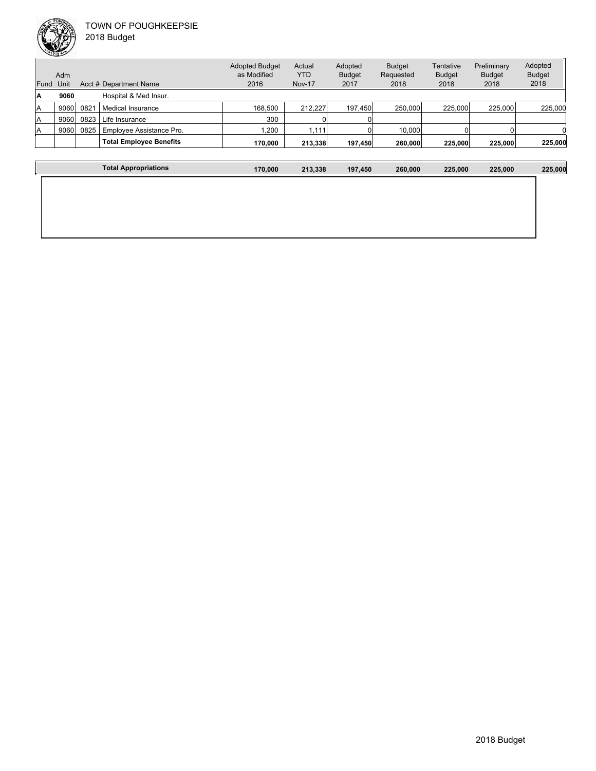TOWN OF POUGHKEEPSIE

2018 Budget

| Fund | Adm Unit | Acct # | Department Name | Adopted Budget as Modified 2016 | Actual YTD Nov-17 | Adopted Budget 2017 | Budget Requested 2018 | Tentative Budget 2018 | Preliminary Budget 2018 | Adopted Budget 2018 |
|---|---|---|---|---|---|---|---|---|---|---|
| **A** | **9060** | | Hospital & Med Insur. | | | | | | | |
| A | 9060 | 0821 | Medical Insurance | 168,500 | 212,227 | 197,450 | 250,000 | 225,000 | 225,000 | 225,000 |
| A | 9060 | 0823 | Life Insurance | 300 | 0 | 0 | | | | |
| A | 9060 | 0825 | Employee Assistance Pro. | 1,200 | 1,111 | 0 | 10,000 | 0 | 0 | 0 |
| | | | **Total Employee Benefits** | **170,000** | **213,338** | **197,450** | **260,000** | **225,000** | **225,000** | **225,000** |
| | | | **Total Appropriations** | **170,000** | **213,338** | **197,450** | **260,000** | **225,000** | **225,000** | **225,000** |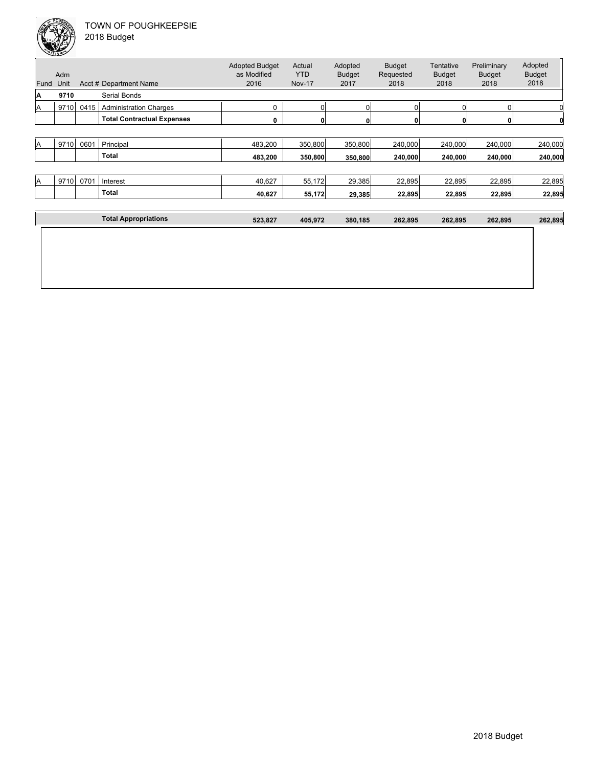# TOWN OF POUGHKEEPSIE

## 2018 Budget

| Fund | Adm Unit | Acct # | Department Name | Adopted Budget as Modified 2016 | Actual YTD Nov-17 | Adopted Budget 2017 | Budget Requested 2018 | Tentative Budget 2018 | Preliminary Budget 2018 | Adopted Budget 2018 |
|---|---|---|---|---|---|---|---|---|---|---|
| **A** | **9710** | | Serial Bonds | | | | | | | |
| A | 9710 | 0415 | Administration Charges | 0 | 0 | 0 | 0 | 0 | 0 | 0 |
| | | | **Total Contractual Expenses** | **0** | **0** | **0** | **0** | **0** | **0** | **0** |
| A | 9710 | 0601 | Principal | 483,200 | 350,800 | 350,800 | 240,000 | 240,000 | 240,000 | 240,000 |
| | | | **Total** | **483,200** | **350,800** | **350,800** | **240,000** | **240,000** | **240,000** | **240,000** |
| A | 9710 | 0701 | Interest | 40,627 | 55,172 | 29,385 | 22,895 | 22,895 | 22,895 | 22,895 |
| | | | **Total** | **40,627** | **55,172** | **29,385** | **22,895** | **22,895** | **22,895** | **22,895** |
| | | | **Total Appropriations** | **523,827** | **405,972** | **380,185** | **262,895** | **262,895** | **262,895** | **262,895** |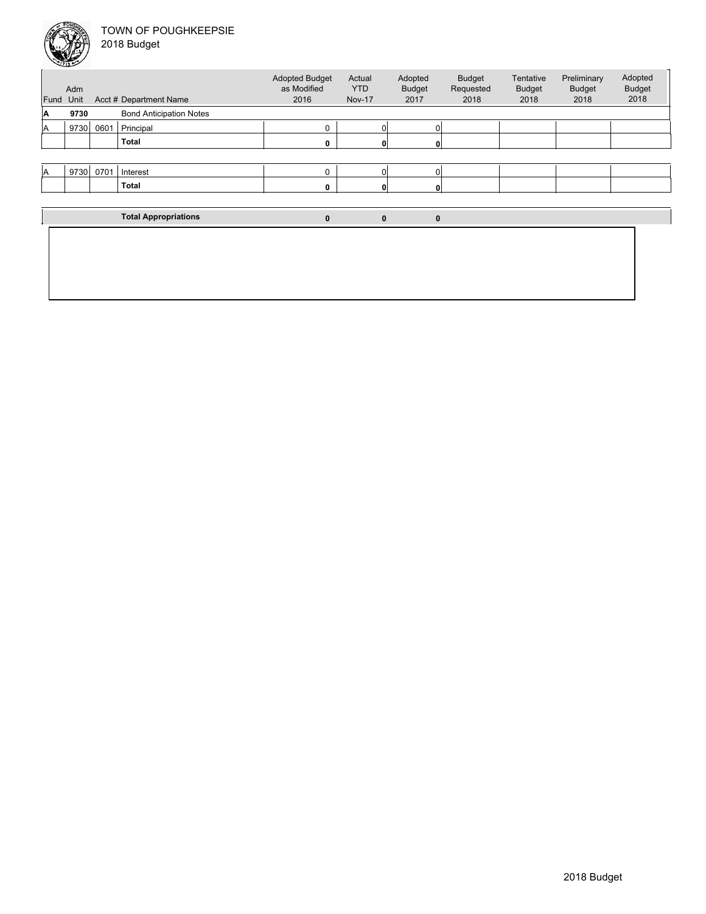TOWN OF POUGHKEEPSIE
2018 Budget

| Fund | Adm Unit | Acct # | Department Name | Adopted Budget as Modified 2016 | Actual YTD Nov-17 | Adopted Budget 2017 | Budget Requested 2018 | Tentative Budget 2018 | Preliminary Budget 2018 | Adopted Budget 2018 |
|---|---|---|---|---|---|---|---|---|---|---|
| **A** | **9730** | | Bond Anticipation Notes | | | | | | | |
| A | 9730 | 0601 | Principal | 0 | 0 | 0 | | | | |
| | | | **Total** | **0** | **0** | **0** | | | | |
| A | 9730 | 0701 | Interest | 0 | 0 | 0 | | | | |
| | | | **Total** | **0** | **0** | **0** | | | | |
| | | | **Total Appropriations** | **0** | **0** | **0** | | | | |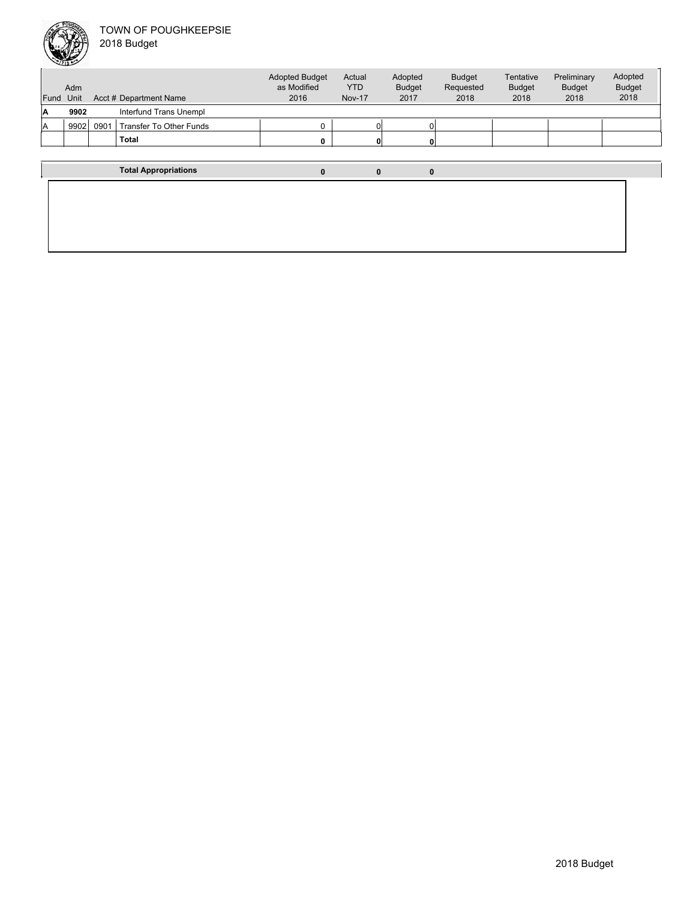TOWN OF POUGHKEEPSIE
2018 Budget

| Fund | Adm Unit | Acct # | Department Name | Adopted Budget as Modified 2016 | Actual YTD Nov-17 | Adopted Budget 2017 | Budget Requested 2018 | Tentative Budget 2018 | Preliminary Budget 2018 | Adopted Budget 2018 |
|---|---|---|---|---|---|---|---|---|---|---|
| **A** | **9902** | | Interfund Trans Unempl | | | | | | | |
| A | 9902 | 0901 | Transfer To Other Funds | 0 | 0 | 0 | | | | |
| | | | **Total** | **0** | **0** | **0** | | | | |

| | | | | | | | | | | |
|---|---|---|---|---|---|---|---|---|---|---|
| | | | **Total Appropriations** | **0** | **0** | **0** | | | | |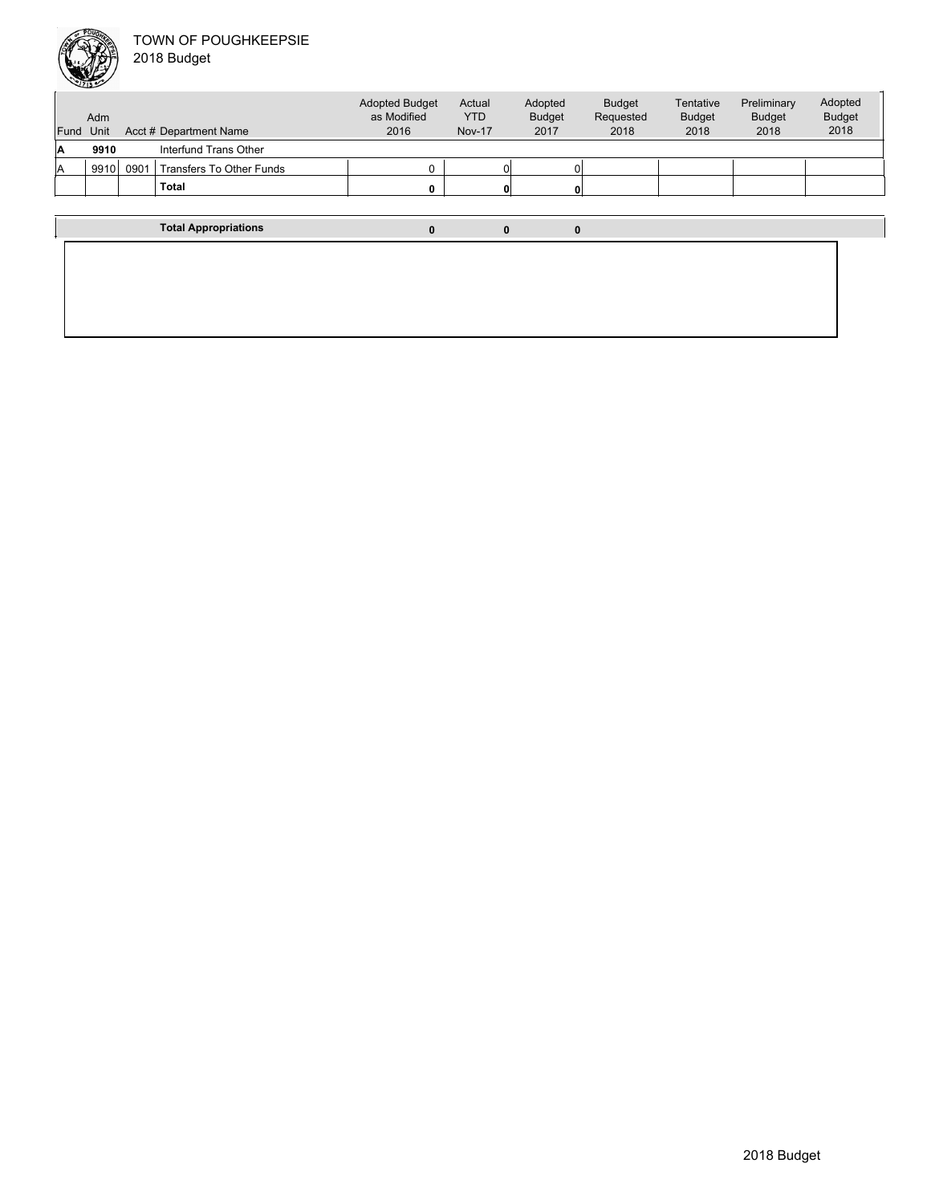# TOWN OF POUGHKEEPSIE
2018 Budget

| Fund | Adm Unit | Acct # | Department Name | Adopted Budget as Modified 2016 | Actual YTD Nov-17 | Adopted Budget 2017 | Budget Requested 2018 | Tentative Budget 2018 | Preliminary Budget 2018 | Adopted Budget 2018 |
|---|---|---|---|---|---|---|---|---|---|---|
| **A** | **9910** | | Interfund Trans Other | | | | | | | |
| A | 9910 | 0901 | Transfers To Other Funds | 0 | 0 | 0 | | | | |
| | | | **Total** | **0** | **0** | **0** | | | | |
| | | | **Total Appropriations** | **0** | **0** | **0** | | | | |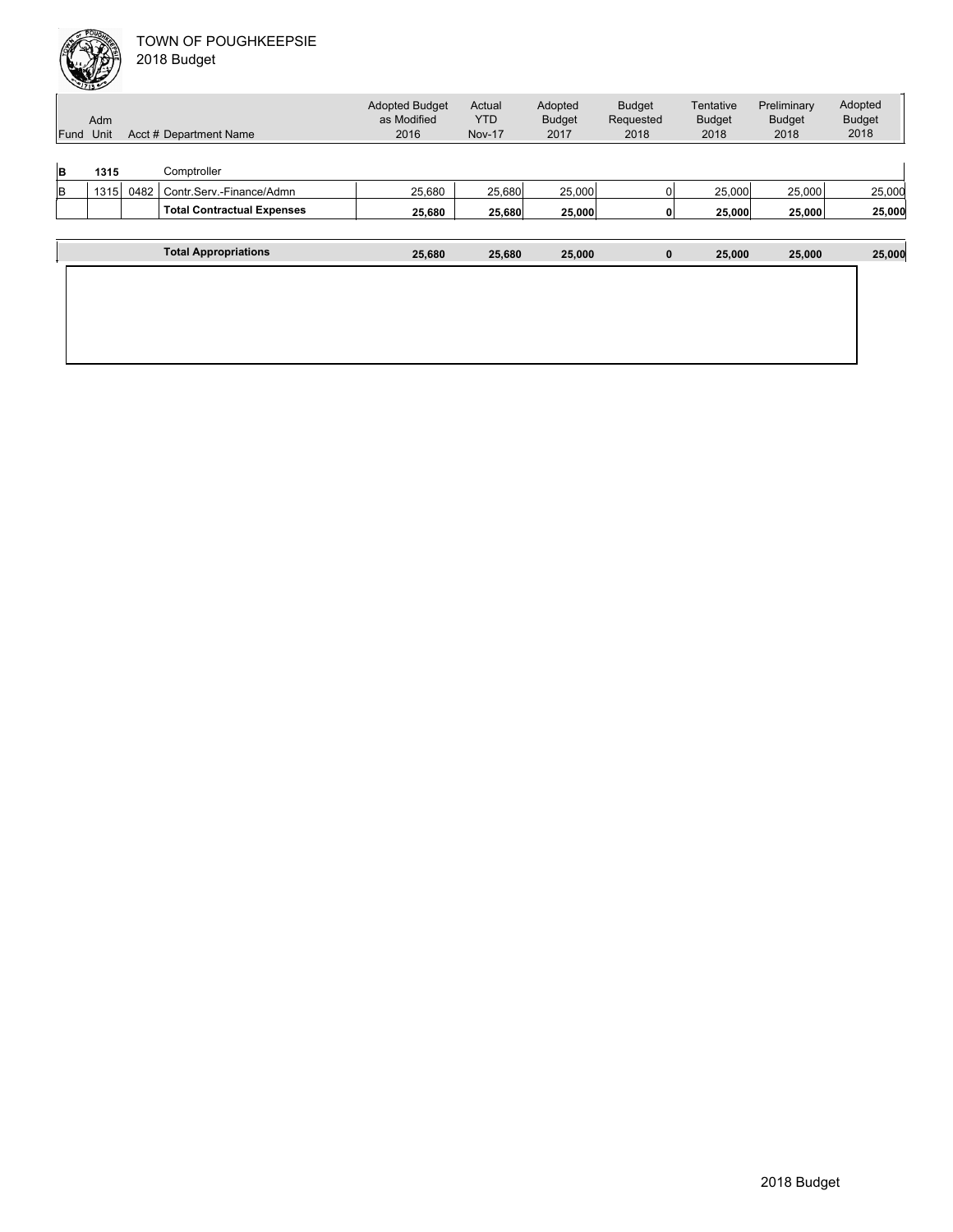TOWN OF POUGHKEEPSIE
2018 Budget

| Fund | Adm Unit | Acct # | Department Name | Adopted Budget as Modified 2016 | Actual YTD Nov-17 | Adopted Budget 2017 | Budget Requested 2018 | Tentative Budget 2018 | Preliminary Budget 2018 | Adopted Budget 2018 |
|---|---|---|---|---|---|---|---|---|---|---|
| **B** | **1315** | | Comptroller | | | | | | | |
| B | 1315 | 0482 | Contr.Serv.-Finance/Admn | 25,680 | 25,680 | 25,000 | 0 | 25,000 | 25,000 | 25,000 |
| | | | **Total Contractual Expenses** | **25,680** | **25,680** | **25,000** | **0** | **25,000** | **25,000** | **25,000** |
| | | | **Total Appropriations** | **25,680** | **25,680** | **25,000** | **0** | **25,000** | **25,000** | **25,000** |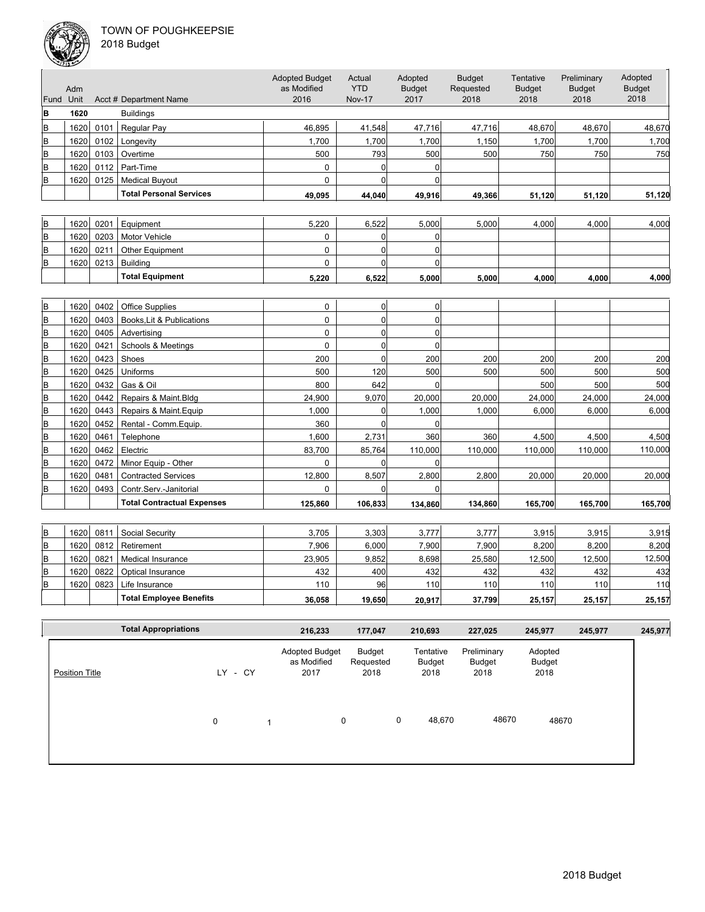TOWN OF POUGHKEEPSIE
2018 Budget

| Fund | Adm Unit | Acct # | Department Name | Adopted Budget as Modified 2016 | Actual YTD Nov-17 | Adopted Budget 2017 | Budget Requested 2018 | Tentative Budget 2018 | Preliminary Budget 2018 | Adopted Budget 2018 |
|---|---|---|---|---|---|---|---|---|---|---|
| **B** | **1620** | | Buildings | | | | | | | |
| B | 1620 | 0101 | Regular Pay | 46,895 | 41,548 | 47,716 | 47,716 | 48,670 | 48,670 | 48,670 |
| B | 1620 | 0102 | Longevity | 1,700 | 1,700 | 1,700 | 1,150 | 1,700 | 1,700 | 1,700 |
| B | 1620 | 0103 | Overtime | 500 | 793 | 500 | 500 | 750 | 750 | 750 |
| B | 1620 | 0112 | Part-Time | 0 | 0 | 0 | | | | |
| B | 1620 | 0125 | Medical Buyout | 0 | 0 | 0 | | | | |
| | | | **Total Personal Services** | **49,095** | **44,040** | **49,916** | **49,366** | **51,120** | **51,120** | **51,120** |
| B | 1620 | 0201 | Equipment | 5,220 | 6,522 | 5,000 | 5,000 | 4,000 | 4,000 | 4,000 |
| B | 1620 | 0203 | Motor Vehicle | 0 | 0 | 0 | | | | |
| B | 1620 | 0211 | Other Equipment | 0 | 0 | 0 | | | | |
| B | 1620 | 0213 | Building | 0 | 0 | 0 | | | | |
| | | | **Total Equipment** | **5,220** | **6,522** | **5,000** | **5,000** | **4,000** | **4,000** | **4,000** |
| B | 1620 | 0402 | Office Supplies | 0 | 0 | 0 | | | | |
| B | 1620 | 0403 | Books,Lit & Publications | 0 | 0 | 0 | | | | |
| B | 1620 | 0405 | Advertising | 0 | 0 | 0 | | | | |
| B | 1620 | 0421 | Schools & Meetings | 0 | 0 | 0 | | | | |
| B | 1620 | 0423 | Shoes | 200 | 0 | 200 | 200 | 200 | 200 | 200 |
| B | 1620 | 0425 | Uniforms | 500 | 120 | 500 | 500 | 500 | 500 | 500 |
| B | 1620 | 0432 | Gas & Oil | 800 | 642 | 0 | | 500 | 500 | 500 |
| B | 1620 | 0442 | Repairs & Maint.Bldg | 24,900 | 9,070 | 20,000 | 20,000 | 24,000 | 24,000 | 24,000 |
| B | 1620 | 0443 | Repairs & Maint.Equip | 1,000 | 0 | 1,000 | 1,000 | 6,000 | 6,000 | 6,000 |
| B | 1620 | 0452 | Rental - Comm.Equip. | 360 | 0 | 0 | | | | |
| B | 1620 | 0461 | Telephone | 1,600 | 2,731 | 360 | 360 | 4,500 | 4,500 | 4,500 |
| B | 1620 | 0462 | Electric | 83,700 | 85,764 | 110,000 | 110,000 | 110,000 | 110,000 | 110,000 |
| B | 1620 | 0472 | Minor Equip - Other | 0 | 0 | 0 | | | | |
| B | 1620 | 0481 | Contracted Services | 12,800 | 8,507 | 2,800 | 2,800 | 20,000 | 20,000 | 20,000 |
| B | 1620 | 0493 | Contr.Serv.-Janitorial | 0 | 0 | 0 | | | | |
| | | | **Total Contractual Expenses** | **125,860** | **106,833** | **134,860** | **134,860** | **165,700** | **165,700** | **165,700** |
| B | 1620 | 0811 | Social Security | 3,705 | 3,303 | 3,777 | 3,777 | 3,915 | 3,915 | 3,915 |
| B | 1620 | 0812 | Retirement | 7,906 | 6,000 | 7,900 | 7,900 | 8,200 | 8,200 | 8,200 |
| B | 1620 | 0821 | Medical Insurance | 23,905 | 9,852 | 8,698 | 25,580 | 12,500 | 12,500 | 12,500 |
| B | 1620 | 0822 | Optical Insurance | 432 | 400 | 432 | 432 | 432 | 432 | 432 |
| B | 1620 | 0823 | Life Insurance | 110 | 96 | 110 | 110 | 110 | 110 | 110 |
| | | | **Total Employee Benefits** | **36,058** | **19,650** | **20,917** | **37,799** | **25,157** | **25,157** | **25,157** |
| | | | **Total Appropriations** | **216,233** | **177,047** | **210,693** | **227,025** | **245,977** | **245,977** | **245,977** |

| Position Title | LY | CY | Adopted Budget as Modified 2017 | Budget Requested 2018 | Tentative Budget 2018 | Preliminary Budget 2018 | Adopted Budget 2018 |
|---|---|---|---|---|---|---|---|
| | 0 | 1 | 0 | 0 | 48,670 | 48670 | 48670 |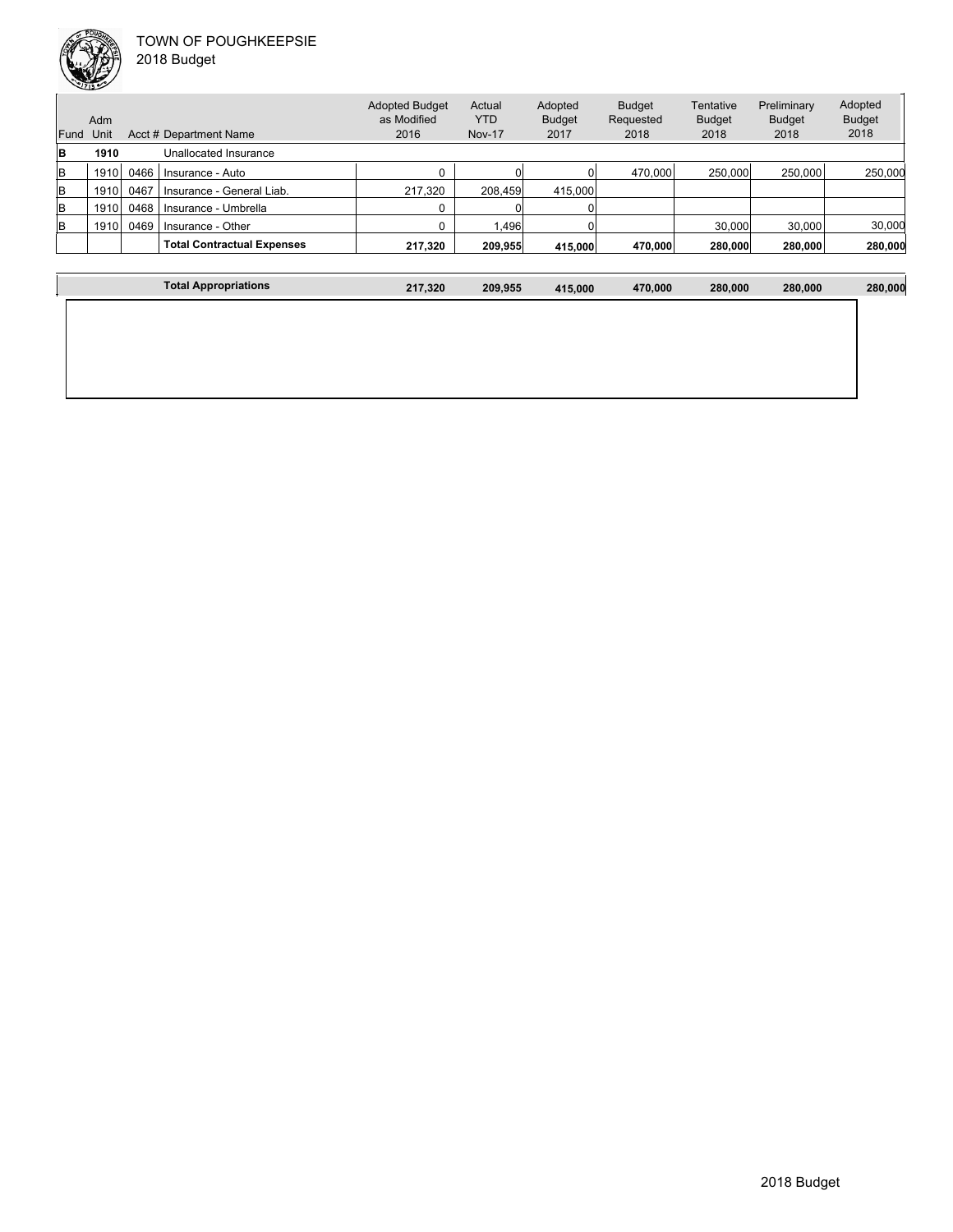TOWN OF POUGHKEEPSIE
2018 Budget

| Fund | Adm Unit | Acct # | Department Name | Adopted Budget as Modified 2016 | Actual YTD Nov-17 | Adopted Budget 2017 | Budget Requested 2018 | Tentative Budget 2018 | Preliminary Budget 2018 | Adopted Budget 2018 |
|---|---|---|---|---|---|---|---|---|---|---|
| **B** | **1910** | | Unallocated Insurance | | | | | | | |
| B | 1910 | 0466 | Insurance - Auto | 0 | 0 | 0 | 470,000 | 250,000 | 250,000 | 250,000 |
| B | 1910 | 0467 | Insurance - General Liab. | 217,320 | 208,459 | 415,000 | | | | |
| B | 1910 | 0468 | Insurance - Umbrella | 0 | 0 | 0 | | | | |
| B | 1910 | 0469 | Insurance - Other | 0 | 1,496 | 0 | | 30,000 | 30,000 | 30,000 |
| | | | **Total Contractual Expenses** | **217,320** | **209,955** | **415,000** | **470,000** | **280,000** | **280,000** | **280,000** |
| | | | **Total Appropriations** | **217,320** | **209,955** | **415,000** | **470,000** | **280,000** | **280,000** | **280,000** |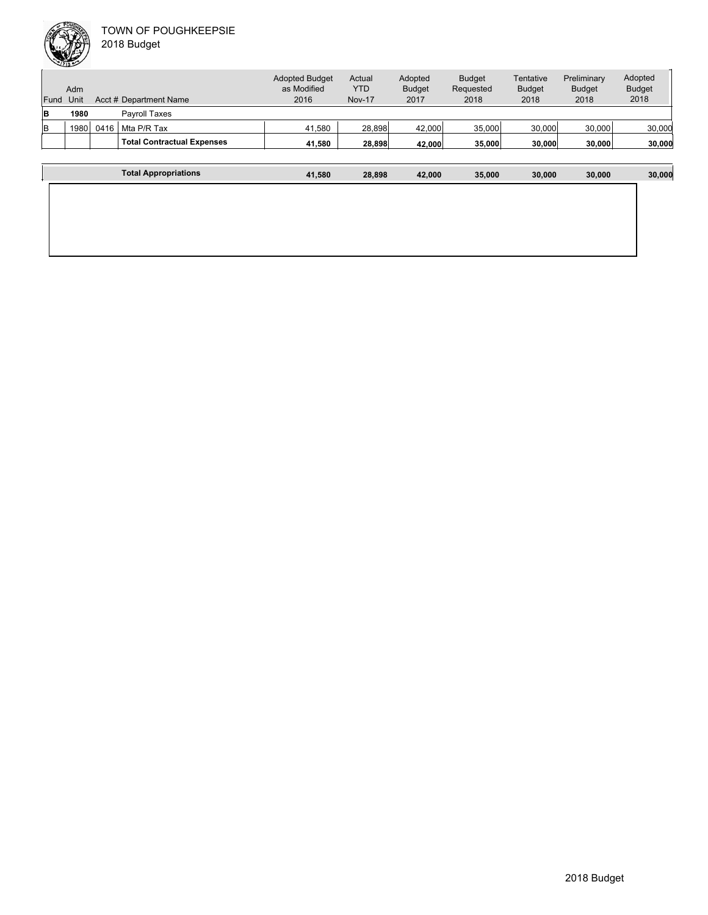| Fund | Adm Unit | Acct # | Department Name | Adopted Budget as Modified 2016 | Actual YTD Nov-17 | Adopted Budget 2017 | Budget Requested 2018 | Tentative Budget 2018 | Preliminary Budget 2018 | Adopted Budget 2018 |
|---|---|---|---|---|---|---|---|---|---|---|
| **B** | **1980** | | Payroll Taxes | | | | | | | |
| B | 1980 | 0416 | Mta P/R Tax | 41,580 | 28,898 | 42,000 | 35,000 | 30,000 | 30,000 | 30,000 |
| | | | **Total Contractual Expenses** | **41,580** | **28,898** | **42,000** | **35,000** | **30,000** | **30,000** | **30,000** |
| | | | **Total Appropriations** | **41,580** | **28,898** | **42,000** | **35,000** | **30,000** | **30,000** | **30,000** |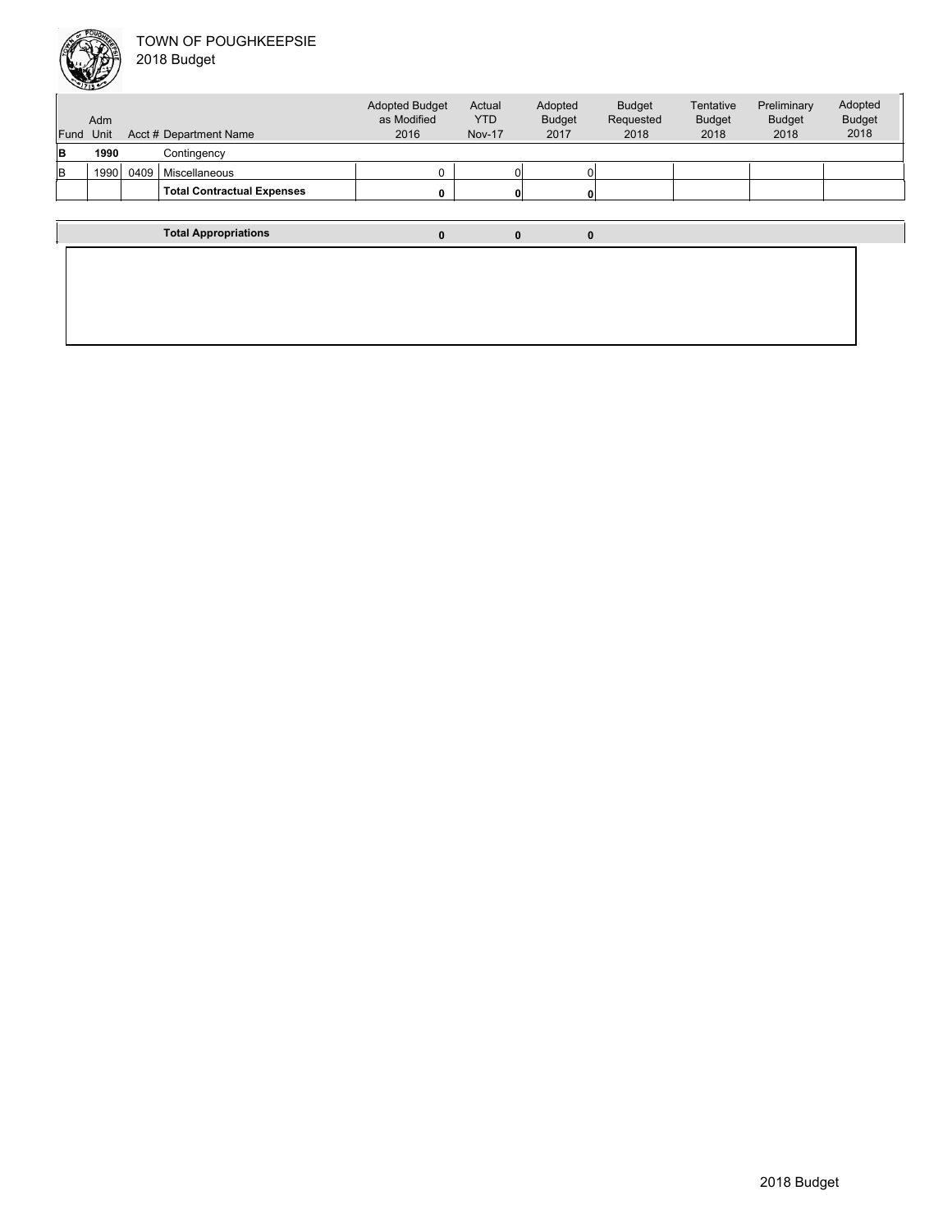TOWN OF POUGHKEEPSIE
2018 Budget

| Fund | Adm Unit | Acct # | Department Name | Adopted Budget as Modified 2016 | Actual YTD Nov-17 | Adopted Budget 2017 | Budget Requested 2018 | Tentative Budget 2018 | Preliminary Budget 2018 | Adopted Budget 2018 |
|---|---|---|---|---|---|---|---|---|---|---|
| **B** | **1990** | | Contingency | | | | | | | |
| B | 1990 | 0409 | Miscellaneous | 0 | 0 | 0 | | | | |
| | | | **Total Contractual Expenses** | **0** | **0** | **0** | | | | |
| | | | **Total Appropriations** | **0** | **0** | **0** | | | | |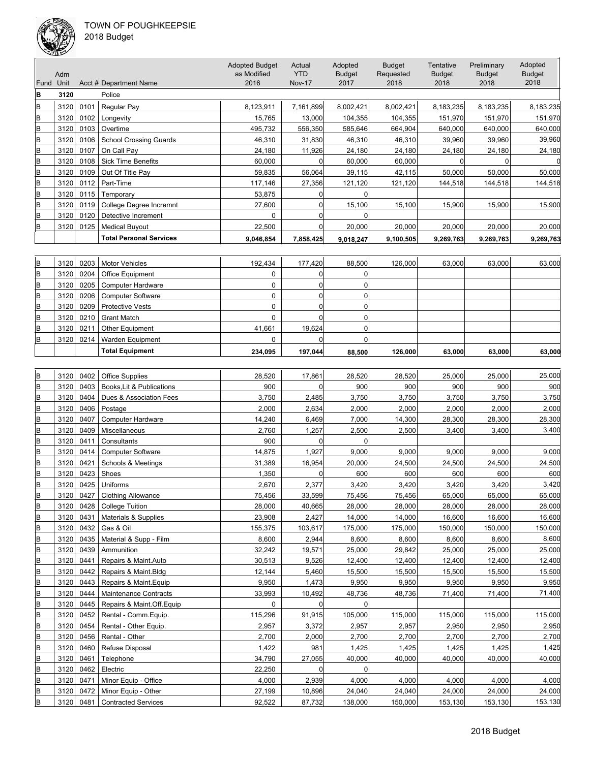# TOWN OF POUGHKEEPSIE
## 2018 Budget

| Fund | Adm Unit | Acct # | Department Name | Adopted Budget as Modified 2016 | Actual YTD Nov-17 | Adopted Budget 2017 | Budget Requested 2018 | Tentative Budget 2018 | Preliminary Budget 2018 | Adopted Budget 2018 |
|---|---|---|---|---|---|---|---|---|---|---|
| **B** | **3120** | | Police | | | | | | | |
| B | 3120 | 0101 | Regular Pay | 8,123,911 | 7,161,899 | 8,002,421 | 8,002,421 | 8,183,235 | 8,183,235 | 8,183,235 |
| B | 3120 | 0102 | Longevity | 15,765 | 13,000 | 104,355 | 104,355 | 151,970 | 151,970 | 151,970 |
| B | 3120 | 0103 | Overtime | 495,732 | 556,350 | 585,646 | 664,904 | 640,000 | 640,000 | 640,000 |
| B | 3120 | 0106 | School Crossing Guards | 46,310 | 31,830 | 46,310 | 46,310 | 39,960 | 39,960 | 39,960 |
| B | 3120 | 0107 | On Call Pay | 24,180 | 11,926 | 24,180 | 24,180 | 24,180 | 24,180 | 24,180 |
| B | 3120 | 0108 | Sick Time Benefits | 60,000 | 0 | 60,000 | 60,000 | 0 | 0 | 0 |
| B | 3120 | 0109 | Out Of Title Pay | 59,835 | 56,064 | 39,115 | 42,115 | 50,000 | 50,000 | 50,000 |
| B | 3120 | 0112 | Part-Time | 117,146 | 27,356 | 121,120 | 121,120 | 144,518 | 144,518 | 144,518 |
| B | 3120 | 0115 | Temporary | 53,875 | 0 | 0 | | | | |
| B | 3120 | 0119 | College Degree Incremnt | 27,600 | 0 | 15,100 | 15,100 | 15,900 | 15,900 | 15,900 |
| B | 3120 | 0120 | Detective Increment | 0 | 0 | 0 | | | | |
| B | 3120 | 0125 | Medical Buyout | 22,500 | 0 | 20,000 | 20,000 | 20,000 | 20,000 | 20,000 |
| | | | **Total Personal Services** | **9,046,854** | **7,858,425** | **9,018,247** | **9,100,505** | **9,269,763** | **9,269,763** | **9,269,763** |
| | | | | | | | | | | |
| B | 3120 | 0203 | Motor Vehicles | 192,434 | 177,420 | 88,500 | 126,000 | 63,000 | 63,000 | 63,000 |
| B | 3120 | 0204 | Office Equipment | 0 | 0 | 0 | | | | |
| B | 3120 | 0205 | Computer Hardware | 0 | 0 | 0 | | | | |
| B | 3120 | 0206 | Computer Software | 0 | 0 | 0 | | | | |
| B | 3120 | 0209 | Protective Vests | 0 | 0 | 0 | | | | |
| B | 3120 | 0210 | Grant Match | 0 | 0 | 0 | | | | |
| B | 3120 | 0211 | Other Equipment | 41,661 | 19,624 | 0 | | | | |
| B | 3120 | 0214 | Warden Equipment | 0 | 0 | 0 | | | | |
| | | | **Total Equipment** | **234,095** | **197,044** | **88,500** | **126,000** | **63,000** | **63,000** | **63,000** |
| | | | | | | | | | | |
| B | 3120 | 0402 | Office Supplies | 28,520 | 17,861 | 28,520 | 28,520 | 25,000 | 25,000 | 25,000 |
| B | 3120 | 0403 | Books,Lit & Publications | 900 | 0 | 900 | 900 | 900 | 900 | 900 |
| B | 3120 | 0404 | Dues & Association Fees | 3,750 | 2,485 | 3,750 | 3,750 | 3,750 | 3,750 | 3,750 |
| B | 3120 | 0406 | Postage | 2,000 | 2,634 | 2,000 | 2,000 | 2,000 | 2,000 | 2,000 |
| B | 3120 | 0407 | Computer Hardware | 14,240 | 6,469 | 7,000 | 14,300 | 28,300 | 28,300 | 28,300 |
| B | 3120 | 0409 | Miscellaneous | 2,760 | 1,257 | 2,500 | 2,500 | 3,400 | 3,400 | 3,400 |
| B | 3120 | 0411 | Consultants | 900 | 0 | 0 | | | | |
| B | 3120 | 0414 | Computer Software | 14,875 | 1,927 | 9,000 | 9,000 | 9,000 | 9,000 | 9,000 |
| B | 3120 | 0421 | Schools & Meetings | 31,389 | 16,954 | 20,000 | 24,500 | 24,500 | 24,500 | 24,500 |
| B | 3120 | 0423 | Shoes | 1,350 | 0 | 600 | 600 | 600 | 600 | 600 |
| B | 3120 | 0425 | Uniforms | 2,670 | 2,377 | 3,420 | 3,420 | 3,420 | 3,420 | 3,420 |
| B | 3120 | 0427 | Clothing Allowance | 75,456 | 33,599 | 75,456 | 75,456 | 65,000 | 65,000 | 65,000 |
| B | 3120 | 0428 | College Tuition | 28,000 | 40,665 | 28,000 | 28,000 | 28,000 | 28,000 | 28,000 |
| B | 3120 | 0431 | Materials & Supplies | 23,908 | 2,427 | 14,000 | 14,000 | 16,600 | 16,600 | 16,600 |
| B | 3120 | 0432 | Gas & Oil | 155,375 | 103,617 | 175,000 | 175,000 | 150,000 | 150,000 | 150,000 |
| B | 3120 | 0435 | Material & Supp - Film | 8,600 | 2,944 | 8,600 | 8,600 | 8,600 | 8,600 | 8,600 |
| B | 3120 | 0439 | Ammunition | 32,242 | 19,571 | 25,000 | 29,842 | 25,000 | 25,000 | 25,000 |
| B | 3120 | 0441 | Repairs & Maint.Auto | 30,513 | 9,526 | 12,400 | 12,400 | 12,400 | 12,400 | 12,400 |
| B | 3120 | 0442 | Repairs & Maint.Bldg | 12,144 | 5,460 | 15,500 | 15,500 | 15,500 | 15,500 | 15,500 |
| B | 3120 | 0443 | Repairs & Maint.Equip | 9,950 | 1,473 | 9,950 | 9,950 | 9,950 | 9,950 | 9,950 |
| B | 3120 | 0444 | Maintenance Contracts | 33,993 | 10,492 | 48,736 | 48,736 | 71,400 | 71,400 | 71,400 |
| B | 3120 | 0445 | Repairs & Maint.Off.Equip | 0 | 0 | 0 | | | | |
| B | 3120 | 0452 | Rental - Comm.Equip. | 115,296 | 91,915 | 105,000 | 115,000 | 115,000 | 115,000 | 115,000 |
| B | 3120 | 0454 | Rental - Other Equip. | 2,957 | 3,372 | 2,957 | 2,957 | 2,950 | 2,950 | 2,950 |
| B | 3120 | 0456 | Rental - Other | 2,700 | 2,000 | 2,700 | 2,700 | 2,700 | 2,700 | 2,700 |
| B | 3120 | 0460 | Refuse Disposal | 1,422 | 981 | 1,425 | 1,425 | 1,425 | 1,425 | 1,425 |
| B | 3120 | 0461 | Telephone | 34,790 | 27,055 | 40,000 | 40,000 | 40,000 | 40,000 | 40,000 |
| B | 3120 | 0462 | Electric | 22,250 | 0 | 0 | | | | |
| B | 3120 | 0471 | Minor Equip - Office | 4,000 | 2,939 | 4,000 | 4,000 | 4,000 | 4,000 | 4,000 |
| B | 3120 | 0472 | Minor Equip - Other | 27,199 | 10,896 | 24,040 | 24,040 | 24,000 | 24,000 | 24,000 |
| B | 3120 | 0481 | Contracted Services | 92,522 | 87,732 | 138,000 | 150,000 | 153,130 | 153,130 | 153,130 |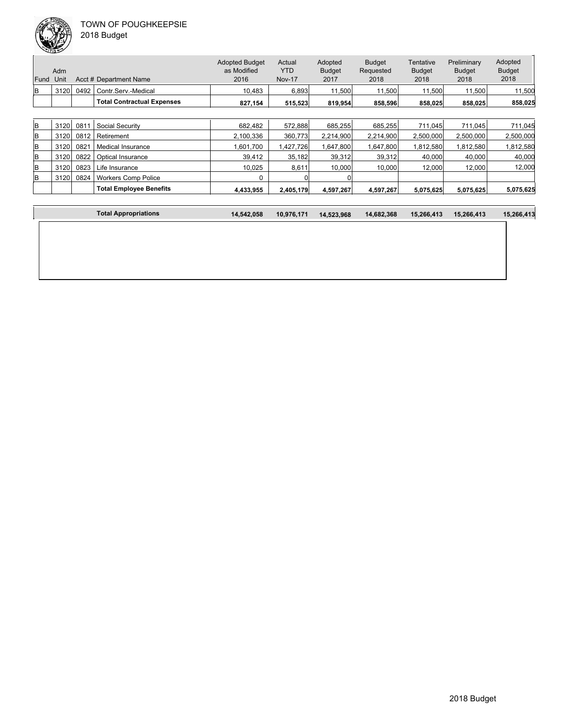TOWN OF POUGHKEEPSIE

2018 Budget

| Fund | Adm Unit | Acct # | Department Name | Adopted Budget as Modified 2016 | Actual YTD Nov-17 | Adopted Budget 2017 | Budget Requested 2018 | Tentative Budget 2018 | Preliminary Budget 2018 | Adopted Budget 2018 |
|---|---|---|---|---|---|---|---|---|---|---|
| B | 3120 | 0492 | Contr.Serv.-Medical | 10,483 | 6,893 | 11,500 | 11,500 | 11,500 | 11,500 | 11,500 |
| | | | **Total Contractual Expenses** | **827,154** | **515,523** | **819,954** | **858,596** | **858,025** | **858,025** | **858,025** |
| B | 3120 | 0811 | Social Security | 682,482 | 572,888 | 685,255 | 685,255 | 711,045 | 711,045 | 711,045 |
| B | 3120 | 0812 | Retirement | 2,100,336 | 360,773 | 2,214,900 | 2,214,900 | 2,500,000 | 2,500,000 | 2,500,000 |
| B | 3120 | 0821 | Medical Insurance | 1,601,700 | 1,427,726 | 1,647,800 | 1,647,800 | 1,812,580 | 1,812,580 | 1,812,580 |
| B | 3120 | 0822 | Optical Insurance | 39,412 | 35,182 | 39,312 | 39,312 | 40,000 | 40,000 | 40,000 |
| B | 3120 | 0823 | Life Insurance | 10,025 | 8,611 | 10,000 | 10,000 | 12,000 | 12,000 | 12,000 |
| B | 3120 | 0824 | Workers Comp Police | 0 | 0 | 0 | | | | |
| | | | **Total Employee Benefits** | **4,433,955** | **2,405,179** | **4,597,267** | **4,597,267** | **5,075,625** | **5,075,625** | **5,075,625** |
| | | | **Total Appropriations** | **14,542,058** | **10,976,171** | **14,523,968** | **14,682,368** | **15,266,413** | **15,266,413** | **15,266,413** |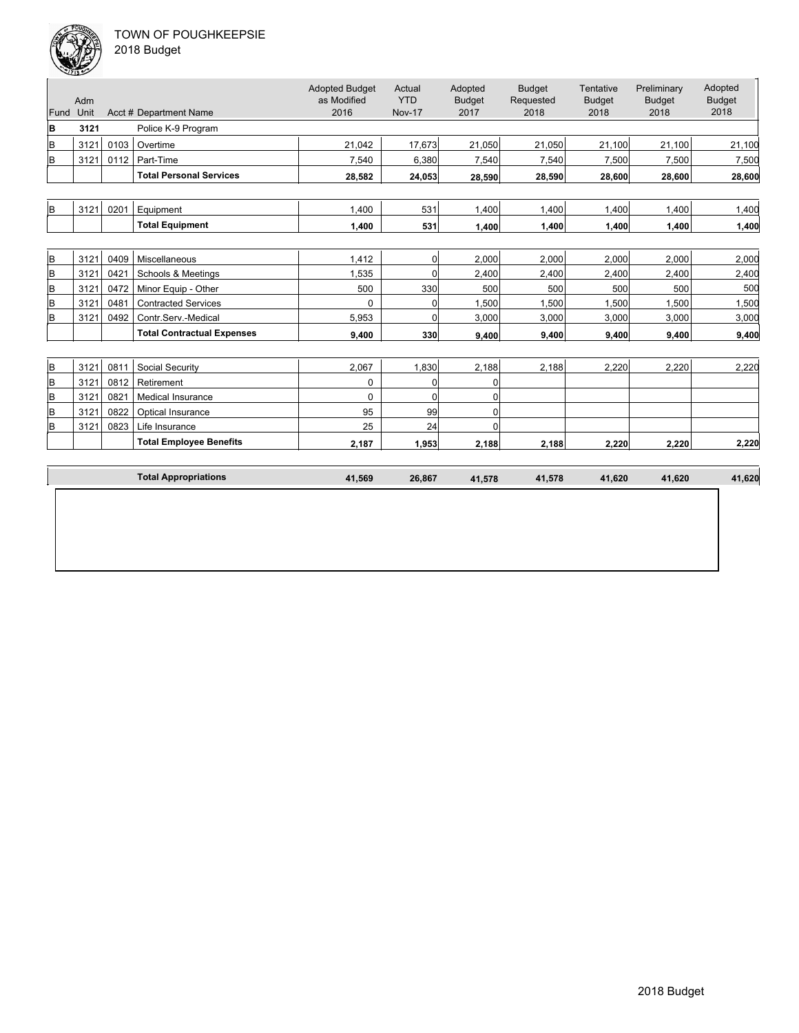TOWN OF POUGHKEEPSIE
2018 Budget

| Fund | Adm Unit | Acct # | Department Name | Adopted Budget as Modified 2016 | Actual YTD Nov-17 | Adopted Budget 2017 | Budget Requested 2018 | Tentative Budget 2018 | Preliminary Budget 2018 | Adopted Budget 2018 |
|---|---|---|---|---|---|---|---|---|---|---|
| **B** | **3121** | | Police K-9 Program | | | | | | | |
| B | 3121 | 0103 | Overtime | 21,042 | 17,673 | 21,050 | 21,050 | 21,100 | 21,100 | 21,100 |
| B | 3121 | 0112 | Part-Time | 7,540 | 6,380 | 7,540 | 7,540 | 7,500 | 7,500 | 7,500 |
| | | | **Total Personal Services** | **28,582** | **24,053** | **28,590** | **28,590** | **28,600** | **28,600** | **28,600** |
| B | 3121 | 0201 | Equipment | 1,400 | 531 | 1,400 | 1,400 | 1,400 | 1,400 | 1,400 |
| | | | **Total Equipment** | **1,400** | **531** | **1,400** | **1,400** | **1,400** | **1,400** | **1,400** |
| B | 3121 | 0409 | Miscellaneous | 1,412 | 0 | 2,000 | 2,000 | 2,000 | 2,000 | 2,000 |
| B | 3121 | 0421 | Schools & Meetings | 1,535 | 0 | 2,400 | 2,400 | 2,400 | 2,400 | 2,400 |
| B | 3121 | 0472 | Minor Equip - Other | 500 | 330 | 500 | 500 | 500 | 500 | 500 |
| B | 3121 | 0481 | Contracted Services | 0 | 0 | 1,500 | 1,500 | 1,500 | 1,500 | 1,500 |
| B | 3121 | 0492 | Contr.Serv.-Medical | 5,953 | 0 | 3,000 | 3,000 | 3,000 | 3,000 | 3,000 |
| | | | **Total Contractual Expenses** | **9,400** | **330** | **9,400** | **9,400** | **9,400** | **9,400** | **9,400** |
| B | 3121 | 0811 | Social Security | 2,067 | 1,830 | 2,188 | 2,188 | 2,220 | 2,220 | 2,220 |
| B | 3121 | 0812 | Retirement | 0 | 0 | 0 | | | | |
| B | 3121 | 0821 | Medical Insurance | 0 | 0 | 0 | | | | |
| B | 3121 | 0822 | Optical Insurance | 95 | 99 | 0 | | | | |
| B | 3121 | 0823 | Life Insurance | 25 | 24 | 0 | | | | |
| | | | **Total Employee Benefits** | **2,187** | **1,953** | **2,188** | **2,188** | **2,220** | **2,220** | **2,220** |
| | | | **Total Appropriations** | **41,569** | **26,867** | **41,578** | **41,578** | **41,620** | **41,620** | **41,620** |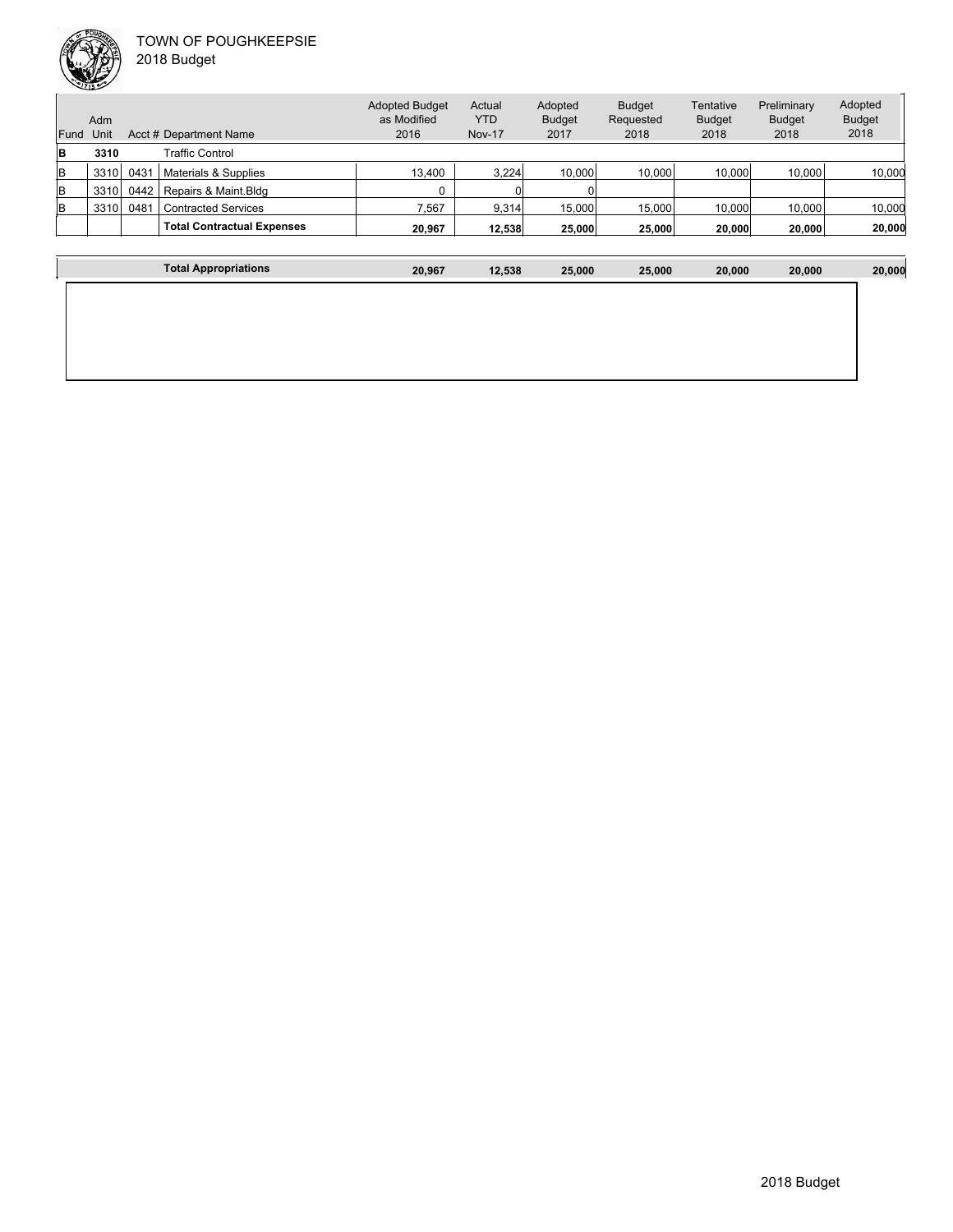TOWN OF POUGHKEEPSIE
2018 Budget

| Fund | Adm Unit | Acct # | Department Name | Adopted Budget as Modified 2016 | Actual YTD Nov-17 | Adopted Budget 2017 | Budget Requested 2018 | Tentative Budget 2018 | Preliminary Budget 2018 | Adopted Budget 2018 |
|---|---|---|---|---|---|---|---|---|---|---|
| **B** | **3310** | | Traffic Control | | | | | | | |
| B | 3310 | 0431 | Materials & Supplies | 13,400 | 3,224 | 10,000 | 10,000 | 10,000 | 10,000 | 10,000 |
| B | 3310 | 0442 | Repairs & Maint.Bldg | 0 | 0 | 0 | | | | |
| B | 3310 | 0481 | Contracted Services | 7,567 | 9,314 | 15,000 | 15,000 | 10,000 | 10,000 | 10,000 |
| | | | **Total Contractual Expenses** | **20,967** | **12,538** | **25,000** | **25,000** | **20,000** | **20,000** | **20,000** |
| | | | **Total Appropriations** | **20,967** | **12,538** | **25,000** | **25,000** | **20,000** | **20,000** | **20,000** |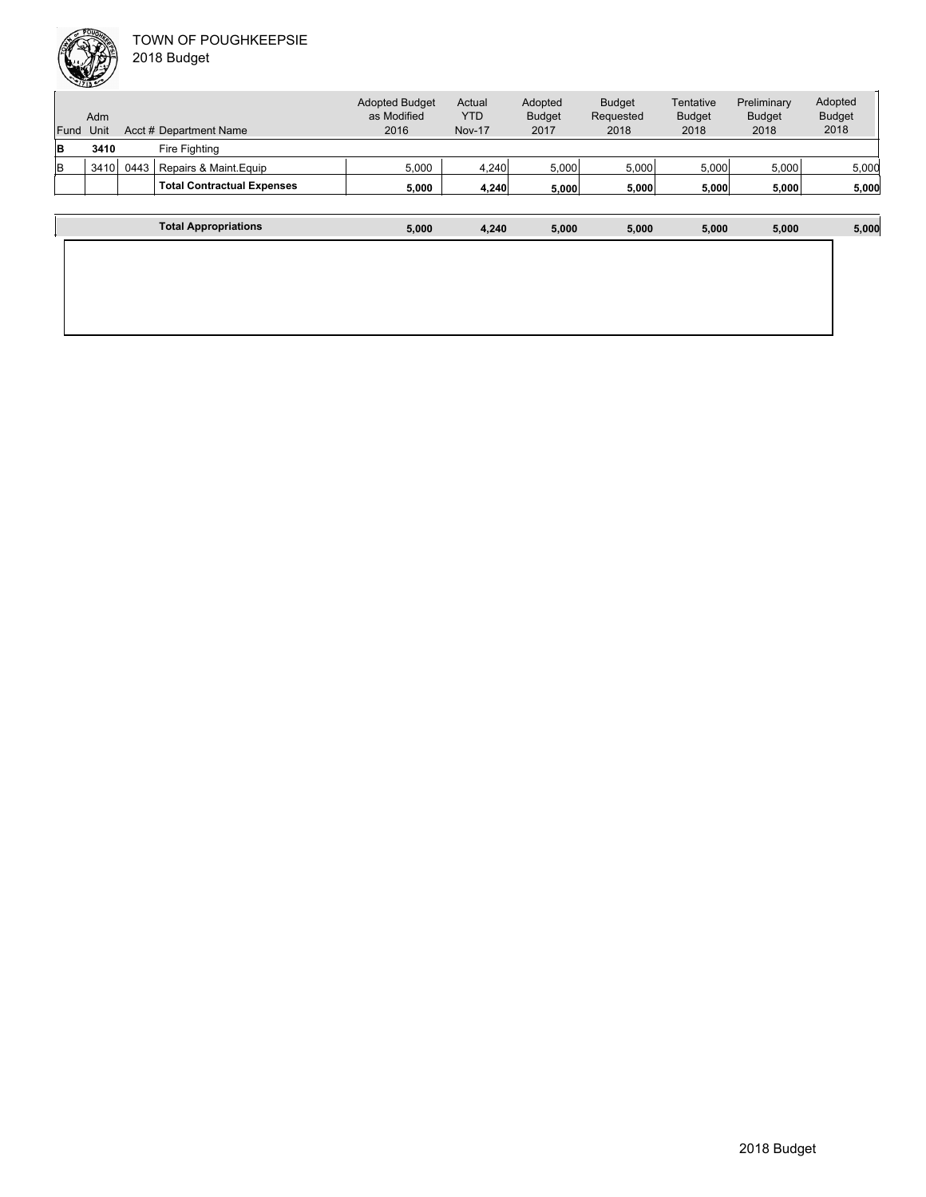TOWN OF POUGHKEEPSIE
2018 Budget

| Fund | Adm Unit | Acct # | Department Name | Adopted Budget as Modified 2016 | Actual YTD Nov-17 | Adopted Budget 2017 | Budget Requested 2018 | Tentative Budget 2018 | Preliminary Budget 2018 | Adopted Budget 2018 |
|---|---|---|---|---|---|---|---|---|---|---|
| **B** | **3410** | | Fire Fighting | | | | | | | |
| B | 3410 | 0443 | Repairs & Maint.Equip | 5,000 | 4,240 | 5,000 | 5,000 | 5,000 | 5,000 | 5,000 |
| | | | **Total Contractual Expenses** | **5,000** | **4,240** | **5,000** | **5,000** | **5,000** | **5,000** | **5,000** |
| | | | **Total Appropriations** | **5,000** | **4,240** | **5,000** | **5,000** | **5,000** | **5,000** | **5,000** |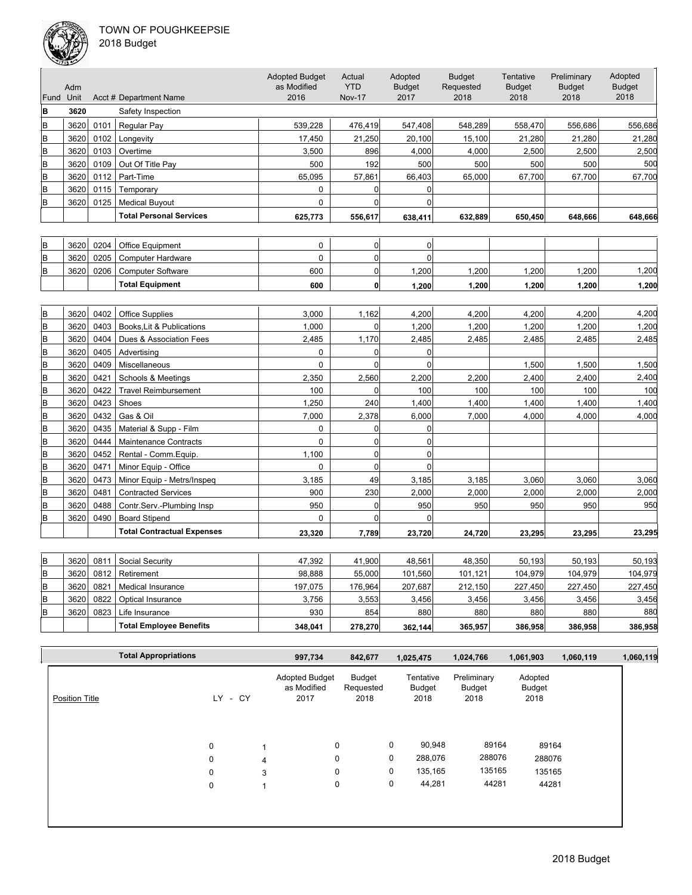TOWN OF POUGHKEEPSIE
2018 Budget

| Fund | Adm Unit | Acct # | Department Name | Adopted Budget as Modified 2016 | Actual YTD Nov-17 | Adopted Budget 2017 | Budget Requested 2018 | Tentative Budget 2018 | Preliminary Budget 2018 | Adopted Budget 2018 |
|---|---|---|---|---|---|---|---|---|---|---|
| **B** | **3620** | | Safety Inspection | | | | | | | |
| B | 3620 | 0101 | Regular Pay | 539,228 | 476,419 | 547,408 | 548,289 | 558,470 | 556,686 | 556,686 |
| B | 3620 | 0102 | Longevity | 17,450 | 21,250 | 20,100 | 15,100 | 21,280 | 21,280 | 21,280 |
| B | 3620 | 0103 | Overtime | 3,500 | 896 | 4,000 | 4,000 | 2,500 | 2,500 | 2,500 |
| B | 3620 | 0109 | Out Of Title Pay | 500 | 192 | 500 | 500 | 500 | 500 | 500 |
| B | 3620 | 0112 | Part-Time | 65,095 | 57,861 | 66,403 | 65,000 | 67,700 | 67,700 | 67,700 |
| B | 3620 | 0115 | Temporary | 0 | 0 | 0 | | | | |
| B | 3620 | 0125 | Medical Buyout | 0 | 0 | 0 | | | | |
| | | | **Total Personal Services** | **625,773** | **556,617** | **638,411** | **632,889** | **650,450** | **648,666** | **648,666** |
| B | 3620 | 0204 | Office Equipment | 0 | 0 | 0 | | | | |
| B | 3620 | 0205 | Computer Hardware | 0 | 0 | 0 | | | | |
| B | 3620 | 0206 | Computer Software | 600 | 0 | 1,200 | 1,200 | 1,200 | 1,200 | 1,200 |
| | | | **Total Equipment** | **600** | **0** | **1,200** | **1,200** | **1,200** | **1,200** | **1,200** |
| B | 3620 | 0402 | Office Supplies | 3,000 | 1,162 | 4,200 | 4,200 | 4,200 | 4,200 | 4,200 |
| B | 3620 | 0403 | Books,Lit & Publications | 1,000 | 0 | 1,200 | 1,200 | 1,200 | 1,200 | 1,200 |
| B | 3620 | 0404 | Dues & Association Fees | 2,485 | 1,170 | 2,485 | 2,485 | 2,485 | 2,485 | 2,485 |
| B | 3620 | 0405 | Advertising | 0 | 0 | 0 | | | | |
| B | 3620 | 0409 | Miscellaneous | 0 | 0 | 0 | | 1,500 | 1,500 | 1,500 |
| B | 3620 | 0421 | Schools & Meetings | 2,350 | 2,560 | 2,200 | 2,200 | 2,400 | 2,400 | 2,400 |
| B | 3620 | 0422 | Travel Reimbursement | 100 | 0 | 100 | 100 | 100 | 100 | 100 |
| B | 3620 | 0423 | Shoes | 1,250 | 240 | 1,400 | 1,400 | 1,400 | 1,400 | 1,400 |
| B | 3620 | 0432 | Gas & Oil | 7,000 | 2,378 | 6,000 | 7,000 | 4,000 | 4,000 | 4,000 |
| B | 3620 | 0435 | Material & Supp - Film | 0 | 0 | 0 | | | | |
| B | 3620 | 0444 | Maintenance Contracts | 0 | 0 | 0 | | | | |
| B | 3620 | 0452 | Rental - Comm.Equip. | 1,100 | 0 | 0 | | | | |
| B | 3620 | 0471 | Minor Equip - Office | 0 | 0 | 0 | | | | |
| B | 3620 | 0473 | Minor Equip - Metrs/Inspeq | 3,185 | 49 | 3,185 | 3,185 | 3,060 | 3,060 | 3,060 |
| B | 3620 | 0481 | Contracted Services | 900 | 230 | 2,000 | 2,000 | 2,000 | 2,000 | 2,000 |
| B | 3620 | 0488 | Contr.Serv.-Plumbing Insp | 950 | 0 | 950 | 950 | 950 | 950 | 950 |
| B | 3620 | 0490 | Board Stipend | 0 | 0 | 0 | | | | |
| | | | **Total Contractual Expenses** | **23,320** | **7,789** | **23,720** | **24,720** | **23,295** | **23,295** | **23,295** |
| B | 3620 | 0811 | Social Security | 47,392 | 41,900 | 48,561 | 48,350 | 50,193 | 50,193 | 50,193 |
| B | 3620 | 0812 | Retirement | 98,888 | 55,000 | 101,560 | 101,121 | 104,979 | 104,979 | 104,979 |
| B | 3620 | 0821 | Medical Insurance | 197,075 | 176,964 | 207,687 | 212,150 | 227,450 | 227,450 | 227,450 |
| B | 3620 | 0822 | Optical Insurance | 3,756 | 3,553 | 3,456 | 3,456 | 3,456 | 3,456 | 3,456 |
| B | 3620 | 0823 | Life Insurance | 930 | 854 | 880 | 880 | 880 | 880 | 880 |
| | | | **Total Employee Benefits** | **348,041** | **278,270** | **362,144** | **365,957** | **386,958** | **386,958** | **386,958** |
| | | | **Total Appropriations** | **997,734** | **842,677** | **1,025,475** | **1,024,766** | **1,061,903** | **1,060,119** | **1,060,119** |

| Position Title | LY | CY | Adopted Budget as Modified 2017 | Budget Requested 2018 | Tentative Budget 2018 | Preliminary Budget 2018 | Adopted Budget 2018 |
|---|---|---|---|---|---|---|---|
| | 0 | 1 | 0 | 0 | 90,948 | 89164 | 89164 |
| | 0 | 4 | 0 | 0 | 288,076 | 288076 | 288076 |
| | 0 | 3 | 0 | 0 | 135,165 | 135165 | 135165 |
| | 0 | 1 | 0 | 0 | 44,281 | 44281 | 44281 |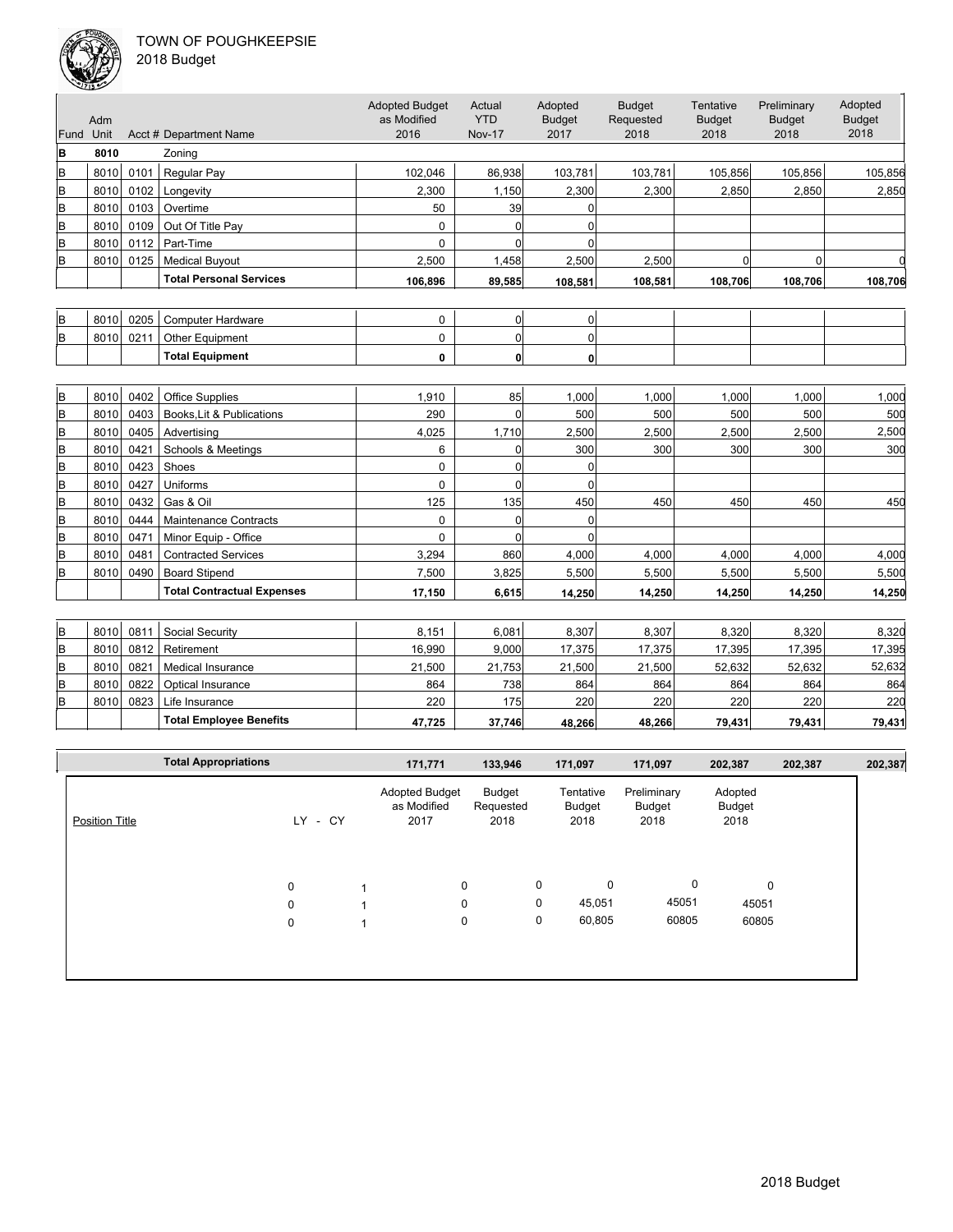TOWN OF POUGHKEEPSIE
2018 Budget

| Fund | Adm Unit | Acct # | Department Name | Adopted Budget as Modified 2016 | Actual YTD Nov-17 | Adopted Budget 2017 | Budget Requested 2018 | Tentative Budget 2018 | Preliminary Budget 2018 | Adopted Budget 2018 |
|---|---|---|---|---|---|---|---|---|---|---|
| **B** | **8010** | | Zoning | | | | | | | |
| B | 8010 | 0101 | Regular Pay | 102,046 | 86,938 | 103,781 | 103,781 | 105,856 | 105,856 | 105,856 |
| B | 8010 | 0102 | Longevity | 2,300 | 1,150 | 2,300 | 2,300 | 2,850 | 2,850 | 2,850 |
| B | 8010 | 0103 | Overtime | 50 | 39 | 0 | | | | |
| B | 8010 | 0109 | Out Of Title Pay | 0 | 0 | 0 | | | | |
| B | 8010 | 0112 | Part-Time | 0 | 0 | 0 | | | | |
| B | 8010 | 0125 | Medical Buyout | 2,500 | 1,458 | 2,500 | 2,500 | 0 | 0 | 0 |
| | | | **Total Personal Services** | **106,896** | **89,585** | **108,581** | **108,581** | **108,706** | **108,706** | **108,706** |
| B | 8010 | 0205 | Computer Hardware | 0 | 0 | 0 | | | | |
| B | 8010 | 0211 | Other Equipment | 0 | 0 | 0 | | | | |
| | | | **Total Equipment** | **0** | **0** | **0** | | | | |
| B | 8010 | 0402 | Office Supplies | 1,910 | 85 | 1,000 | 1,000 | 1,000 | 1,000 | 1,000 |
| B | 8010 | 0403 | Books,Lit & Publications | 290 | 0 | 500 | 500 | 500 | 500 | 500 |
| B | 8010 | 0405 | Advertising | 4,025 | 1,710 | 2,500 | 2,500 | 2,500 | 2,500 | 2,500 |
| B | 8010 | 0421 | Schools & Meetings | 6 | 0 | 300 | 300 | 300 | 300 | 300 |
| B | 8010 | 0423 | Shoes | 0 | 0 | 0 | | | | |
| B | 8010 | 0427 | Uniforms | 0 | 0 | 0 | | | | |
| B | 8010 | 0432 | Gas & Oil | 125 | 135 | 450 | 450 | 450 | 450 | 450 |
| B | 8010 | 0444 | Maintenance Contracts | 0 | 0 | 0 | | | | |
| B | 8010 | 0471 | Minor Equip - Office | 0 | 0 | 0 | | | | |
| B | 8010 | 0481 | Contracted Services | 3,294 | 860 | 4,000 | 4,000 | 4,000 | 4,000 | 4,000 |
| B | 8010 | 0490 | Board Stipend | 7,500 | 3,825 | 5,500 | 5,500 | 5,500 | 5,500 | 5,500 |
| | | | **Total Contractual Expenses** | **17,150** | **6,615** | **14,250** | **14,250** | **14,250** | **14,250** | **14,250** |
| B | 8010 | 0811 | Social Security | 8,151 | 6,081 | 8,307 | 8,307 | 8,320 | 8,320 | 8,320 |
| B | 8010 | 0812 | Retirement | 16,990 | 9,000 | 17,375 | 17,375 | 17,395 | 17,395 | 17,395 |
| B | 8010 | 0821 | Medical Insurance | 21,500 | 21,753 | 21,500 | 21,500 | 52,632 | 52,632 | 52,632 |
| B | 8010 | 0822 | Optical Insurance | 864 | 738 | 864 | 864 | 864 | 864 | 864 |
| B | 8010 | 0823 | Life Insurance | 220 | 175 | 220 | 220 | 220 | 220 | 220 |
| | | | **Total Employee Benefits** | **47,725** | **37,746** | **48,266** | **48,266** | **79,431** | **79,431** | **79,431** |
| | | | **Total Appropriations** | **171,771** | **133,946** | **171,097** | **171,097** | **202,387** | **202,387** | **202,387** |

| Position Title | LY | CY | Adopted Budget as Modified 2017 | Budget Requested 2018 | Tentative Budget 2018 | Preliminary Budget 2018 | Adopted Budget 2018 |
|---|---|---|---|---|---|---|---|
| | 0 | 1 | 0 | 0 | 0 | 0 | 0 |
| | 0 | 1 | 0 | 0 | 45,051 | 45051 | 45051 |
| | 0 | 1 | 0 | 0 | 60,805 | 60805 | 60805 |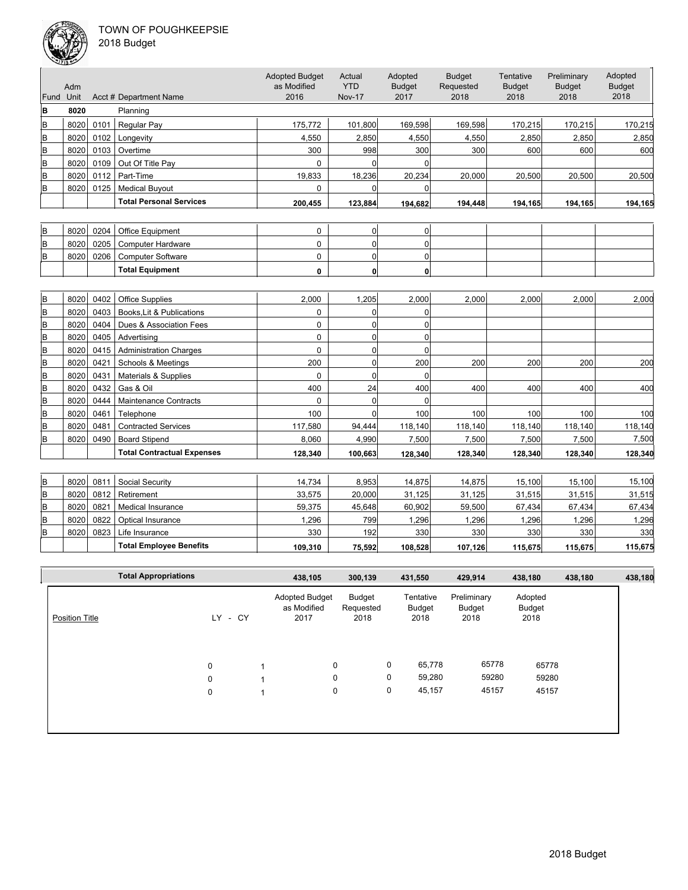TOWN OF POUGHKEEPSIE
2018 Budget

| Fund | Adm Unit | Acct # | Department Name | Adopted Budget as Modified 2016 | Actual YTD Nov-17 | Adopted Budget 2017 | Budget Requested 2018 | Tentative Budget 2018 | Preliminary Budget 2018 | Adopted Budget 2018 |
|---|---|---|---|---|---|---|---|---|---|---|
| B | 8020 | | Planning | | | | | | | |
| B | 8020 | 0101 | Regular Pay | 175,772 | 101,800 | 169,598 | 169,598 | 170,215 | 170,215 | 170,215 |
| B | 8020 | 0102 | Longevity | 4,550 | 2,850 | 4,550 | 4,550 | 2,850 | 2,850 | 2,850 |
| B | 8020 | 0103 | Overtime | 300 | 998 | 300 | 300 | 600 | 600 | 600 |
| B | 8020 | 0109 | Out Of Title Pay | 0 | 0 | 0 | | | | |
| B | 8020 | 0112 | Part-Time | 19,833 | 18,236 | 20,234 | 20,000 | 20,500 | 20,500 | 20,500 |
| B | 8020 | 0125 | Medical Buyout | 0 | 0 | 0 | | | | |
| | | | **Total Personal Services** | **200,455** | **123,884** | **194,682** | **194,448** | **194,165** | **194,165** | **194,165** |
| B | 8020 | 0204 | Office Equipment | 0 | 0 | 0 | | | | |
| B | 8020 | 0205 | Computer Hardware | 0 | 0 | 0 | | | | |
| B | 8020 | 0206 | Computer Software | 0 | 0 | 0 | | | | |
| | | | **Total Equipment** | **0** | **0** | **0** | | | | |
| B | 8020 | 0402 | Office Supplies | 2,000 | 1,205 | 2,000 | 2,000 | 2,000 | 2,000 | 2,000 |
| B | 8020 | 0403 | Books,Lit & Publications | 0 | 0 | 0 | | | | |
| B | 8020 | 0404 | Dues & Association Fees | 0 | 0 | 0 | | | | |
| B | 8020 | 0405 | Advertising | 0 | 0 | 0 | | | | |
| B | 8020 | 0415 | Administration Charges | 0 | 0 | 0 | | | | |
| B | 8020 | 0421 | Schools & Meetings | 200 | 0 | 200 | 200 | 200 | 200 | 200 |
| B | 8020 | 0431 | Materials & Supplies | 0 | 0 | 0 | | | | |
| B | 8020 | 0432 | Gas & Oil | 400 | 24 | 400 | 400 | 400 | 400 | 400 |
| B | 8020 | 0444 | Maintenance Contracts | 0 | 0 | 0 | | | | |
| B | 8020 | 0461 | Telephone | 100 | 0 | 100 | 100 | 100 | 100 | 100 |
| B | 8020 | 0481 | Contracted Services | 117,580 | 94,444 | 118,140 | 118,140 | 118,140 | 118,140 | 118,140 |
| B | 8020 | 0490 | Board Stipend | 8,060 | 4,990 | 7,500 | 7,500 | 7,500 | 7,500 | 7,500 |
| | | | **Total Contractual Expenses** | **128,340** | **100,663** | **128,340** | **128,340** | **128,340** | **128,340** | **128,340** |
| B | 8020 | 0811 | Social Security | 14,734 | 8,953 | 14,875 | 14,875 | 15,100 | 15,100 | 15,100 |
| B | 8020 | 0812 | Retirement | 33,575 | 20,000 | 31,125 | 31,125 | 31,515 | 31,515 | 31,515 |
| B | 8020 | 0821 | Medical Insurance | 59,375 | 45,648 | 60,902 | 59,500 | 67,434 | 67,434 | 67,434 |
| B | 8020 | 0822 | Optical Insurance | 1,296 | 799 | 1,296 | 1,296 | 1,296 | 1,296 | 1,296 |
| B | 8020 | 0823 | Life Insurance | 330 | 192 | 330 | 330 | 330 | 330 | 330 |
| | | | **Total Employee Benefits** | **109,310** | **75,592** | **108,528** | **107,126** | **115,675** | **115,675** | **115,675** |
| | | | **Total Appropriations** | **438,105** | **300,139** | **431,550** | **429,914** | **438,180** | **438,180** | **438,180** |

| Position Title | LY | CY | Adopted Budget as Modified 2017 | Budget Requested 2018 | Tentative Budget 2018 | Preliminary Budget 2018 | Adopted Budget 2018 |
|---|---|---|---|---|---|---|---|
| | 0 | 1 | 0 | 0 | 65,778 | 65778 | 65778 |
| | 0 | 1 | 0 | 0 | 59,280 | 59280 | 59280 |
| | 0 | 1 | 0 | 0 | 45,157 | 45157 | 45157 |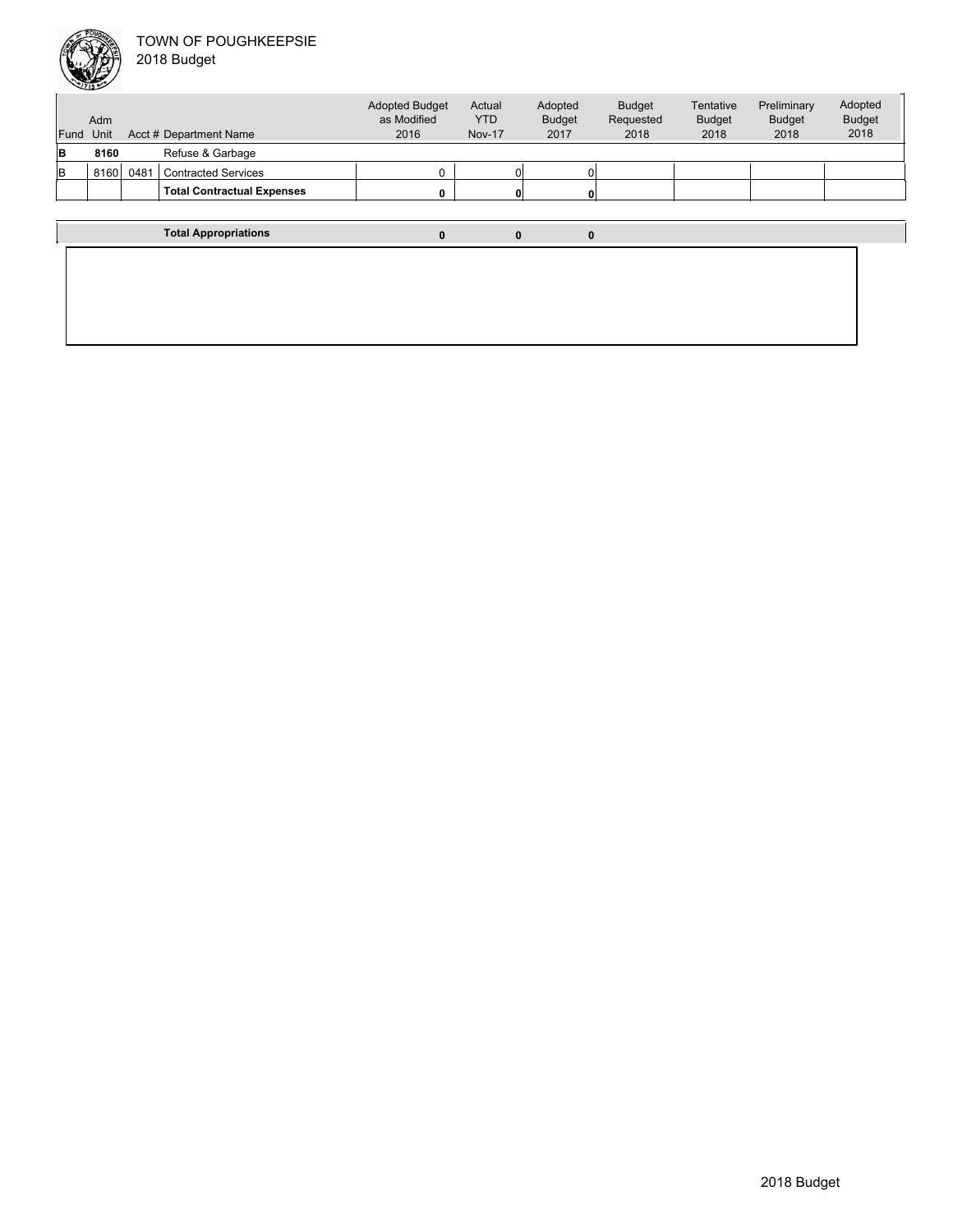TOWN OF POUGHKEEPSIE
2018 Budget

| Fund | Adm Unit | Acct # | Department Name | Adopted Budget as Modified 2016 | Actual YTD Nov-17 | Adopted Budget 2017 | Budget Requested 2018 | Tentative Budget 2018 | Preliminary Budget 2018 | Adopted Budget 2018 |
|---|---|---|---|---|---|---|---|---|---|---|
| **B** | **8160** | | Refuse & Garbage | | | | | | | |
| B | 8160 | 0481 | Contracted Services | 0 | 0 | 0 | | | | |
| | | | **Total Contractual Expenses** | **0** | **0** | **0** | | | | |
| | | | **Total Appropriations** | **0** | **0** | **0** | | | | |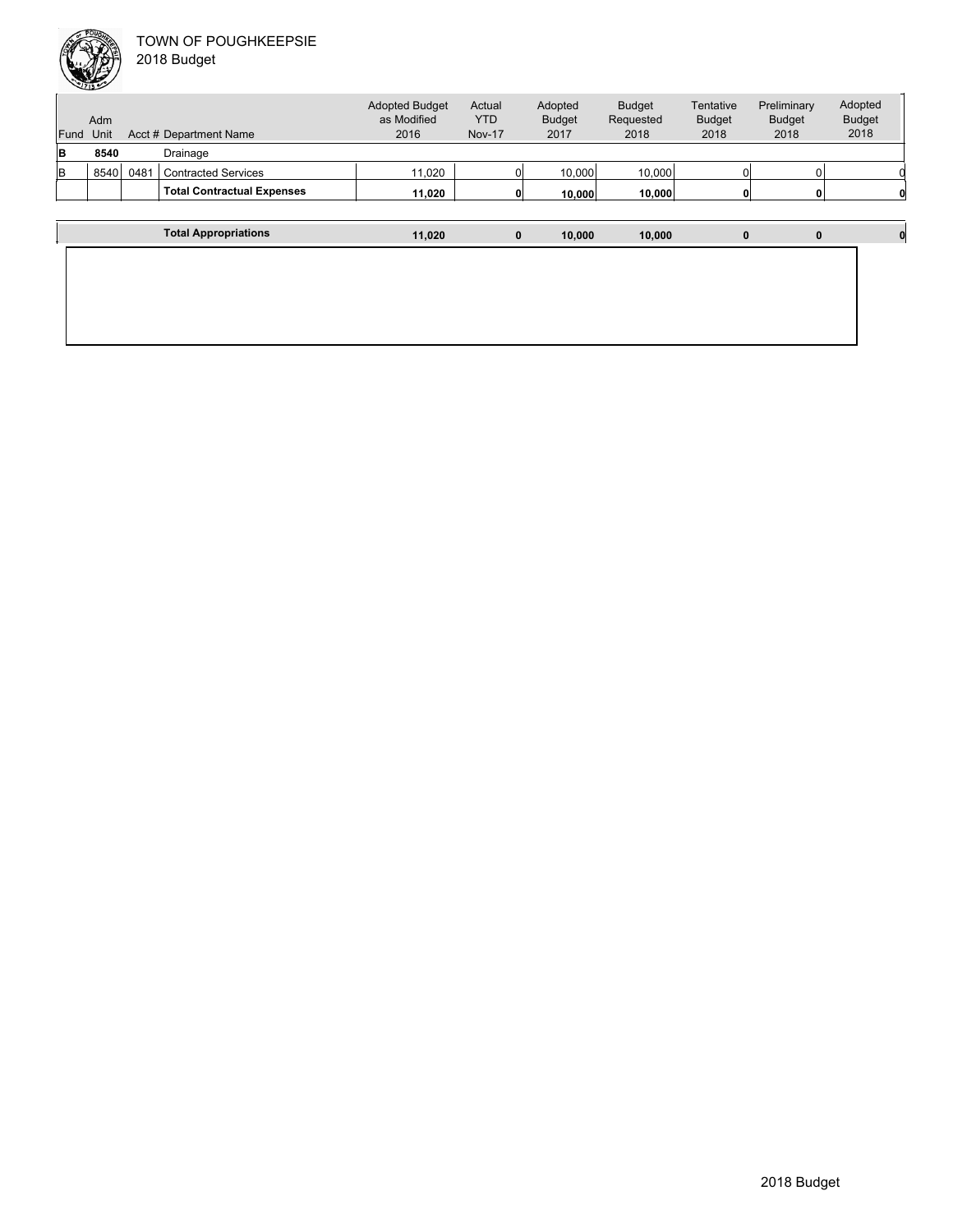| Fund | Adm Unit | Acct # | Department Name | Adopted Budget as Modified 2016 | Actual YTD Nov-17 | Adopted Budget 2017 | Budget Requested 2018 | Tentative Budget 2018 | Preliminary Budget 2018 | Adopted Budget 2018 |
|---|---|---|---|---|---|---|---|---|---|---|
| **B** | **8540** | | Drainage | | | | | | | |
| B | 8540 | 0481 | Contracted Services | 11,020 | 0 | 10,000 | 10,000 | 0 | 0 | 0 |
| | | | **Total Contractual Expenses** | **11,020** | **0** | **10,000** | **10,000** | **0** | **0** | **0** |
| | | | **Total Appropriations** | **11,020** | **0** | **10,000** | **10,000** | **0** | **0** | **0** |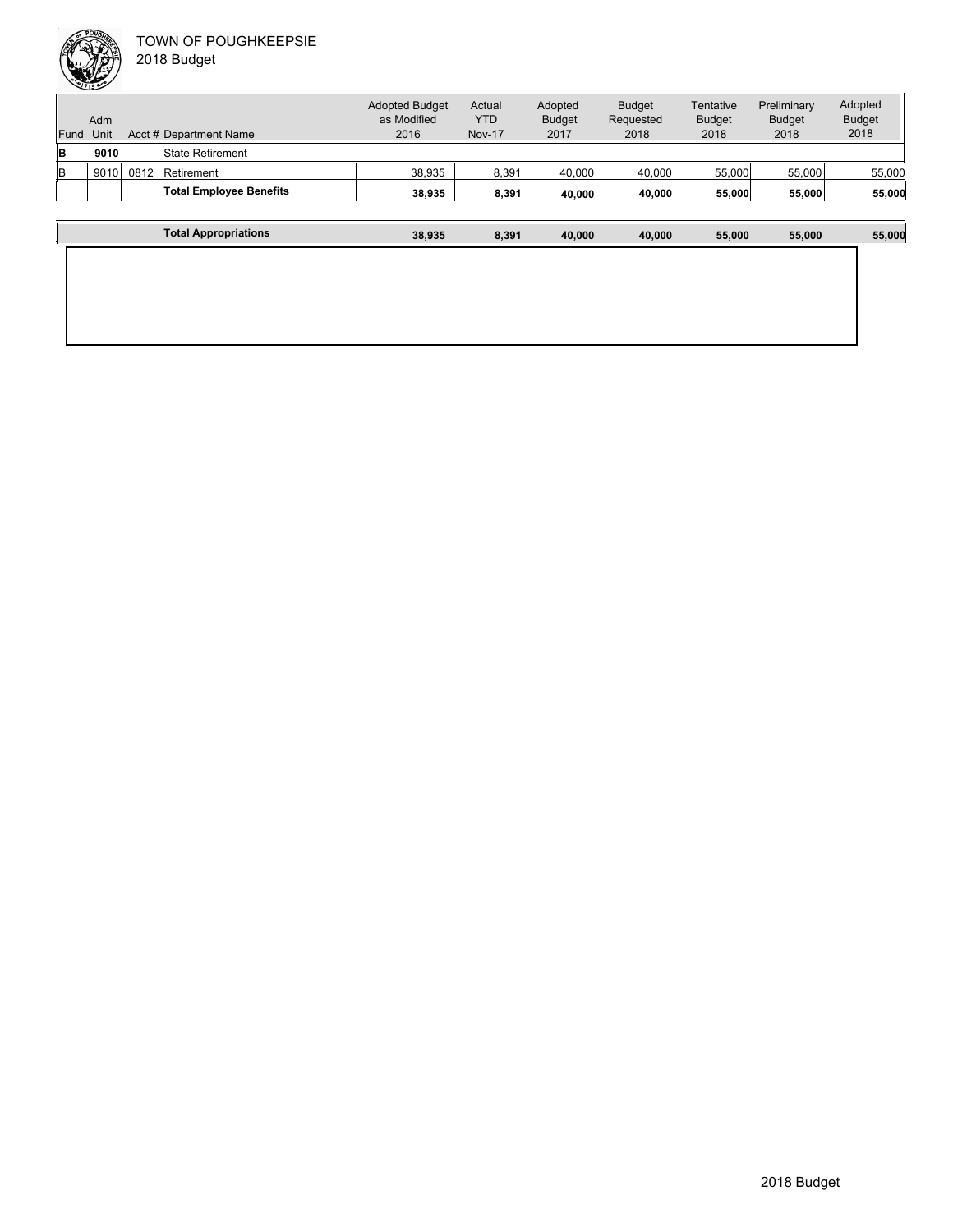TOWN OF POUGHKEEPSIE
2018 Budget

| Fund | Adm Unit | Acct # | Department Name | Adopted Budget as Modified 2016 | Actual YTD Nov-17 | Adopted Budget 2017 | Budget Requested 2018 | Tentative Budget 2018 | Preliminary Budget 2018 | Adopted Budget 2018 |
|---|---|---|---|---|---|---|---|---|---|---|
| **B** | **9010** | | State Retirement | | | | | | | |
| B | 9010 | 0812 | Retirement | 38,935 | 8,391 | 40,000 | 40,000 | 55,000 | 55,000 | 55,000 |
| | | | **Total Employee Benefits** | **38,935** | **8,391** | **40,000** | **40,000** | **55,000** | **55,000** | **55,000** |
| | | | **Total Appropriations** | **38,935** | **8,391** | **40,000** | **40,000** | **55,000** | **55,000** | **55,000** |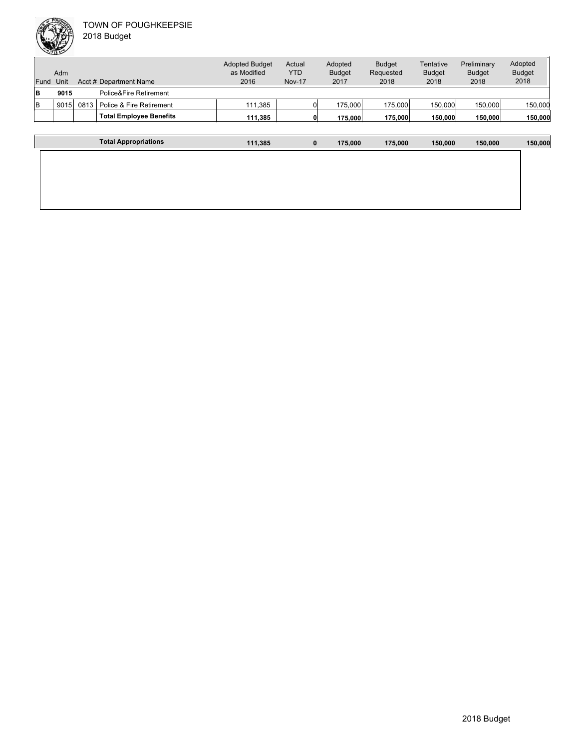TOWN OF POUGHKEEPSIE
2018 Budget

| Fund | Adm Unit | Acct # | Department Name | Adopted Budget as Modified 2016 | Actual YTD Nov-17 | Adopted Budget 2017 | Budget Requested 2018 | Tentative Budget 2018 | Preliminary Budget 2018 | Adopted Budget 2018 |
|---|---|---|---|---|---|---|---|---|---|---|
| **B** | **9015** | | Police&Fire Retirement | | | | | | | |
| B | 9015 | 0813 | Police & Fire Retirement | 111,385 | 0 | 175,000 | 175,000 | 150,000 | 150,000 | 150,000 |
| | | | **Total Employee Benefits** | **111,385** | **0** | **175,000** | **175,000** | **150,000** | **150,000** | **150,000** |
| | | | **Total Appropriations** | **111,385** | **0** | **175,000** | **175,000** | **150,000** | **150,000** | **150,000** |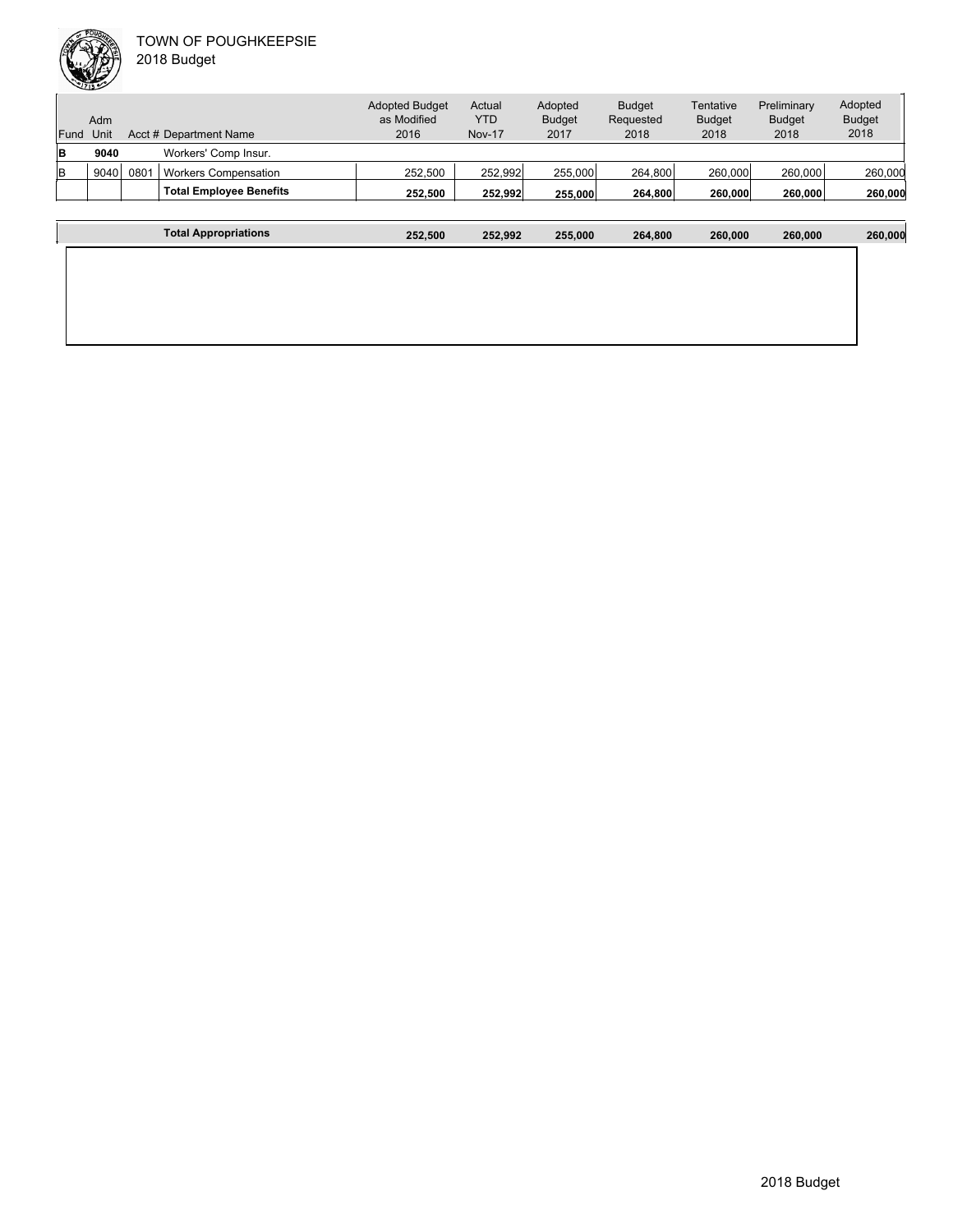TOWN OF POUGHKEEPSIE
2018 Budget

| Fund | Adm Unit | Acct # | Department Name | Adopted Budget as Modified 2016 | Actual YTD Nov-17 | Adopted Budget 2017 | Budget Requested 2018 | Tentative Budget 2018 | Preliminary Budget 2018 | Adopted Budget 2018 |
|---|---|---|---|---|---|---|---|---|---|---|
| **B** | **9040** | | Workers' Comp Insur. | | | | | | | |
| B | 9040 | 0801 | Workers Compensation | 252,500 | 252,992 | 255,000 | 264,800 | 260,000 | 260,000 | 260,000 |
| | | | **Total Employee Benefits** | **252,500** | **252,992** | **255,000** | **264,800** | **260,000** | **260,000** | **260,000** |
| | | | **Total Appropriations** | **252,500** | **252,992** | **255,000** | **264,800** | **260,000** | **260,000** | **260,000** |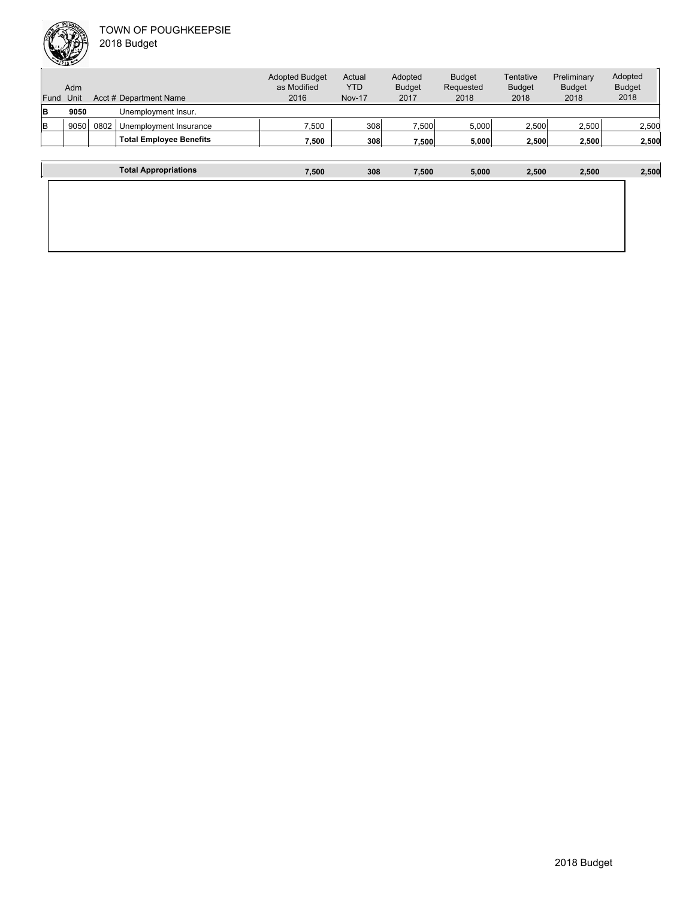| Fund | Adm Unit | Acct # | Department Name | Adopted Budget as Modified 2016 | Actual YTD Nov-17 | Adopted Budget 2017 | Budget Requested 2018 | Tentative Budget 2018 | Preliminary Budget 2018 | Adopted Budget 2018 |
|---|---|---|---|---|---|---|---|---|---|---|
| **B** | **9050** | | Unemployment Insur. | | | | | | | |
| B | 9050 | 0802 | Unemployment Insurance | 7,500 | 308 | 7,500 | 5,000 | 2,500 | 2,500 | 2,500 |
| | | | **Total Employee Benefits** | **7,500** | **308** | **7,500** | **5,000** | **2,500** | **2,500** | **2,500** |
| | | | **Total Appropriations** | **7,500** | **308** | **7,500** | **5,000** | **2,500** | **2,500** | **2,500** |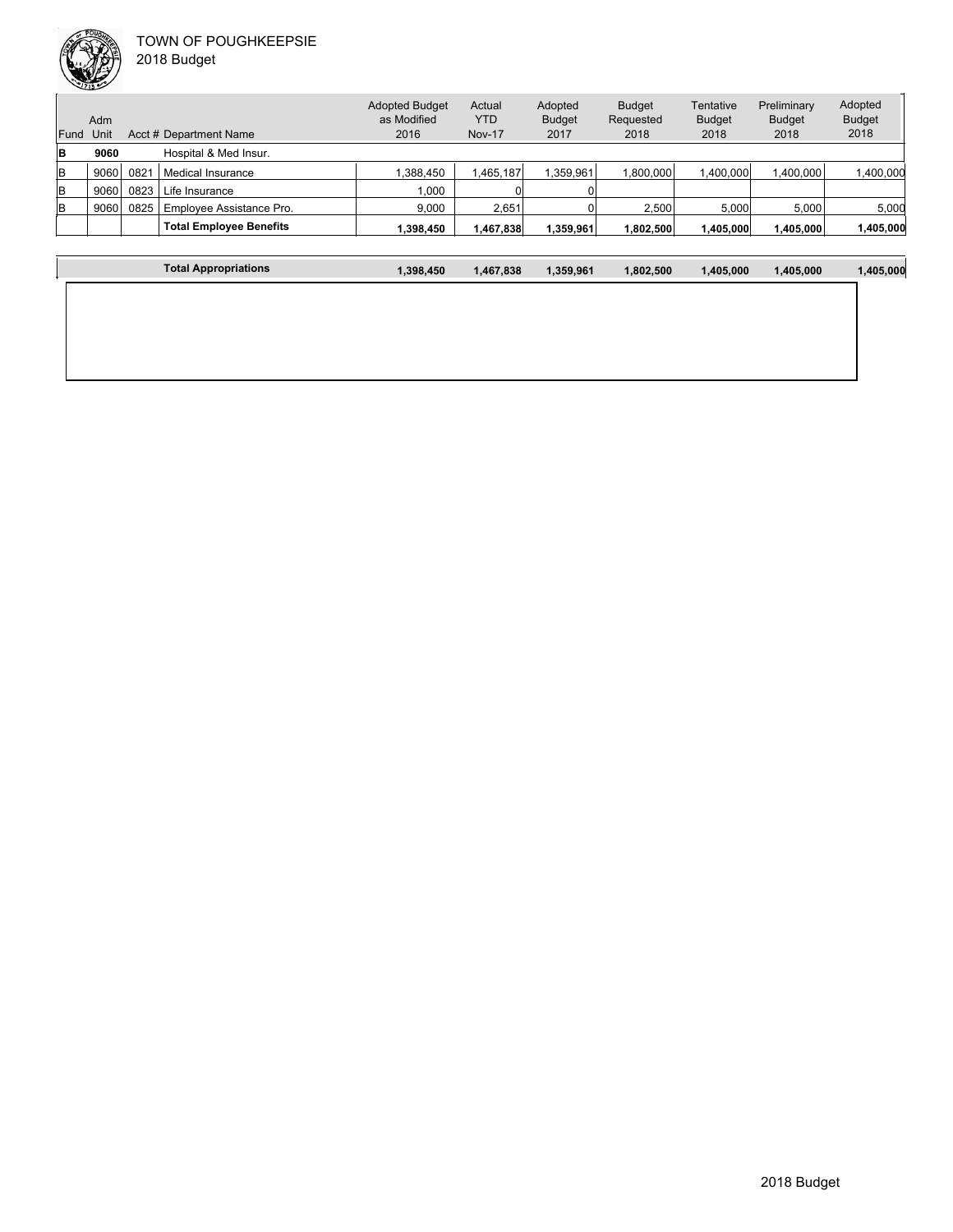TOWN OF POUGHKEEPSIE
2018 Budget

| Fund | Adm Unit | Acct # | Department Name | Adopted Budget as Modified 2016 | Actual YTD Nov-17 | Adopted Budget 2017 | Budget Requested 2018 | Tentative Budget 2018 | Preliminary Budget 2018 | Adopted Budget 2018 |
|---|---|---|---|---|---|---|---|---|---|---|
| **B** | **9060** | | Hospital & Med Insur. | | | | | | | |
| B | 9060 | 0821 | Medical Insurance | 1,388,450 | 1,465,187 | 1,359,961 | 1,800,000 | 1,400,000 | 1,400,000 | 1,400,000 |
| B | 9060 | 0823 | Life Insurance | 1,000 | 0 | 0 | | | | |
| B | 9060 | 0825 | Employee Assistance Pro. | 9,000 | 2,651 | 0 | 2,500 | 5,000 | 5,000 | 5,000 |
| | | | **Total Employee Benefits** | **1,398,450** | **1,467,838** | **1,359,961** | **1,802,500** | **1,405,000** | **1,405,000** | **1,405,000** |
| | | | **Total Appropriations** | **1,398,450** | **1,467,838** | **1,359,961** | **1,802,500** | **1,405,000** | **1,405,000** | **1,405,000** |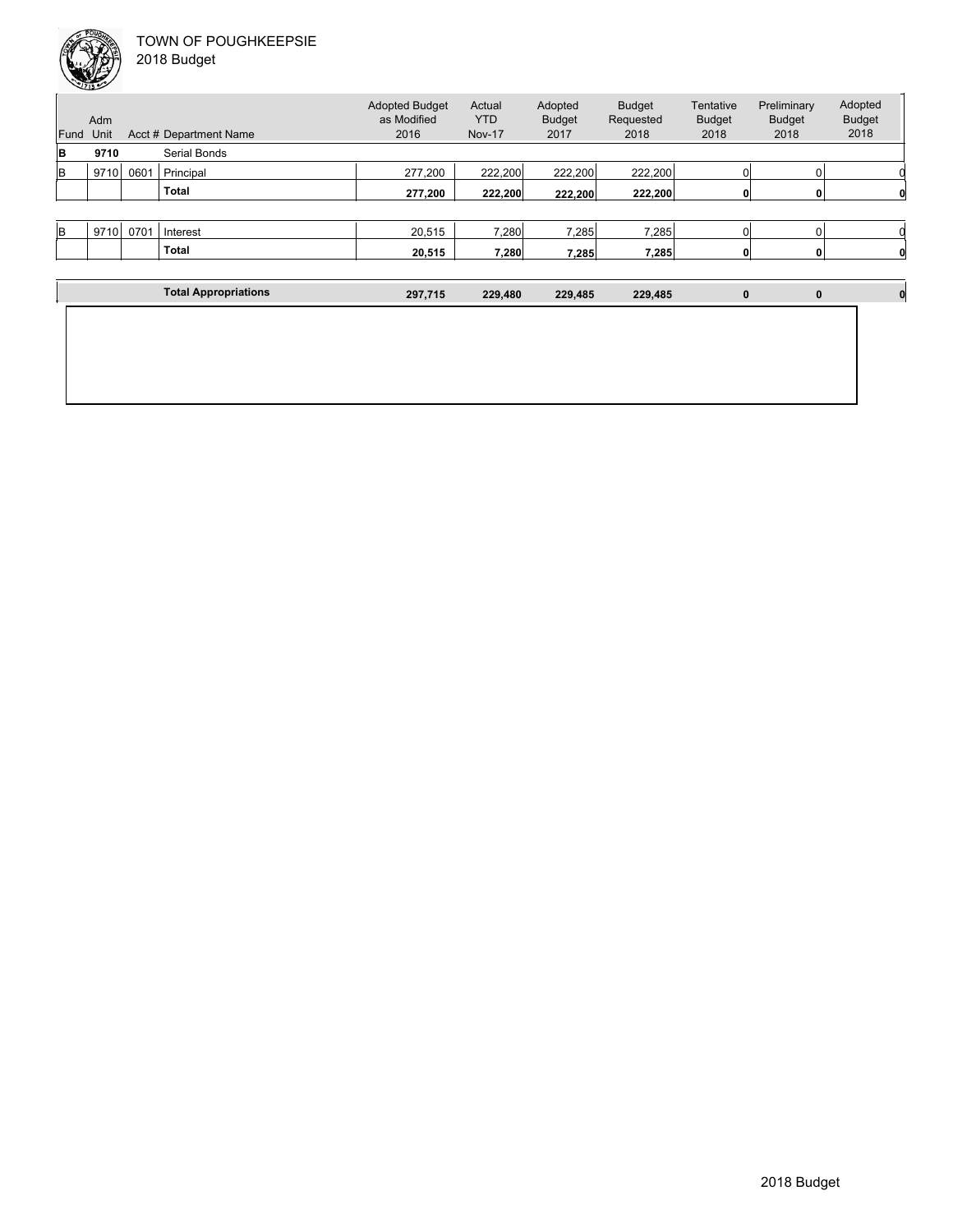TOWN OF POUGHKEEPSIE
2018 Budget

| Fund | Adm Unit | Acct # | Department Name | Adopted Budget as Modified 2016 | Actual YTD Nov-17 | Adopted Budget 2017 | Budget Requested 2018 | Tentative Budget 2018 | Preliminary Budget 2018 | Adopted Budget 2018 |
|---|---|---|---|---|---|---|---|---|---|---|
| **B** | **9710** | | Serial Bonds | | | | | | | |
| B | 9710 | 0601 | Principal | 277,200 | 222,200 | 222,200 | 222,200 | 0 | 0 | 0 |
| | | | **Total** | **277,200** | **222,200** | **222,200** | **222,200** | **0** | **0** | **0** |
| B | 9710 | 0701 | Interest | 20,515 | 7,280 | 7,285 | 7,285 | 0 | 0 | 0 |
| | | | **Total** | **20,515** | **7,280** | **7,285** | **7,285** | **0** | **0** | **0** |
| | | | **Total Appropriations** | **297,715** | **229,480** | **229,485** | **229,485** | **0** | **0** | **0** |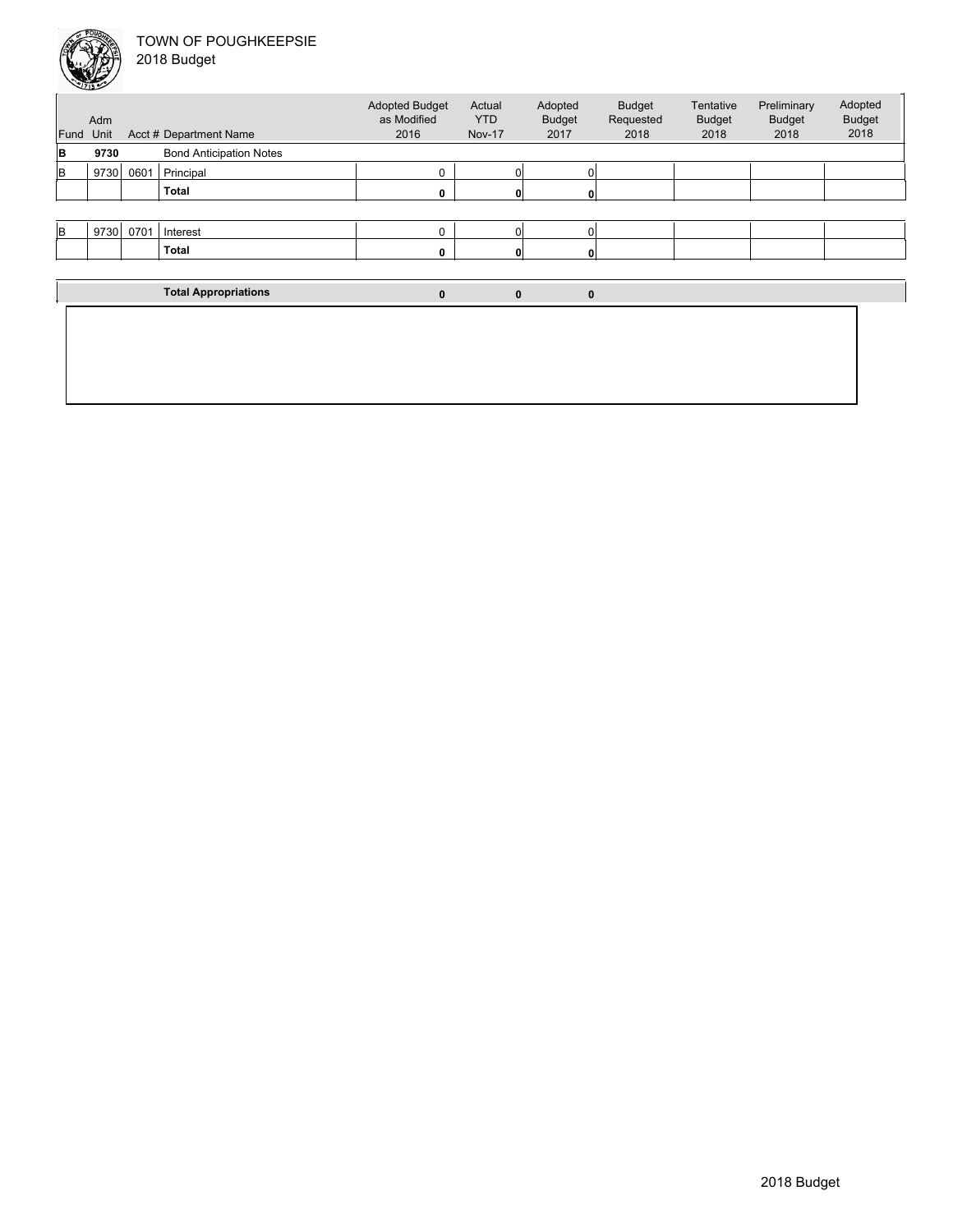TOWN OF POUGHKEEPSIE
2018 Budget

| Fund | Adm Unit | Acct # | Department Name | Adopted Budget as Modified 2016 | Actual YTD Nov-17 | Adopted Budget 2017 | Budget Requested 2018 | Tentative Budget 2018 | Preliminary Budget 2018 | Adopted Budget 2018 |
|---|---|---|---|---|---|---|---|---|---|---|
| **B** | **9730** | | Bond Anticipation Notes | | | | | | | |
| B | 9730 | 0601 | Principal | 0 | 0 | 0 | | | | |
| | | | **Total** | **0** | **0** | **0** | | | | |
| B | 9730 | 0701 | Interest | 0 | 0 | 0 | | | | |
| | | | **Total** | **0** | **0** | **0** | | | | |
| | | | **Total Appropriations** | **0** | **0** | **0** | | | | |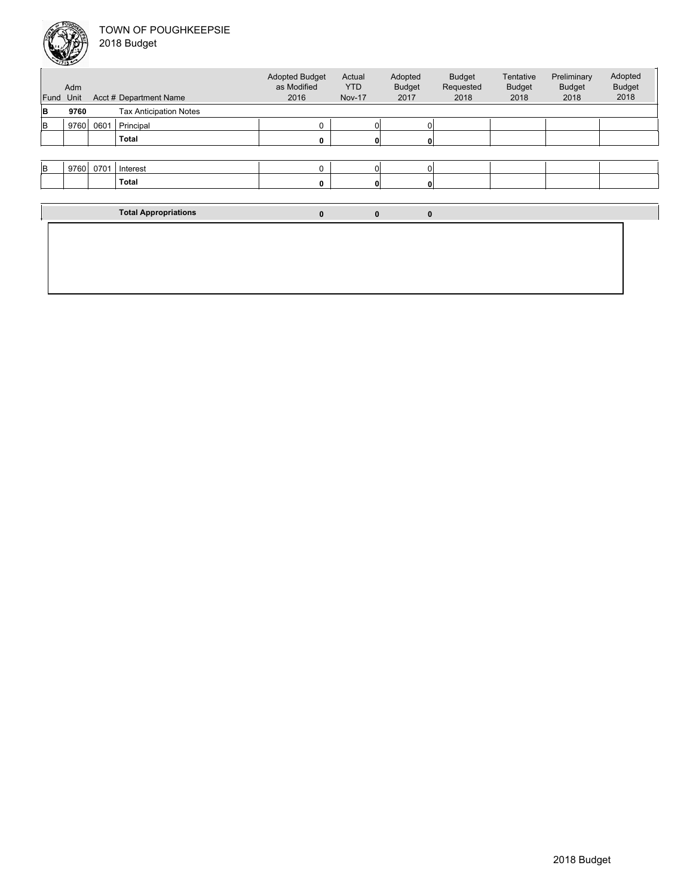# TOWN OF POUGHKEEPSIE
## 2018 Budget

| Fund | Adm Unit | Acct # | Department Name | Adopted Budget as Modified 2016 | Actual YTD Nov-17 | Adopted Budget 2017 | Budget Requested 2018 | Tentative Budget 2018 | Preliminary Budget 2018 | Adopted Budget 2018 |
|---|---|---|---|---|---|---|---|---|---|---|
| **B** | **9760** | | Tax Anticipation Notes | | | | | | | |
| B | 9760 | 0601 | Principal | 0 | 0 | 0 | | | | |
| | | | **Total** | **0** | **0** | **0** | | | | |
| | | | | | | | | | | |
| B | 9760 | 0701 | Interest | 0 | 0 | 0 | | | | |
| | | | **Total** | **0** | **0** | **0** | | | | |
| | | | | | | | | | | |
| | | | **Total Appropriations** | **0** | **0** | **0** | | | | |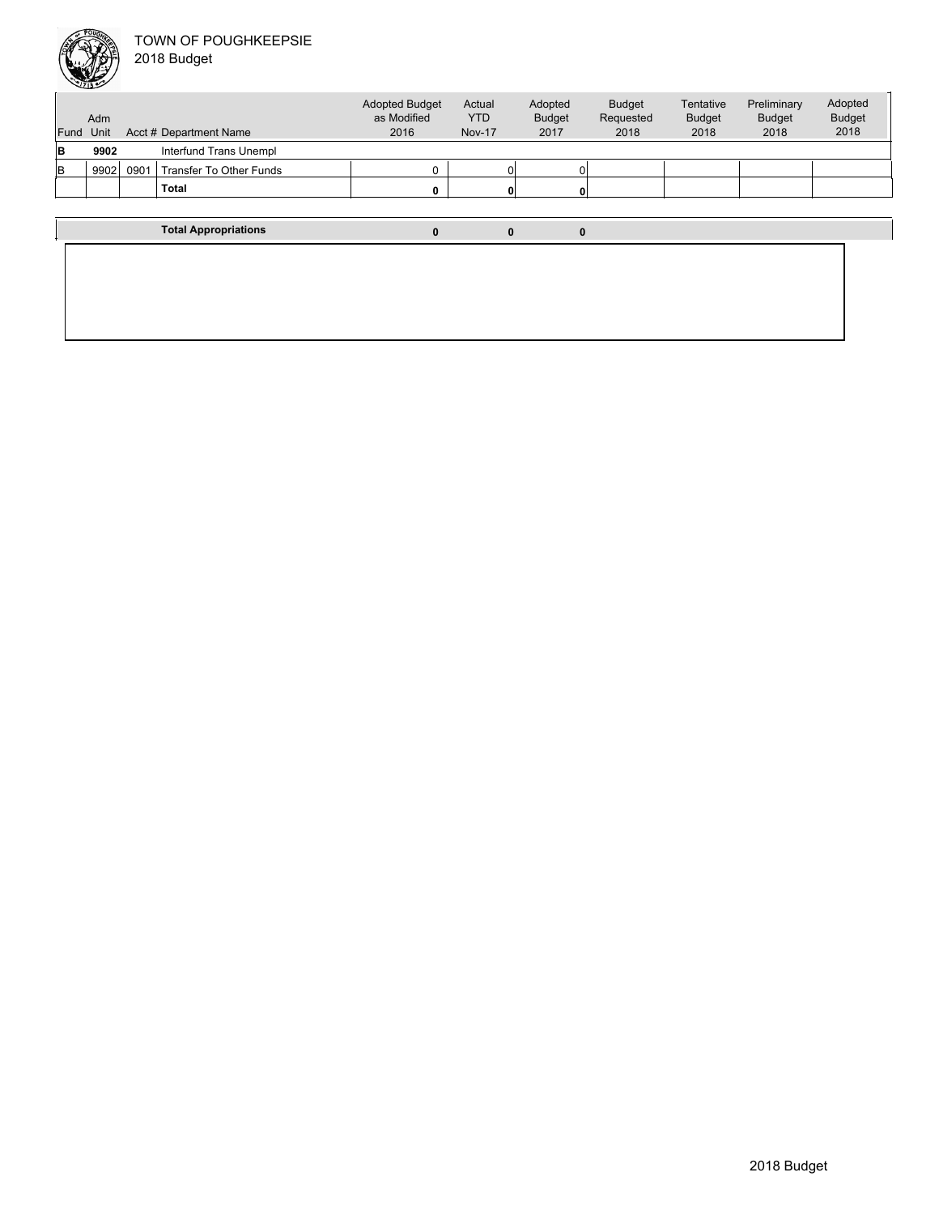TOWN OF POUGHKEEPSIE
2018 Budget

| Fund | Adm Unit | Acct # | Department Name | Adopted Budget as Modified 2016 | Actual YTD Nov-17 | Adopted Budget 2017 | Budget Requested 2018 | Tentative Budget 2018 | Preliminary Budget 2018 | Adopted Budget 2018 |
|---|---|---|---|---|---|---|---|---|---|---|
| **B** | **9902** | | Interfund Trans Unempl | | | | | | | |
| B | 9902 | 0901 | Transfer To Other Funds | 0 | 0 | 0 | | | | |
| | | | **Total** | **0** | **0** | **0** | | | | |
| | | | **Total Appropriations** | **0** | **0** | **0** | | | | |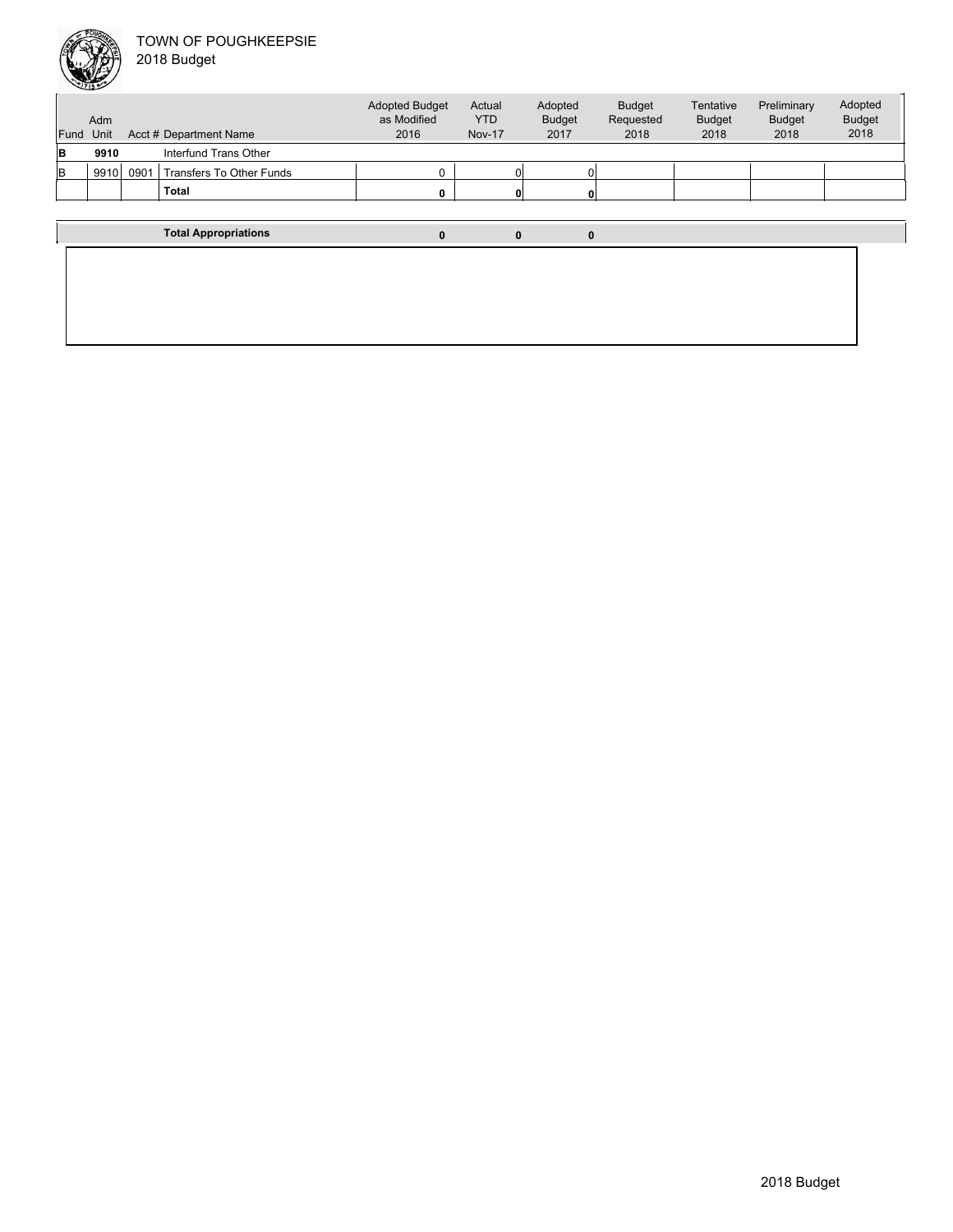TOWN OF POUGHKEEPSIE
2018 Budget

| Fund | Adm Unit | Acct # | Department Name | Adopted Budget as Modified 2016 | Actual YTD Nov-17 | Adopted Budget 2017 | Budget Requested 2018 | Tentative Budget 2018 | Preliminary Budget 2018 | Adopted Budget 2018 |
|---|---|---|---|---|---|---|---|---|---|---|
| **B** | **9910** | | Interfund Trans Other | | | | | | | |
| B | 9910 | 0901 | Transfers To Other Funds | 0 | 0 | 0 | | | | |
| | | | **Total** | **0** | **0** | **0** | | | | |
| | | | **Total Appropriations** | **0** | **0** | **0** | | | | |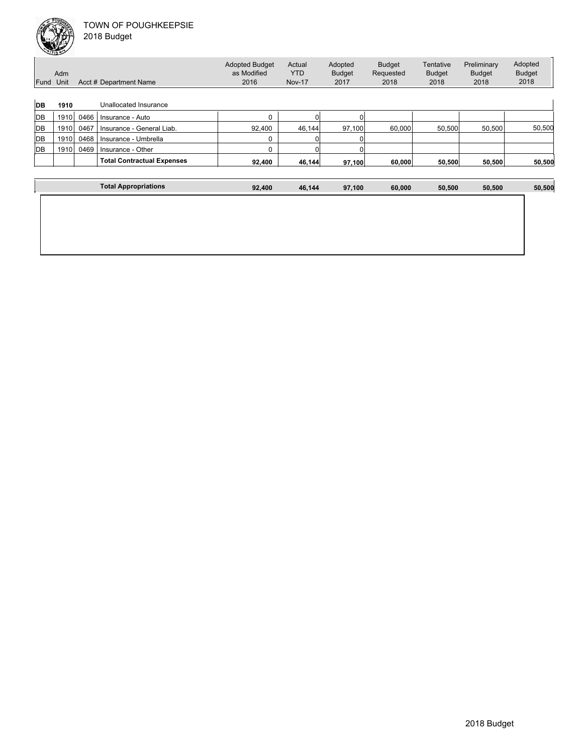TOWN OF POUGHKEEPSIE
2018 Budget

| Fund | Adm Unit | Acct # | Department Name | Adopted Budget as Modified 2016 | Actual YTD Nov-17 | Adopted Budget 2017 | Budget Requested 2018 | Tentative Budget 2018 | Preliminary Budget 2018 | Adopted Budget 2018 |
|---|---|---|---|---|---|---|---|---|---|---|
| **DB** | **1910** | | Unallocated Insurance | | | | | | | |
| DB | 1910 | 0466 | Insurance - Auto | 0 | 0 | 0 | | | | |
| DB | 1910 | 0467 | Insurance - General Liab. | 92,400 | 46,144 | 97,100 | 60,000 | 50,500 | 50,500 | 50,500 |
| DB | 1910 | 0468 | Insurance - Umbrella | 0 | 0 | 0 | | | | |
| DB | 1910 | 0469 | Insurance - Other | 0 | 0 | 0 | | | | |
| | | | **Total Contractual Expenses** | **92,400** | **46,144** | **97,100** | **60,000** | **50,500** | **50,500** | **50,500** |
| | | | **Total Appropriations** | **92,400** | **46,144** | **97,100** | **60,000** | **50,500** | **50,500** | **50,500** |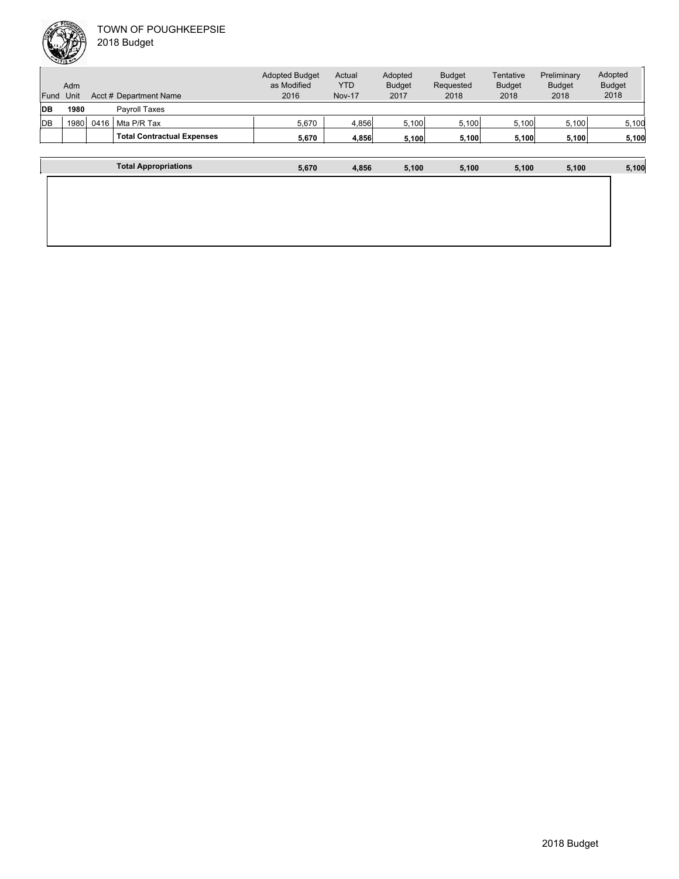TOWN OF POUGHKEEPSIE
2018 Budget

| Fund | Adm Unit | Acct # | Department Name | Adopted Budget as Modified 2016 | Actual YTD Nov-17 | Adopted Budget 2017 | Budget Requested 2018 | Tentative Budget 2018 | Preliminary Budget 2018 | Adopted Budget 2018 |
|---|---|---|---|---|---|---|---|---|---|---|
| **DB** | **1980** | | Payroll Taxes | | | | | | | |
| DB | 1980 | 0416 | Mta P/R Tax | 5,670 | 4,856 | 5,100 | 5,100 | 5,100 | 5,100 | 5,100 |
| | | | **Total Contractual Expenses** | **5,670** | **4,856** | **5,100** | **5,100** | **5,100** | **5,100** | **5,100** |
| | | | **Total Appropriations** | **5,670** | **4,856** | **5,100** | **5,100** | **5,100** | **5,100** | **5,100** |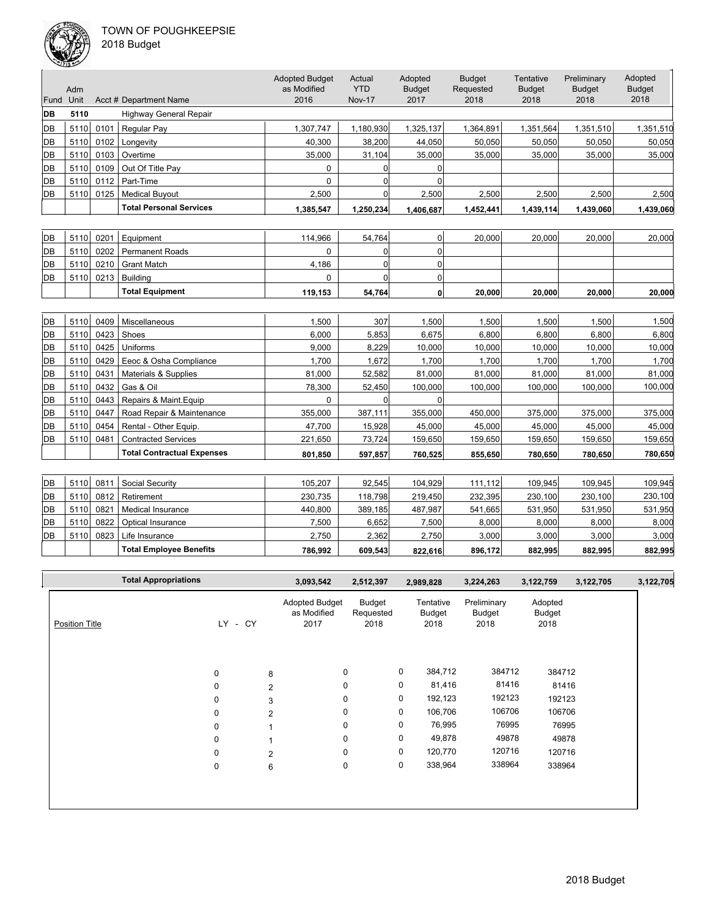TOWN OF POUGHKEEPSIE
2018 Budget

| Fund | Adm Unit | Acct # | Department Name | Adopted Budget as Modified 2016 | Actual YTD Nov-17 | Adopted Budget 2017 | Budget Requested 2018 | Tentative Budget 2018 | Preliminary Budget 2018 | Adopted Budget 2018 |
|---|---|---|---|---|---|---|---|---|---|---|
| DB | 5110 | | Highway General Repair | | | | | | | |
| DB | 5110 | 0101 | Regular Pay | 1,307,747 | 1,180,930 | 1,325,137 | 1,364,891 | 1,351,564 | 1,351,510 | 1,351,510 |
| DB | 5110 | 0102 | Longevity | 40,300 | 38,200 | 44,050 | 50,050 | 50,050 | 50,050 | 50,050 |
| DB | 5110 | 0103 | Overtime | 35,000 | 31,104 | 35,000 | 35,000 | 35,000 | 35,000 | 35,000 |
| DB | 5110 | 0109 | Out Of Title Pay | 0 | 0 | 0 | | | | |
| DB | 5110 | 0112 | Part-Time | 0 | 0 | 0 | | | | |
| DB | 5110 | 0125 | Medical Buyout | 2,500 | 0 | 2,500 | 2,500 | 2,500 | 2,500 | 2,500 |
| | | | **Total Personal Services** | **1,385,547** | **1,250,234** | **1,406,687** | **1,452,441** | **1,439,114** | **1,439,060** | **1,439,060** |
| DB | 5110 | 0201 | Equipment | 114,966 | 54,764 | 0 | 20,000 | 20,000 | 20,000 | 20,000 |
| DB | 5110 | 0202 | Permanent Roads | 0 | 0 | 0 | | | | |
| DB | 5110 | 0210 | Grant Match | 4,186 | 0 | 0 | | | | |
| DB | 5110 | 0213 | Building | 0 | 0 | 0 | | | | |
| | | | **Total Equipment** | **119,153** | **54,764** | **0** | **20,000** | **20,000** | **20,000** | **20,000** |
| DB | 5110 | 0409 | Miscellaneous | 1,500 | 307 | 1,500 | 1,500 | 1,500 | 1,500 | 1,500 |
| DB | 5110 | 0423 | Shoes | 6,000 | 5,853 | 6,675 | 6,800 | 6,800 | 6,800 | 6,800 |
| DB | 5110 | 0425 | Uniforms | 9,000 | 8,229 | 10,000 | 10,000 | 10,000 | 10,000 | 10,000 |
| DB | 5110 | 0429 | Eeoc & Osha Compliance | 1,700 | 1,672 | 1,700 | 1,700 | 1,700 | 1,700 | 1,700 |
| DB | 5110 | 0431 | Materials & Supplies | 81,000 | 52,582 | 81,000 | 81,000 | 81,000 | 81,000 | 81,000 |
| DB | 5110 | 0432 | Gas & Oil | 78,300 | 52,450 | 100,000 | 100,000 | 100,000 | 100,000 | 100,000 |
| DB | 5110 | 0443 | Repairs & Maint.Equip | 0 | 0 | 0 | | | | |
| DB | 5110 | 0447 | Road Repair & Maintenance | 355,000 | 387,111 | 355,000 | 450,000 | 375,000 | 375,000 | 375,000 |
| DB | 5110 | 0454 | Rental - Other Equip. | 47,700 | 15,928 | 45,000 | 45,000 | 45,000 | 45,000 | 45,000 |
| DB | 5110 | 0481 | Contracted Services | 221,650 | 73,724 | 159,650 | 159,650 | 159,650 | 159,650 | 159,650 |
| | | | **Total Contractual Expenses** | **801,850** | **597,857** | **760,525** | **855,650** | **780,650** | **780,650** | **780,650** |
| DB | 5110 | 0811 | Social Security | 105,207 | 92,545 | 104,929 | 111,112 | 109,945 | 109,945 | 109,945 |
| DB | 5110 | 0812 | Retirement | 230,735 | 118,798 | 219,450 | 232,395 | 230,100 | 230,100 | 230,100 |
| DB | 5110 | 0821 | Medical Insurance | 440,800 | 389,185 | 487,987 | 541,665 | 531,950 | 531,950 | 531,950 |
| DB | 5110 | 0822 | Optical Insurance | 7,500 | 6,652 | 7,500 | 8,000 | 8,000 | 8,000 | 8,000 |
| DB | 5110 | 0823 | Life Insurance | 2,750 | 2,362 | 2,750 | 3,000 | 3,000 | 3,000 | 3,000 |
| | | | **Total Employee Benefits** | **786,992** | **609,543** | **822,616** | **896,172** | **882,995** | **882,995** | **882,995** |
| | | | **Total Appropriations** | **3,093,542** | **2,512,397** | **2,989,828** | **3,224,263** | **3,122,759** | **3,122,705** | **3,122,705** |

| Position Title | LY | CY | Adopted Budget as Modified 2017 | Budget Requested 2018 | Tentative Budget 2018 | Preliminary Budget 2018 | Adopted Budget 2018 |
|---|---|---|---|---|---|---|---|
| | 0 | 8 | 0 | 0 | 384,712 | 384712 | 384712 |
| | 0 | 2 | 0 | 0 | 81,416 | 81416 | 81416 |
| | 0 | 3 | 0 | 0 | 192,123 | 192123 | 192123 |
| | 0 | 2 | 0 | 0 | 106,706 | 106706 | 106706 |
| | 0 | 1 | 0 | 0 | 76,995 | 76995 | 76995 |
| | 0 | 1 | 0 | 0 | 49,878 | 49878 | 49878 |
| | 0 | 2 | 0 | 0 | 120,770 | 120716 | 120716 |
| | 0 | 6 | 0 | 0 | 338,964 | 338964 | 338964 |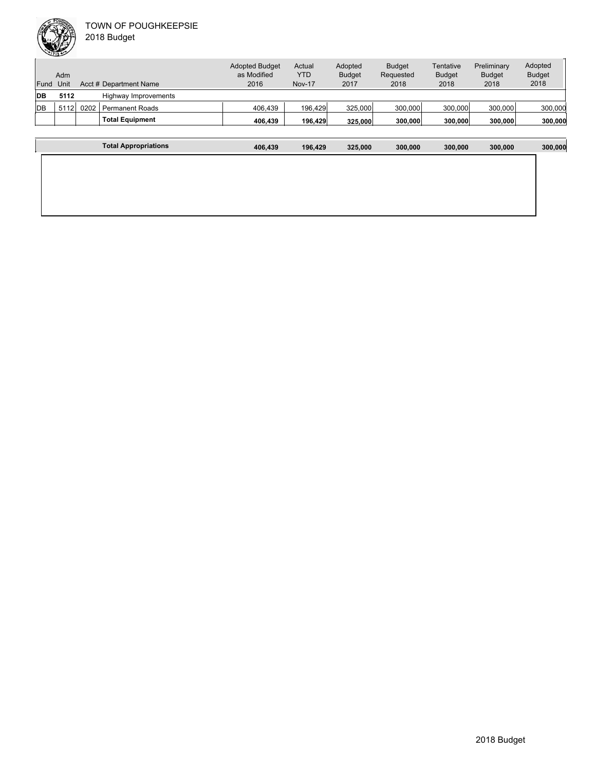| Fund | Adm Unit | Acct # | Department Name | Adopted Budget as Modified 2016 | Actual YTD Nov-17 | Adopted Budget 2017 | Budget Requested 2018 | Tentative Budget 2018 | Preliminary Budget 2018 | Adopted Budget 2018 |
|---|---|---|---|---|---|---|---|---|---|---|
| **DB** | **5112** | | Highway Improvements | | | | | | | |
| DB | 5112 | 0202 | Permanent Roads | 406,439 | 196,429 | 325,000 | 300,000 | 300,000 | 300,000 | 300,000 |
| | | | **Total Equipment** | **406,439** | **196,429** | **325,000** | **300,000** | **300,000** | **300,000** | **300,000** |
| | | | **Total Appropriations** | **406,439** | **196,429** | **325,000** | **300,000** | **300,000** | **300,000** | **300,000** |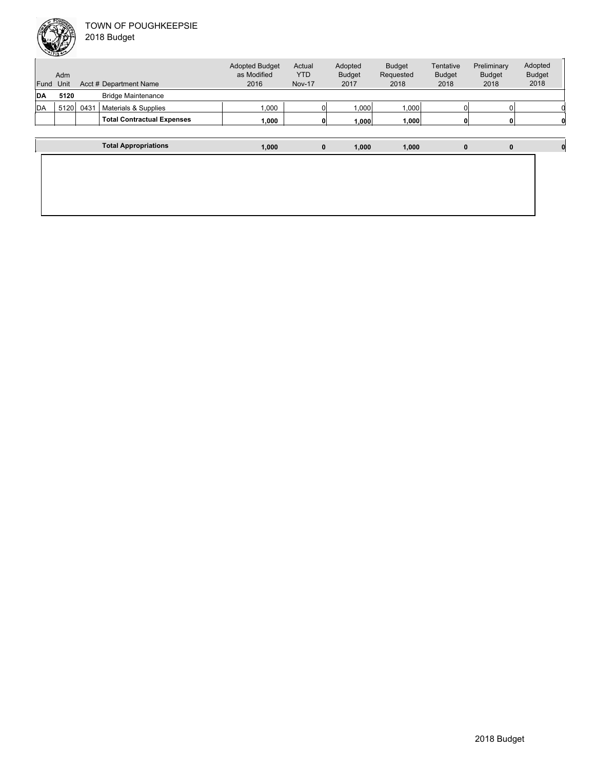TOWN OF POUGHKEEPSIE
2018 Budget

| Fund | Adm Unit | Acct # | Department Name | Adopted Budget as Modified 2016 | Actual YTD Nov-17 | Adopted Budget 2017 | Budget Requested 2018 | Tentative Budget 2018 | Preliminary Budget 2018 | Adopted Budget 2018 |
|---|---|---|---|---|---|---|---|---|---|---|
| **DA** | **5120** | | Bridge Maintenance | | | | | | | |
| DA | 5120 | 0431 | Materials & Supplies | 1,000 | 0 | 1,000 | 1,000 | 0 | 0 | 0 |
| | | | **Total Contractual Expenses** | **1,000** | **0** | **1,000** | **1,000** | **0** | **0** | **0** |
| | | | **Total Appropriations** | **1,000** | **0** | **1,000** | **1,000** | **0** | **0** | **0** |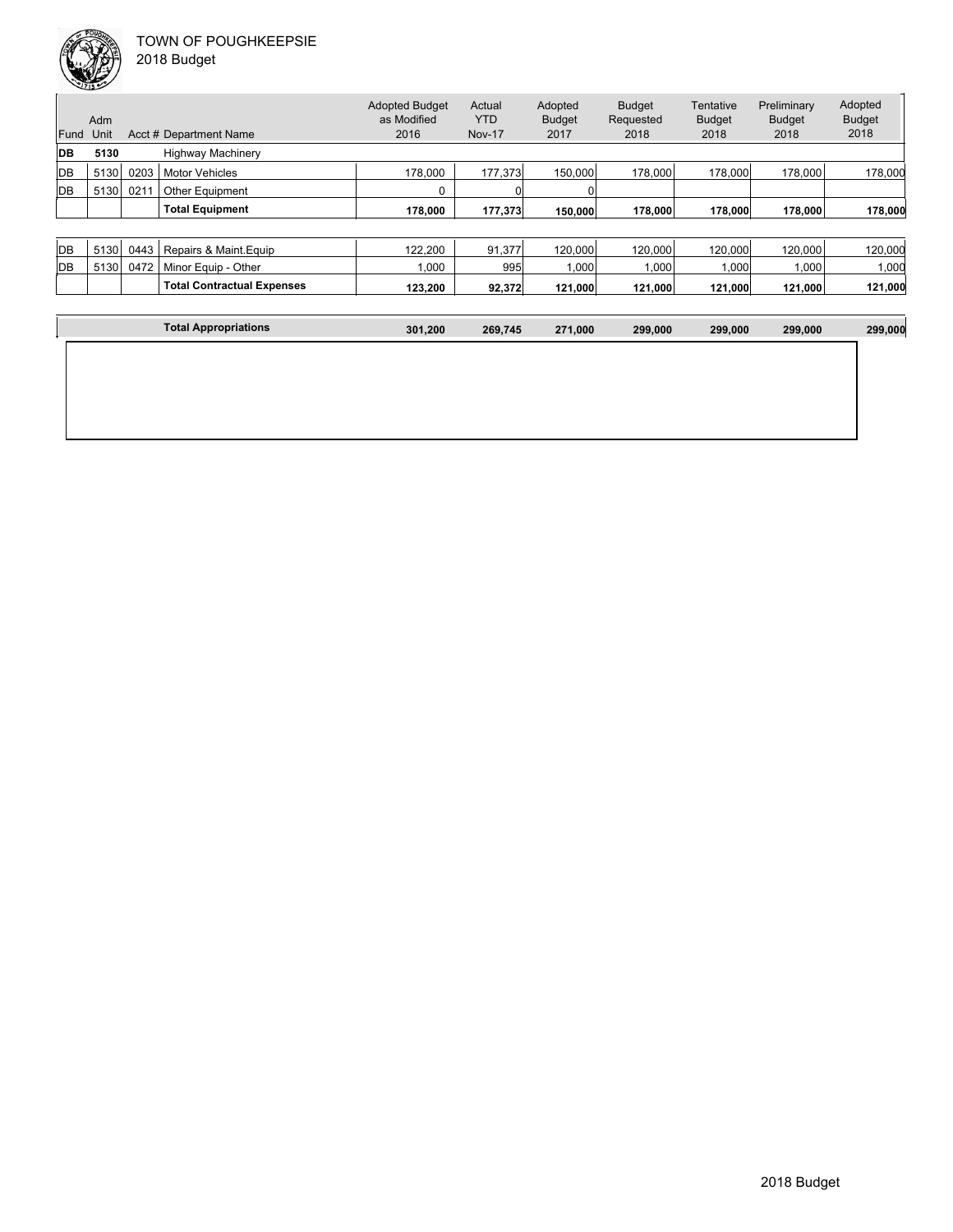| Fund | Adm Unit | Acct # | Department Name | Adopted Budget as Modified 2016 | Actual YTD Nov-17 | Adopted Budget 2017 | Budget Requested 2018 | Tentative Budget 2018 | Preliminary Budget 2018 | Adopted Budget 2018 |
|---|---|---|---|---|---|---|---|---|---|---|
| **DB** | **5130** | | Highway Machinery | | | | | | | |
| DB | 5130 | 0203 | Motor Vehicles | 178,000 | 177,373 | 150,000 | 178,000 | 178,000 | 178,000 | 178,000 |
| DB | 5130 | 0211 | Other Equipment | 0 | 0 | 0 | | | | |
| | | | **Total Equipment** | **178,000** | **177,373** | **150,000** | **178,000** | **178,000** | **178,000** | **178,000** |
| DB | 5130 | 0443 | Repairs & Maint.Equip | 122,200 | 91,377 | 120,000 | 120,000 | 120,000 | 120,000 | 120,000 |
| DB | 5130 | 0472 | Minor Equip - Other | 1,000 | 995 | 1,000 | 1,000 | 1,000 | 1,000 | 1,000 |
| | | | **Total Contractual Expenses** | **123,200** | **92,372** | **121,000** | **121,000** | **121,000** | **121,000** | **121,000** |
| | | | **Total Appropriations** | **301,200** | **269,745** | **271,000** | **299,000** | **299,000** | **299,000** | **299,000** |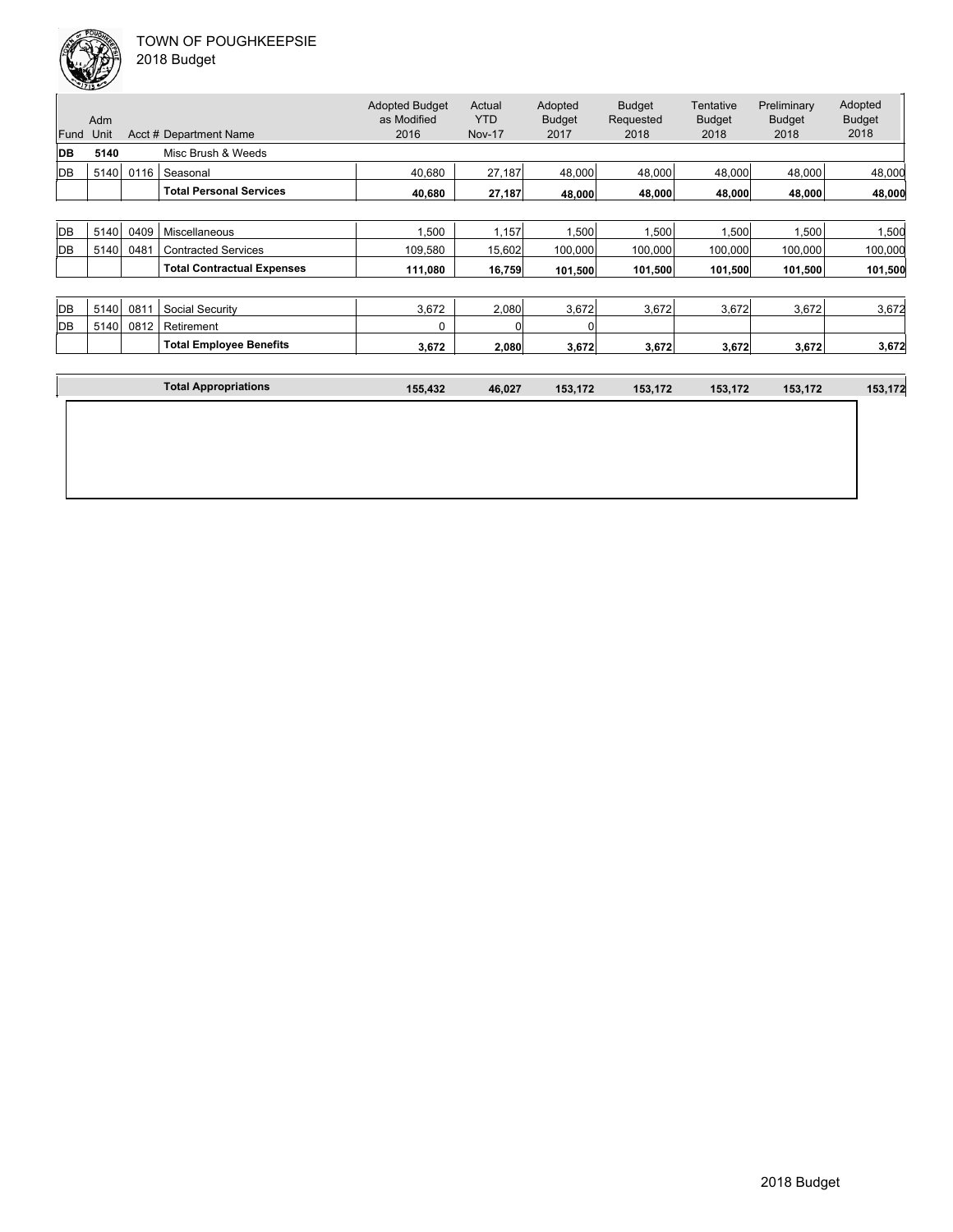TOWN OF POUGHKEEPSIE
2018 Budget

| Fund | Adm Unit | Acct # | Department Name | Adopted Budget as Modified 2016 | Actual YTD Nov-17 | Adopted Budget 2017 | Budget Requested 2018 | Tentative Budget 2018 | Preliminary Budget 2018 | Adopted Budget 2018 |
|---|---|---|---|---|---|---|---|---|---|---|
| **DB** | **5140** | | Misc Brush & Weeds | | | | | | | |
| DB | 5140 | 0116 | Seasonal | 40,680 | 27,187 | 48,000 | 48,000 | 48,000 | 48,000 | 48,000 |
| | | | **Total Personal Services** | **40,680** | **27,187** | **48,000** | **48,000** | **48,000** | **48,000** | **48,000** |
| DB | 5140 | 0409 | Miscellaneous | 1,500 | 1,157 | 1,500 | 1,500 | 1,500 | 1,500 | 1,500 |
| DB | 5140 | 0481 | Contracted Services | 109,580 | 15,602 | 100,000 | 100,000 | 100,000 | 100,000 | 100,000 |
| | | | **Total Contractual Expenses** | **111,080** | **16,759** | **101,500** | **101,500** | **101,500** | **101,500** | **101,500** |
| DB | 5140 | 0811 | Social Security | 3,672 | 2,080 | 3,672 | 3,672 | 3,672 | 3,672 | 3,672 |
| DB | 5140 | 0812 | Retirement | 0 | 0 | 0 | | | | |
| | | | **Total Employee Benefits** | **3,672** | **2,080** | **3,672** | **3,672** | **3,672** | **3,672** | **3,672** |
| | | | **Total Appropriations** | **155,432** | **46,027** | **153,172** | **153,172** | **153,172** | **153,172** | **153,172** |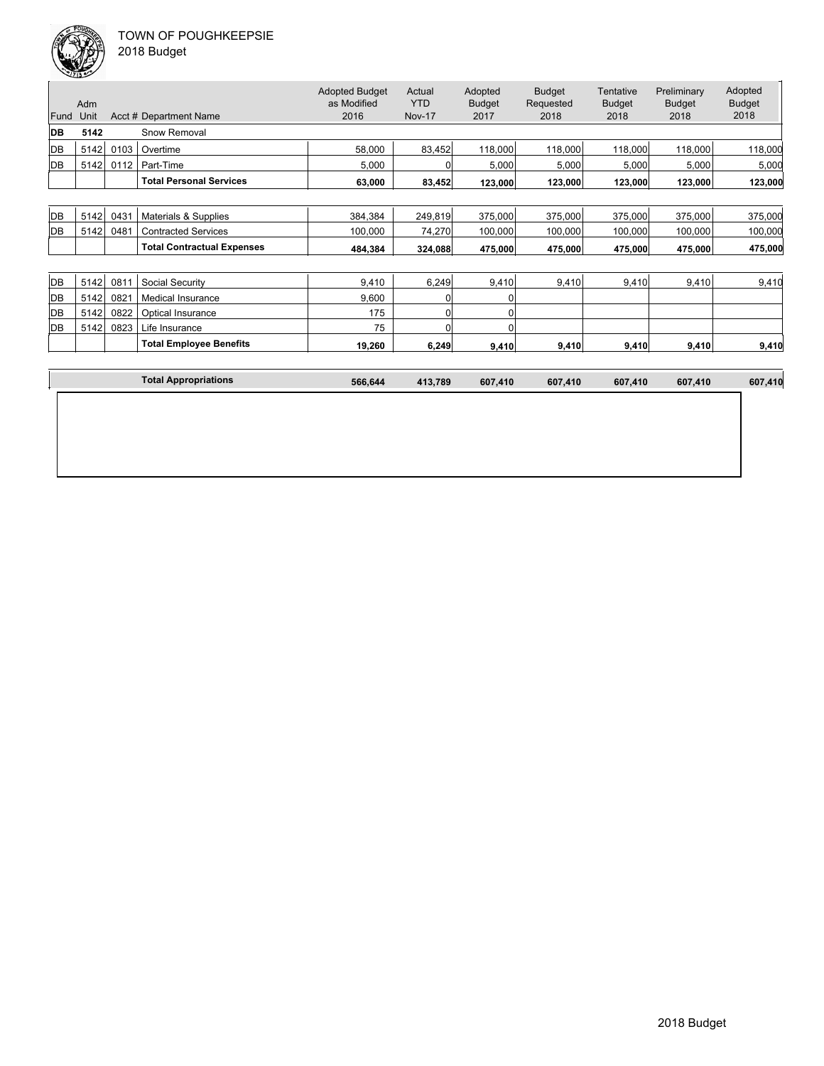TOWN OF POUGHKEEPSIE
2018 Budget

| Fund | Adm Unit | Acct # | Department Name | Adopted Budget as Modified 2016 | Actual YTD Nov-17 | Adopted Budget 2017 | Budget Requested 2018 | Tentative Budget 2018 | Preliminary Budget 2018 | Adopted Budget 2018 |
|---|---|---|---|---|---|---|---|---|---|---|
| **DB** | **5142** | | Snow Removal | | | | | | | |
| DB | 5142 | 0103 | Overtime | 58,000 | 83,452 | 118,000 | 118,000 | 118,000 | 118,000 | 118,000 |
| DB | 5142 | 0112 | Part-Time | 5,000 | 0 | 5,000 | 5,000 | 5,000 | 5,000 | 5,000 |
| | | | **Total Personal Services** | **63,000** | **83,452** | **123,000** | **123,000** | **123,000** | **123,000** | **123,000** |
| DB | 5142 | 0431 | Materials & Supplies | 384,384 | 249,819 | 375,000 | 375,000 | 375,000 | 375,000 | 375,000 |
| DB | 5142 | 0481 | Contracted Services | 100,000 | 74,270 | 100,000 | 100,000 | 100,000 | 100,000 | 100,000 |
| | | | **Total Contractual Expenses** | **484,384** | **324,088** | **475,000** | **475,000** | **475,000** | **475,000** | **475,000** |
| DB | 5142 | 0811 | Social Security | 9,410 | 6,249 | 9,410 | 9,410 | 9,410 | 9,410 | 9,410 |
| DB | 5142 | 0821 | Medical Insurance | 9,600 | 0 | 0 | | | | |
| DB | 5142 | 0822 | Optical Insurance | 175 | 0 | 0 | | | | |
| DB | 5142 | 0823 | Life Insurance | 75 | 0 | 0 | | | | |
| | | | **Total Employee Benefits** | **19,260** | **6,249** | **9,410** | **9,410** | **9,410** | **9,410** | **9,410** |
| | | | **Total Appropriations** | **566,644** | **413,789** | **607,410** | **607,410** | **607,410** | **607,410** | **607,410** |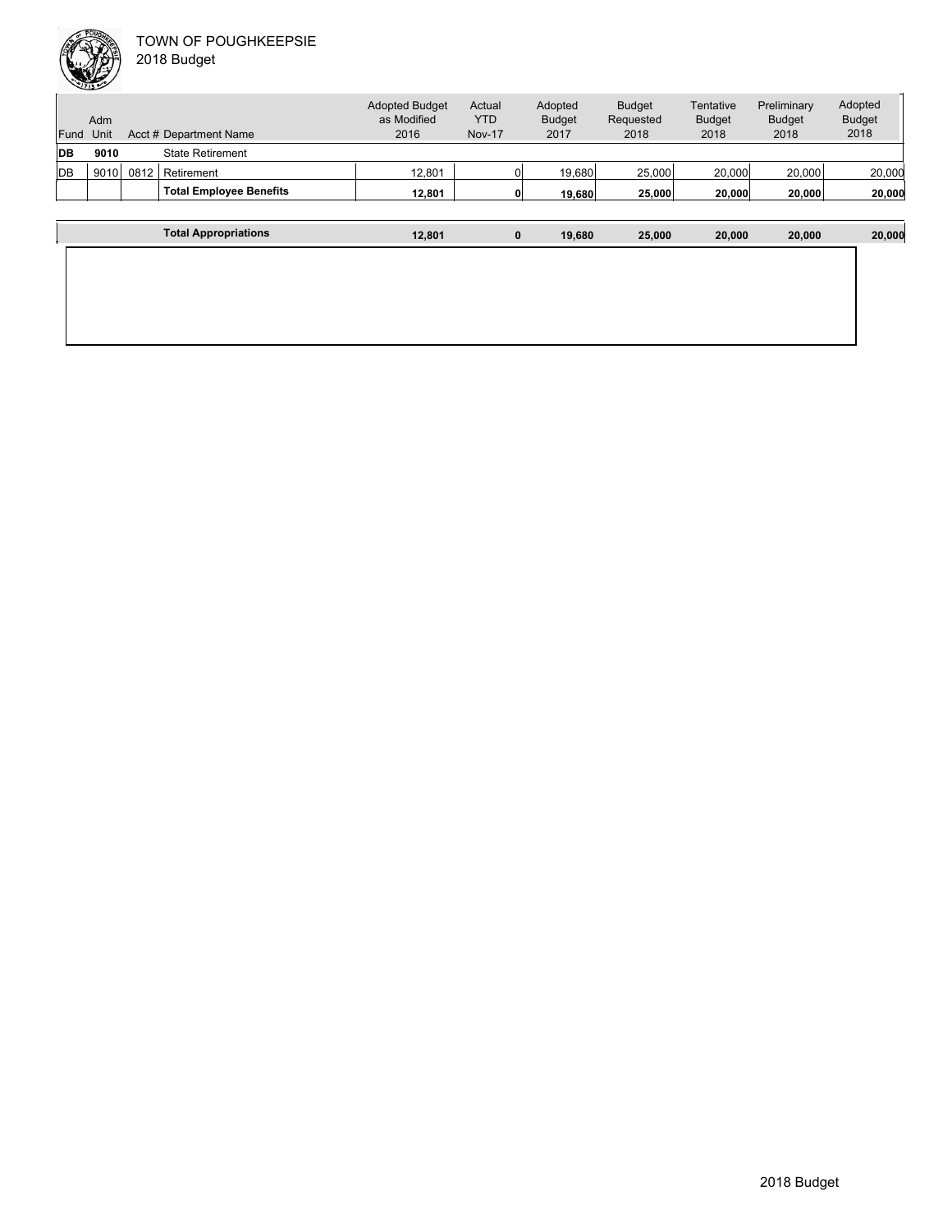TOWN OF POUGHKEEPSIE
2018 Budget

| Fund | Adm Unit | Acct # | Department Name | Adopted Budget as Modified 2016 | Actual YTD Nov-17 | Adopted Budget 2017 | Budget Requested 2018 | Tentative Budget 2018 | Preliminary Budget 2018 | Adopted Budget 2018 |
|---|---|---|---|---|---|---|---|---|---|---|
| **DB** | **9010** | | State Retirement | | | | | | | |
| DB | 9010 | 0812 | Retirement | 12,801 | 0 | 19,680 | 25,000 | 20,000 | 20,000 | 20,000 |
| | | | **Total Employee Benefits** | **12,801** | **0** | **19,680** | **25,000** | **20,000** | **20,000** | **20,000** |
| | | | **Total Appropriations** | **12,801** | **0** | **19,680** | **25,000** | **20,000** | **20,000** | **20,000** |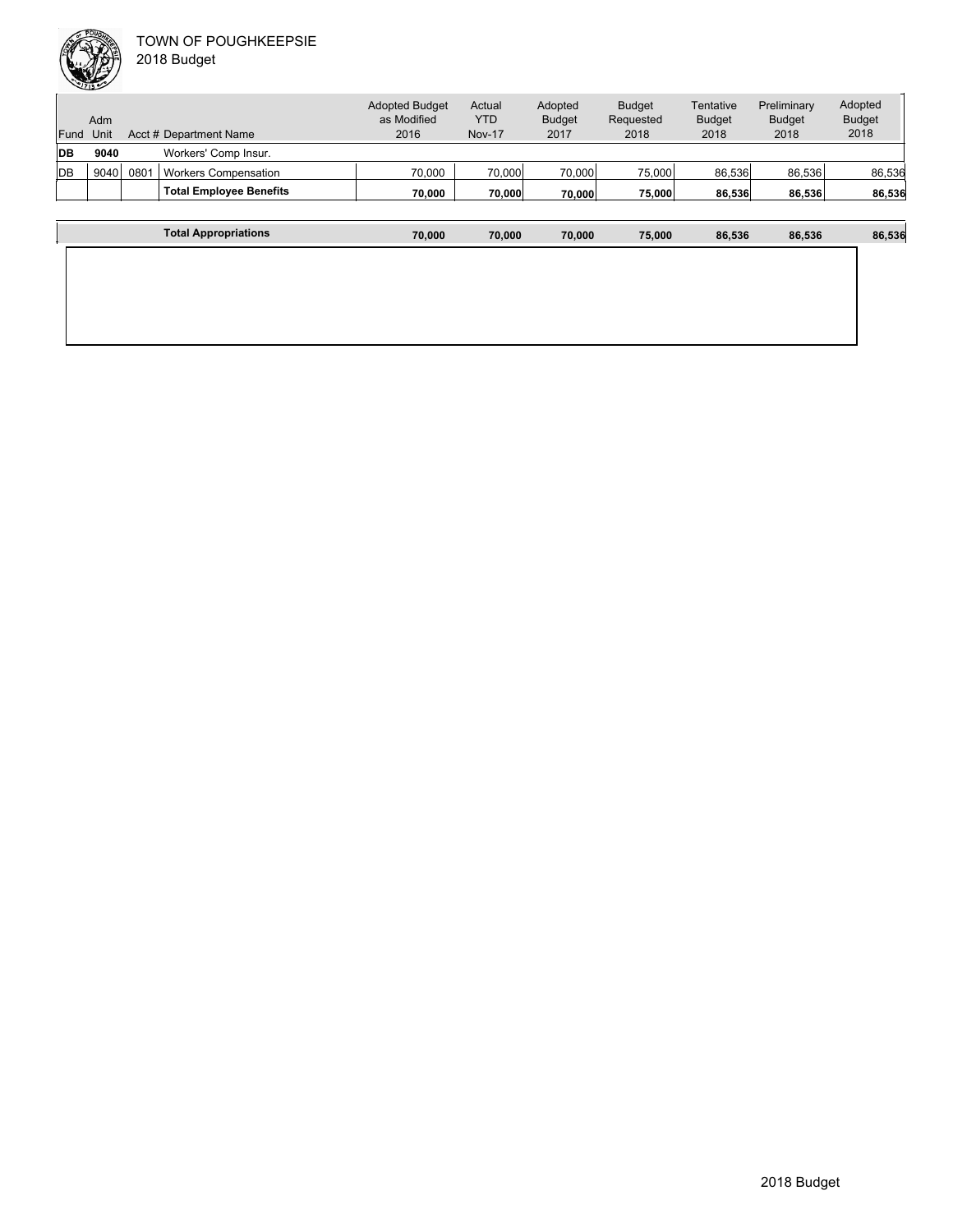TOWN OF POUGHKEEPSIE
2018 Budget

| Fund | Adm Unit | Acct # | Department Name | Adopted Budget as Modified 2016 | Actual YTD Nov-17 | Adopted Budget 2017 | Budget Requested 2018 | Tentative Budget 2018 | Preliminary Budget 2018 | Adopted Budget 2018 |
|---|---|---|---|---|---|---|---|---|---|---|
| **DB** | **9040** | | Workers' Comp Insur. | | | | | | | |
| DB | 9040 | 0801 | Workers Compensation | 70,000 | 70,000 | 70,000 | 75,000 | 86,536 | 86,536 | 86,536 |
| | | | **Total Employee Benefits** | **70,000** | **70,000** | **70,000** | **75,000** | **86,536** | **86,536** | **86,536** |
| | | | **Total Appropriations** | **70,000** | **70,000** | **70,000** | **75,000** | **86,536** | **86,536** | **86,536** |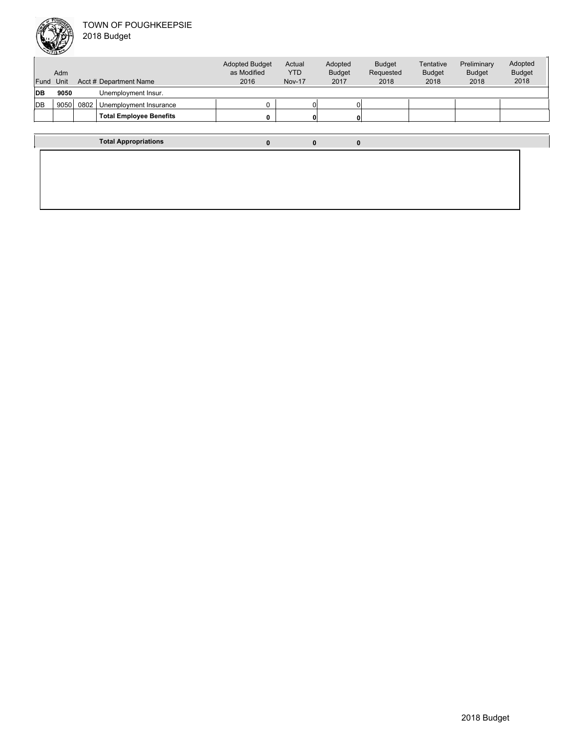TOWN OF POUGHKEEPSIE
2018 Budget

| Fund | Adm Unit | Acct # | Department Name | Adopted Budget as Modified 2016 | Actual YTD Nov-17 | Adopted Budget 2017 | Budget Requested 2018 | Tentative Budget 2018 | Preliminary Budget 2018 | Adopted Budget 2018 |
|---|---|---|---|---|---|---|---|---|---|---|
| **DB** | **9050** | | Unemployment Insur. | | | | | | | |
| DB | 9050 | 0802 | Unemployment Insurance | 0 | 0 | 0 | | | | |
| | | | **Total Employee Benefits** | **0** | **0** | **0** | | | | |
| | | | **Total Appropriations** | **0** | **0** | **0** | | | | |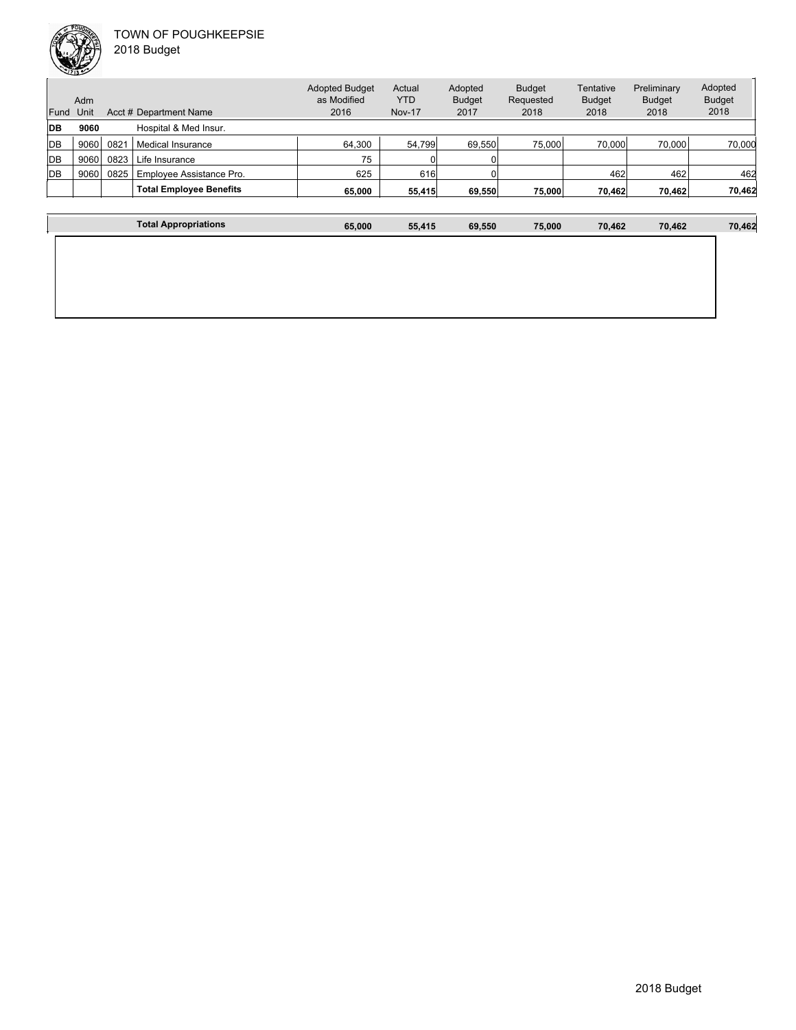TOWN OF POUGHKEEPSIE
2018 Budget

| Fund | Adm Unit | Acct # | Department Name | Adopted Budget as Modified 2016 | Actual YTD Nov-17 | Adopted Budget 2017 | Budget Requested 2018 | Tentative Budget 2018 | Preliminary Budget 2018 | Adopted Budget 2018 |
|---|---|---|---|---|---|---|---|---|---|---|
| **DB** | **9060** | | Hospital & Med Insur. | | | | | | | |
| DB | 9060 | 0821 | Medical Insurance | 64,300 | 54,799 | 69,550 | 75,000 | 70,000 | 70,000 | 70,000 |
| DB | 9060 | 0823 | Life Insurance | 75 | 0 | 0 | | | | |
| DB | 9060 | 0825 | Employee Assistance Pro. | 625 | 616 | 0 | | 462 | 462 | 462 |
| | | | **Total Employee Benefits** | **65,000** | **55,415** | **69,550** | **75,000** | **70,462** | **70,462** | **70,462** |
| | | | **Total Appropriations** | **65,000** | **55,415** | **69,550** | **75,000** | **70,462** | **70,462** | **70,462** |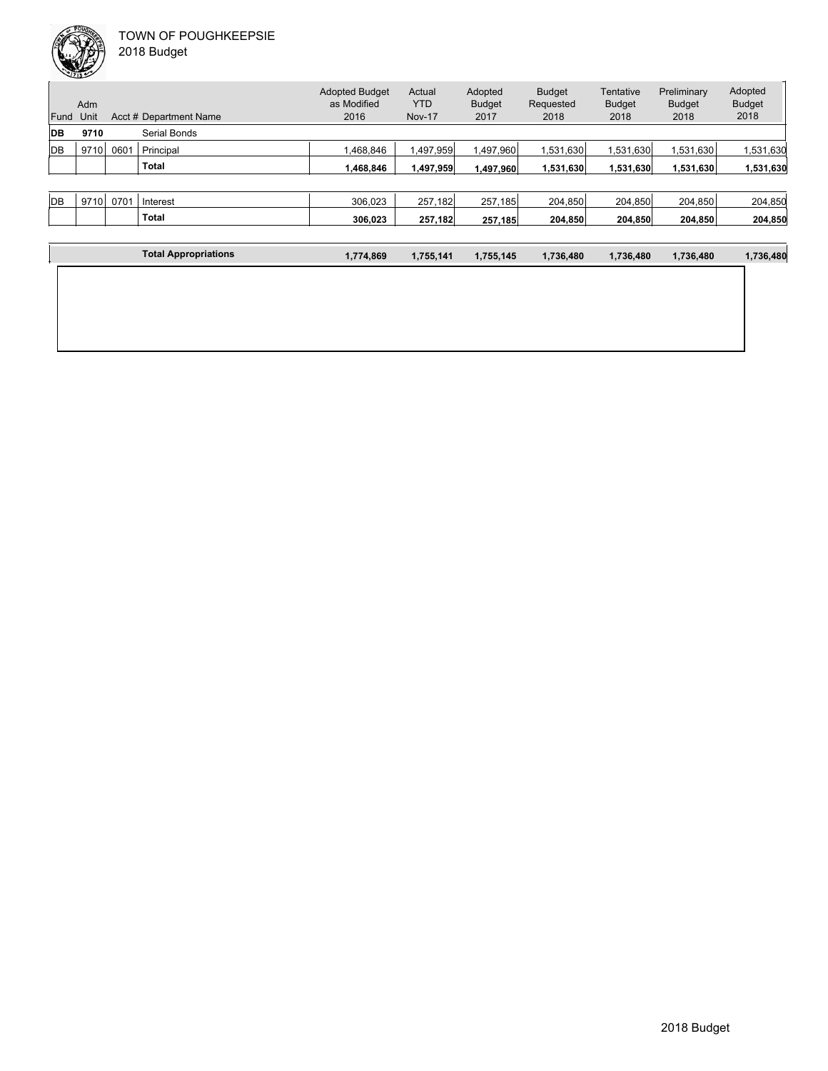TOWN OF POUGHKEEPSIE
2018 Budget

| Fund | Adm Unit | Acct # | Department Name | Adopted Budget as Modified 2016 | Actual YTD Nov-17 | Adopted Budget 2017 | Budget Requested 2018 | Tentative Budget 2018 | Preliminary Budget 2018 | Adopted Budget 2018 |
|---|---|---|---|---|---|---|---|---|---|---|
| **DB** | **9710** | | Serial Bonds | | | | | | | |
| DB | 9710 | 0601 | Principal | 1,468,846 | 1,497,959 | 1,497,960 | 1,531,630 | 1,531,630 | 1,531,630 | 1,531,630 |
| | | | **Total** | **1,468,846** | **1,497,959** | **1,497,960** | **1,531,630** | **1,531,630** | **1,531,630** | **1,531,630** |
| DB | 9710 | 0701 | Interest | 306,023 | 257,182 | 257,185 | 204,850 | 204,850 | 204,850 | 204,850 |
| | | | **Total** | **306,023** | **257,182** | **257,185** | **204,850** | **204,850** | **204,850** | **204,850** |
| | | | **Total Appropriations** | **1,774,869** | **1,755,141** | **1,755,145** | **1,736,480** | **1,736,480** | **1,736,480** | **1,736,480** |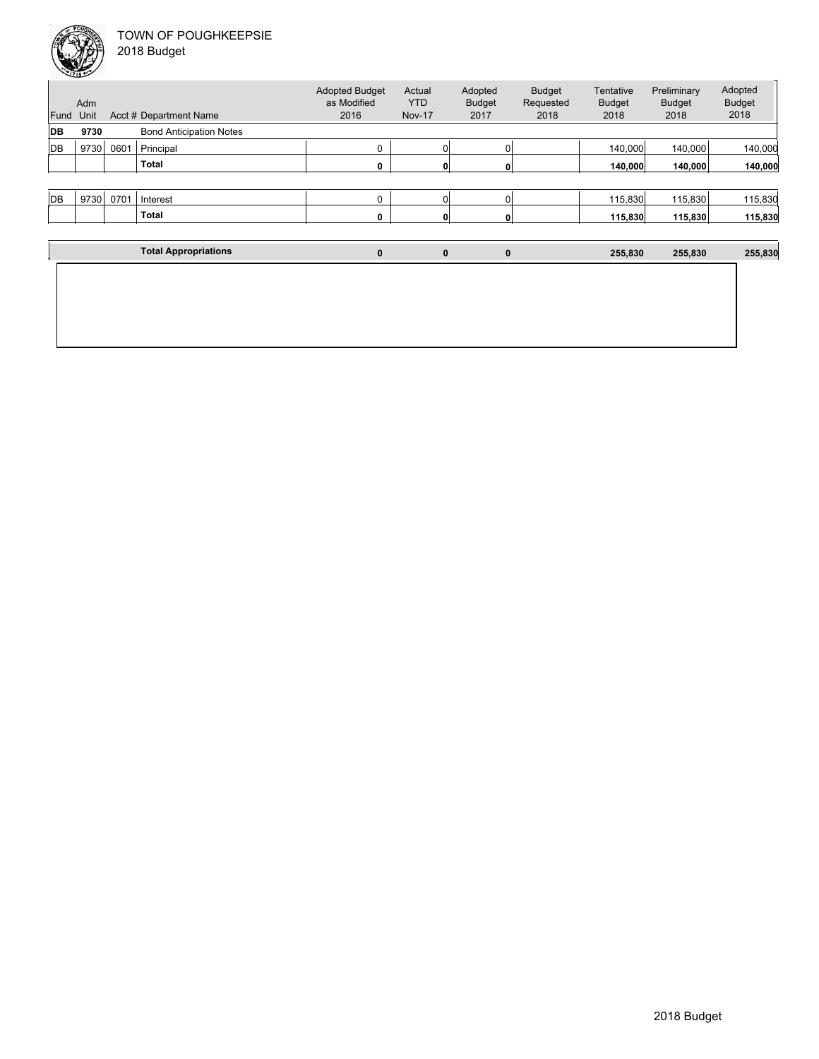TOWN OF POUGHKEEPSIE
2018 Budget

| Fund | Adm Unit | Acct # | Department Name | Adopted Budget as Modified 2016 | Actual YTD Nov-17 | Adopted Budget 2017 | Budget Requested 2018 | Tentative Budget 2018 | Preliminary Budget 2018 | Adopted Budget 2018 |
|---|---|---|---|---|---|---|---|---|---|---|
| **DB** | **9730** | | Bond Anticipation Notes | | | | | | | |
| DB | 9730 | 0601 | Principal | 0 | 0 | 0 | | 140,000 | 140,000 | 140,000 |
| | | | **Total** | **0** | **0** | **0** | | **140,000** | **140,000** | **140,000** |
| DB | 9730 | 0701 | Interest | 0 | 0 | 0 | | 115,830 | 115,830 | 115,830 |
| | | | **Total** | **0** | **0** | **0** | | **115,830** | **115,830** | **115,830** |
| | | | **Total Appropriations** | **0** | **0** | **0** | | **255,830** | **255,830** | **255,830** |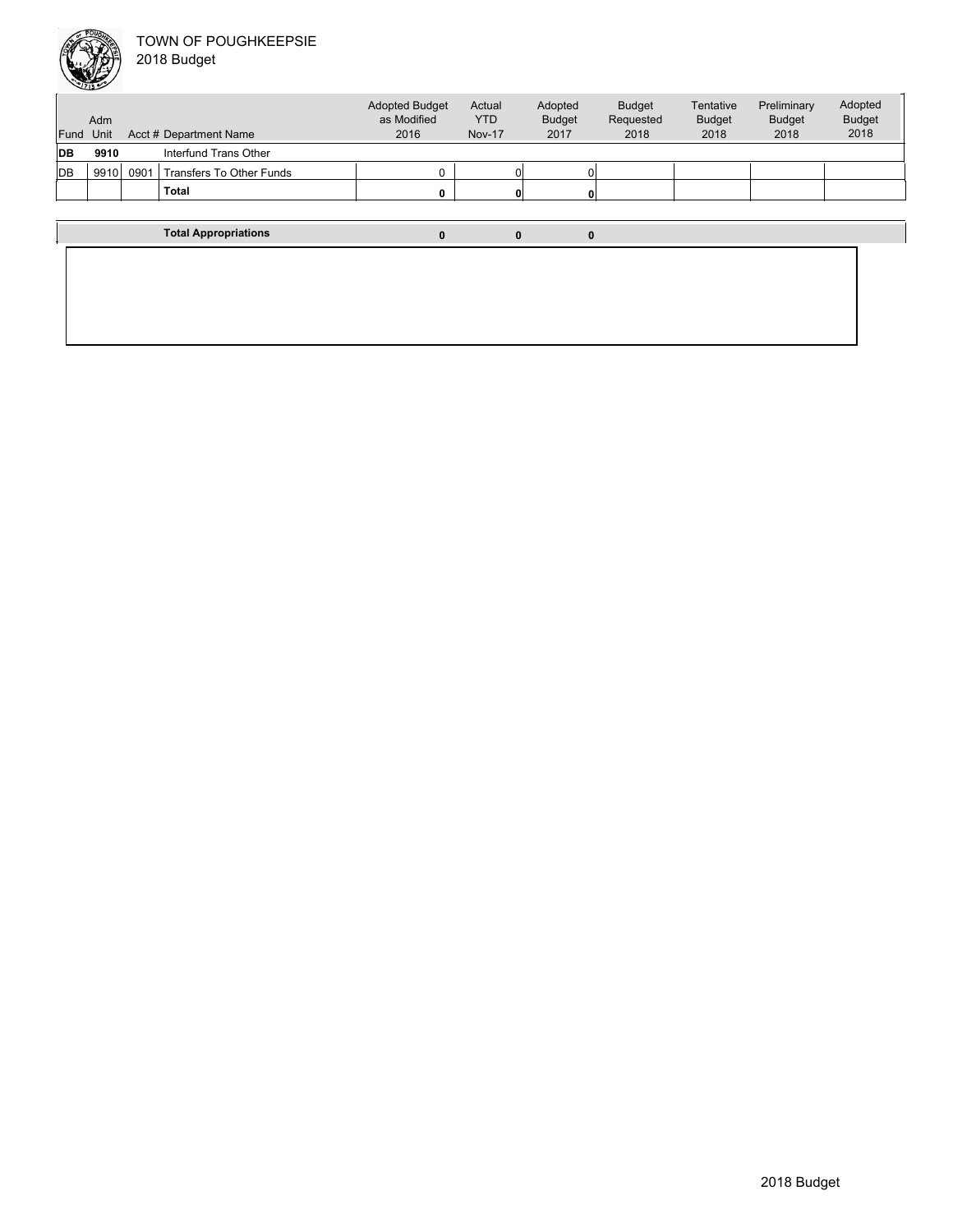TOWN OF POUGHKEEPSIE
2018 Budget

| Fund | Adm Unit | Acct # | Department Name | Adopted Budget as Modified 2016 | Actual YTD Nov-17 | Adopted Budget 2017 | Budget Requested 2018 | Tentative Budget 2018 | Preliminary Budget 2018 | Adopted Budget 2018 |
|---|---|---|---|---|---|---|---|---|---|---|
| **DB** | **9910** | | Interfund Trans Other | | | | | | | |
| DB | 9910 | 0901 | Transfers To Other Funds | 0 | 0 | 0 | | | | |
| | | | **Total** | **0** | **0** | **0** | | | | |
| | | | **Total Appropriations** | **0** | **0** | **0** | | | | |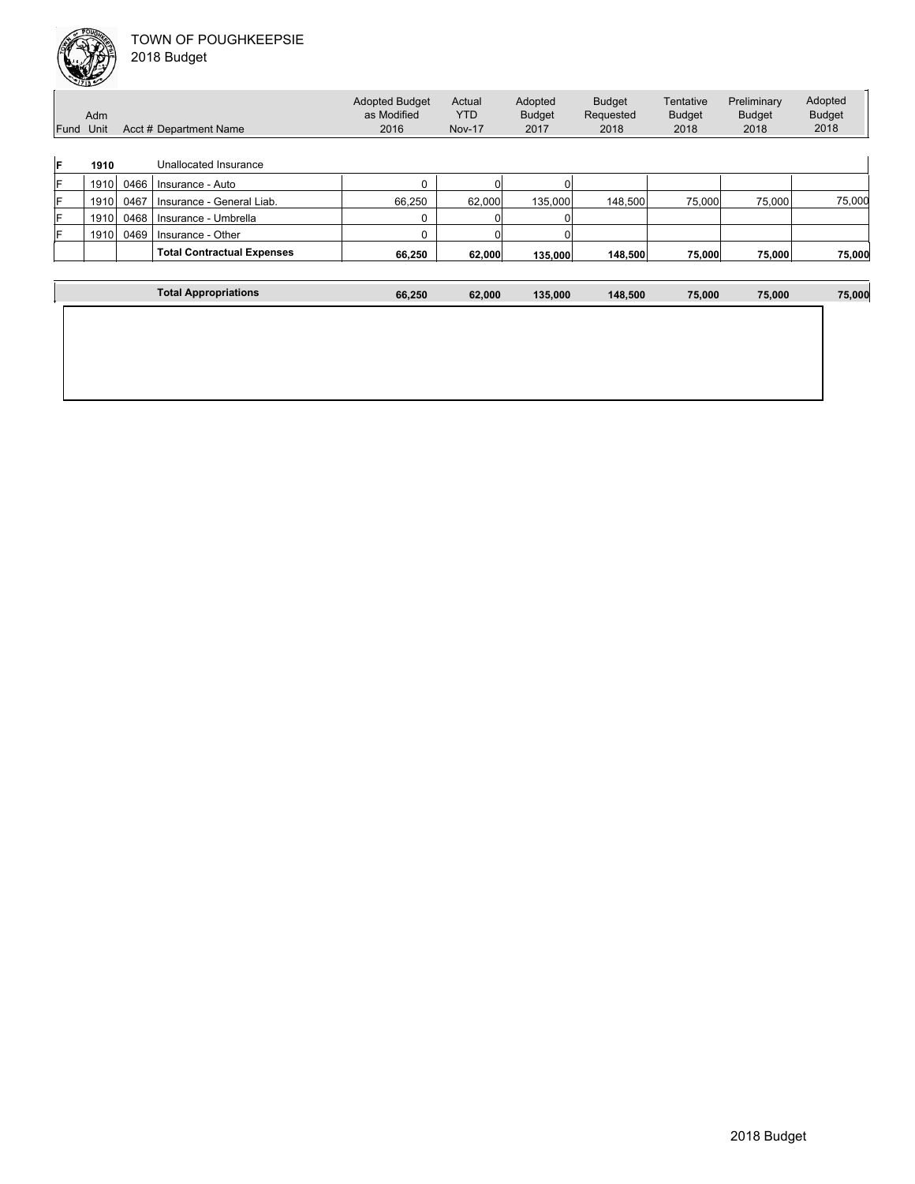TOWN OF POUGHKEEPSIE
2018 Budget

| Fund | Adm Unit | Acct # | Department Name | Adopted Budget as Modified 2016 | Actual YTD Nov-17 | Adopted Budget 2017 | Budget Requested 2018 | Tentative Budget 2018 | Preliminary Budget 2018 | Adopted Budget 2018 |
|---|---|---|---|---|---|---|---|---|---|---|
| **F** | **1910** | | Unallocated Insurance | | | | | | | |
| F | 1910 | 0466 | Insurance - Auto | 0 | 0 | 0 | | | | |
| F | 1910 | 0467 | Insurance - General Liab. | 66,250 | 62,000 | 135,000 | 148,500 | 75,000 | 75,000 | 75,000 |
| F | 1910 | 0468 | Insurance - Umbrella | 0 | 0 | 0 | | | | |
| F | 1910 | 0469 | Insurance - Other | 0 | 0 | 0 | | | | |
| | | | **Total Contractual Expenses** | **66,250** | **62,000** | **135,000** | **148,500** | **75,000** | **75,000** | **75,000** |
| | | | **Total Appropriations** | **66,250** | **62,000** | **135,000** | **148,500** | **75,000** | **75,000** | **75,000** |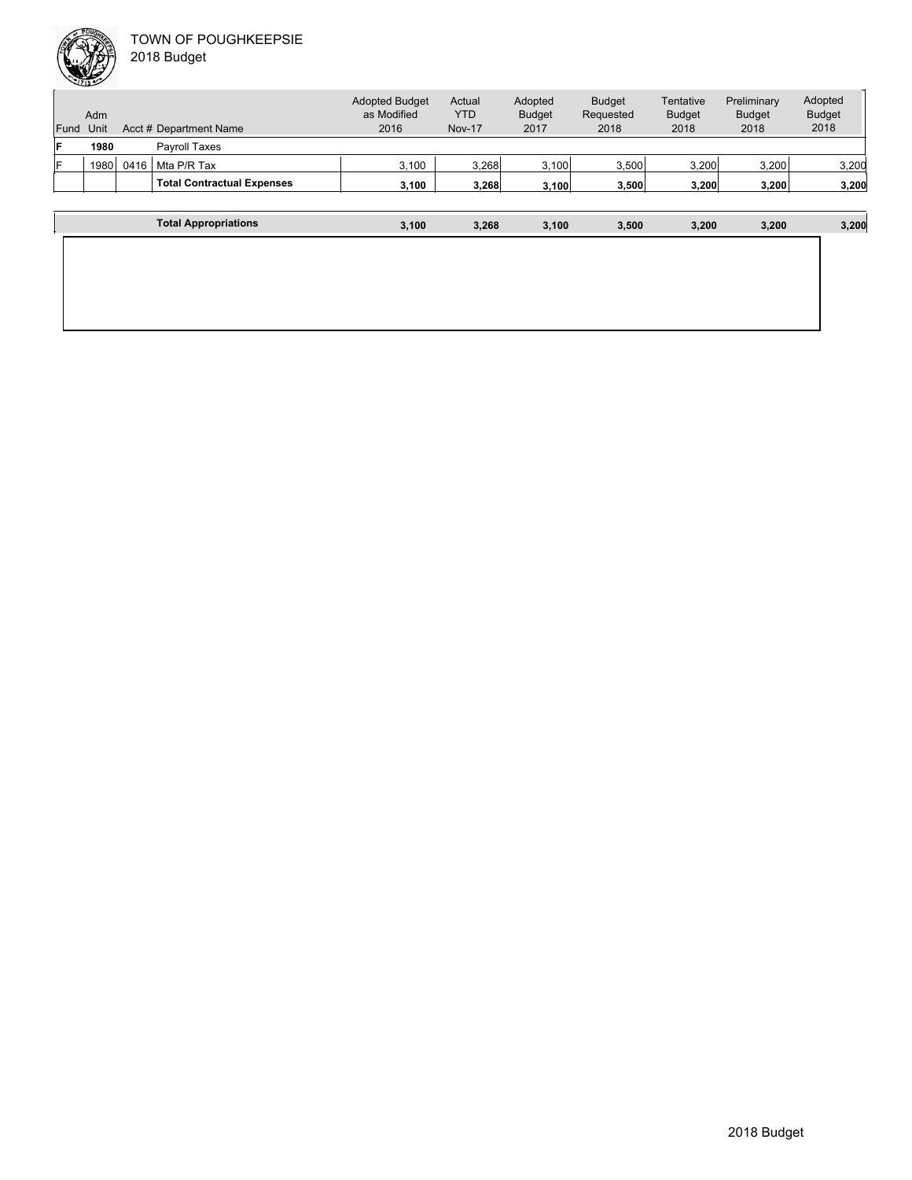| Fund | Adm Unit | Acct # | Department Name | Adopted Budget as Modified 2016 | Actual YTD Nov-17 | Adopted Budget 2017 | Budget Requested 2018 | Tentative Budget 2018 | Preliminary Budget 2018 | Adopted Budget 2018 |
|---|---|---|---|---|---|---|---|---|---|---|
| **F** | **1980** | | Payroll Taxes | | | | | | | |
| F | 1980 | 0416 | Mta P/R Tax | 3,100 | 3,268 | 3,100 | 3,500 | 3,200 | 3,200 | 3,200 |
| | | | **Total Contractual Expenses** | **3,100** | **3,268** | **3,100** | **3,500** | **3,200** | **3,200** | **3,200** |
| | | | **Total Appropriations** | **3,100** | **3,268** | **3,100** | **3,500** | **3,200** | **3,200** | **3,200** |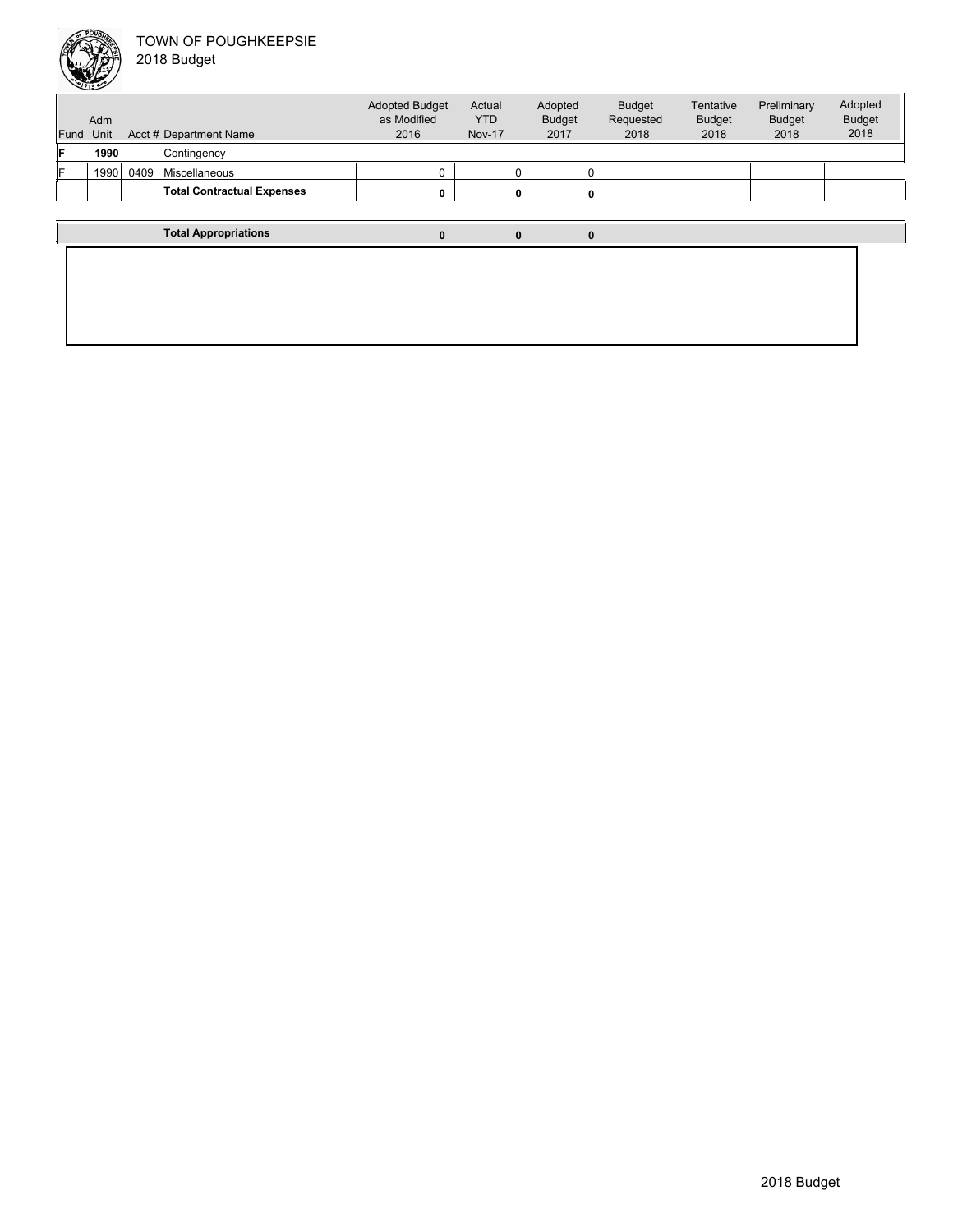TOWN OF POUGHKEEPSIE
2018 Budget

| Fund | Adm Unit | Acct # | Department Name | Adopted Budget as Modified 2016 | Actual YTD Nov-17 | Adopted Budget 2017 | Budget Requested 2018 | Tentative Budget 2018 | Preliminary Budget 2018 | Adopted Budget 2018 |
|---|---|---|---|---|---|---|---|---|---|---|
| **F** | **1990** | | Contingency | | | | | | | |
| F | 1990 | 0409 | Miscellaneous | 0 | 0 | 0 | | | | |
| | | | **Total Contractual Expenses** | **0** | **0** | **0** | | | | |
| | | | **Total Appropriations** | **0** | **0** | **0** | | | | |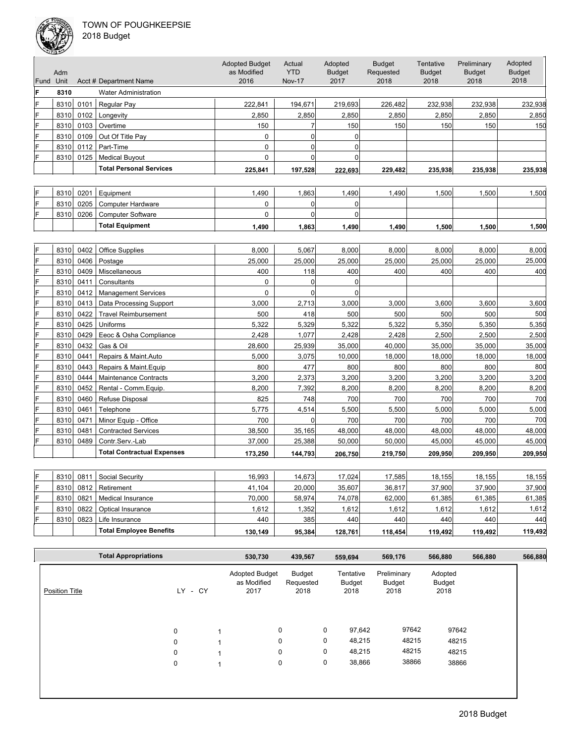TOWN OF POUGHKEEPSIE
2018 Budget

| Fund | Adm Unit | Acct # | Department Name | Adopted Budget as Modified 2016 | Actual YTD Nov-17 | Adopted Budget 2017 | Budget Requested 2018 | Tentative Budget 2018 | Preliminary Budget 2018 | Adopted Budget 2018 |
|---|---|---|---|---|---|---|---|---|---|---|
| F | 8310 | | Water Administration | | | | | | | |
| F | 8310 | 0101 | Regular Pay | 222,841 | 194,671 | 219,693 | 226,482 | 232,938 | 232,938 | 232,938 |
| F | 8310 | 0102 | Longevity | 2,850 | 2,850 | 2,850 | 2,850 | 2,850 | 2,850 | 2,850 |
| F | 8310 | 0103 | Overtime | 150 | 7 | 150 | 150 | 150 | 150 | 150 |
| F | 8310 | 0109 | Out Of Title Pay | 0 | 0 | 0 | | | | |
| F | 8310 | 0112 | Part-Time | 0 | 0 | 0 | | | | |
| F | 8310 | 0125 | Medical Buyout | 0 | 0 | 0 | | | | |
| | | | **Total Personal Services** | **225,841** | **197,528** | **222,693** | **229,482** | **235,938** | **235,938** | **235,938** |
| F | 8310 | 0201 | Equipment | 1,490 | 1,863 | 1,490 | 1,490 | 1,500 | 1,500 | 1,500 |
| F | 8310 | 0205 | Computer Hardware | 0 | 0 | 0 | | | | |
| F | 8310 | 0206 | Computer Software | 0 | 0 | 0 | | | | |
| | | | **Total Equipment** | **1,490** | **1,863** | **1,490** | **1,490** | **1,500** | **1,500** | **1,500** |
| F | 8310 | 0402 | Office Supplies | 8,000 | 5,067 | 8,000 | 8,000 | 8,000 | 8,000 | 8,000 |
| F | 8310 | 0406 | Postage | 25,000 | 25,000 | 25,000 | 25,000 | 25,000 | 25,000 | 25,000 |
| F | 8310 | 0409 | Miscellaneous | 400 | 118 | 400 | 400 | 400 | 400 | 400 |
| F | 8310 | 0411 | Consultants | 0 | 0 | 0 | | | | |
| F | 8310 | 0412 | Management Services | 0 | 0 | 0 | | | | |
| F | 8310 | 0413 | Data Processing Support | 3,000 | 2,713 | 3,000 | 3,000 | 3,600 | 3,600 | 3,600 |
| F | 8310 | 0422 | Travel Reimbursement | 500 | 418 | 500 | 500 | 500 | 500 | 500 |
| F | 8310 | 0425 | Uniforms | 5,322 | 5,329 | 5,322 | 5,322 | 5,350 | 5,350 | 5,350 |
| F | 8310 | 0429 | Eeoc & Osha Compliance | 2,428 | 1,077 | 2,428 | 2,428 | 2,500 | 2,500 | 2,500 |
| F | 8310 | 0432 | Gas & Oil | 28,600 | 25,939 | 35,000 | 40,000 | 35,000 | 35,000 | 35,000 |
| F | 8310 | 0441 | Repairs & Maint.Auto | 5,000 | 3,075 | 10,000 | 18,000 | 18,000 | 18,000 | 18,000 |
| F | 8310 | 0443 | Repairs & Maint.Equip | 800 | 477 | 800 | 800 | 800 | 800 | 800 |
| F | 8310 | 0444 | Maintenance Contracts | 3,200 | 2,373 | 3,200 | 3,200 | 3,200 | 3,200 | 3,200 |
| F | 8310 | 0452 | Rental - Comm.Equip. | 8,200 | 7,392 | 8,200 | 8,200 | 8,200 | 8,200 | 8,200 |
| F | 8310 | 0460 | Refuse Disposal | 825 | 748 | 700 | 700 | 700 | 700 | 700 |
| F | 8310 | 0461 | Telephone | 5,775 | 4,514 | 5,500 | 5,500 | 5,000 | 5,000 | 5,000 |
| F | 8310 | 0471 | Minor Equip - Office | 700 | 0 | 700 | 700 | 700 | 700 | 700 |
| F | 8310 | 0481 | Contracted Services | 38,500 | 35,165 | 48,000 | 48,000 | 48,000 | 48,000 | 48,000 |
| F | 8310 | 0489 | Contr.Serv.-Lab | 37,000 | 25,388 | 50,000 | 50,000 | 45,000 | 45,000 | 45,000 |
| | | | **Total Contractual Expenses** | **173,250** | **144,793** | **206,750** | **219,750** | **209,950** | **209,950** | **209,950** |
| F | 8310 | 0811 | Social Security | 16,993 | 14,673 | 17,024 | 17,585 | 18,155 | 18,155 | 18,155 |
| F | 8310 | 0812 | Retirement | 41,104 | 20,000 | 35,607 | 36,817 | 37,900 | 37,900 | 37,900 |
| F | 8310 | 0821 | Medical Insurance | 70,000 | 58,974 | 74,078 | 62,000 | 61,385 | 61,385 | 61,385 |
| F | 8310 | 0822 | Optical Insurance | 1,612 | 1,352 | 1,612 | 1,612 | 1,612 | 1,612 | 1,612 |
| F | 8310 | 0823 | Life Insurance | 440 | 385 | 440 | 440 | 440 | 440 | 440 |
| | | | **Total Employee Benefits** | **130,149** | **95,384** | **128,761** | **118,454** | **119,492** | **119,492** | **119,492** |
| | | | **Total Appropriations** | **530,730** | **439,567** | **559,694** | **569,176** | **566,880** | **566,880** | **566,880** |

| Position Title | LY | CY | Adopted Budget as Modified 2017 | Budget Requested 2018 | Tentative Budget 2018 | Preliminary Budget 2018 | Adopted Budget 2018 |
|---|---|---|---|---|---|---|---|
| | 0 | 1 | 0 | 0 | 97,642 | 97642 | 97642 |
| | 0 | 1 | 0 | 0 | 48,215 | 48215 | 48215 |
| | 0 | 1 | 0 | 0 | 48,215 | 48215 | 48215 |
| | 0 | 1 | 0 | 0 | 38,866 | 38866 | 38866 |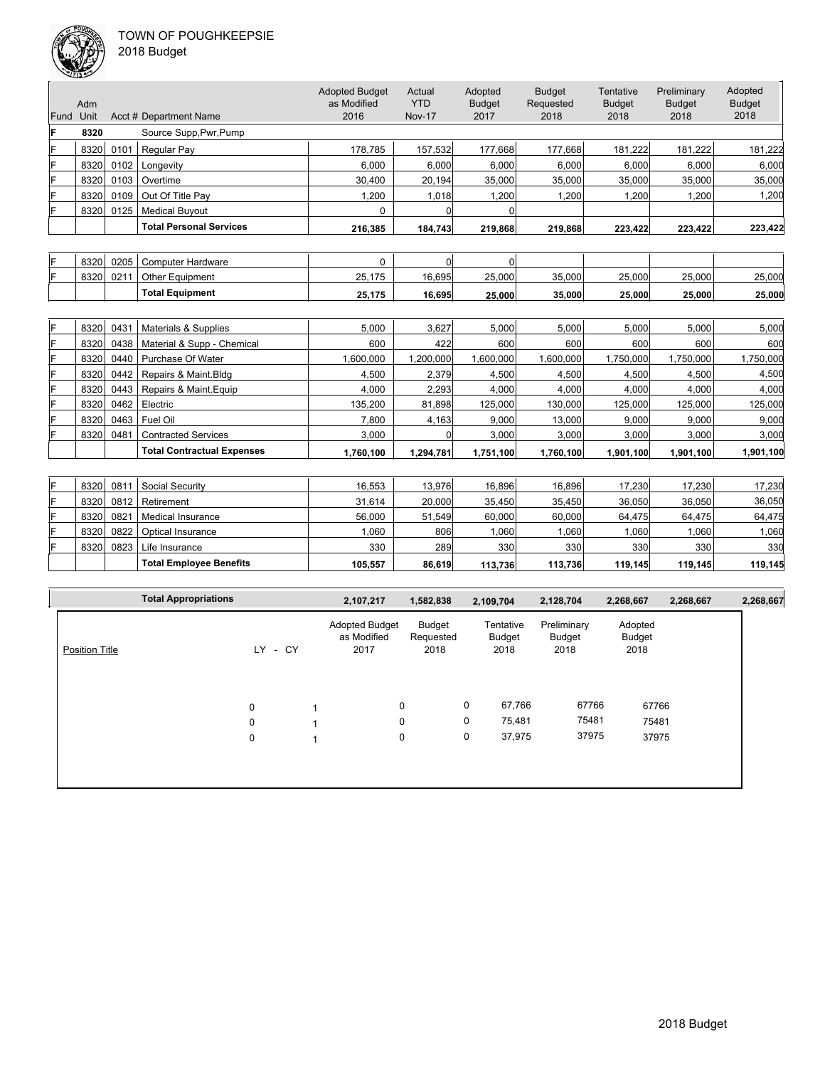TOWN OF POUGHKEEPSIE
2018 Budget

| Fund | Adm Unit | Acct # | Department Name | Adopted Budget as Modified 2016 | Actual YTD Nov-17 | Adopted Budget 2017 | Budget Requested 2018 | Tentative Budget 2018 | Preliminary Budget 2018 | Adopted Budget 2018 |
|---|---|---|---|---|---|---|---|---|---|---|
| F | 8320 | | Source Supp,Pwr,Pump | | | | | | | |
| F | 8320 | 0101 | Regular Pay | 178,785 | 157,532 | 177,668 | 177,668 | 181,222 | 181,222 | 181,222 |
| F | 8320 | 0102 | Longevity | 6,000 | 6,000 | 6,000 | 6,000 | 6,000 | 6,000 | 6,000 |
| F | 8320 | 0103 | Overtime | 30,400 | 20,194 | 35,000 | 35,000 | 35,000 | 35,000 | 35,000 |
| F | 8320 | 0109 | Out Of Title Pay | 1,200 | 1,018 | 1,200 | 1,200 | 1,200 | 1,200 | 1,200 |
| F | 8320 | 0125 | Medical Buyout | 0 | 0 | 0 | | | | |
| | | | **Total Personal Services** | **216,385** | **184,743** | **219,868** | **219,868** | **223,422** | **223,422** | **223,422** |
| F | 8320 | 0205 | Computer Hardware | 0 | 0 | 0 | | | | |
| F | 8320 | 0211 | Other Equipment | 25,175 | 16,695 | 25,000 | 35,000 | 25,000 | 25,000 | 25,000 |
| | | | **Total Equipment** | **25,175** | **16,695** | **25,000** | **35,000** | **25,000** | **25,000** | **25,000** |
| F | 8320 | 0431 | Materials & Supplies | 5,000 | 3,627 | 5,000 | 5,000 | 5,000 | 5,000 | 5,000 |
| F | 8320 | 0438 | Material & Supp - Chemical | 600 | 422 | 600 | 600 | 600 | 600 | 600 |
| F | 8320 | 0440 | Purchase Of Water | 1,600,000 | 1,200,000 | 1,600,000 | 1,600,000 | 1,750,000 | 1,750,000 | 1,750,000 |
| F | 8320 | 0442 | Repairs & Maint.Bldg | 4,500 | 2,379 | 4,500 | 4,500 | 4,500 | 4,500 | 4,500 |
| F | 8320 | 0443 | Repairs & Maint.Equip | 4,000 | 2,293 | 4,000 | 4,000 | 4,000 | 4,000 | 4,000 |
| F | 8320 | 0462 | Electric | 135,200 | 81,898 | 125,000 | 130,000 | 125,000 | 125,000 | 125,000 |
| F | 8320 | 0463 | Fuel Oil | 7,800 | 4,163 | 9,000 | 13,000 | 9,000 | 9,000 | 9,000 |
| F | 8320 | 0481 | Contracted Services | 3,000 | 0 | 3,000 | 3,000 | 3,000 | 3,000 | 3,000 |
| | | | **Total Contractual Expenses** | **1,760,100** | **1,294,781** | **1,751,100** | **1,760,100** | **1,901,100** | **1,901,100** | **1,901,100** |
| F | 8320 | 0811 | Social Security | 16,553 | 13,976 | 16,896 | 16,896 | 17,230 | 17,230 | 17,230 |
| F | 8320 | 0812 | Retirement | 31,614 | 20,000 | 35,450 | 35,450 | 36,050 | 36,050 | 36,050 |
| F | 8320 | 0821 | Medical Insurance | 56,000 | 51,549 | 60,000 | 60,000 | 64,475 | 64,475 | 64,475 |
| F | 8320 | 0822 | Optical Insurance | 1,060 | 806 | 1,060 | 1,060 | 1,060 | 1,060 | 1,060 |
| F | 8320 | 0823 | Life Insurance | 330 | 289 | 330 | 330 | 330 | 330 | 330 |
| | | | **Total Employee Benefits** | **105,557** | **86,619** | **113,736** | **113,736** | **119,145** | **119,145** | **119,145** |
| | | | **Total Appropriations** | **2,107,217** | **1,582,838** | **2,109,704** | **2,128,704** | **2,268,667** | **2,268,667** | **2,268,667** |

| Position Title | LY | CY | Adopted Budget as Modified 2017 | Budget Requested 2018 | Tentative Budget 2018 | Preliminary Budget 2018 | Adopted Budget 2018 |
|---|---|---|---|---|---|---|---|
| | 0 | 1 | 0 | 0 | 67,766 | 67766 | 67766 |
| | 0 | 1 | 0 | 0 | 75,481 | 75481 | 75481 |
| | 0 | 1 | 0 | 0 | 37,975 | 37975 | 37975 |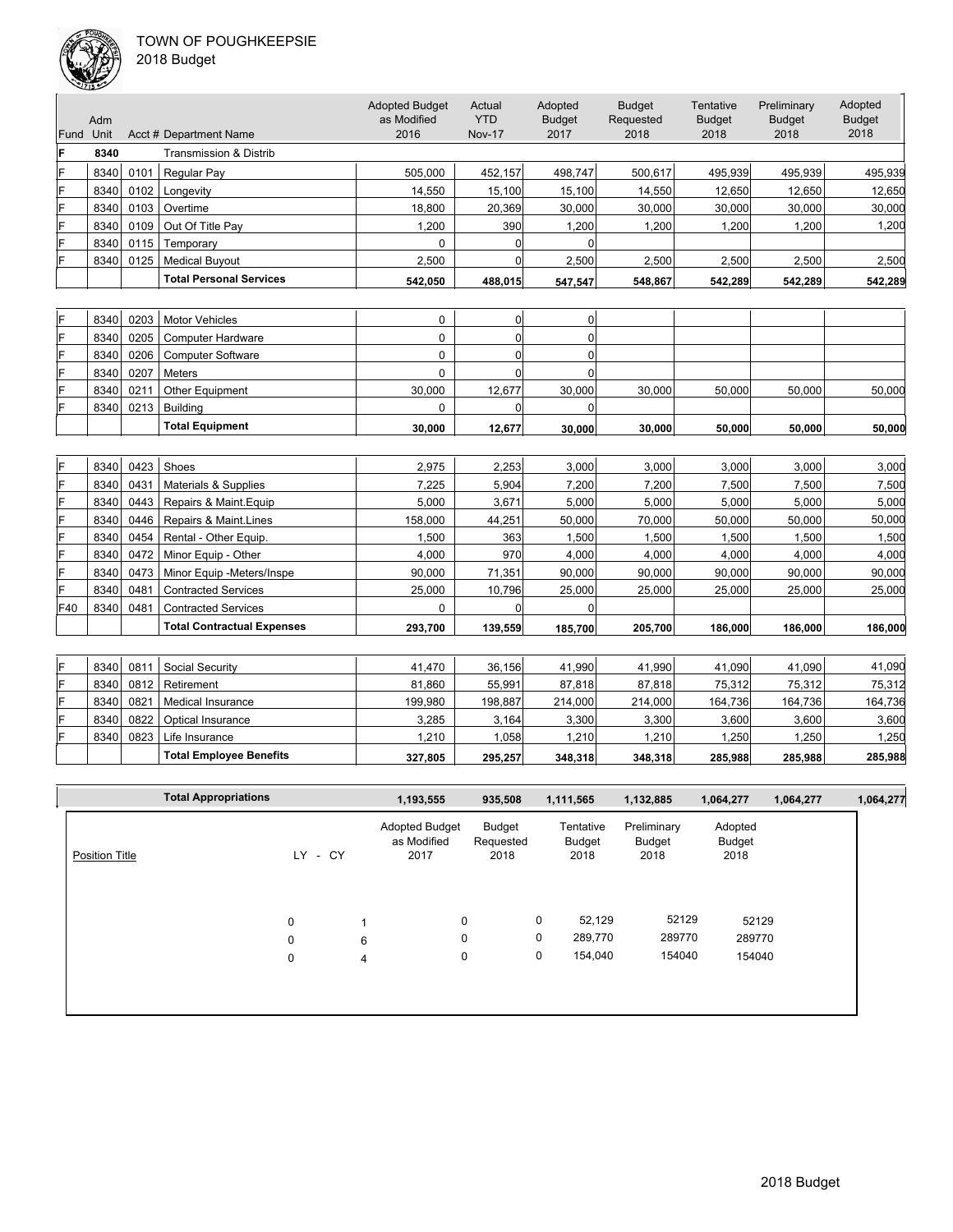TOWN OF POUGHKEEPSIE
2018 Budget

| Fund | Adm Unit | Acct # | Department Name | Adopted Budget as Modified 2016 | Actual YTD Nov-17 | Adopted Budget 2017 | Budget Requested 2018 | Tentative Budget 2018 | Preliminary Budget 2018 | Adopted Budget 2018 |
|---|---|---|---|---|---|---|---|---|---|---|
| F | 8340 | | Transmission & Distrib | | | | | | | |
| F | 8340 | 0101 | Regular Pay | 505,000 | 452,157 | 498,747 | 500,617 | 495,939 | 495,939 | 495,939 |
| F | 8340 | 0102 | Longevity | 14,550 | 15,100 | 15,100 | 14,550 | 12,650 | 12,650 | 12,650 |
| F | 8340 | 0103 | Overtime | 18,800 | 20,369 | 30,000 | 30,000 | 30,000 | 30,000 | 30,000 |
| F | 8340 | 0109 | Out Of Title Pay | 1,200 | 390 | 1,200 | 1,200 | 1,200 | 1,200 | 1,200 |
| F | 8340 | 0115 | Temporary | 0 | 0 | 0 | | | | |
| F | 8340 | 0125 | Medical Buyout | 2,500 | 0 | 2,500 | 2,500 | 2,500 | 2,500 | 2,500 |
| | | | **Total Personal Services** | **542,050** | **488,015** | **547,547** | **548,867** | **542,289** | **542,289** | **542,289** |
| F | 8340 | 0203 | Motor Vehicles | 0 | 0 | 0 | | | | |
| F | 8340 | 0205 | Computer Hardware | 0 | 0 | 0 | | | | |
| F | 8340 | 0206 | Computer Software | 0 | 0 | 0 | | | | |
| F | 8340 | 0207 | Meters | 0 | 0 | 0 | | | | |
| F | 8340 | 0211 | Other Equipment | 30,000 | 12,677 | 30,000 | 30,000 | 50,000 | 50,000 | 50,000 |
| F | 8340 | 0213 | Building | 0 | 0 | 0 | | | | |
| | | | **Total Equipment** | **30,000** | **12,677** | **30,000** | **30,000** | **50,000** | **50,000** | **50,000** |
| F | 8340 | 0423 | Shoes | 2,975 | 2,253 | 3,000 | 3,000 | 3,000 | 3,000 | 3,000 |
| F | 8340 | 0431 | Materials & Supplies | 7,225 | 5,904 | 7,200 | 7,200 | 7,500 | 7,500 | 7,500 |
| F | 8340 | 0443 | Repairs & Maint.Equip | 5,000 | 3,671 | 5,000 | 5,000 | 5,000 | 5,000 | 5,000 |
| F | 8340 | 0446 | Repairs & Maint.Lines | 158,000 | 44,251 | 50,000 | 70,000 | 50,000 | 50,000 | 50,000 |
| F | 8340 | 0454 | Rental - Other Equip. | 1,500 | 363 | 1,500 | 1,500 | 1,500 | 1,500 | 1,500 |
| F | 8340 | 0472 | Minor Equip - Other | 4,000 | 970 | 4,000 | 4,000 | 4,000 | 4,000 | 4,000 |
| F | 8340 | 0473 | Minor Equip -Meters/Inspe | 90,000 | 71,351 | 90,000 | 90,000 | 90,000 | 90,000 | 90,000 |
| F | 8340 | 0481 | Contracted Services | 25,000 | 10,796 | 25,000 | 25,000 | 25,000 | 25,000 | 25,000 |
| F40 | 8340 | 0481 | Contracted Services | 0 | 0 | 0 | | | | |
| | | | **Total Contractual Expenses** | **293,700** | **139,559** | **185,700** | **205,700** | **186,000** | **186,000** | **186,000** |
| F | 8340 | 0811 | Social Security | 41,470 | 36,156 | 41,990 | 41,990 | 41,090 | 41,090 | 41,090 |
| F | 8340 | 0812 | Retirement | 81,860 | 55,991 | 87,818 | 87,818 | 75,312 | 75,312 | 75,312 |
| F | 8340 | 0821 | Medical Insurance | 199,980 | 198,887 | 214,000 | 214,000 | 164,736 | 164,736 | 164,736 |
| F | 8340 | 0822 | Optical Insurance | 3,285 | 3,164 | 3,300 | 3,300 | 3,600 | 3,600 | 3,600 |
| F | 8340 | 0823 | Life Insurance | 1,210 | 1,058 | 1,210 | 1,210 | 1,250 | 1,250 | 1,250 |
| | | | **Total Employee Benefits** | **327,805** | **295,257** | **348,318** | **348,318** | **285,988** | **285,988** | **285,988** |
| | | | **Total Appropriations** | **1,193,555** | **935,508** | **1,111,565** | **1,132,885** | **1,064,277** | **1,064,277** | **1,064,277** |

| Position Title | LY | CY | Adopted Budget as Modified 2017 | Budget Requested 2018 | Tentative Budget 2018 | Preliminary Budget 2018 | Adopted Budget 2018 |
|---|---|---|---|---|---|---|---|
| | 0 | 1 | 0 | 0 | 52,129 | 52129 | 52129 |
| | 0 | 6 | 0 | 0 | 289,770 | 289770 | 289770 |
| | 0 | 4 | 0 | 0 | 154,040 | 154040 | 154040 |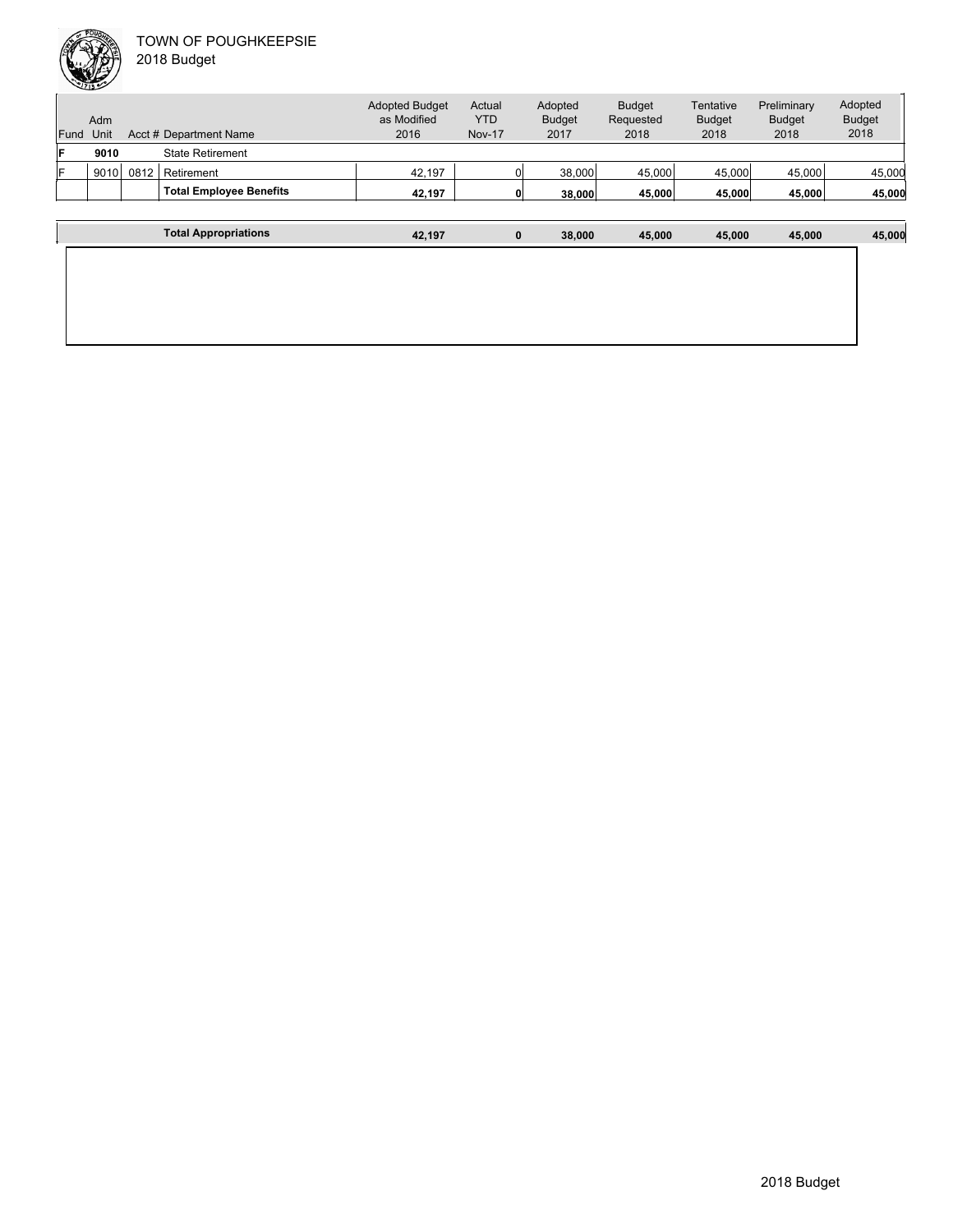TOWN OF POUGHKEEPSIE
2018 Budget

| Fund | Adm Unit | Acct # | Department Name | Adopted Budget as Modified 2016 | Actual YTD Nov-17 | Adopted Budget 2017 | Budget Requested 2018 | Tentative Budget 2018 | Preliminary Budget 2018 | Adopted Budget 2018 |
|---|---|---|---|---|---|---|---|---|---|---|
| **F** | **9010** | | State Retirement | | | | | | | |
| F | 9010 | 0812 | Retirement | 42,197 | 0 | 38,000 | 45,000 | 45,000 | 45,000 | 45,000 |
| | | | **Total Employee Benefits** | **42,197** | **0** | **38,000** | **45,000** | **45,000** | **45,000** | **45,000** |
| | | | **Total Appropriations** | **42,197** | **0** | **38,000** | **45,000** | **45,000** | **45,000** | **45,000** |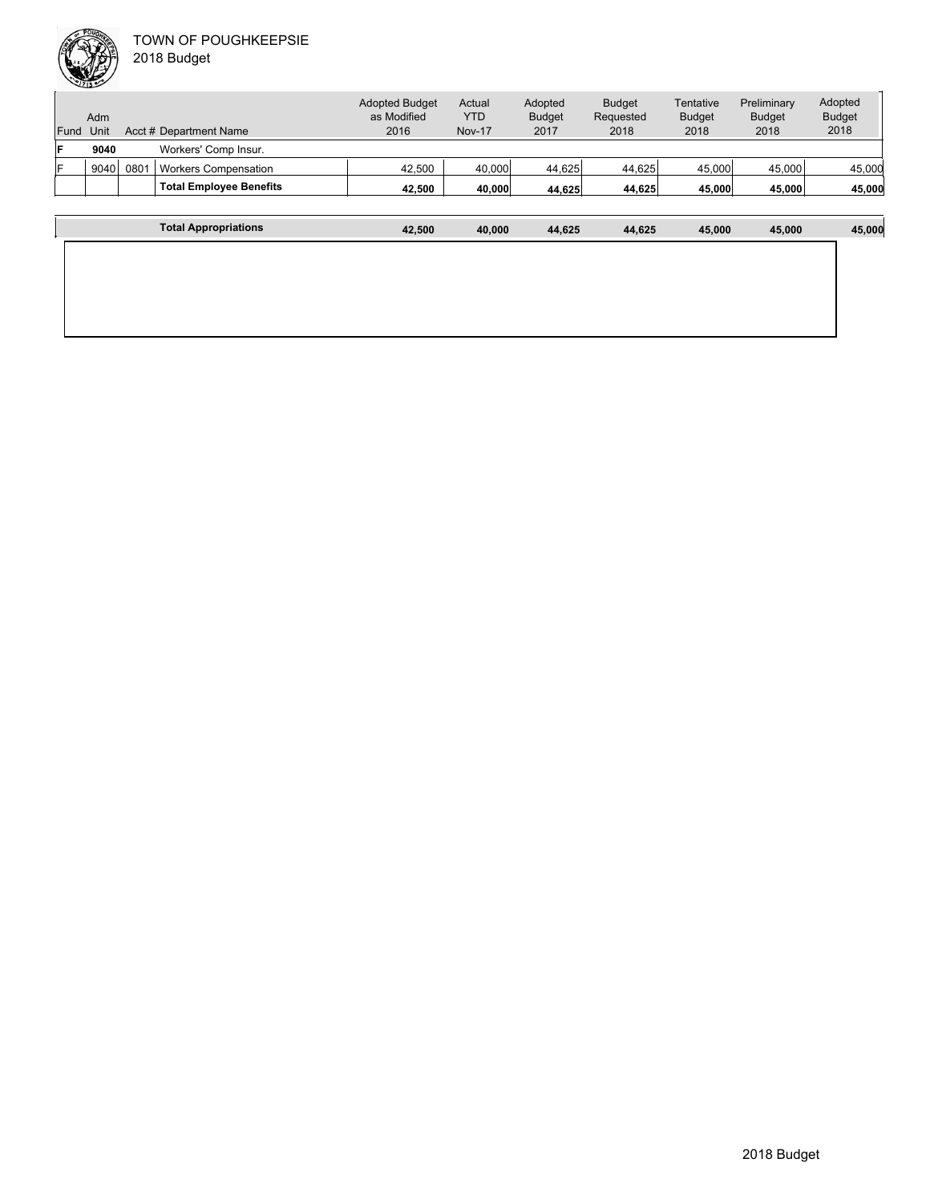# TOWN OF POUGHKEEPSIE
## 2018 Budget

| Fund | Adm Unit | Acct # | Department Name | Adopted Budget as Modified 2016 | Actual YTD Nov-17 | Adopted Budget 2017 | Budget Requested 2018 | Tentative Budget 2018 | Preliminary Budget 2018 | Adopted Budget 2018 |
|---|---|---|---|---|---|---|---|---|---|---|
| **F** | **9040** | | Workers' Comp Insur. | | | | | | | |
| F | 9040 | 0801 | Workers Compensation | 42,500 | 40,000 | 44,625 | 44,625 | 45,000 | 45,000 | 45,000 |
| | | | **Total Employee Benefits** | **42,500** | **40,000** | **44,625** | **44,625** | **45,000** | **45,000** | **45,000** |
| | | | **Total Appropriations** | **42,500** | **40,000** | **44,625** | **44,625** | **45,000** | **45,000** | **45,000** |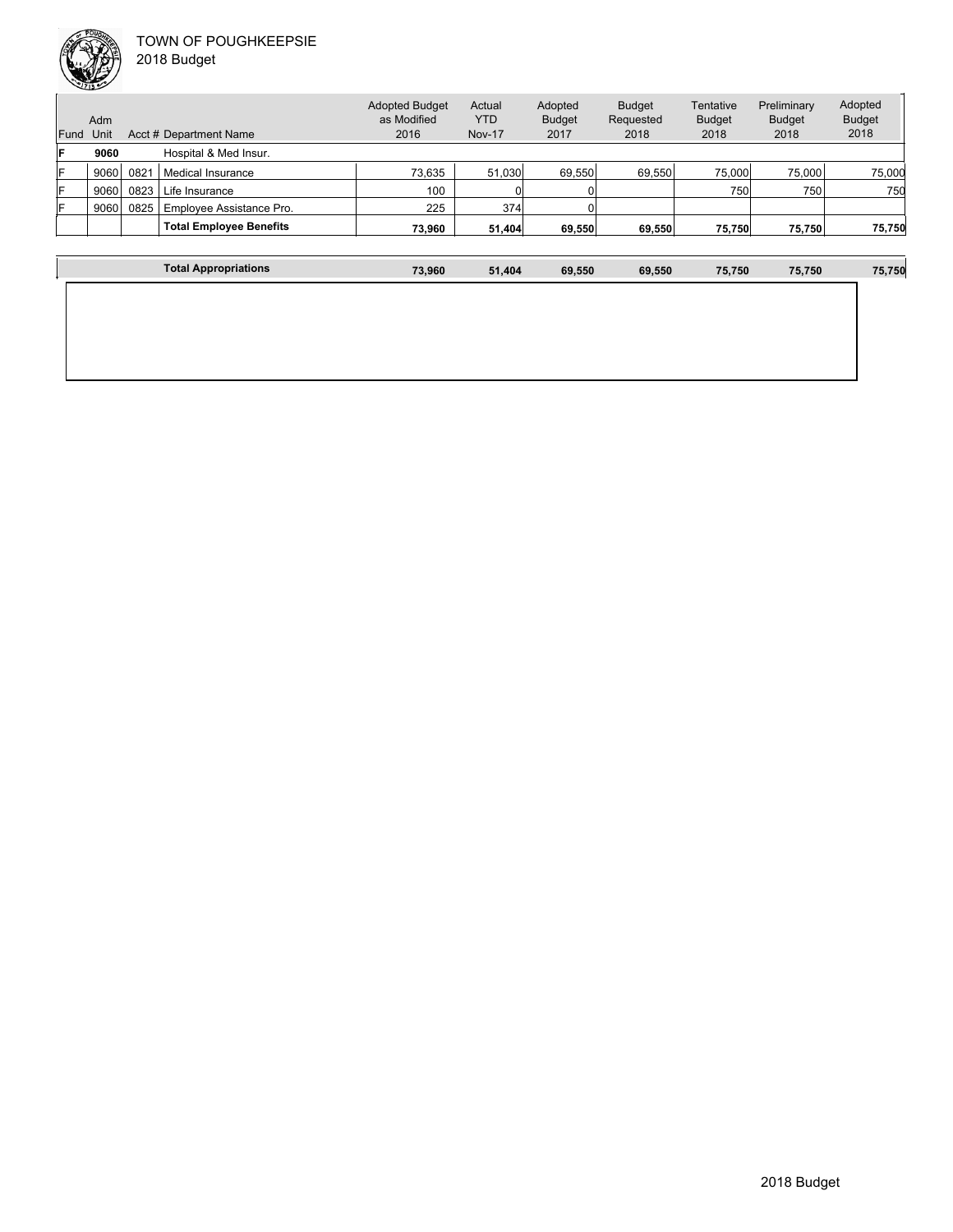TOWN OF POUGHKEEPSIE
2018 Budget

| Fund | Adm Unit | Acct # | Department Name | Adopted Budget as Modified 2016 | Actual YTD Nov-17 | Adopted Budget 2017 | Budget Requested 2018 | Tentative Budget 2018 | Preliminary Budget 2018 | Adopted Budget 2018 |
|---|---|---|---|---|---|---|---|---|---|---|
| **F** | **9060** | | Hospital & Med Insur. | | | | | | | |
| F | 9060 | 0821 | Medical Insurance | 73,635 | 51,030 | 69,550 | 69,550 | 75,000 | 75,000 | 75,000 |
| F | 9060 | 0823 | Life Insurance | 100 | 0 | 0 | | 750 | 750 | 750 |
| F | 9060 | 0825 | Employee Assistance Pro. | 225 | 374 | 0 | | | | |
| | | | **Total Employee Benefits** | **73,960** | **51,404** | **69,550** | **69,550** | **75,750** | **75,750** | **75,750** |
| | | | **Total Appropriations** | **73,960** | **51,404** | **69,550** | **69,550** | **75,750** | **75,750** | **75,750** |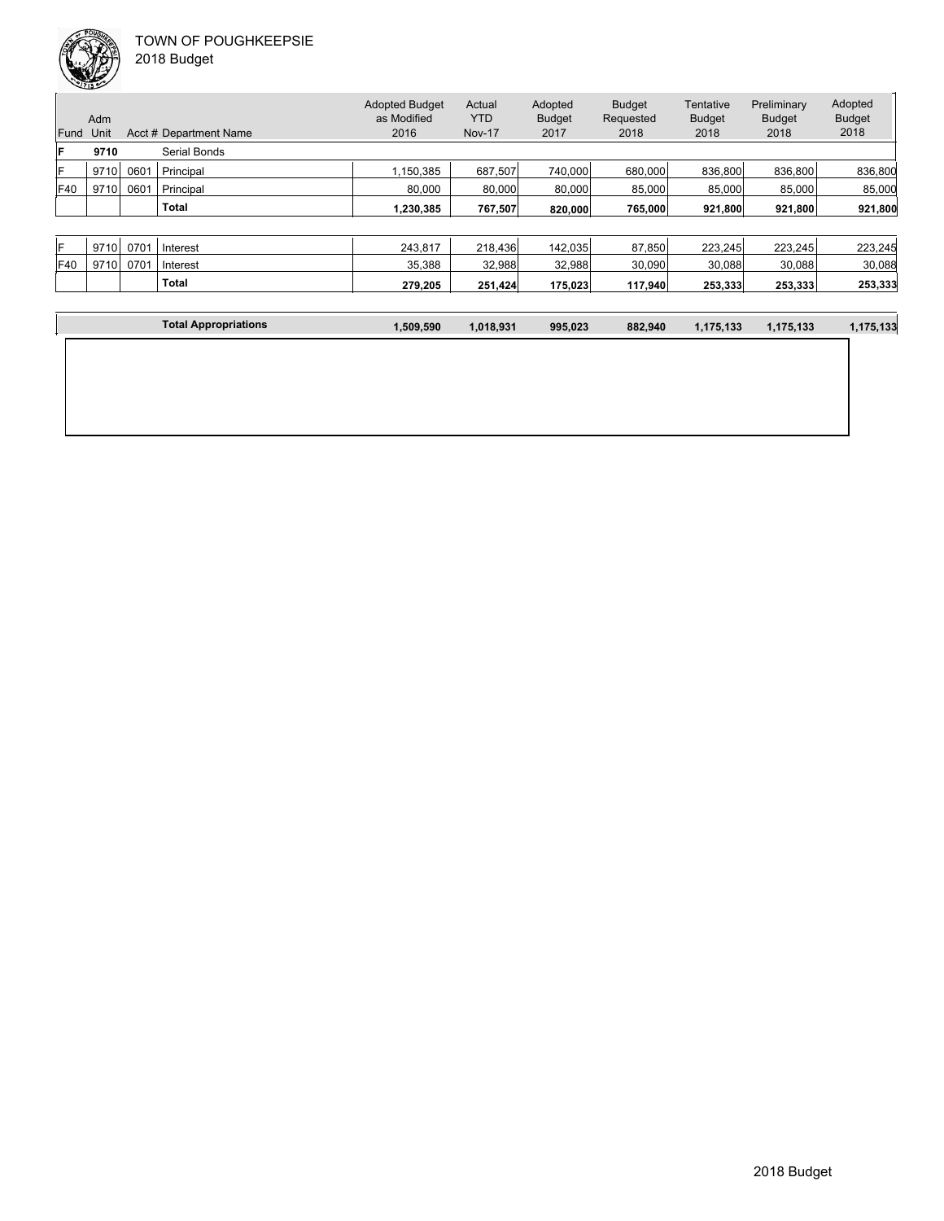TOWN OF POUGHKEEPSIE
2018 Budget

| Fund | Adm Unit | Acct # | Department Name | Adopted Budget as Modified 2016 | Actual YTD Nov-17 | Adopted Budget 2017 | Budget Requested 2018 | Tentative Budget 2018 | Preliminary Budget 2018 | Adopted Budget 2018 |
|---|---|---|---|---|---|---|---|---|---|---|
| **F** | **9710** | | Serial Bonds | | | | | | | |
| F | 9710 | 0601 | Principal | 1,150,385 | 687,507 | 740,000 | 680,000 | 836,800 | 836,800 | 836,800 |
| F40 | 9710 | 0601 | Principal | 80,000 | 80,000 | 80,000 | 85,000 | 85,000 | 85,000 | 85,000 |
| | | | **Total** | **1,230,385** | **767,507** | **820,000** | **765,000** | **921,800** | **921,800** | **921,800** |
| F | 9710 | 0701 | Interest | 243,817 | 218,436 | 142,035 | 87,850 | 223,245 | 223,245 | 223,245 |
| F40 | 9710 | 0701 | Interest | 35,388 | 32,988 | 32,988 | 30,090 | 30,088 | 30,088 | 30,088 |
| | | | **Total** | **279,205** | **251,424** | **175,023** | **117,940** | **253,333** | **253,333** | **253,333** |
| | | | **Total Appropriations** | **1,509,590** | **1,018,931** | **995,023** | **882,940** | **1,175,133** | **1,175,133** | **1,175,133** |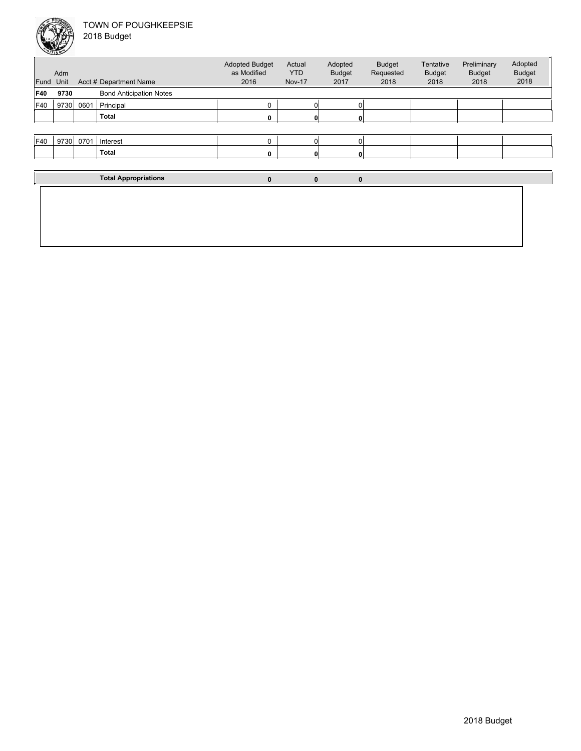TOWN OF POUGHKEEPSIE
2018 Budget

| Fund | Adm Unit | Acct # | Department Name | Adopted Budget as Modified 2016 | Actual YTD Nov-17 | Adopted Budget 2017 | Budget Requested 2018 | Tentative Budget 2018 | Preliminary Budget 2018 | Adopted Budget 2018 |
|---|---|---|---|---|---|---|---|---|---|---|
| **F40** | **9730** | | Bond Anticipation Notes | | | | | | | |
| F40 | 9730 | 0601 | Principal | 0 | 0 | 0 | | | | |
| | | | **Total** | **0** | **0** | **0** | | | | |
| F40 | 9730 | 0701 | Interest | 0 | 0 | 0 | | | | |
| | | | **Total** | **0** | **0** | **0** | | | | |
| | | | **Total Appropriations** | **0** | **0** | **0** | | | | |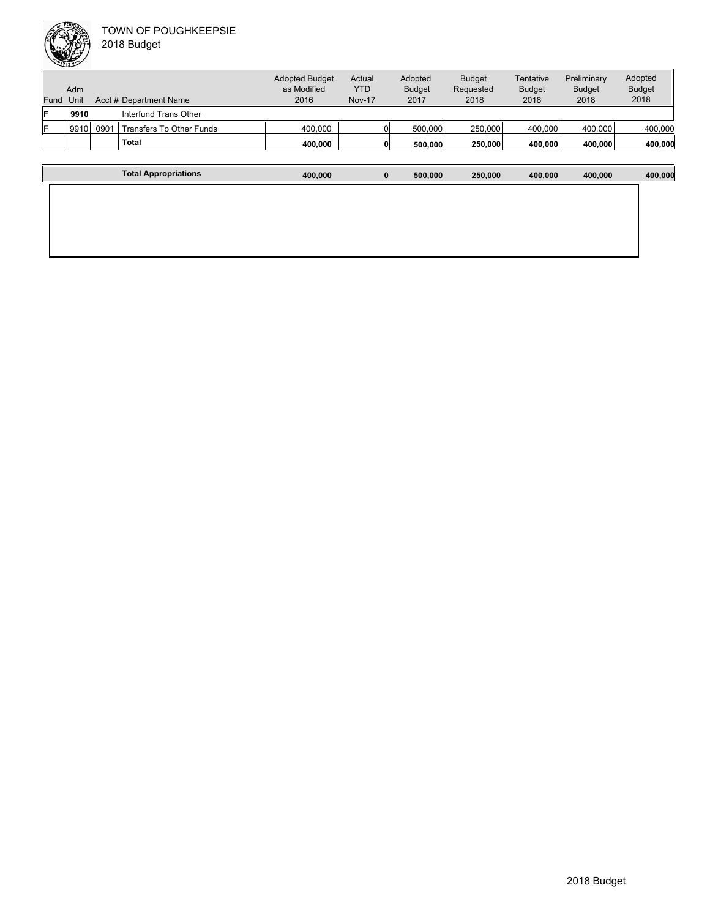TOWN OF POUGHKEEPSIE
2018 Budget

| Fund | Adm Unit | Acct # | Department Name | Adopted Budget as Modified 2016 | Actual YTD Nov-17 | Adopted Budget 2017 | Budget Requested 2018 | Tentative Budget 2018 | Preliminary Budget 2018 | Adopted Budget 2018 |
|---|---|---|---|---|---|---|---|---|---|---|
| **F** | **9910** | | Interfund Trans Other | | | | | | | |
| F | 9910 | 0901 | Transfers To Other Funds | 400,000 | 0 | 500,000 | 250,000 | 400,000 | 400,000 | 400,000 |
| | | | **Total** | **400,000** | **0** | **500,000** | **250,000** | **400,000** | **400,000** | **400,000** |
| | | | **Total Appropriations** | **400,000** | **0** | **500,000** | **250,000** | **400,000** | **400,000** | **400,000** |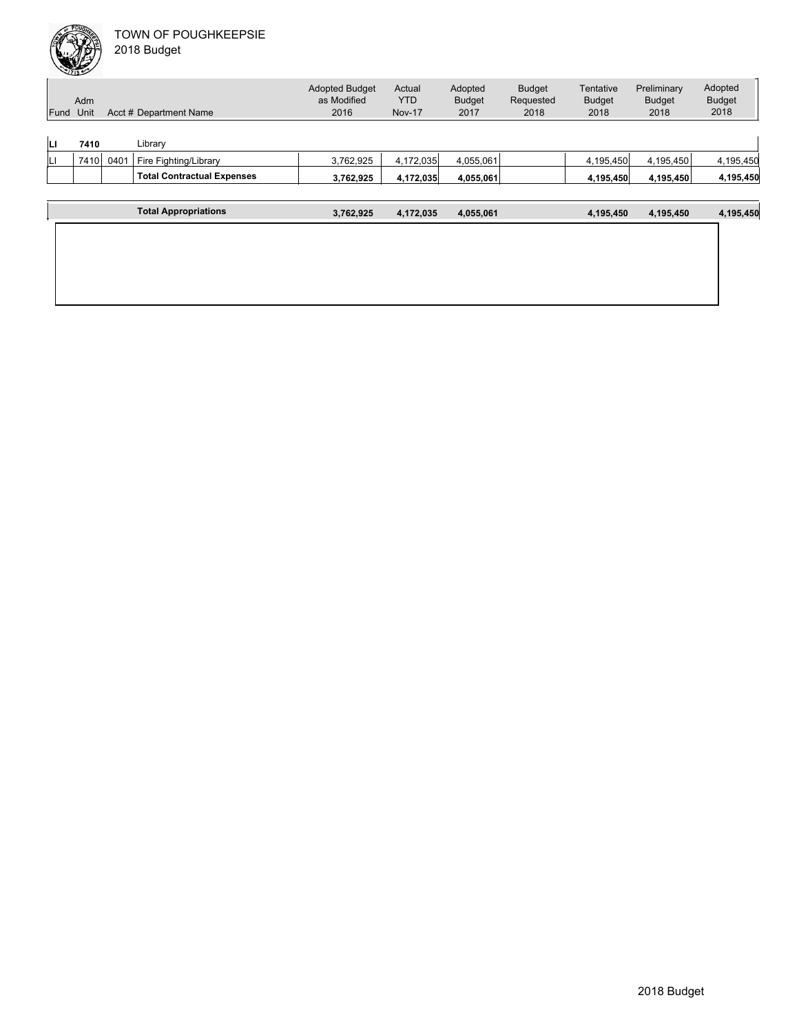TOWN OF POUGHKEEPSIE
2018 Budget

| Fund | Adm Unit | Acct # | Department Name | Adopted Budget as Modified 2016 | Actual YTD Nov-17 | Adopted Budget 2017 | Budget Requested 2018 | Tentative Budget 2018 | Preliminary Budget 2018 | Adopted Budget 2018 |
|---|---|---|---|---|---|---|---|---|---|---|
| **LI** | **7410** | | Library | | | | | | | |
| LI | 7410 | 0401 | Fire Fighting/Library | 3,762,925 | 4,172,035 | 4,055,061 | | 4,195,450 | 4,195,450 | 4,195,450 |
| | | | **Total Contractual Expenses** | **3,762,925** | **4,172,035** | **4,055,061** | | **4,195,450** | **4,195,450** | **4,195,450** |
| | | | **Total Appropriations** | **3,762,925** | **4,172,035** | **4,055,061** | | **4,195,450** | **4,195,450** | **4,195,450** |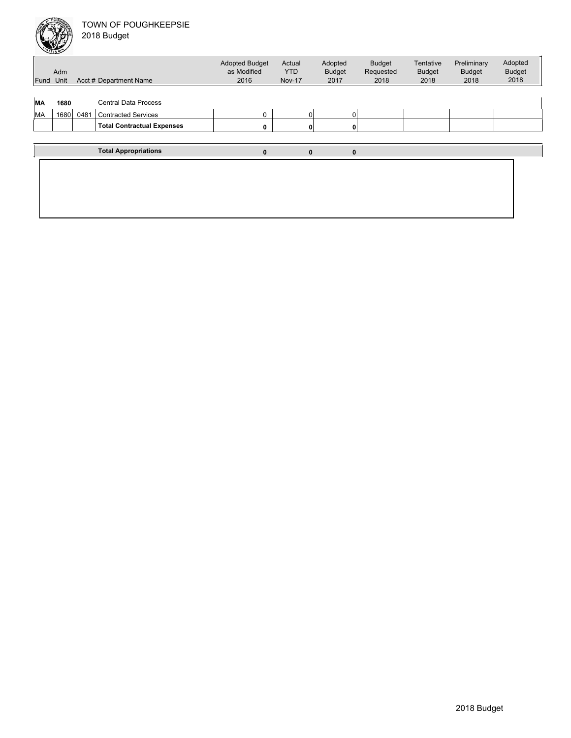TOWN OF POUGHKEEPSIE
2018 Budget

| Fund | Adm Unit | Acct # | Department Name | Adopted Budget as Modified 2016 | Actual YTD Nov-17 | Adopted Budget 2017 | Budget Requested 2018 | Tentative Budget 2018 | Preliminary Budget 2018 | Adopted Budget 2018 |
|---|---|---|---|---|---|---|---|---|---|---|
| **MA** | **1680** | | Central Data Process | | | | | | | |
| MA | 1680 | 0481 | Contracted Services | 0 | 0 | 0 | | | | |
| | | | **Total Contractual Expenses** | **0** | **0** | **0** | | | | |
| | | | **Total Appropriations** | **0** | **0** | **0** | | | | |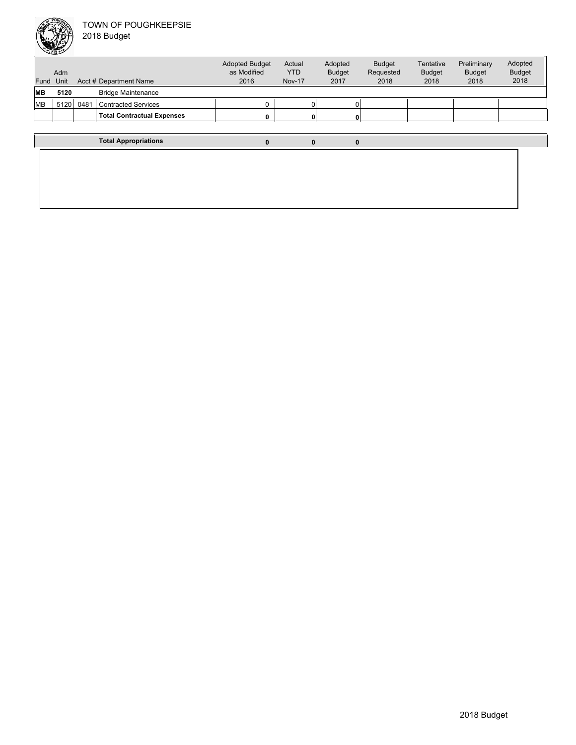TOWN OF POUGHKEEPSIE
2018 Budget

| Fund | Adm Unit | Acct # | Department Name | Adopted Budget as Modified 2016 | Actual YTD Nov-17 | Adopted Budget 2017 | Budget Requested 2018 | Tentative Budget 2018 | Preliminary Budget 2018 | Adopted Budget 2018 |
|---|---|---|---|---|---|---|---|---|---|---|
| **MB** | **5120** | | Bridge Maintenance | | | | | | | |
| MB | 5120 | 0481 | Contracted Services | 0 | 0 | 0 | | | | |
| | | | **Total Contractual Expenses** | **0** | **0** | **0** | | | | |
| | | | **Total Appropriations** | **0** | **0** | **0** | | | | |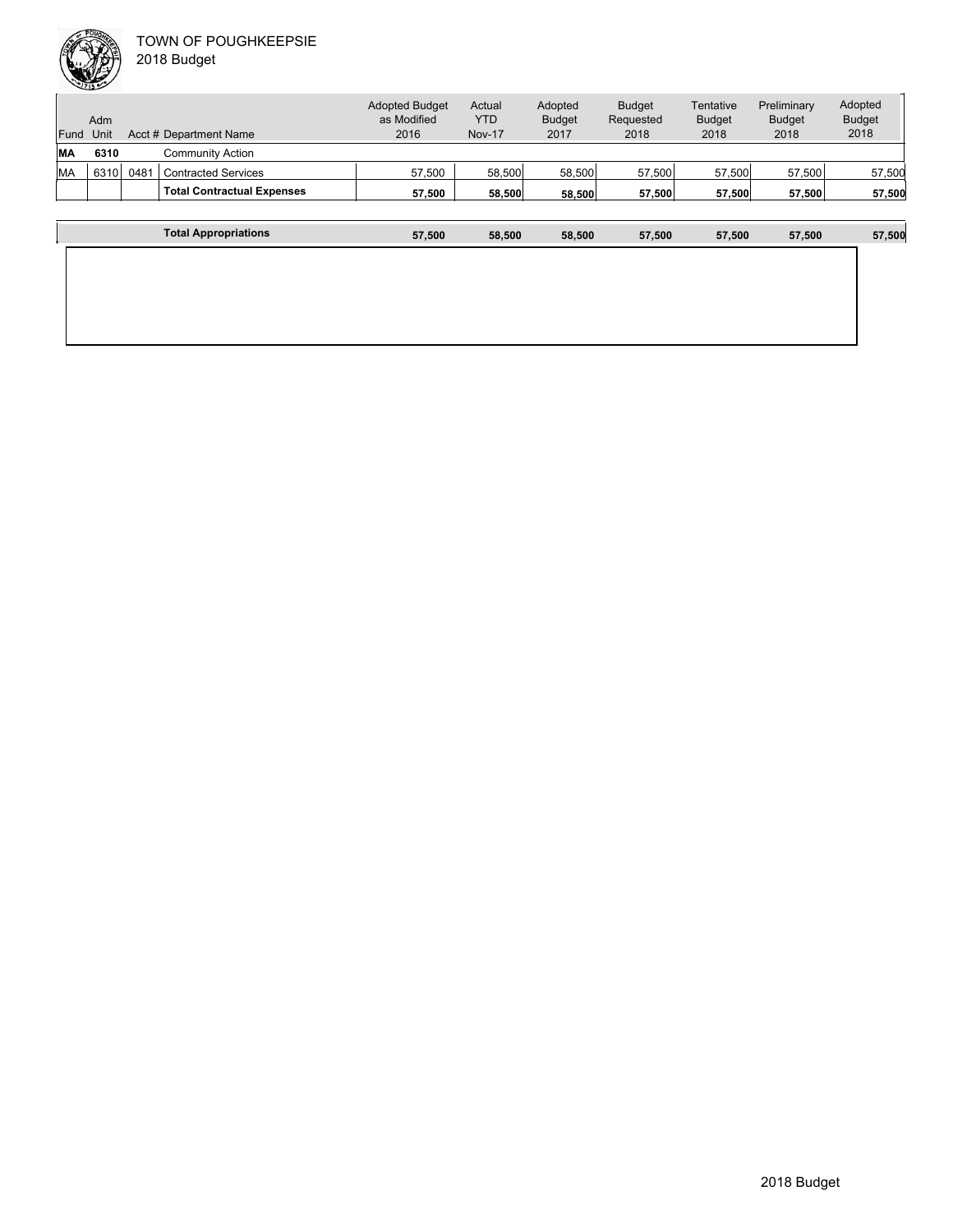# TOWN OF POUGHKEEPSIE
## 2018 Budget

| Fund | Adm Unit | Acct # | Department Name | Adopted Budget as Modified 2016 | Actual YTD Nov-17 | Adopted Budget 2017 | Budget Requested 2018 | Tentative Budget 2018 | Preliminary Budget 2018 | Adopted Budget 2018 |
|---|---|---|---|---|---|---|---|---|---|---|
| **MA** | **6310** | | Community Action | | | | | | | |
| MA | 6310 | 0481 | Contracted Services | 57,500 | 58,500 | 58,500 | 57,500 | 57,500 | 57,500 | 57,500 |
| | | | **Total Contractual Expenses** | **57,500** | **58,500** | **58,500** | **57,500** | **57,500** | **57,500** | **57,500** |
| | | | **Total Appropriations** | **57,500** | **58,500** | **58,500** | **57,500** | **57,500** | **57,500** | **57,500** |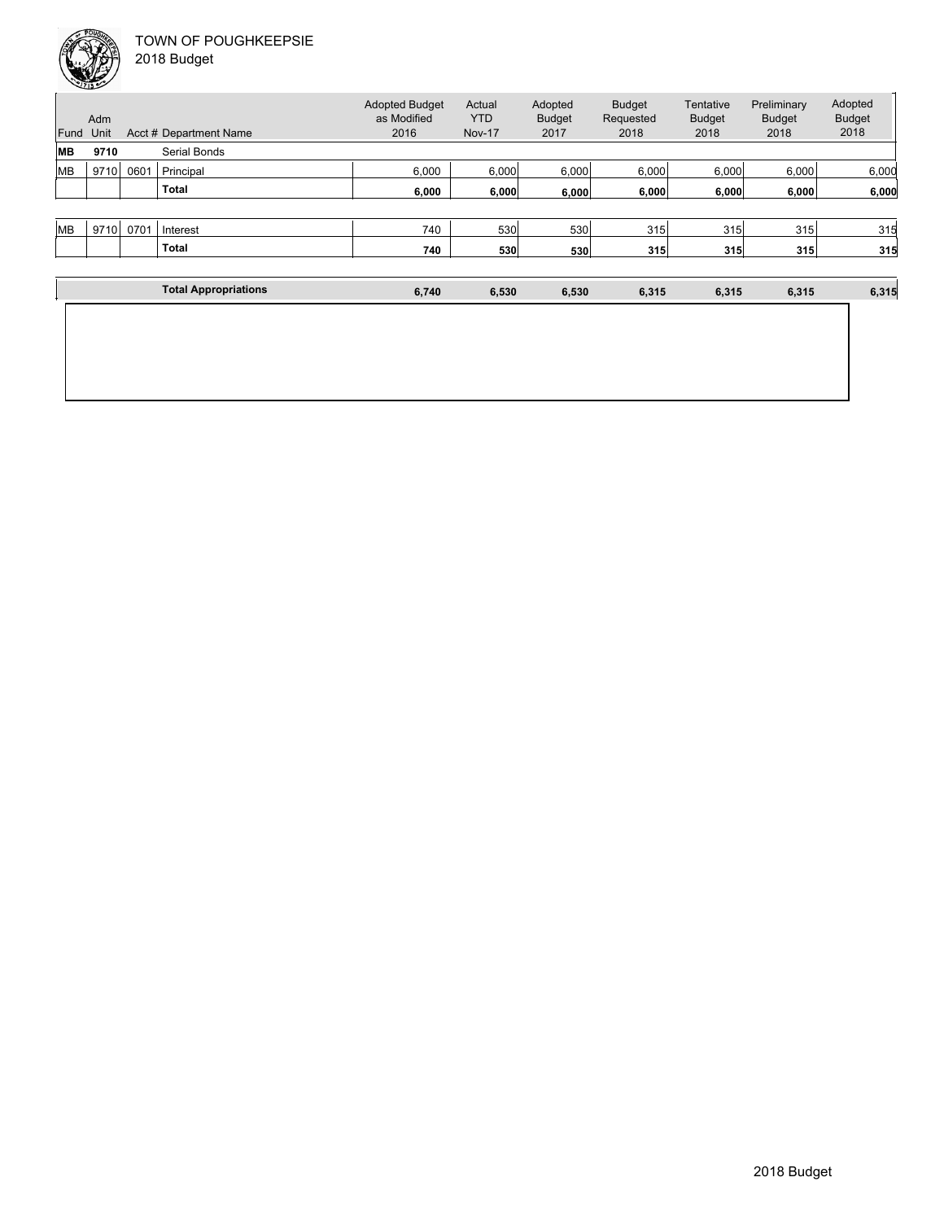TOWN OF POUGHKEEPSIE
2018 Budget

| Fund | Adm Unit | Acct # | Department Name | Adopted Budget as Modified 2016 | Actual YTD Nov-17 | Adopted Budget 2017 | Budget Requested 2018 | Tentative Budget 2018 | Preliminary Budget 2018 | Adopted Budget 2018 |
|---|---|---|---|---|---|---|---|---|---|---|
| **MB** | **9710** | | Serial Bonds | | | | | | | |
| MB | 9710 | 0601 | Principal | 6,000 | 6,000 | 6,000 | 6,000 | 6,000 | 6,000 | 6,000 |
| | | | **Total** | **6,000** | **6,000** | **6,000** | **6,000** | **6,000** | **6,000** | **6,000** |
| MB | 9710 | 0701 | Interest | 740 | 530 | 530 | 315 | 315 | 315 | 315 |
| | | | **Total** | **740** | **530** | **530** | **315** | **315** | **315** | **315** |
| | | | **Total Appropriations** | **6,740** | **6,530** | **6,530** | **6,315** | **6,315** | **6,315** | **6,315** |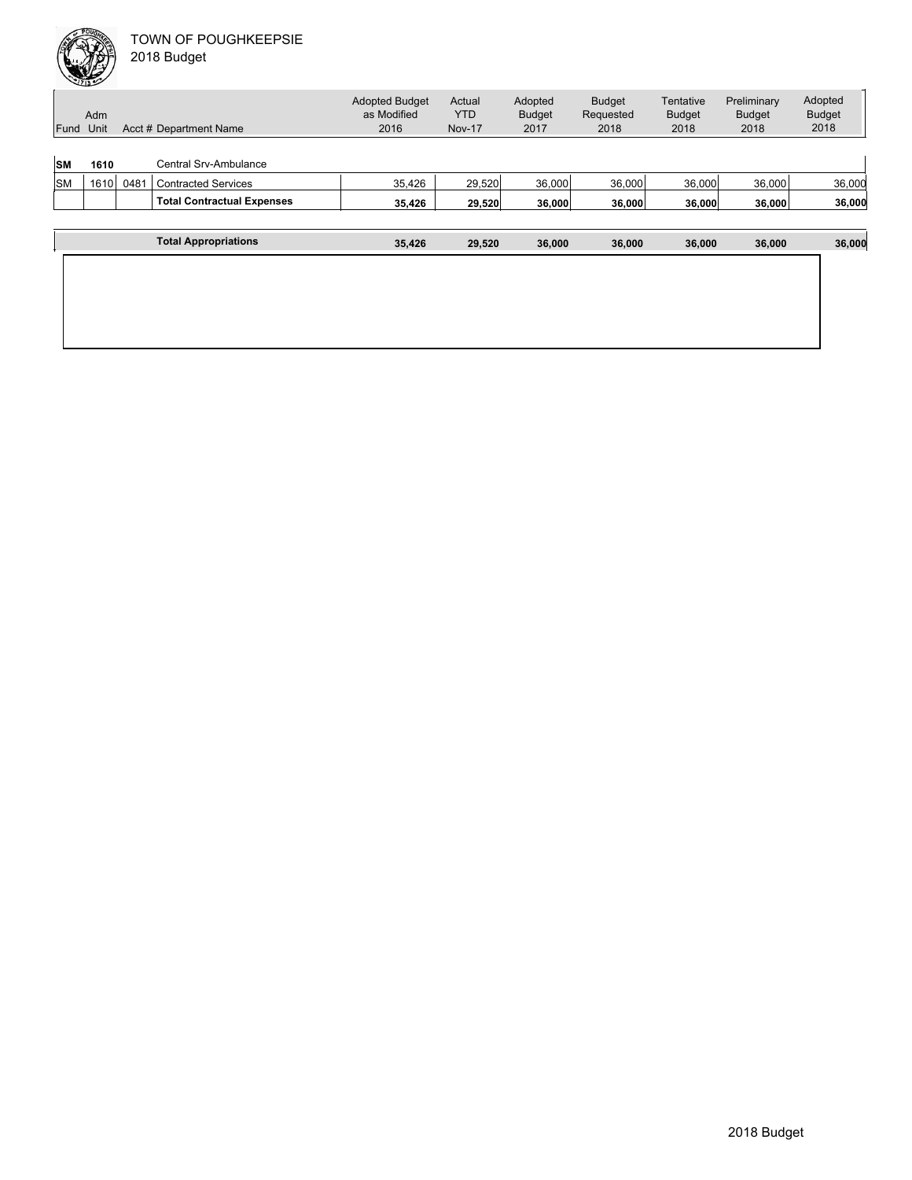TOWN OF POUGHKEEPSIE
2018 Budget

| Fund | Adm Unit | Acct # | Department Name | Adopted Budget as Modified 2016 | Actual YTD Nov-17 | Adopted Budget 2017 | Budget Requested 2018 | Tentative Budget 2018 | Preliminary Budget 2018 | Adopted Budget 2018 |
|---|---|---|---|---|---|---|---|---|---|---|
| **SM** | **1610** | | Central Srv-Ambulance | | | | | | | |
| SM | 1610 | 0481 | Contracted Services | 35,426 | 29,520 | 36,000 | 36,000 | 36,000 | 36,000 | 36,000 |
| | | | **Total Contractual Expenses** | **35,426** | **29,520** | **36,000** | **36,000** | **36,000** | **36,000** | **36,000** |
| | | | **Total Appropriations** | **35,426** | **29,520** | **36,000** | **36,000** | **36,000** | **36,000** | **36,000** |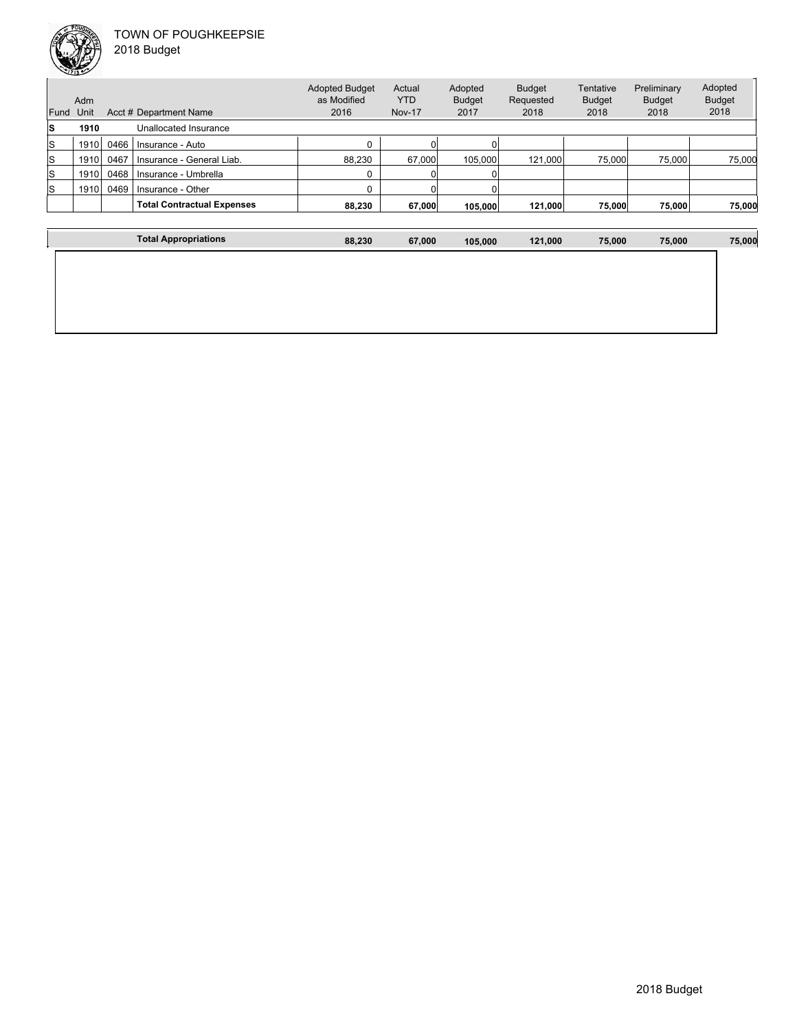TOWN OF POUGHKEEPSIE

2018 Budget

| Fund | Adm Unit | Acct # | Department Name | Adopted Budget as Modified 2016 | Actual YTD Nov-17 | Adopted Budget 2017 | Budget Requested 2018 | Tentative Budget 2018 | Preliminary Budget 2018 | Adopted Budget 2018 |
|---|---|---|---|---|---|---|---|---|---|---|
| **S** | **1910** | | Unallocated Insurance | | | | | | | |
| S | 1910 | 0466 | Insurance - Auto | 0 | 0 | 0 | | | | |
| S | 1910 | 0467 | Insurance - General Liab. | 88,230 | 67,000 | 105,000 | 121,000 | 75,000 | 75,000 | 75,000 |
| S | 1910 | 0468 | Insurance - Umbrella | 0 | 0 | 0 | | | | |
| S | 1910 | 0469 | Insurance - Other | 0 | 0 | 0 | | | | |
| | | | **Total Contractual Expenses** | **88,230** | **67,000** | **105,000** | **121,000** | **75,000** | **75,000** | **75,000** |
| | | | **Total Appropriations** | **88,230** | **67,000** | **105,000** | **121,000** | **75,000** | **75,000** | **75,000** |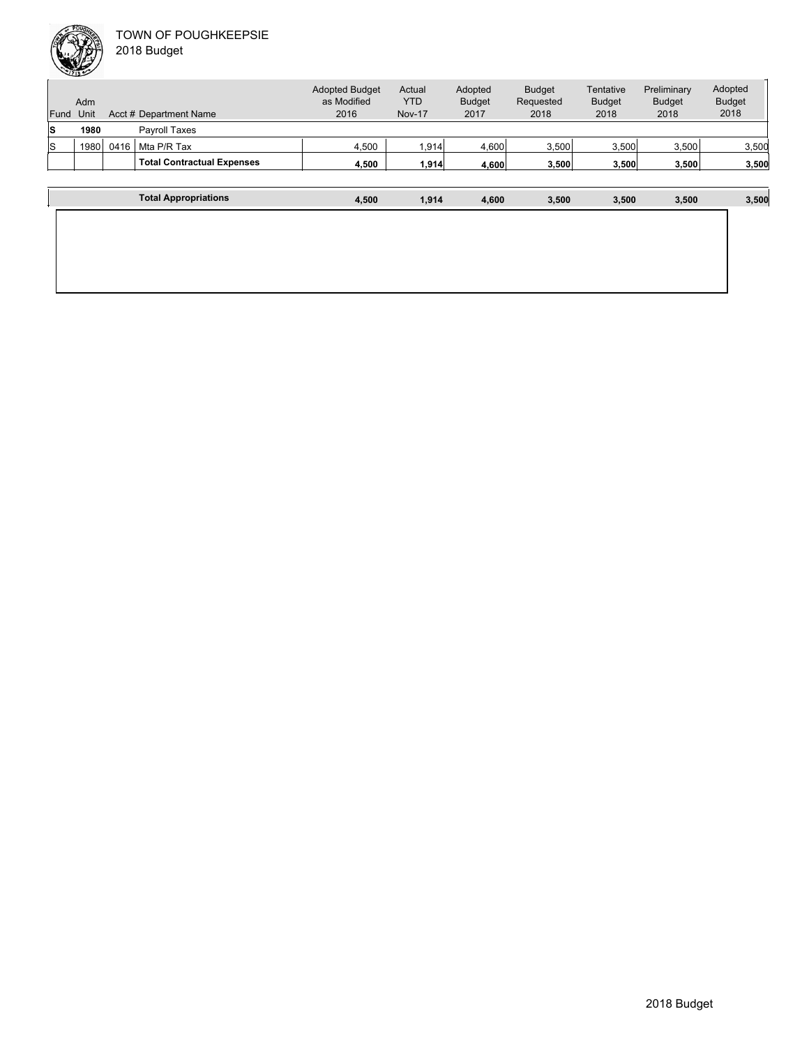TOWN OF POUGHKEEPSIE
2018 Budget

| Fund | Adm Unit | Acct # | Department Name | Adopted Budget as Modified 2016 | Actual YTD Nov-17 | Adopted Budget 2017 | Budget Requested 2018 | Tentative Budget 2018 | Preliminary Budget 2018 | Adopted Budget 2018 |
|---|---|---|---|---|---|---|---|---|---|---|
| **S** | **1980** | | Payroll Taxes | | | | | | | |
| S | 1980 | 0416 | Mta P/R Tax | 4,500 | 1,914 | 4,600 | 3,500 | 3,500 | 3,500 | 3,500 |
| | | | **Total Contractual Expenses** | **4,500** | **1,914** | **4,600** | **3,500** | **3,500** | **3,500** | **3,500** |
| | | | **Total Appropriations** | **4,500** | **1,914** | **4,600** | **3,500** | **3,500** | **3,500** | **3,500** |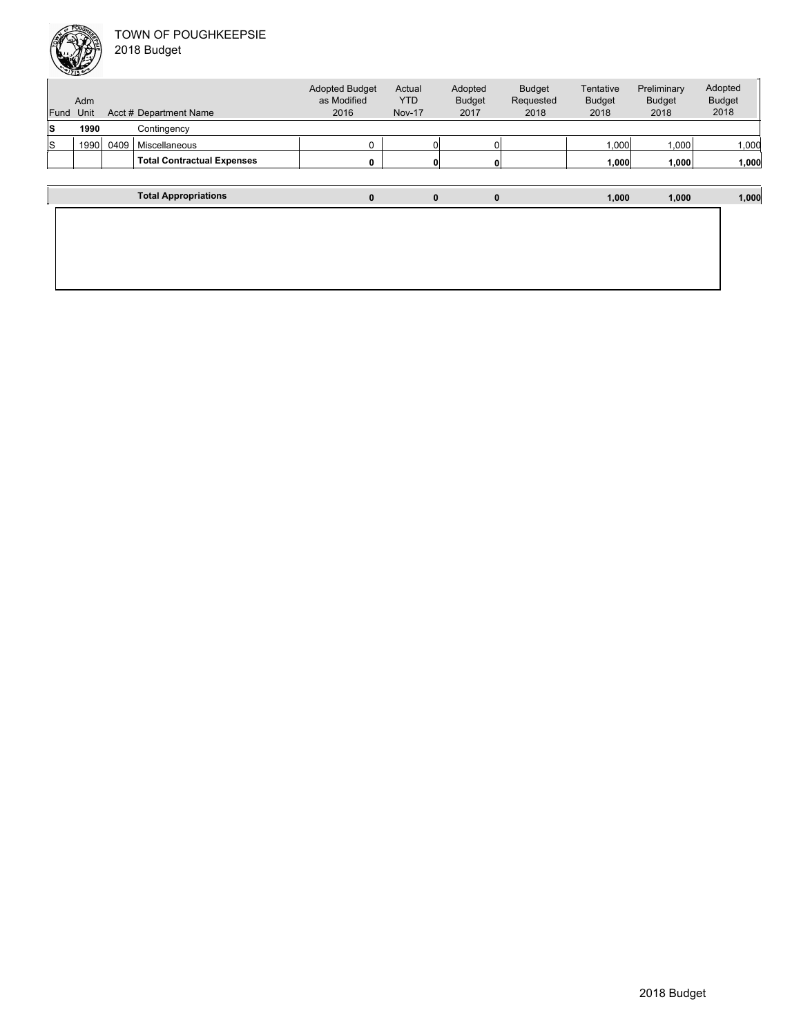TOWN OF POUGHKEEPSIE
2018 Budget

| Fund | Adm Unit | Acct # | Department Name | Adopted Budget as Modified 2016 | Actual YTD Nov-17 | Adopted Budget 2017 | Budget Requested 2018 | Tentative Budget 2018 | Preliminary Budget 2018 | Adopted Budget 2018 |
|---|---|---|---|---|---|---|---|---|---|---|
| **S** | **1990** | | Contingency | | | | | | | |
| S | 1990 | 0409 | Miscellaneous | 0 | 0 | 0 | | 1,000 | 1,000 | 1,000 |
| | | | **Total Contractual Expenses** | **0** | **0** | **0** | | **1,000** | **1,000** | **1,000** |
| | | | **Total Appropriations** | **0** | **0** | **0** | | **1,000** | **1,000** | **1,000** |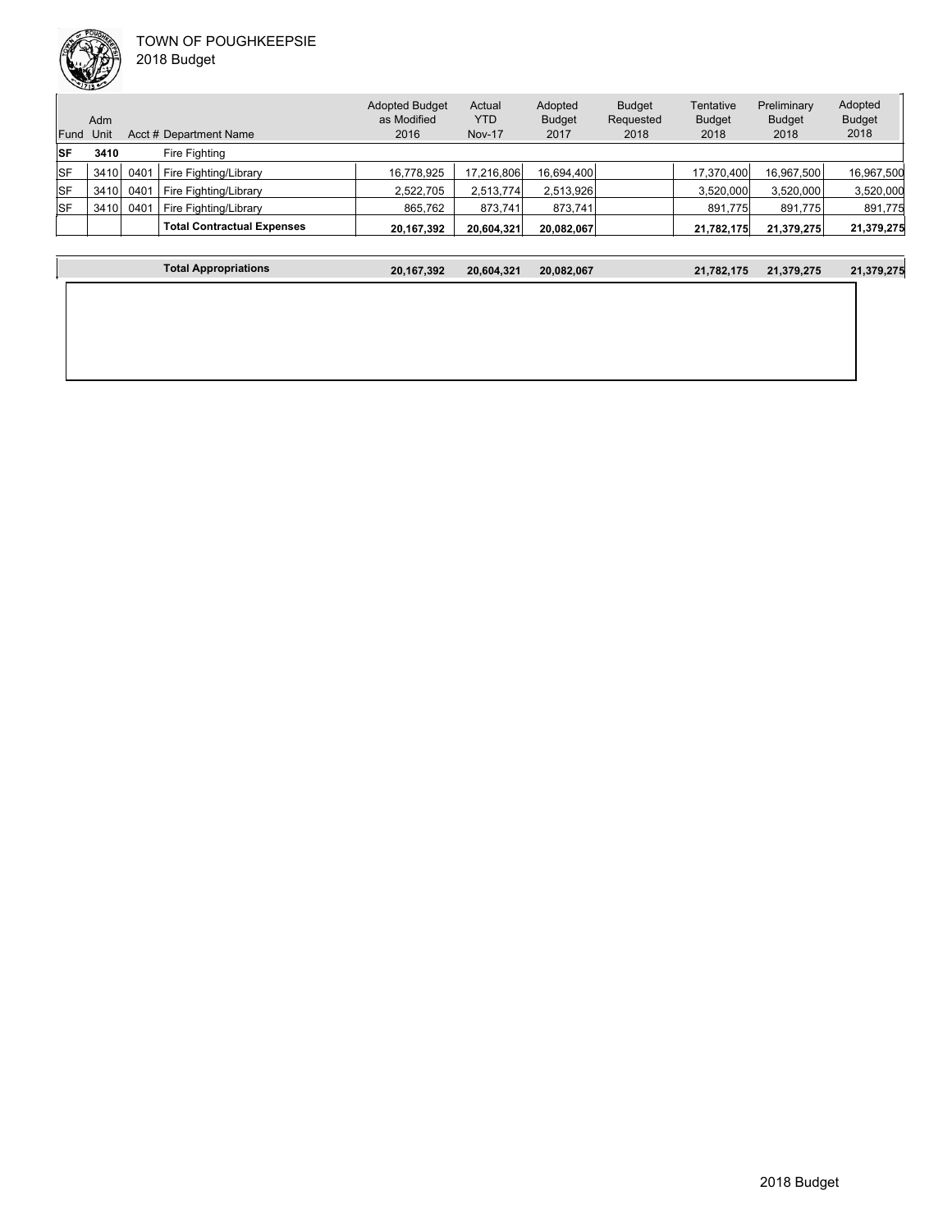TOWN OF POUGHKEEPSIE
2018 Budget

| Fund | Adm Unit | Acct # | Department Name | Adopted Budget as Modified 2016 | Actual YTD Nov-17 | Adopted Budget 2017 | Budget Requested 2018 | Tentative Budget 2018 | Preliminary Budget 2018 | Adopted Budget 2018 |
|---|---|---|---|---|---|---|---|---|---|---|
| **SF** | **3410** | | Fire Fighting | | | | | | | |
| SF | 3410 | 0401 | Fire Fighting/Library | 16,778,925 | 17,216,806 | 16,694,400 | | 17,370,400 | 16,967,500 | 16,967,500 |
| SF | 3410 | 0401 | Fire Fighting/Library | 2,522,705 | 2,513,774 | 2,513,926 | | 3,520,000 | 3,520,000 | 3,520,000 |
| SF | 3410 | 0401 | Fire Fighting/Library | 865,762 | 873,741 | 873,741 | | 891,775 | 891,775 | 891,775 |
| | | | **Total Contractual Expenses** | **20,167,392** | **20,604,321** | **20,082,067** | | **21,782,175** | **21,379,275** | **21,379,275** |
| | | | **Total Appropriations** | **20,167,392** | **20,604,321** | **20,082,067** | | **21,782,175** | **21,379,275** | **21,379,275** |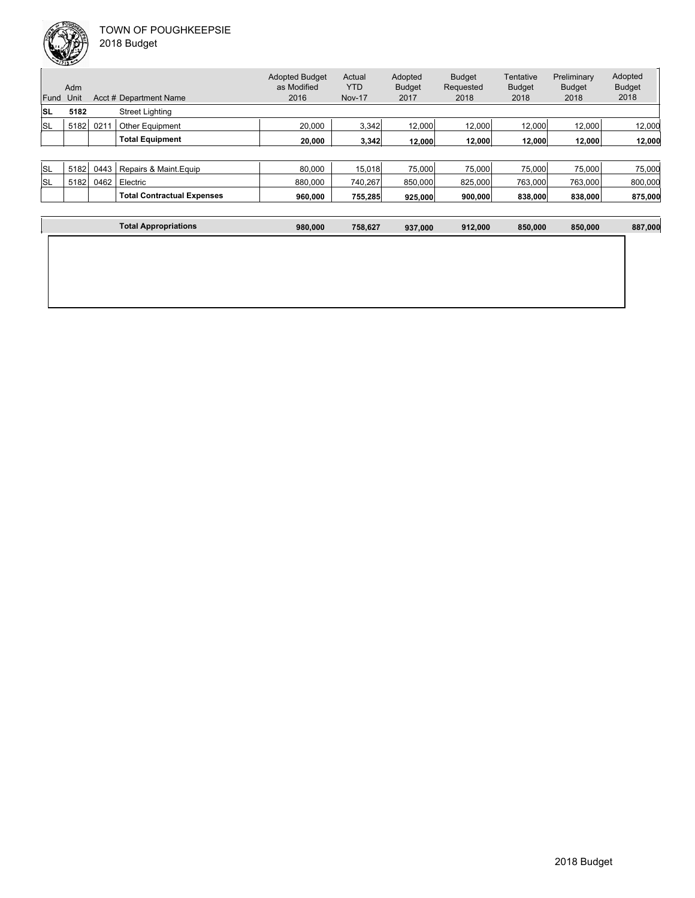TOWN OF POUGHKEEPSIE
2018 Budget

| Fund | Adm Unit | Acct # | Department Name | Adopted Budget as Modified 2016 | Actual YTD Nov-17 | Adopted Budget 2017 | Budget Requested 2018 | Tentative Budget 2018 | Preliminary Budget 2018 | Adopted Budget 2018 |
|---|---|---|---|---|---|---|---|---|---|---|
| **SL** | **5182** | | Street Lighting | | | | | | | |
| SL | 5182 | 0211 | Other Equipment | 20,000 | 3,342 | 12,000 | 12,000 | 12,000 | 12,000 | 12,000 |
| | | | **Total Equipment** | **20,000** | **3,342** | **12,000** | **12,000** | **12,000** | **12,000** | **12,000** |
| SL | 5182 | 0443 | Repairs & Maint.Equip | 80,000 | 15,018 | 75,000 | 75,000 | 75,000 | 75,000 | 75,000 |
| SL | 5182 | 0462 | Electric | 880,000 | 740,267 | 850,000 | 825,000 | 763,000 | 763,000 | 800,000 |
| | | | **Total Contractual Expenses** | **960,000** | **755,285** | **925,000** | **900,000** | **838,000** | **838,000** | **875,000** |
| | | | **Total Appropriations** | **980,000** | **758,627** | **937,000** | **912,000** | **850,000** | **850,000** | **887,000** |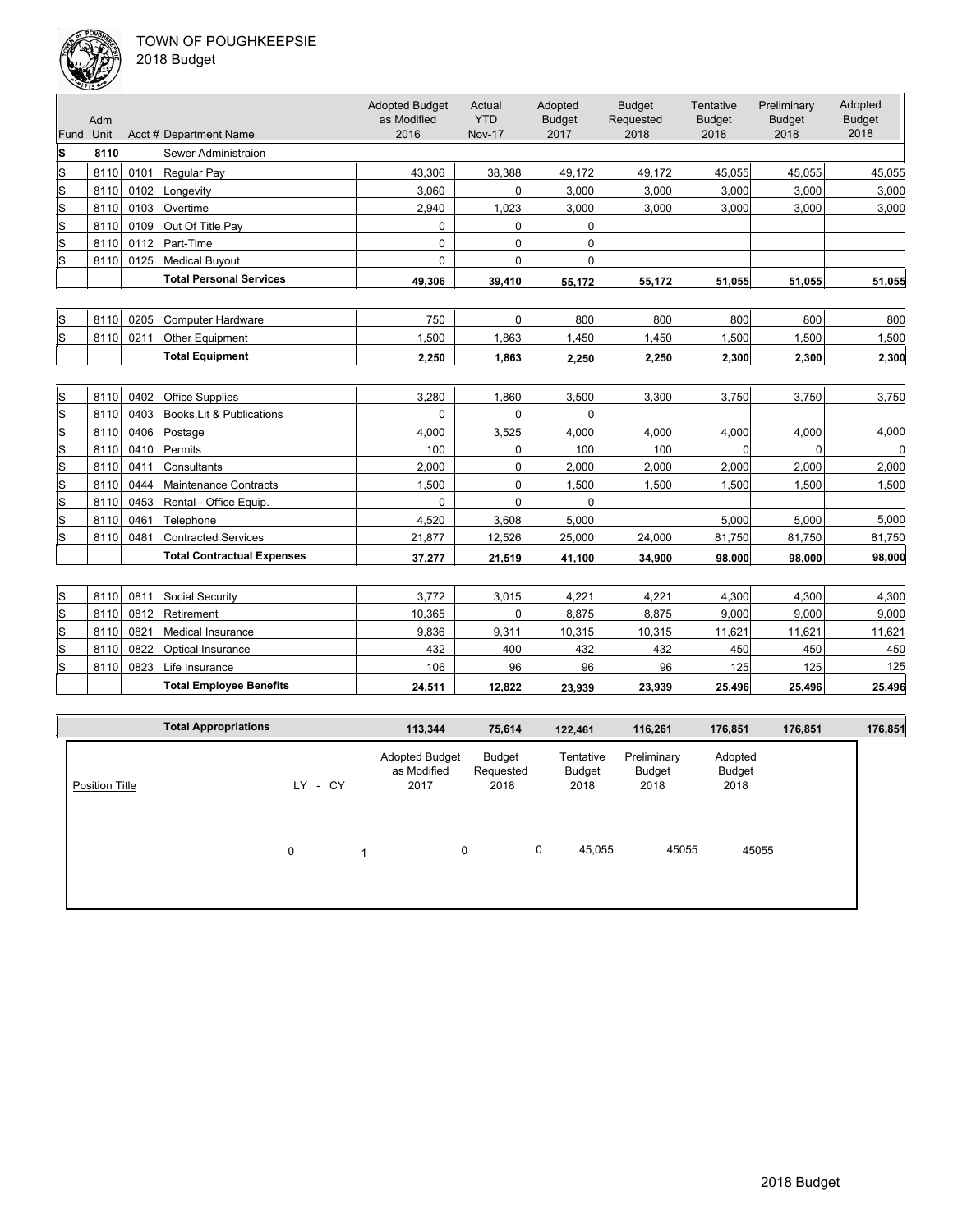TOWN OF POUGHKEEPSIE
2018 Budget

| Fund | Adm Unit | Acct # | Department Name | Adopted Budget as Modified 2016 | Actual YTD Nov-17 | Adopted Budget 2017 | Budget Requested 2018 | Tentative Budget 2018 | Preliminary Budget 2018 | Adopted Budget 2018 |
|---|---|---|---|---|---|---|---|---|---|---|
| **S** | **8110** | | Sewer Administraion | | | | | | | |
| S | 8110 | 0101 | Regular Pay | 43,306 | 38,388 | 49,172 | 49,172 | 45,055 | 45,055 | 45,055 |
| S | 8110 | 0102 | Longevity | 3,060 | 0 | 3,000 | 3,000 | 3,000 | 3,000 | 3,000 |
| S | 8110 | 0103 | Overtime | 2,940 | 1,023 | 3,000 | 3,000 | 3,000 | 3,000 | 3,000 |
| S | 8110 | 0109 | Out Of Title Pay | 0 | 0 | 0 | | | | |
| S | 8110 | 0112 | Part-Time | 0 | 0 | 0 | | | | |
| S | 8110 | 0125 | Medical Buyout | 0 | 0 | 0 | | | | |
| | | | **Total Personal Services** | **49,306** | **39,410** | **55,172** | **55,172** | **51,055** | **51,055** | **51,055** |
| S | 8110 | 0205 | Computer Hardware | 750 | 0 | 800 | 800 | 800 | 800 | 800 |
| S | 8110 | 0211 | Other Equipment | 1,500 | 1,863 | 1,450 | 1,450 | 1,500 | 1,500 | 1,500 |
| | | | **Total Equipment** | **2,250** | **1,863** | **2,250** | **2,250** | **2,300** | **2,300** | **2,300** |
| S | 8110 | 0402 | Office Supplies | 3,280 | 1,860 | 3,500 | 3,300 | 3,750 | 3,750 | 3,750 |
| S | 8110 | 0403 | Books,Lit & Publications | 0 | 0 | 0 | | | | |
| S | 8110 | 0406 | Postage | 4,000 | 3,525 | 4,000 | 4,000 | 4,000 | 4,000 | 4,000 |
| S | 8110 | 0410 | Permits | 100 | 0 | 100 | 100 | 0 | 0 | 0 |
| S | 8110 | 0411 | Consultants | 2,000 | 0 | 2,000 | 2,000 | 2,000 | 2,000 | 2,000 |
| S | 8110 | 0444 | Maintenance Contracts | 1,500 | 0 | 1,500 | 1,500 | 1,500 | 1,500 | 1,500 |
| S | 8110 | 0453 | Rental - Office Equip. | 0 | 0 | 0 | | | | |
| S | 8110 | 0461 | Telephone | 4,520 | 3,608 | 5,000 | | 5,000 | 5,000 | 5,000 |
| S | 8110 | 0481 | Contracted Services | 21,877 | 12,526 | 25,000 | 24,000 | 81,750 | 81,750 | 81,750 |
| | | | **Total Contractual Expenses** | **37,277** | **21,519** | **41,100** | **34,900** | **98,000** | **98,000** | **98,000** |
| S | 8110 | 0811 | Social Security | 3,772 | 3,015 | 4,221 | 4,221 | 4,300 | 4,300 | 4,300 |
| S | 8110 | 0812 | Retirement | 10,365 | 0 | 8,875 | 8,875 | 9,000 | 9,000 | 9,000 |
| S | 8110 | 0821 | Medical Insurance | 9,836 | 9,311 | 10,315 | 10,315 | 11,621 | 11,621 | 11,621 |
| S | 8110 | 0822 | Optical Insurance | 432 | 400 | 432 | 432 | 450 | 450 | 450 |
| S | 8110 | 0823 | Life Insurance | 106 | 96 | 96 | 96 | 125 | 125 | 125 |
| | | | **Total Employee Benefits** | **24,511** | **12,822** | **23,939** | **23,939** | **25,496** | **25,496** | **25,496** |
| | | | **Total Appropriations** | **113,344** | **75,614** | **122,461** | **116,261** | **176,851** | **176,851** | **176,851** |

| Position Title | LY | CY | Adopted Budget as Modified 2017 | Budget Requested 2018 | Tentative Budget 2018 | Preliminary Budget 2018 | Adopted Budget 2018 |
|---|---|---|---|---|---|---|---|
| | 0 | 1 | 0 | 0 | 45,055 | 45055 | 45055 |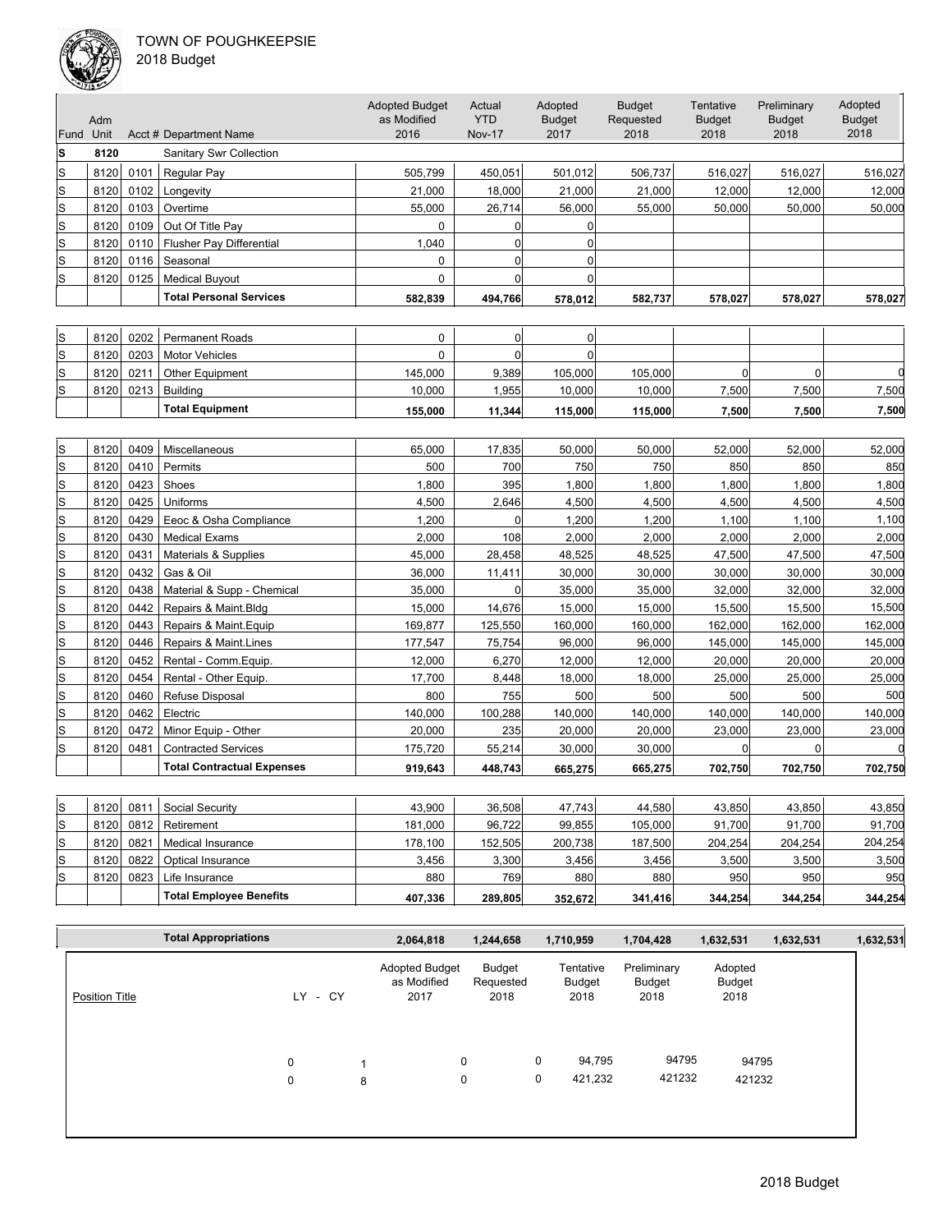TOWN OF POUGHKEEPSIE
2018 Budget

| Fund | Adm Unit | Acct # | Department Name | Adopted Budget as Modified 2016 | Actual YTD Nov-17 | Adopted Budget 2017 | Budget Requested 2018 | Tentative Budget 2018 | Preliminary Budget 2018 | Adopted Budget 2018 |
|---|---|---|---|---|---|---|---|---|---|---|
| **S** | **8120** | | Sanitary Swr Collection | | | | | | | |
| S | 8120 | 0101 | Regular Pay | 505,799 | 450,051 | 501,012 | 506,737 | 516,027 | 516,027 | 516,027 |
| S | 8120 | 0102 | Longevity | 21,000 | 18,000 | 21,000 | 21,000 | 12,000 | 12,000 | 12,000 |
| S | 8120 | 0103 | Overtime | 55,000 | 26,714 | 56,000 | 55,000 | 50,000 | 50,000 | 50,000 |
| S | 8120 | 0109 | Out Of Title Pay | 0 | 0 | 0 | | | | |
| S | 8120 | 0110 | Flusher Pay Differential | 1,040 | 0 | 0 | | | | |
| S | 8120 | 0116 | Seasonal | 0 | 0 | 0 | | | | |
| S | 8120 | 0125 | Medical Buyout | 0 | 0 | 0 | | | | |
| | | | **Total Personal Services** | **582,839** | **494,766** | **578,012** | **582,737** | **578,027** | **578,027** | **578,027** |
| S | 8120 | 0202 | Permanent Roads | 0 | 0 | 0 | | | | |
| S | 8120 | 0203 | Motor Vehicles | 0 | 0 | 0 | | | | |
| S | 8120 | 0211 | Other Equipment | 145,000 | 9,389 | 105,000 | 105,000 | 0 | 0 | 0 |
| S | 8120 | 0213 | Building | 10,000 | 1,955 | 10,000 | 10,000 | 7,500 | 7,500 | 7,500 |
| | | | **Total Equipment** | **155,000** | **11,344** | **115,000** | **115,000** | **7,500** | **7,500** | **7,500** |
| S | 8120 | 0409 | Miscellaneous | 65,000 | 17,835 | 50,000 | 50,000 | 52,000 | 52,000 | 52,000 |
| S | 8120 | 0410 | Permits | 500 | 700 | 750 | 750 | 850 | 850 | 850 |
| S | 8120 | 0423 | Shoes | 1,800 | 395 | 1,800 | 1,800 | 1,800 | 1,800 | 1,800 |
| S | 8120 | 0425 | Uniforms | 4,500 | 2,646 | 4,500 | 4,500 | 4,500 | 4,500 | 4,500 |
| S | 8120 | 0429 | Eeoc & Osha Compliance | 1,200 | 0 | 1,200 | 1,200 | 1,100 | 1,100 | 1,100 |
| S | 8120 | 0430 | Medical Exams | 2,000 | 108 | 2,000 | 2,000 | 2,000 | 2,000 | 2,000 |
| S | 8120 | 0431 | Materials & Supplies | 45,000 | 28,458 | 48,525 | 48,525 | 47,500 | 47,500 | 47,500 |
| S | 8120 | 0432 | Gas & Oil | 36,000 | 11,411 | 30,000 | 30,000 | 30,000 | 30,000 | 30,000 |
| S | 8120 | 0438 | Material & Supp - Chemical | 35,000 | 0 | 35,000 | 35,000 | 32,000 | 32,000 | 32,000 |
| S | 8120 | 0442 | Repairs & Maint.Bldg | 15,000 | 14,676 | 15,000 | 15,000 | 15,500 | 15,500 | 15,500 |
| S | 8120 | 0443 | Repairs & Maint.Equip | 169,877 | 125,550 | 160,000 | 160,000 | 162,000 | 162,000 | 162,000 |
| S | 8120 | 0446 | Repairs & Maint.Lines | 177,547 | 75,754 | 96,000 | 96,000 | 145,000 | 145,000 | 145,000 |
| S | 8120 | 0452 | Rental - Comm.Equip. | 12,000 | 6,270 | 12,000 | 12,000 | 20,000 | 20,000 | 20,000 |
| S | 8120 | 0454 | Rental - Other Equip. | 17,700 | 8,448 | 18,000 | 18,000 | 25,000 | 25,000 | 25,000 |
| S | 8120 | 0460 | Refuse Disposal | 800 | 755 | 500 | 500 | 500 | 500 | 500 |
| S | 8120 | 0462 | Electric | 140,000 | 100,288 | 140,000 | 140,000 | 140,000 | 140,000 | 140,000 |
| S | 8120 | 0472 | Minor Equip - Other | 20,000 | 235 | 20,000 | 20,000 | 23,000 | 23,000 | 23,000 |
| S | 8120 | 0481 | Contracted Services | 175,720 | 55,214 | 30,000 | 30,000 | 0 | 0 | 0 |
| | | | **Total Contractual Expenses** | **919,643** | **448,743** | **665,275** | **665,275** | **702,750** | **702,750** | **702,750** |
| S | 8120 | 0811 | Social Security | 43,900 | 36,508 | 47,743 | 44,580 | 43,850 | 43,850 | 43,850 |
| S | 8120 | 0812 | Retirement | 181,000 | 96,722 | 99,855 | 105,000 | 91,700 | 91,700 | 91,700 |
| S | 8120 | 0821 | Medical Insurance | 178,100 | 152,505 | 200,738 | 187,500 | 204,254 | 204,254 | 204,254 |
| S | 8120 | 0822 | Optical Insurance | 3,456 | 3,300 | 3,456 | 3,456 | 3,500 | 3,500 | 3,500 |
| S | 8120 | 0823 | Life Insurance | 880 | 769 | 880 | 880 | 950 | 950 | 950 |
| | | | **Total Employee Benefits** | **407,336** | **289,805** | **352,672** | **341,416** | **344,254** | **344,254** | **344,254** |
| | | | **Total Appropriations** | **2,064,818** | **1,244,658** | **1,710,959** | **1,704,428** | **1,632,531** | **1,632,531** | **1,632,531** |

| Position Title | LY | CY | Adopted Budget as Modified 2017 | Budget Requested 2018 | Tentative Budget 2018 | Preliminary Budget 2018 | Adopted Budget 2018 |
|---|---|---|---|---|---|---|---|
| | 0 | 1 | 0 | 0 | 94,795 | 94795 | 94795 |
| | 0 | 8 | 0 | 0 | 421,232 | 421232 | 421232 |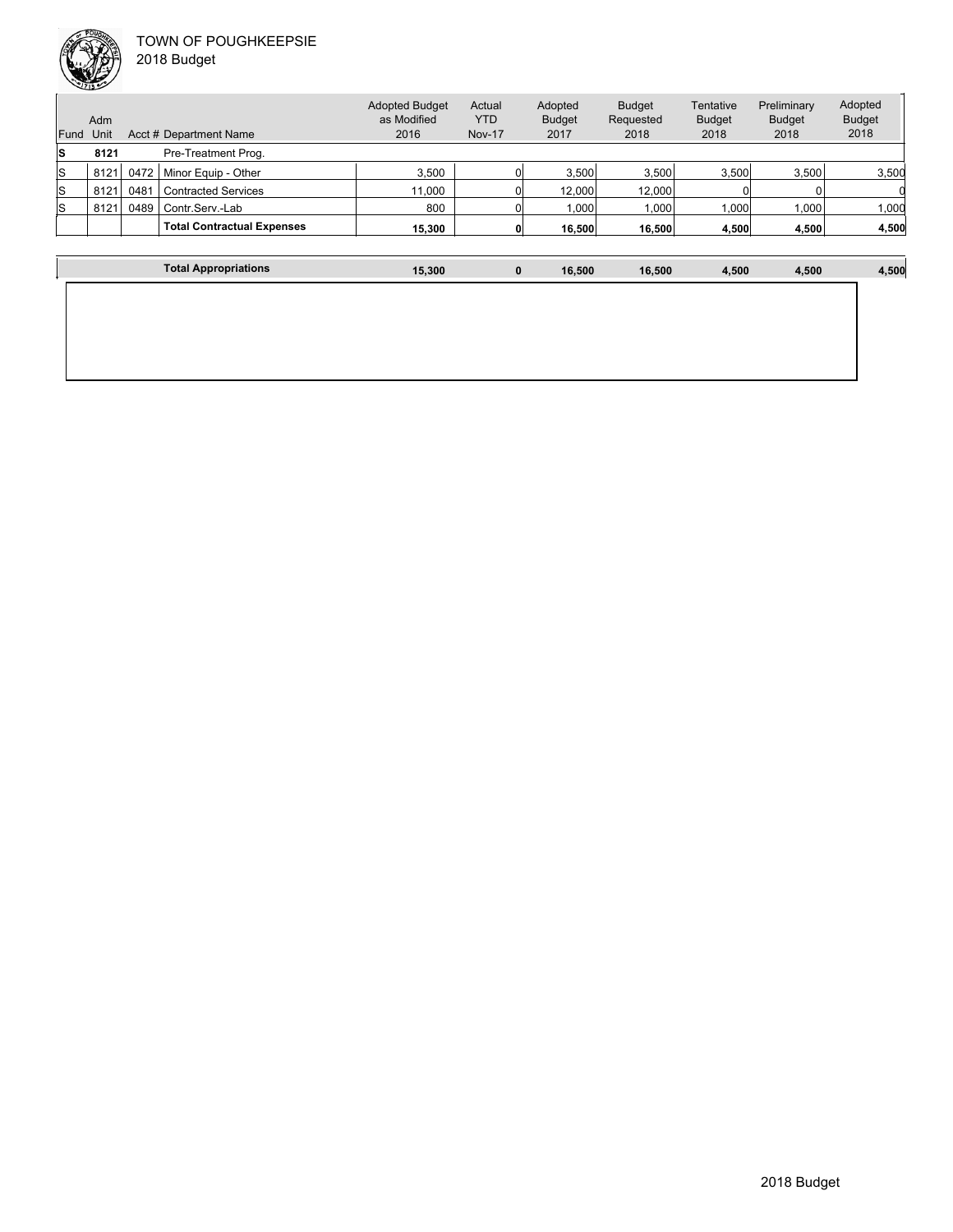TOWN OF POUGHKEEPSIE
2018 Budget

| Fund | Adm Unit | Acct # | Department Name | Adopted Budget as Modified 2016 | Actual YTD Nov-17 | Adopted Budget 2017 | Budget Requested 2018 | Tentative Budget 2018 | Preliminary Budget 2018 | Adopted Budget 2018 |
|---|---|---|---|---|---|---|---|---|---|---|
| **S** | **8121** | | Pre-Treatment Prog. | | | | | | | |
| S | 8121 | 0472 | Minor Equip - Other | 3,500 | 0 | 3,500 | 3,500 | 3,500 | 3,500 | 3,500 |
| S | 8121 | 0481 | Contracted Services | 11,000 | 0 | 12,000 | 12,000 | 0 | 0 | 0 |
| S | 8121 | 0489 | Contr.Serv.-Lab | 800 | 0 | 1,000 | 1,000 | 1,000 | 1,000 | 1,000 |
| | | | **Total Contractual Expenses** | **15,300** | **0** | **16,500** | **16,500** | **4,500** | **4,500** | **4,500** |
| | | | **Total Appropriations** | **15,300** | **0** | **16,500** | **16,500** | **4,500** | **4,500** | **4,500** |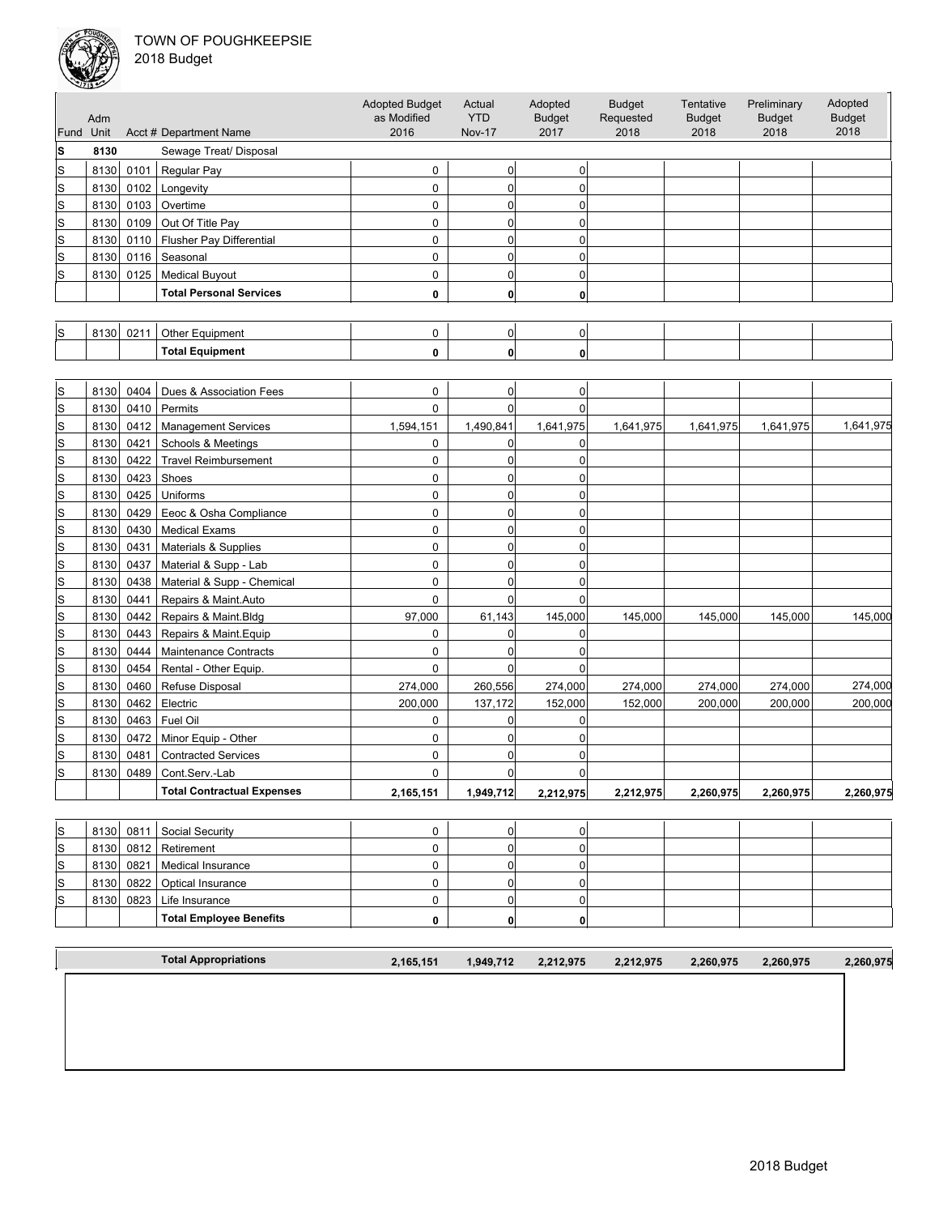# TOWN OF POUGHKEEPSIE
## 2018 Budget

| Fund | Adm Unit | Acct # | Department Name | Adopted Budget as Modified 2016 | Actual YTD Nov-17 | Adopted Budget 2017 | Budget Requested 2018 | Tentative Budget 2018 | Preliminary Budget 2018 | Adopted Budget 2018 |
|---|---|---|---|---|---|---|---|---|---|---|
| **S** | **8130** | | Sewage Treat/ Disposal | | | | | | | |
| S | 8130 | 0101 | Regular Pay | 0 | 0 | 0 | | | | |
| S | 8130 | 0102 | Longevity | 0 | 0 | 0 | | | | |
| S | 8130 | 0103 | Overtime | 0 | 0 | 0 | | | | |
| S | 8130 | 0109 | Out Of Title Pay | 0 | 0 | 0 | | | | |
| S | 8130 | 0110 | Flusher Pay Differential | 0 | 0 | 0 | | | | |
| S | 8130 | 0116 | Seasonal | 0 | 0 | 0 | | | | |
| S | 8130 | 0125 | Medical Buyout | 0 | 0 | 0 | | | | |
| | | | **Total Personal Services** | **0** | **0** | **0** | | | | |
| S | 8130 | 0211 | Other Equipment | 0 | 0 | 0 | | | | |
| | | | **Total Equipment** | **0** | **0** | **0** | | | | |
| S | 8130 | 0404 | Dues & Association Fees | 0 | 0 | 0 | | | | |
| S | 8130 | 0410 | Permits | 0 | 0 | 0 | | | | |
| S | 8130 | 0412 | Management Services | 1,594,151 | 1,490,841 | 1,641,975 | 1,641,975 | 1,641,975 | 1,641,975 | 1,641,975 |
| S | 8130 | 0421 | Schools & Meetings | 0 | 0 | 0 | | | | |
| S | 8130 | 0422 | Travel Reimbursement | 0 | 0 | 0 | | | | |
| S | 8130 | 0423 | Shoes | 0 | 0 | 0 | | | | |
| S | 8130 | 0425 | Uniforms | 0 | 0 | 0 | | | | |
| S | 8130 | 0429 | Eeoc & Osha Compliance | 0 | 0 | 0 | | | | |
| S | 8130 | 0430 | Medical Exams | 0 | 0 | 0 | | | | |
| S | 8130 | 0431 | Materials & Supplies | 0 | 0 | 0 | | | | |
| S | 8130 | 0437 | Material & Supp - Lab | 0 | 0 | 0 | | | | |
| S | 8130 | 0438 | Material & Supp - Chemical | 0 | 0 | 0 | | | | |
| S | 8130 | 0441 | Repairs & Maint.Auto | 0 | 0 | 0 | | | | |
| S | 8130 | 0442 | Repairs & Maint.Bldg | 97,000 | 61,143 | 145,000 | 145,000 | 145,000 | 145,000 | 145,000 |
| S | 8130 | 0443 | Repairs & Maint.Equip | 0 | 0 | 0 | | | | |
| S | 8130 | 0444 | Maintenance Contracts | 0 | 0 | 0 | | | | |
| S | 8130 | 0454 | Rental - Other Equip. | 0 | 0 | 0 | | | | |
| S | 8130 | 0460 | Refuse Disposal | 274,000 | 260,556 | 274,000 | 274,000 | 274,000 | 274,000 | 274,000 |
| S | 8130 | 0462 | Electric | 200,000 | 137,172 | 152,000 | 152,000 | 200,000 | 200,000 | 200,000 |
| S | 8130 | 0463 | Fuel Oil | 0 | 0 | 0 | | | | |
| S | 8130 | 0472 | Minor Equip - Other | 0 | 0 | 0 | | | | |
| S | 8130 | 0481 | Contracted Services | 0 | 0 | 0 | | | | |
| S | 8130 | 0489 | Cont.Serv.-Lab | 0 | 0 | 0 | | | | |
| | | | **Total Contractual Expenses** | **2,165,151** | **1,949,712** | **2,212,975** | **2,212,975** | **2,260,975** | **2,260,975** | **2,260,975** |
| S | 8130 | 0811 | Social Security | 0 | 0 | 0 | | | | |
| S | 8130 | 0812 | Retirement | 0 | 0 | 0 | | | | |
| S | 8130 | 0821 | Medical Insurance | 0 | 0 | 0 | | | | |
| S | 8130 | 0822 | Optical Insurance | 0 | 0 | 0 | | | | |
| S | 8130 | 0823 | Life Insurance | 0 | 0 | 0 | | | | |
| | | | **Total Employee Benefits** | **0** | **0** | **0** | | | | |
| | | | **Total Appropriations** | **2,165,151** | **1,949,712** | **2,212,975** | **2,212,975** | **2,260,975** | **2,260,975** | **2,260,975** |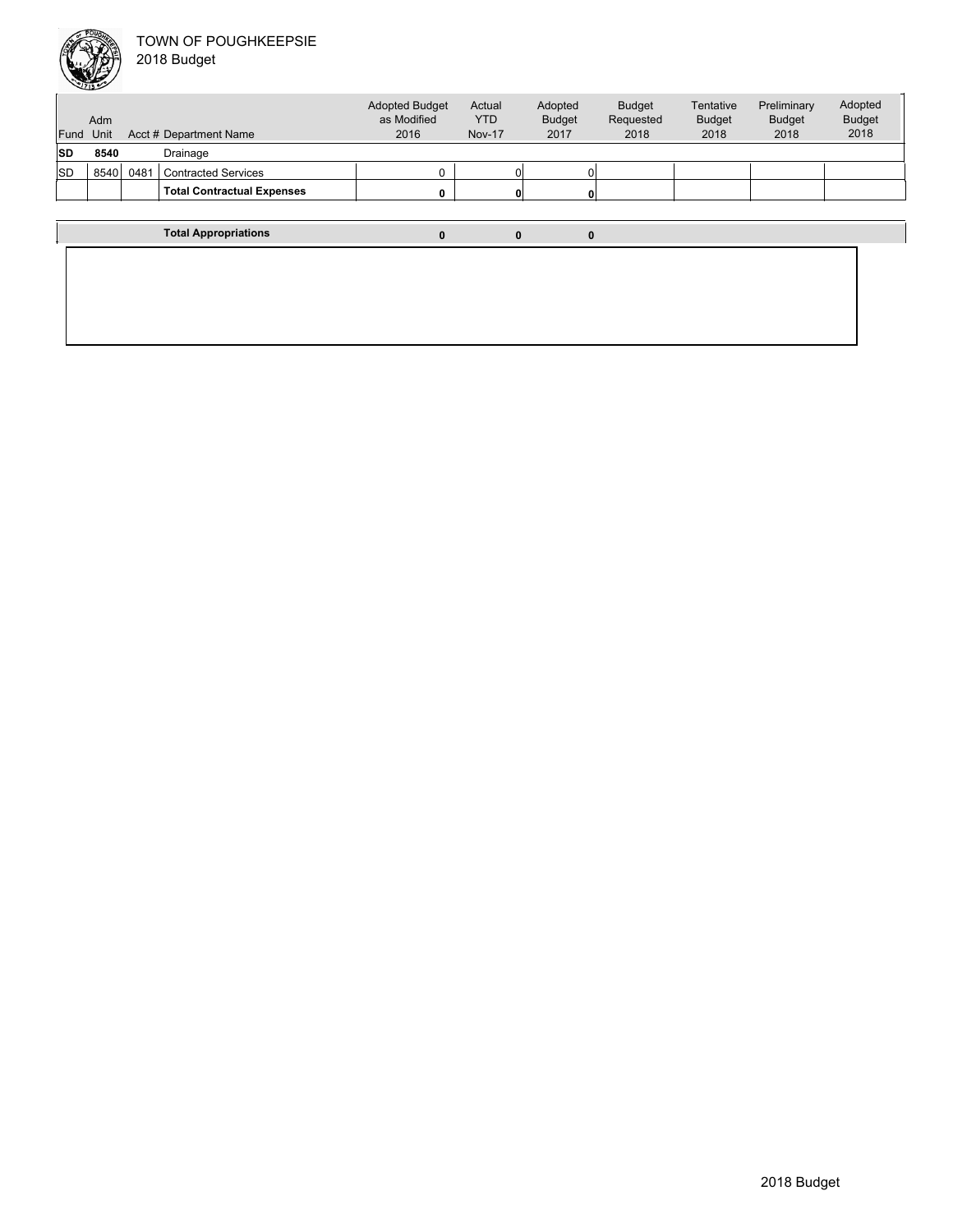TOWN OF POUGHKEEPSIE
2018 Budget

| Fund | Adm Unit | Acct # | Department Name | Adopted Budget as Modified 2016 | Actual YTD Nov-17 | Adopted Budget 2017 | Budget Requested 2018 | Tentative Budget 2018 | Preliminary Budget 2018 | Adopted Budget 2018 |
|---|---|---|---|---|---|---|---|---|---|---|
| **SD** | **8540** | | Drainage | | | | | | | |
| SD | 8540 | 0481 | Contracted Services | 0 | 0 | 0 | | | | |
| | | | **Total Contractual Expenses** | **0** | **0** | **0** | | | | |
| | | | **Total Appropriations** | **0** | **0** | **0** | | | | |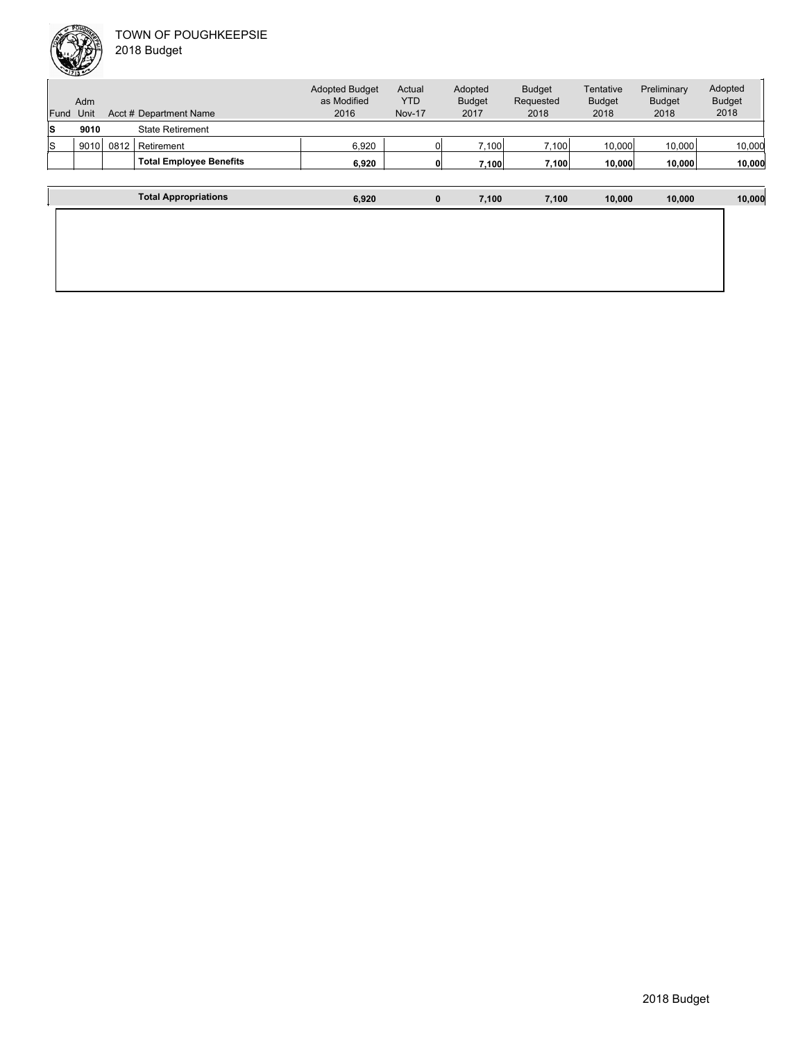TOWN OF POUGHKEEPSIE

2018 Budget

| Fund | Adm Unit | Acct # | Department Name | Adopted Budget as Modified 2016 | Actual YTD Nov-17 | Adopted Budget 2017 | Budget Requested 2018 | Tentative Budget 2018 | Preliminary Budget 2018 | Adopted Budget 2018 |
|---|---|---|---|---|---|---|---|---|---|---|
| **S** | **9010** | | State Retirement | | | | | | | |
| S | 9010 | 0812 | Retirement | 6,920 | 0 | 7,100 | 7,100 | 10,000 | 10,000 | 10,000 |
| | | | **Total Employee Benefits** | **6,920** | **0** | **7,100** | **7,100** | **10,000** | **10,000** | **10,000** |
| | | | **Total Appropriations** | **6,920** | **0** | **7,100** | **7,100** | **10,000** | **10,000** | **10,000** |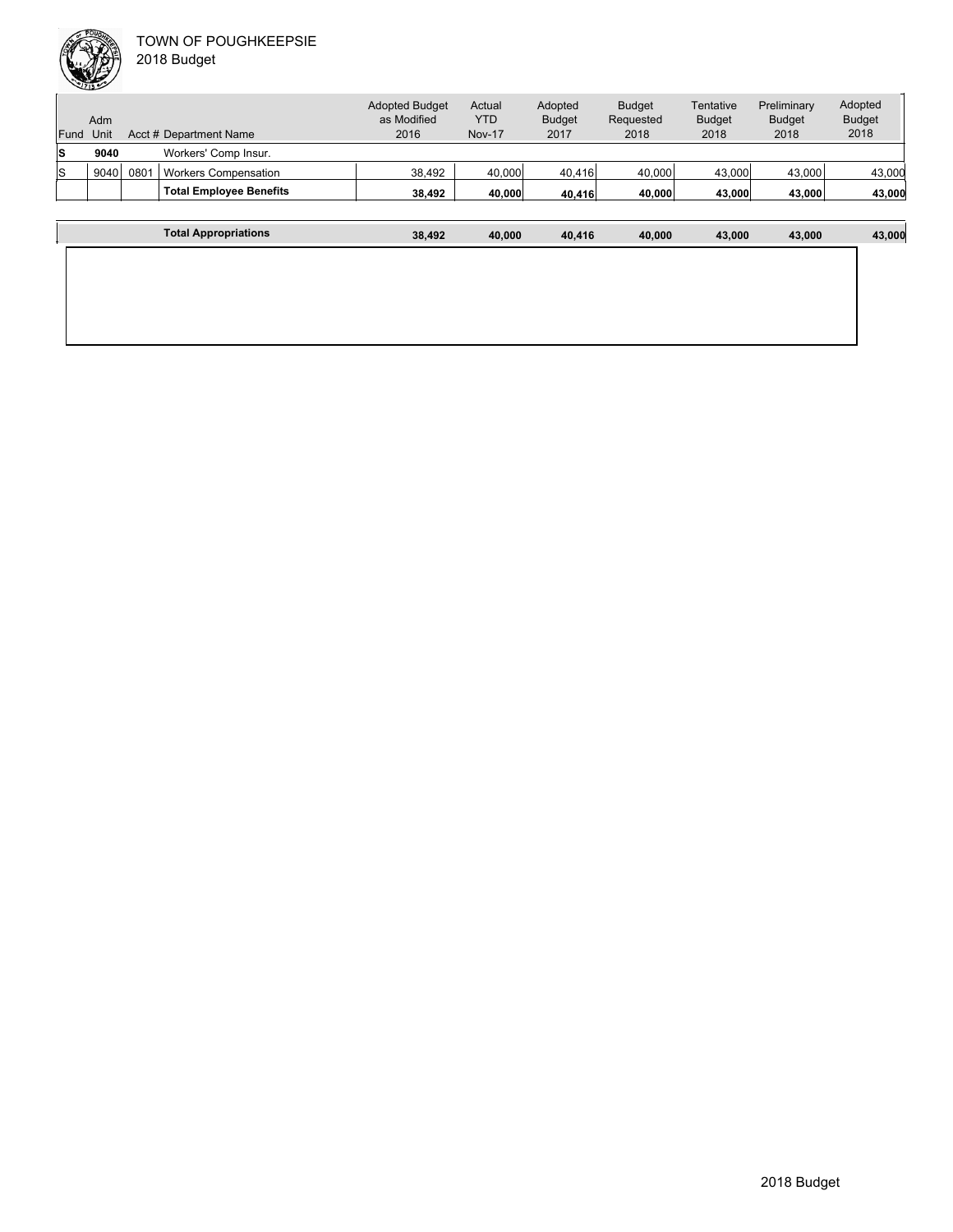TOWN OF POUGHKEEPSIE
2018 Budget

| Fund | Adm Unit | Acct # | Department Name | Adopted Budget as Modified 2016 | Actual YTD Nov-17 | Adopted Budget 2017 | Budget Requested 2018 | Tentative Budget 2018 | Preliminary Budget 2018 | Adopted Budget 2018 |
|---|---|---|---|---|---|---|---|---|---|---|
| **S** | **9040** | | Workers' Comp Insur. | | | | | | | |
| S | 9040 | 0801 | Workers Compensation | 38,492 | 40,000 | 40,416 | 40,000 | 43,000 | 43,000 | 43,000 |
| | | | **Total Employee Benefits** | **38,492** | **40,000** | **40,416** | **40,000** | **43,000** | **43,000** | **43,000** |
| | | | **Total Appropriations** | **38,492** | **40,000** | **40,416** | **40,000** | **43,000** | **43,000** | **43,000** |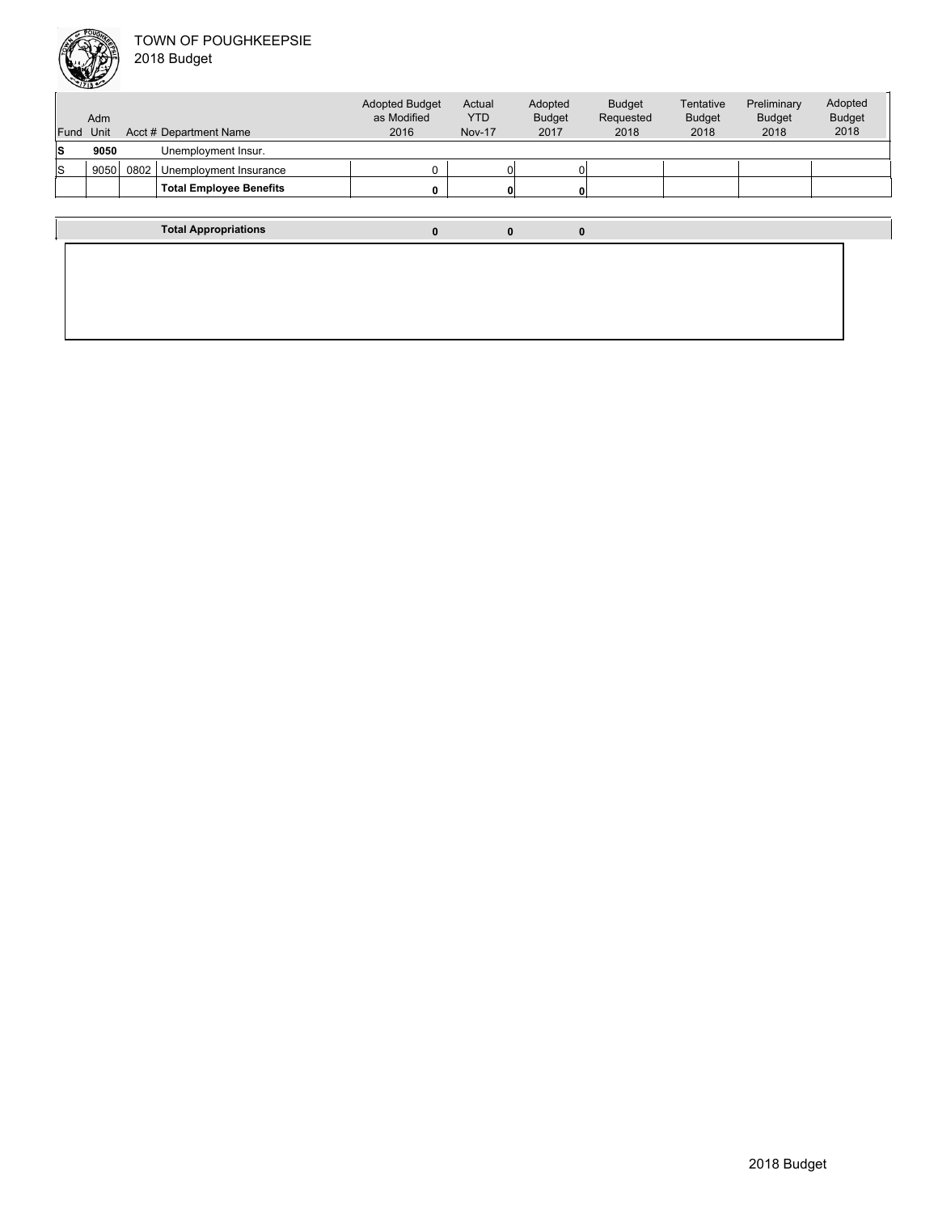TOWN OF POUGHKEEPSIE
2018 Budget

| Fund | Adm Unit | Acct # | Department Name | Adopted Budget as Modified 2016 | Actual YTD Nov-17 | Adopted Budget 2017 | Budget Requested 2018 | Tentative Budget 2018 | Preliminary Budget 2018 | Adopted Budget 2018 |
|---|---|---|---|---|---|---|---|---|---|---|
| **S** | **9050** | | Unemployment Insur. | | | | | | | |
| S | 9050 | 0802 | Unemployment Insurance | 0 | 0 | 0 | | | | |
| | | | **Total Employee Benefits** | **0** | **0** | **0** | | | | |
| | | | **Total Appropriations** | **0** | **0** | **0** | | | | |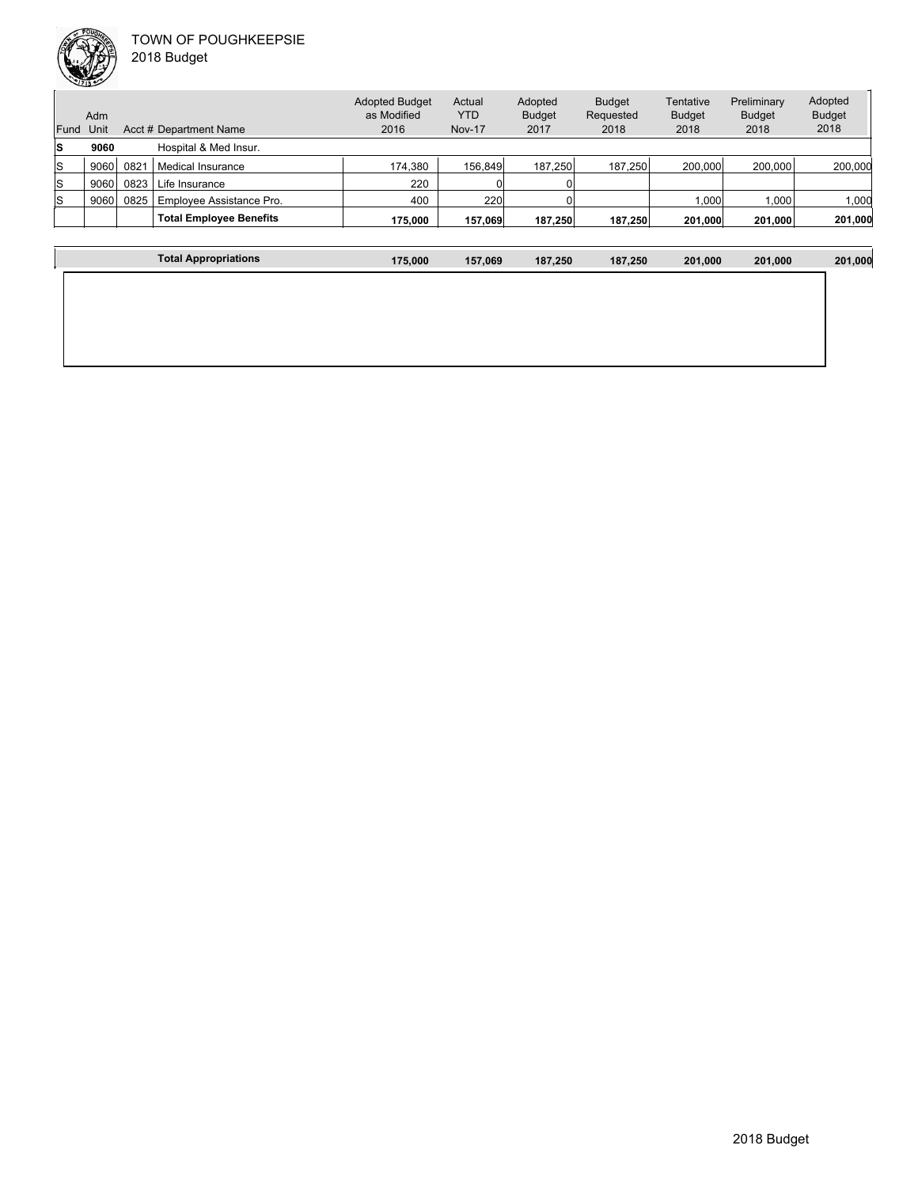TOWN OF POUGHKEEPSIE
2018 Budget

| Fund | Adm Unit | Acct # | Department Name | Adopted Budget as Modified 2016 | Actual YTD Nov-17 | Adopted Budget 2017 | Budget Requested 2018 | Tentative Budget 2018 | Preliminary Budget 2018 | Adopted Budget 2018 |
|---|---|---|---|---|---|---|---|---|---|---|
| **S** | **9060** | | Hospital & Med Insur. | | | | | | | |
| S | 9060 | 0821 | Medical Insurance | 174,380 | 156,849 | 187,250 | 187,250 | 200,000 | 200,000 | 200,000 |
| S | 9060 | 0823 | Life Insurance | 220 | 0 | 0 | | | | |
| S | 9060 | 0825 | Employee Assistance Pro. | 400 | 220 | 0 | | 1,000 | 1,000 | 1,000 |
| | | | **Total Employee Benefits** | **175,000** | **157,069** | **187,250** | **187,250** | **201,000** | **201,000** | **201,000** |
| | | | **Total Appropriations** | **175,000** | **157,069** | **187,250** | **187,250** | **201,000** | **201,000** | **201,000** |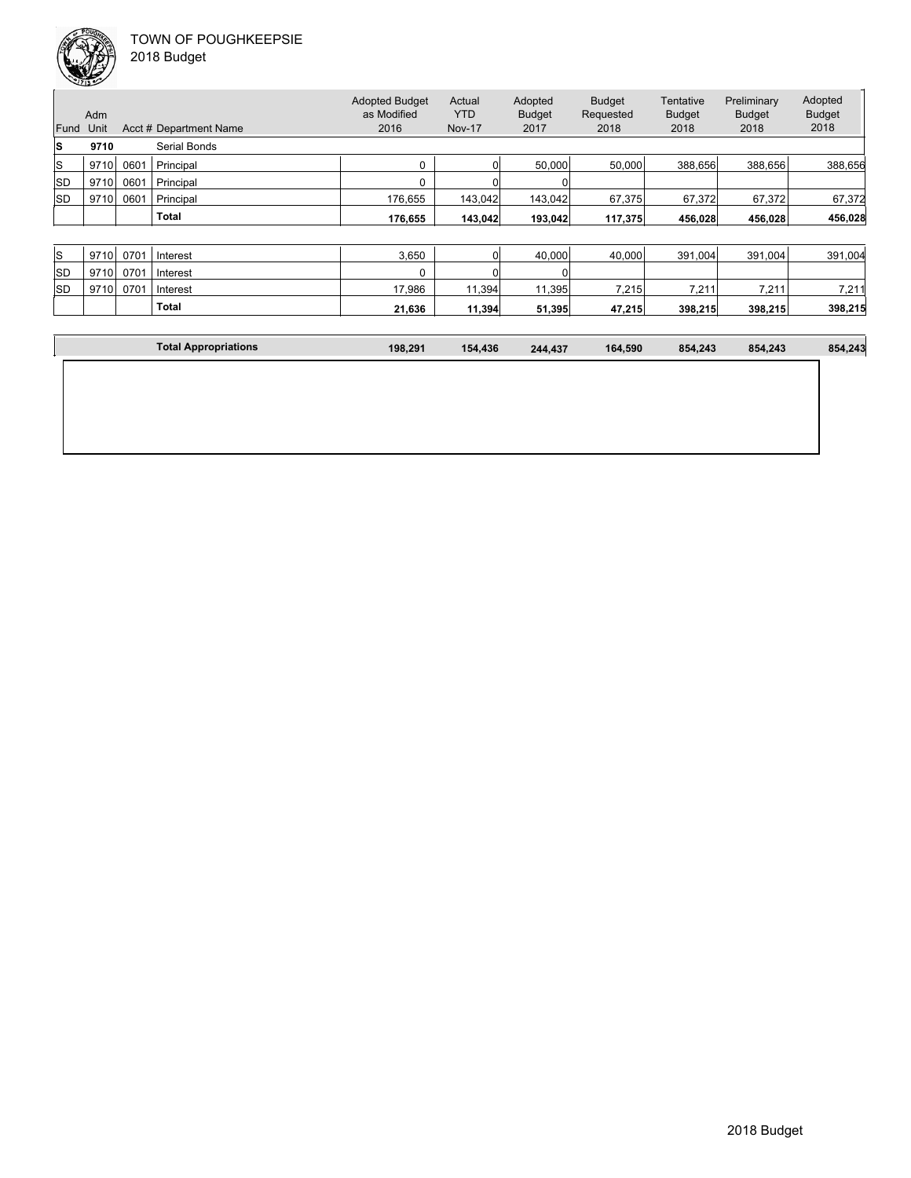TOWN OF POUGHKEEPSIE
2018 Budget

| Fund | Adm Unit | Acct # | Department Name | Adopted Budget as Modified 2016 | Actual YTD Nov-17 | Adopted Budget 2017 | Budget Requested 2018 | Tentative Budget 2018 | Preliminary Budget 2018 | Adopted Budget 2018 |
|---|---|---|---|---|---|---|---|---|---|---|
| **S** | **9710** | | Serial Bonds | | | | | | | |
| S | 9710 | 0601 | Principal | 0 | 0 | 50,000 | 50,000 | 388,656 | 388,656 | 388,656 |
| SD | 9710 | 0601 | Principal | 0 | 0 | 0 | | | | |
| SD | 9710 | 0601 | Principal | 176,655 | 143,042 | 143,042 | 67,375 | 67,372 | 67,372 | 67,372 |
| | | | **Total** | **176,655** | **143,042** | **193,042** | **117,375** | **456,028** | **456,028** | **456,028** |
| S | 9710 | 0701 | Interest | 3,650 | 0 | 40,000 | 40,000 | 391,004 | 391,004 | 391,004 |
| SD | 9710 | 0701 | Interest | 0 | 0 | 0 | | | | |
| SD | 9710 | 0701 | Interest | 17,986 | 11,394 | 11,395 | 7,215 | 7,211 | 7,211 | 7,211 |
| | | | **Total** | **21,636** | **11,394** | **51,395** | **47,215** | **398,215** | **398,215** | **398,215** |
| | | | **Total Appropriations** | **198,291** | **154,436** | **244,437** | **164,590** | **854,243** | **854,243** | **854,243** |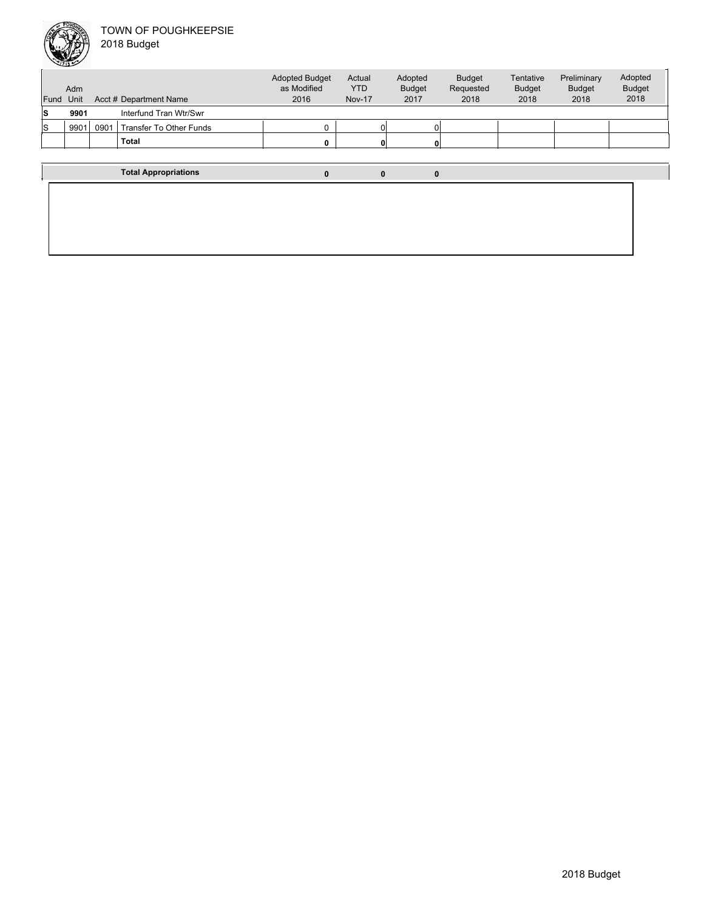TOWN OF POUGHKEEPSIE
2018 Budget

| Fund | Adm Unit | Acct # | Department Name | Adopted Budget as Modified 2016 | Actual YTD Nov-17 | Adopted Budget 2017 | Budget Requested 2018 | Tentative Budget 2018 | Preliminary Budget 2018 | Adopted Budget 2018 |
|---|---|---|---|---|---|---|---|---|---|---|
| **S** | **9901** | | Interfund Tran Wtr/Swr | | | | | | | |
| S | 9901 | 0901 | Transfer To Other Funds | 0 | 0 | 0 | | | | |
| | | | **Total** | **0** | **0** | **0** | | | | |
| | | | **Total Appropriations** | **0** | **0** | **0** | | | | |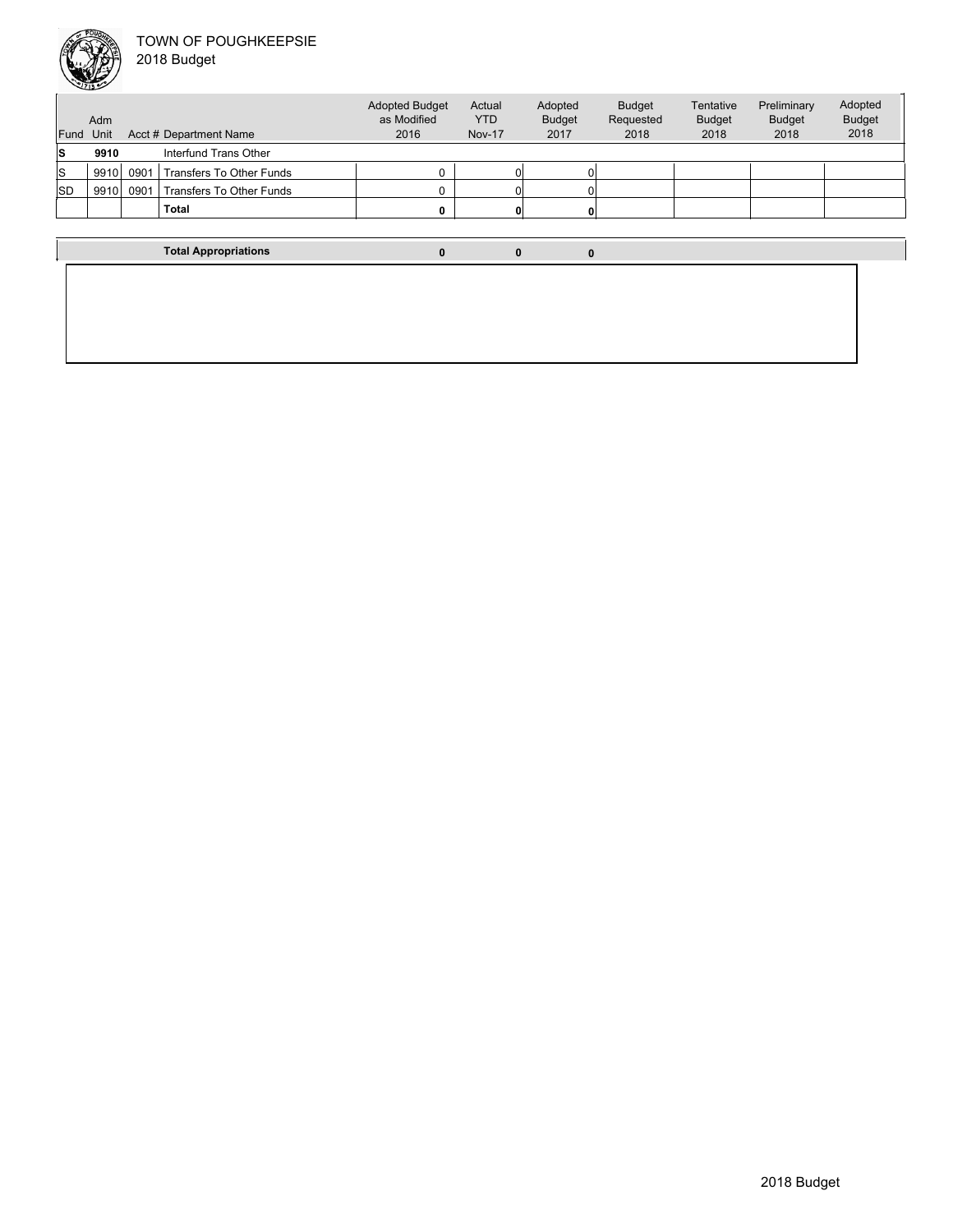# TOWN OF POUGHKEEPSIE

## 2018 Budget

| Fund | Adm Unit | Acct # | Department Name | Adopted Budget as Modified 2016 | Actual YTD Nov-17 | Adopted Budget 2017 | Budget Requested 2018 | Tentative Budget 2018 | Preliminary Budget 2018 | Adopted Budget 2018 |
|---|---|---|---|---|---|---|---|---|---|---|
| **S** | **9910** | | Interfund Trans Other | | | | | | | |
| S | 9910 | 0901 | Transfers To Other Funds | 0 | 0 | 0 | | | | |
| SD | 9910 | 0901 | Transfers To Other Funds | 0 | 0 | 0 | | | | |
| | | | **Total** | **0** | **0** | **0** | | | | |
| | | | **Total Appropriations** | **0** | **0** | **0** | | | | |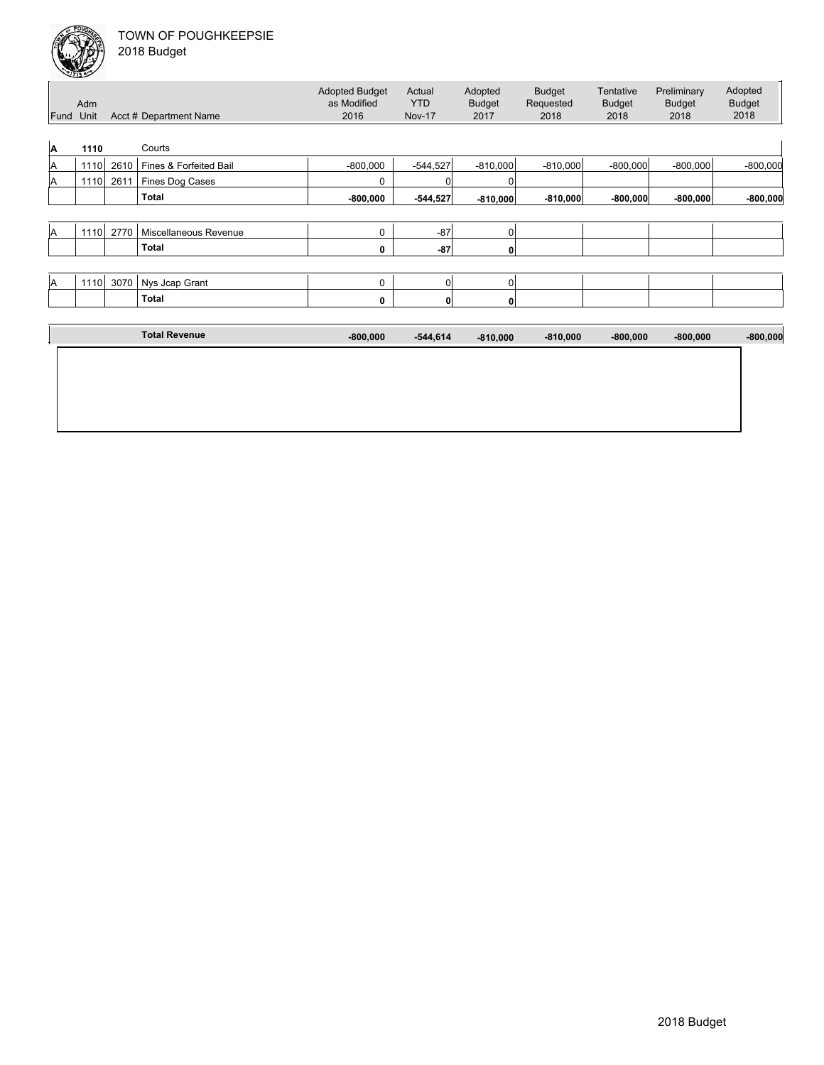TOWN OF POUGHKEEPSIE
2018 Budget

| Fund | Adm Unit | Acct # | Department Name | Adopted Budget as Modified 2016 | Actual YTD Nov-17 | Adopted Budget 2017 | Budget Requested 2018 | Tentative Budget 2018 | Preliminary Budget 2018 | Adopted Budget 2018 |
|---|---|---|---|---|---|---|---|---|---|---|
| **A** | **1110** | | Courts | | | | | | | |
| A | 1110 | 2610 | Fines & Forfeited Bail | -800,000 | -544,527 | -810,000 | -810,000 | -800,000 | -800,000 | -800,000 |
| A | 1110 | 2611 | Fines Dog Cases | 0 | 0 | 0 | | | | |
| | | | **Total** | **-800,000** | **-544,527** | **-810,000** | **-810,000** | **-800,000** | **-800,000** | **-800,000** |
| A | 1110 | 2770 | Miscellaneous Revenue | 0 | -87 | 0 | | | | |
| | | | **Total** | **0** | **-87** | **0** | | | | |
| A | 1110 | 3070 | Nys Jcap Grant | 0 | 0 | 0 | | | | |
| | | | **Total** | **0** | **0** | **0** | | | | |
| | | | **Total Revenue** | **-800,000** | **-544,614** | **-810,000** | **-810,000** | **-800,000** | **-800,000** | **-800,000** |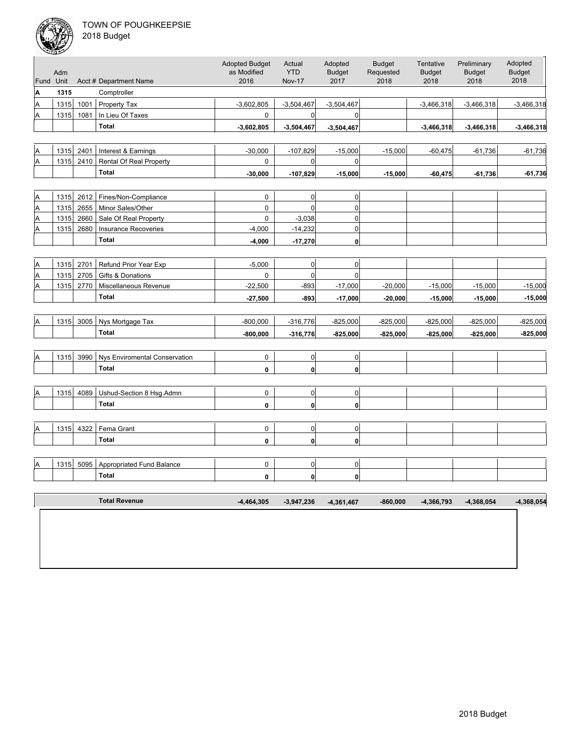# TOWN OF POUGHKEEPSIE
## 2018 Budget

| Fund | Adm Unit | Acct # | Department Name | Adopted Budget as Modified 2016 | Actual YTD Nov-17 | Adopted Budget 2017 | Budget Requested 2018 | Tentative Budget 2018 | Preliminary Budget 2018 | Adopted Budget 2018 |
|---|---|---|---|---|---|---|---|---|---|---|
| **A** | **1315** | | Comptroller | | | | | | | |
| A | 1315 | 1001 | Property Tax | -3,602,805 | -3,504,467 | -3,504,467 | | -3,466,318 | -3,466,318 | -3,466,318 |
| A | 1315 | 1081 | In Lieu Of Taxes | 0 | 0 | 0 | | | | |
| | | | **Total** | **-3,602,805** | **-3,504,467** | **-3,504,467** | | **-3,466,318** | **-3,466,318** | **-3,466,318** |
| A | 1315 | 2401 | Interest & Earnings | -30,000 | -107,829 | -15,000 | -15,000 | -60,475 | -61,736 | -61,736 |
| A | 1315 | 2410 | Rental Of Real Property | 0 | 0 | 0 | | | | |
| | | | **Total** | **-30,000** | **-107,829** | **-15,000** | **-15,000** | **-60,475** | **-61,736** | **-61,736** |
| A | 1315 | 2612 | Fines/Non-Compliance | 0 | 0 | 0 | | | | |
| A | 1315 | 2655 | Minor Sales/Other | 0 | 0 | 0 | | | | |
| A | 1315 | 2660 | Sale Of Real Property | 0 | -3,038 | 0 | | | | |
| A | 1315 | 2680 | Insurance Recoveries | -4,000 | -14,232 | 0 | | | | |
| | | | **Total** | **-4,000** | **-17,270** | **0** | | | | |
| A | 1315 | 2701 | Refund Prior Year Exp | -5,000 | 0 | 0 | | | | |
| A | 1315 | 2705 | Gifts & Donations | 0 | 0 | 0 | | | | |
| A | 1315 | 2770 | Miscellaneous Revenue | -22,500 | -893 | -17,000 | -20,000 | -15,000 | -15,000 | -15,000 |
| | | | **Total** | **-27,500** | **-893** | **-17,000** | **-20,000** | **-15,000** | **-15,000** | **-15,000** |
| A | 1315 | 3005 | Nys Mortgage Tax | -800,000 | -316,776 | -825,000 | -825,000 | -825,000 | -825,000 | -825,000 |
| | | | **Total** | **-800,000** | **-316,776** | **-825,000** | **-825,000** | **-825,000** | **-825,000** | **-825,000** |
| A | 1315 | 3990 | Nys Enviromental Conservation | 0 | 0 | 0 | | | | |
| | | | **Total** | **0** | **0** | **0** | | | | |
| A | 1315 | 4089 | Ushud-Section 8 Hsg.Admn | 0 | 0 | 0 | | | | |
| | | | **Total** | **0** | **0** | **0** | | | | |
| A | 1315 | 4322 | Fema Grant | 0 | 0 | 0 | | | | |
| | | | **Total** | **0** | **0** | **0** | | | | |
| A | 1315 | 5095 | Appropriated Fund Balance | 0 | 0 | 0 | | | | |
| | | | **Total** | **0** | **0** | **0** | | | | |
| | | | **Total Revenue** | **-4,464,305** | **-3,947,236** | **-4,361,467** | **-860,000** | **-4,366,793** | **-4,368,054** | **-4,368,054** |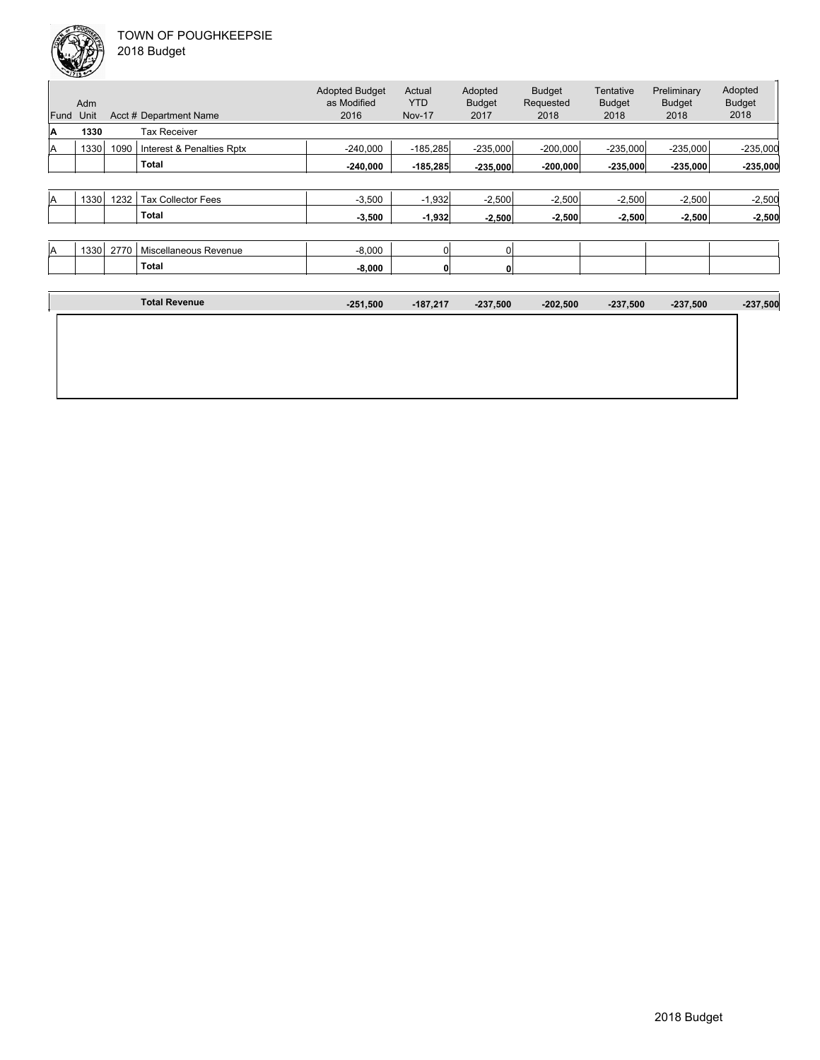TOWN OF POUGHKEEPSIE
2018 Budget

| Fund | Adm Unit | Acct # | Department Name | Adopted Budget as Modified 2016 | Actual YTD Nov-17 | Adopted Budget 2017 | Budget Requested 2018 | Tentative Budget 2018 | Preliminary Budget 2018 | Adopted Budget 2018 |
|---|---|---|---|---|---|---|---|---|---|---|
| **A** | **1330** | | Tax Receiver | | | | | | | |
| A | 1330 | 1090 | Interest & Penalties Rptx | -240,000 | -185,285 | -235,000 | -200,000 | -235,000 | -235,000 | -235,000 |
| | | | **Total** | **-240,000** | **-185,285** | **-235,000** | **-200,000** | **-235,000** | **-235,000** | **-235,000** |
| A | 1330 | 1232 | Tax Collector Fees | -3,500 | -1,932 | -2,500 | -2,500 | -2,500 | -2,500 | -2,500 |
| | | | **Total** | **-3,500** | **-1,932** | **-2,500** | **-2,500** | **-2,500** | **-2,500** | **-2,500** |
| A | 1330 | 2770 | Miscellaneous Revenue | -8,000 | 0 | 0 | | | | |
| | | | **Total** | **-8,000** | **0** | **0** | | | | |
| | | | **Total Revenue** | **-251,500** | **-187,217** | **-237,500** | **-202,500** | **-237,500** | **-237,500** | **-237,500** |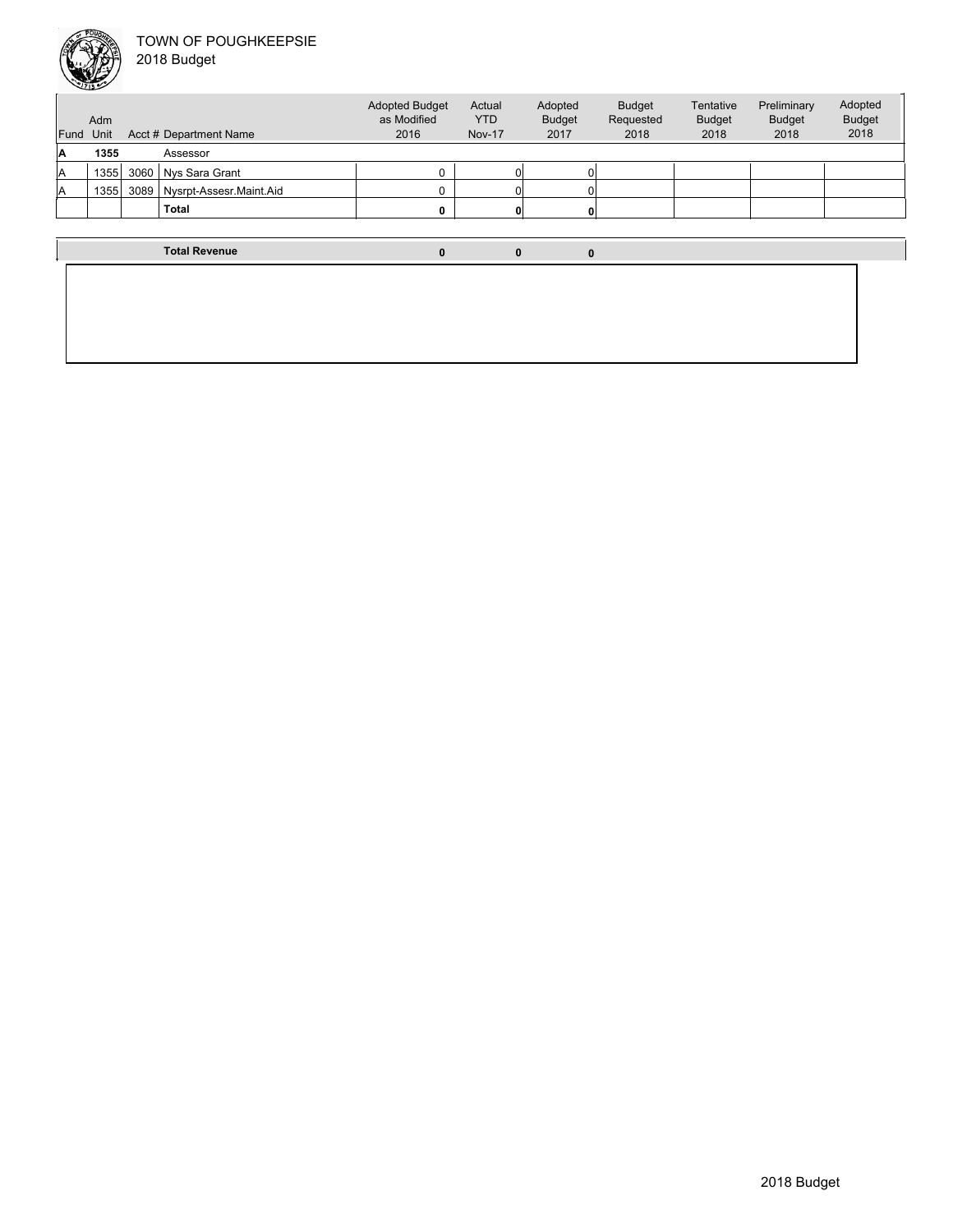TOWN OF POUGHKEEPSIE
2018 Budget

| Fund | Adm Unit | Acct # | Department Name | Adopted Budget as Modified 2016 | Actual YTD Nov-17 | Adopted Budget 2017 | Budget Requested 2018 | Tentative Budget 2018 | Preliminary Budget 2018 | Adopted Budget 2018 |
|---|---|---|---|---|---|---|---|---|---|---|
| **A** | **1355** | | Assessor | | | | | | | |
| A | 1355 | 3060 | Nys Sara Grant | 0 | 0 | 0 | | | | |
| A | 1355 | 3089 | Nysrpt-Assesr.Maint.Aid | 0 | 0 | 0 | | | | |
| | | | **Total** | **0** | **0** | **0** | | | | |
| | | | **Total Revenue** | **0** | **0** | **0** | | | | |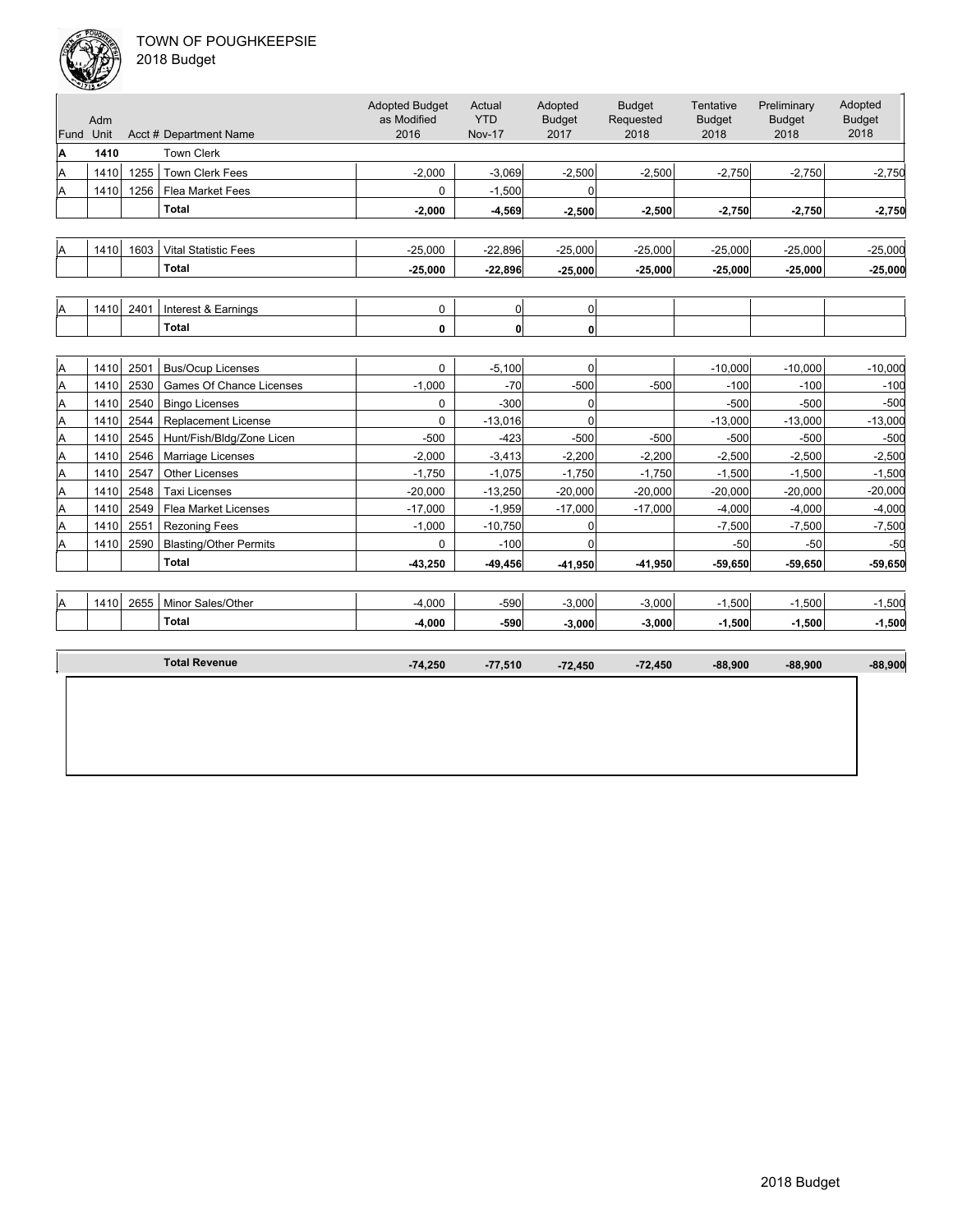TOWN OF POUGHKEEPSIE

2018 Budget

| Fund | Adm Unit | Acct # | Department Name | Adopted Budget as Modified 2016 | Actual YTD Nov-17 | Adopted Budget 2017 | Budget Requested 2018 | Tentative Budget 2018 | Preliminary Budget 2018 | Adopted Budget 2018 |
|---|---|---|---|---|---|---|---|---|---|---|
| **A** | **1410** | | Town Clerk | | | | | | | |
| A | 1410 | 1255 | Town Clerk Fees | -2,000 | -3,069 | -2,500 | -2,500 | -2,750 | -2,750 | -2,750 |
| A | 1410 | 1256 | Flea Market Fees | 0 | -1,500 | 0 | | | | |
| | | | **Total** | **-2,000** | **-4,569** | **-2,500** | **-2,500** | **-2,750** | **-2,750** | **-2,750** |
| A | 1410 | 1603 | Vital Statistic Fees | -25,000 | -22,896 | -25,000 | -25,000 | -25,000 | -25,000 | -25,000 |
| | | | **Total** | **-25,000** | **-22,896** | **-25,000** | **-25,000** | **-25,000** | **-25,000** | **-25,000** |
| A | 1410 | 2401 | Interest & Earnings | 0 | 0 | 0 | | | | |
| | | | **Total** | **0** | **0** | **0** | | | | |
| A | 1410 | 2501 | Bus/Ocup Licenses | 0 | -5,100 | 0 | | -10,000 | -10,000 | -10,000 |
| A | 1410 | 2530 | Games Of Chance Licenses | -1,000 | -70 | -500 | -500 | -100 | -100 | -100 |
| A | 1410 | 2540 | Bingo Licenses | 0 | -300 | 0 | | -500 | -500 | -500 |
| A | 1410 | 2544 | Replacement License | 0 | -13,016 | 0 | | -13,000 | -13,000 | -13,000 |
| A | 1410 | 2545 | Hunt/Fish/Bldg/Zone Licen | -500 | -423 | -500 | -500 | -500 | -500 | -500 |
| A | 1410 | 2546 | Marriage Licenses | -2,000 | -3,413 | -2,200 | -2,200 | -2,500 | -2,500 | -2,500 |
| A | 1410 | 2547 | Other Licenses | -1,750 | -1,075 | -1,750 | -1,750 | -1,500 | -1,500 | -1,500 |
| A | 1410 | 2548 | Taxi Licenses | -20,000 | -13,250 | -20,000 | -20,000 | -20,000 | -20,000 | -20,000 |
| A | 1410 | 2549 | Flea Market Licenses | -17,000 | -1,959 | -17,000 | -17,000 | -4,000 | -4,000 | -4,000 |
| A | 1410 | 2551 | Rezoning Fees | -1,000 | -10,750 | 0 | | -7,500 | -7,500 | -7,500 |
| A | 1410 | 2590 | Blasting/Other Permits | 0 | -100 | 0 | | -50 | -50 | -50 |
| | | | **Total** | **-43,250** | **-49,456** | **-41,950** | **-41,950** | **-59,650** | **-59,650** | **-59,650** |
| A | 1410 | 2655 | Minor Sales/Other | -4,000 | -590 | -3,000 | -3,000 | -1,500 | -1,500 | -1,500 |
| | | | **Total** | **-4,000** | **-590** | **-3,000** | **-3,000** | **-1,500** | **-1,500** | **-1,500** |
| | | | **Total Revenue** | **-74,250** | **-77,510** | **-72,450** | **-72,450** | **-88,900** | **-88,900** | **-88,900** |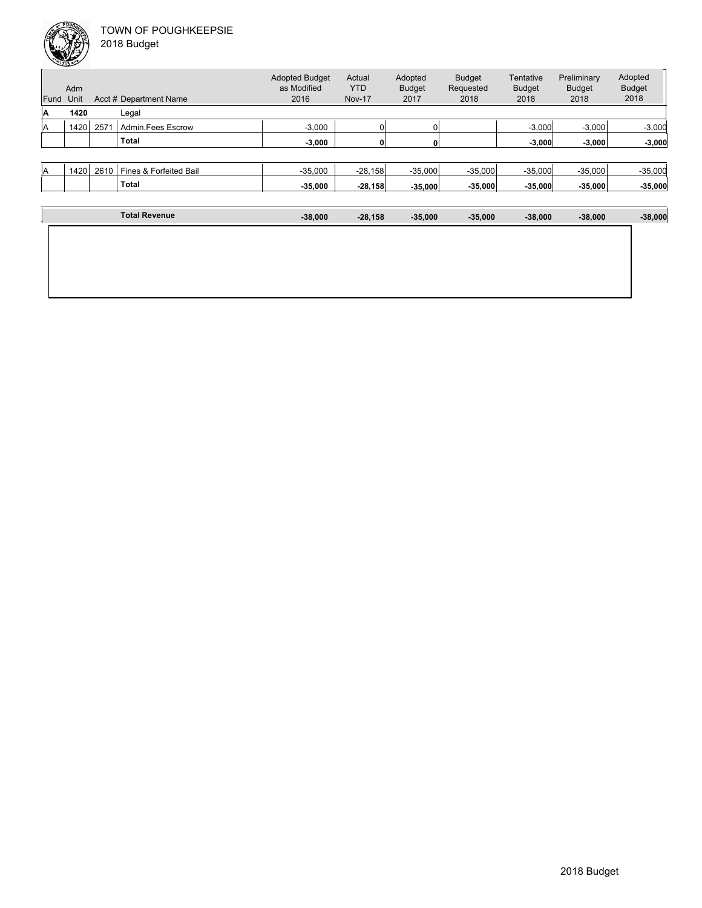TOWN OF POUGHKEEPSIE
2018 Budget

| Fund | Adm Unit | Acct # | Department Name | Adopted Budget as Modified 2016 | Actual YTD Nov-17 | Adopted Budget 2017 | Budget Requested 2018 | Tentative Budget 2018 | Preliminary Budget 2018 | Adopted Budget 2018 |
|---|---|---|---|---|---|---|---|---|---|---|
| **A** | **1420** | | Legal | | | | | | | |
| A | 1420 | 2571 | Admin.Fees Escrow | -3,000 | 0 | 0 | | -3,000 | -3,000 | -3,000 |
| | | | **Total** | **-3,000** | **0** | **0** | | **-3,000** | **-3,000** | **-3,000** |
| A | 1420 | 2610 | Fines & Forfeited Bail | -35,000 | -28,158 | -35,000 | -35,000 | -35,000 | -35,000 | -35,000 |
| | | | **Total** | **-35,000** | **-28,158** | **-35,000** | **-35,000** | **-35,000** | **-35,000** | **-35,000** |
| | | | **Total Revenue** | **-38,000** | **-28,158** | **-35,000** | **-35,000** | **-38,000** | **-38,000** | **-38,000** |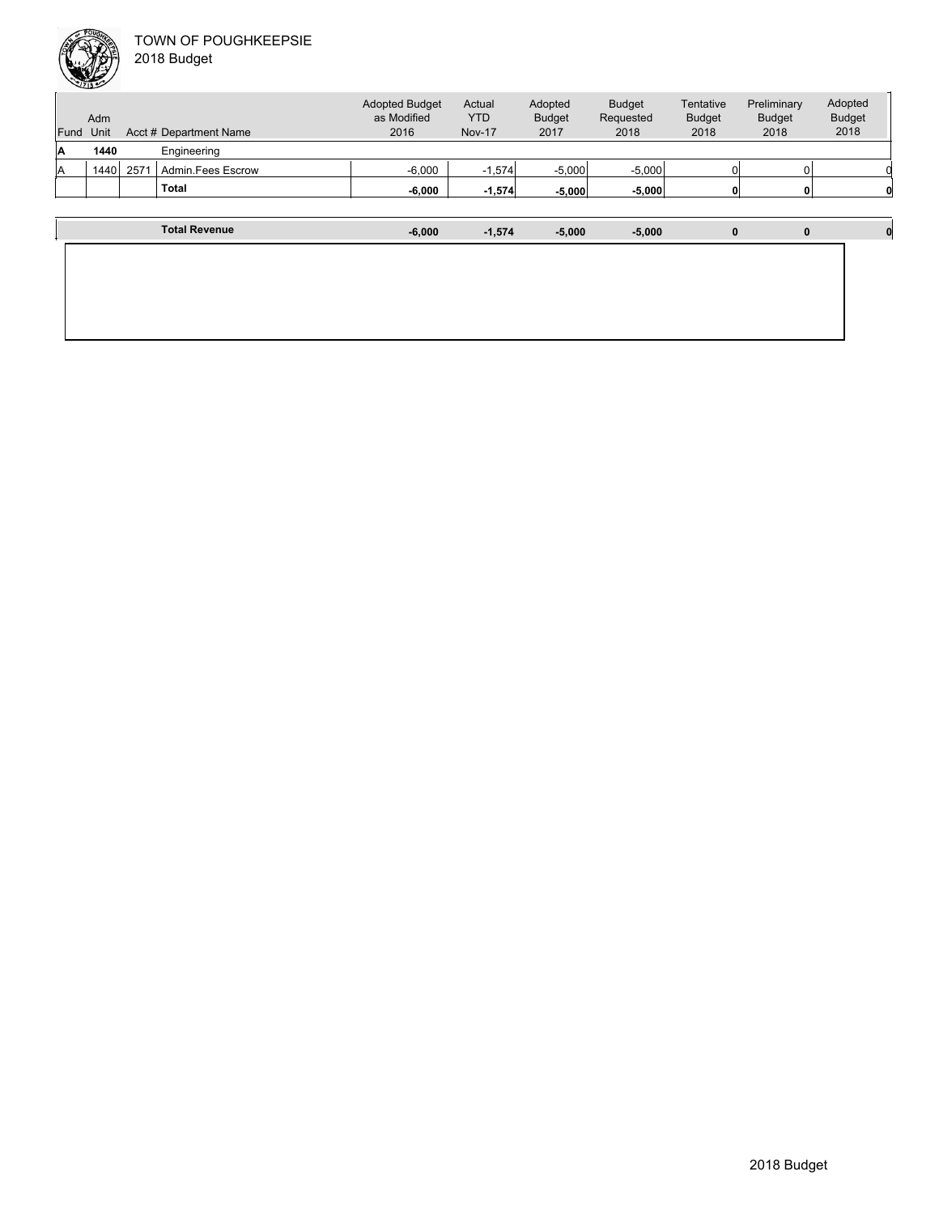| Fund | Adm Unit | Acct # | Department Name | Adopted Budget as Modified 2016 | Actual YTD Nov-17 | Adopted Budget 2017 | Budget Requested 2018 | Tentative Budget 2018 | Preliminary Budget 2018 | Adopted Budget 2018 |
|---|---|---|---|---|---|---|---|---|---|---|
| **A** | **1440** | | Engineering | | | | | | | |
| A | 1440 | 2571 | Admin.Fees Escrow | -6,000 | -1,574 | -5,000 | -5,000 | 0 | 0 | 0 |
| | | | **Total** | **-6,000** | **-1,574** | **-5,000** | **-5,000** | **0** | **0** | **0** |
| | | | **Total Revenue** | **-6,000** | **-1,574** | **-5,000** | **-5,000** | **0** | **0** | **0** |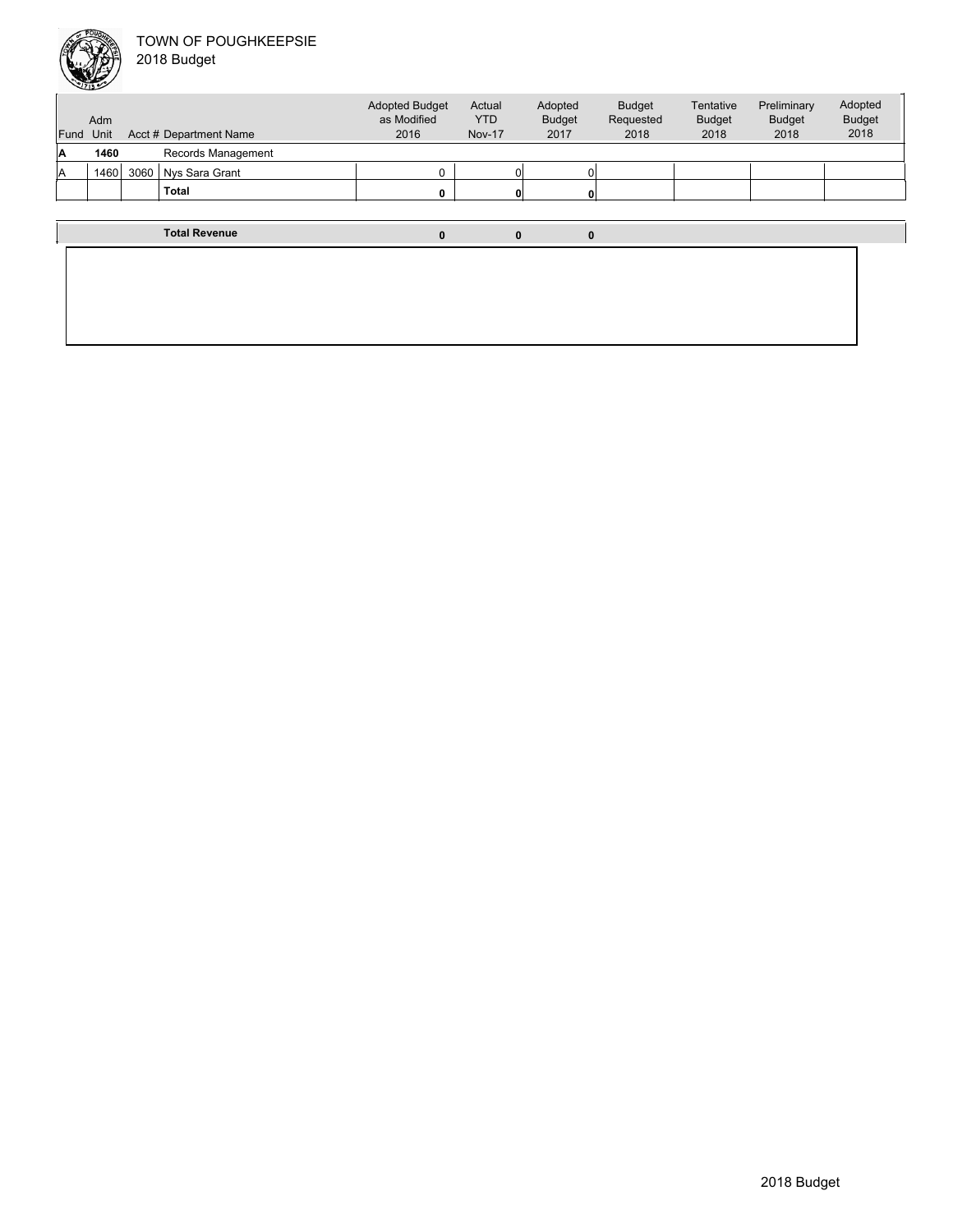TOWN OF POUGHKEEPSIE
2018 Budget

| Fund | Adm Unit | Acct # | Department Name | Adopted Budget as Modified 2016 | Actual YTD Nov-17 | Adopted Budget 2017 | Budget Requested 2018 | Tentative Budget 2018 | Preliminary Budget 2018 | Adopted Budget 2018 |
|---|---|---|---|---|---|---|---|---|---|---|
| **A** | **1460** | | Records Management | | | | | | | |
| A | 1460 | 3060 | Nys Sara Grant | 0 | 0 | 0 | | | | |
| | | | **Total** | **0** | **0** | **0** | | | | |
| | | | **Total Revenue** | **0** | **0** | **0** | | | | |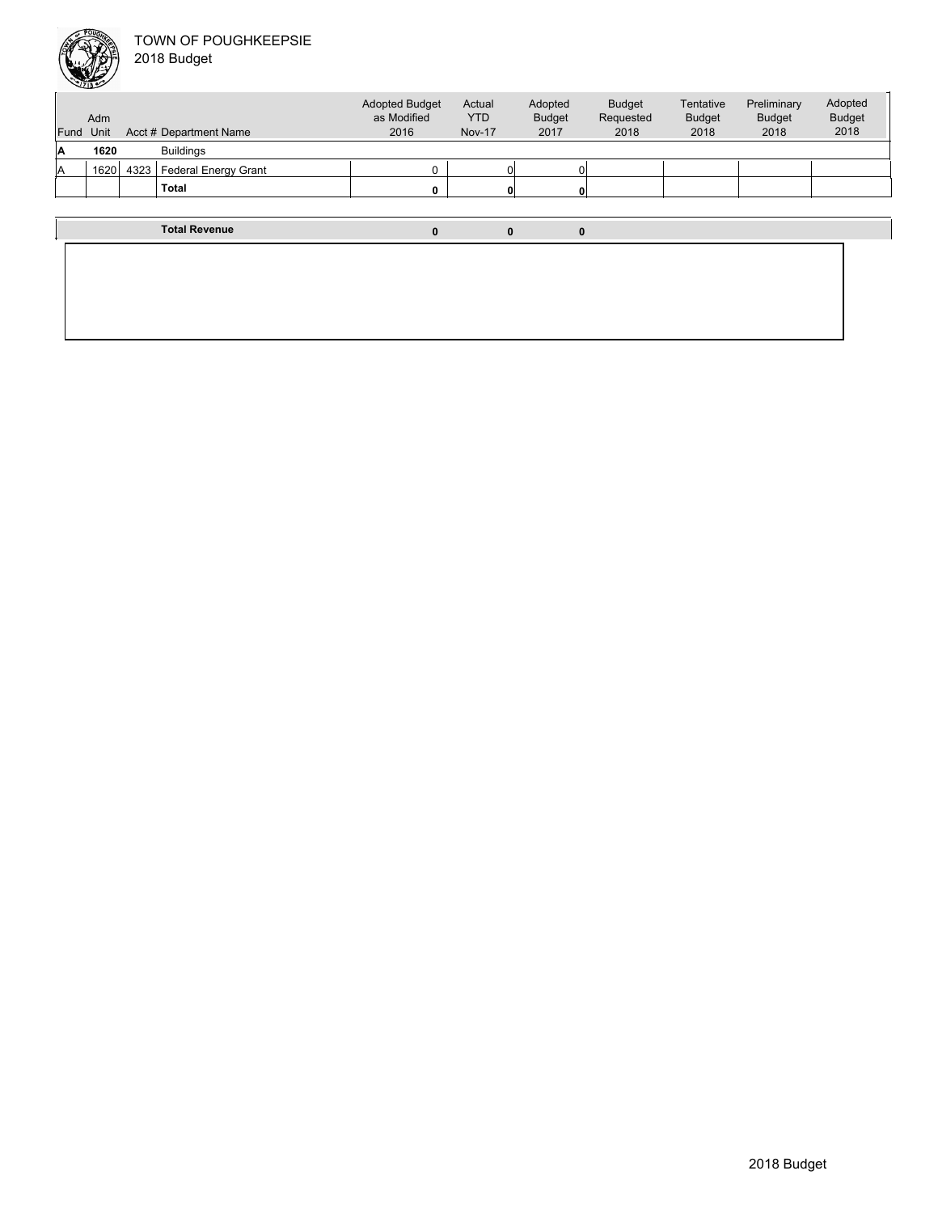# TOWN OF POUGHKEEPSIE
## 2018 Budget

| Fund | Adm Unit | Acct # | Department Name | Adopted Budget as Modified 2016 | Actual YTD Nov-17 | Adopted Budget 2017 | Budget Requested 2018 | Tentative Budget 2018 | Preliminary Budget 2018 | Adopted Budget 2018 |
|---|---|---|---|---|---|---|---|---|---|---|
| **A** | **1620** | | Buildings | | | | | | | |
| A | 1620 | 4323 | Federal Energy Grant | 0 | 0 | 0 | | | | |
| | | | **Total** | **0** | **0** | **0** | | | | |
| | | | **Total Revenue** | **0** | **0** | **0** | | | | |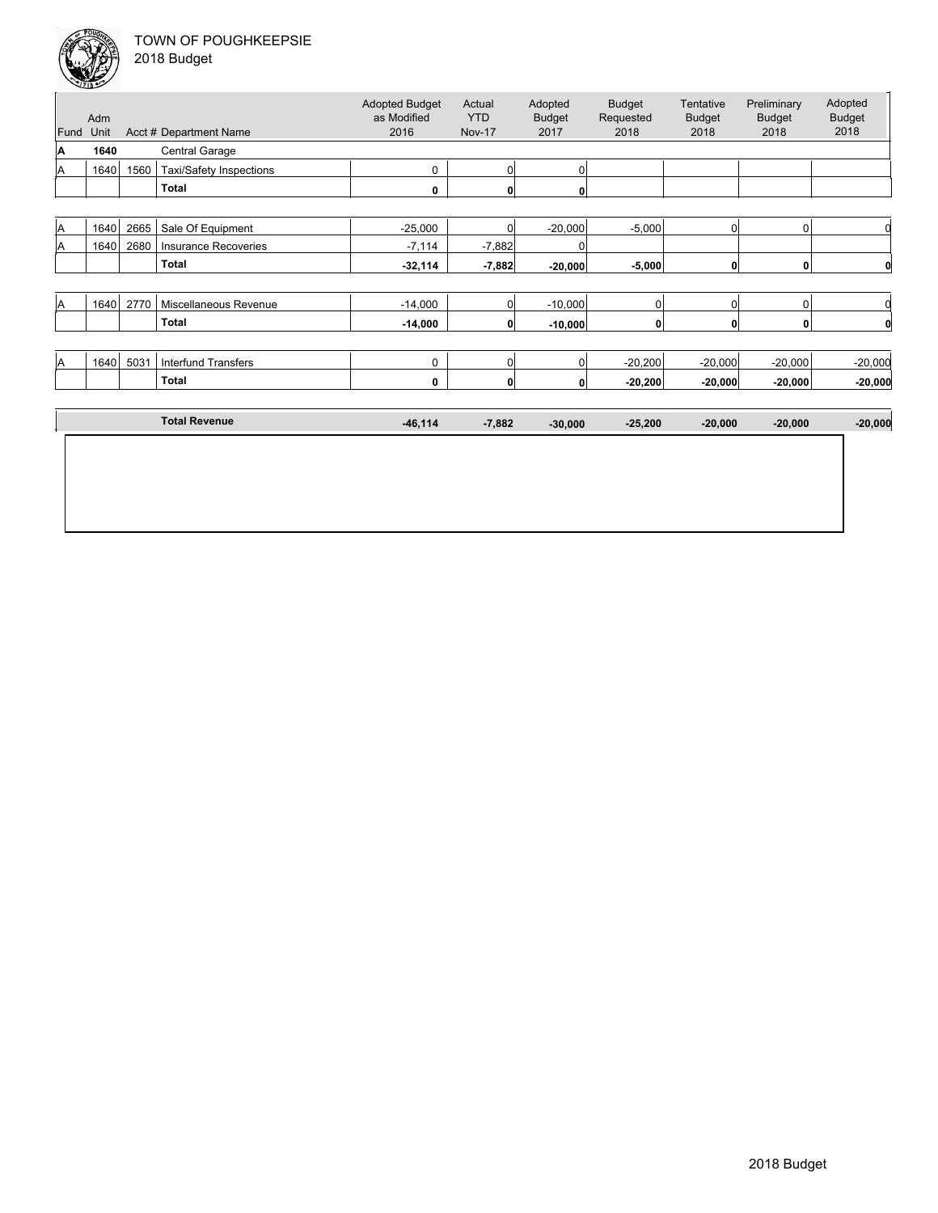TOWN OF POUGHKEEPSIE

2018 Budget

| Fund | Adm Unit | Acct # | Department Name | Adopted Budget as Modified 2016 | Actual YTD Nov-17 | Adopted Budget 2017 | Budget Requested 2018 | Tentative Budget 2018 | Preliminary Budget 2018 | Adopted Budget 2018 |
|---|---|---|---|---|---|---|---|---|---|---|
| **A** | **1640** | | Central Garage | | | | | | | |
| A | 1640 | 1560 | Taxi/Safety Inspections | 0 | 0 | 0 | | | | |
| | | | **Total** | **0** | **0** | **0** | | | | |
| A | 1640 | 2665 | Sale Of Equipment | -25,000 | 0 | -20,000 | -5,000 | 0 | 0 | 0 |
| A | 1640 | 2680 | Insurance Recoveries | -7,114 | -7,882 | 0 | | | | |
| | | | **Total** | **-32,114** | **-7,882** | **-20,000** | **-5,000** | **0** | **0** | **0** |
| A | 1640 | 2770 | Miscellaneous Revenue | -14,000 | 0 | -10,000 | 0 | 0 | 0 | 0 |
| | | | **Total** | **-14,000** | **0** | **-10,000** | **0** | **0** | **0** | **0** |
| A | 1640 | 5031 | Interfund Transfers | 0 | 0 | 0 | -20,200 | -20,000 | -20,000 | -20,000 |
| | | | **Total** | **0** | **0** | **0** | **-20,200** | **-20,000** | **-20,000** | **-20,000** |
| | | | **Total Revenue** | **-46,114** | **-7,882** | **-30,000** | **-25,200** | **-20,000** | **-20,000** | **-20,000** |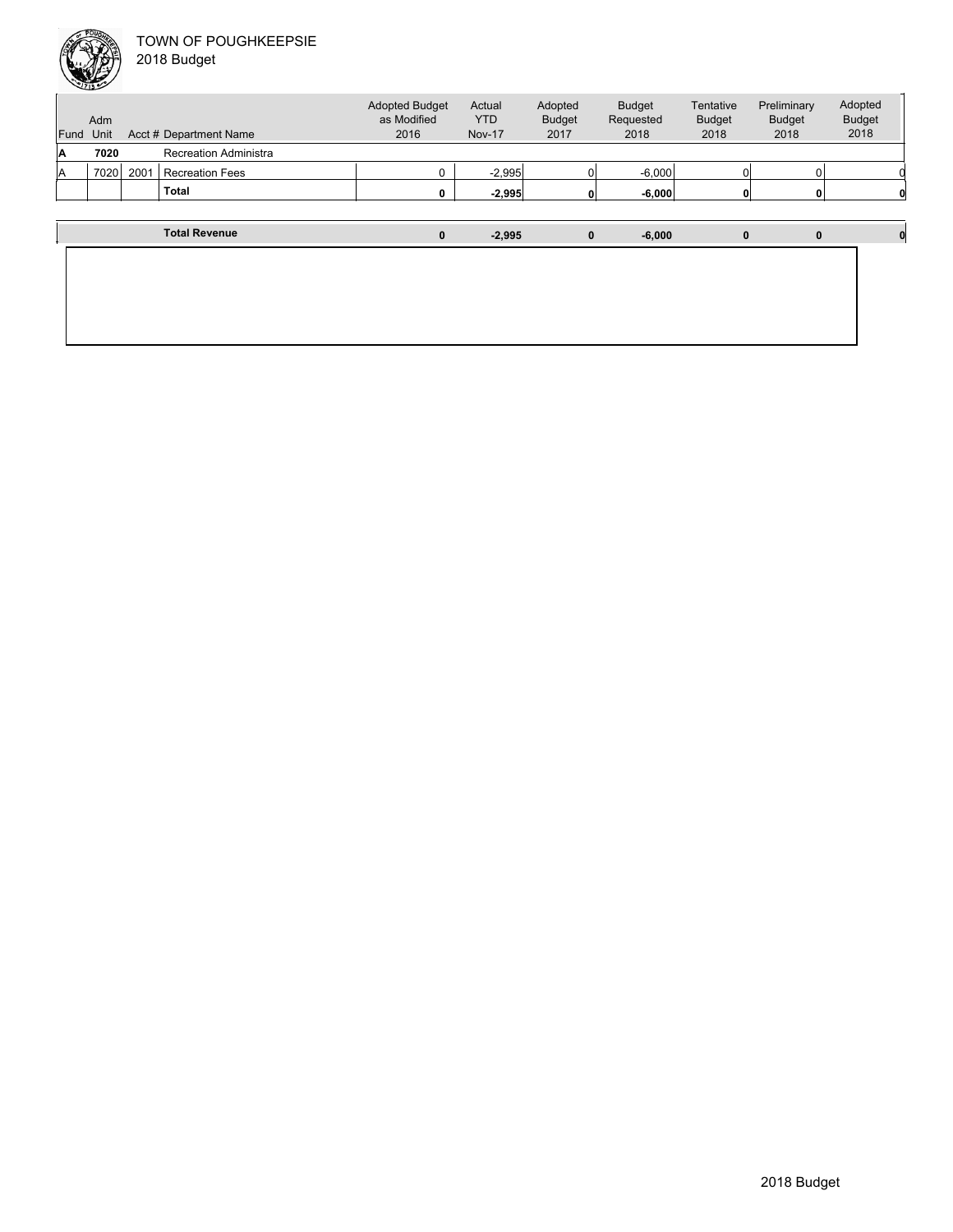TOWN OF POUGHKEEPSIE
2018 Budget

| Fund | Adm Unit | Acct # | Department Name | Adopted Budget as Modified 2016 | Actual YTD Nov-17 | Adopted Budget 2017 | Budget Requested 2018 | Tentative Budget 2018 | Preliminary Budget 2018 | Adopted Budget 2018 |
|---|---|---|---|---|---|---|---|---|---|---|
| **A** | **7020** | | Recreation Administra | | | | | | | |
| A | 7020 | 2001 | Recreation Fees | 0 | -2,995 | 0 | -6,000 | 0 | 0 | 0 |
| | | | **Total** | **0** | **-2,995** | **0** | **-6,000** | **0** | **0** | **0** |
| | | | **Total Revenue** | **0** | **-2,995** | **0** | **-6,000** | **0** | **0** | **0** |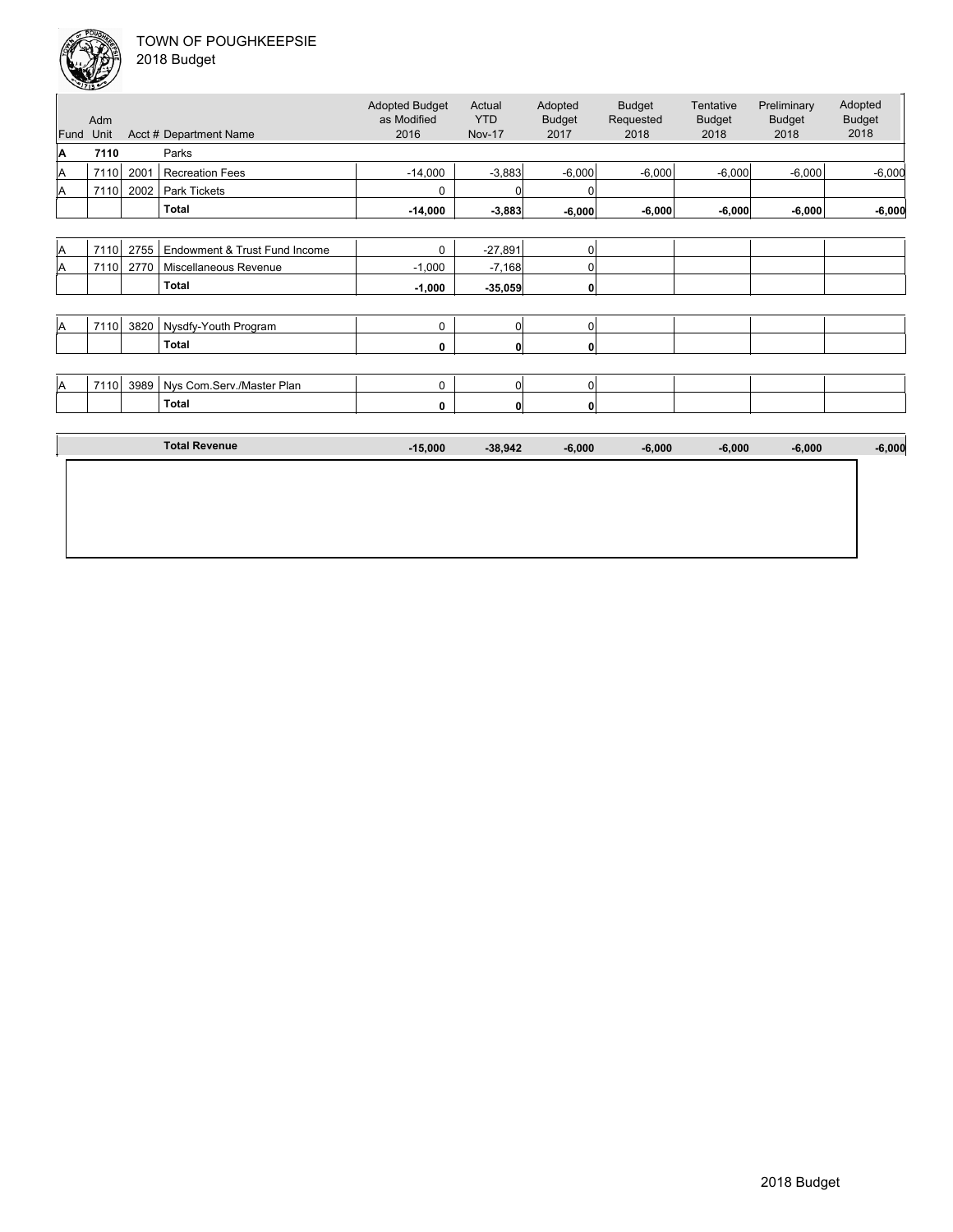TOWN OF POUGHKEEPSIE
2018 Budget

| Fund | Adm Unit | Acct # | Department Name | Adopted Budget as Modified 2016 | Actual YTD Nov-17 | Adopted Budget 2017 | Budget Requested 2018 | Tentative Budget 2018 | Preliminary Budget 2018 | Adopted Budget 2018 |
|---|---|---|---|---|---|---|---|---|---|---|
| **A** | **7110** | | Parks | | | | | | | |
| A | 7110 | 2001 | Recreation Fees | -14,000 | -3,883 | -6,000 | -6,000 | -6,000 | -6,000 | -6,000 |
| A | 7110 | 2002 | Park Tickets | 0 | 0 | 0 | | | | |
| | | | **Total** | **-14,000** | **-3,883** | **-6,000** | **-6,000** | **-6,000** | **-6,000** | **-6,000** |
| A | 7110 | 2755 | Endowment & Trust Fund Income | 0 | -27,891 | 0 | | | | |
| A | 7110 | 2770 | Miscellaneous Revenue | -1,000 | -7,168 | 0 | | | | |
| | | | **Total** | **-1,000** | **-35,059** | **0** | | | | |
| A | 7110 | 3820 | Nysdfy-Youth Program | 0 | 0 | 0 | | | | |
| | | | **Total** | **0** | **0** | **0** | | | | |
| A | 7110 | 3989 | Nys Com.Serv./Master Plan | 0 | 0 | 0 | | | | |
| | | | **Total** | **0** | **0** | **0** | | | | |
| | | | **Total Revenue** | **-15,000** | **-38,942** | **-6,000** | **-6,000** | **-6,000** | **-6,000** | **-6,000** |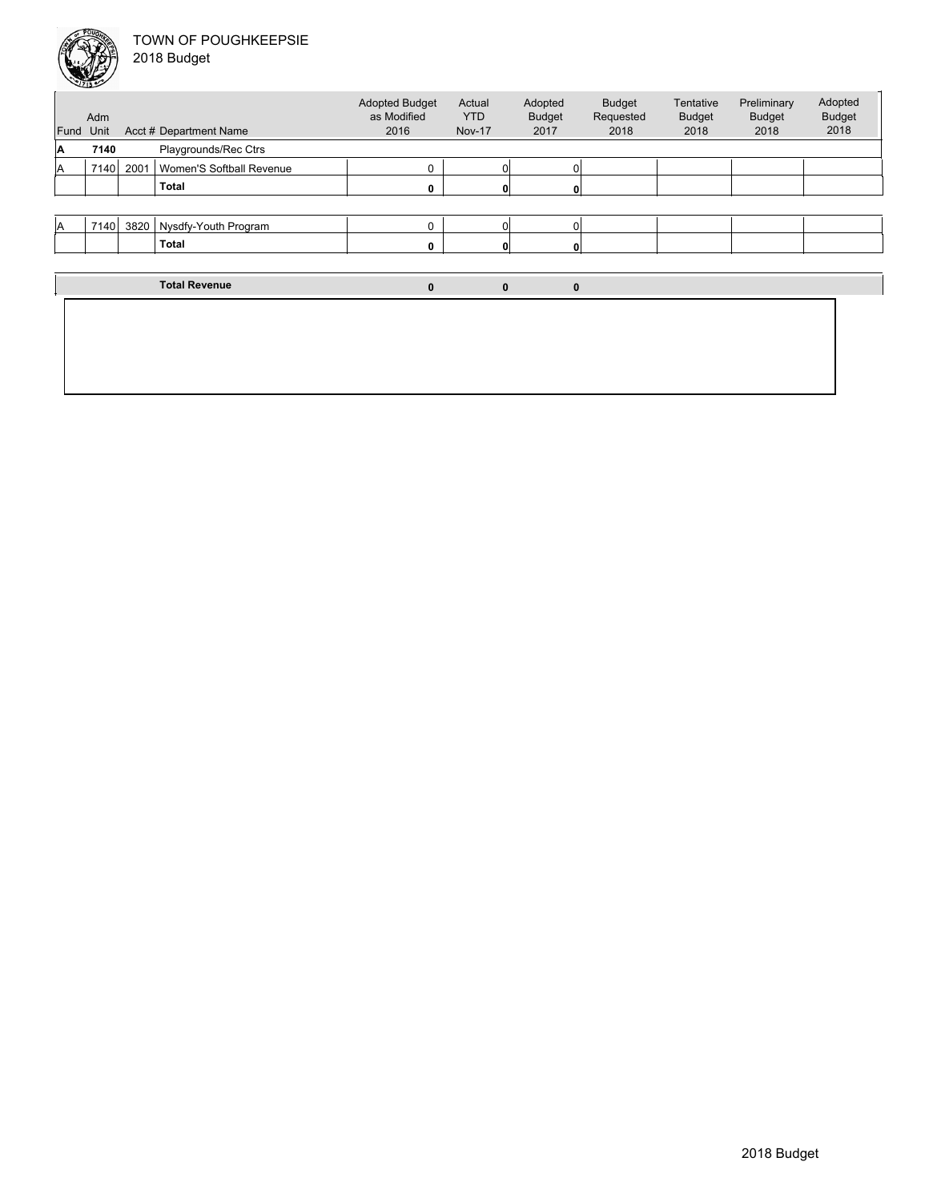TOWN OF POUGHKEEPSIE
2018 Budget

| Fund | Adm Unit | Acct # | Department Name | Adopted Budget as Modified 2016 | Actual YTD Nov-17 | Adopted Budget 2017 | Budget Requested 2018 | Tentative Budget 2018 | Preliminary Budget 2018 | Adopted Budget 2018 |
|---|---|---|---|---|---|---|---|---|---|---|
| **A** | **7140** | | Playgrounds/Rec Ctrs | | | | | | | |
| A | 7140 | 2001 | Women'S Softball Revenue | 0 | 0 | 0 | | | | |
| | | | **Total** | **0** | **0** | **0** | | | | |
| A | 7140 | 3820 | Nysdfy-Youth Program | 0 | 0 | 0 | | | | |
| | | | **Total** | **0** | **0** | **0** | | | | |
| | | | **Total Revenue** | **0** | **0** | **0** | | | | |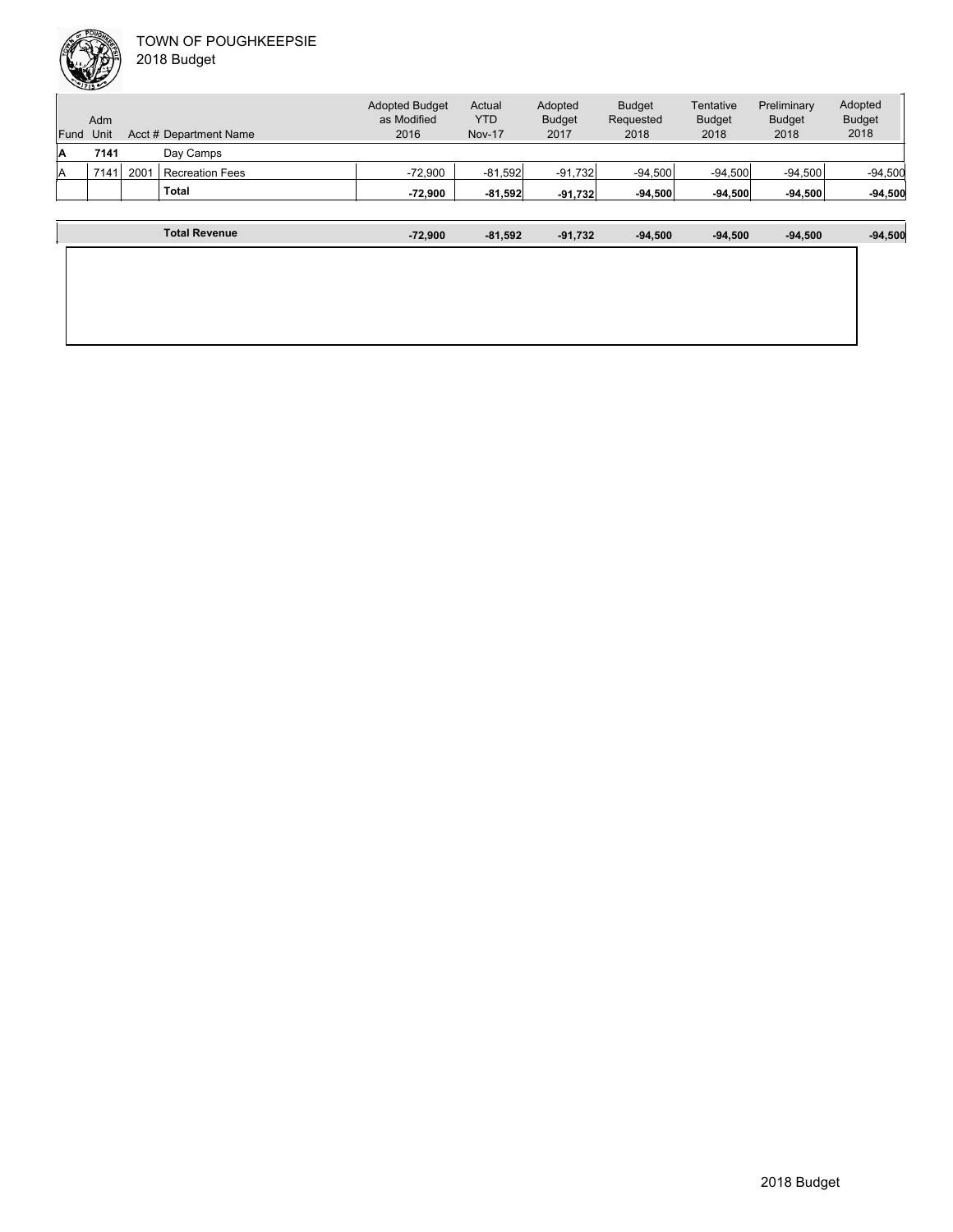TOWN OF POUGHKEEPSIE
2018 Budget

| Fund | Adm Unit | Acct # | Department Name | Adopted Budget as Modified 2016 | Actual YTD Nov-17 | Adopted Budget 2017 | Budget Requested 2018 | Tentative Budget 2018 | Preliminary Budget 2018 | Adopted Budget 2018 |
|---|---|---|---|---|---|---|---|---|---|---|
| **A** | **7141** | | Day Camps | | | | | | | |
| A | 7141 | 2001 | Recreation Fees | -72,900 | -81,592 | -91,732 | -94,500 | -94,500 | -94,500 | -94,500 |
| | | | **Total** | **-72,900** | **-81,592** | **-91,732** | **-94,500** | **-94,500** | **-94,500** | **-94,500** |
| | | | **Total Revenue** | **-72,900** | **-81,592** | **-91,732** | **-94,500** | **-94,500** | **-94,500** | **-94,500** |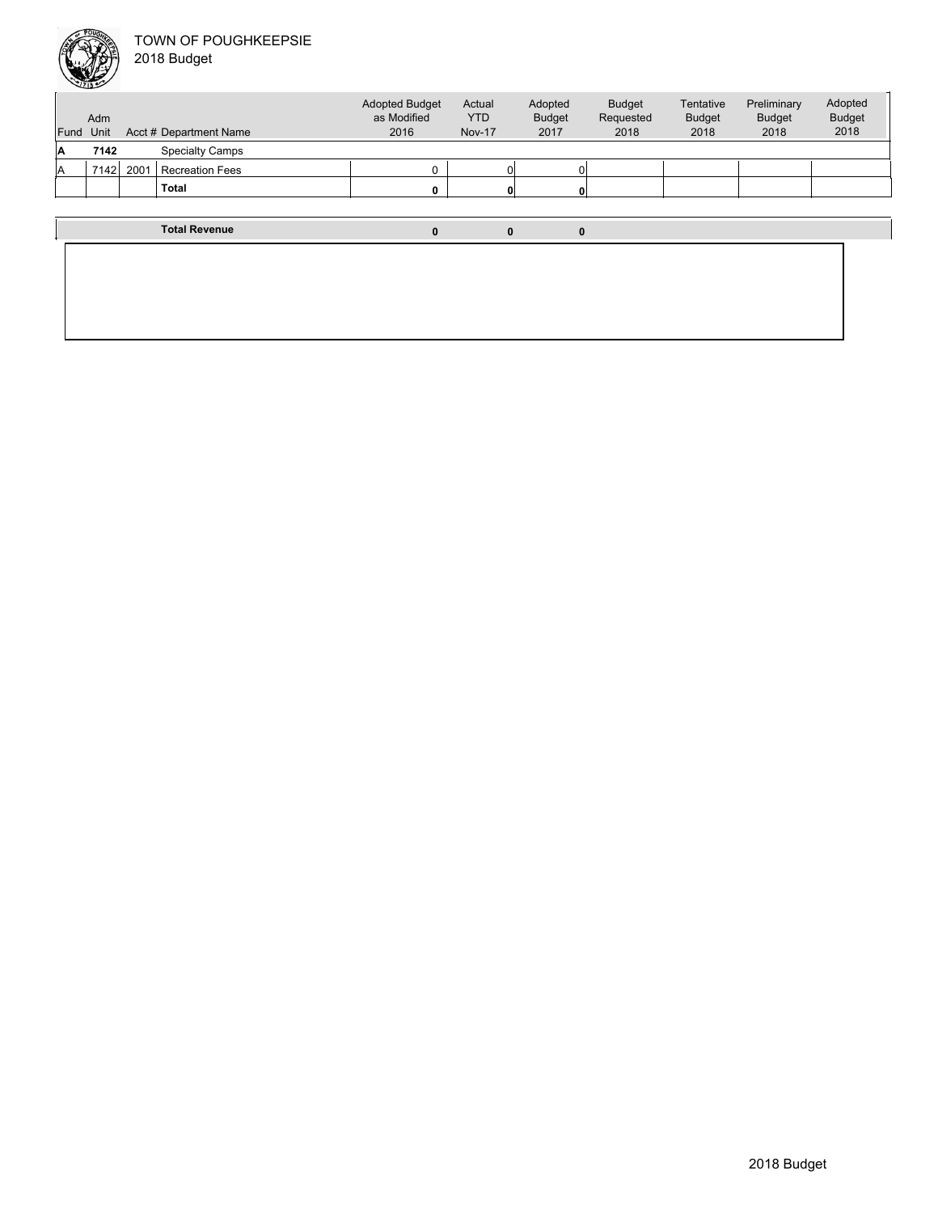TOWN OF POUGHKEEPSIE
2018 Budget

| Fund | Adm Unit | Acct # | Department Name | Adopted Budget as Modified 2016 | Actual YTD Nov-17 | Adopted Budget 2017 | Budget Requested 2018 | Tentative Budget 2018 | Preliminary Budget 2018 | Adopted Budget 2018 |
|---|---|---|---|---|---|---|---|---|---|---|
| **A** | **7142** | | Specialty Camps | | | | | | | |
| A | 7142 | 2001 | Recreation Fees | 0 | 0 | 0 | | | | |
| | | | **Total** | **0** | **0** | **0** | | | | |
| | | | **Total Revenue** | **0** | **0** | **0** | | | | |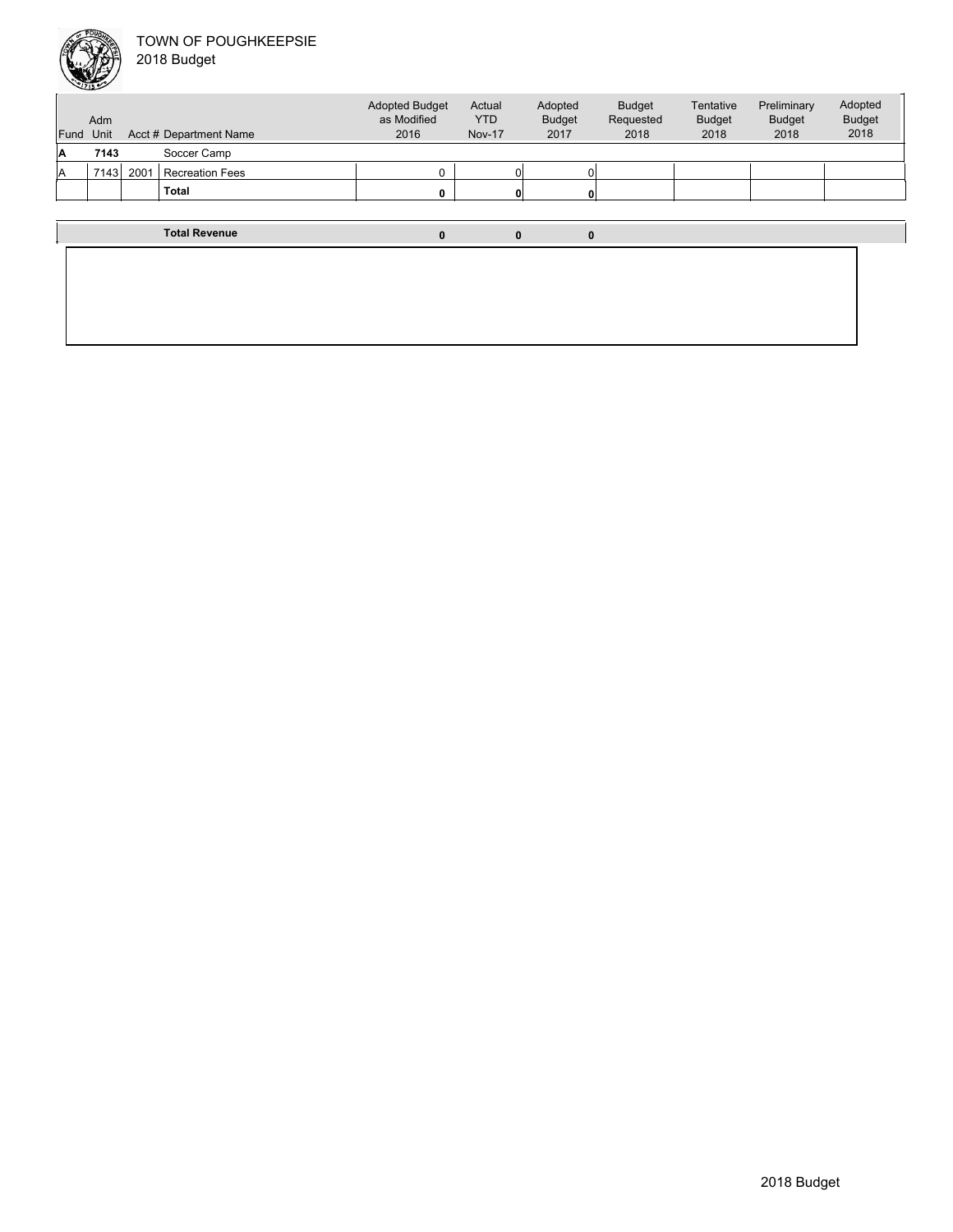TOWN OF POUGHKEEPSIE
2018 Budget

| Fund | Adm Unit | Acct # | Department Name | Adopted Budget as Modified 2016 | Actual YTD Nov-17 | Adopted Budget 2017 | Budget Requested 2018 | Tentative Budget 2018 | Preliminary Budget 2018 | Adopted Budget 2018 |
|---|---|---|---|---|---|---|---|---|---|---|
| **A** | **7143** | | Soccer Camp | | | | | | | |
| A | 7143 | 2001 | Recreation Fees | 0 | 0 | 0 | | | | |
| | | | **Total** | **0** | **0** | **0** | | | | |
| | | | **Total Revenue** | **0** | **0** | **0** | | | | |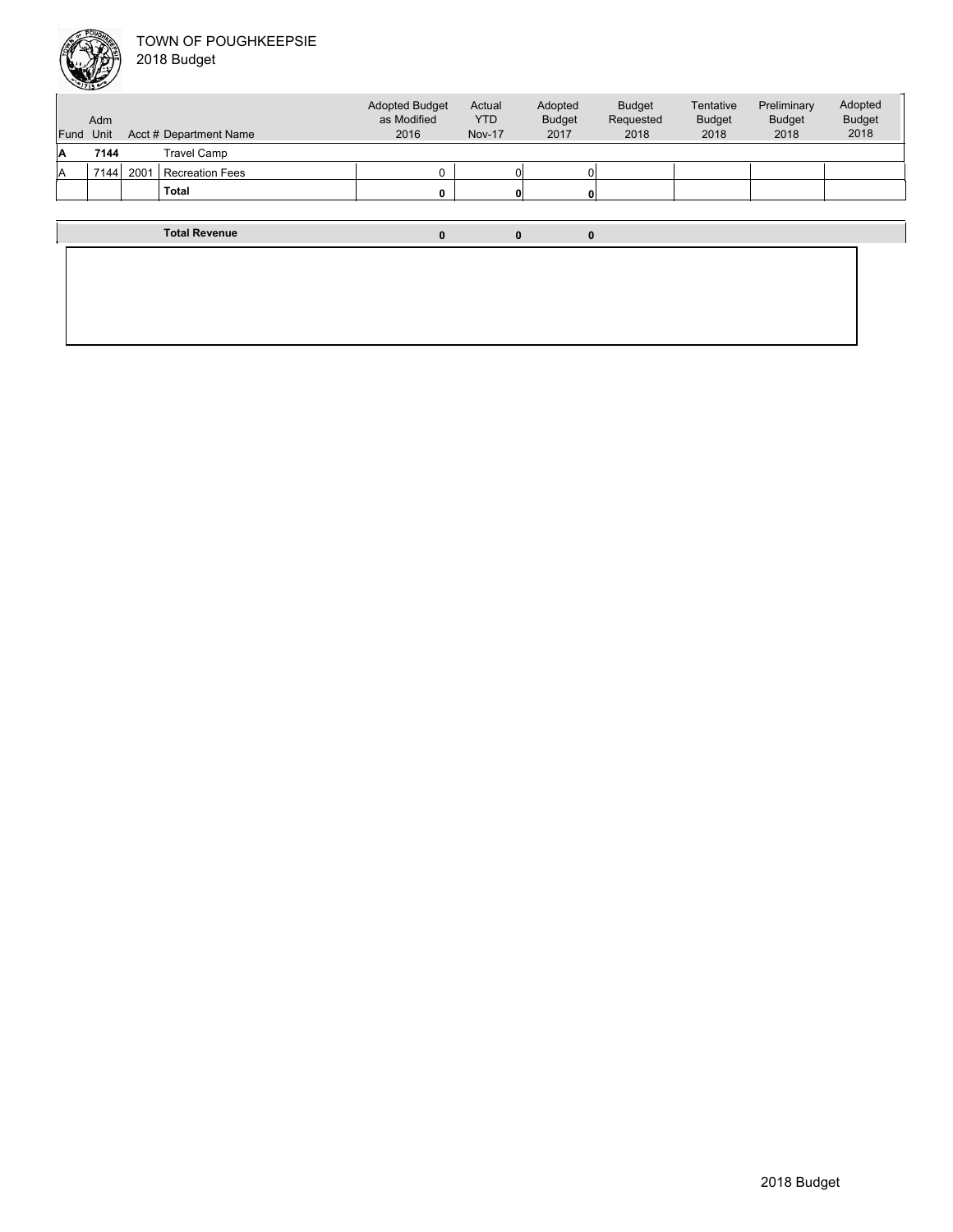TOWN OF POUGHKEEPSIE
2018 Budget

| Fund | Adm Unit | Acct # | Department Name | Adopted Budget as Modified 2016 | Actual YTD Nov-17 | Adopted Budget 2017 | Budget Requested 2018 | Tentative Budget 2018 | Preliminary Budget 2018 | Adopted Budget 2018 |
|---|---|---|---|---|---|---|---|---|---|---|
| **A** | **7144** | | Travel Camp | | | | | | | |
| A | 7144 | 2001 | Recreation Fees | 0 | 0 | 0 | | | | |
| | | | **Total** | **0** | **0** | **0** | | | | |
| | | | **Total Revenue** | **0** | **0** | **0** | | | | |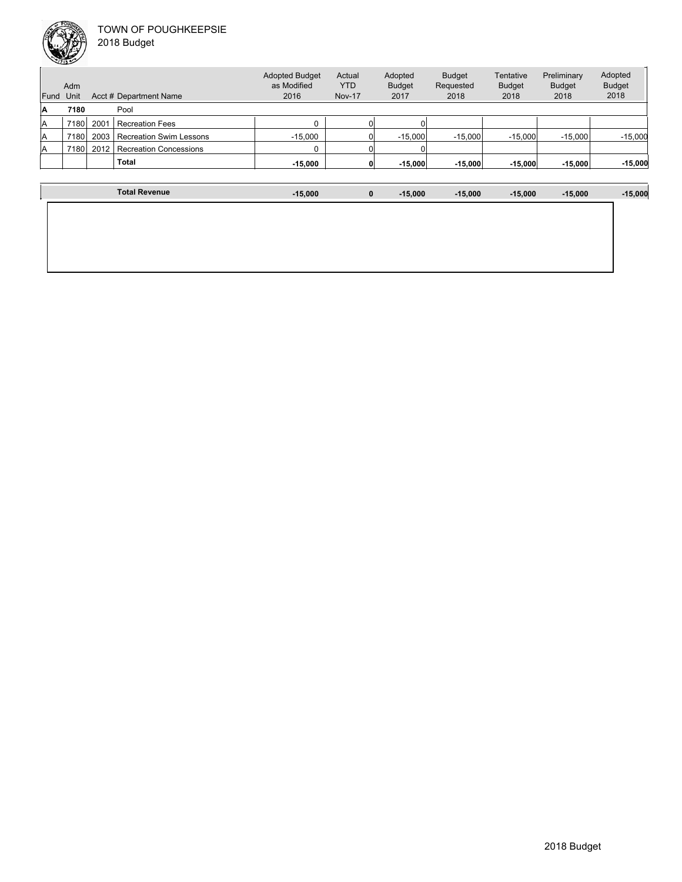TOWN OF POUGHKEEPSIE
2018 Budget

| Fund | Adm Unit | Acct # | Department Name | Adopted Budget as Modified 2016 | Actual YTD Nov-17 | Adopted Budget 2017 | Budget Requested 2018 | Tentative Budget 2018 | Preliminary Budget 2018 | Adopted Budget 2018 |
|---|---|---|---|---|---|---|---|---|---|---|
| **A** | **7180** | | Pool | | | | | | | |
| A | 7180 | 2001 | Recreation Fees | 0 | 0 | 0 | | | | |
| A | 7180 | 2003 | Recreation Swim Lessons | -15,000 | 0 | -15,000 | -15,000 | -15,000 | -15,000 | -15,000 |
| A | 7180 | 2012 | Recreation Concessions | 0 | 0 | 0 | | | | |
| | | | **Total** | **-15,000** | **0** | **-15,000** | **-15,000** | **-15,000** | **-15,000** | **-15,000** |
| | | | **Total Revenue** | **-15,000** | **0** | **-15,000** | **-15,000** | **-15,000** | **-15,000** | **-15,000** |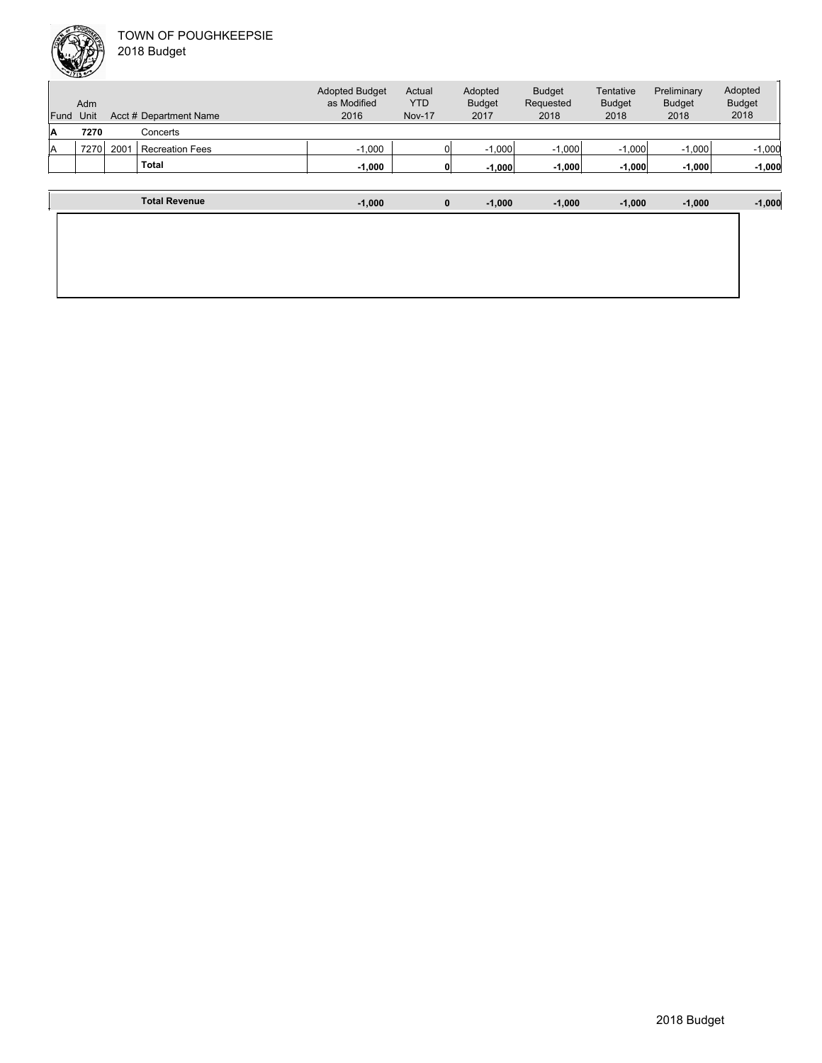TOWN OF POUGHKEEPSIE
2018 Budget

| Fund | Adm Unit | Acct # | Department Name | Adopted Budget as Modified 2016 | Actual YTD Nov-17 | Adopted Budget 2017 | Budget Requested 2018 | Tentative Budget 2018 | Preliminary Budget 2018 | Adopted Budget 2018 |
|---|---|---|---|---|---|---|---|---|---|---|
| **A** | **7270** | | Concerts | | | | | | | |
| A | 7270 | 2001 | Recreation Fees | -1,000 | 0 | -1,000 | -1,000 | -1,000 | -1,000 | -1,000 |
| | | | **Total** | **-1,000** | **0** | **-1,000** | **-1,000** | **-1,000** | **-1,000** | **-1,000** |
| | | | **Total Revenue** | **-1,000** | **0** | **-1,000** | **-1,000** | **-1,000** | **-1,000** | **-1,000** |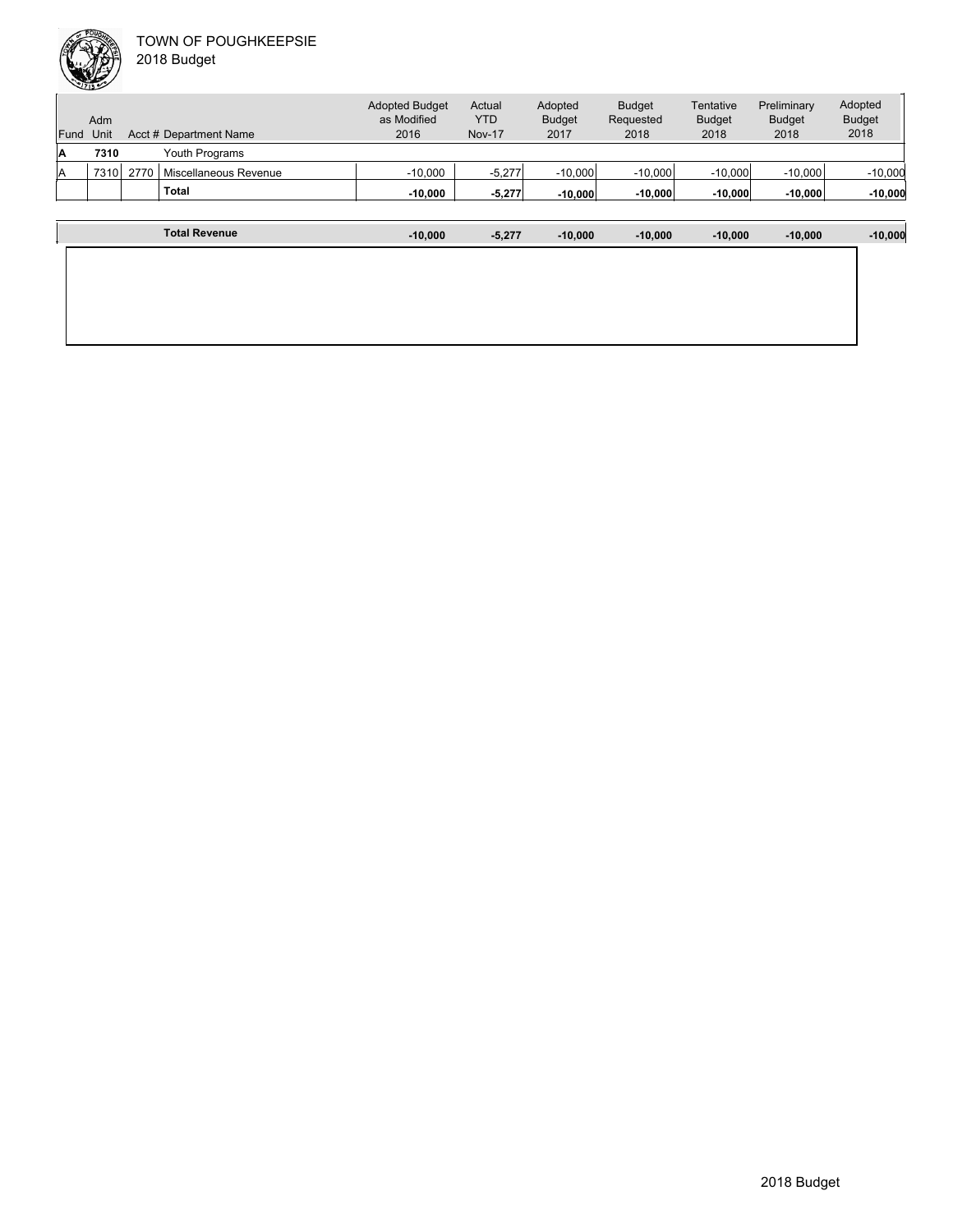TOWN OF POUGHKEEPSIE
2018 Budget

| Fund | Adm Unit | Acct # | Department Name | Adopted Budget as Modified 2016 | Actual YTD Nov-17 | Adopted Budget 2017 | Budget Requested 2018 | Tentative Budget 2018 | Preliminary Budget 2018 | Adopted Budget 2018 |
|---|---|---|---|---|---|---|---|---|---|---|
| **A** | **7310** | | Youth Programs | | | | | | | |
| A | 7310 | 2770 | Miscellaneous Revenue | -10,000 | -5,277 | -10,000 | -10,000 | -10,000 | -10,000 | -10,000 |
| | | | **Total** | **-10,000** | **-5,277** | **-10,000** | **-10,000** | **-10,000** | **-10,000** | **-10,000** |
| | | | **Total Revenue** | **-10,000** | **-5,277** | **-10,000** | **-10,000** | **-10,000** | **-10,000** | **-10,000** |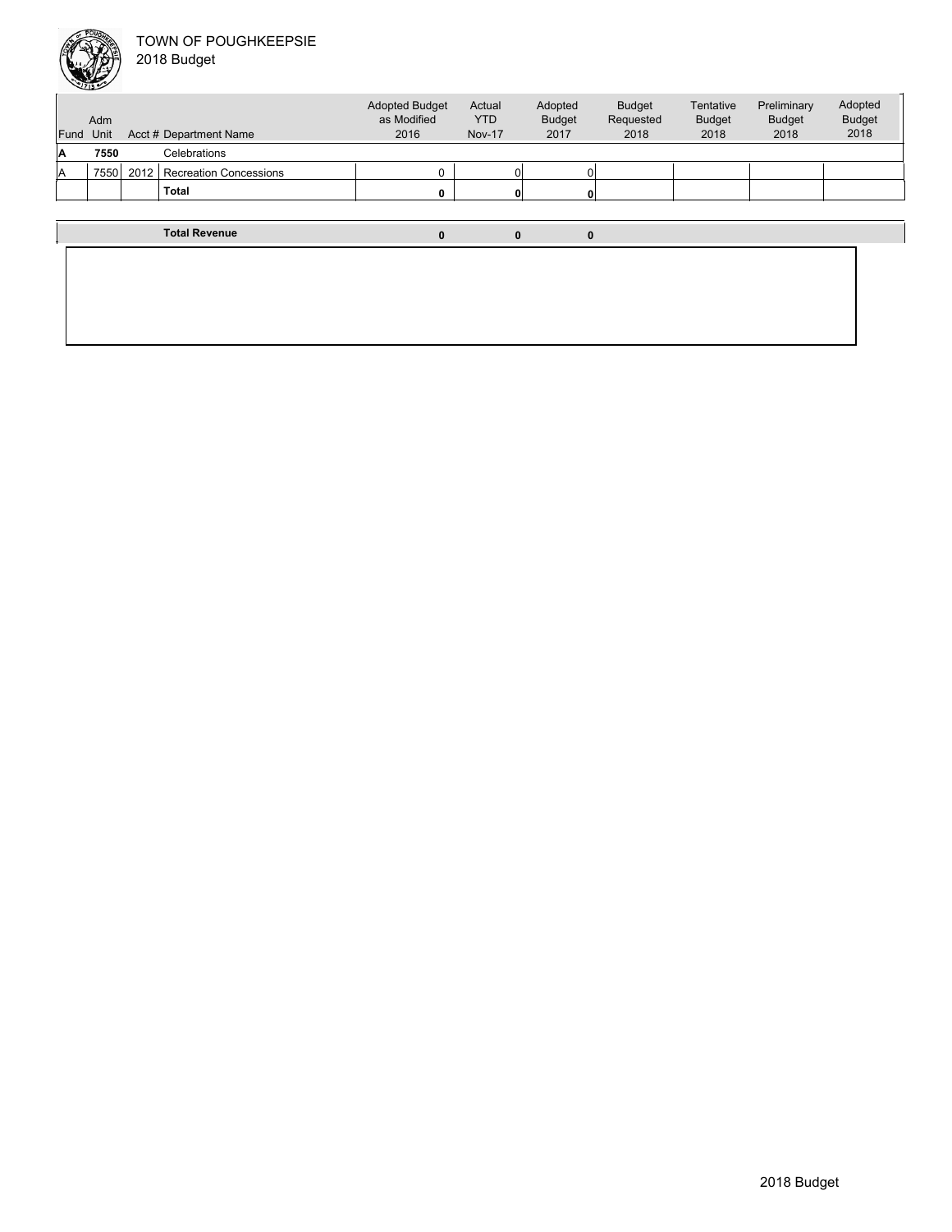TOWN OF POUGHKEEPSIE
2018 Budget

| Fund | Adm Unit | Acct # | Department Name | Adopted Budget as Modified 2016 | Actual YTD Nov-17 | Adopted Budget 2017 | Budget Requested 2018 | Tentative Budget 2018 | Preliminary Budget 2018 | Adopted Budget 2018 |
|---|---|---|---|---|---|---|---|---|---|---|
| **A** | **7550** | | Celebrations | | | | | | | |
| A | 7550 | 2012 | Recreation Concessions | 0 | 0 | 0 | | | | |
| | | | **Total** | **0** | **0** | **0** | | | | |
| | | | **Total Revenue** | **0** | **0** | **0** | | | | |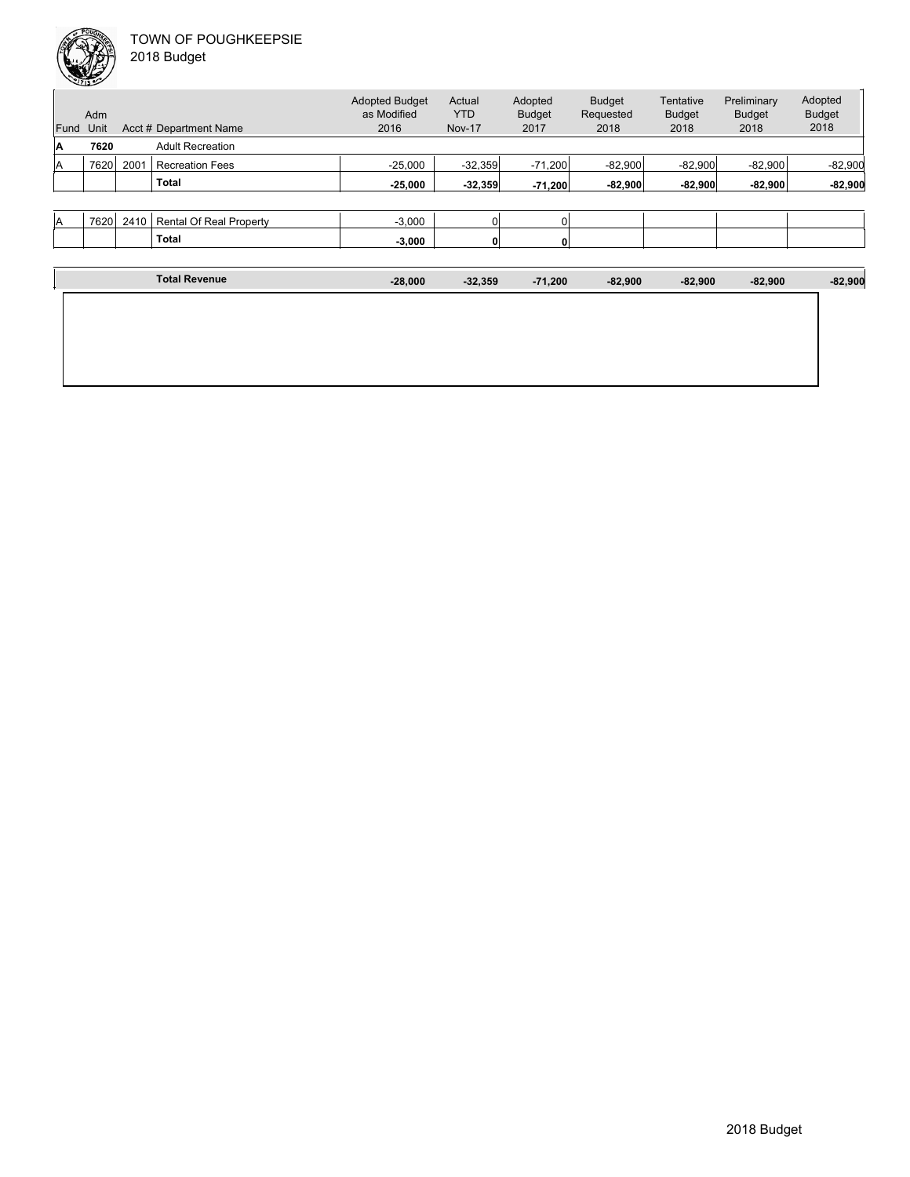TOWN OF POUGHKEEPSIE
2018 Budget

| Fund | Adm Unit | Acct # | Department Name | Adopted Budget as Modified 2016 | Actual YTD Nov-17 | Adopted Budget 2017 | Budget Requested 2018 | Tentative Budget 2018 | Preliminary Budget 2018 | Adopted Budget 2018 |
|---|---|---|---|---|---|---|---|---|---|---|
| **A** | **7620** | | Adult Recreation | | | | | | | |
| A | 7620 | 2001 | Recreation Fees | -25,000 | -32,359 | -71,200 | -82,900 | -82,900 | -82,900 | -82,900 |
| | | | **Total** | **-25,000** | **-32,359** | **-71,200** | **-82,900** | **-82,900** | **-82,900** | **-82,900** |
| A | 7620 | 2410 | Rental Of Real Property | -3,000 | 0 | 0 | | | | |
| | | | **Total** | **-3,000** | **0** | **0** | | | | |
| | | | **Total Revenue** | **-28,000** | **-32,359** | **-71,200** | **-82,900** | **-82,900** | **-82,900** | **-82,900** |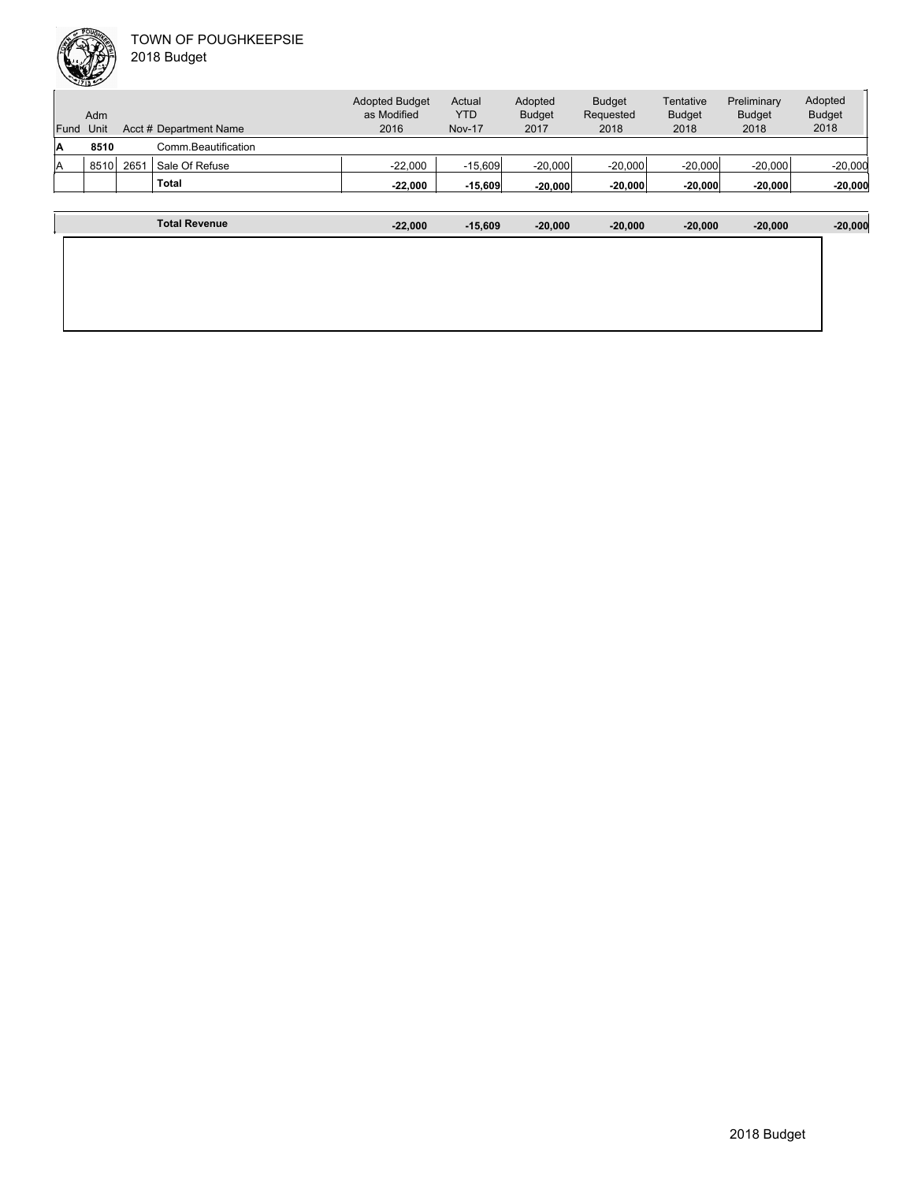TOWN OF POUGHKEEPSIE
2018 Budget

| Fund | Adm Unit | Acct # | Department Name | Adopted Budget as Modified 2016 | Actual YTD Nov-17 | Adopted Budget 2017 | Budget Requested 2018 | Tentative Budget 2018 | Preliminary Budget 2018 | Adopted Budget 2018 |
|---|---|---|---|---|---|---|---|---|---|---|
| **A** | **8510** | | Comm.Beautification | | | | | | | |
| A | 8510 | 2651 | Sale Of Refuse | -22,000 | -15,609 | -20,000 | -20,000 | -20,000 | -20,000 | -20,000 |
| | | | **Total** | **-22,000** | **-15,609** | **-20,000** | **-20,000** | **-20,000** | **-20,000** | **-20,000** |
| | | | **Total Revenue** | **-22,000** | **-15,609** | **-20,000** | **-20,000** | **-20,000** | **-20,000** | **-20,000** |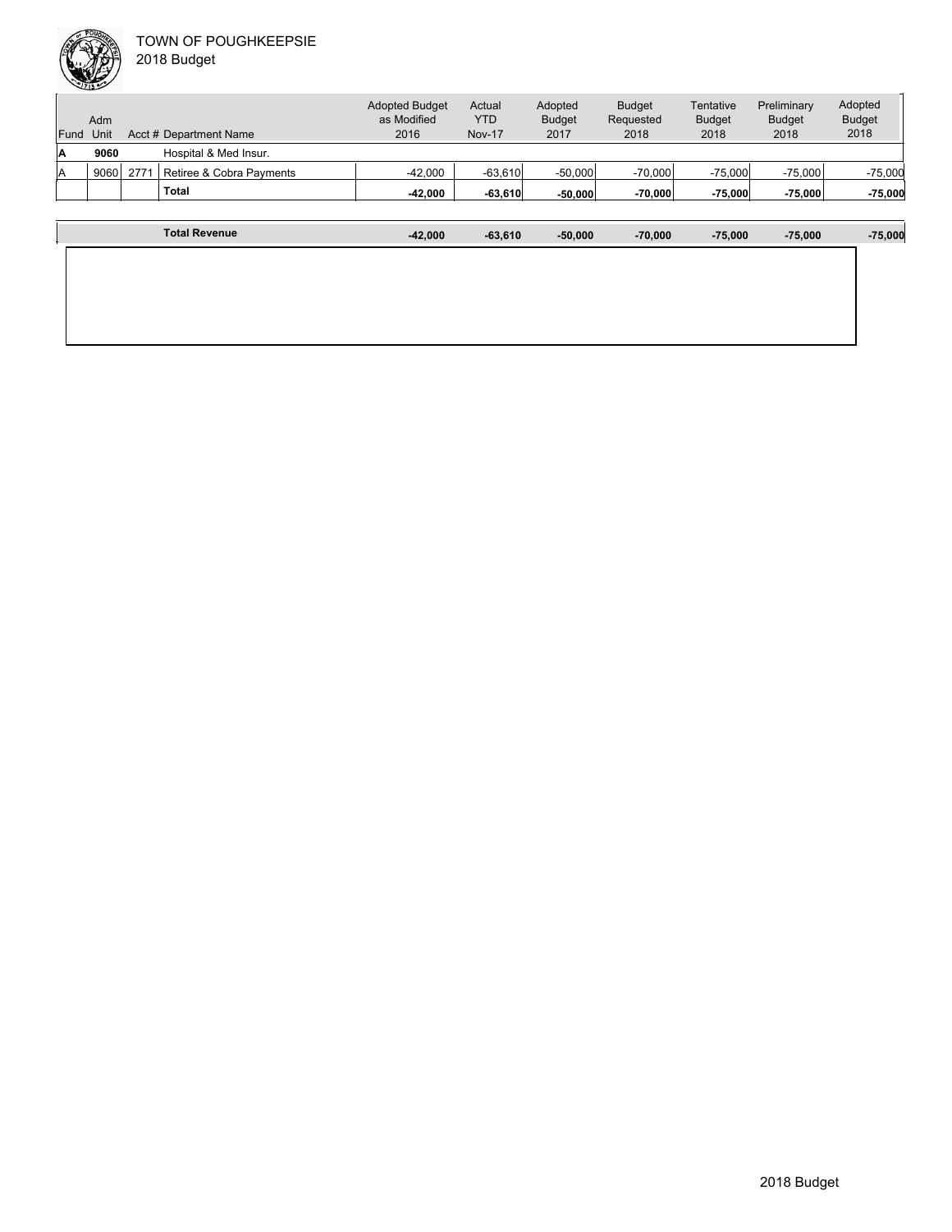TOWN OF POUGHKEEPSIE

2018 Budget

| Fund | Adm Unit | Acct # | Department Name | Adopted Budget as Modified 2016 | Actual YTD Nov-17 | Adopted Budget 2017 | Budget Requested 2018 | Tentative Budget 2018 | Preliminary Budget 2018 | Adopted Budget 2018 |
|---|---|---|---|---|---|---|---|---|---|---|
| **A** | **9060** | | Hospital & Med Insur. | | | | | | | |
| A | 9060 | 2771 | Retiree & Cobra Payments | -42,000 | -63,610 | -50,000 | -70,000 | -75,000 | -75,000 | -75,000 |
| | | | **Total** | **-42,000** | **-63,610** | **-50,000** | **-70,000** | **-75,000** | **-75,000** | **-75,000** |
| | | | **Total Revenue** | **-42,000** | **-63,610** | **-50,000** | **-70,000** | **-75,000** | **-75,000** | **-75,000** |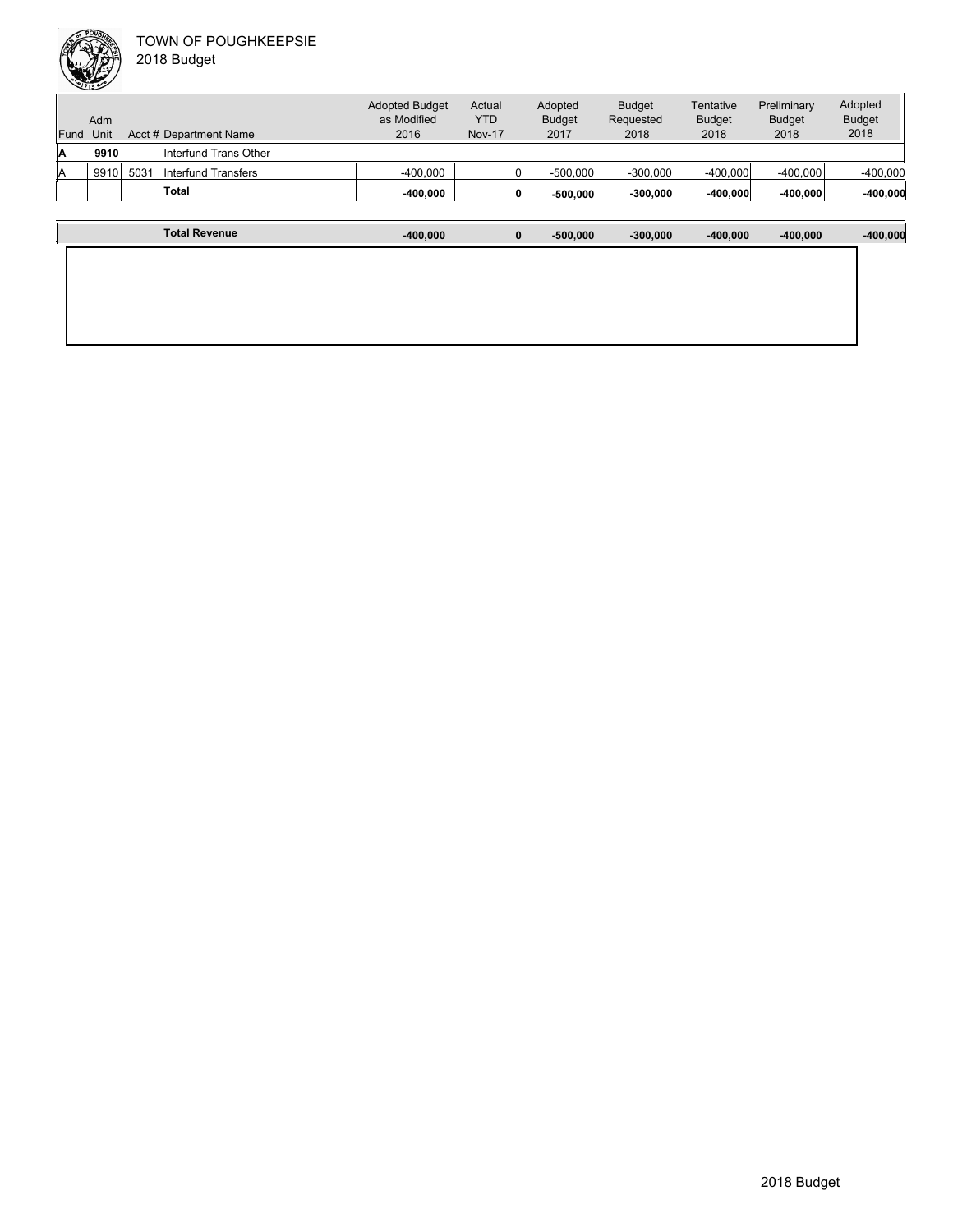TOWN OF POUGHKEEPSIE
2018 Budget

| Fund | Adm Unit | Acct # | Department Name | Adopted Budget as Modified 2016 | Actual YTD Nov-17 | Adopted Budget 2017 | Budget Requested 2018 | Tentative Budget 2018 | Preliminary Budget 2018 | Adopted Budget 2018 |
|---|---|---|---|---|---|---|---|---|---|---|
| **A** | **9910** | | Interfund Trans Other | | | | | | | |
| A | 9910 | 5031 | Interfund Transfers | -400,000 | 0 | -500,000 | -300,000 | -400,000 | -400,000 | -400,000 |
| | | | **Total** | **-400,000** | **0** | **-500,000** | **-300,000** | **-400,000** | **-400,000** | **-400,000** |
| | | | **Total Revenue** | **-400,000** | **0** | **-500,000** | **-300,000** | **-400,000** | **-400,000** | **-400,000** |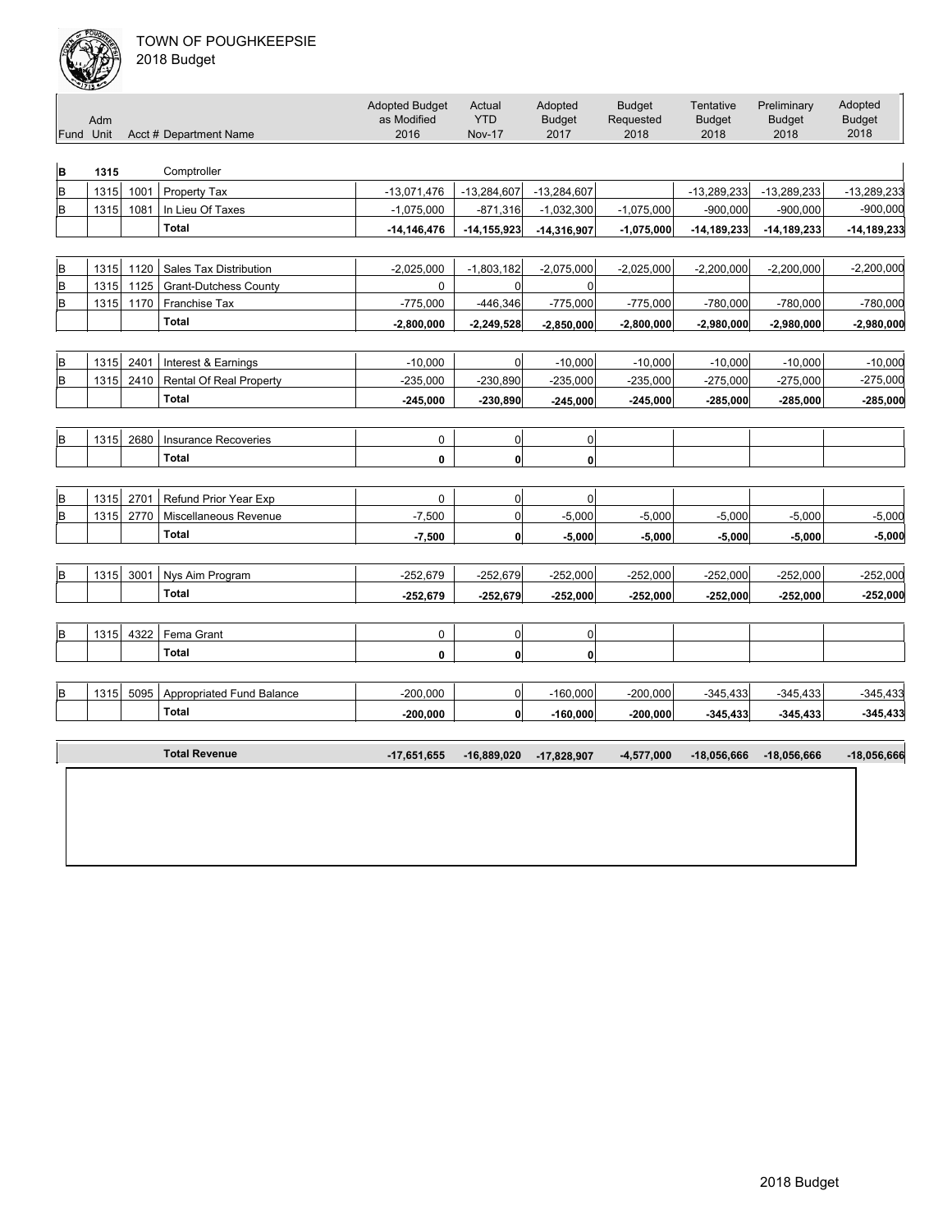TOWN OF POUGHKEEPSIE
2018 Budget

| Fund | Adm Unit | Acct # | Department Name | Adopted Budget as Modified 2016 | Actual YTD Nov-17 | Adopted Budget 2017 | Budget Requested 2018 | Tentative Budget 2018 | Preliminary Budget 2018 | Adopted Budget 2018 |
|---|---|---|---|---|---|---|---|---|---|---|
| B | 1315 | | Comptroller | | | | | | | |
| B | 1315 | 1001 | Property Tax | -13,071,476 | -13,284,607 | -13,284,607 | | -13,289,233 | -13,289,233 | -13,289,233 |
| B | 1315 | 1081 | In Lieu Of Taxes | -1,075,000 | -871,316 | -1,032,300 | -1,075,000 | -900,000 | -900,000 | -900,000 |
| | | | **Total** | **-14,146,476** | **-14,155,923** | **-14,316,907** | **-1,075,000** | **-14,189,233** | **-14,189,233** | **-14,189,233** |
| B | 1315 | 1120 | Sales Tax Distribution | -2,025,000 | -1,803,182 | -2,075,000 | -2,025,000 | -2,200,000 | -2,200,000 | -2,200,000 |
| B | 1315 | 1125 | Grant-Dutchess County | 0 | 0 | 0 | | | | |
| B | 1315 | 1170 | Franchise Tax | -775,000 | -446,346 | -775,000 | -775,000 | -780,000 | -780,000 | -780,000 |
| | | | **Total** | **-2,800,000** | **-2,249,528** | **-2,850,000** | **-2,800,000** | **-2,980,000** | **-2,980,000** | **-2,980,000** |
| B | 1315 | 2401 | Interest & Earnings | -10,000 | 0 | -10,000 | -10,000 | -10,000 | -10,000 | -10,000 |
| B | 1315 | 2410 | Rental Of Real Property | -235,000 | -230,890 | -235,000 | -235,000 | -275,000 | -275,000 | -275,000 |
| | | | **Total** | **-245,000** | **-230,890** | **-245,000** | **-245,000** | **-285,000** | **-285,000** | **-285,000** |
| B | 1315 | 2680 | Insurance Recoveries | 0 | 0 | 0 | | | | |
| | | | **Total** | **0** | **0** | **0** | | | | |
| B | 1315 | 2701 | Refund Prior Year Exp | 0 | 0 | 0 | | | | |
| B | 1315 | 2770 | Miscellaneous Revenue | -7,500 | 0 | -5,000 | -5,000 | -5,000 | -5,000 | -5,000 |
| | | | **Total** | **-7,500** | **0** | **-5,000** | **-5,000** | **-5,000** | **-5,000** | **-5,000** |
| B | 1315 | 3001 | Nys Aim Program | -252,679 | -252,679 | -252,000 | -252,000 | -252,000 | -252,000 | -252,000 |
| | | | **Total** | **-252,679** | **-252,679** | **-252,000** | **-252,000** | **-252,000** | **-252,000** | **-252,000** |
| B | 1315 | 4322 | Fema Grant | 0 | 0 | 0 | | | | |
| | | | **Total** | **0** | **0** | **0** | | | | |
| B | 1315 | 5095 | Appropriated Fund Balance | -200,000 | 0 | -160,000 | -200,000 | -345,433 | -345,433 | -345,433 |
| | | | **Total** | **-200,000** | **0** | **-160,000** | **-200,000** | **-345,433** | **-345,433** | **-345,433** |
| | | | **Total Revenue** | **-17,651,655** | **-16,889,020** | **-17,828,907** | **-4,577,000** | **-18,056,666** | **-18,056,666** | **-18,056,666** |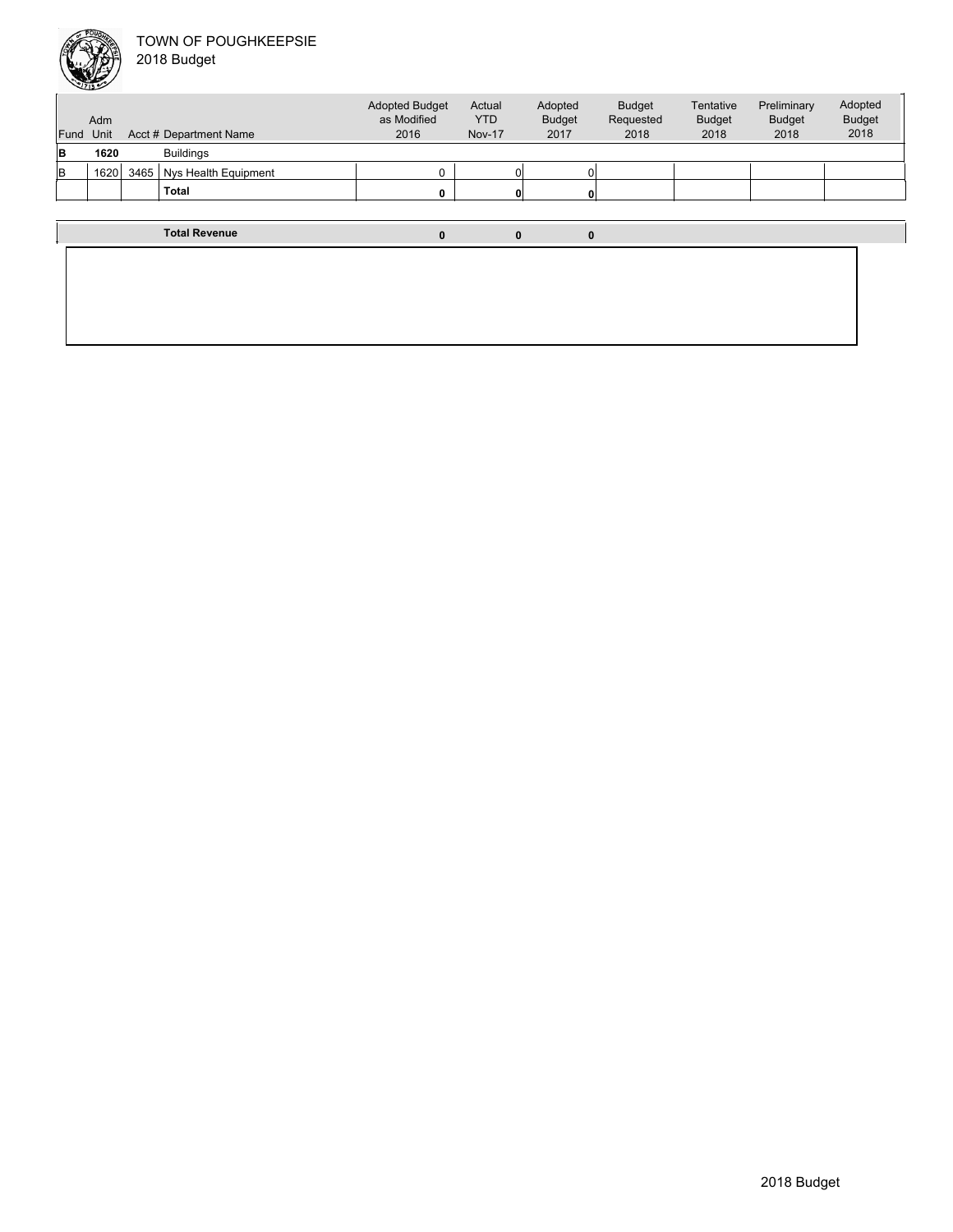TOWN OF POUGHKEEPSIE
2018 Budget

| Fund | Adm Unit | Acct # | Department Name | Adopted Budget as Modified 2016 | Actual YTD Nov-17 | Adopted Budget 2017 | Budget Requested 2018 | Tentative Budget 2018 | Preliminary Budget 2018 | Adopted Budget 2018 |
|---|---|---|---|---|---|---|---|---|---|---|
| **B** | **1620** | | Buildings | | | | | | | |
| B | 1620 | 3465 | Nys Health Equipment | 0 | 0 | 0 | | | | |
| | | | **Total** | **0** | **0** | **0** | | | | |
| | | | **Total Revenue** | **0** | **0** | **0** | | | | |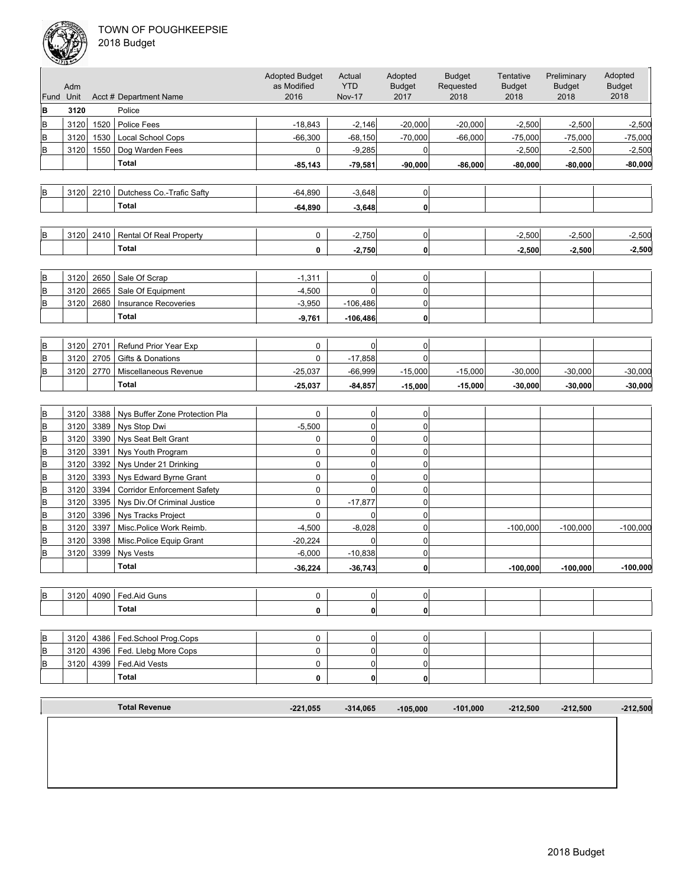TOWN OF POUGHKEEPSIE
2018 Budget

| Fund | Adm Unit | Acct # | Department Name | Adopted Budget as Modified 2016 | Actual YTD Nov-17 | Adopted Budget 2017 | Budget Requested 2018 | Tentative Budget 2018 | Preliminary Budget 2018 | Adopted Budget 2018 |
|---|---|---|---|---|---|---|---|---|---|---|
| B | 3120 | | Police | | | | | | | |
| B | 3120 | 1520 | Police Fees | -18,843 | -2,146 | -20,000 | -20,000 | -2,500 | -2,500 | -2,500 |
| B | 3120 | 1530 | Local School Cops | -66,300 | -68,150 | -70,000 | -66,000 | -75,000 | -75,000 | -75,000 |
| B | 3120 | 1550 | Dog Warden Fees | 0 | -9,285 | 0 | | -2,500 | -2,500 | -2,500 |
| | | | **Total** | **-85,143** | **-79,581** | **-90,000** | **-86,000** | **-80,000** | **-80,000** | **-80,000** |
| B | 3120 | 2210 | Dutchess Co.-Trafic Safty | -64,890 | -3,648 | 0 | | | | |
| | | | **Total** | **-64,890** | **-3,648** | **0** | | | | |
| B | 3120 | 2410 | Rental Of Real Property | 0 | -2,750 | 0 | | -2,500 | -2,500 | -2,500 |
| | | | **Total** | **0** | **-2,750** | **0** | | **-2,500** | **-2,500** | **-2,500** |
| B | 3120 | 2650 | Sale Of Scrap | -1,311 | 0 | 0 | | | | |
| B | 3120 | 2665 | Sale Of Equipment | -4,500 | 0 | 0 | | | | |
| B | 3120 | 2680 | Insurance Recoveries | -3,950 | -106,486 | 0 | | | | |
| | | | **Total** | **-9,761** | **-106,486** | **0** | | | | |
| B | 3120 | 2701 | Refund Prior Year Exp | 0 | 0 | 0 | | | | |
| B | 3120 | 2705 | Gifts & Donations | 0 | -17,858 | 0 | | | | |
| B | 3120 | 2770 | Miscellaneous Revenue | -25,037 | -66,999 | -15,000 | -15,000 | -30,000 | -30,000 | -30,000 |
| | | | **Total** | **-25,037** | **-84,857** | **-15,000** | **-15,000** | **-30,000** | **-30,000** | **-30,000** |
| B | 3120 | 3388 | Nys Buffer Zone Protection Pla | 0 | 0 | 0 | | | | |
| B | 3120 | 3389 | Nys Stop Dwi | -5,500 | 0 | 0 | | | | |
| B | 3120 | 3390 | Nys Seat Belt Grant | 0 | 0 | 0 | | | | |
| B | 3120 | 3391 | Nys Youth Program | 0 | 0 | 0 | | | | |
| B | 3120 | 3392 | Nys Under 21 Drinking | 0 | 0 | 0 | | | | |
| B | 3120 | 3393 | Nys Edward Byrne Grant | 0 | 0 | 0 | | | | |
| B | 3120 | 3394 | Corridor Enforcement Safety | 0 | 0 | 0 | | | | |
| B | 3120 | 3395 | Nys Div.Of Criminal Justice | 0 | -17,877 | 0 | | | | |
| B | 3120 | 3396 | Nys Tracks Project | 0 | 0 | 0 | | | | |
| B | 3120 | 3397 | Misc.Police Work Reimb. | -4,500 | -8,028 | 0 | | -100,000 | -100,000 | -100,000 |
| B | 3120 | 3398 | Misc.Police Equip Grant | -20,224 | 0 | 0 | | | | |
| B | 3120 | 3399 | Nys Vests | -6,000 | -10,838 | 0 | | | | |
| | | | **Total** | **-36,224** | **-36,743** | **0** | | **-100,000** | **-100,000** | **-100,000** |
| B | 3120 | 4090 | Fed.Aid Guns | 0 | 0 | 0 | | | | |
| | | | **Total** | **0** | **0** | **0** | | | | |
| B | 3120 | 4386 | Fed.School Prog.Cops | 0 | 0 | 0 | | | | |
| B | 3120 | 4396 | Fed. Llebg More Cops | 0 | 0 | 0 | | | | |
| B | 3120 | 4399 | Fed.Aid Vests | 0 | 0 | 0 | | | | |
| | | | **Total** | **0** | **0** | **0** | | | | |
| | | | **Total Revenue** | **-221,055** | **-314,065** | **-105,000** | **-101,000** | **-212,500** | **-212,500** | **-212,500** |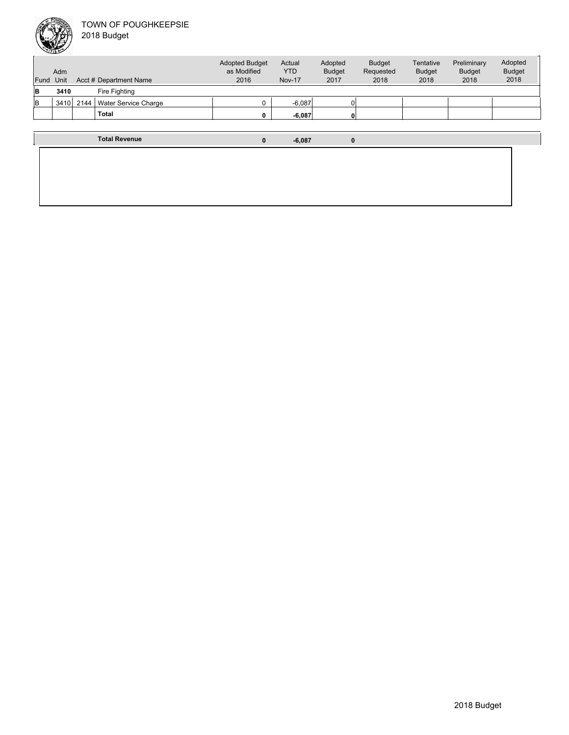TOWN OF POUGHKEEPSIE
2018 Budget

| Fund | Adm Unit | Acct # | Department Name | Adopted Budget as Modified 2016 | Actual YTD Nov-17 | Adopted Budget 2017 | Budget Requested 2018 | Tentative Budget 2018 | Preliminary Budget 2018 | Adopted Budget 2018 |
|---|---|---|---|---|---|---|---|---|---|---|
| **B** | **3410** | | Fire Fighting | | | | | | | |
| B | 3410 | 2144 | Water Service Charge | 0 | -6,087 | 0 | | | | |
| | | | **Total** | **0** | **-6,087** | **0** | | | | |
| | | | **Total Revenue** | **0** | **-6,087** | **0** | | | | |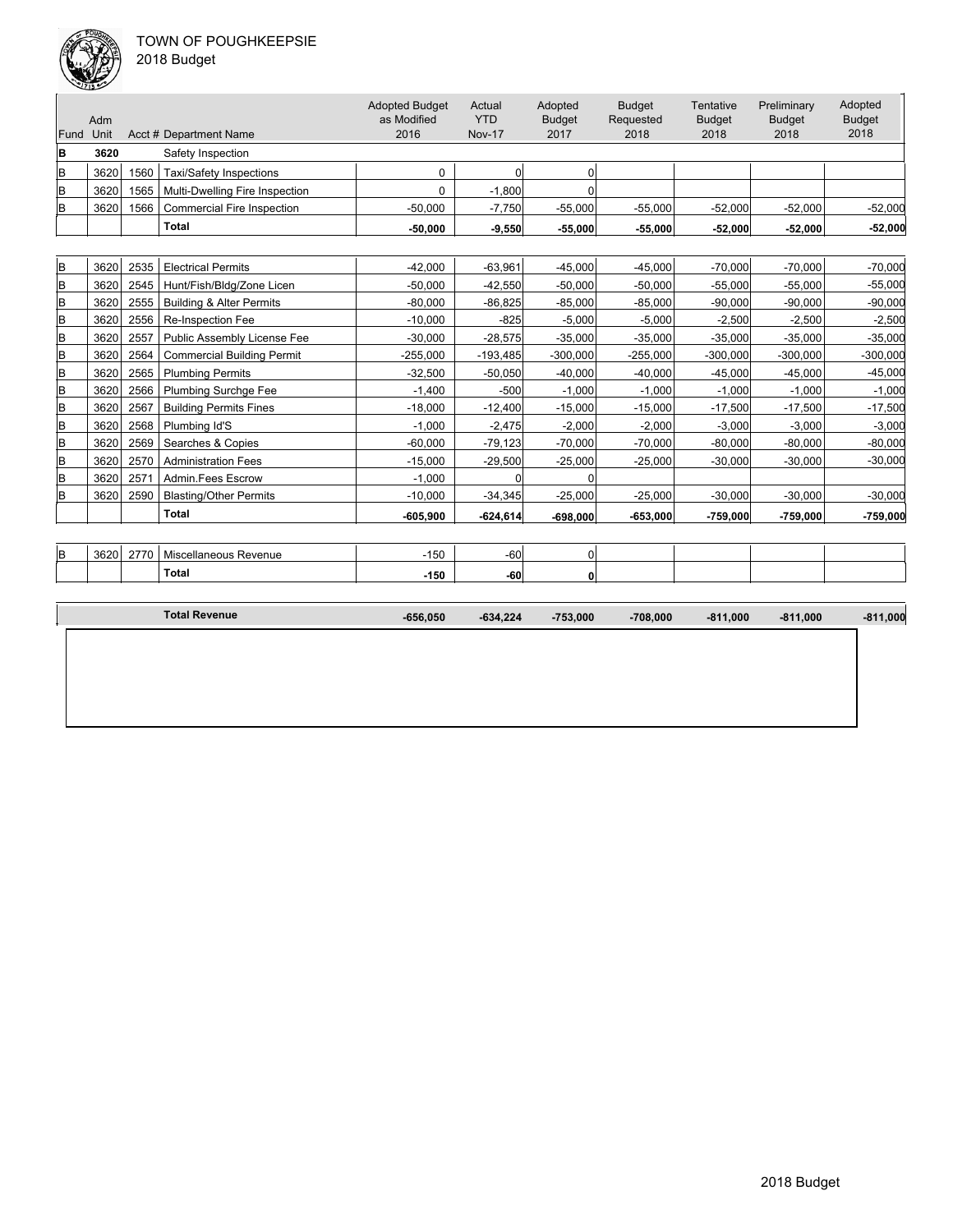TOWN OF POUGHKEEPSIE
2018 Budget

| Fund | Adm Unit | Acct # | Department Name | Adopted Budget as Modified 2016 | Actual YTD Nov-17 | Adopted Budget 2017 | Budget Requested 2018 | Tentative Budget 2018 | Preliminary Budget 2018 | Adopted Budget 2018 |
|---|---|---|---|---|---|---|---|---|---|---|
| **B** | **3620** | | Safety Inspection | | | | | | | |
| B | 3620 | 1560 | Taxi/Safety Inspections | 0 | 0 | 0 | | | | |
| B | 3620 | 1565 | Multi-Dwelling Fire Inspection | 0 | -1,800 | 0 | | | | |
| B | 3620 | 1566 | Commercial Fire Inspection | -50,000 | -7,750 | -55,000 | -55,000 | -52,000 | -52,000 | -52,000 |
| | | | **Total** | **-50,000** | **-9,550** | **-55,000** | **-55,000** | **-52,000** | **-52,000** | **-52,000** |
| B | 3620 | 2535 | Electrical Permits | -42,000 | -63,961 | -45,000 | -45,000 | -70,000 | -70,000 | -70,000 |
| B | 3620 | 2545 | Hunt/Fish/Bldg/Zone Licen | -50,000 | -42,550 | -50,000 | -50,000 | -55,000 | -55,000 | -55,000 |
| B | 3620 | 2555 | Building & Alter Permits | -80,000 | -86,825 | -85,000 | -85,000 | -90,000 | -90,000 | -90,000 |
| B | 3620 | 2556 | Re-Inspection Fee | -10,000 | -825 | -5,000 | -5,000 | -2,500 | -2,500 | -2,500 |
| B | 3620 | 2557 | Public Assembly License Fee | -30,000 | -28,575 | -35,000 | -35,000 | -35,000 | -35,000 | -35,000 |
| B | 3620 | 2564 | Commercial Building Permit | -255,000 | -193,485 | -300,000 | -255,000 | -300,000 | -300,000 | -300,000 |
| B | 3620 | 2565 | Plumbing Permits | -32,500 | -50,050 | -40,000 | -40,000 | -45,000 | -45,000 | -45,000 |
| B | 3620 | 2566 | Plumbing Surchge Fee | -1,400 | -500 | -1,000 | -1,000 | -1,000 | -1,000 | -1,000 |
| B | 3620 | 2567 | Building Permits Fines | -18,000 | -12,400 | -15,000 | -15,000 | -17,500 | -17,500 | -17,500 |
| B | 3620 | 2568 | Plumbing Id'S | -1,000 | -2,475 | -2,000 | -2,000 | -3,000 | -3,000 | -3,000 |
| B | 3620 | 2569 | Searches & Copies | -60,000 | -79,123 | -70,000 | -70,000 | -80,000 | -80,000 | -80,000 |
| B | 3620 | 2570 | Administration Fees | -15,000 | -29,500 | -25,000 | -25,000 | -30,000 | -30,000 | -30,000 |
| B | 3620 | 2571 | Admin.Fees Escrow | -1,000 | 0 | 0 | | | | |
| B | 3620 | 2590 | Blasting/Other Permits | -10,000 | -34,345 | -25,000 | -25,000 | -30,000 | -30,000 | -30,000 |
| | | | **Total** | **-605,900** | **-624,614** | **-698,000** | **-653,000** | **-759,000** | **-759,000** | **-759,000** |
| B | 3620 | 2770 | Miscellaneous Revenue | -150 | -60 | 0 | | | | |
| | | | **Total** | **-150** | **-60** | **0** | | | | |
| | | | **Total Revenue** | **-656,050** | **-634,224** | **-753,000** | **-708,000** | **-811,000** | **-811,000** | **-811,000** |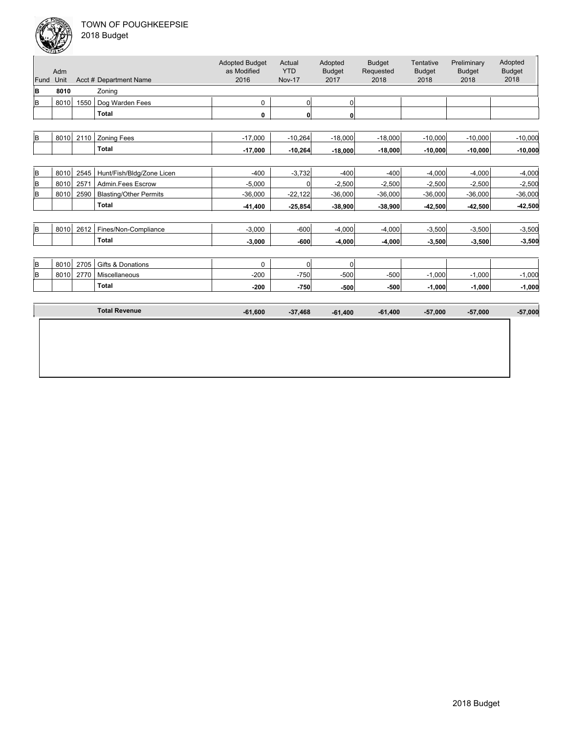TOWN OF POUGHKEEPSIE
2018 Budget

| Fund | Adm Unit | Acct # | Department Name | Adopted Budget as Modified 2016 | Actual YTD Nov-17 | Adopted Budget 2017 | Budget Requested 2018 | Tentative Budget 2018 | Preliminary Budget 2018 | Adopted Budget 2018 |
|---|---|---|---|---|---|---|---|---|---|---|
| **B** | **8010** | | Zoning | | | | | | | |
| B | 8010 | 1550 | Dog Warden Fees | 0 | 0 | 0 | | | | |
| | | | **Total** | **0** | **0** | **0** | | | | |
| B | 8010 | 2110 | Zoning Fees | -17,000 | -10,264 | -18,000 | -18,000 | -10,000 | -10,000 | -10,000 |
| | | | **Total** | **-17,000** | **-10,264** | **-18,000** | **-18,000** | **-10,000** | **-10,000** | **-10,000** |
| B | 8010 | 2545 | Hunt/Fish/Bldg/Zone Licen | -400 | -3,732 | -400 | -400 | -4,000 | -4,000 | -4,000 |
| B | 8010 | 2571 | Admin.Fees Escrow | -5,000 | 0 | -2,500 | -2,500 | -2,500 | -2,500 | -2,500 |
| B | 8010 | 2590 | Blasting/Other Permits | -36,000 | -22,122 | -36,000 | -36,000 | -36,000 | -36,000 | -36,000 |
| | | | **Total** | **-41,400** | **-25,854** | **-38,900** | **-38,900** | **-42,500** | **-42,500** | **-42,500** |
| B | 8010 | 2612 | Fines/Non-Compliance | -3,000 | -600 | -4,000 | -4,000 | -3,500 | -3,500 | -3,500 |
| | | | **Total** | **-3,000** | **-600** | **-4,000** | **-4,000** | **-3,500** | **-3,500** | **-3,500** |
| B | 8010 | 2705 | Gifts & Donations | 0 | 0 | 0 | | | | |
| B | 8010 | 2770 | Miscellaneous | -200 | -750 | -500 | -500 | -1,000 | -1,000 | -1,000 |
| | | | **Total** | **-200** | **-750** | **-500** | **-500** | **-1,000** | **-1,000** | **-1,000** |
| | | | **Total Revenue** | **-61,600** | **-37,468** | **-61,400** | **-61,400** | **-57,000** | **-57,000** | **-57,000** |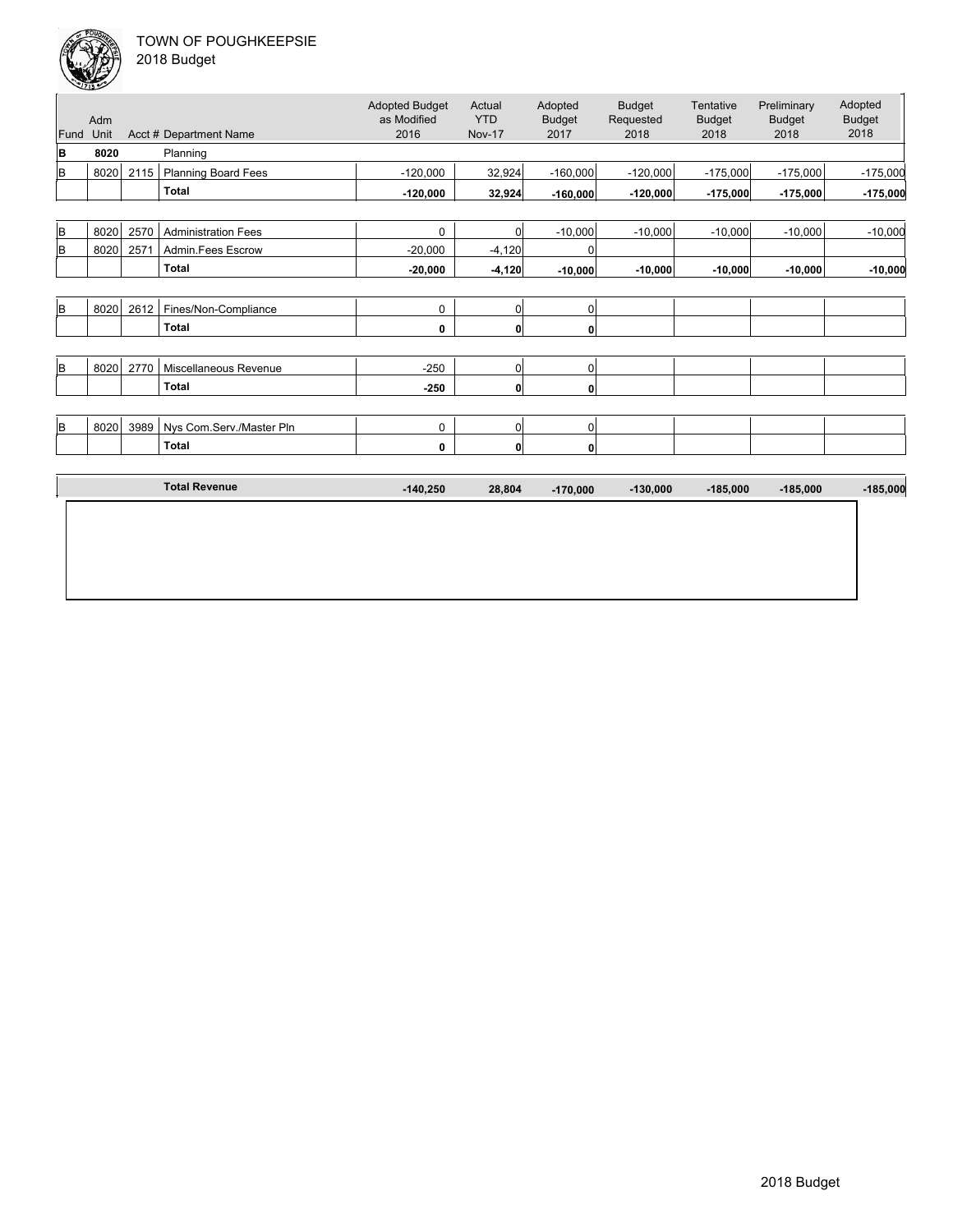TOWN OF POUGHKEEPSIE
2018 Budget

| Fund | Adm Unit | Acct # | Department Name | Adopted Budget as Modified 2016 | Actual YTD Nov-17 | Adopted Budget 2017 | Budget Requested 2018 | Tentative Budget 2018 | Preliminary Budget 2018 | Adopted Budget 2018 |
|---|---|---|---|---|---|---|---|---|---|---|
| **B** | **8020** | | Planning | | | | | | | |
| B | 8020 | 2115 | Planning Board Fees | -120,000 | 32,924 | -160,000 | -120,000 | -175,000 | -175,000 | -175,000 |
| | | | **Total** | **-120,000** | **32,924** | **-160,000** | **-120,000** | **-175,000** | **-175,000** | **-175,000** |
| B | 8020 | 2570 | Administration Fees | 0 | 0 | -10,000 | -10,000 | -10,000 | -10,000 | -10,000 |
| B | 8020 | 2571 | Admin.Fees Escrow | -20,000 | -4,120 | 0 | | | | |
| | | | **Total** | **-20,000** | **-4,120** | **-10,000** | **-10,000** | **-10,000** | **-10,000** | **-10,000** |
| B | 8020 | 2612 | Fines/Non-Compliance | 0 | 0 | 0 | | | | |
| | | | **Total** | **0** | **0** | **0** | | | | |
| B | 8020 | 2770 | Miscellaneous Revenue | -250 | 0 | 0 | | | | |
| | | | **Total** | **-250** | **0** | **0** | | | | |
| B | 8020 | 3989 | Nys Com.Serv./Master Pln | 0 | 0 | 0 | | | | |
| | | | **Total** | **0** | **0** | **0** | | | | |
| | | | **Total Revenue** | **-140,250** | **28,804** | **-170,000** | **-130,000** | **-185,000** | **-185,000** | **-185,000** |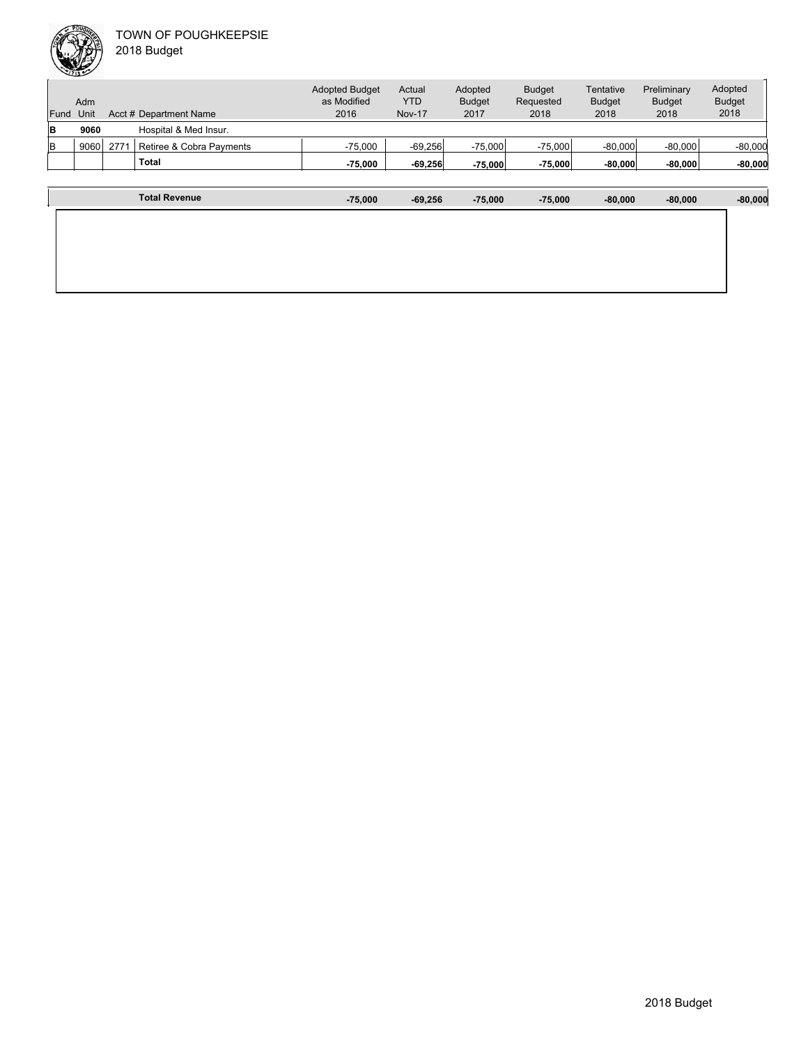TOWN OF POUGHKEEPSIE
2018 Budget

| Fund | Adm Unit | Acct # | Department Name | Adopted Budget as Modified 2016 | Actual YTD Nov-17 | Adopted Budget 2017 | Budget Requested 2018 | Tentative Budget 2018 | Preliminary Budget 2018 | Adopted Budget 2018 |
|---|---|---|---|---|---|---|---|---|---|---|
| **B** | **9060** | | Hospital & Med Insur. | | | | | | | |
| B | 9060 | 2771 | Retiree & Cobra Payments | -75,000 | -69,256 | -75,000 | -75,000 | -80,000 | -80,000 | -80,000 |
| | | | **Total** | **-75,000** | **-69,256** | **-75,000** | **-75,000** | **-80,000** | **-80,000** | **-80,000** |
| | | | **Total Revenue** | **-75,000** | **-69,256** | **-75,000** | **-75,000** | **-80,000** | **-80,000** | **-80,000** |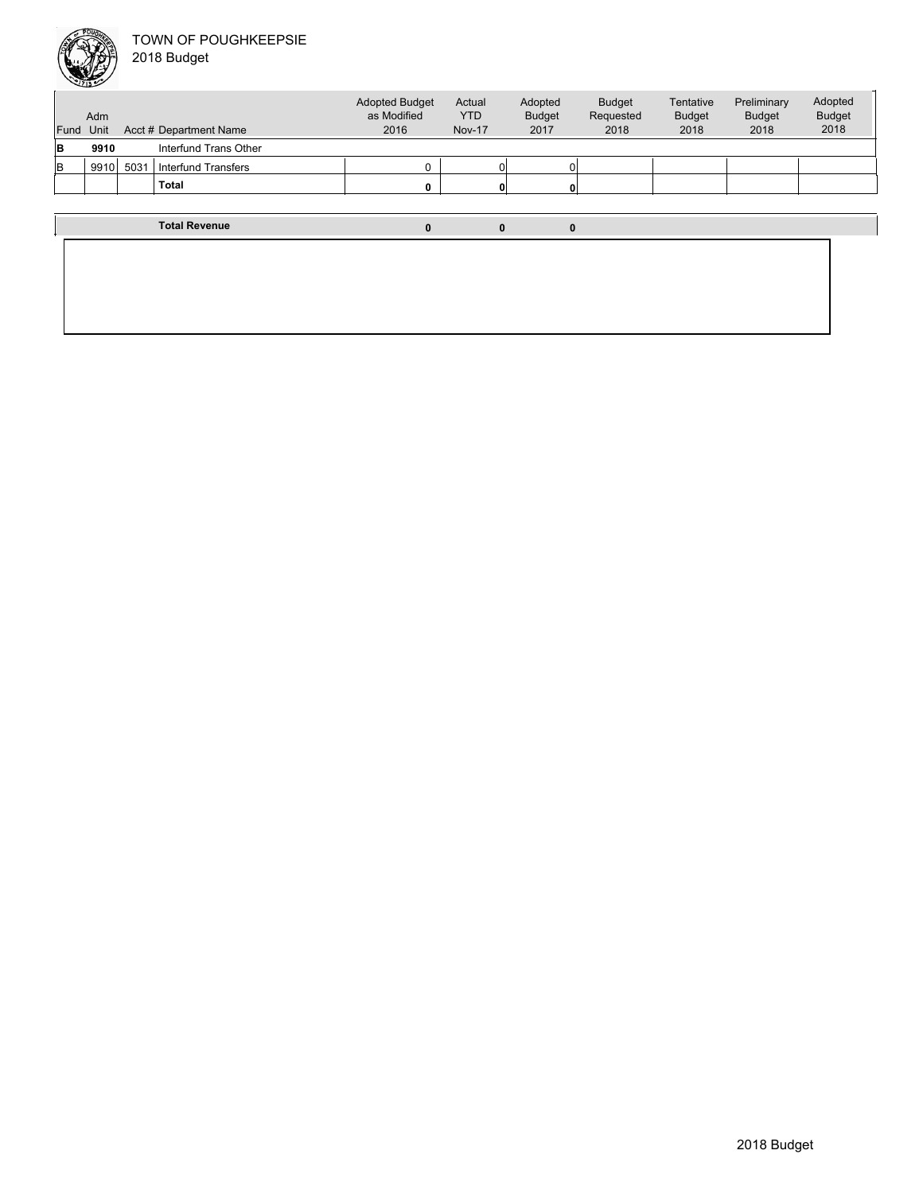TOWN OF POUGHKEEPSIE
2018 Budget

| Fund | Adm Unit | Acct # | Department Name | Adopted Budget as Modified 2016 | Actual YTD Nov-17 | Adopted Budget 2017 | Budget Requested 2018 | Tentative Budget 2018 | Preliminary Budget 2018 | Adopted Budget 2018 |
|---|---|---|---|---|---|---|---|---|---|---|
| **B** | **9910** | | Interfund Trans Other | | | | | | | |
| B | 9910 | 5031 | Interfund Transfers | 0 | 0 | 0 | | | | |
| | | | **Total** | **0** | **0** | **0** | | | | |
| | | | **Total Revenue** | **0** | **0** | **0** | | | | |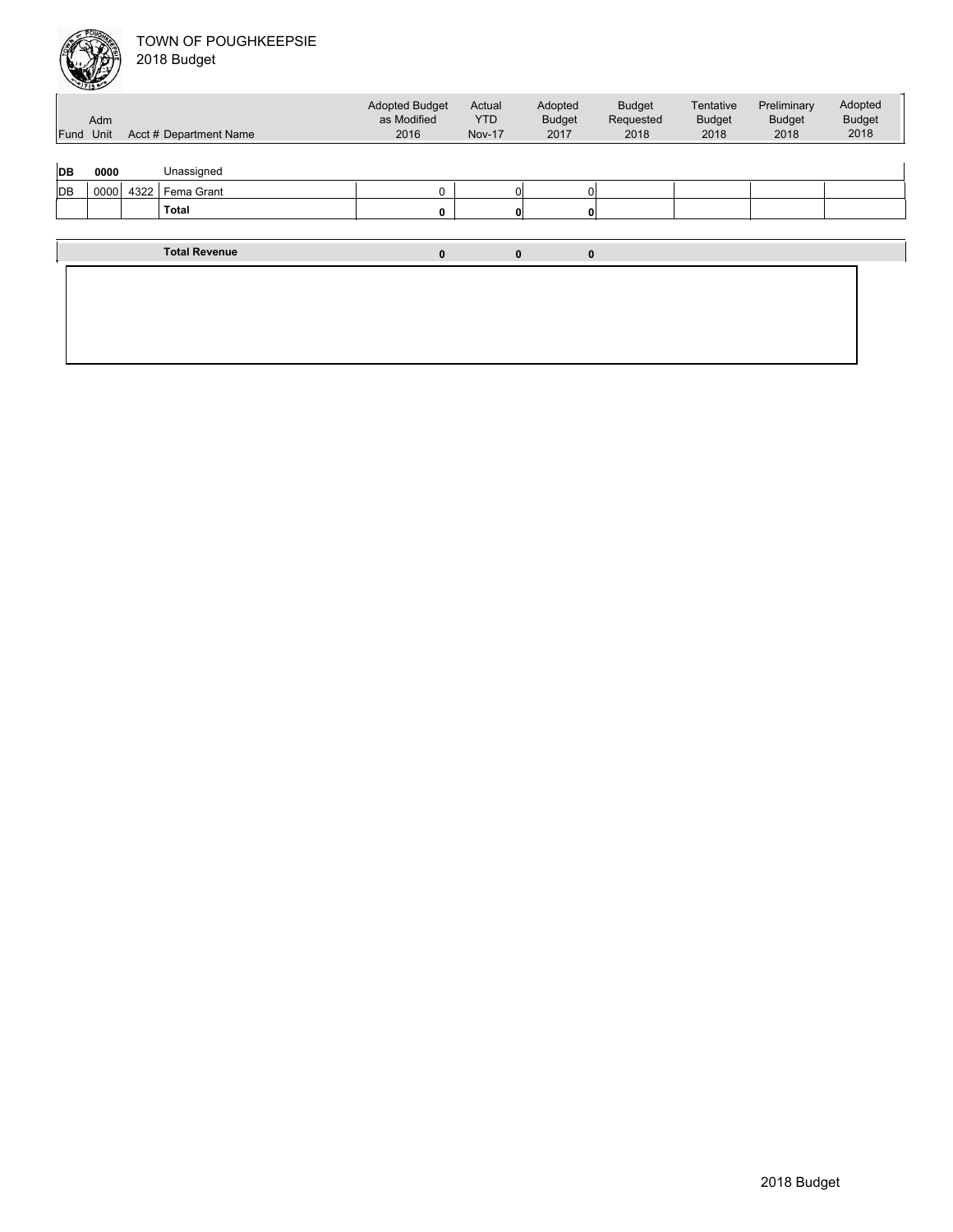TOWN OF POUGHKEEPSIE
2018 Budget

| Fund | Adm Unit | Acct # | Department Name | Adopted Budget as Modified 2016 | Actual YTD Nov-17 | Adopted Budget 2017 | Budget Requested 2018 | Tentative Budget 2018 | Preliminary Budget 2018 | Adopted Budget 2018 |
|---|---|---|---|---|---|---|---|---|---|---|
| **DB** | **0000** | | Unassigned | | | | | | | |
| DB | 0000 | 4322 | Fema Grant | 0 | 0 | 0 | | | | |
| | | | **Total** | **0** | **0** | **0** | | | | |
| | | | **Total Revenue** | **0** | **0** | **0** | | | | |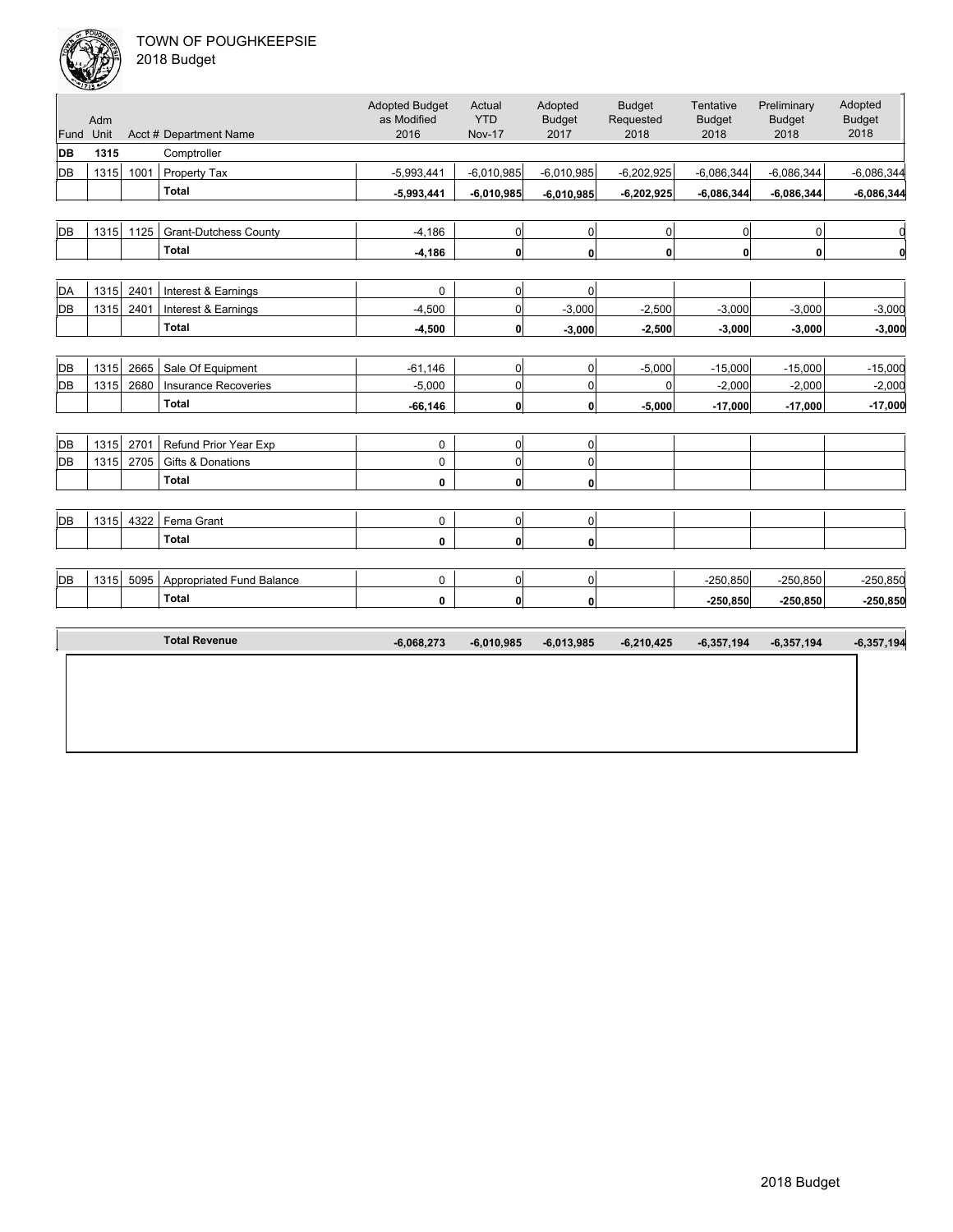TOWN OF POUGHKEEPSIE
2018 Budget

| Fund | Adm Unit | Acct # | Department Name | Adopted Budget as Modified 2016 | Actual YTD Nov-17 | Adopted Budget 2017 | Budget Requested 2018 | Tentative Budget 2018 | Preliminary Budget 2018 | Adopted Budget 2018 |
|---|---|---|---|---|---|---|---|---|---|---|
| **DB** | **1315** | | Comptroller | | | | | | | |
| DB | 1315 | 1001 | Property Tax | -5,993,441 | -6,010,985 | -6,010,985 | -6,202,925 | -6,086,344 | -6,086,344 | -6,086,344 |
| | | | **Total** | **-5,993,441** | **-6,010,985** | **-6,010,985** | **-6,202,925** | **-6,086,344** | **-6,086,344** | **-6,086,344** |
| DB | 1315 | 1125 | Grant-Dutchess County | -4,186 | 0 | 0 | 0 | 0 | 0 | 0 |
| | | | **Total** | **-4,186** | **0** | **0** | **0** | **0** | **0** | **0** |
| DA | 1315 | 2401 | Interest & Earnings | 0 | 0 | 0 | | | | |
| DB | 1315 | 2401 | Interest & Earnings | -4,500 | 0 | -3,000 | -2,500 | -3,000 | -3,000 | -3,000 |
| | | | **Total** | **-4,500** | **0** | **-3,000** | **-2,500** | **-3,000** | **-3,000** | **-3,000** |
| DB | 1315 | 2665 | Sale Of Equipment | -61,146 | 0 | 0 | -5,000 | -15,000 | -15,000 | -15,000 |
| DB | 1315 | 2680 | Insurance Recoveries | -5,000 | 0 | 0 | 0 | -2,000 | -2,000 | -2,000 |
| | | | **Total** | **-66,146** | **0** | **0** | **-5,000** | **-17,000** | **-17,000** | **-17,000** |
| DB | 1315 | 2701 | Refund Prior Year Exp | 0 | 0 | 0 | | | | |
| DB | 1315 | 2705 | Gifts & Donations | 0 | 0 | 0 | | | | |
| | | | **Total** | **0** | **0** | **0** | | | | |
| DB | 1315 | 4322 | Fema Grant | 0 | 0 | 0 | | | | |
| | | | **Total** | **0** | **0** | **0** | | | | |
| DB | 1315 | 5095 | Appropriated Fund Balance | 0 | 0 | 0 | | -250,850 | -250,850 | -250,850 |
| | | | **Total** | **0** | **0** | **0** | | **-250,850** | **-250,850** | **-250,850** |
| | | | **Total Revenue** | **-6,068,273** | **-6,010,985** | **-6,013,985** | **-6,210,425** | **-6,357,194** | **-6,357,194** | **-6,357,194** |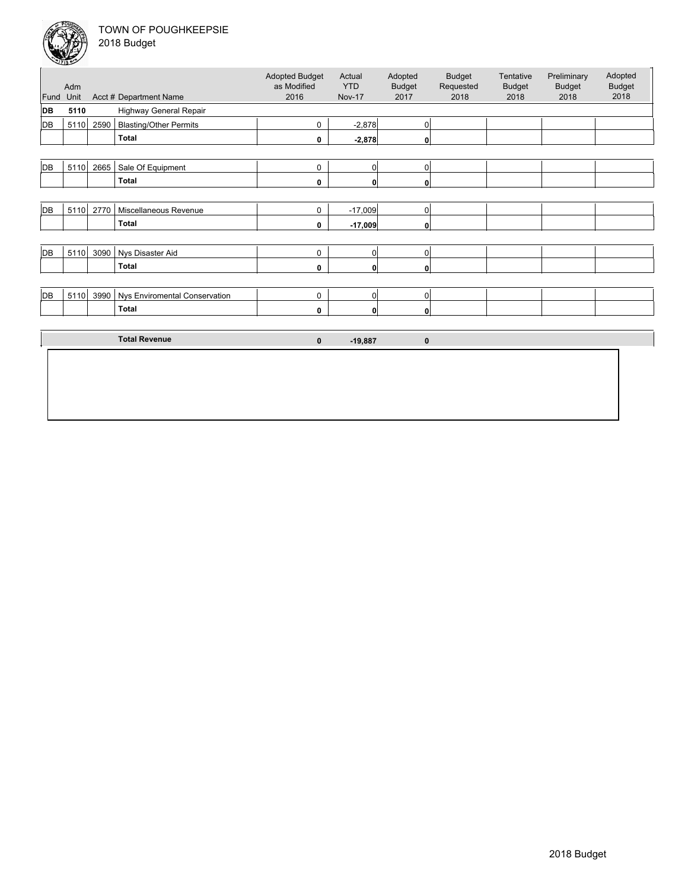TOWN OF POUGHKEEPSIE
2018 Budget

| Fund | Adm Unit | Acct # | Department Name | Adopted Budget as Modified 2016 | Actual YTD Nov-17 | Adopted Budget 2017 | Budget Requested 2018 | Tentative Budget 2018 | Preliminary Budget 2018 | Adopted Budget 2018 |
|---|---|---|---|---|---|---|---|---|---|---|
| **DB** | **5110** | | Highway General Repair | | | | | | | |
| DB | 5110 | 2590 | Blasting/Other Permits | 0 | -2,878 | 0 | | | | |
| | | | **Total** | **0** | **-2,878** | **0** | | | | |
| DB | 5110 | 2665 | Sale Of Equipment | 0 | 0 | 0 | | | | |
| | | | **Total** | **0** | **0** | **0** | | | | |
| DB | 5110 | 2770 | Miscellaneous Revenue | 0 | -17,009 | 0 | | | | |
| | | | **Total** | **0** | **-17,009** | **0** | | | | |
| DB | 5110 | 3090 | Nys Disaster Aid | 0 | 0 | 0 | | | | |
| | | | **Total** | **0** | **0** | **0** | | | | |
| DB | 5110 | 3990 | Nys Enviromental Conservation | 0 | 0 | 0 | | | | |
| | | | **Total** | **0** | **0** | **0** | | | | |
| | | | **Total Revenue** | **0** | **-19,887** | **0** | | | | |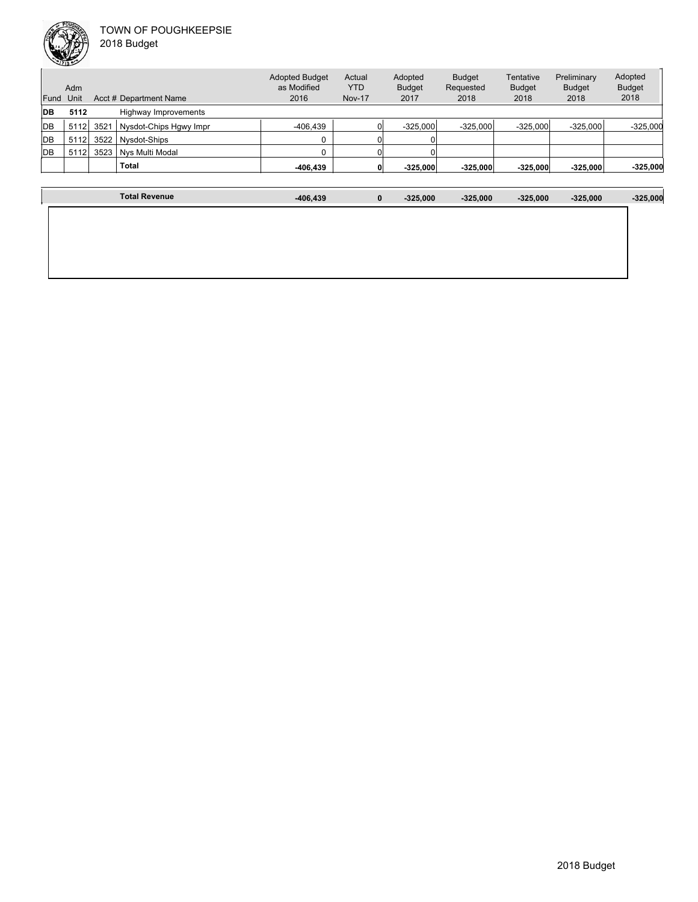TOWN OF POUGHKEEPSIE
2018 Budget

| Fund | Adm Unit | Acct # | Department Name | Adopted Budget as Modified 2016 | Actual YTD Nov-17 | Adopted Budget 2017 | Budget Requested 2018 | Tentative Budget 2018 | Preliminary Budget 2018 | Adopted Budget 2018 |
|---|---|---|---|---|---|---|---|---|---|---|
| **DB** | **5112** | | Highway Improvements | | | | | | | |
| DB | 5112 | 3521 | Nysdot-Chips Hgwy Impr | -406,439 | 0 | -325,000 | -325,000 | -325,000 | -325,000 | -325,000 |
| DB | 5112 | 3522 | Nysdot-Ships | 0 | 0 | 0 | | | | |
| DB | 5112 | 3523 | Nys Multi Modal | 0 | 0 | 0 | | | | |
| | | | **Total** | **-406,439** | **0** | **-325,000** | **-325,000** | **-325,000** | **-325,000** | **-325,000** |

| | Adopted Budget as Modified 2016 | Actual YTD Nov-17 | Adopted Budget 2017 | Budget Requested 2018 | Tentative Budget 2018 | Preliminary Budget 2018 | Adopted Budget 2018 |
|---|---|---|---|---|---|---|---|
| **Total Revenue** | **-406,439** | **0** | **-325,000** | **-325,000** | **-325,000** | **-325,000** | **-325,000** |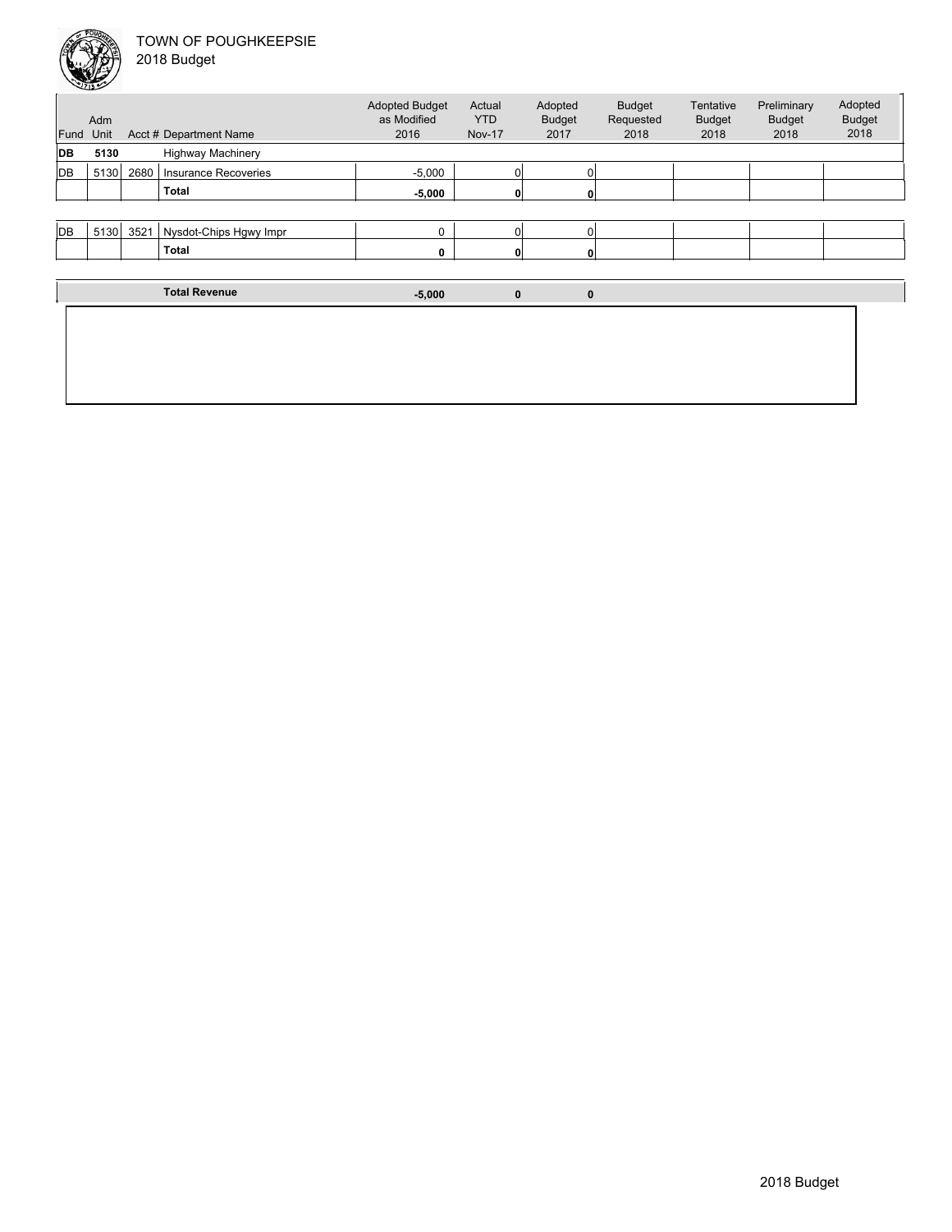TOWN OF POUGHKEEPSIE
2018 Budget

| Fund | Adm Unit | Acct # | Department Name | Adopted Budget as Modified 2016 | Actual YTD Nov-17 | Adopted Budget 2017 | Budget Requested 2018 | Tentative Budget 2018 | Preliminary Budget 2018 | Adopted Budget 2018 |
|---|---|---|---|---|---|---|---|---|---|---|
| **DB** | **5130** | | Highway Machinery | | | | | | | |
| DB | 5130 | 2680 | Insurance Recoveries | -5,000 | 0 | 0 | | | | |
| | | | **Total** | **-5,000** | **0** | **0** | | | | |
| DB | 5130 | 3521 | Nysdot-Chips Hgwy Impr | 0 | 0 | 0 | | | | |
| | | | **Total** | **0** | **0** | **0** | | | | |
| | | | **Total Revenue** | **-5,000** | **0** | **0** | | | | |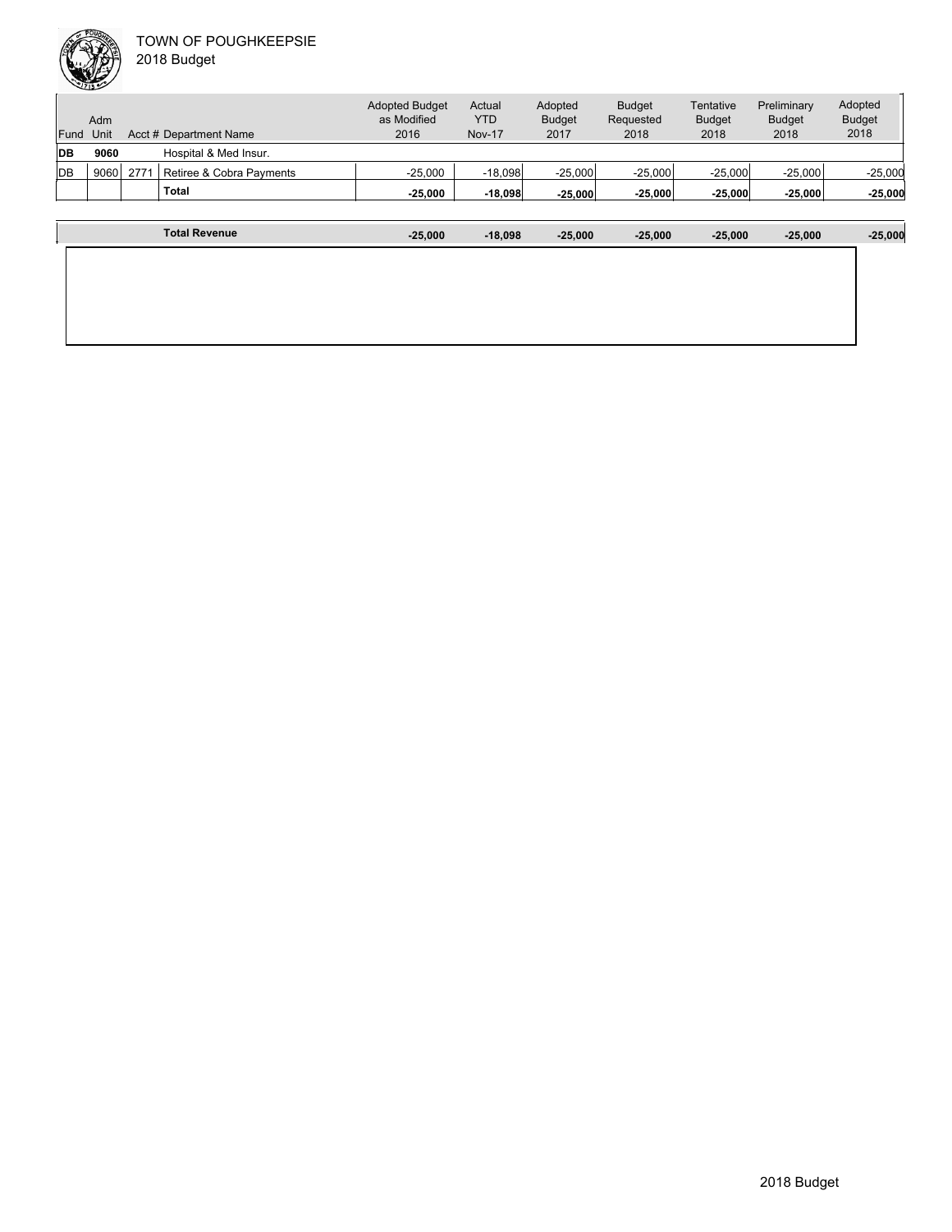TOWN OF POUGHKEEPSIE
2018 Budget

| Fund | Adm Unit | Acct # | Department Name | Adopted Budget as Modified 2016 | Actual YTD Nov-17 | Adopted Budget 2017 | Budget Requested 2018 | Tentative Budget 2018 | Preliminary Budget 2018 | Adopted Budget 2018 |
|---|---|---|---|---|---|---|---|---|---|---|
| **DB** | **9060** | | Hospital & Med Insur. | | | | | | | |
| DB | 9060 | 2771 | Retiree & Cobra Payments | -25,000 | -18,098 | -25,000 | -25,000 | -25,000 | -25,000 | -25,000 |
| | | | **Total** | **-25,000** | **-18,098** | **-25,000** | **-25,000** | **-25,000** | **-25,000** | **-25,000** |
| | | | **Total Revenue** | **-25,000** | **-18,098** | **-25,000** | **-25,000** | **-25,000** | **-25,000** | **-25,000** |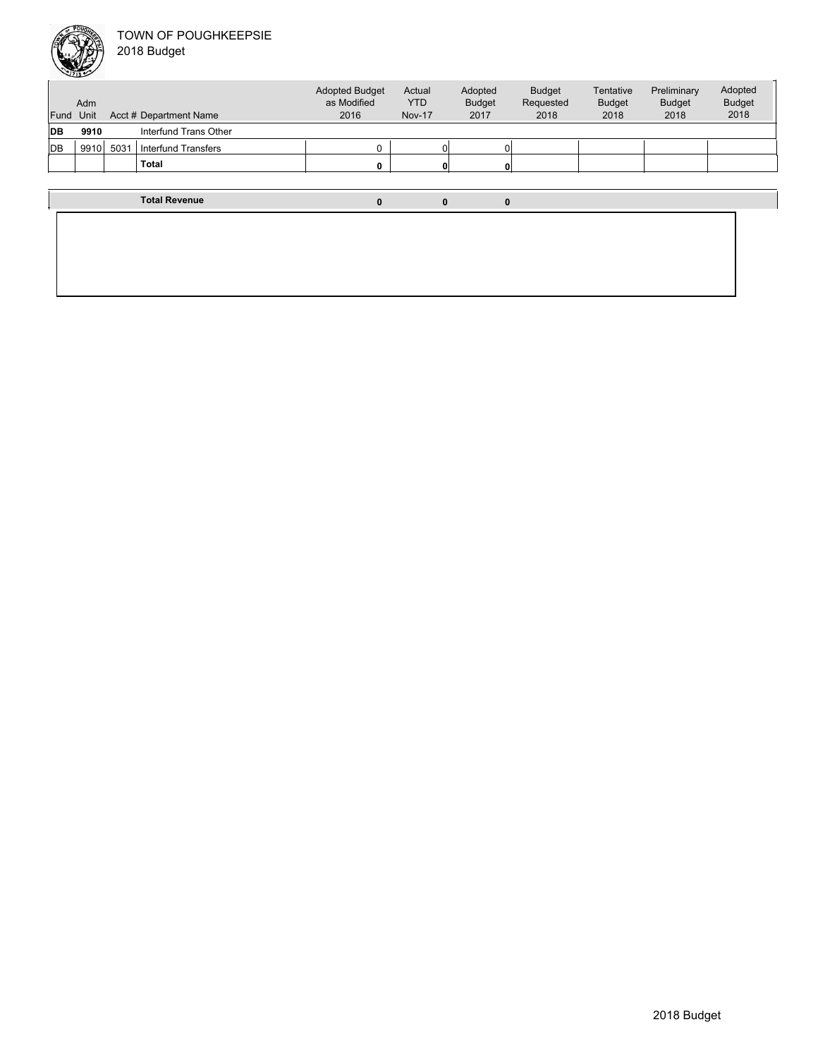TOWN OF POUGHKEEPSIE
2018 Budget

| Fund | Adm Unit | Acct # | Department Name | Adopted Budget as Modified 2016 | Actual YTD Nov-17 | Adopted Budget 2017 | Budget Requested 2018 | Tentative Budget 2018 | Preliminary Budget 2018 | Adopted Budget 2018 |
|---|---|---|---|---|---|---|---|---|---|---|
| **DB** | **9910** | | Interfund Trans Other | | | | | | | |
| DB | 9910 | 5031 | Interfund Transfers | 0 | 0 | 0 | | | | |
| | | | **Total** | **0** | **0** | **0** | | | | |
| | | | **Total Revenue** | **0** | **0** | **0** | | | | |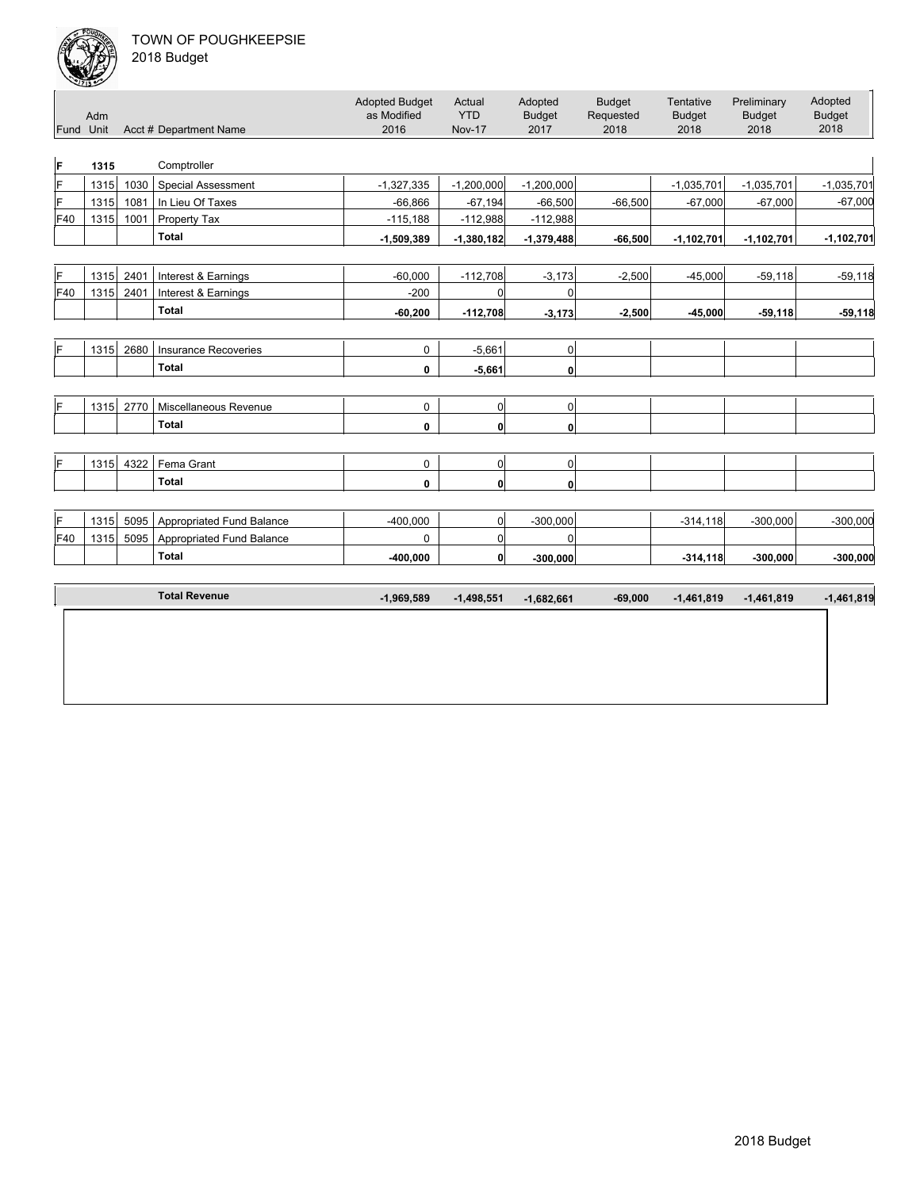TOWN OF POUGHKEEPSIE
2018 Budget

| Fund | Adm Unit | Acct # | Department Name | Adopted Budget as Modified 2016 | Actual YTD Nov-17 | Adopted Budget 2017 | Budget Requested 2018 | Tentative Budget 2018 | Preliminary Budget 2018 | Adopted Budget 2018 |
|---|---|---|---|---|---|---|---|---|---|---|
| F | 1315 | | Comptroller | | | | | | | |
| F | 1315 | 1030 | Special Assessment | -1,327,335 | -1,200,000 | -1,200,000 | | -1,035,701 | -1,035,701 | -1,035,701 |
| F | 1315 | 1081 | In Lieu Of Taxes | -66,866 | -67,194 | -66,500 | -66,500 | -67,000 | -67,000 | -67,000 |
| F40 | 1315 | 1001 | Property Tax | -115,188 | -112,988 | -112,988 | | | | |
| | | | **Total** | **-1,509,389** | **-1,380,182** | **-1,379,488** | **-66,500** | **-1,102,701** | **-1,102,701** | **-1,102,701** |
| F | 1315 | 2401 | Interest & Earnings | -60,000 | -112,708 | -3,173 | -2,500 | -45,000 | -59,118 | -59,118 |
| F40 | 1315 | 2401 | Interest & Earnings | -200 | 0 | 0 | | | | |
| | | | **Total** | **-60,200** | **-112,708** | **-3,173** | **-2,500** | **-45,000** | **-59,118** | **-59,118** |
| F | 1315 | 2680 | Insurance Recoveries | 0 | -5,661 | 0 | | | | |
| | | | **Total** | **0** | **-5,661** | **0** | | | | |
| F | 1315 | 2770 | Miscellaneous Revenue | 0 | 0 | 0 | | | | |
| | | | **Total** | **0** | **0** | **0** | | | | |
| F | 1315 | 4322 | Fema Grant | 0 | 0 | 0 | | | | |
| | | | **Total** | **0** | **0** | **0** | | | | |
| F | 1315 | 5095 | Appropriated Fund Balance | -400,000 | 0 | -300,000 | | -314,118 | -300,000 | -300,000 |
| F40 | 1315 | 5095 | Appropriated Fund Balance | 0 | 0 | 0 | | | | |
| | | | **Total** | **-400,000** | **0** | **-300,000** | | **-314,118** | **-300,000** | **-300,000** |
| | | | **Total Revenue** | **-1,969,589** | **-1,498,551** | **-1,682,661** | **-69,000** | **-1,461,819** | **-1,461,819** | **-1,461,819** |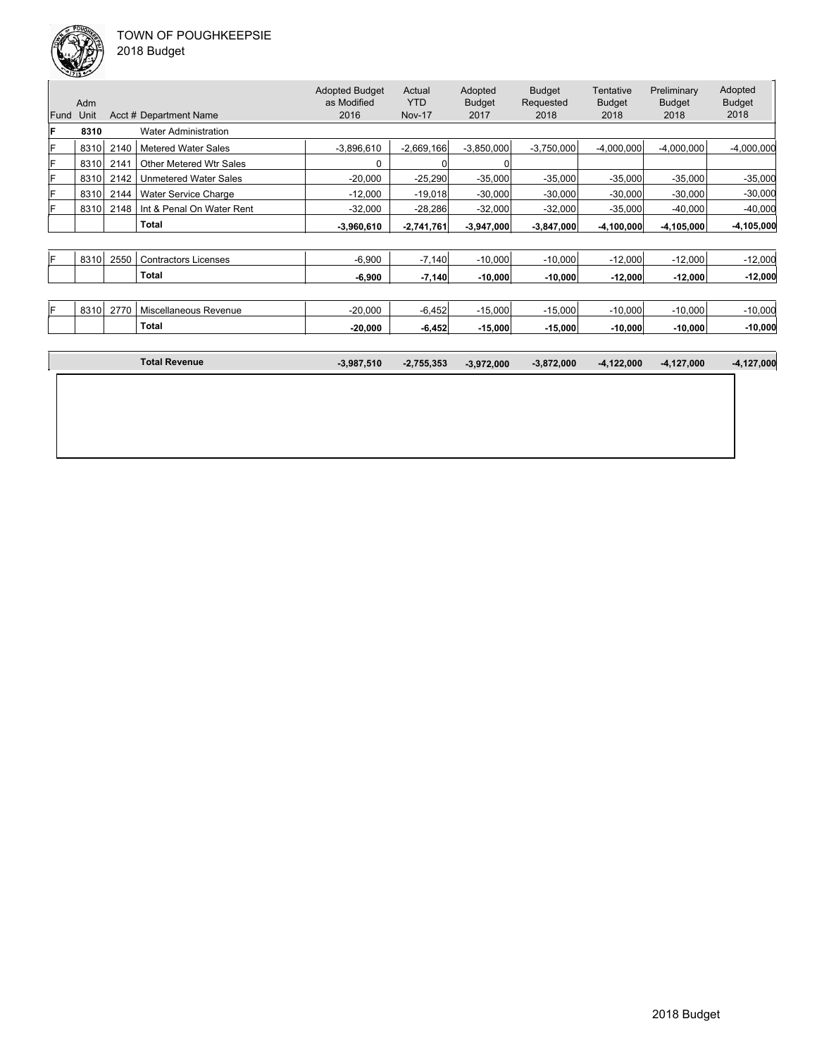TOWN OF POUGHKEEPSIE
2018 Budget

| Fund | Adm Unit | Acct # | Department Name | Adopted Budget as Modified 2016 | Actual YTD Nov-17 | Adopted Budget 2017 | Budget Requested 2018 | Tentative Budget 2018 | Preliminary Budget 2018 | Adopted Budget 2018 |
|---|---|---|---|---|---|---|---|---|---|---|
| **F** | **8310** | | Water Administration | | | | | | | |
| F | 8310 | 2140 | Metered Water Sales | -3,896,610 | -2,669,166 | -3,850,000 | -3,750,000 | -4,000,000 | -4,000,000 | -4,000,000 |
| F | 8310 | 2141 | Other Metered Wtr Sales | 0 | 0 | 0 | | | | |
| F | 8310 | 2142 | Unmetered Water Sales | -20,000 | -25,290 | -35,000 | -35,000 | -35,000 | -35,000 | -35,000 |
| F | 8310 | 2144 | Water Service Charge | -12,000 | -19,018 | -30,000 | -30,000 | -30,000 | -30,000 | -30,000 |
| F | 8310 | 2148 | Int & Penal On Water Rent | -32,000 | -28,286 | -32,000 | -32,000 | -35,000 | -40,000 | -40,000 |
| | | | **Total** | **-3,960,610** | **-2,741,761** | **-3,947,000** | **-3,847,000** | **-4,100,000** | **-4,105,000** | **-4,105,000** |
| F | 8310 | 2550 | Contractors Licenses | -6,900 | -7,140 | -10,000 | -10,000 | -12,000 | -12,000 | -12,000 |
| | | | **Total** | **-6,900** | **-7,140** | **-10,000** | **-10,000** | **-12,000** | **-12,000** | **-12,000** |
| F | 8310 | 2770 | Miscellaneous Revenue | -20,000 | -6,452 | -15,000 | -15,000 | -10,000 | -10,000 | -10,000 |
| | | | **Total** | **-20,000** | **-6,452** | **-15,000** | **-15,000** | **-10,000** | **-10,000** | **-10,000** |
| | | | **Total Revenue** | **-3,987,510** | **-2,755,353** | **-3,972,000** | **-3,872,000** | **-4,122,000** | **-4,127,000** | **-4,127,000** |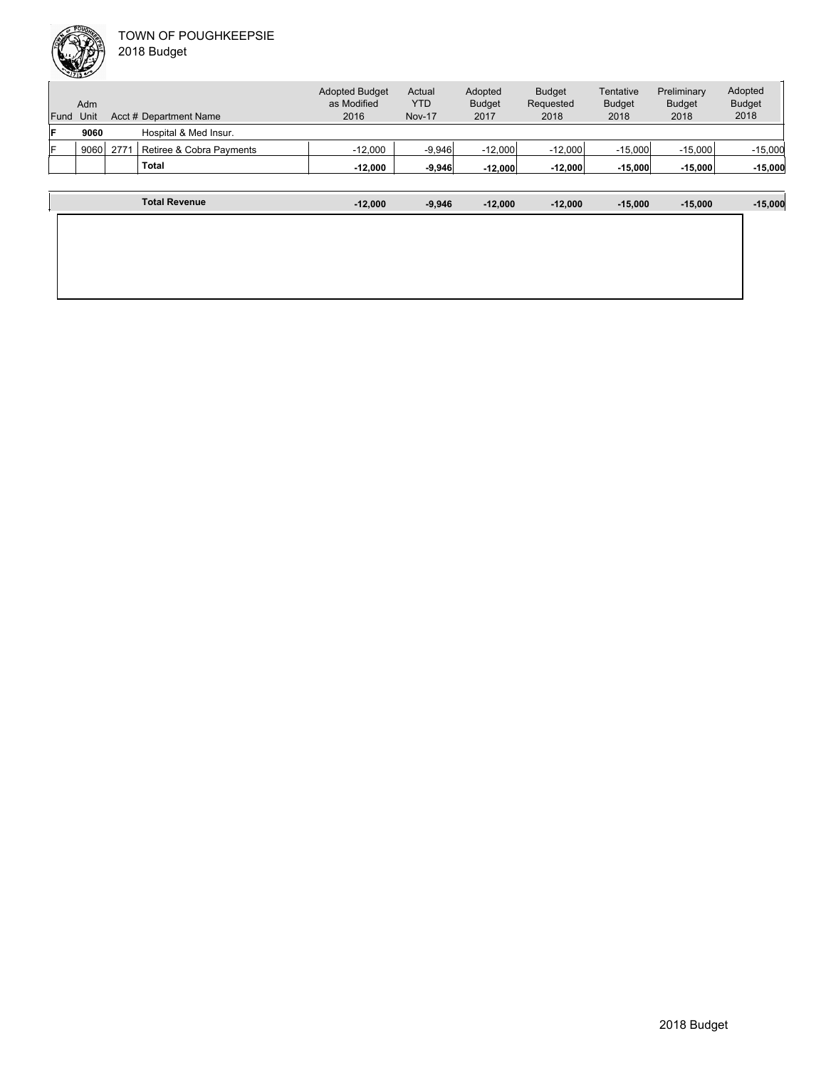TOWN OF POUGHKEEPSIE
2018 Budget

| Fund | Adm Unit | Acct # | Department Name | Adopted Budget as Modified 2016 | Actual YTD Nov-17 | Adopted Budget 2017 | Budget Requested 2018 | Tentative Budget 2018 | Preliminary Budget 2018 | Adopted Budget 2018 |
|---|---|---|---|---|---|---|---|---|---|---|
| **F** | **9060** | | Hospital & Med Insur. | | | | | | | |
| F | 9060 | 2771 | Retiree & Cobra Payments | -12,000 | -9,946 | -12,000 | -12,000 | -15,000 | -15,000 | -15,000 |
| | | | **Total** | **-12,000** | **-9,946** | **-12,000** | **-12,000** | **-15,000** | **-15,000** | **-15,000** |
| | | | **Total Revenue** | **-12,000** | **-9,946** | **-12,000** | **-12,000** | **-15,000** | **-15,000** | **-15,000** |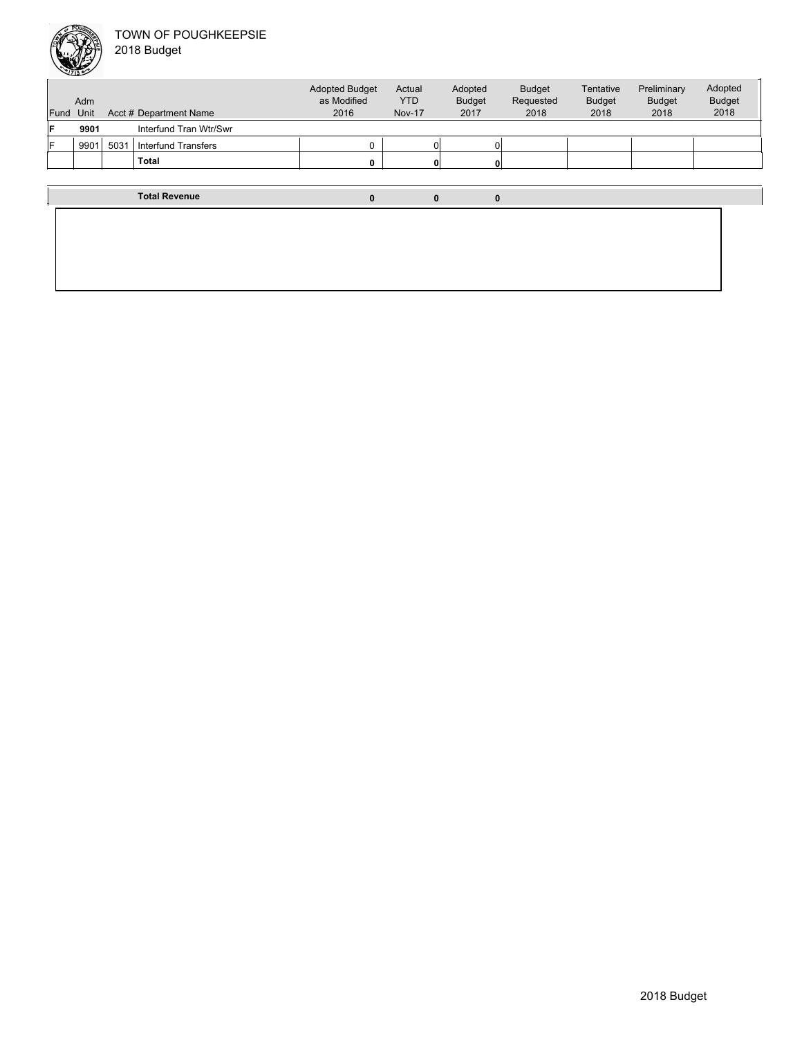TOWN OF POUGHKEEPSIE
2018 Budget

| Fund | Adm Unit | Acct # | Department Name | Adopted Budget as Modified 2016 | Actual YTD Nov-17 | Adopted Budget 2017 | Budget Requested 2018 | Tentative Budget 2018 | Preliminary Budget 2018 | Adopted Budget 2018 |
|---|---|---|---|---|---|---|---|---|---|---|
| **F** | **9901** | | Interfund Tran Wtr/Swr | | | | | | | |
| F | 9901 | 5031 | Interfund Transfers | 0 | 0 | 0 | | | | |
| | | | **Total** | **0** | **0** | **0** | | | | |

| | | | | | | | | | | |
|---|---|---|---|---|---|---|---|---|---|---|
| | | | **Total Revenue** | **0** | **0** | **0** | | | | |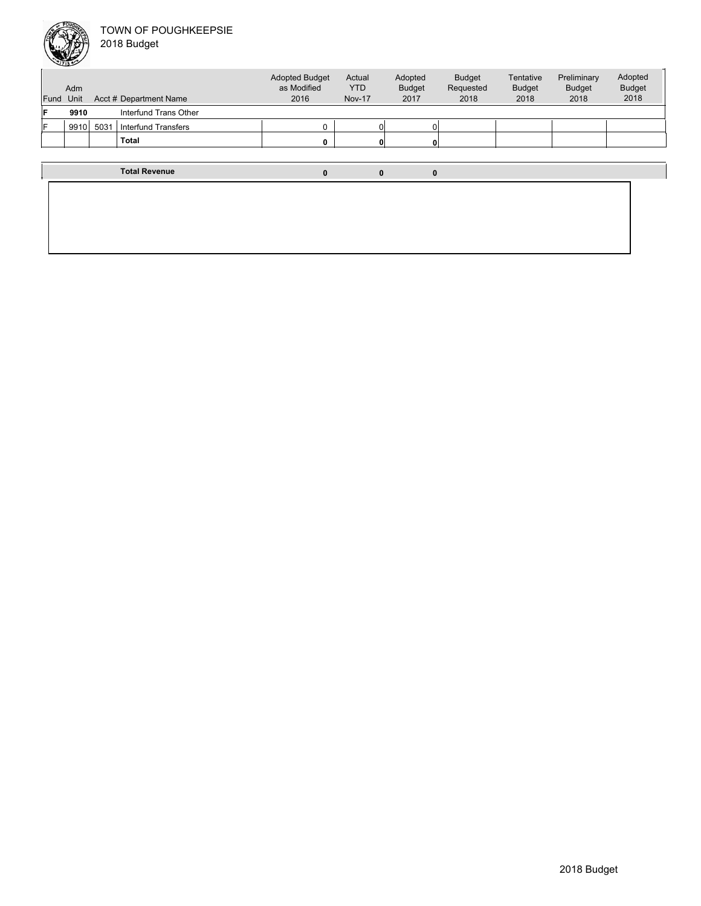TOWN OF POUGHKEEPSIE
2018 Budget

| Fund | Adm Unit | Acct # | Department Name | Adopted Budget as Modified 2016 | Actual YTD Nov-17 | Adopted Budget 2017 | Budget Requested 2018 | Tentative Budget 2018 | Preliminary Budget 2018 | Adopted Budget 2018 |
|---|---|---|---|---|---|---|---|---|---|---|
| **F** | **9910** | | Interfund Trans Other | | | | | | | |
| F | 9910 | 5031 | Interfund Transfers | 0 | 0 | 0 | | | | |
| | | | **Total** | **0** | **0** | **0** | | | | |
| | | | **Total Revenue** | **0** | **0** | **0** | | | | |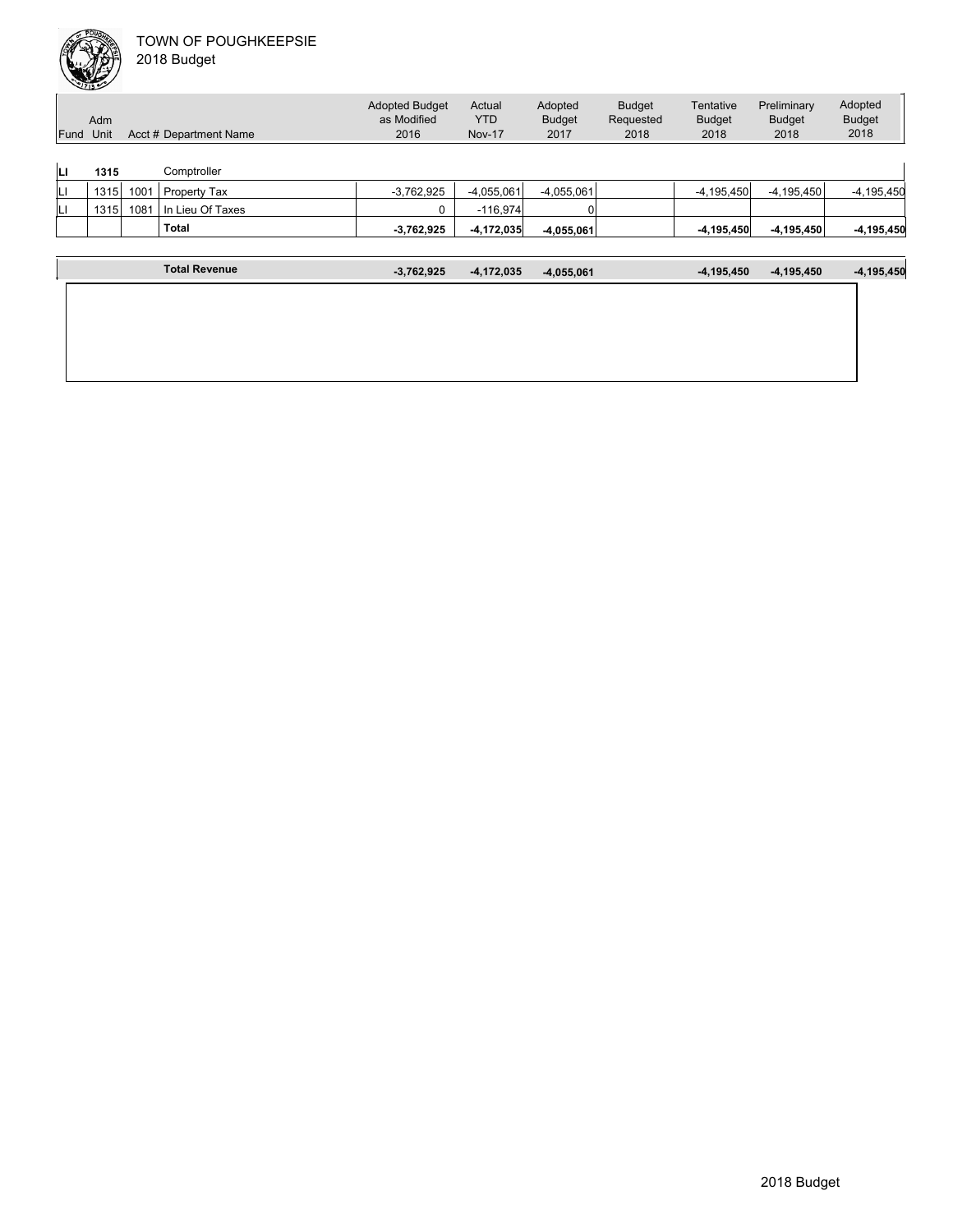TOWN OF POUGHKEEPSIE
2018 Budget

| Fund | Adm Unit | Acct # | Department Name | Adopted Budget as Modified 2016 | Actual YTD Nov-17 | Adopted Budget 2017 | Budget Requested 2018 | Tentative Budget 2018 | Preliminary Budget 2018 | Adopted Budget 2018 |
|---|---|---|---|---|---|---|---|---|---|---|
| **LI** | **1315** | | Comptroller | | | | | | | |
| LI | 1315 | 1001 | Property Tax | -3,762,925 | -4,055,061 | -4,055,061 | | -4,195,450 | -4,195,450 | -4,195,450 |
| LI | 1315 | 1081 | In Lieu Of Taxes | 0 | -116,974 | 0 | | | | |
| | | | **Total** | **-3,762,925** | **-4,172,035** | **-4,055,061** | | **-4,195,450** | **-4,195,450** | **-4,195,450** |
| | | | **Total Revenue** | **-3,762,925** | **-4,172,035** | **-4,055,061** | | **-4,195,450** | **-4,195,450** | **-4,195,450** |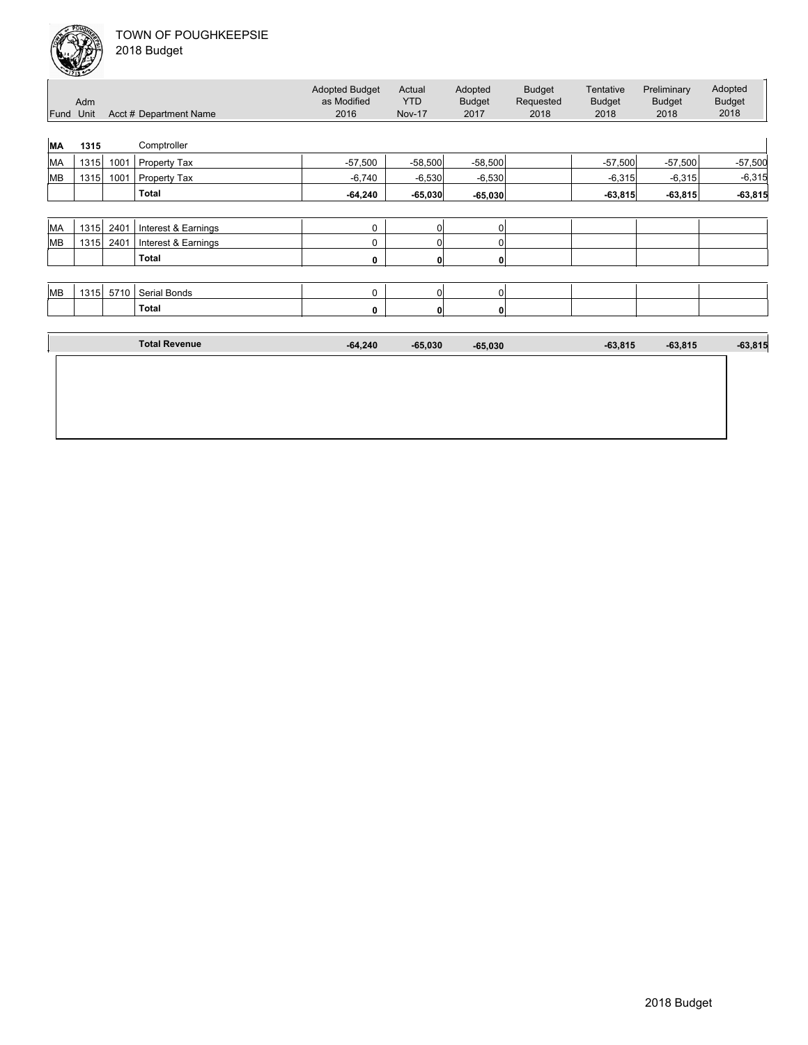TOWN OF POUGHKEEPSIE
2018 Budget

| Fund | Adm Unit | Acct # | Department Name | Adopted Budget as Modified 2016 | Actual YTD Nov-17 | Adopted Budget 2017 | Budget Requested 2018 | Tentative Budget 2018 | Preliminary Budget 2018 | Adopted Budget 2018 |
|---|---|---|---|---|---|---|---|---|---|---|
| **MA** | **1315** | | Comptroller | | | | | | | |
| MA | 1315 | 1001 | Property Tax | -57,500 | -58,500 | -58,500 | | -57,500 | -57,500 | -57,500 |
| MB | 1315 | 1001 | Property Tax | -6,740 | -6,530 | -6,530 | | -6,315 | -6,315 | -6,315 |
| | | | **Total** | **-64,240** | **-65,030** | **-65,030** | | **-63,815** | **-63,815** | **-63,815** |
| MA | 1315 | 2401 | Interest & Earnings | 0 | 0 | 0 | | | | |
| MB | 1315 | 2401 | Interest & Earnings | 0 | 0 | 0 | | | | |
| | | | **Total** | **0** | **0** | **0** | | | | |
| MB | 1315 | 5710 | Serial Bonds | 0 | 0 | 0 | | | | |
| | | | **Total** | **0** | **0** | **0** | | | | |
| | | | **Total Revenue** | **-64,240** | **-65,030** | **-65,030** | | **-63,815** | **-63,815** | **-63,815** |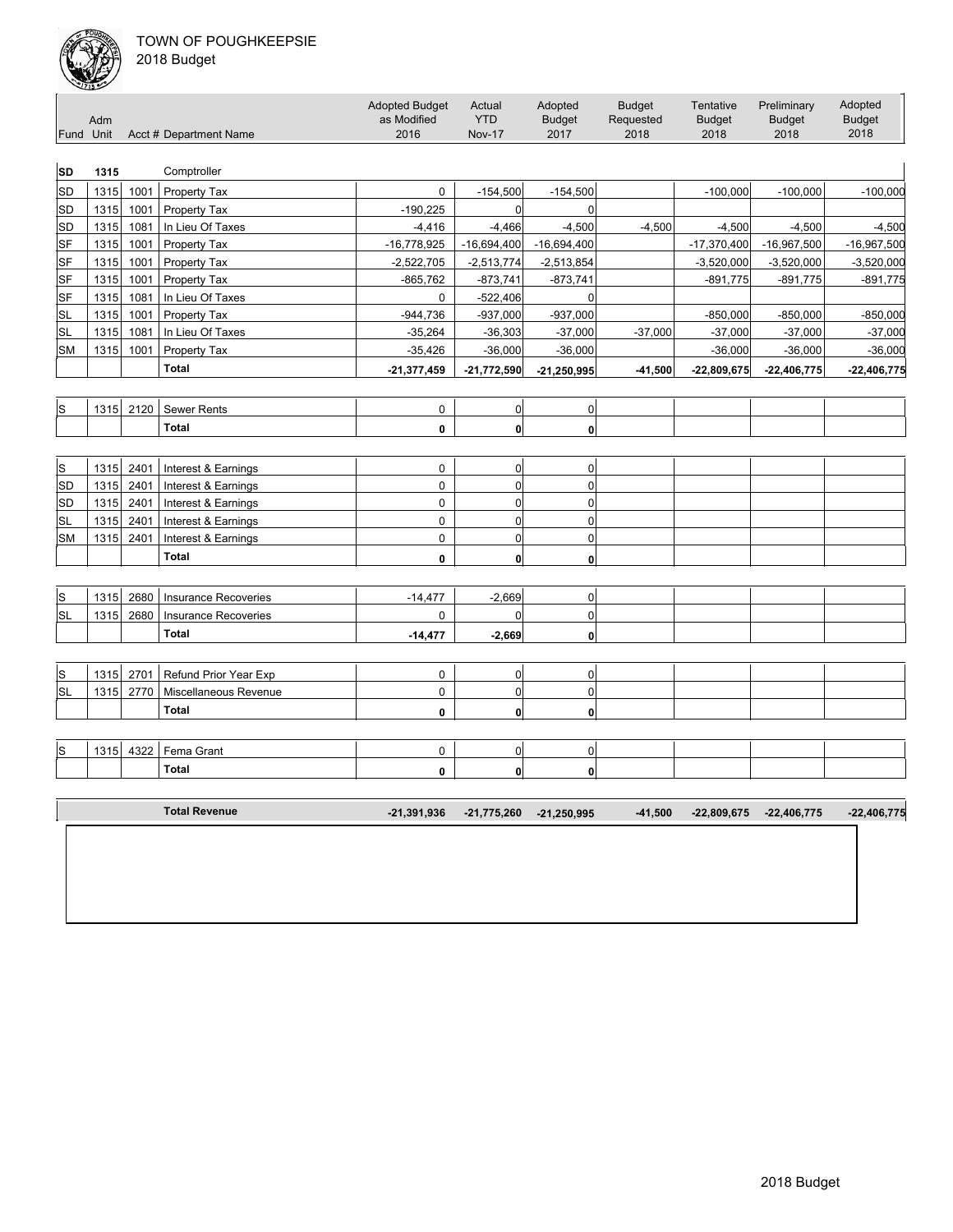TOWN OF POUGHKEEPSIE
2018 Budget

| Fund | Adm Unit | Acct # | Department Name | Adopted Budget as Modified 2016 | Actual YTD Nov-17 | Adopted Budget 2017 | Budget Requested 2018 | Tentative Budget 2018 | Preliminary Budget 2018 | Adopted Budget 2018 |
|---|---|---|---|---|---|---|---|---|---|---|
| **SD** | **1315** | | Comptroller | | | | | | | |
| SD | 1315 | 1001 | Property Tax | 0 | -154,500 | -154,500 | | -100,000 | -100,000 | -100,000 |
| SD | 1315 | 1001 | Property Tax | -190,225 | 0 | 0 | | | | |
| SD | 1315 | 1081 | In Lieu Of Taxes | -4,416 | -4,466 | -4,500 | -4,500 | -4,500 | -4,500 | -4,500 |
| SF | 1315 | 1001 | Property Tax | -16,778,925 | -16,694,400 | -16,694,400 | | -17,370,400 | -16,967,500 | -16,967,500 |
| SF | 1315 | 1001 | Property Tax | -2,522,705 | -2,513,774 | -2,513,854 | | -3,520,000 | -3,520,000 | -3,520,000 |
| SF | 1315 | 1001 | Property Tax | -865,762 | -873,741 | -873,741 | | -891,775 | -891,775 | -891,775 |
| SF | 1315 | 1081 | In Lieu Of Taxes | 0 | -522,406 | 0 | | | | |
| SL | 1315 | 1001 | Property Tax | -944,736 | -937,000 | -937,000 | | -850,000 | -850,000 | -850,000 |
| SL | 1315 | 1081 | In Lieu Of Taxes | -35,264 | -36,303 | -37,000 | -37,000 | -37,000 | -37,000 | -37,000 |
| SM | 1315 | 1001 | Property Tax | -35,426 | -36,000 | -36,000 | | -36,000 | -36,000 | -36,000 |
| | | | **Total** | **-21,377,459** | **-21,772,590** | **-21,250,995** | **-41,500** | **-22,809,675** | **-22,406,775** | **-22,406,775** |
| S | 1315 | 2120 | Sewer Rents | 0 | 0 | 0 | | | | |
| | | | **Total** | **0** | **0** | **0** | | | | |
| S | 1315 | 2401 | Interest & Earnings | 0 | 0 | 0 | | | | |
| SD | 1315 | 2401 | Interest & Earnings | 0 | 0 | 0 | | | | |
| SD | 1315 | 2401 | Interest & Earnings | 0 | 0 | 0 | | | | |
| SL | 1315 | 2401 | Interest & Earnings | 0 | 0 | 0 | | | | |
| SM | 1315 | 2401 | Interest & Earnings | 0 | 0 | 0 | | | | |
| | | | **Total** | **0** | **0** | **0** | | | | |
| S | 1315 | 2680 | Insurance Recoveries | -14,477 | -2,669 | 0 | | | | |
| SL | 1315 | 2680 | Insurance Recoveries | 0 | 0 | 0 | | | | |
| | | | **Total** | **-14,477** | **-2,669** | **0** | | | | |
| S | 1315 | 2701 | Refund Prior Year Exp | 0 | 0 | 0 | | | | |
| SL | 1315 | 2770 | Miscellaneous Revenue | 0 | 0 | 0 | | | | |
| | | | **Total** | **0** | **0** | **0** | | | | |
| S | 1315 | 4322 | Fema Grant | 0 | 0 | 0 | | | | |
| | | | **Total** | **0** | **0** | **0** | | | | |
| | | | **Total Revenue** | **-21,391,936** | **-21,775,260** | **-21,250,995** | **-41,500** | **-22,809,675** | **-22,406,775** | **-22,406,775** |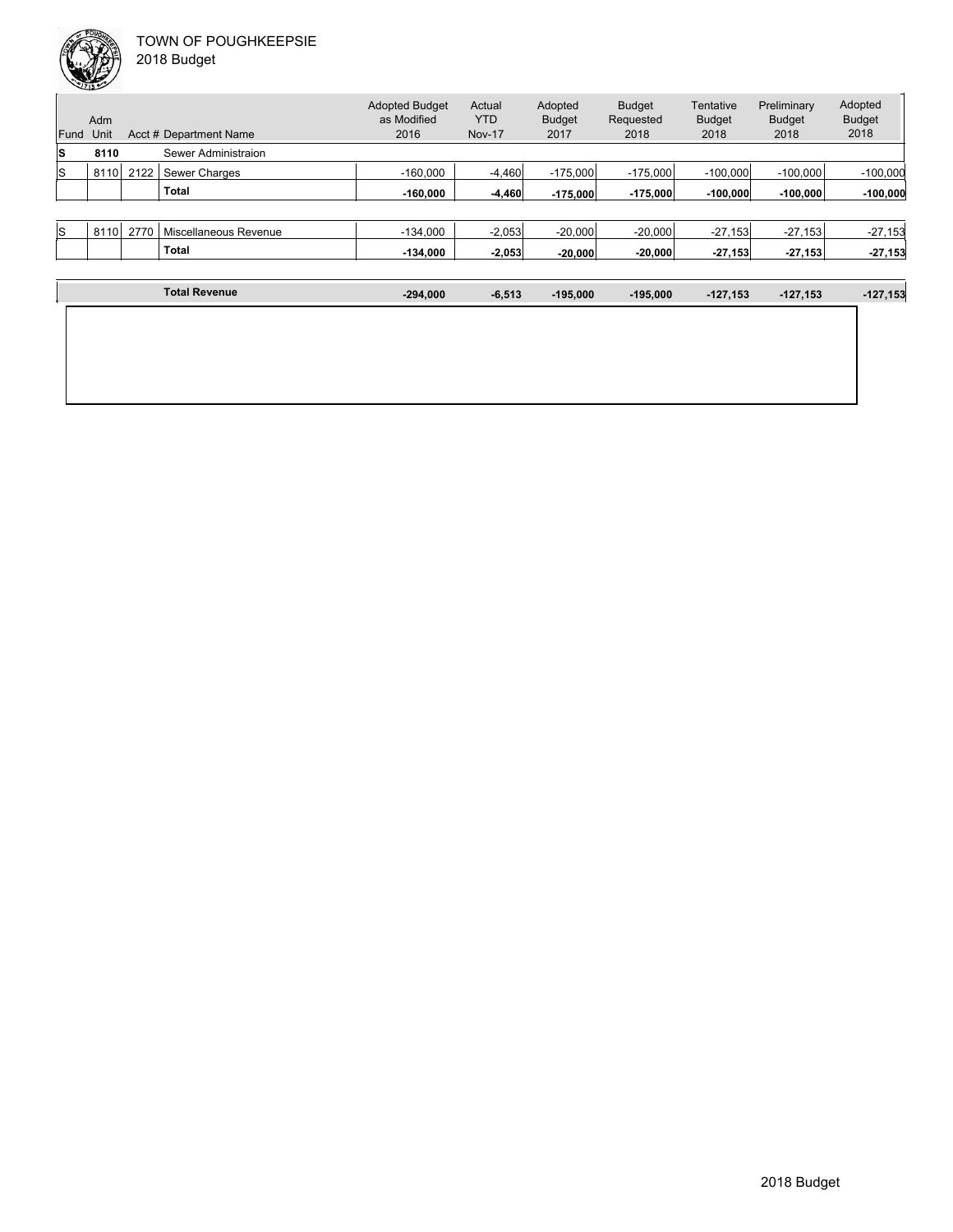TOWN OF POUGHKEEPSIE
2018 Budget

| Fund | Adm Unit | Acct # | Department Name | Adopted Budget as Modified 2016 | Actual YTD Nov-17 | Adopted Budget 2017 | Budget Requested 2018 | Tentative Budget 2018 | Preliminary Budget 2018 | Adopted Budget 2018 |
|---|---|---|---|---|---|---|---|---|---|---|
| **S** | **8110** | | Sewer Administraion | | | | | | | |
| S | 8110 | 2122 | Sewer Charges | -160,000 | -4,460 | -175,000 | -175,000 | -100,000 | -100,000 | -100,000 |
| | | | **Total** | **-160,000** | **-4,460** | **-175,000** | **-175,000** | **-100,000** | **-100,000** | **-100,000** |
| S | 8110 | 2770 | Miscellaneous Revenue | -134,000 | -2,053 | -20,000 | -20,000 | -27,153 | -27,153 | -27,153 |
| | | | **Total** | **-134,000** | **-2,053** | **-20,000** | **-20,000** | **-27,153** | **-27,153** | **-27,153** |
| | | | **Total Revenue** | **-294,000** | **-6,513** | **-195,000** | **-195,000** | **-127,153** | **-127,153** | **-127,153** |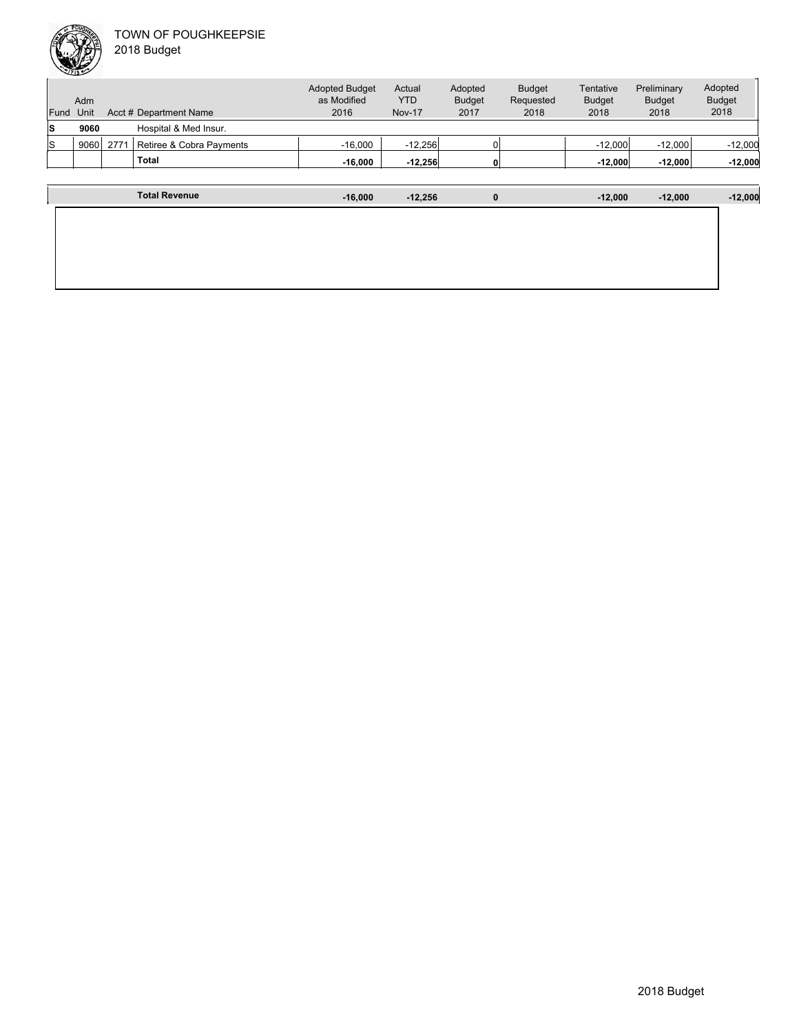TOWN OF POUGHKEEPSIE
2018 Budget

| Fund | Adm Unit | Acct # | Department Name | Adopted Budget as Modified 2016 | Actual YTD Nov-17 | Adopted Budget 2017 | Budget Requested 2018 | Tentative Budget 2018 | Preliminary Budget 2018 | Adopted Budget 2018 |
|---|---|---|---|---|---|---|---|---|---|---|
| **S** | **9060** | | Hospital & Med Insur. | | | | | | | |
| S | 9060 | 2771 | Retiree & Cobra Payments | -16,000 | -12,256 | 0 | | -12,000 | -12,000 | -12,000 |
| | | | **Total** | **-16,000** | **-12,256** | **0** | | **-12,000** | **-12,000** | **-12,000** |
| | | | **Total Revenue** | **-16,000** | **-12,256** | **0** | | **-12,000** | **-12,000** | **-12,000** |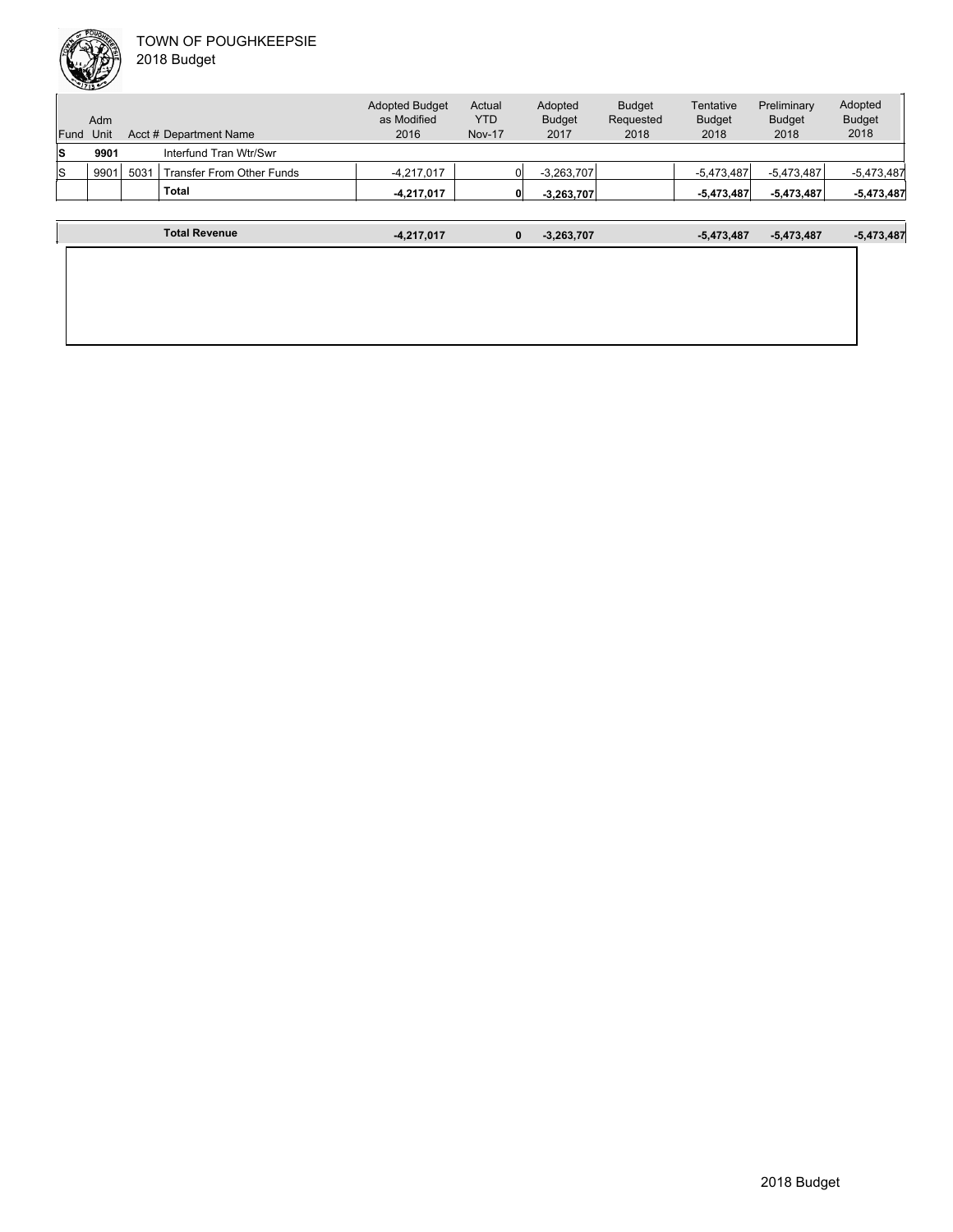TOWN OF POUGHKEEPSIE
2018 Budget

| Fund | Adm Unit | Acct # | Department Name | Adopted Budget as Modified 2016 | Actual YTD Nov-17 | Adopted Budget 2017 | Budget Requested 2018 | Tentative Budget 2018 | Preliminary Budget 2018 | Adopted Budget 2018 |
|---|---|---|---|---|---|---|---|---|---|---|
| **S** | **9901** | | Interfund Tran Wtr/Swr | | | | | | | |
| S | 9901 | 5031 | Transfer From Other Funds | -4,217,017 | 0 | -3,263,707 | | -5,473,487 | -5,473,487 | -5,473,487 |
| | | | **Total** | **-4,217,017** | **0** | **-3,263,707** | | **-5,473,487** | **-5,473,487** | **-5,473,487** |
| | | | **Total Revenue** | **-4,217,017** | **0** | **-3,263,707** | | **-5,473,487** | **-5,473,487** | **-5,473,487** |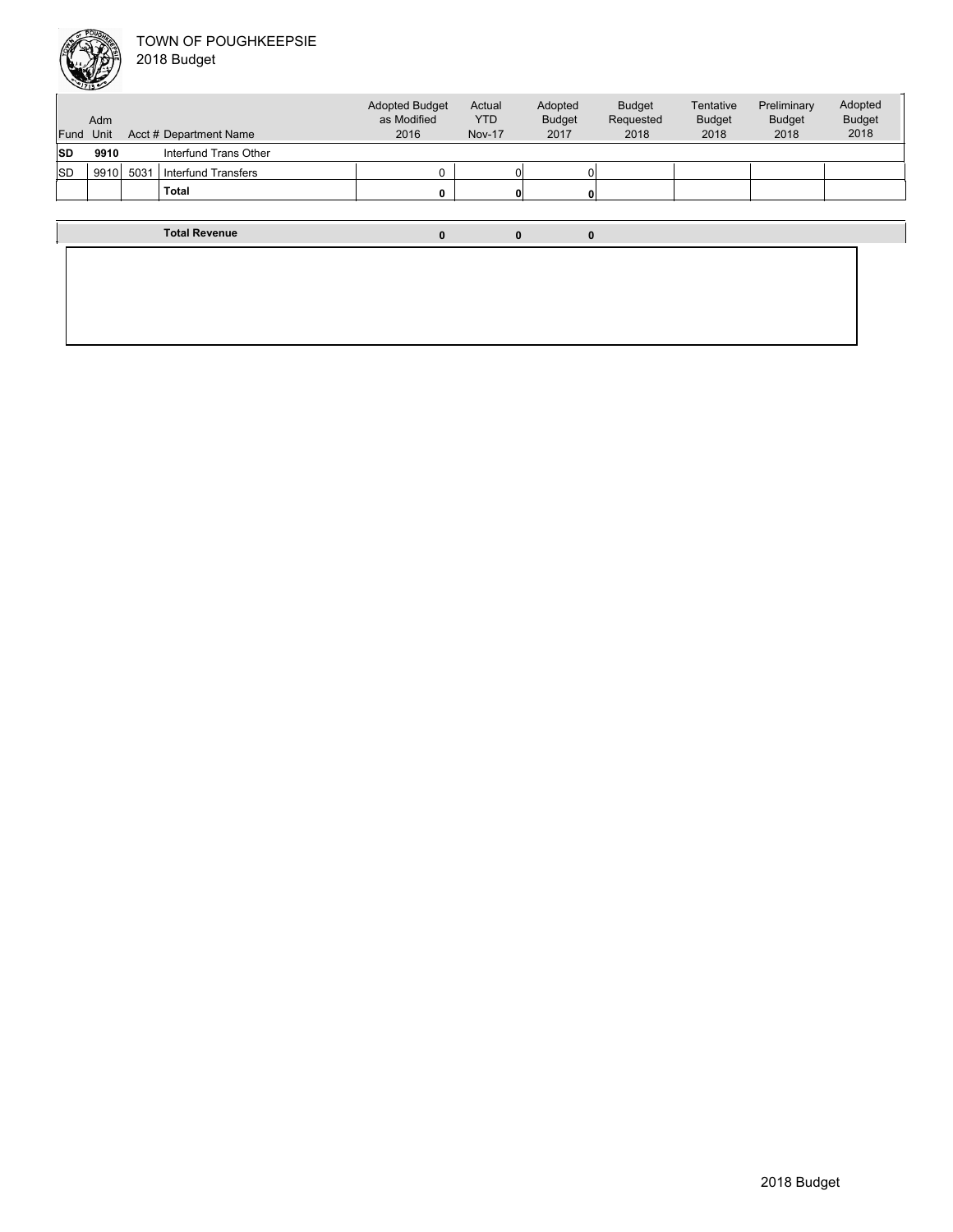TOWN OF POUGHKEEPSIE
2018 Budget

| Fund | Adm Unit | Acct # | Department Name | Adopted Budget as Modified 2016 | Actual YTD Nov-17 | Adopted Budget 2017 | Budget Requested 2018 | Tentative Budget 2018 | Preliminary Budget 2018 | Adopted Budget 2018 |
|---|---|---|---|---|---|---|---|---|---|---|
| **SD** | **9910** | | Interfund Trans Other | | | | | | | |
| SD | 9910 | 5031 | Interfund Transfers | 0 | 0 | 0 | | | | |
| | | | **Total** | **0** | **0** | **0** | | | | |
| | | | **Total Revenue** | **0** | **0** | **0** | | | | |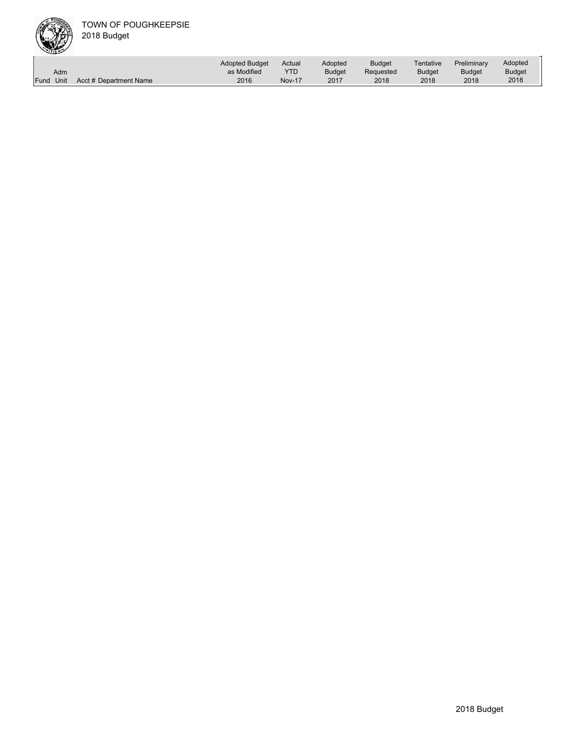| Fund | Adm Unit | Acct # Department Name | Adopted Budget as Modified 2016 | Actual YTD Nov-17 | Adopted Budget 2017 | Budget Requested 2018 | Tentative Budget 2018 | Preliminary Budget 2018 | Adopted Budget 2018 |
|---|---|---|---|---|---|---|---|---|---|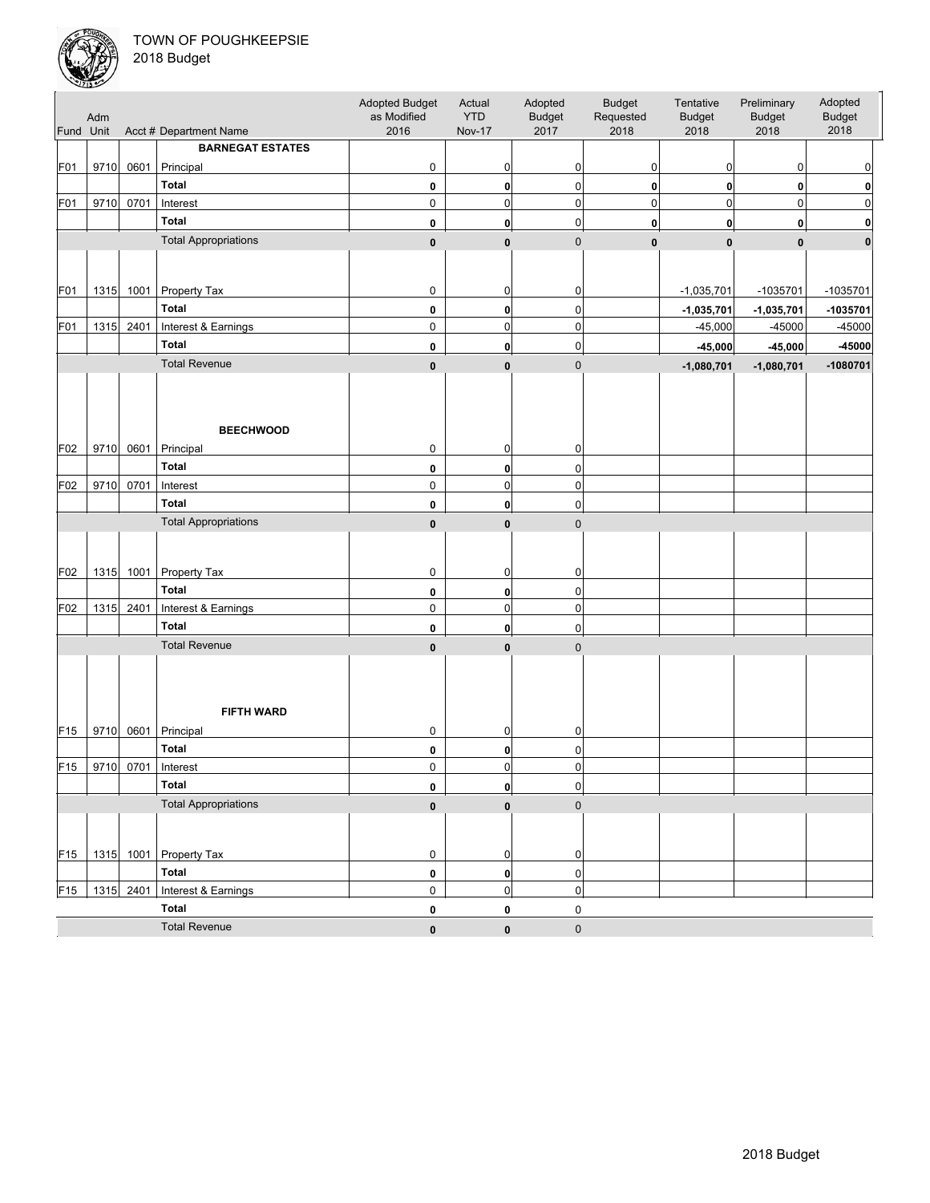TOWN OF POUGHKEEPSIE
2018 Budget

| Fund | Adm Unit | Acct # | Department Name | Adopted Budget as Modified 2016 | Actual YTD Nov-17 | Adopted Budget 2017 | Budget Requested 2018 | Tentative Budget 2018 | Preliminary Budget 2018 | Adopted Budget 2018 |
|---|---|---|---|---|---|---|---|---|---|---|
| | | | **BARNEGAT ESTATES** | | | | | | | |
| F01 | 9710 | 0601 | Principal | 0 | 0 | 0 | 0 | 0 | 0 | 0 |
| | | | **Total** | **0** | **0** | 0 | **0** | **0** | **0** | **0** |
| F01 | 9710 | 0701 | Interest | 0 | 0 | 0 | 0 | 0 | 0 | 0 |
| | | | **Total** | **0** | **0** | 0 | **0** | **0** | **0** | **0** |
| | | | Total Appropriations | **0** | **0** | 0 | **0** | **0** | **0** | **0** |
| F01 | 1315 | 1001 | Property Tax | 0 | 0 | 0 | | -1,035,701 | -1035701 | -1035701 |
| | | | **Total** | **0** | **0** | 0 | | **-1,035,701** | **-1,035,701** | **-1035701** |
| F01 | 1315 | 2401 | Interest & Earnings | 0 | 0 | 0 | | -45,000 | -45000 | -45000 |
| | | | **Total** | **0** | **0** | 0 | | **-45,000** | **-45,000** | **-45000** |
| | | | Total Revenue | **0** | **0** | 0 | | **-1,080,701** | **-1,080,701** | **-1080701** |
| | | | **BEECHWOOD** | | | | | | | |
| F02 | 9710 | 0601 | Principal | 0 | 0 | 0 | | | | |
| | | | **Total** | **0** | **0** | 0 | | | | |
| F02 | 9710 | 0701 | Interest | 0 | 0 | 0 | | | | |
| | | | **Total** | **0** | **0** | 0 | | | | |
| | | | Total Appropriations | **0** | **0** | 0 | | | | |
| F02 | 1315 | 1001 | Property Tax | 0 | 0 | 0 | | | | |
| | | | **Total** | **0** | **0** | 0 | | | | |
| F02 | 1315 | 2401 | Interest & Earnings | 0 | 0 | 0 | | | | |
| | | | **Total** | **0** | **0** | 0 | | | | |
| | | | Total Revenue | **0** | **0** | 0 | | | | |
| | | | **FIFTH WARD** | | | | | | | |
| F15 | 9710 | 0601 | Principal | 0 | 0 | 0 | | | | |
| | | | **Total** | **0** | **0** | 0 | | | | |
| F15 | 9710 | 0701 | Interest | 0 | 0 | 0 | | | | |
| | | | **Total** | **0** | **0** | 0 | | | | |
| | | | Total Appropriations | **0** | **0** | 0 | | | | |
| F15 | 1315 | 1001 | Property Tax | 0 | 0 | 0 | | | | |
| | | | **Total** | **0** | **0** | 0 | | | | |
| F15 | 1315 | 2401 | Interest & Earnings | 0 | 0 | 0 | | | | |
| | | | **Total** | **0** | **0** | 0 | | | | |
| | | | Total Revenue | **0** | **0** | 0 | | | | |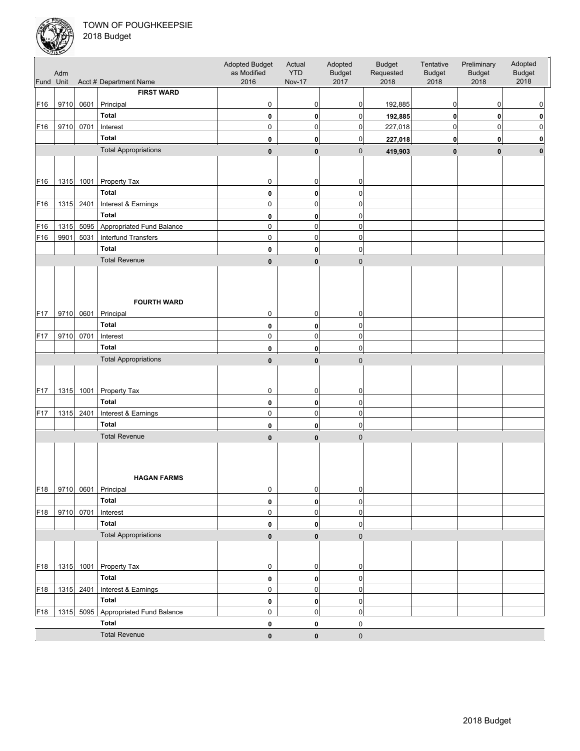TOWN OF POUGHKEEPSIE
2018 Budget

| Fund | Adm Unit | Acct # | Department Name | Adopted Budget as Modified 2016 | Actual YTD Nov-17 | Adopted Budget 2017 | Budget Requested 2018 | Tentative Budget 2018 | Preliminary Budget 2018 | Adopted Budget 2018 |
|---|---|---|---|---|---|---|---|---|---|---|
| | | | **FIRST WARD** | | | | | | | |
| F16 | 9710 | 0601 | Principal | 0 | 0 | 0 | 192,885 | 0 | 0 | 0 |
| | | | **Total** | **0** | **0** | 0 | **192,885** | **0** | **0** | **0** |
| F16 | 9710 | 0701 | Interest | 0 | 0 | 0 | 227,018 | 0 | 0 | 0 |
| | | | **Total** | **0** | **0** | 0 | **227,018** | **0** | **0** | **0** |
| | | | Total Appropriations | **0** | **0** | 0 | **419,903** | **0** | **0** | **0** |
| F16 | 1315 | 1001 | Property Tax | 0 | 0 | 0 | | | | |
| | | | **Total** | **0** | **0** | 0 | | | | |
| F16 | 1315 | 2401 | Interest & Earnings | 0 | 0 | 0 | | | | |
| | | | **Total** | **0** | **0** | 0 | | | | |
| F16 | 1315 | 5095 | Appropriated Fund Balance | 0 | 0 | 0 | | | | |
| F16 | 9901 | 5031 | Interfund Transfers | 0 | 0 | 0 | | | | |
| | | | **Total** | **0** | **0** | 0 | | | | |
| | | | Total Revenue | **0** | **0** | 0 | | | | |
| | | | **FOURTH WARD** | | | | | | | |
| F17 | 9710 | 0601 | Principal | 0 | 0 | 0 | | | | |
| | | | **Total** | **0** | **0** | 0 | | | | |
| F17 | 9710 | 0701 | Interest | 0 | 0 | 0 | | | | |
| | | | **Total** | **0** | **0** | 0 | | | | |
| | | | Total Appropriations | **0** | **0** | 0 | | | | |
| F17 | 1315 | 1001 | Property Tax | 0 | 0 | 0 | | | | |
| | | | **Total** | **0** | **0** | 0 | | | | |
| F17 | 1315 | 2401 | Interest & Earnings | 0 | 0 | 0 | | | | |
| | | | **Total** | **0** | **0** | 0 | | | | |
| | | | Total Revenue | **0** | **0** | 0 | | | | |
| | | | **HAGAN FARMS** | | | | | | | |
| F18 | 9710 | 0601 | Principal | 0 | 0 | 0 | | | | |
| | | | **Total** | **0** | **0** | 0 | | | | |
| F18 | 9710 | 0701 | Interest | 0 | 0 | 0 | | | | |
| | | | **Total** | **0** | **0** | 0 | | | | |
| | | | Total Appropriations | **0** | **0** | 0 | | | | |
| F18 | 1315 | 1001 | Property Tax | 0 | 0 | 0 | | | | |
| | | | **Total** | **0** | **0** | 0 | | | | |
| F18 | 1315 | 2401 | Interest & Earnings | 0 | 0 | 0 | | | | |
| | | | **Total** | **0** | **0** | 0 | | | | |
| F18 | 1315 | 5095 | Appropriated Fund Balance | 0 | 0 | 0 | | | | |
| | | | **Total** | **0** | **0** | 0 | | | | |
| | | | Total Revenue | **0** | **0** | 0 | | | | |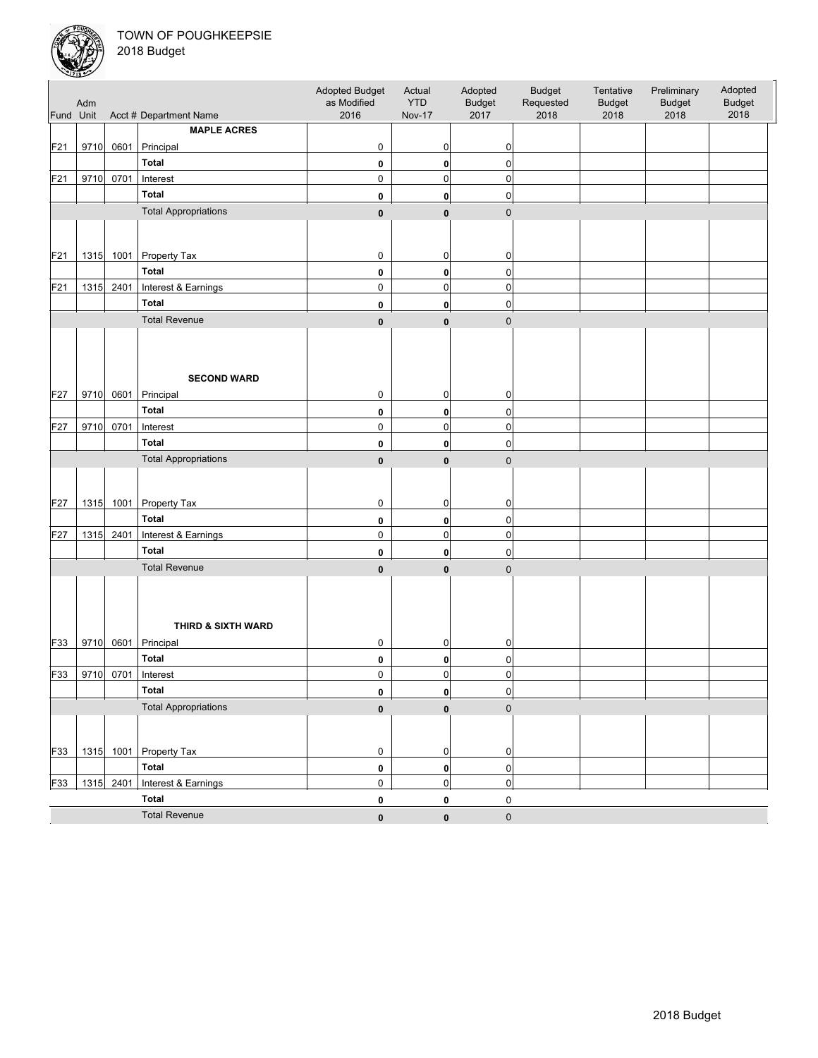TOWN OF POUGHKEEPSIE
2018 Budget

| Fund | Adm Unit | Acct # | Department Name | Adopted Budget as Modified 2016 | Actual YTD Nov-17 | Adopted Budget 2017 | Budget Requested 2018 | Tentative Budget 2018 | Preliminary Budget 2018 | Adopted Budget 2018 |
|---|---|---|---|---|---|---|---|---|---|---|
| | | | **MAPLE ACRES** | | | | | | | |
| F21 | 9710 | 0601 | Principal | 0 | 0 | 0 | | | | |
| | | | **Total** | **0** | **0** | 0 | | | | |
| F21 | 9710 | 0701 | Interest | 0 | 0 | 0 | | | | |
| | | | **Total** | **0** | **0** | 0 | | | | |
| | | | Total Appropriations | **0** | **0** | 0 | | | | |
| F21 | 1315 | 1001 | Property Tax | 0 | 0 | 0 | | | | |
| | | | **Total** | **0** | **0** | 0 | | | | |
| F21 | 1315 | 2401 | Interest & Earnings | 0 | 0 | 0 | | | | |
| | | | **Total** | **0** | **0** | 0 | | | | |
| | | | Total Revenue | **0** | **0** | 0 | | | | |
| | | | **SECOND WARD** | | | | | | | |
| F27 | 9710 | 0601 | Principal | 0 | 0 | 0 | | | | |
| | | | **Total** | **0** | **0** | 0 | | | | |
| F27 | 9710 | 0701 | Interest | 0 | 0 | 0 | | | | |
| | | | **Total** | **0** | **0** | 0 | | | | |
| | | | Total Appropriations | **0** | **0** | 0 | | | | |
| F27 | 1315 | 1001 | Property Tax | 0 | 0 | 0 | | | | |
| | | | **Total** | **0** | **0** | 0 | | | | |
| F27 | 1315 | 2401 | Interest & Earnings | 0 | 0 | 0 | | | | |
| | | | **Total** | **0** | **0** | 0 | | | | |
| | | | Total Revenue | **0** | **0** | 0 | | | | |
| | | | **THIRD & SIXTH WARD** | | | | | | | |
| F33 | 9710 | 0601 | Principal | 0 | 0 | 0 | | | | |
| | | | **Total** | **0** | **0** | 0 | | | | |
| F33 | 9710 | 0701 | Interest | 0 | 0 | 0 | | | | |
| | | | **Total** | **0** | **0** | 0 | | | | |
| | | | Total Appropriations | **0** | **0** | 0 | | | | |
| F33 | 1315 | 1001 | Property Tax | 0 | 0 | 0 | | | | |
| | | | **Total** | **0** | **0** | 0 | | | | |
| F33 | 1315 | 2401 | Interest & Earnings | 0 | 0 | 0 | | | | |
| | | | **Total** | **0** | **0** | 0 | | | | |
| | | | Total Revenue | **0** | **0** | 0 | | | | |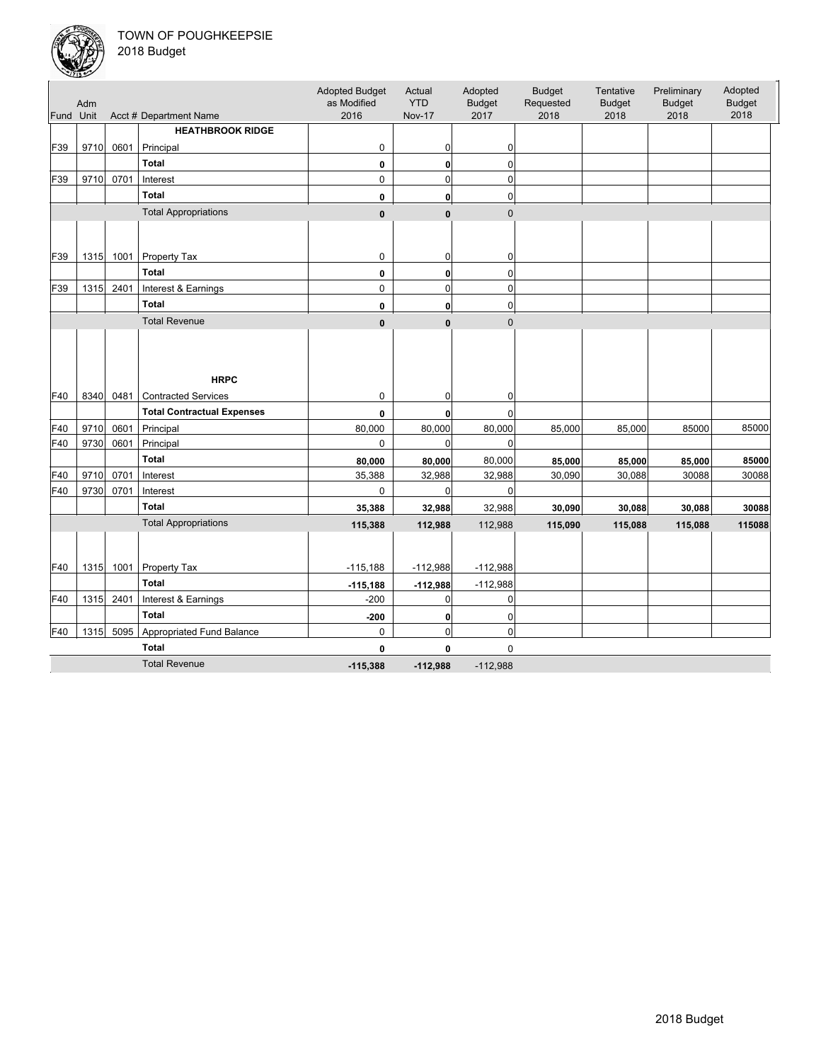TOWN OF POUGHKEEPSIE
2018 Budget

| Fund | Adm Unit | Acct # | Department Name | Adopted Budget as Modified 2016 | Actual YTD Nov-17 | Adopted Budget 2017 | Budget Requested 2018 | Tentative Budget 2018 | Preliminary Budget 2018 | Adopted Budget 2018 |
|---|---|---|---|---|---|---|---|---|---|---|
| | | | **HEATHBROOK RIDGE** | | | | | | | |
| F39 | 9710 | 0601 | Principal | 0 | 0 | 0 | | | | |
| | | | **Total** | **0** | **0** | 0 | | | | |
| F39 | 9710 | 0701 | Interest | 0 | 0 | 0 | | | | |
| | | | **Total** | **0** | **0** | 0 | | | | |
| | | | Total Appropriations | **0** | **0** | 0 | | | | |
| F39 | 1315 | 1001 | Property Tax | 0 | 0 | 0 | | | | |
| | | | **Total** | **0** | **0** | 0 | | | | |
| F39 | 1315 | 2401 | Interest & Earnings | 0 | 0 | 0 | | | | |
| | | | **Total** | **0** | **0** | 0 | | | | |
| | | | Total Revenue | **0** | **0** | 0 | | | | |
| | | | **HRPC** | | | | | | | |
| F40 | 8340 | 0481 | Contracted Services | 0 | 0 | 0 | | | | |
| | | | **Total Contractual Expenses** | **0** | **0** | 0 | | | | |
| F40 | 9710 | 0601 | Principal | 80,000 | 80,000 | 80,000 | 85,000 | 85,000 | 85000 | 85000 |
| F40 | 9730 | 0601 | Principal | 0 | 0 | 0 | | | | |
| | | | **Total** | **80,000** | **80,000** | 80,000 | **85,000** | **85,000** | **85,000** | **85000** |
| F40 | 9710 | 0701 | Interest | 35,388 | 32,988 | 32,988 | 30,090 | 30,088 | 30088 | 30088 |
| F40 | 9730 | 0701 | Interest | 0 | 0 | 0 | | | | |
| | | | **Total** | **35,388** | **32,988** | 32,988 | **30,090** | **30,088** | **30,088** | **30088** |
| | | | Total Appropriations | **115,388** | **112,988** | 112,988 | **115,090** | **115,088** | **115,088** | **115088** |
| F40 | 1315 | 1001 | Property Tax | -115,188 | -112,988 | -112,988 | | | | |
| | | | **Total** | **-115,188** | **-112,988** | -112,988 | | | | |
| F40 | 1315 | 2401 | Interest & Earnings | -200 | 0 | 0 | | | | |
| | | | **Total** | **-200** | **0** | 0 | | | | |
| F40 | 1315 | 5095 | Appropriated Fund Balance | 0 | 0 | 0 | | | | |
| | | | **Total** | **0** | **0** | 0 | | | | |
| | | | Total Revenue | **-115,388** | **-112,988** | -112,988 | | | | |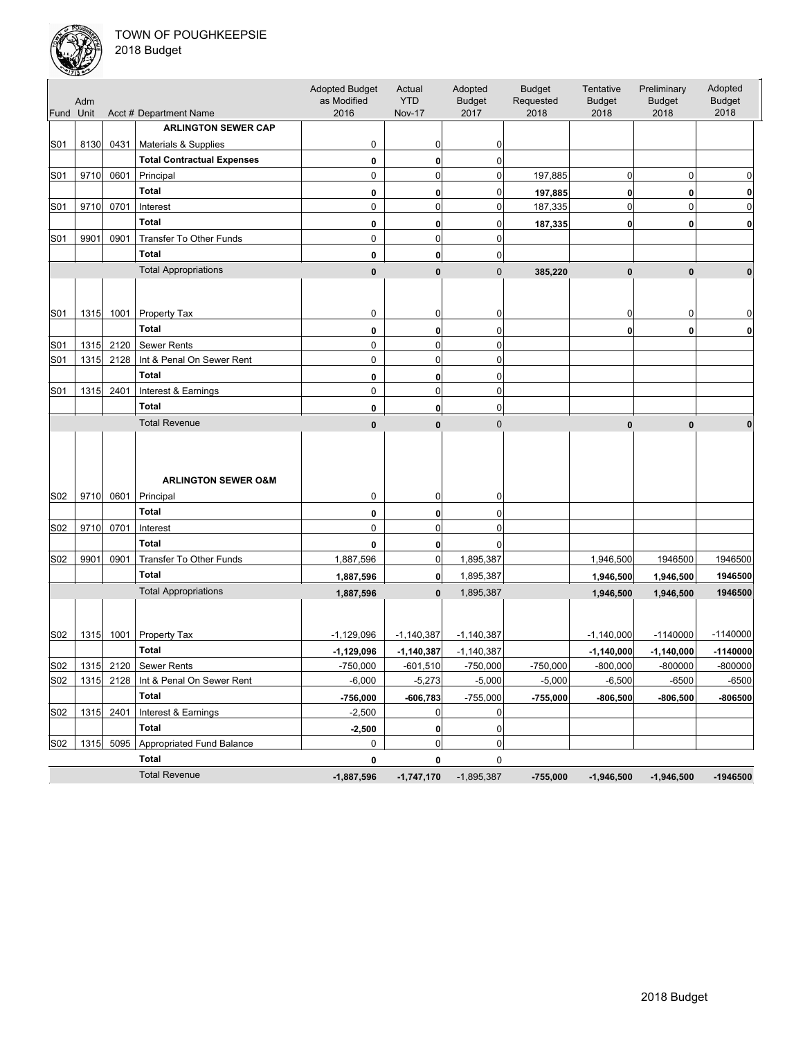TOWN OF POUGHKEEPSIE
2018 Budget

| Fund | Adm Unit | Acct # | Department Name | Adopted Budget as Modified 2016 | Actual YTD Nov-17 | Adopted Budget 2017 | Budget Requested 2018 | Tentative Budget 2018 | Preliminary Budget 2018 | Adopted Budget 2018 |
|---|---|---|---|---|---|---|---|---|---|---|
| | | | **ARLINGTON SEWER CAP** | | | | | | | |
| S01 | 8130 | 0431 | Materials & Supplies | 0 | 0 | 0 | | | | |
| | | | **Total Contractual Expenses** | **0** | **0** | 0 | | | | |
| S01 | 9710 | 0601 | Principal | 0 | 0 | 0 | 197,885 | 0 | 0 | 0 |
| | | | **Total** | **0** | **0** | 0 | **197,885** | **0** | **0** | **0** |
| S01 | 9710 | 0701 | Interest | 0 | 0 | 0 | 187,335 | 0 | 0 | 0 |
| | | | **Total** | **0** | **0** | 0 | **187,335** | **0** | **0** | **0** |
| S01 | 9901 | 0901 | Transfer To Other Funds | 0 | 0 | 0 | | | | |
| | | | **Total** | **0** | **0** | 0 | | | | |
| | | | Total Appropriations | **0** | **0** | 0 | **385,220** | **0** | **0** | **0** |
| S01 | 1315 | 1001 | Property Tax | 0 | 0 | 0 | | 0 | 0 | 0 |
| | | | **Total** | **0** | **0** | 0 | | **0** | **0** | **0** |
| S01 | 1315 | 2120 | Sewer Rents | 0 | 0 | 0 | | | | |
| S01 | 1315 | 2128 | Int & Penal On Sewer Rent | 0 | 0 | 0 | | | | |
| | | | **Total** | **0** | **0** | 0 | | | | |
| S01 | 1315 | 2401 | Interest & Earnings | 0 | 0 | 0 | | | | |
| | | | **Total** | **0** | **0** | 0 | | | | |
| | | | Total Revenue | **0** | **0** | 0 | | **0** | **0** | **0** |
| | | | **ARLINGTON SEWER O&M** | | | | | | | |
| S02 | 9710 | 0601 | Principal | 0 | 0 | 0 | | | | |
| | | | **Total** | **0** | **0** | 0 | | | | |
| S02 | 9710 | 0701 | Interest | 0 | 0 | 0 | | | | |
| | | | **Total** | **0** | **0** | 0 | | | | |
| S02 | 9901 | 0901 | Transfer To Other Funds | 1,887,596 | 0 | 1,895,387 | | 1,946,500 | 1946500 | 1946500 |
| | | | **Total** | **1,887,596** | **0** | 1,895,387 | | **1,946,500** | **1,946,500** | **1946500** |
| | | | Total Appropriations | **1,887,596** | **0** | 1,895,387 | | **1,946,500** | **1,946,500** | **1946500** |
| S02 | 1315 | 1001 | Property Tax | -1,129,096 | -1,140,387 | -1,140,387 | | -1,140,000 | -1140000 | -1140000 |
| | | | **Total** | **-1,129,096** | **-1,140,387** | -1,140,387 | | **-1,140,000** | **-1,140,000** | **-1140000** |
| S02 | 1315 | 2120 | Sewer Rents | -750,000 | -601,510 | -750,000 | -750,000 | -800,000 | -800000 | -800000 |
| S02 | 1315 | 2128 | Int & Penal On Sewer Rent | -6,000 | -5,273 | -5,000 | -5,000 | -6,500 | -6500 | -6500 |
| | | | **Total** | **-756,000** | **-606,783** | -755,000 | **-755,000** | **-806,500** | **-806,500** | **-806500** |
| S02 | 1315 | 2401 | Interest & Earnings | -2,500 | 0 | 0 | | | | |
| | | | **Total** | **-2,500** | **0** | 0 | | | | |
| S02 | 1315 | 5095 | Appropriated Fund Balance | 0 | 0 | 0 | | | | |
| | | | **Total** | **0** | **0** | 0 | | | | |
| | | | Total Revenue | **-1,887,596** | **-1,747,170** | -1,895,387 | **-755,000** | **-1,946,500** | **-1,946,500** | **-1946500** |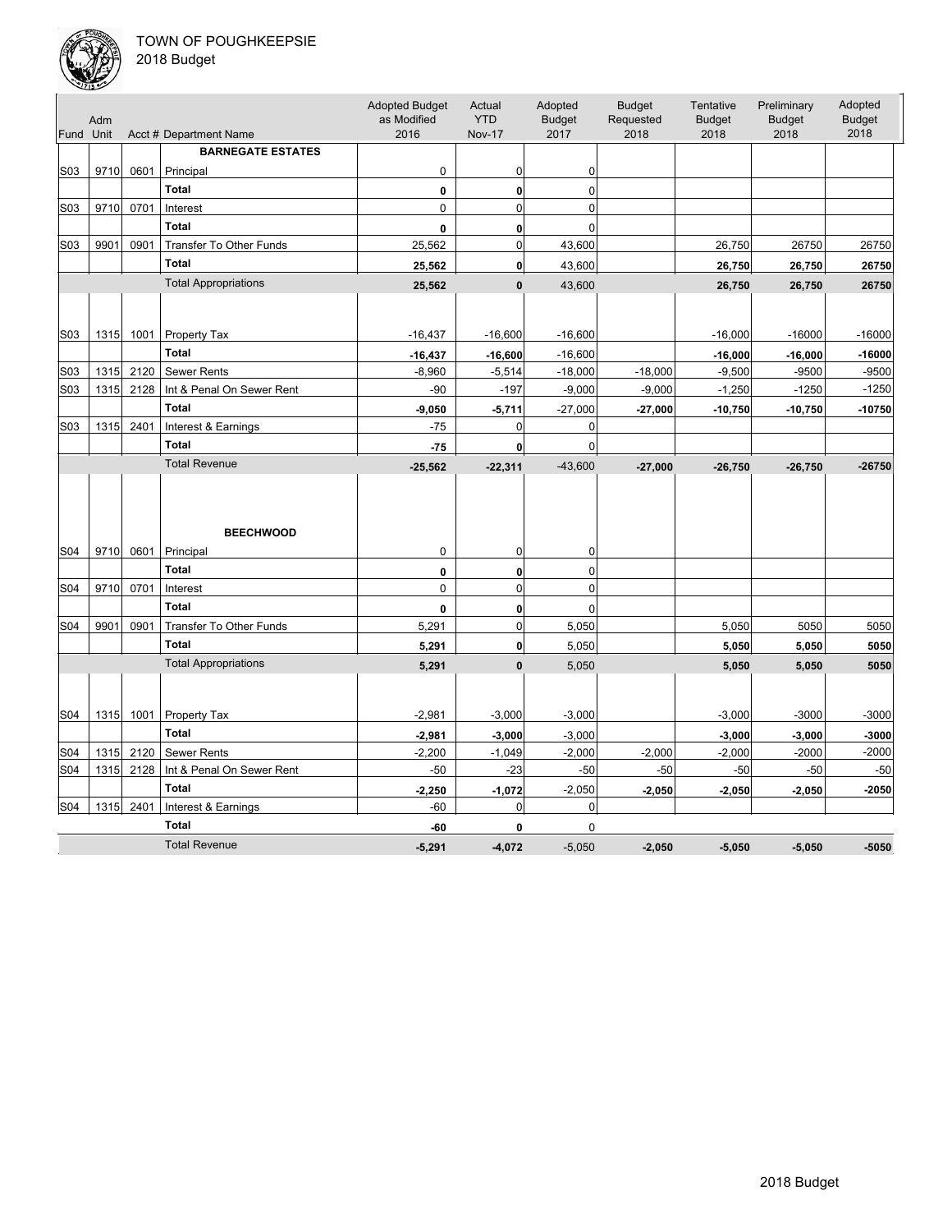| Fund | Adm Unit | Acct # | Department Name | Adopted Budget as Modified 2016 | Actual YTD Nov-17 | Adopted Budget 2017 | Budget Requested 2018 | Tentative Budget 2018 | Preliminary Budget 2018 | Adopted Budget 2018 |
|---|---|---|---|---|---|---|---|---|---|---|
| | | | **BARNEGATE ESTATES** | | | | | | | |
| S03 | 9710 | 0601 | Principal | 0 | 0 | 0 | | | | |
| | | | **Total** | **0** | **0** | 0 | | | | |
| S03 | 9710 | 0701 | Interest | 0 | 0 | 0 | | | | |
| | | | **Total** | **0** | **0** | 0 | | | | |
| S03 | 9901 | 0901 | Transfer To Other Funds | 25,562 | 0 | 43,600 | | 26,750 | 26750 | 26750 |
| | | | **Total** | **25,562** | **0** | 43,600 | | **26,750** | **26,750** | **26750** |
| | | | Total Appropriations | **25,562** | **0** | 43,600 | | **26,750** | **26,750** | **26750** |
| S03 | 1315 | 1001 | Property Tax | -16,437 | -16,600 | -16,600 | | -16,000 | -16000 | -16000 |
| | | | **Total** | **-16,437** | **-16,600** | -16,600 | | **-16,000** | **-16,000** | **-16000** |
| S03 | 1315 | 2120 | Sewer Rents | -8,960 | -5,514 | -18,000 | -18,000 | -9,500 | -9500 | -9500 |
| S03 | 1315 | 2128 | Int & Penal On Sewer Rent | -90 | -197 | -9,000 | -9,000 | -1,250 | -1250 | -1250 |
| | | | **Total** | **-9,050** | **-5,711** | -27,000 | **-27,000** | **-10,750** | **-10,750** | **-10750** |
| S03 | 1315 | 2401 | Interest & Earnings | -75 | 0 | 0 | | | | |
| | | | **Total** | **-75** | **0** | 0 | | | | |
| | | | Total Revenue | **-25,562** | **-22,311** | -43,600 | **-27,000** | **-26,750** | **-26,750** | **-26750** |
| | | | **BEECHWOOD** | | | | | | | |
| S04 | 9710 | 0601 | Principal | 0 | 0 | 0 | | | | |
| | | | **Total** | **0** | **0** | 0 | | | | |
| S04 | 9710 | 0701 | Interest | 0 | 0 | 0 | | | | |
| | | | **Total** | **0** | **0** | 0 | | | | |
| S04 | 9901 | 0901 | Transfer To Other Funds | 5,291 | 0 | 5,050 | | 5,050 | 5050 | 5050 |
| | | | **Total** | **5,291** | **0** | 5,050 | | **5,050** | **5,050** | **5050** |
| | | | Total Appropriations | **5,291** | **0** | 5,050 | | **5,050** | **5,050** | **5050** |
| S04 | 1315 | 1001 | Property Tax | -2,981 | -3,000 | -3,000 | | -3,000 | -3000 | -3000 |
| | | | **Total** | **-2,981** | **-3,000** | -3,000 | | **-3,000** | **-3,000** | **-3000** |
| S04 | 1315 | 2120 | Sewer Rents | -2,200 | -1,049 | -2,000 | -2,000 | -2,000 | -2000 | -2000 |
| S04 | 1315 | 2128 | Int & Penal On Sewer Rent | -50 | -23 | -50 | -50 | -50 | -50 | -50 |
| | | | **Total** | **-2,250** | **-1,072** | -2,050 | **-2,050** | **-2,050** | **-2,050** | **-2050** |
| S04 | 1315 | 2401 | Interest & Earnings | -60 | 0 | 0 | | | | |
| | | | **Total** | **-60** | **0** | 0 | | | | |
| | | | Total Revenue | **-5,291** | **-4,072** | -5,050 | **-2,050** | **-5,050** | **-5,050** | **-5050** |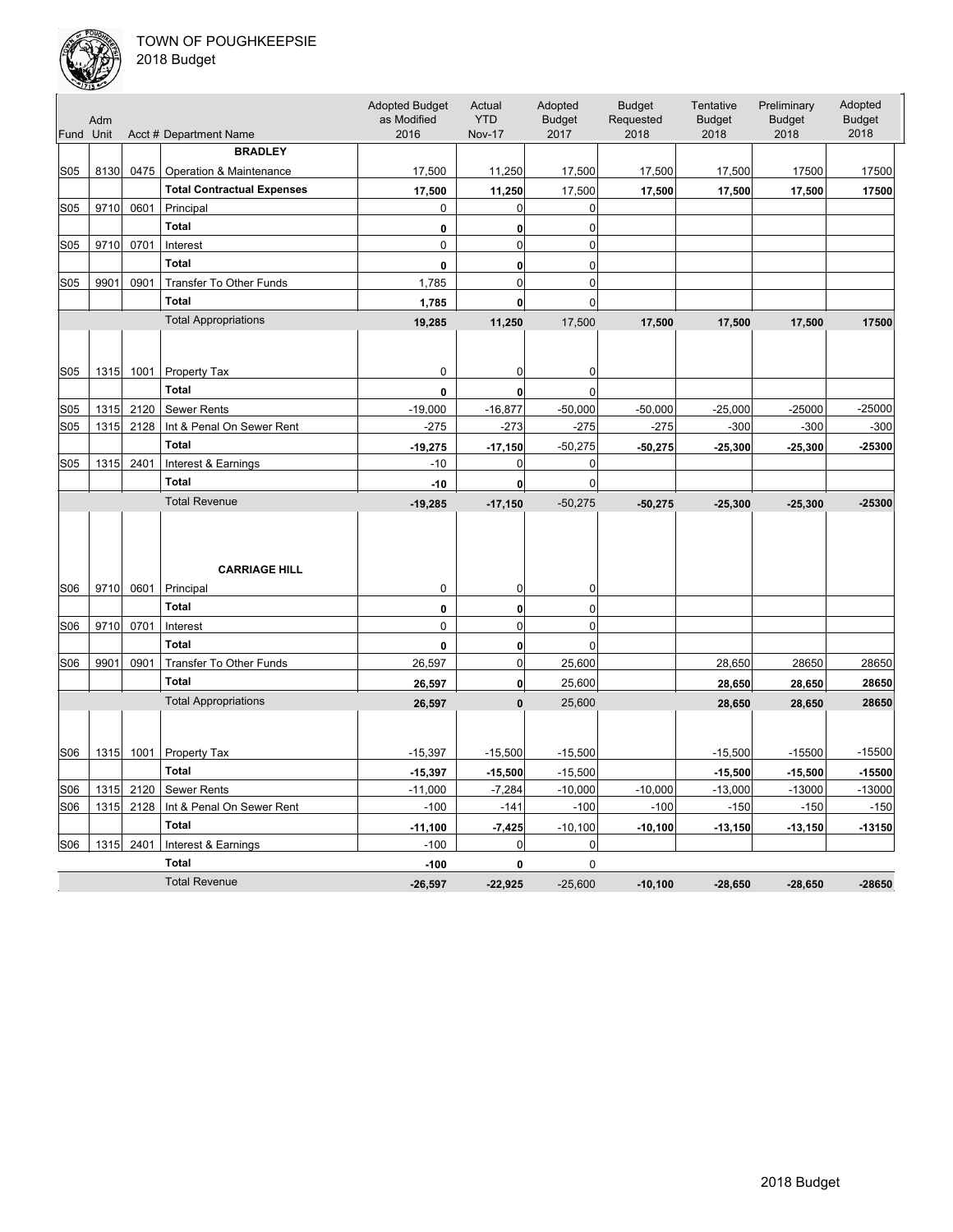TOWN OF POUGHKEEPSIE
2018 Budget

| Fund | Adm Unit | Acct # | Department Name | Adopted Budget as Modified 2016 | Actual YTD Nov-17 | Adopted Budget 2017 | Budget Requested 2018 | Tentative Budget 2018 | Preliminary Budget 2018 | Adopted Budget 2018 |
|---|---|---|---|---|---|---|---|---|---|---|
| | | | **BRADLEY** | | | | | | | |
| S05 | 8130 | 0475 | Operation & Maintenance | 17,500 | 11,250 | 17,500 | 17,500 | 17,500 | 17500 | 17500 |
| | | | **Total Contractual Expenses** | **17,500** | **11,250** | 17,500 | **17,500** | **17,500** | **17,500** | **17500** |
| S05 | 9710 | 0601 | Principal | 0 | 0 | 0 | | | | |
| | | | **Total** | **0** | **0** | 0 | | | | |
| S05 | 9710 | 0701 | Interest | 0 | 0 | 0 | | | | |
| | | | **Total** | **0** | **0** | 0 | | | | |
| S05 | 9901 | 0901 | Transfer To Other Funds | 1,785 | 0 | 0 | | | | |
| | | | **Total** | **1,785** | **0** | 0 | | | | |
| | | | Total Appropriations | **19,285** | **11,250** | 17,500 | **17,500** | **17,500** | **17,500** | **17500** |
| S05 | 1315 | 1001 | Property Tax | 0 | 0 | 0 | | | | |
| | | | **Total** | **0** | **0** | 0 | | | | |
| S05 | 1315 | 2120 | Sewer Rents | -19,000 | -16,877 | -50,000 | -50,000 | -25,000 | -25000 | -25000 |
| S05 | 1315 | 2128 | Int & Penal On Sewer Rent | -275 | -273 | -275 | -275 | -300 | -300 | -300 |
| | | | **Total** | **-19,275** | **-17,150** | -50,275 | **-50,275** | **-25,300** | **-25,300** | **-25300** |
| S05 | 1315 | 2401 | Interest & Earnings | -10 | 0 | 0 | | | | |
| | | | **Total** | **-10** | **0** | 0 | | | | |
| | | | Total Revenue | **-19,285** | **-17,150** | -50,275 | **-50,275** | **-25,300** | **-25,300** | **-25300** |
| | | | **CARRIAGE HILL** | | | | | | | |
| S06 | 9710 | 0601 | Principal | 0 | 0 | 0 | | | | |
| | | | **Total** | **0** | **0** | 0 | | | | |
| S06 | 9710 | 0701 | Interest | 0 | 0 | 0 | | | | |
| | | | **Total** | **0** | **0** | 0 | | | | |
| S06 | 9901 | 0901 | Transfer To Other Funds | 26,597 | 0 | 25,600 | | 28,650 | 28650 | 28650 |
| | | | **Total** | **26,597** | **0** | 25,600 | | **28,650** | **28,650** | **28650** |
| | | | Total Appropriations | **26,597** | **0** | 25,600 | | **28,650** | **28,650** | **28650** |
| S06 | 1315 | 1001 | Property Tax | -15,397 | -15,500 | -15,500 | | -15,500 | -15500 | -15500 |
| | | | **Total** | **-15,397** | **-15,500** | -15,500 | | **-15,500** | **-15,500** | **-15500** |
| S06 | 1315 | 2120 | Sewer Rents | -11,000 | -7,284 | -10,000 | -10,000 | -13,000 | -13000 | -13000 |
| S06 | 1315 | 2128 | Int & Penal On Sewer Rent | -100 | -141 | -100 | -100 | -150 | -150 | -150 |
| | | | **Total** | **-11,100** | **-7,425** | -10,100 | **-10,100** | **-13,150** | **-13,150** | **-13150** |
| S06 | 1315 | 2401 | Interest & Earnings | -100 | 0 | 0 | | | | |
| | | | **Total** | **-100** | **0** | 0 | | | | |
| | | | Total Revenue | **-26,597** | **-22,925** | -25,600 | **-10,100** | **-28,650** | **-28,650** | **-28650** |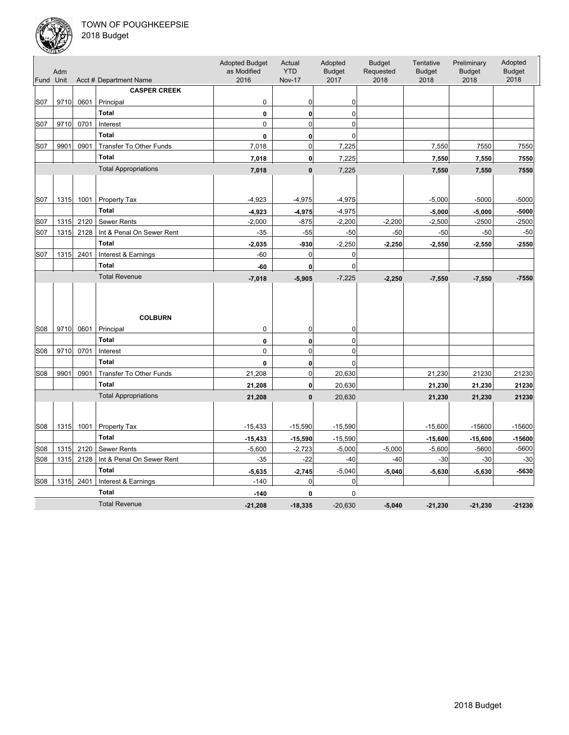TOWN OF POUGHKEEPSIE
2018 Budget

| Fund | Adm Unit | Acct # | Department Name | Adopted Budget as Modified 2016 | Actual YTD Nov-17 | Adopted Budget 2017 | Budget Requested 2018 | Tentative Budget 2018 | Preliminary Budget 2018 | Adopted Budget 2018 |
|---|---|---|---|---|---|---|---|---|---|---|
| | | | **CASPER CREEK** | | | | | | | |
| S07 | 9710 | 0601 | Principal | 0 | 0 | 0 | | | | |
| | | | **Total** | **0** | **0** | 0 | | | | |
| S07 | 9710 | 0701 | Interest | 0 | 0 | 0 | | | | |
| | | | **Total** | **0** | **0** | 0 | | | | |
| S07 | 9901 | 0901 | Transfer To Other Funds | 7,018 | 0 | 7,225 | | 7,550 | 7550 | 7550 |
| | | | **Total** | **7,018** | **0** | 7,225 | | **7,550** | **7,550** | **7550** |
| | | | Total Appropriations | **7,018** | **0** | 7,225 | | **7,550** | **7,550** | **7550** |
| S07 | 1315 | 1001 | Property Tax | -4,923 | -4,975 | -4,975 | | -5,000 | -5000 | -5000 |
| | | | **Total** | **-4,923** | **-4,975** | -4,975 | | **-5,000** | **-5,000** | **-5000** |
| S07 | 1315 | 2120 | Sewer Rents | -2,000 | -875 | -2,200 | -2,200 | -2,500 | -2500 | -2500 |
| S07 | 1315 | 2128 | Int & Penal On Sewer Rent | -35 | -55 | -50 | -50 | -50 | -50 | -50 |
| | | | **Total** | **-2,035** | **-930** | -2,250 | **-2,250** | **-2,550** | **-2,550** | **-2550** |
| S07 | 1315 | 2401 | Interest & Earnings | -60 | 0 | 0 | | | | |
| | | | **Total** | **-60** | **0** | 0 | | | | |
| | | | Total Revenue | **-7,018** | **-5,905** | -7,225 | **-2,250** | **-7,550** | **-7,550** | **-7550** |
| | | | **COLBURN** | | | | | | | |
| S08 | 9710 | 0601 | Principal | 0 | 0 | 0 | | | | |
| | | | **Total** | **0** | **0** | 0 | | | | |
| S08 | 9710 | 0701 | Interest | 0 | 0 | 0 | | | | |
| | | | **Total** | **0** | **0** | 0 | | | | |
| S08 | 9901 | 0901 | Transfer To Other Funds | 21,208 | 0 | 20,630 | | 21,230 | 21230 | 21230 |
| | | | **Total** | **21,208** | **0** | 20,630 | | **21,230** | **21,230** | **21230** |
| | | | Total Appropriations | **21,208** | **0** | 20,630 | | **21,230** | **21,230** | **21230** |
| S08 | 1315 | 1001 | Property Tax | -15,433 | -15,590 | -15,590 | | -15,600 | -15600 | -15600 |
| | | | **Total** | **-15,433** | **-15,590** | -15,590 | | **-15,600** | **-15,600** | **-15600** |
| S08 | 1315 | 2120 | Sewer Rents | -5,600 | -2,723 | -5,000 | -5,000 | -5,600 | -5600 | -5600 |
| S08 | 1315 | 2128 | Int & Penal On Sewer Rent | -35 | -22 | -40 | -40 | -30 | -30 | -30 |
| | | | **Total** | **-5,635** | **-2,745** | -5,040 | **-5,040** | **-5,630** | **-5,630** | **-5630** |
| S08 | 1315 | 2401 | Interest & Earnings | -140 | 0 | 0 | | | | |
| | | | **Total** | **-140** | **0** | 0 | | | | |
| | | | Total Revenue | **-21,208** | **-18,335** | -20,630 | **-5,040** | **-21,230** | **-21,230** | **-21230** |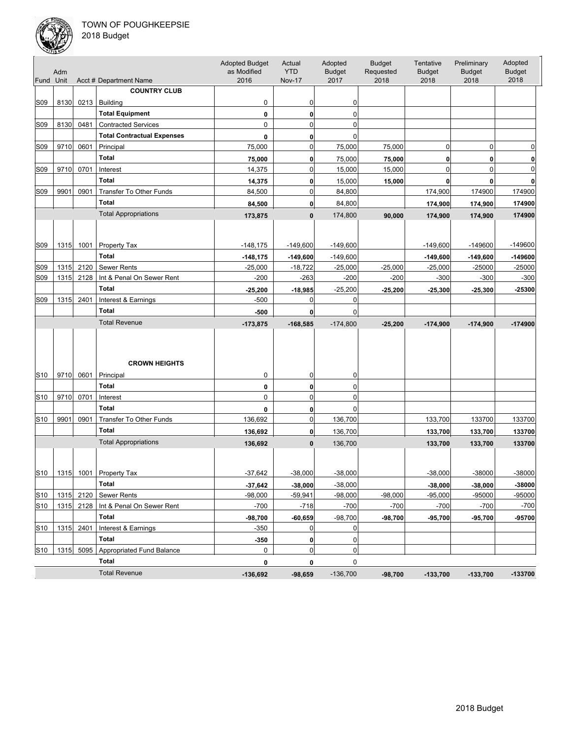# TOWN OF POUGHKEEPSIE
## 2018 Budget

| Fund | Adm Unit | Acct # | Department Name | Adopted Budget as Modified 2016 | Actual YTD Nov-17 | Adopted Budget 2017 | Budget Requested 2018 | Tentative Budget 2018 | Preliminary Budget 2018 | Adopted Budget 2018 |
|---|---|---|---|---|---|---|---|---|---|---|
| | | | **COUNTRY CLUB** | | | | | | | |
| S09 | 8130 | 0213 | Building | 0 | 0 | 0 | | | | |
| | | | **Total Equipment** | **0** | **0** | 0 | | | | |
| S09 | 8130 | 0481 | Contracted Services | 0 | 0 | 0 | | | | |
| | | | **Total Contractual Expenses** | **0** | **0** | 0 | | | | |
| S09 | 9710 | 0601 | Principal | 75,000 | 0 | 75,000 | 75,000 | 0 | 0 | 0 |
| | | | **Total** | **75,000** | **0** | 75,000 | **75,000** | **0** | **0** | **0** |
| S09 | 9710 | 0701 | Interest | 14,375 | 0 | 15,000 | 15,000 | 0 | 0 | 0 |
| | | | **Total** | **14,375** | **0** | 15,000 | **15,000** | **0** | **0** | **0** |
| S09 | 9901 | 0901 | Transfer To Other Funds | 84,500 | 0 | 84,800 | | 174,900 | 174900 | 174900 |
| | | | **Total** | **84,500** | **0** | 84,800 | | **174,900** | **174,900** | **174900** |
| | | | Total Appropriations | **173,875** | **0** | 174,800 | **90,000** | **174,900** | **174,900** | **174900** |
| S09 | 1315 | 1001 | Property Tax | -148,175 | -149,600 | -149,600 | | -149,600 | -149600 | -149600 |
| | | | **Total** | **-148,175** | **-149,600** | -149,600 | | **-149,600** | **-149,600** | **-149600** |
| S09 | 1315 | 2120 | Sewer Rents | -25,000 | -18,722 | -25,000 | -25,000 | -25,000 | -25000 | -25000 |
| S09 | 1315 | 2128 | Int & Penal On Sewer Rent | -200 | -263 | -200 | -200 | -300 | -300 | -300 |
| | | | **Total** | **-25,200** | **-18,985** | -25,200 | **-25,200** | **-25,300** | **-25,300** | **-25300** |
| S09 | 1315 | 2401 | Interest & Earnings | -500 | 0 | 0 | | | | |
| | | | **Total** | **-500** | **0** | 0 | | | | |
| | | | Total Revenue | **-173,875** | **-168,585** | -174,800 | **-25,200** | **-174,900** | **-174,900** | **-174900** |
| | | | **CROWN HEIGHTS** | | | | | | | |
| S10 | 9710 | 0601 | Principal | 0 | 0 | 0 | | | | |
| | | | **Total** | **0** | **0** | 0 | | | | |
| S10 | 9710 | 0701 | Interest | 0 | 0 | 0 | | | | |
| | | | **Total** | **0** | **0** | 0 | | | | |
| S10 | 9901 | 0901 | Transfer To Other Funds | 136,692 | 0 | 136,700 | | 133,700 | 133700 | 133700 |
| | | | **Total** | **136,692** | **0** | 136,700 | | **133,700** | **133,700** | **133700** |
| | | | Total Appropriations | **136,692** | **0** | 136,700 | | **133,700** | **133,700** | **133700** |
| S10 | 1315 | 1001 | Property Tax | -37,642 | -38,000 | -38,000 | | -38,000 | -38000 | -38000 |
| | | | **Total** | **-37,642** | **-38,000** | -38,000 | | **-38,000** | **-38,000** | **-38000** |
| S10 | 1315 | 2120 | Sewer Rents | -98,000 | -59,941 | -98,000 | -98,000 | -95,000 | -95000 | -95000 |
| S10 | 1315 | 2128 | Int & Penal On Sewer Rent | -700 | -718 | -700 | -700 | -700 | -700 | -700 |
| | | | **Total** | **-98,700** | **-60,659** | -98,700 | **-98,700** | **-95,700** | **-95,700** | **-95700** |
| S10 | 1315 | 2401 | Interest & Earnings | -350 | 0 | 0 | | | | |
| | | | **Total** | **-350** | **0** | 0 | | | | |
| S10 | 1315 | 5095 | Appropriated Fund Balance | 0 | 0 | 0 | | | | |
| | | | **Total** | **0** | **0** | 0 | | | | |
| | | | Total Revenue | **-136,692** | **-98,659** | -136,700 | **-98,700** | **-133,700** | **-133,700** | **-133700** |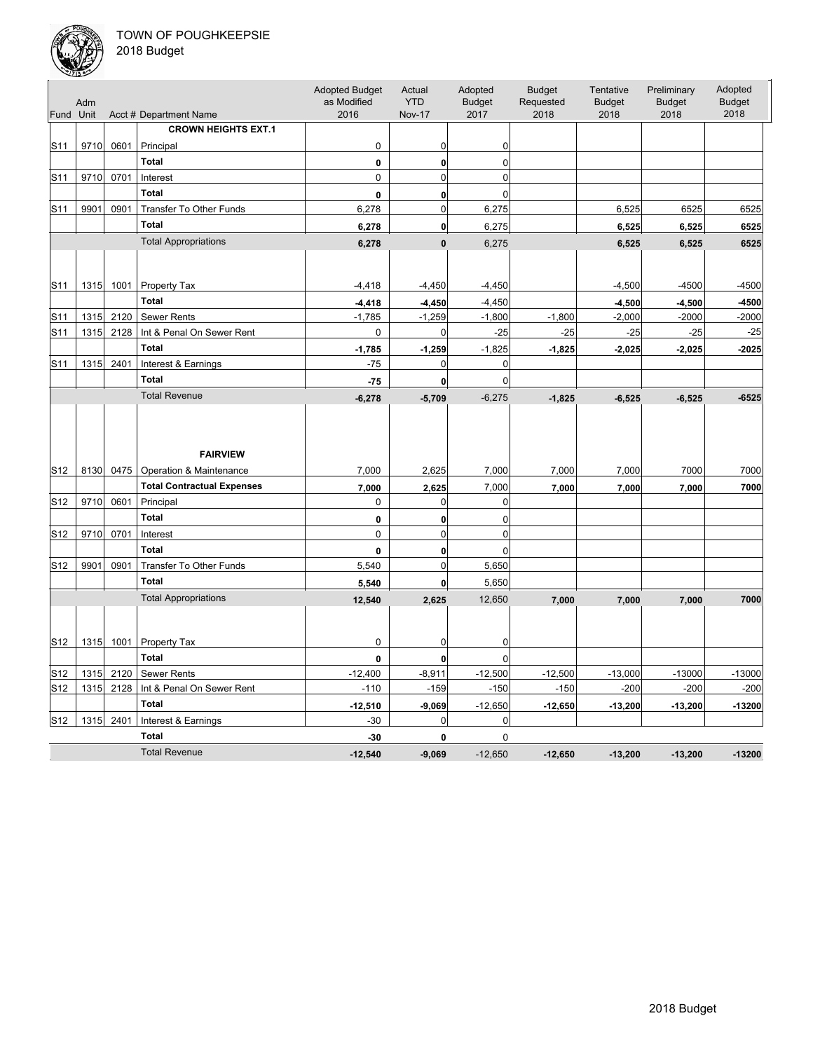TOWN OF POUGHKEEPSIE
2018 Budget

| Fund | Adm Unit | Acct # | Department Name | Adopted Budget as Modified 2016 | Actual YTD Nov-17 | Adopted Budget 2017 | Budget Requested 2018 | Tentative Budget 2018 | Preliminary Budget 2018 | Adopted Budget 2018 |
|---|---|---|---|---|---|---|---|---|---|---|
| | | | **CROWN HEIGHTS EXT.1** | | | | | | | |
| S11 | 9710 | 0601 | Principal | 0 | 0 | 0 | | | | |
| | | | **Total** | **0** | **0** | 0 | | | | |
| S11 | 9710 | 0701 | Interest | 0 | 0 | 0 | | | | |
| | | | **Total** | **0** | **0** | 0 | | | | |
| S11 | 9901 | 0901 | Transfer To Other Funds | 6,278 | 0 | 6,275 | | 6,525 | 6525 | 6525 |
| | | | **Total** | **6,278** | **0** | 6,275 | | **6,525** | **6,525** | **6525** |
| | | | Total Appropriations | **6,278** | **0** | 6,275 | | **6,525** | **6,525** | **6525** |
| S11 | 1315 | 1001 | Property Tax | -4,418 | -4,450 | -4,450 | | -4,500 | -4500 | -4500 |
| | | | **Total** | **-4,418** | **-4,450** | -4,450 | | **-4,500** | **-4,500** | **-4500** |
| S11 | 1315 | 2120 | Sewer Rents | -1,785 | -1,259 | -1,800 | -1,800 | -2,000 | -2000 | -2000 |
| S11 | 1315 | 2128 | Int & Penal On Sewer Rent | 0 | 0 | -25 | -25 | -25 | -25 | -25 |
| | | | **Total** | **-1,785** | **-1,259** | -1,825 | **-1,825** | **-2,025** | **-2,025** | **-2025** |
| S11 | 1315 | 2401 | Interest & Earnings | -75 | 0 | 0 | | | | |
| | | | **Total** | **-75** | **0** | 0 | | | | |
| | | | Total Revenue | **-6,278** | **-5,709** | -6,275 | **-1,825** | **-6,525** | **-6,525** | **-6525** |
| | | | **FAIRVIEW** | | | | | | | |
| S12 | 8130 | 0475 | Operation & Maintenance | 7,000 | 2,625 | 7,000 | 7,000 | 7,000 | 7000 | 7000 |
| | | | **Total Contractual Expenses** | **7,000** | **2,625** | 7,000 | **7,000** | **7,000** | **7,000** | **7000** |
| S12 | 9710 | 0601 | Principal | 0 | 0 | 0 | | | | |
| | | | **Total** | **0** | **0** | 0 | | | | |
| S12 | 9710 | 0701 | Interest | 0 | 0 | 0 | | | | |
| | | | **Total** | **0** | **0** | 0 | | | | |
| S12 | 9901 | 0901 | Transfer To Other Funds | 5,540 | 0 | 5,650 | | | | |
| | | | **Total** | **5,540** | **0** | 5,650 | | | | |
| | | | Total Appropriations | **12,540** | **2,625** | 12,650 | **7,000** | **7,000** | **7,000** | **7000** |
| S12 | 1315 | 1001 | Property Tax | 0 | 0 | 0 | | | | |
| | | | **Total** | **0** | **0** | 0 | | | | |
| S12 | 1315 | 2120 | Sewer Rents | -12,400 | -8,911 | -12,500 | -12,500 | -13,000 | -13000 | -13000 |
| S12 | 1315 | 2128 | Int & Penal On Sewer Rent | -110 | -159 | -150 | -150 | -200 | -200 | -200 |
| | | | **Total** | **-12,510** | **-9,069** | -12,650 | **-12,650** | **-13,200** | **-13,200** | **-13200** |
| S12 | 1315 | 2401 | Interest & Earnings | -30 | 0 | 0 | | | | |
| | | | **Total** | **-30** | **0** | 0 | | | | |
| | | | Total Revenue | **-12,540** | **-9,069** | -12,650 | **-12,650** | **-13,200** | **-13,200** | **-13200** |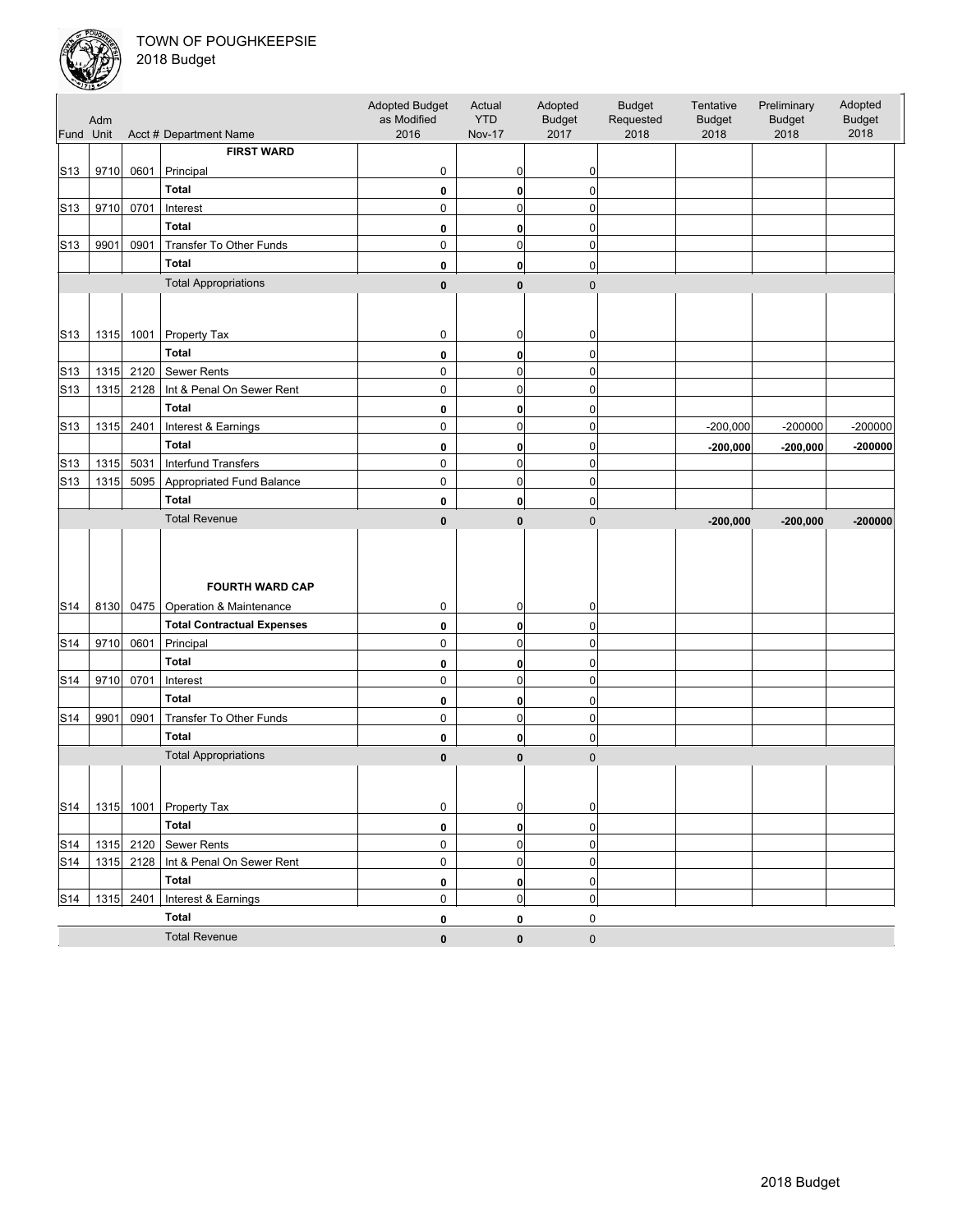TOWN OF POUGHKEEPSIE
2018 Budget

| Fund | Adm Unit | Acct # | Department Name | Adopted Budget as Modified 2016 | Actual YTD Nov-17 | Adopted Budget 2017 | Budget Requested 2018 | Tentative Budget 2018 | Preliminary Budget 2018 | Adopted Budget 2018 |
|---|---|---|---|---|---|---|---|---|---|---|
| | | | **FIRST WARD** | | | | | | | |
| S13 | 9710 | 0601 | Principal | 0 | 0 | 0 | | | | |
| | | | **Total** | **0** | **0** | 0 | | | | |
| S13 | 9710 | 0701 | Interest | 0 | 0 | 0 | | | | |
| | | | **Total** | **0** | **0** | 0 | | | | |
| S13 | 9901 | 0901 | Transfer To Other Funds | 0 | 0 | 0 | | | | |
| | | | **Total** | **0** | **0** | 0 | | | | |
| | | | Total Appropriations | **0** | **0** | 0 | | | | |
| S13 | 1315 | 1001 | Property Tax | 0 | 0 | 0 | | | | |
| | | | **Total** | **0** | **0** | 0 | | | | |
| S13 | 1315 | 2120 | Sewer Rents | 0 | 0 | 0 | | | | |
| S13 | 1315 | 2128 | Int & Penal On Sewer Rent | 0 | 0 | 0 | | | | |
| | | | **Total** | **0** | **0** | 0 | | | | |
| S13 | 1315 | 2401 | Interest & Earnings | 0 | 0 | 0 | | -200,000 | -200000 | -200000 |
| | | | **Total** | **0** | **0** | 0 | | **-200,000** | **-200,000** | **-200000** |
| S13 | 1315 | 5031 | Interfund Transfers | 0 | 0 | 0 | | | | |
| S13 | 1315 | 5095 | Appropriated Fund Balance | 0 | 0 | 0 | | | | |
| | | | **Total** | **0** | **0** | 0 | | | | |
| | | | Total Revenue | **0** | **0** | 0 | | **-200,000** | **-200,000** | **-200000** |
| | | | **FOURTH WARD CAP** | | | | | | | |
| S14 | 8130 | 0475 | Operation & Maintenance | 0 | 0 | 0 | | | | |
| | | | **Total Contractual Expenses** | **0** | **0** | 0 | | | | |
| S14 | 9710 | 0601 | Principal | 0 | 0 | 0 | | | | |
| | | | **Total** | **0** | **0** | 0 | | | | |
| S14 | 9710 | 0701 | Interest | 0 | 0 | 0 | | | | |
| | | | **Total** | **0** | **0** | 0 | | | | |
| S14 | 9901 | 0901 | Transfer To Other Funds | 0 | 0 | 0 | | | | |
| | | | **Total** | **0** | **0** | 0 | | | | |
| | | | Total Appropriations | **0** | **0** | 0 | | | | |
| S14 | 1315 | 1001 | Property Tax | 0 | 0 | 0 | | | | |
| | | | **Total** | **0** | **0** | 0 | | | | |
| S14 | 1315 | 2120 | Sewer Rents | 0 | 0 | 0 | | | | |
| S14 | 1315 | 2128 | Int & Penal On Sewer Rent | 0 | 0 | 0 | | | | |
| | | | **Total** | **0** | **0** | 0 | | | | |
| S14 | 1315 | 2401 | Interest & Earnings | 0 | 0 | 0 | | | | |
| | | | **Total** | **0** | **0** | 0 | | | | |
| | | | Total Revenue | **0** | **0** | 0 | | | | |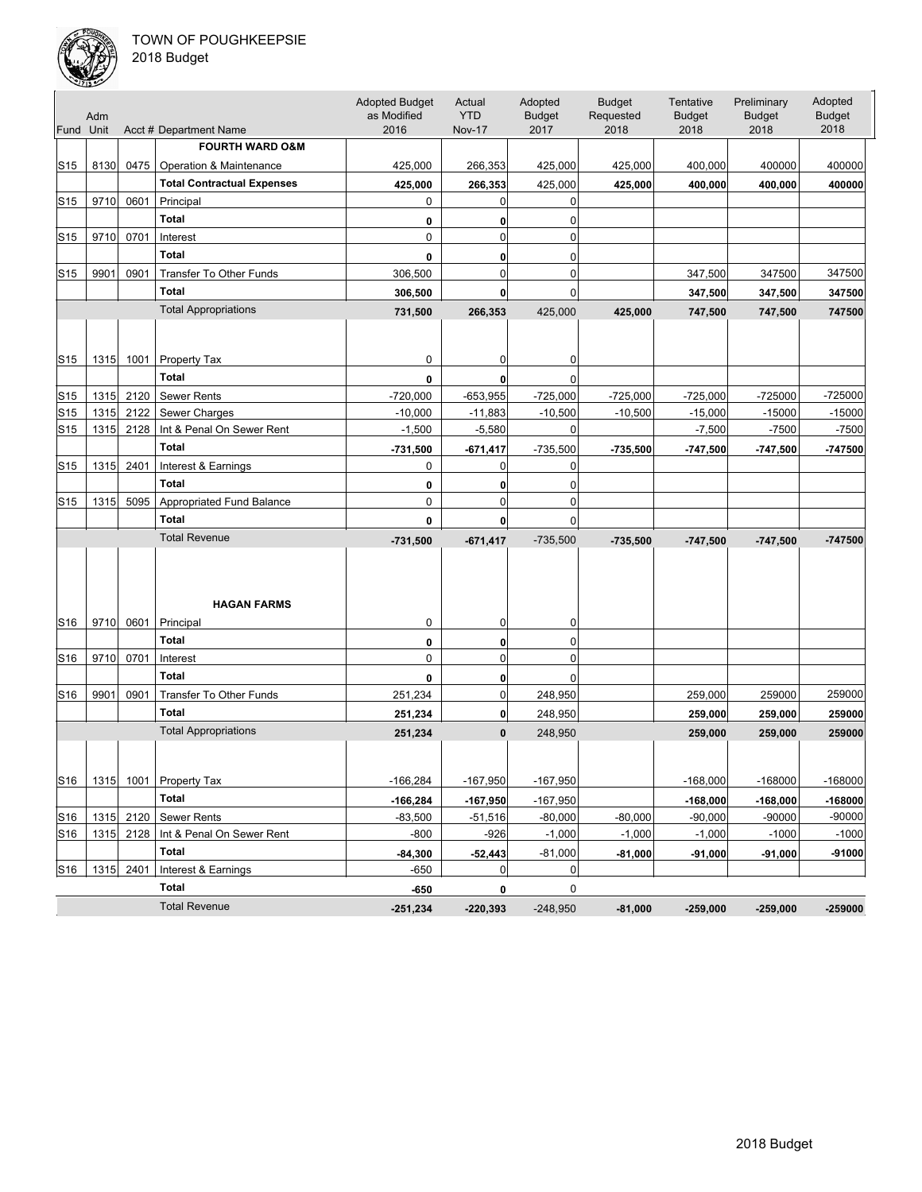TOWN OF POUGHKEEPSIE
2018 Budget

| Fund | Adm Unit | Acct # | Department Name | Adopted Budget as Modified 2016 | Actual YTD Nov-17 | Adopted Budget 2017 | Budget Requested 2018 | Tentative Budget 2018 | Preliminary Budget 2018 | Adopted Budget 2018 |
|---|---|---|---|---|---|---|---|---|---|---|
| | | | **FOURTH WARD O&M** | | | | | | | |
| S15 | 8130 | 0475 | Operation & Maintenance | 425,000 | 266,353 | 425,000 | 425,000 | 400,000 | 400000 | 400000 |
| | | | **Total Contractual Expenses** | **425,000** | **266,353** | 425,000 | **425,000** | **400,000** | **400,000** | **400000** |
| S15 | 9710 | 0601 | Principal | 0 | 0 | 0 | | | | |
| | | | **Total** | **0** | **0** | 0 | | | | |
| S15 | 9710 | 0701 | Interest | 0 | 0 | 0 | | | | |
| | | | **Total** | **0** | **0** | 0 | | | | |
| S15 | 9901 | 0901 | Transfer To Other Funds | 306,500 | 0 | 0 | | 347,500 | 347500 | 347500 |
| | | | **Total** | **306,500** | **0** | 0 | | **347,500** | **347,500** | **347500** |
| | | | Total Appropriations | **731,500** | **266,353** | 425,000 | **425,000** | **747,500** | **747,500** | **747500** |
| S15 | 1315 | 1001 | Property Tax | 0 | 0 | 0 | | | | |
| | | | **Total** | **0** | **0** | 0 | | | | |
| S15 | 1315 | 2120 | Sewer Rents | -720,000 | -653,955 | -725,000 | -725,000 | -725,000 | -725000 | -725000 |
| S15 | 1315 | 2122 | Sewer Charges | -10,000 | -11,883 | -10,500 | -10,500 | -15,000 | -15000 | -15000 |
| S15 | 1315 | 2128 | Int & Penal On Sewer Rent | -1,500 | -5,580 | 0 | | -7,500 | -7500 | -7500 |
| | | | **Total** | **-731,500** | **-671,417** | -735,500 | **-735,500** | **-747,500** | **-747,500** | **-747500** |
| S15 | 1315 | 2401 | Interest & Earnings | 0 | 0 | 0 | | | | |
| | | | **Total** | **0** | **0** | 0 | | | | |
| S15 | 1315 | 5095 | Appropriated Fund Balance | 0 | 0 | 0 | | | | |
| | | | **Total** | **0** | **0** | 0 | | | | |
| | | | Total Revenue | **-731,500** | **-671,417** | -735,500 | **-735,500** | **-747,500** | **-747,500** | **-747500** |
| | | | **HAGAN FARMS** | | | | | | | |
| S16 | 9710 | 0601 | Principal | 0 | 0 | 0 | | | | |
| | | | **Total** | **0** | **0** | 0 | | | | |
| S16 | 9710 | 0701 | Interest | 0 | 0 | 0 | | | | |
| | | | **Total** | **0** | **0** | 0 | | | | |
| S16 | 9901 | 0901 | Transfer To Other Funds | 251,234 | 0 | 248,950 | | 259,000 | 259000 | 259000 |
| | | | **Total** | **251,234** | **0** | 248,950 | | **259,000** | **259,000** | **259000** |
| | | | Total Appropriations | **251,234** | **0** | 248,950 | | **259,000** | **259,000** | **259000** |
| S16 | 1315 | 1001 | Property Tax | -166,284 | -167,950 | -167,950 | | -168,000 | -168000 | -168000 |
| | | | **Total** | **-166,284** | **-167,950** | -167,950 | | **-168,000** | **-168,000** | **-168000** |
| S16 | 1315 | 2120 | Sewer Rents | -83,500 | -51,516 | -80,000 | -80,000 | -90,000 | -90000 | -90000 |
| S16 | 1315 | 2128 | Int & Penal On Sewer Rent | -800 | -926 | -1,000 | -1,000 | -1,000 | -1000 | -1000 |
| | | | **Total** | **-84,300** | **-52,443** | -81,000 | **-81,000** | **-91,000** | **-91,000** | **-91000** |
| S16 | 1315 | 2401 | Interest & Earnings | -650 | 0 | 0 | | | | |
| | | | **Total** | **-650** | **0** | 0 | | | | |
| | | | Total Revenue | **-251,234** | **-220,393** | -248,950 | **-81,000** | **-259,000** | **-259,000** | **-259000** |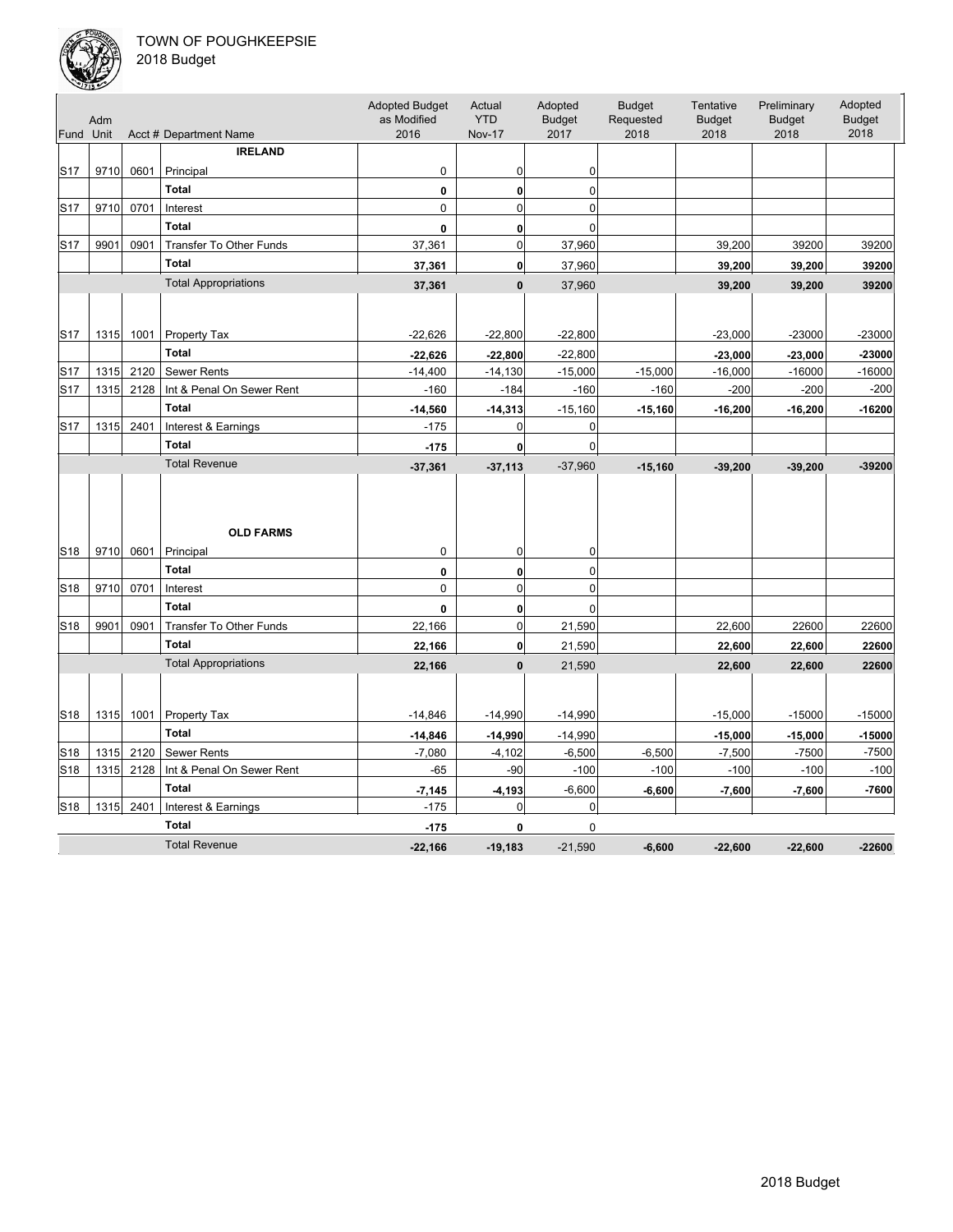TOWN OF POUGHKEEPSIE
2018 Budget

| Fund | Adm Unit | Acct # | Department Name | Adopted Budget as Modified 2016 | Actual YTD Nov-17 | Adopted Budget 2017 | Budget Requested 2018 | Tentative Budget 2018 | Preliminary Budget 2018 | Adopted Budget 2018 |
|---|---|---|---|---|---|---|---|---|---|---|
| | | | **IRELAND** | | | | | | | |
| S17 | 9710 | 0601 | Principal | 0 | 0 | 0 | | | | |
| | | | **Total** | **0** | **0** | 0 | | | | |
| S17 | 9710 | 0701 | Interest | 0 | 0 | 0 | | | | |
| | | | **Total** | **0** | **0** | 0 | | | | |
| S17 | 9901 | 0901 | Transfer To Other Funds | 37,361 | 0 | 37,960 | | 39,200 | 39200 | 39200 |
| | | | **Total** | **37,361** | **0** | 37,960 | | **39,200** | **39,200** | **39200** |
| | | | Total Appropriations | **37,361** | **0** | 37,960 | | **39,200** | **39,200** | **39200** |
| S17 | 1315 | 1001 | Property Tax | -22,626 | -22,800 | -22,800 | | -23,000 | -23000 | -23000 |
| | | | **Total** | **-22,626** | **-22,800** | -22,800 | | **-23,000** | **-23,000** | **-23000** |
| S17 | 1315 | 2120 | Sewer Rents | -14,400 | -14,130 | -15,000 | -15,000 | -16,000 | -16000 | -16000 |
| S17 | 1315 | 2128 | Int & Penal On Sewer Rent | -160 | -184 | -160 | -160 | -200 | -200 | -200 |
| | | | **Total** | **-14,560** | **-14,313** | -15,160 | **-15,160** | **-16,200** | **-16,200** | **-16200** |
| S17 | 1315 | 2401 | Interest & Earnings | -175 | 0 | 0 | | | | |
| | | | **Total** | **-175** | **0** | 0 | | | | |
| | | | Total Revenue | **-37,361** | **-37,113** | -37,960 | **-15,160** | **-39,200** | **-39,200** | **-39200** |
| | | | **OLD FARMS** | | | | | | | |
| S18 | 9710 | 0601 | Principal | 0 | 0 | 0 | | | | |
| | | | **Total** | **0** | **0** | 0 | | | | |
| S18 | 9710 | 0701 | Interest | 0 | 0 | 0 | | | | |
| | | | **Total** | **0** | **0** | 0 | | | | |
| S18 | 9901 | 0901 | Transfer To Other Funds | 22,166 | 0 | 21,590 | | 22,600 | 22600 | 22600 |
| | | | **Total** | **22,166** | **0** | 21,590 | | **22,600** | **22,600** | **22600** |
| | | | Total Appropriations | **22,166** | **0** | 21,590 | | **22,600** | **22,600** | **22600** |
| S18 | 1315 | 1001 | Property Tax | -14,846 | -14,990 | -14,990 | | -15,000 | -15000 | -15000 |
| | | | **Total** | **-14,846** | **-14,990** | -14,990 | | **-15,000** | **-15,000** | **-15000** |
| S18 | 1315 | 2120 | Sewer Rents | -7,080 | -4,102 | -6,500 | -6,500 | -7,500 | -7500 | -7500 |
| S18 | 1315 | 2128 | Int & Penal On Sewer Rent | -65 | -90 | -100 | -100 | -100 | -100 | -100 |
| | | | **Total** | **-7,145** | **-4,193** | -6,600 | **-6,600** | **-7,600** | **-7,600** | **-7600** |
| S18 | 1315 | 2401 | Interest & Earnings | -175 | 0 | 0 | | | | |
| | | | **Total** | **-175** | **0** | 0 | | | | |
| | | | Total Revenue | **-22,166** | **-19,183** | -21,590 | **-6,600** | **-22,600** | **-22,600** | **-22600** |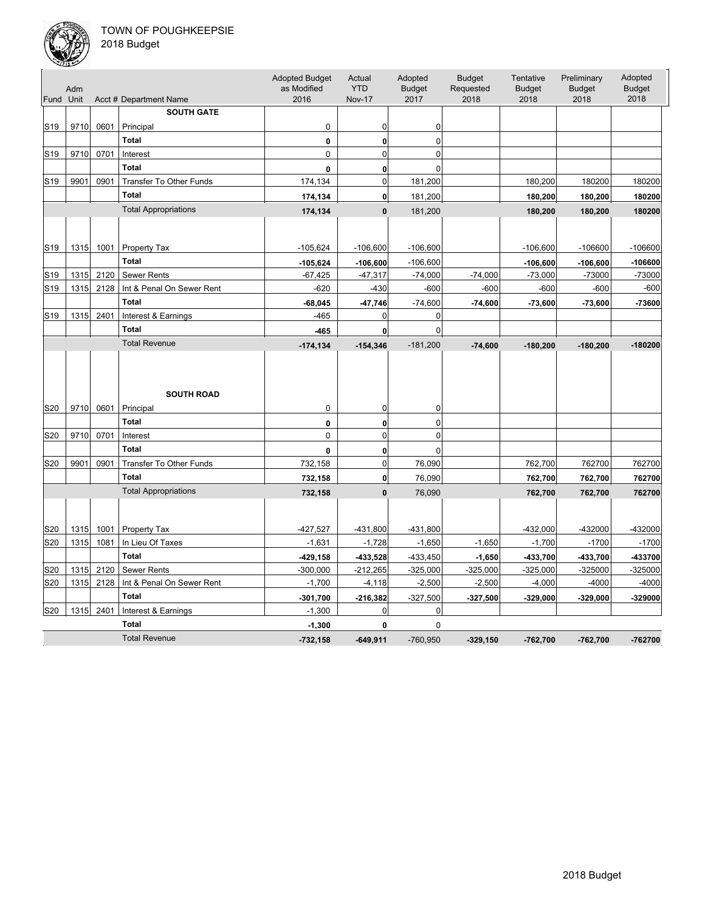TOWN OF POUGHKEEPSIE
2018 Budget

| Fund | Adm Unit | Acct # | Department Name | Adopted Budget as Modified 2016 | Actual YTD Nov-17 | Adopted Budget 2017 | Budget Requested 2018 | Tentative Budget 2018 | Preliminary Budget 2018 | Adopted Budget 2018 |
|---|---|---|---|---|---|---|---|---|---|---|
| | | | **SOUTH GATE** | | | | | | | |
| S19 | 9710 | 0601 | Principal | 0 | 0 | 0 | | | | |
| | | | **Total** | **0** | **0** | 0 | | | | |
| S19 | 9710 | 0701 | Interest | 0 | 0 | 0 | | | | |
| | | | **Total** | **0** | **0** | 0 | | | | |
| S19 | 9901 | 0901 | Transfer To Other Funds | 174,134 | 0 | 181,200 | | 180,200 | 180200 | 180200 |
| | | | **Total** | **174,134** | **0** | 181,200 | | **180,200** | **180,200** | **180200** |
| | | | Total Appropriations | **174,134** | **0** | 181,200 | | **180,200** | **180,200** | **180200** |
| S19 | 1315 | 1001 | Property Tax | -105,624 | -106,600 | -106,600 | | -106,600 | -106600 | -106600 |
| | | | **Total** | **-105,624** | **-106,600** | -106,600 | | **-106,600** | **-106,600** | **-106600** |
| S19 | 1315 | 2120 | Sewer Rents | -67,425 | -47,317 | -74,000 | -74,000 | -73,000 | -73000 | -73000 |
| S19 | 1315 | 2128 | Int & Penal On Sewer Rent | -620 | -430 | -600 | -600 | -600 | -600 | -600 |
| | | | **Total** | **-68,045** | **-47,746** | -74,600 | **-74,600** | **-73,600** | **-73,600** | **-73600** |
| S19 | 1315 | 2401 | Interest & Earnings | -465 | 0 | 0 | | | | |
| | | | **Total** | **-465** | **0** | 0 | | | | |
| | | | Total Revenue | **-174,134** | **-154,346** | -181,200 | **-74,600** | **-180,200** | **-180,200** | **-180200** |
| | | | **SOUTH ROAD** | | | | | | | |
| S20 | 9710 | 0601 | Principal | 0 | 0 | 0 | | | | |
| | | | **Total** | **0** | **0** | 0 | | | | |
| S20 | 9710 | 0701 | Interest | 0 | 0 | 0 | | | | |
| | | | **Total** | **0** | **0** | 0 | | | | |
| S20 | 9901 | 0901 | Transfer To Other Funds | 732,158 | 0 | 76,090 | | 762,700 | 762700 | 762700 |
| | | | **Total** | **732,158** | **0** | 76,090 | | **762,700** | **762,700** | **762700** |
| | | | Total Appropriations | **732,158** | **0** | 76,090 | | **762,700** | **762,700** | **762700** |
| S20 | 1315 | 1001 | Property Tax | -427,527 | -431,800 | -431,800 | | -432,000 | -432000 | -432000 |
| S20 | 1315 | 1081 | In Lieu Of Taxes | -1,631 | -1,728 | -1,650 | -1,650 | -1,700 | -1700 | -1700 |
| | | | **Total** | **-429,158** | **-433,528** | -433,450 | **-1,650** | **-433,700** | **-433,700** | **-433700** |
| S20 | 1315 | 2120 | Sewer Rents | -300,000 | -212,265 | -325,000 | -325,000 | -325,000 | -325000 | -325000 |
| S20 | 1315 | 2128 | Int & Penal On Sewer Rent | -1,700 | -4,118 | -2,500 | -2,500 | -4,000 | -4000 | -4000 |
| | | | **Total** | **-301,700** | **-216,382** | -327,500 | **-327,500** | **-329,000** | **-329,000** | **-329000** |
| S20 | 1315 | 2401 | Interest & Earnings | -1,300 | 0 | 0 | | | | |
| | | | **Total** | **-1,300** | **0** | 0 | | | | |
| | | | Total Revenue | **-732,158** | **-649,911** | -760,950 | **-329,150** | **-762,700** | **-762,700** | **-762700** |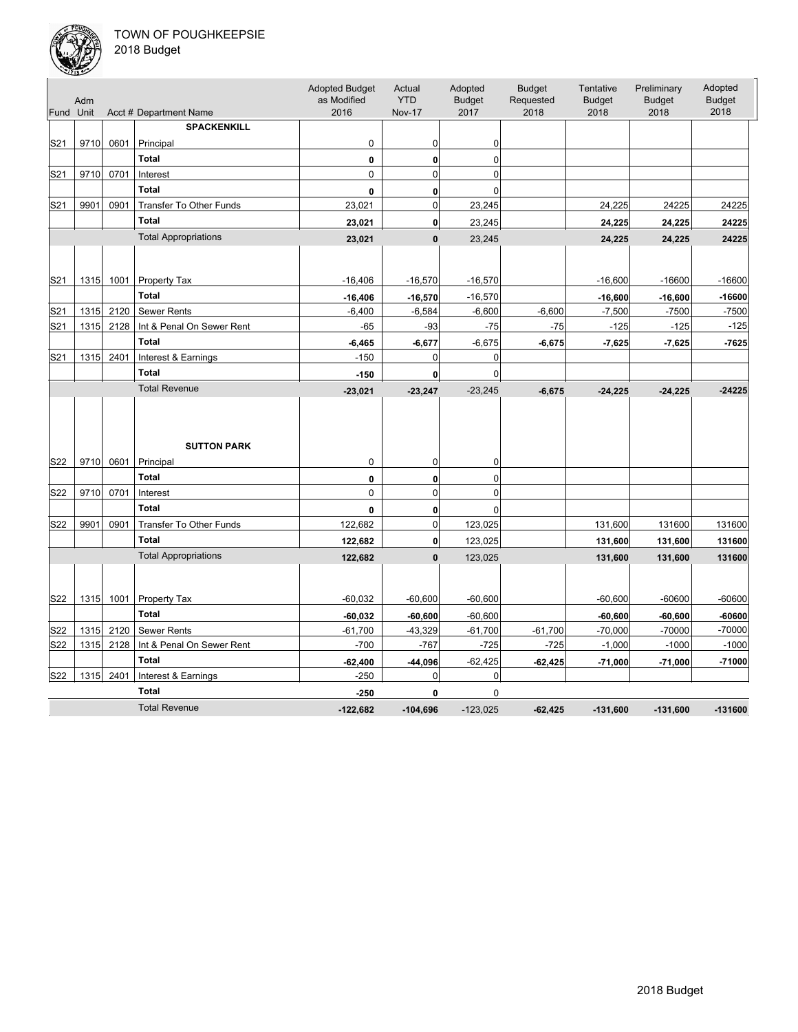TOWN OF POUGHKEEPSIE
2018 Budget

| Fund | Adm Unit | Acct # | Department Name | Adopted Budget as Modified 2016 | Actual YTD Nov-17 | Adopted Budget 2017 | Budget Requested 2018 | Tentative Budget 2018 | Preliminary Budget 2018 | Adopted Budget 2018 |
|---|---|---|---|---|---|---|---|---|---|---|
| | | | **SPACKENKILL** | | | | | | | |
| S21 | 9710 | 0601 | Principal | 0 | 0 | 0 | | | | |
| | | | **Total** | **0** | **0** | 0 | | | | |
| S21 | 9710 | 0701 | Interest | 0 | 0 | 0 | | | | |
| | | | **Total** | **0** | **0** | 0 | | | | |
| S21 | 9901 | 0901 | Transfer To Other Funds | 23,021 | 0 | 23,245 | | 24,225 | 24225 | 24225 |
| | | | **Total** | **23,021** | **0** | 23,245 | | **24,225** | **24,225** | **24225** |
| | | | Total Appropriations | **23,021** | **0** | 23,245 | | **24,225** | **24,225** | **24225** |
| S21 | 1315 | 1001 | Property Tax | -16,406 | -16,570 | -16,570 | | -16,600 | -16600 | -16600 |
| | | | **Total** | **-16,406** | **-16,570** | -16,570 | | **-16,600** | **-16,600** | **-16600** |
| S21 | 1315 | 2120 | Sewer Rents | -6,400 | -6,584 | -6,600 | -6,600 | -7,500 | -7500 | -7500 |
| S21 | 1315 | 2128 | Int & Penal On Sewer Rent | -65 | -93 | -75 | -75 | -125 | -125 | -125 |
| | | | **Total** | **-6,465** | **-6,677** | -6,675 | **-6,675** | **-7,625** | **-7,625** | **-7625** |
| S21 | 1315 | 2401 | Interest & Earnings | -150 | 0 | 0 | | | | |
| | | | **Total** | **-150** | **0** | 0 | | | | |
| | | | Total Revenue | **-23,021** | **-23,247** | -23,245 | **-6,675** | **-24,225** | **-24,225** | **-24225** |
| | | | **SUTTON PARK** | | | | | | | |
| S22 | 9710 | 0601 | Principal | 0 | 0 | 0 | | | | |
| | | | **Total** | **0** | **0** | 0 | | | | |
| S22 | 9710 | 0701 | Interest | 0 | 0 | 0 | | | | |
| | | | **Total** | **0** | **0** | 0 | | | | |
| S22 | 9901 | 0901 | Transfer To Other Funds | 122,682 | 0 | 123,025 | | 131,600 | 131600 | 131600 |
| | | | **Total** | **122,682** | **0** | 123,025 | | **131,600** | **131,600** | **131600** |
| | | | Total Appropriations | **122,682** | **0** | 123,025 | | **131,600** | **131,600** | **131600** |
| S22 | 1315 | 1001 | Property Tax | -60,032 | -60,600 | -60,600 | | -60,600 | -60600 | -60600 |
| | | | **Total** | **-60,032** | **-60,600** | -60,600 | | **-60,600** | **-60,600** | **-60600** |
| S22 | 1315 | 2120 | Sewer Rents | -61,700 | -43,329 | -61,700 | -61,700 | -70,000 | -70000 | -70000 |
| S22 | 1315 | 2128 | Int & Penal On Sewer Rent | -700 | -767 | -725 | -725 | -1,000 | -1000 | -1000 |
| | | | **Total** | **-62,400** | **-44,096** | -62,425 | **-62,425** | **-71,000** | **-71,000** | **-71000** |
| S22 | 1315 | 2401 | Interest & Earnings | -250 | 0 | 0 | | | | |
| | | | **Total** | **-250** | **0** | 0 | | | | |
| | | | Total Revenue | **-122,682** | **-104,696** | -123,025 | **-62,425** | **-131,600** | **-131,600** | **-131600** |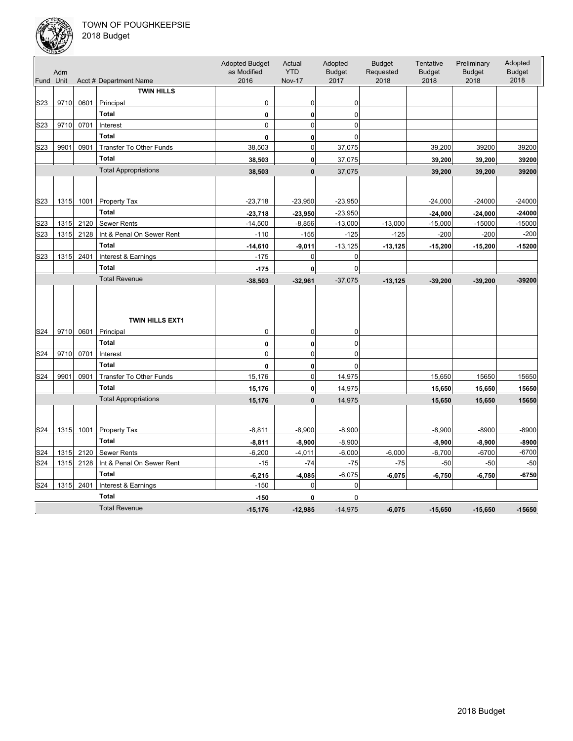TOWN OF POUGHKEEPSIE
2018 Budget

| Fund | Adm Unit | Acct # | Department Name | Adopted Budget as Modified 2016 | Actual YTD Nov-17 | Adopted Budget 2017 | Budget Requested 2018 | Tentative Budget 2018 | Preliminary Budget 2018 | Adopted Budget 2018 |
|---|---|---|---|---|---|---|---|---|---|---|
| | | | **TWIN HILLS** | | | | | | | |
| S23 | 9710 | 0601 | Principal | 0 | 0 | 0 | | | | |
| | | | **Total** | **0** | **0** | 0 | | | | |
| S23 | 9710 | 0701 | Interest | 0 | 0 | 0 | | | | |
| | | | **Total** | **0** | **0** | 0 | | | | |
| S23 | 9901 | 0901 | Transfer To Other Funds | 38,503 | 0 | 37,075 | | 39,200 | 39200 | 39200 |
| | | | **Total** | **38,503** | **0** | 37,075 | | **39,200** | **39,200** | **39200** |
| | | | Total Appropriations | **38,503** | **0** | 37,075 | | **39,200** | **39,200** | **39200** |
| S23 | 1315 | 1001 | Property Tax | -23,718 | -23,950 | -23,950 | | -24,000 | -24000 | -24000 |
| | | | **Total** | **-23,718** | **-23,950** | -23,950 | | **-24,000** | **-24,000** | **-24000** |
| S23 | 1315 | 2120 | Sewer Rents | -14,500 | -8,856 | -13,000 | -13,000 | -15,000 | -15000 | -15000 |
| S23 | 1315 | 2128 | Int & Penal On Sewer Rent | -110 | -155 | -125 | -125 | -200 | -200 | -200 |
| | | | **Total** | **-14,610** | **-9,011** | -13,125 | **-13,125** | **-15,200** | **-15,200** | **-15200** |
| S23 | 1315 | 2401 | Interest & Earnings | -175 | 0 | 0 | | | | |
| | | | **Total** | **-175** | **0** | 0 | | | | |
| | | | Total Revenue | **-38,503** | **-32,961** | -37,075 | **-13,125** | **-39,200** | **-39,200** | **-39200** |
| | | | **TWIN HILLS EXT1** | | | | | | | |
| S24 | 9710 | 0601 | Principal | 0 | 0 | 0 | | | | |
| | | | **Total** | **0** | **0** | 0 | | | | |
| S24 | 9710 | 0701 | Interest | 0 | 0 | 0 | | | | |
| | | | **Total** | **0** | **0** | 0 | | | | |
| S24 | 9901 | 0901 | Transfer To Other Funds | 15,176 | 0 | 14,975 | | 15,650 | 15650 | 15650 |
| | | | **Total** | **15,176** | **0** | 14,975 | | **15,650** | **15,650** | **15650** |
| | | | Total Appropriations | **15,176** | **0** | 14,975 | | **15,650** | **15,650** | **15650** |
| S24 | 1315 | 1001 | Property Tax | -8,811 | -8,900 | -8,900 | | -8,900 | -8900 | -8900 |
| | | | **Total** | **-8,811** | **-8,900** | -8,900 | | **-8,900** | **-8,900** | **-8900** |
| S24 | 1315 | 2120 | Sewer Rents | -6,200 | -4,011 | -6,000 | -6,000 | -6,700 | -6700 | -6700 |
| S24 | 1315 | 2128 | Int & Penal On Sewer Rent | -15 | -74 | -75 | -75 | -50 | -50 | -50 |
| | | | **Total** | **-6,215** | **-4,085** | -6,075 | **-6,075** | **-6,750** | **-6,750** | **-6750** |
| S24 | 1315 | 2401 | Interest & Earnings | -150 | 0 | 0 | | | | |
| | | | **Total** | **-150** | **0** | 0 | | | | |
| | | | Total Revenue | **-15,176** | **-12,985** | -14,975 | **-6,075** | **-15,650** | **-15,650** | **-15650** |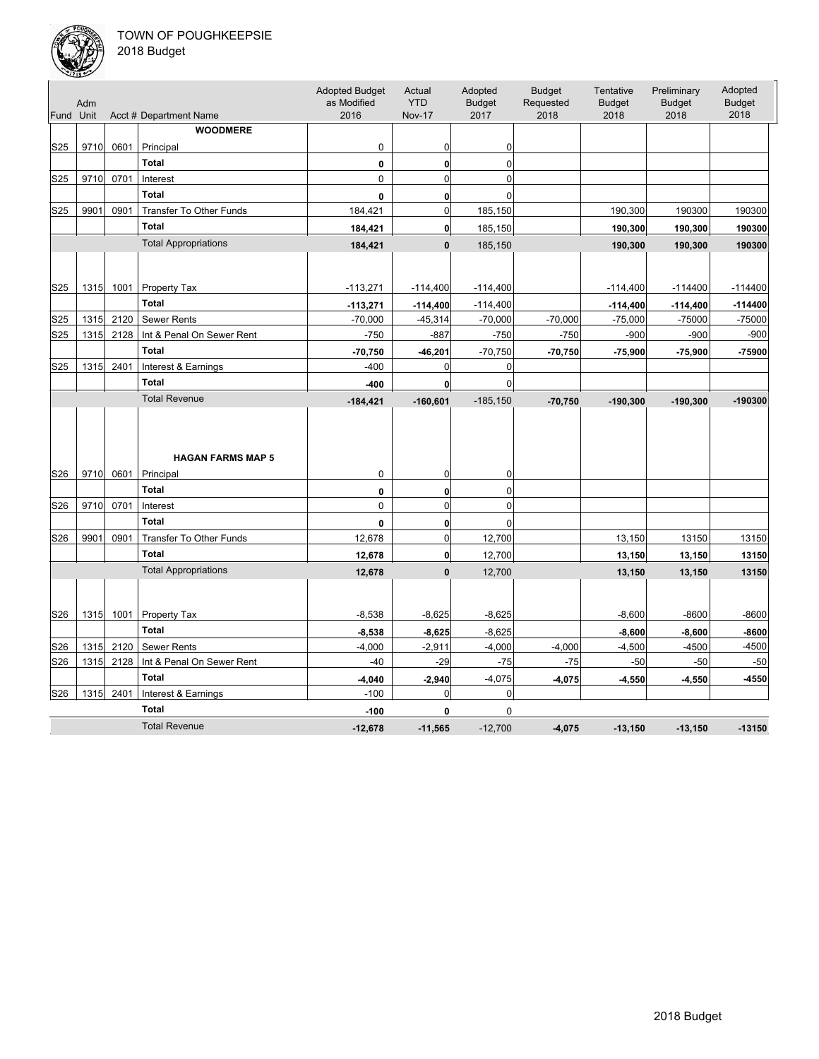TOWN OF POUGHKEEPSIE
2018 Budget

| Fund | Adm Unit | Acct # | Department Name | Adopted Budget as Modified 2016 | Actual YTD Nov-17 | Adopted Budget 2017 | Budget Requested 2018 | Tentative Budget 2018 | Preliminary Budget 2018 | Adopted Budget 2018 |
|---|---|---|---|---|---|---|---|---|---|---|
| | | | **WOODMERE** | | | | | | | |
| S25 | 9710 | 0601 | Principal | 0 | 0 | 0 | | | | |
| | | | **Total** | **0** | **0** | 0 | | | | |
| S25 | 9710 | 0701 | Interest | 0 | 0 | 0 | | | | |
| | | | **Total** | **0** | **0** | 0 | | | | |
| S25 | 9901 | 0901 | Transfer To Other Funds | 184,421 | 0 | 185,150 | | 190,300 | 190300 | 190300 |
| | | | **Total** | **184,421** | **0** | 185,150 | | **190,300** | **190,300** | **190300** |
| | | | Total Appropriations | **184,421** | **0** | 185,150 | | **190,300** | **190,300** | **190300** |
| S25 | 1315 | 1001 | Property Tax | -113,271 | -114,400 | -114,400 | | -114,400 | -114400 | -114400 |
| | | | **Total** | **-113,271** | **-114,400** | -114,400 | | **-114,400** | **-114,400** | **-114400** |
| S25 | 1315 | 2120 | Sewer Rents | -70,000 | -45,314 | -70,000 | -70,000 | -75,000 | -75000 | -75000 |
| S25 | 1315 | 2128 | Int & Penal On Sewer Rent | -750 | -887 | -750 | -750 | -900 | -900 | -900 |
| | | | **Total** | **-70,750** | **-46,201** | -70,750 | **-70,750** | **-75,900** | **-75,900** | **-75900** |
| S25 | 1315 | 2401 | Interest & Earnings | -400 | 0 | 0 | | | | |
| | | | **Total** | **-400** | **0** | 0 | | | | |
| | | | Total Revenue | **-184,421** | **-160,601** | -185,150 | **-70,750** | **-190,300** | **-190,300** | **-190300** |
| | | | **HAGAN FARMS MAP 5** | | | | | | | |
| S26 | 9710 | 0601 | Principal | 0 | 0 | 0 | | | | |
| | | | **Total** | **0** | **0** | 0 | | | | |
| S26 | 9710 | 0701 | Interest | 0 | 0 | 0 | | | | |
| | | | **Total** | **0** | **0** | 0 | | | | |
| S26 | 9901 | 0901 | Transfer To Other Funds | 12,678 | 0 | 12,700 | | 13,150 | 13150 | 13150 |
| | | | **Total** | **12,678** | **0** | 12,700 | | **13,150** | **13,150** | **13150** |
| | | | Total Appropriations | **12,678** | **0** | 12,700 | | **13,150** | **13,150** | **13150** |
| S26 | 1315 | 1001 | Property Tax | -8,538 | -8,625 | -8,625 | | -8,600 | -8600 | -8600 |
| | | | **Total** | **-8,538** | **-8,625** | -8,625 | | **-8,600** | **-8,600** | **-8600** |
| S26 | 1315 | 2120 | Sewer Rents | -4,000 | -2,911 | -4,000 | -4,000 | -4,500 | -4500 | -4500 |
| S26 | 1315 | 2128 | Int & Penal On Sewer Rent | -40 | -29 | -75 | -75 | -50 | -50 | -50 |
| | | | **Total** | **-4,040** | **-2,940** | -4,075 | **-4,075** | **-4,550** | **-4,550** | **-4550** |
| S26 | 1315 | 2401 | Interest & Earnings | -100 | 0 | 0 | | | | |
| | | | **Total** | **-100** | **0** | 0 | | | | |
| | | | Total Revenue | **-12,678** | **-11,565** | -12,700 | **-4,075** | **-13,150** | **-13,150** | **-13150** |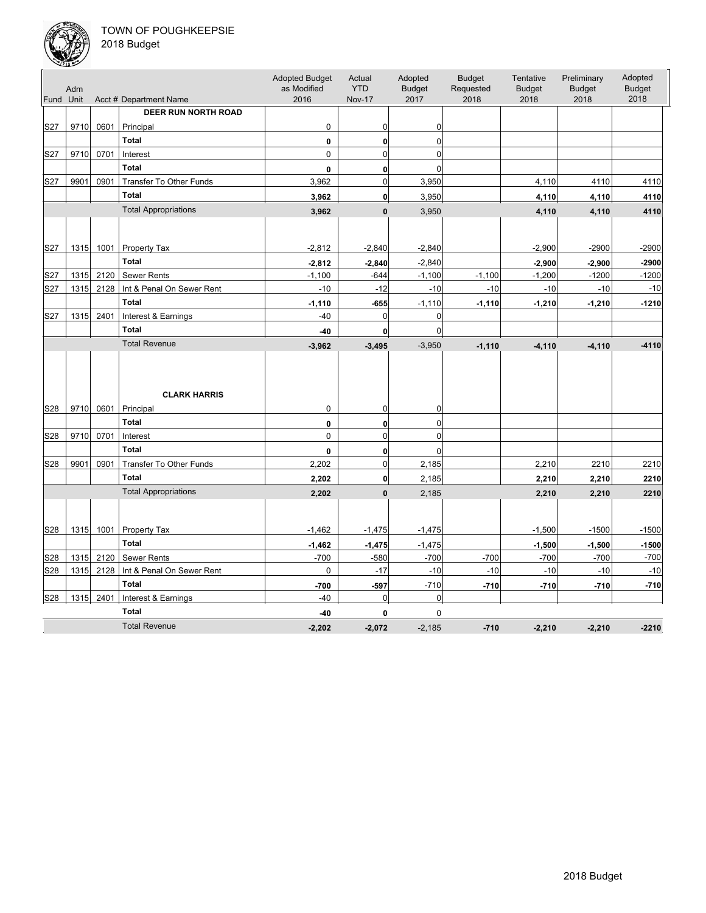TOWN OF POUGHKEEPSIE
2018 Budget

| Fund | Adm Unit | Acct # | Department Name | Adopted Budget as Modified 2016 | Actual YTD Nov-17 | Adopted Budget 2017 | Budget Requested 2018 | Tentative Budget 2018 | Preliminary Budget 2018 | Adopted Budget 2018 |
|---|---|---|---|---|---|---|---|---|---|---|
| | | | **DEER RUN NORTH ROAD** | | | | | | | |
| S27 | 9710 | 0601 | Principal | 0 | 0 | 0 | | | | |
| | | | **Total** | **0** | **0** | 0 | | | | |
| S27 | 9710 | 0701 | Interest | 0 | 0 | 0 | | | | |
| | | | **Total** | **0** | **0** | 0 | | | | |
| S27 | 9901 | 0901 | Transfer To Other Funds | 3,962 | 0 | 3,950 | | 4,110 | 4110 | 4110 |
| | | | **Total** | **3,962** | **0** | 3,950 | | **4,110** | **4,110** | **4110** |
| | | | Total Appropriations | **3,962** | **0** | 3,950 | | **4,110** | **4,110** | **4110** |
| S27 | 1315 | 1001 | Property Tax | -2,812 | -2,840 | -2,840 | | -2,900 | -2900 | -2900 |
| | | | **Total** | **-2,812** | **-2,840** | -2,840 | | **-2,900** | **-2,900** | **-2900** |
| S27 | 1315 | 2120 | Sewer Rents | -1,100 | -644 | -1,100 | -1,100 | -1,200 | -1200 | -1200 |
| S27 | 1315 | 2128 | Int & Penal On Sewer Rent | -10 | -12 | -10 | -10 | -10 | -10 | -10 |
| | | | **Total** | **-1,110** | **-655** | -1,110 | **-1,110** | **-1,210** | **-1,210** | **-1210** |
| S27 | 1315 | 2401 | Interest & Earnings | -40 | 0 | 0 | | | | |
| | | | **Total** | **-40** | **0** | 0 | | | | |
| | | | Total Revenue | **-3,962** | **-3,495** | -3,950 | **-1,110** | **-4,110** | **-4,110** | **-4110** |
| | | | **CLARK HARRIS** | | | | | | | |
| S28 | 9710 | 0601 | Principal | 0 | 0 | 0 | | | | |
| | | | **Total** | **0** | **0** | 0 | | | | |
| S28 | 9710 | 0701 | Interest | 0 | 0 | 0 | | | | |
| | | | **Total** | **0** | **0** | 0 | | | | |
| S28 | 9901 | 0901 | Transfer To Other Funds | 2,202 | 0 | 2,185 | | 2,210 | 2210 | 2210 |
| | | | **Total** | **2,202** | **0** | 2,185 | | **2,210** | **2,210** | **2210** |
| | | | Total Appropriations | **2,202** | **0** | 2,185 | | **2,210** | **2,210** | **2210** |
| S28 | 1315 | 1001 | Property Tax | -1,462 | -1,475 | -1,475 | | -1,500 | -1500 | -1500 |
| | | | **Total** | **-1,462** | **-1,475** | -1,475 | | **-1,500** | **-1,500** | **-1500** |
| S28 | 1315 | 2120 | Sewer Rents | -700 | -580 | -700 | -700 | -700 | -700 | -700 |
| S28 | 1315 | 2128 | Int & Penal On Sewer Rent | 0 | -17 | -10 | -10 | -10 | -10 | -10 |
| | | | **Total** | **-700** | **-597** | -710 | **-710** | **-710** | **-710** | **-710** |
| S28 | 1315 | 2401 | Interest & Earnings | -40 | 0 | 0 | | | | |
| | | | **Total** | **-40** | **0** | 0 | | | | |
| | | | Total Revenue | **-2,202** | **-2,072** | -2,185 | **-710** | **-2,210** | **-2,210** | **-2210** |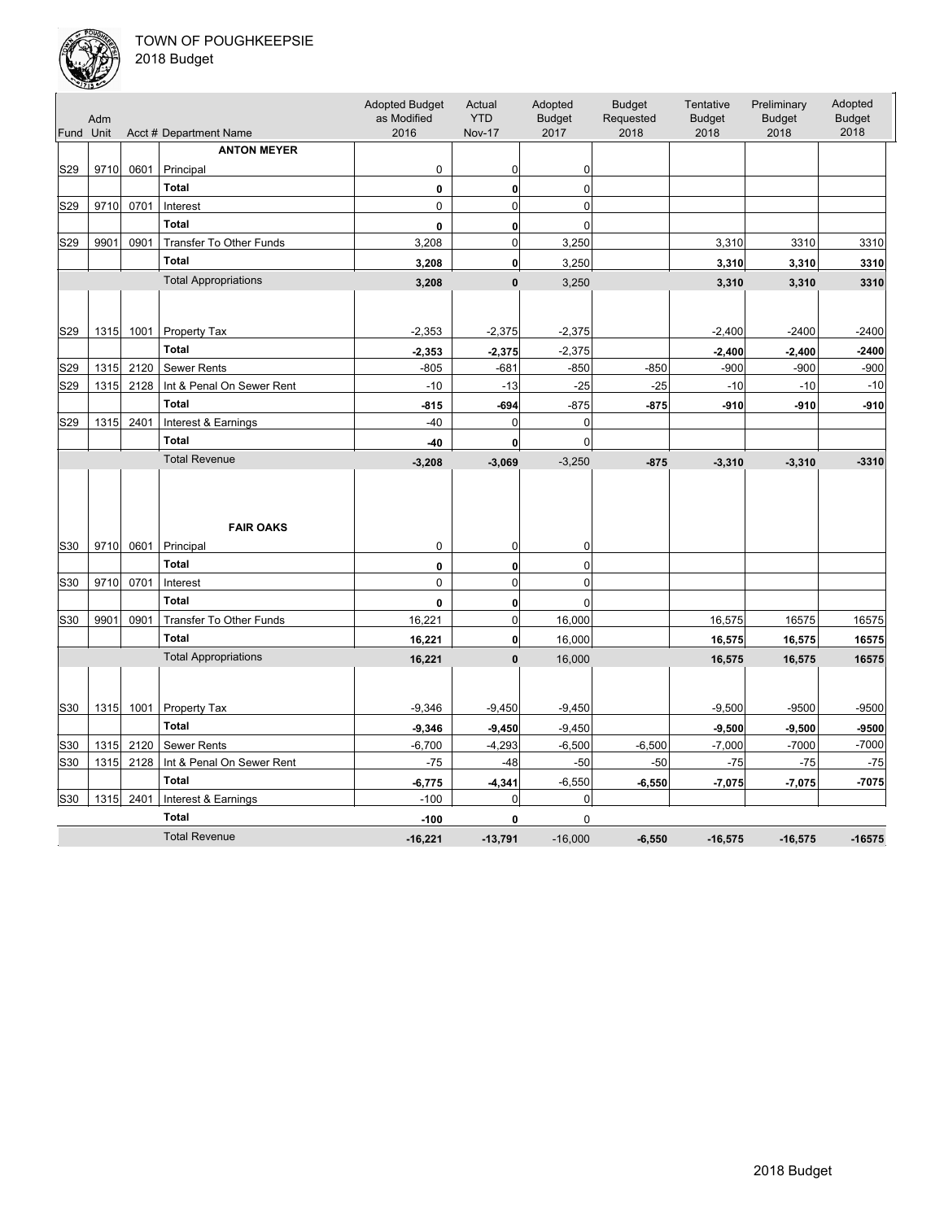TOWN OF POUGHKEEPSIE
2018 Budget

| Fund | Adm Unit | Acct # | Department Name | Adopted Budget as Modified 2016 | Actual YTD Nov-17 | Adopted Budget 2017 | Budget Requested 2018 | Tentative Budget 2018 | Preliminary Budget 2018 | Adopted Budget 2018 |
|---|---|---|---|---|---|---|---|---|---|---|
| | | | **ANTON MEYER** | | | | | | | |
| S29 | 9710 | 0601 | Principal | 0 | 0 | 0 | | | | |
| | | | **Total** | **0** | **0** | 0 | | | | |
| S29 | 9710 | 0701 | Interest | 0 | 0 | 0 | | | | |
| | | | **Total** | **0** | **0** | 0 | | | | |
| S29 | 9901 | 0901 | Transfer To Other Funds | 3,208 | 0 | 3,250 | | 3,310 | 3310 | 3310 |
| | | | **Total** | **3,208** | **0** | 3,250 | | **3,310** | **3,310** | **3310** |
| | | | Total Appropriations | **3,208** | **0** | 3,250 | | **3,310** | **3,310** | **3310** |
| S29 | 1315 | 1001 | Property Tax | -2,353 | -2,375 | -2,375 | | -2,400 | -2400 | -2400 |
| | | | **Total** | **-2,353** | **-2,375** | -2,375 | | **-2,400** | **-2,400** | **-2400** |
| S29 | 1315 | 2120 | Sewer Rents | -805 | -681 | -850 | -850 | -900 | -900 | -900 |
| S29 | 1315 | 2128 | Int & Penal On Sewer Rent | -10 | -13 | -25 | -25 | -10 | -10 | -10 |
| | | | **Total** | **-815** | **-694** | -875 | **-875** | **-910** | **-910** | **-910** |
| S29 | 1315 | 2401 | Interest & Earnings | -40 | 0 | 0 | | | | |
| | | | **Total** | **-40** | **0** | 0 | | | | |
| | | | Total Revenue | **-3,208** | **-3,069** | -3,250 | **-875** | **-3,310** | **-3,310** | **-3310** |
| | | | **FAIR OAKS** | | | | | | | |
| S30 | 9710 | 0601 | Principal | 0 | 0 | 0 | | | | |
| | | | **Total** | **0** | **0** | 0 | | | | |
| S30 | 9710 | 0701 | Interest | 0 | 0 | 0 | | | | |
| | | | **Total** | **0** | **0** | 0 | | | | |
| S30 | 9901 | 0901 | Transfer To Other Funds | 16,221 | 0 | 16,000 | | 16,575 | 16575 | 16575 |
| | | | **Total** | **16,221** | **0** | 16,000 | | **16,575** | **16,575** | **16575** |
| | | | Total Appropriations | **16,221** | **0** | 16,000 | | **16,575** | **16,575** | **16575** |
| S30 | 1315 | 1001 | Property Tax | -9,346 | -9,450 | -9,450 | | -9,500 | -9500 | -9500 |
| | | | **Total** | **-9,346** | **-9,450** | -9,450 | | **-9,500** | **-9,500** | **-9500** |
| S30 | 1315 | 2120 | Sewer Rents | -6,700 | -4,293 | -6,500 | -6,500 | -7,000 | -7000 | -7000 |
| S30 | 1315 | 2128 | Int & Penal On Sewer Rent | -75 | -48 | -50 | -50 | -75 | -75 | -75 |
| | | | **Total** | **-6,775** | **-4,341** | -6,550 | **-6,550** | **-7,075** | **-7,075** | **-7075** |
| S30 | 1315 | 2401 | Interest & Earnings | -100 | 0 | 0 | | | | |
| | | | **Total** | **-100** | **0** | 0 | | | | |
| | | | Total Revenue | **-16,221** | **-13,791** | -16,000 | **-6,550** | **-16,575** | **-16,575** | **-16575** |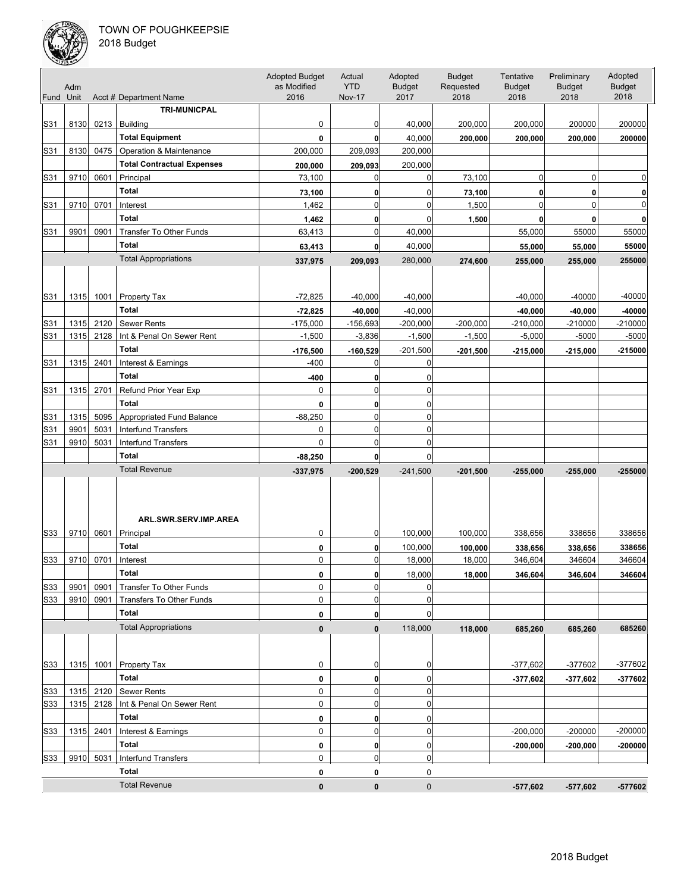# TOWN OF POUGHKEEPSIE

2018 Budget

| Fund | Adm Unit | Acct # | Department Name | Adopted Budget as Modified 2016 | Actual YTD Nov-17 | Adopted Budget 2017 | Budget Requested 2018 | Tentative Budget 2018 | Preliminary Budget 2018 | Adopted Budget 2018 |
|---|---|---|---|---|---|---|---|---|---|---|
| | | | **TRI-MUNICPAL** | | | | | | | |
| S31 | 8130 | 0213 | Building | 0 | 0 | 40,000 | 200,000 | 200,000 | 200000 | 200000 |
| | | | **Total Equipment** | **0** | **0** | 40,000 | **200,000** | **200,000** | **200,000** | **200000** |
| S31 | 8130 | 0475 | Operation & Maintenance | 200,000 | 209,093 | 200,000 | | | | |
| | | | **Total Contractual Expenses** | **200,000** | **209,093** | 200,000 | | | | |
| S31 | 9710 | 0601 | Principal | 73,100 | 0 | 0 | 73,100 | 0 | 0 | 0 |
| | | | **Total** | **73,100** | **0** | 0 | **73,100** | **0** | **0** | **0** |
| S31 | 9710 | 0701 | Interest | 1,462 | 0 | 0 | 1,500 | 0 | 0 | 0 |
| | | | **Total** | **1,462** | **0** | 0 | **1,500** | **0** | **0** | **0** |
| S31 | 9901 | 0901 | Transfer To Other Funds | 63,413 | 0 | 40,000 | | 55,000 | 55000 | 55000 |
| | | | **Total** | **63,413** | **0** | 40,000 | | **55,000** | **55,000** | **55000** |
| | | | Total Appropriations | **337,975** | **209,093** | 280,000 | **274,600** | **255,000** | **255,000** | **255000** |
| S31 | 1315 | 1001 | Property Tax | -72,825 | -40,000 | -40,000 | | -40,000 | -40000 | -40000 |
| | | | **Total** | **-72,825** | **-40,000** | -40,000 | | **-40,000** | **-40,000** | **-40000** |
| S31 | 1315 | 2120 | Sewer Rents | -175,000 | -156,693 | -200,000 | -200,000 | -210,000 | -210000 | -210000 |
| S31 | 1315 | 2128 | Int & Penal On Sewer Rent | -1,500 | -3,836 | -1,500 | -1,500 | -5,000 | -5000 | -5000 |
| | | | **Total** | **-176,500** | **-160,529** | -201,500 | **-201,500** | **-215,000** | **-215,000** | **-215000** |
| S31 | 1315 | 2401 | Interest & Earnings | -400 | 0 | 0 | | | | |
| | | | **Total** | **-400** | **0** | 0 | | | | |
| S31 | 1315 | 2701 | Refund Prior Year Exp | 0 | 0 | 0 | | | | |
| | | | **Total** | **0** | **0** | 0 | | | | |
| S31 | 1315 | 5095 | Appropriated Fund Balance | -88,250 | 0 | 0 | | | | |
| S31 | 9901 | 5031 | Interfund Transfers | 0 | 0 | 0 | | | | |
| S31 | 9910 | 5031 | Interfund Transfers | 0 | 0 | 0 | | | | |
| | | | **Total** | **-88,250** | **0** | 0 | | | | |
| | | | Total Revenue | **-337,975** | **-200,529** | -241,500 | **-201,500** | **-255,000** | **-255,000** | **-255000** |
| | | | **ARL.SWR.SERV.IMP.AREA** | | | | | | | |
| S33 | 9710 | 0601 | Principal | 0 | 0 | 100,000 | 100,000 | 338,656 | 338656 | 338656 |
| | | | **Total** | **0** | **0** | 100,000 | **100,000** | **338,656** | **338,656** | **338656** |
| S33 | 9710 | 0701 | Interest | 0 | 0 | 18,000 | 18,000 | 346,604 | 346604 | 346604 |
| | | | **Total** | **0** | **0** | 18,000 | **18,000** | **346,604** | **346,604** | **346604** |
| S33 | 9901 | 0901 | Transfer To Other Funds | 0 | 0 | 0 | | | | |
| S33 | 9910 | 0901 | Transfers To Other Funds | 0 | 0 | 0 | | | | |
| | | | **Total** | **0** | **0** | 0 | | | | |
| | | | Total Appropriations | **0** | **0** | 118,000 | **118,000** | **685,260** | **685,260** | **685260** |
| S33 | 1315 | 1001 | Property Tax | 0 | 0 | 0 | | -377,602 | -377602 | -377602 |
| | | | **Total** | **0** | **0** | 0 | | **-377,602** | **-377,602** | **-377602** |
| S33 | 1315 | 2120 | Sewer Rents | 0 | 0 | 0 | | | | |
| S33 | 1315 | 2128 | Int & Penal On Sewer Rent | 0 | 0 | 0 | | | | |
| | | | **Total** | **0** | **0** | 0 | | | | |
| S33 | 1315 | 2401 | Interest & Earnings | 0 | 0 | 0 | | -200,000 | -200000 | -200000 |
| | | | **Total** | **0** | **0** | 0 | | **-200,000** | **-200,000** | **-200000** |
| S33 | 9910 | 5031 | Interfund Transfers | 0 | 0 | 0 | | | | |
| | | | **Total** | **0** | **0** | 0 | | | | |
| | | | Total Revenue | **0** | **0** | 0 | | **-577,602** | **-577,602** | **-577602** |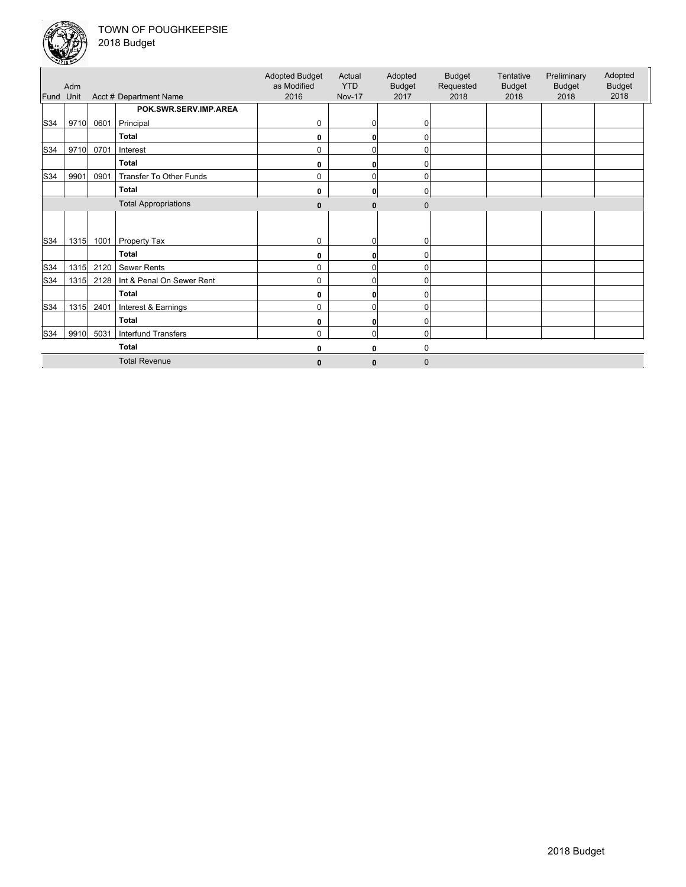TOWN OF POUGHKEEPSIE
2018 Budget

| Fund | Adm Unit | Acct # | Department Name | Adopted Budget as Modified 2016 | Actual YTD Nov-17 | Adopted Budget 2017 | Budget Requested 2018 | Tentative Budget 2018 | Preliminary Budget 2018 | Adopted Budget 2018 |
|---|---|---|---|---|---|---|---|---|---|---|
| | | | **POK.SWR.SERV.IMP.AREA** | | | | | | | |
| S34 | 9710 | 0601 | Principal | 0 | 0 | 0 | | | | |
| | | | **Total** | **0** | **0** | 0 | | | | |
| S34 | 9710 | 0701 | Interest | 0 | 0 | 0 | | | | |
| | | | **Total** | **0** | **0** | 0 | | | | |
| S34 | 9901 | 0901 | Transfer To Other Funds | 0 | 0 | 0 | | | | |
| | | | **Total** | **0** | **0** | 0 | | | | |
| | | | Total Appropriations | **0** | **0** | 0 | | | | |
| S34 | 1315 | 1001 | Property Tax | 0 | 0 | 0 | | | | |
| | | | **Total** | **0** | **0** | 0 | | | | |
| S34 | 1315 | 2120 | Sewer Rents | 0 | 0 | 0 | | | | |
| S34 | 1315 | 2128 | Int & Penal On Sewer Rent | 0 | 0 | 0 | | | | |
| | | | **Total** | **0** | **0** | 0 | | | | |
| S34 | 1315 | 2401 | Interest & Earnings | 0 | 0 | 0 | | | | |
| | | | **Total** | **0** | **0** | 0 | | | | |
| S34 | 9910 | 5031 | Interfund Transfers | 0 | 0 | 0 | | | | |
| | | | **Total** | **0** | **0** | 0 | | | | |
| | | | Total Revenue | **0** | **0** | 0 | | | | |